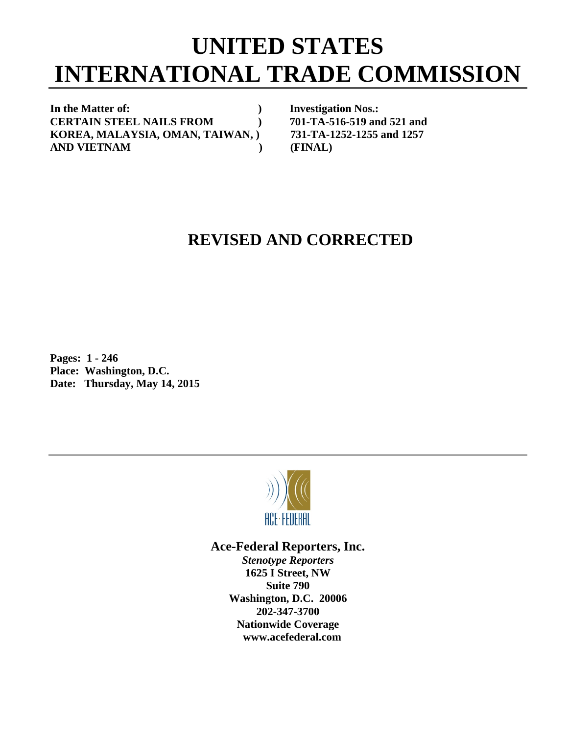# UNITED STATES INTERNATIONAL TRADE COMMISSION

**In the Matter of:** ) **Investigation Nos.:**
**CERTAIN STEEL NAILS FROM** ) **701-TA-516-519 and 521 and**
**KOREA, MALAYSIA, OMAN, TAIWAN,** ) **731-TA-1252-1255 and 1257**
**AND VIETNAM** ) **(FINAL)**

## REVISED AND CORRECTED

**Pages: 1 - 246**
**Place: Washington, D.C.**
**Date: Thursday, May 14, 2015**

ACE·FEDERAL

**Ace-Federal Reporters, Inc.**
***Stenotype Reporters***
**1625 I Street, NW**
**Suite 790**
**Washington, D.C. 20006**
**202-347-3700**
**Nationwide Coverage**
**www.acefederal.com**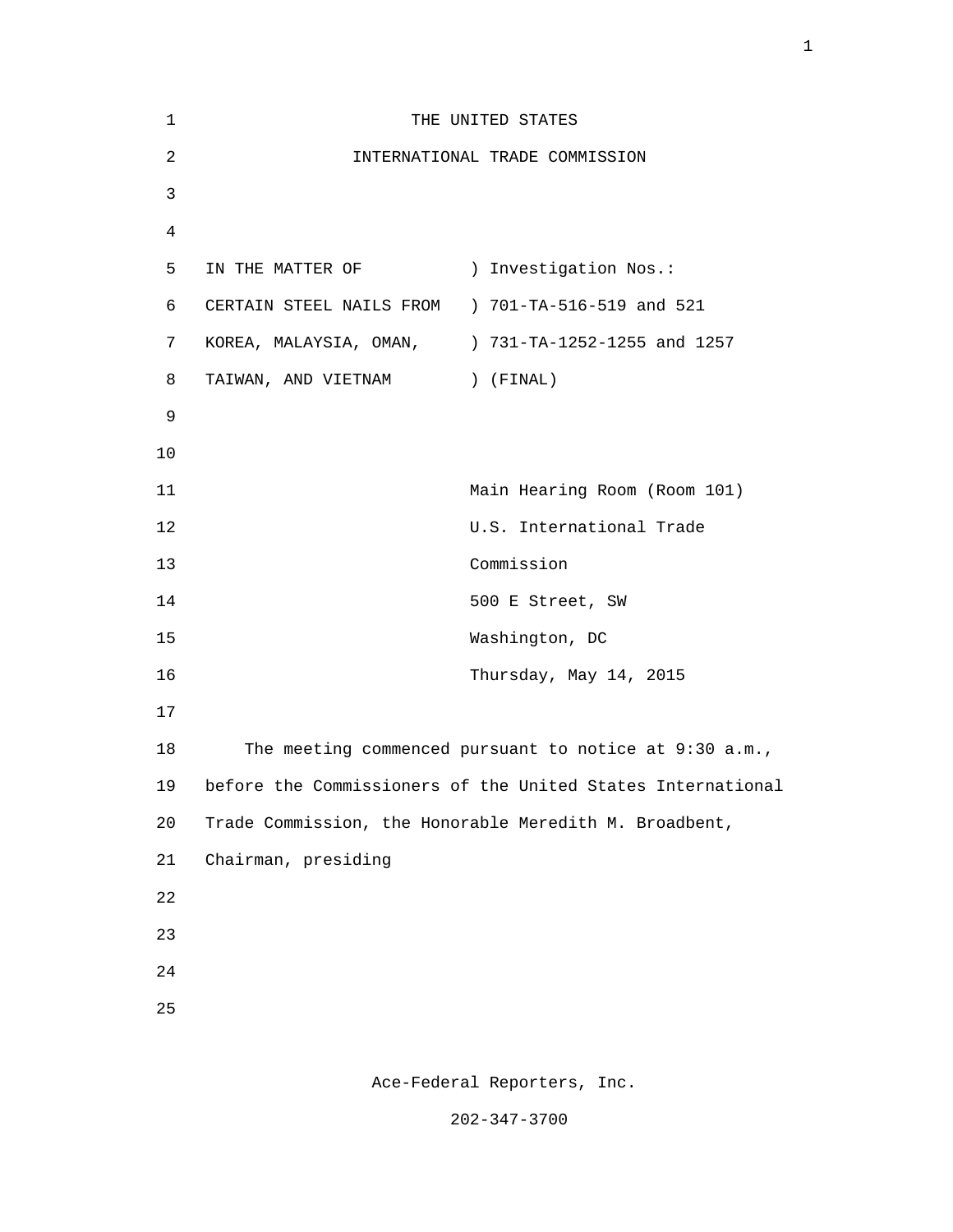THE UNITED STATES

INTERNATIONAL TRADE COMMISSION

| | |
|---|---|
| IN THE MATTER OF | ) Investigation Nos.: |
| CERTAIN STEEL NAILS FROM | ) 701-TA-516-519 and 521 |
| KOREA, MALAYSIA, OMAN, | ) 731-TA-1252-1255 and 1257 |
| TAIWAN, AND VIETNAM | ) (FINAL) |

Main Hearing Room (Room 101)
U.S. International Trade
Commission
500 E Street, SW
Washington, DC
Thursday, May 14, 2015

The meeting commenced pursuant to notice at 9:30 a.m., before the Commissioners of the United States International Trade Commission, the Honorable Meredith M. Broadbent, Chairman, presiding

Ace-Federal Reporters, Inc.

202-347-3700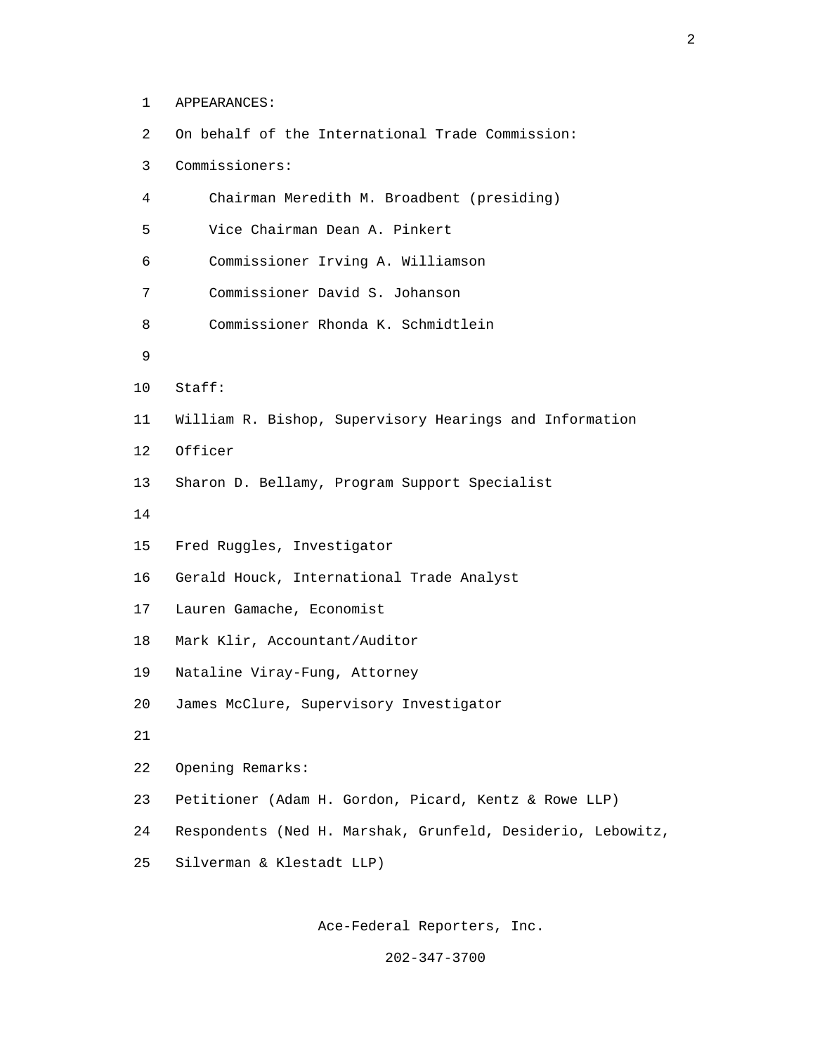APPEARANCES:

On behalf of the International Trade Commission:

Commissioners:

Chairman Meredith M. Broadbent (presiding)

Vice Chairman Dean A. Pinkert

Commissioner Irving A. Williamson

Commissioner David S. Johanson

Commissioner Rhonda K. Schmidtlein

Staff:

William R. Bishop, Supervisory Hearings and Information Officer

Sharon D. Bellamy, Program Support Specialist

Fred Ruggles, Investigator

Gerald Houck, International Trade Analyst

Lauren Gamache, Economist

Mark Klir, Accountant/Auditor

Nataline Viray-Fung, Attorney

James McClure, Supervisory Investigator

Opening Remarks:

Petitioner (Adam H. Gordon, Picard, Kentz & Rowe LLP)

Respondents (Ned H. Marshak, Grunfeld, Desiderio, Lebowitz, Silverman & Klestadt LLP)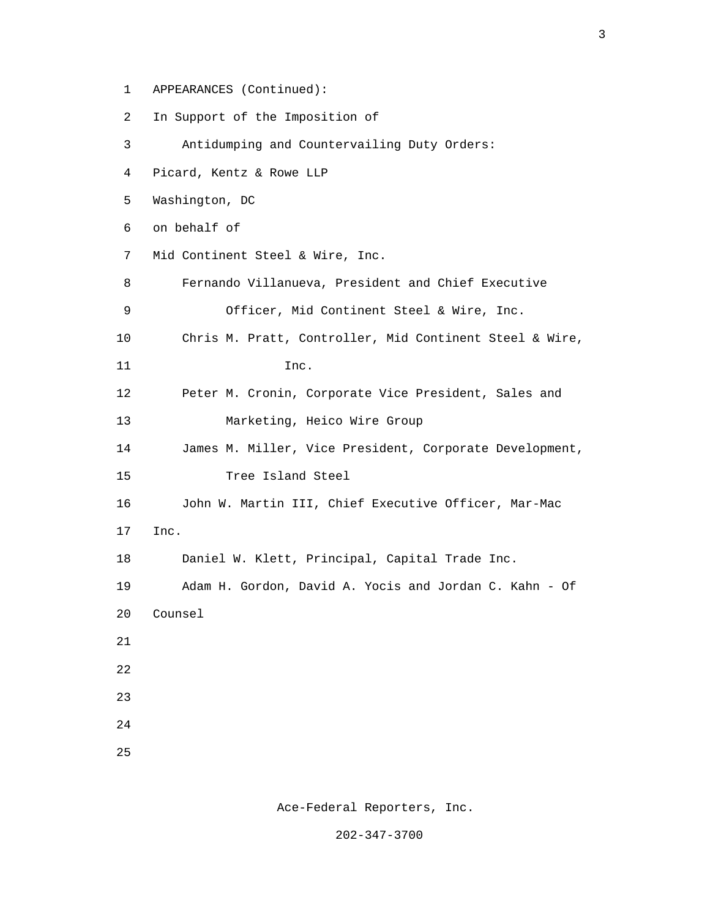APPEARANCES (Continued):

In Support of the Imposition of

Antidumping and Countervailing Duty Orders:

Picard, Kentz & Rowe LLP

Washington, DC

on behalf of

Mid Continent Steel & Wire, Inc.

Fernando Villanueva, President and Chief Executive Officer, Mid Continent Steel & Wire, Inc.

Chris M. Pratt, Controller, Mid Continent Steel & Wire, Inc.

Peter M. Cronin, Corporate Vice President, Sales and Marketing, Heico Wire Group

James M. Miller, Vice President, Corporate Development, Tree Island Steel

John W. Martin III, Chief Executive Officer, Mar-Mac Inc.

Daniel W. Klett, Principal, Capital Trade Inc.

Adam H. Gordon, David A. Yocis and Jordan C. Kahn - Of Counsel

Ace-Federal Reporters, Inc.

202-347-3700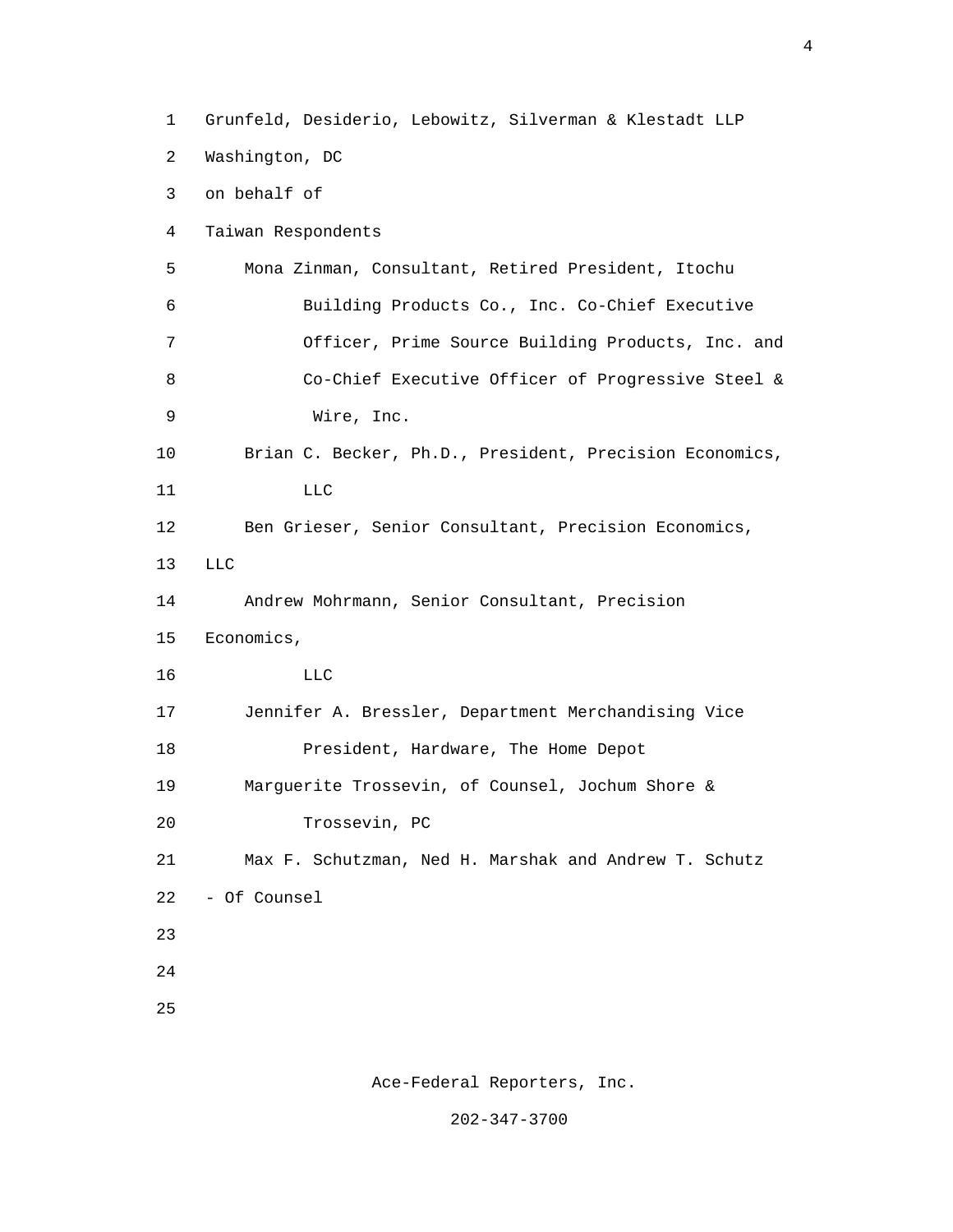Grunfeld, Desiderio, Lebowitz, Silverman & Klestadt LLP
Washington, DC
on behalf of
Taiwan Respondents

Mona Zinman, Consultant, Retired President, Itochu Building Products Co., Inc. Co-Chief Executive Officer, Prime Source Building Products, Inc. and Co-Chief Executive Officer of Progressive Steel & Wire, Inc.

Brian C. Becker, Ph.D., President, Precision Economics, LLC

Ben Grieser, Senior Consultant, Precision Economics, LLC

Andrew Mohrmann, Senior Consultant, Precision Economics, LLC

Jennifer A. Bressler, Department Merchandising Vice President, Hardware, The Home Depot

Marguerite Trossevin, of Counsel, Jochum Shore & Trossevin, PC

Max F. Schutzman, Ned H. Marshak and Andrew T. Schutz - Of Counsel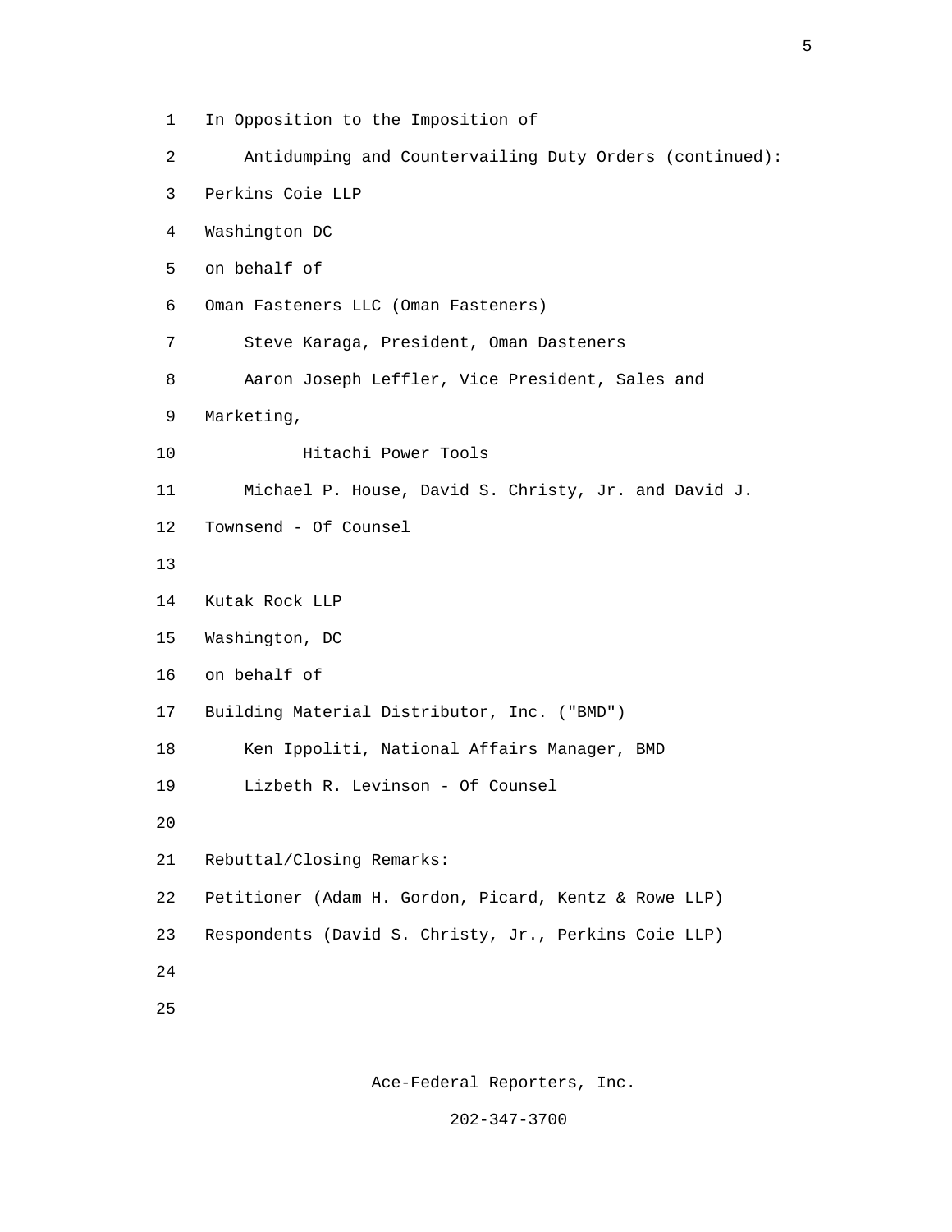In Opposition to the Imposition of

Antidumping and Countervailing Duty Orders (continued):

Perkins Coie LLP

Washington DC

on behalf of

Oman Fasteners LLC (Oman Fasteners)

Steve Karaga, President, Oman Dasteners

Aaron Joseph Leffler, Vice President, Sales and Marketing,

Hitachi Power Tools

Michael P. House, David S. Christy, Jr. and David J. Townsend - Of Counsel

Kutak Rock LLP

Washington, DC

on behalf of

Building Material Distributor, Inc. ("BMD")

Ken Ippoliti, National Affairs Manager, BMD

Lizbeth R. Levinson - Of Counsel

Rebuttal/Closing Remarks:

Petitioner (Adam H. Gordon, Picard, Kentz & Rowe LLP)

Respondents (David S. Christy, Jr., Perkins Coie LLP)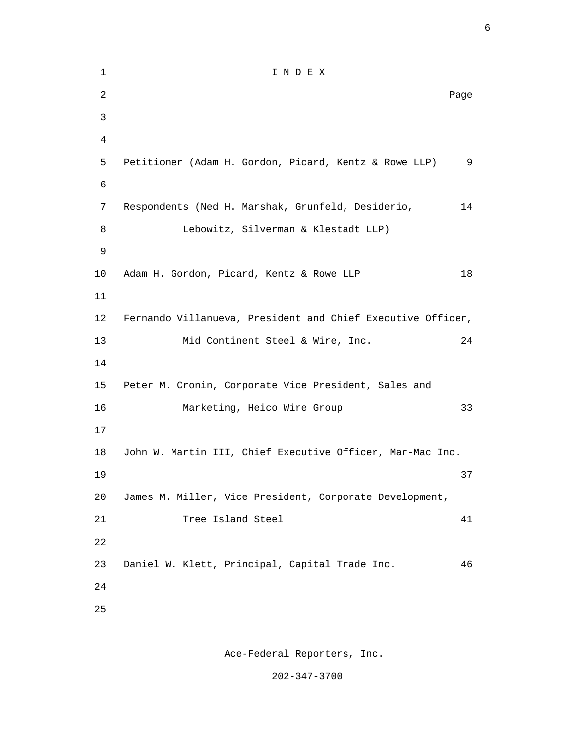# I N D E X

| | Page |
|---|---|
| Petitioner (Adam H. Gordon, Picard, Kentz & Rowe LLP) | 9 |
| Respondents (Ned H. Marshak, Grunfeld, Desiderio, Lebowitz, Silverman & Klestadt LLP) | 14 |
| Adam H. Gordon, Picard, Kentz & Rowe LLP | 18 |
| Fernando Villanueva, President and Chief Executive Officer, Mid Continent Steel & Wire, Inc. | 24 |
| Peter M. Cronin, Corporate Vice President, Sales and Marketing, Heico Wire Group | 33 |
| John W. Martin III, Chief Executive Officer, Mar-Mac Inc. | 37 |
| James M. Miller, Vice President, Corporate Development, Tree Island Steel | 41 |
| Daniel W. Klett, Principal, Capital Trade Inc. | 46 |

Ace-Federal Reporters, Inc.

202-347-3700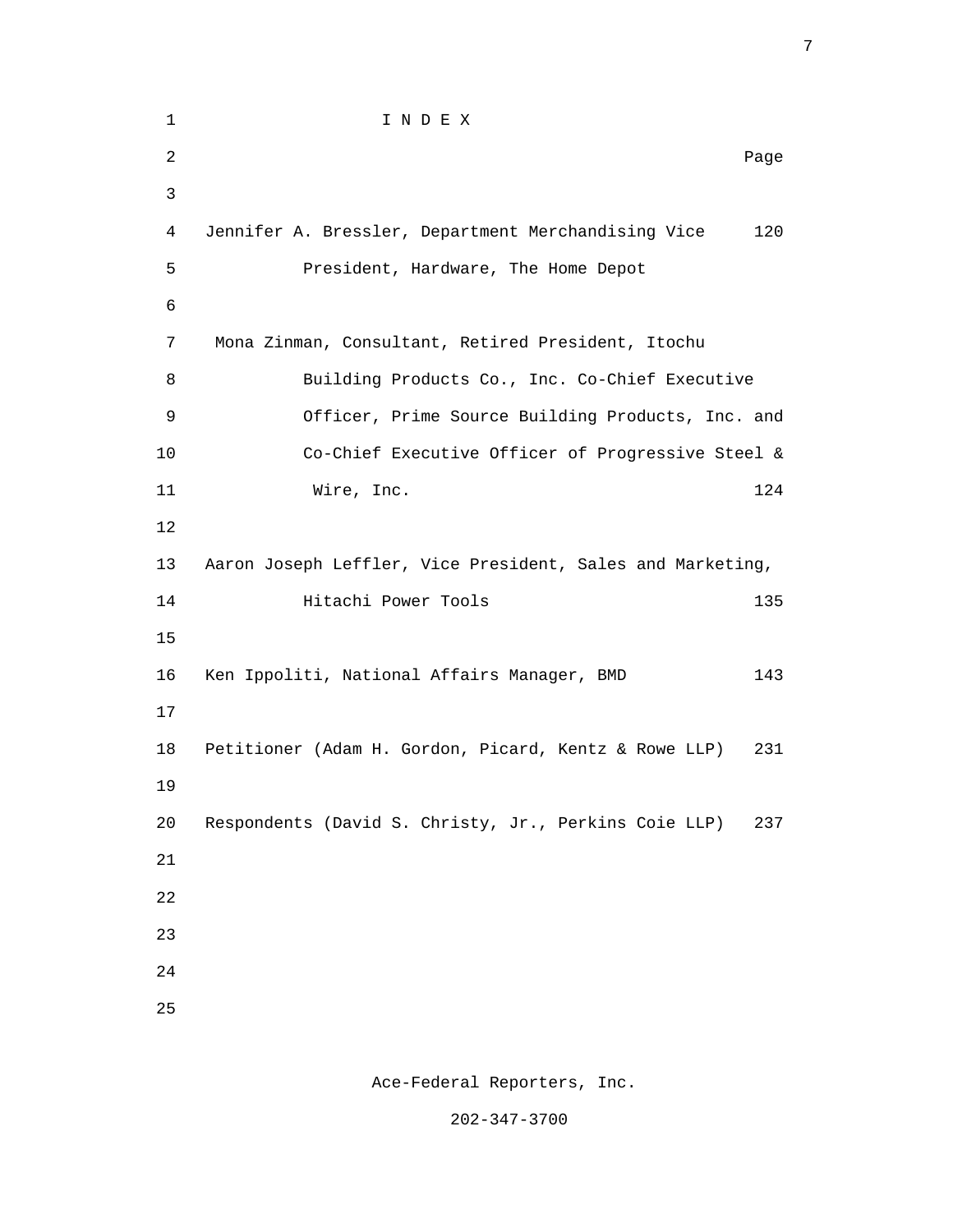# I N D E X

| | Page |
|---|---|
| Jennifer A. Bressler, Department Merchandising Vice President, Hardware, The Home Depot | 120 |
| Mona Zinman, Consultant, Retired President, Itochu Building Products Co., Inc. Co-Chief Executive Officer, Prime Source Building Products, Inc. and Co-Chief Executive Officer of Progressive Steel & Wire, Inc. | 124 |
| Aaron Joseph Leffler, Vice President, Sales and Marketing, Hitachi Power Tools | 135 |
| Ken Ippoliti, National Affairs Manager, BMD | 143 |
| Petitioner (Adam H. Gordon, Picard, Kentz & Rowe LLP) | 231 |
| Respondents (David S. Christy, Jr., Perkins Coie LLP) | 237 |

Ace-Federal Reporters, Inc.

202-347-3700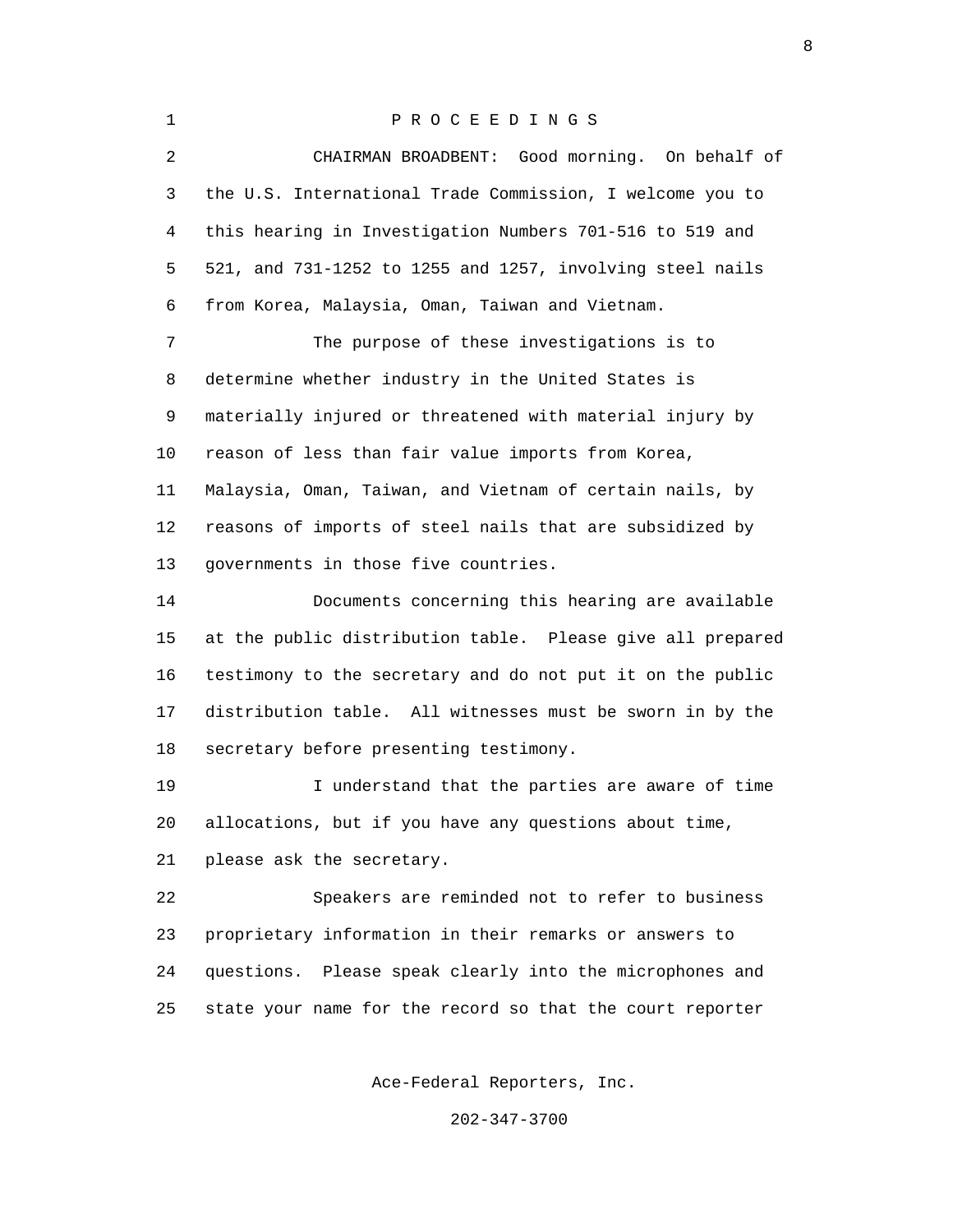P R O C E E D I N G S

CHAIRMAN BROADBENT: Good morning. On behalf of the U.S. International Trade Commission, I welcome you to this hearing in Investigation Numbers 701-516 to 519 and 521, and 731-1252 to 1255 and 1257, involving steel nails from Korea, Malaysia, Oman, Taiwan and Vietnam.

The purpose of these investigations is to determine whether industry in the United States is materially injured or threatened with material injury by reason of less than fair value imports from Korea, Malaysia, Oman, Taiwan, and Vietnam of certain nails, by reasons of imports of steel nails that are subsidized by governments in those five countries.

Documents concerning this hearing are available at the public distribution table. Please give all prepared testimony to the secretary and do not put it on the public distribution table. All witnesses must be sworn in by the secretary before presenting testimony.

I understand that the parties are aware of time allocations, but if you have any questions about time, please ask the secretary.

Speakers are reminded not to refer to business proprietary information in their remarks or answers to questions. Please speak clearly into the microphones and state your name for the record so that the court reporter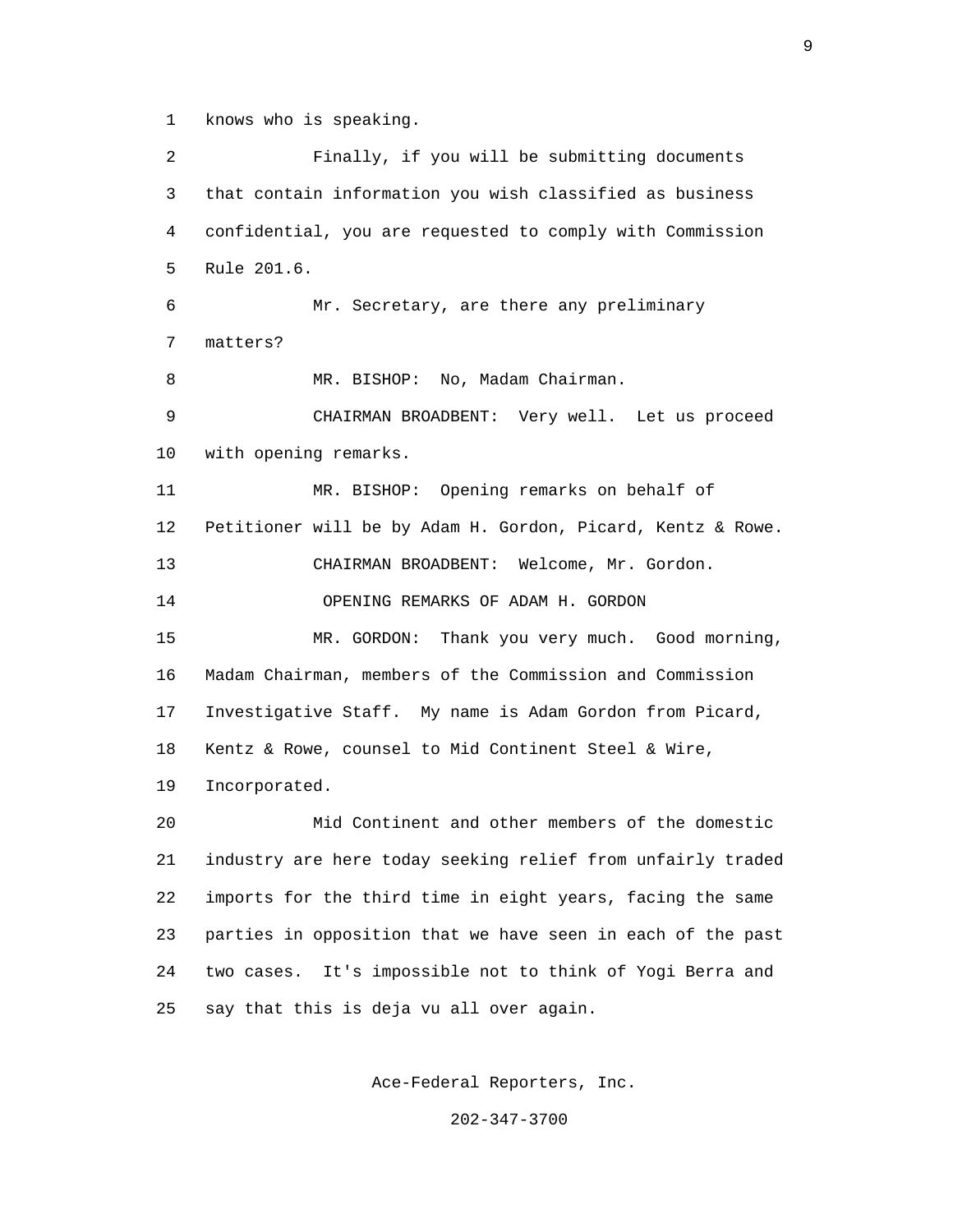knows who is speaking.

Finally, if you will be submitting documents that contain information you wish classified as business confidential, you are requested to comply with Commission Rule 201.6.

Mr. Secretary, are there any preliminary matters?

MR. BISHOP: No, Madam Chairman.

CHAIRMAN BROADBENT: Very well. Let us proceed with opening remarks.

MR. BISHOP: Opening remarks on behalf of Petitioner will be by Adam H. Gordon, Picard, Kentz & Rowe.

CHAIRMAN BROADBENT: Welcome, Mr. Gordon.

OPENING REMARKS OF ADAM H. GORDON

MR. GORDON: Thank you very much. Good morning, Madam Chairman, members of the Commission and Commission Investigative Staff. My name is Adam Gordon from Picard, Kentz & Rowe, counsel to Mid Continent Steel & Wire, Incorporated.

Mid Continent and other members of the domestic industry are here today seeking relief from unfairly traded imports for the third time in eight years, facing the same parties in opposition that we have seen in each of the past two cases. It's impossible not to think of Yogi Berra and say that this is deja vu all over again.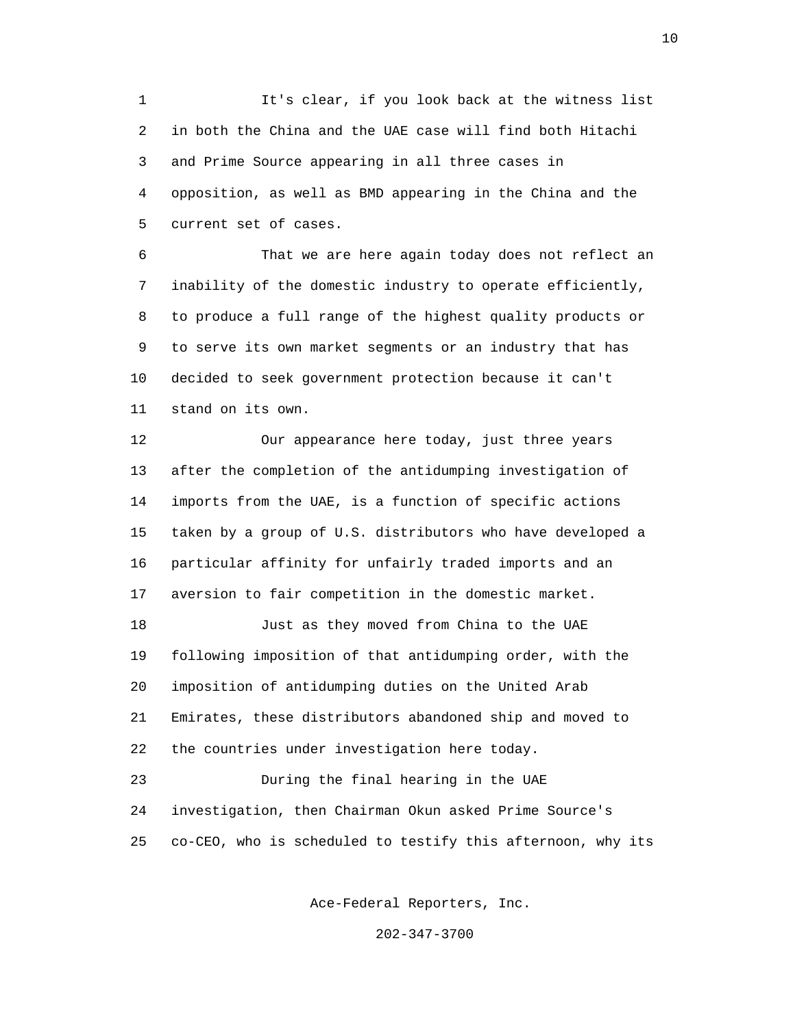It's clear, if you look back at the witness list in both the China and the UAE case will find both Hitachi and Prime Source appearing in all three cases in opposition, as well as BMD appearing in the China and the current set of cases.

That we are here again today does not reflect an inability of the domestic industry to operate efficiently, to produce a full range of the highest quality products or to serve its own market segments or an industry that has decided to seek government protection because it can't stand on its own.

Our appearance here today, just three years after the completion of the antidumping investigation of imports from the UAE, is a function of specific actions taken by a group of U.S. distributors who have developed a particular affinity for unfairly traded imports and an aversion to fair competition in the domestic market.

Just as they moved from China to the UAE following imposition of that antidumping order, with the imposition of antidumping duties on the United Arab Emirates, these distributors abandoned ship and moved to the countries under investigation here today.

During the final hearing in the UAE investigation, then Chairman Okun asked Prime Source's co-CEO, who is scheduled to testify this afternoon, why its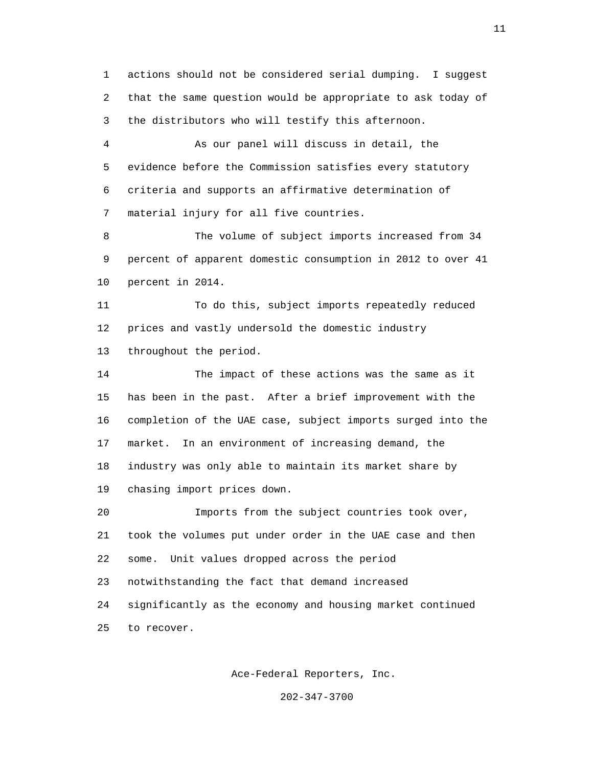actions should not be considered serial dumping. I suggest that the same question would be appropriate to ask today of the distributors who will testify this afternoon.

As our panel will discuss in detail, the evidence before the Commission satisfies every statutory criteria and supports an affirmative determination of material injury for all five countries.

The volume of subject imports increased from 34 percent of apparent domestic consumption in 2012 to over 41 percent in 2014.

To do this, subject imports repeatedly reduced prices and vastly undersold the domestic industry throughout the period.

The impact of these actions was the same as it has been in the past. After a brief improvement with the completion of the UAE case, subject imports surged into the market. In an environment of increasing demand, the industry was only able to maintain its market share by chasing import prices down.

Imports from the subject countries took over, took the volumes put under order in the UAE case and then some. Unit values dropped across the period notwithstanding the fact that demand increased significantly as the economy and housing market continued to recover.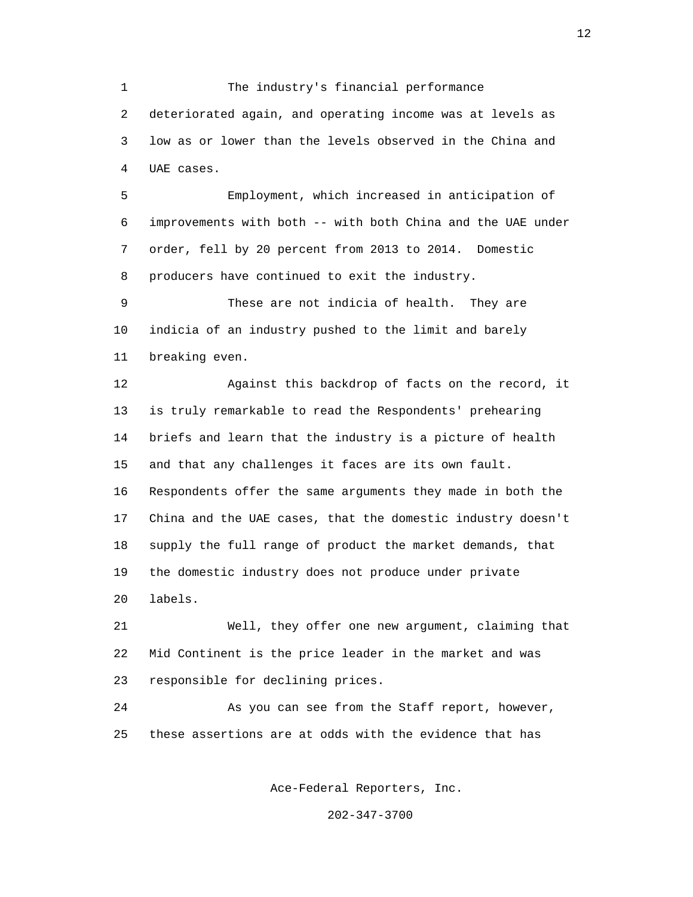The industry's financial performance deteriorated again, and operating income was at levels as low as or lower than the levels observed in the China and UAE cases.

Employment, which increased in anticipation of improvements with both -- with both China and the UAE under order, fell by 20 percent from 2013 to 2014. Domestic producers have continued to exit the industry.

These are not indicia of health. They are indicia of an industry pushed to the limit and barely breaking even.

Against this backdrop of facts on the record, it is truly remarkable to read the Respondents' prehearing briefs and learn that the industry is a picture of health and that any challenges it faces are its own fault. Respondents offer the same arguments they made in both the China and the UAE cases, that the domestic industry doesn't supply the full range of product the market demands, that the domestic industry does not produce under private labels.

Well, they offer one new argument, claiming that Mid Continent is the price leader in the market and was responsible for declining prices.

As you can see from the Staff report, however, these assertions are at odds with the evidence that has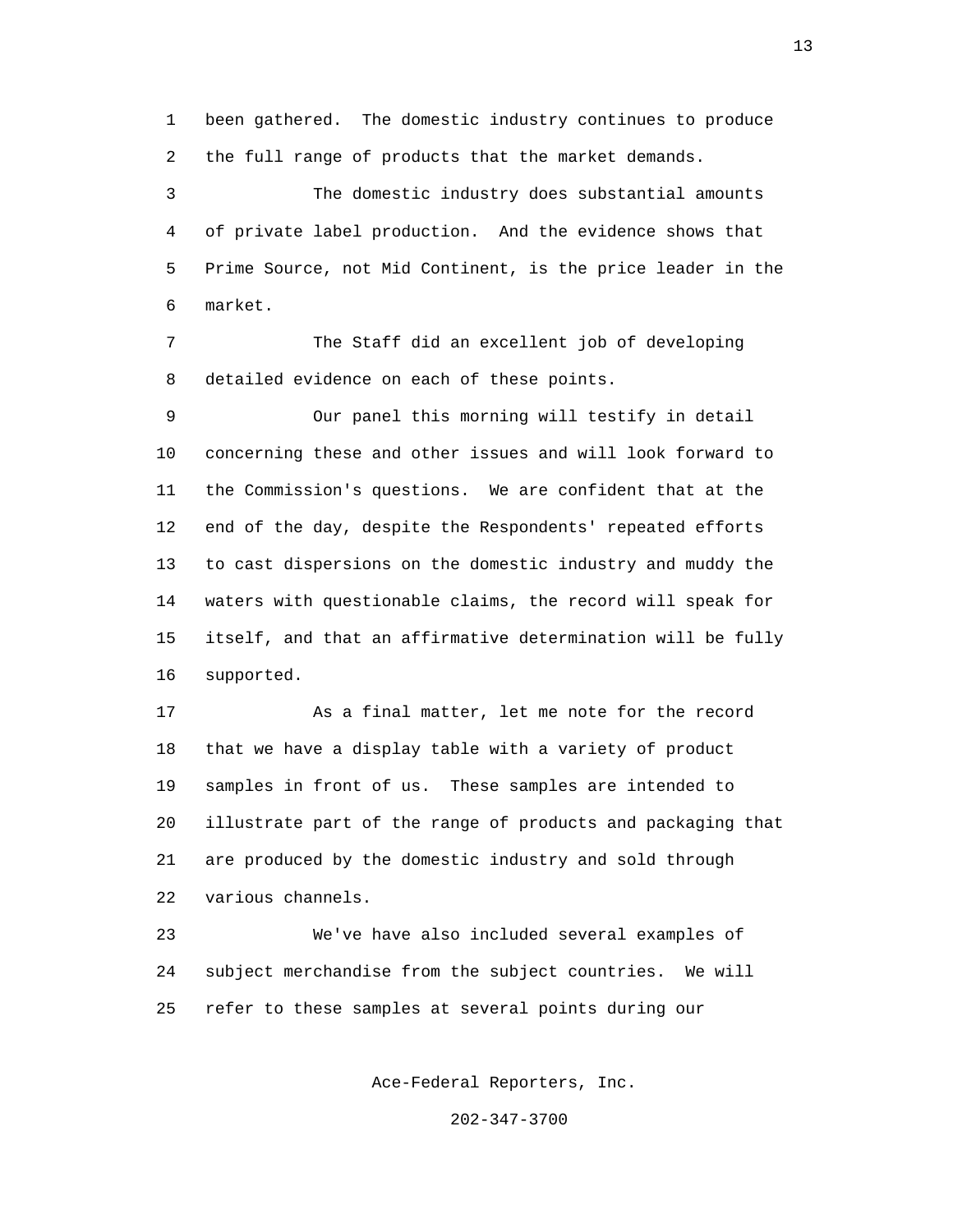been gathered. The domestic industry continues to produce the full range of products that the market demands.

The domestic industry does substantial amounts of private label production. And the evidence shows that Prime Source, not Mid Continent, is the price leader in the market.

The Staff did an excellent job of developing detailed evidence on each of these points.

Our panel this morning will testify in detail concerning these and other issues and will look forward to the Commission's questions. We are confident that at the end of the day, despite the Respondents' repeated efforts to cast dispersions on the domestic industry and muddy the waters with questionable claims, the record will speak for itself, and that an affirmative determination will be fully supported.

As a final matter, let me note for the record that we have a display table with a variety of product samples in front of us. These samples are intended to illustrate part of the range of products and packaging that are produced by the domestic industry and sold through various channels.

We've have also included several examples of subject merchandise from the subject countries. We will refer to these samples at several points during our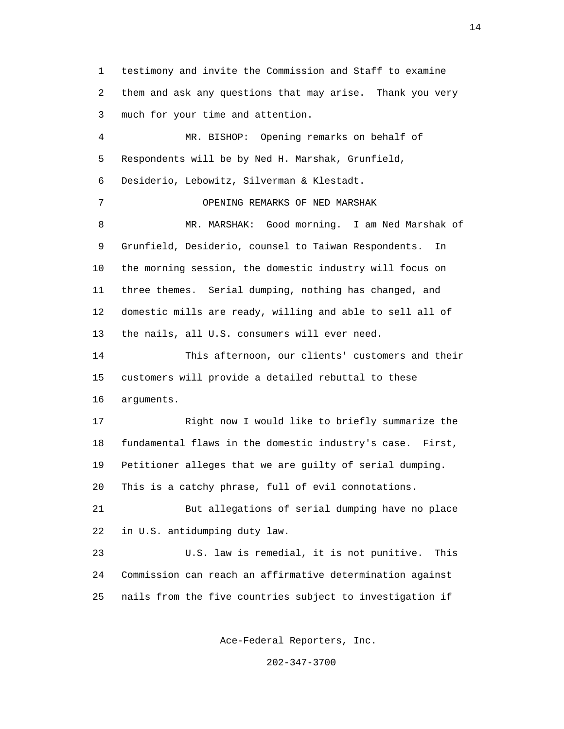testimony and invite the Commission and Staff to examine them and ask any questions that may arise. Thank you very much for your time and attention.

MR. BISHOP: Opening remarks on behalf of Respondents will be by Ned H. Marshak, Grunfield, Desiderio, Lebowitz, Silverman & Klestadt.

OPENING REMARKS OF NED MARSHAK

MR. MARSHAK: Good morning. I am Ned Marshak of Grunfield, Desiderio, counsel to Taiwan Respondents. In the morning session, the domestic industry will focus on three themes. Serial dumping, nothing has changed, and domestic mills are ready, willing and able to sell all of the nails, all U.S. consumers will ever need.

This afternoon, our clients' customers and their customers will provide a detailed rebuttal to these arguments.

Right now I would like to briefly summarize the fundamental flaws in the domestic industry's case. First, Petitioner alleges that we are guilty of serial dumping. This is a catchy phrase, full of evil connotations.

But allegations of serial dumping have no place in U.S. antidumping duty law.

U.S. law is remedial, it is not punitive. This Commission can reach an affirmative determination against nails from the five countries subject to investigation if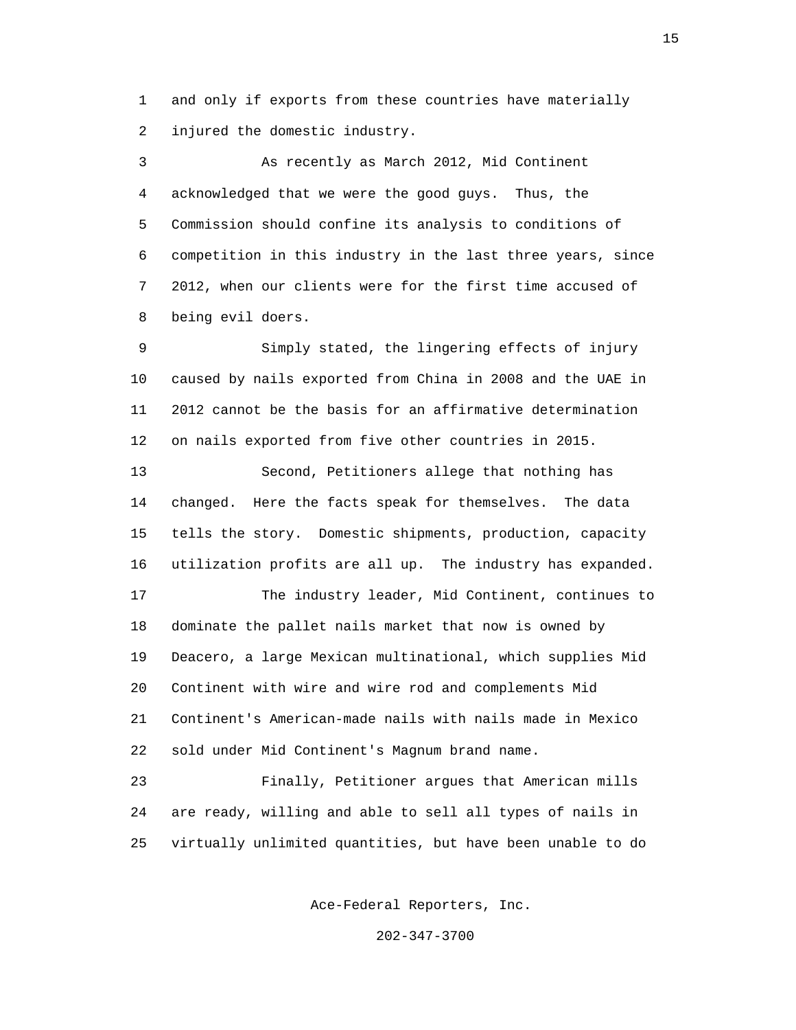and only if exports from these countries have materially injured the domestic industry.

As recently as March 2012, Mid Continent acknowledged that we were the good guys. Thus, the Commission should confine its analysis to conditions of competition in this industry in the last three years, since 2012, when our clients were for the first time accused of being evil doers.

Simply stated, the lingering effects of injury caused by nails exported from China in 2008 and the UAE in 2012 cannot be the basis for an affirmative determination on nails exported from five other countries in 2015.

Second, Petitioners allege that nothing has changed. Here the facts speak for themselves. The data tells the story. Domestic shipments, production, capacity utilization profits are all up. The industry has expanded.

The industry leader, Mid Continent, continues to dominate the pallet nails market that now is owned by Deacero, a large Mexican multinational, which supplies Mid Continent with wire and wire rod and complements Mid Continent's American-made nails with nails made in Mexico sold under Mid Continent's Magnum brand name.

Finally, Petitioner argues that American mills are ready, willing and able to sell all types of nails in virtually unlimited quantities, but have been unable to do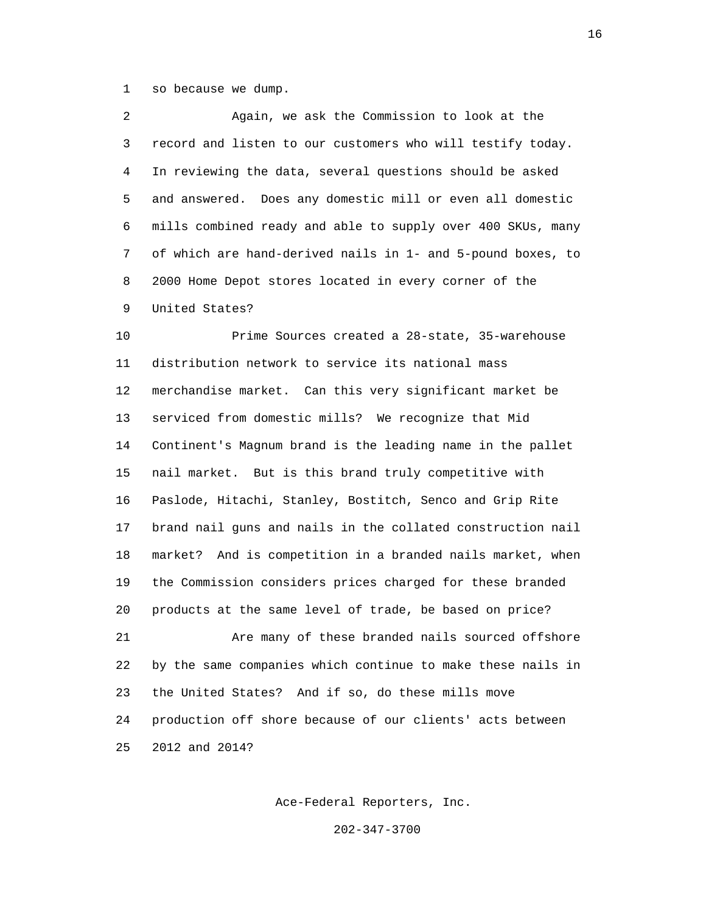so because we dump.

Again, we ask the Commission to look at the record and listen to our customers who will testify today. In reviewing the data, several questions should be asked and answered. Does any domestic mill or even all domestic mills combined ready and able to supply over 400 SKUs, many of which are hand-derived nails in 1- and 5-pound boxes, to 2000 Home Depot stores located in every corner of the United States?

Prime Sources created a 28-state, 35-warehouse distribution network to service its national mass merchandise market. Can this very significant market be serviced from domestic mills? We recognize that Mid Continent's Magnum brand is the leading name in the pallet nail market. But is this brand truly competitive with Paslode, Hitachi, Stanley, Bostitch, Senco and Grip Rite brand nail guns and nails in the collated construction nail market? And is competition in a branded nails market, when the Commission considers prices charged for these branded products at the same level of trade, be based on price?

Are many of these branded nails sourced offshore by the same companies which continue to make these nails in the United States? And if so, do these mills move production off shore because of our clients' acts between 2012 and 2014?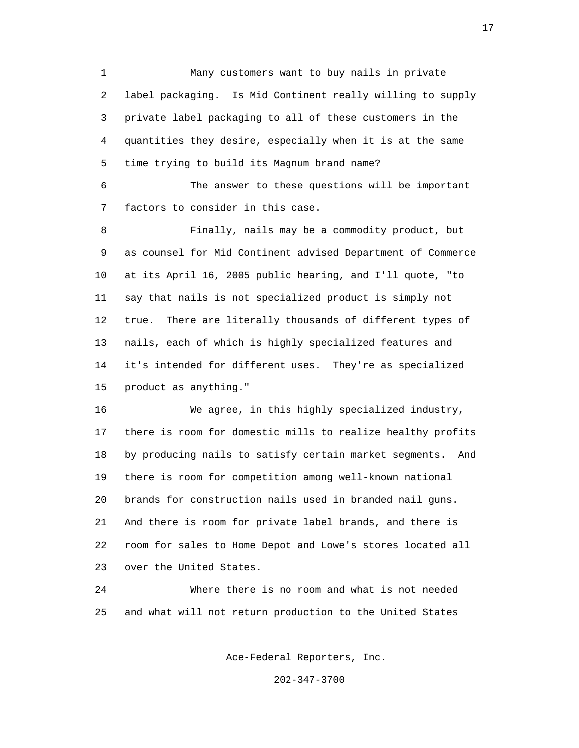Many customers want to buy nails in private label packaging. Is Mid Continent really willing to supply private label packaging to all of these customers in the quantities they desire, especially when it is at the same time trying to build its Magnum brand name?

The answer to these questions will be important factors to consider in this case.

Finally, nails may be a commodity product, but as counsel for Mid Continent advised Department of Commerce at its April 16, 2005 public hearing, and I'll quote, "to say that nails is not specialized product is simply not true. There are literally thousands of different types of nails, each of which is highly specialized features and it's intended for different uses. They're as specialized product as anything."

We agree, in this highly specialized industry, there is room for domestic mills to realize healthy profits by producing nails to satisfy certain market segments. And there is room for competition among well-known national brands for construction nails used in branded nail guns. And there is room for private label brands, and there is room for sales to Home Depot and Lowe's stores located all over the United States.

Where there is no room and what is not needed and what will not return production to the United States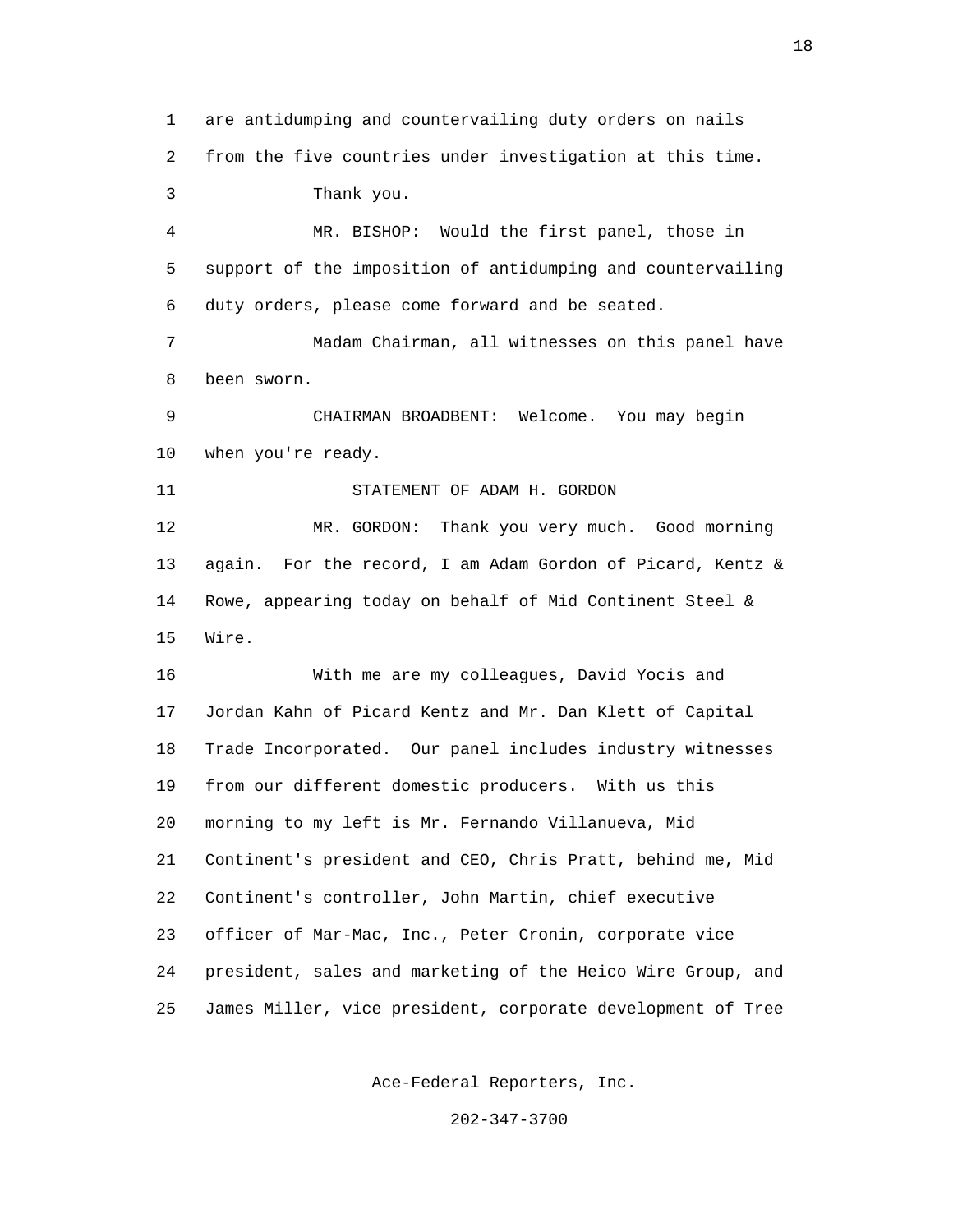are antidumping and countervailing duty orders on nails from the five countries under investigation at this time.

Thank you.

MR. BISHOP: Would the first panel, those in support of the imposition of antidumping and countervailing duty orders, please come forward and be seated.

Madam Chairman, all witnesses on this panel have been sworn.

CHAIRMAN BROADBENT: Welcome. You may begin when you're ready.

STATEMENT OF ADAM H. GORDON

MR. GORDON: Thank you very much. Good morning again. For the record, I am Adam Gordon of Picard, Kentz & Rowe, appearing today on behalf of Mid Continent Steel & Wire.

With me are my colleagues, David Yocis and Jordan Kahn of Picard Kentz and Mr. Dan Klett of Capital Trade Incorporated. Our panel includes industry witnesses from our different domestic producers. With us this morning to my left is Mr. Fernando Villanueva, Mid Continent's president and CEO, Chris Pratt, behind me, Mid Continent's controller, John Martin, chief executive officer of Mar-Mac, Inc., Peter Cronin, corporate vice president, sales and marketing of the Heico Wire Group, and James Miller, vice president, corporate development of Tree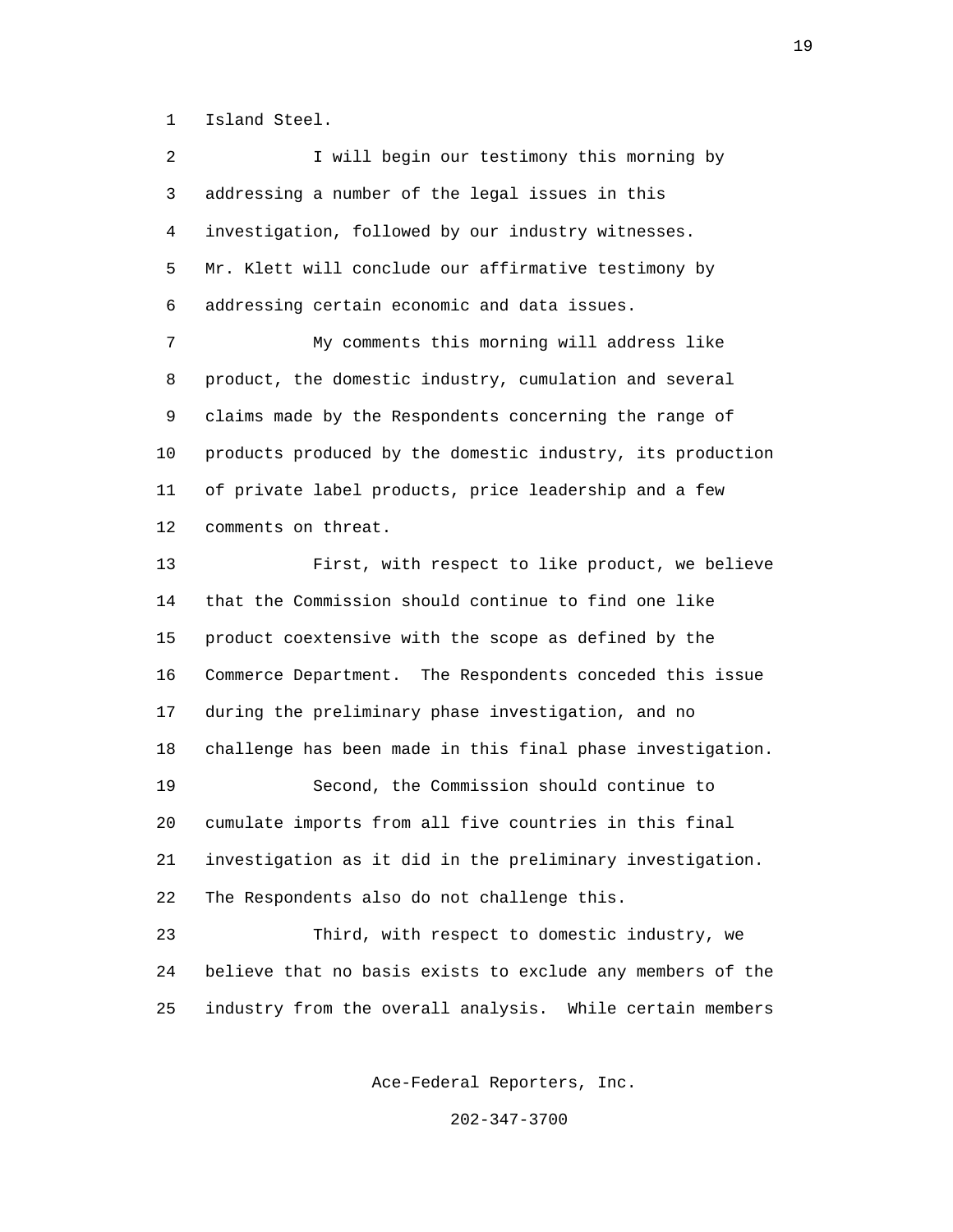Island Steel.

I will begin our testimony this morning by addressing a number of the legal issues in this investigation, followed by our industry witnesses. Mr. Klett will conclude our affirmative testimony by addressing certain economic and data issues.

My comments this morning will address like product, the domestic industry, cumulation and several claims made by the Respondents concerning the range of products produced by the domestic industry, its production of private label products, price leadership and a few comments on threat.

First, with respect to like product, we believe that the Commission should continue to find one like product coextensive with the scope as defined by the Commerce Department. The Respondents conceded this issue during the preliminary phase investigation, and no challenge has been made in this final phase investigation.

Second, the Commission should continue to cumulate imports from all five countries in this final investigation as it did in the preliminary investigation. The Respondents also do not challenge this.

Third, with respect to domestic industry, we believe that no basis exists to exclude any members of the industry from the overall analysis. While certain members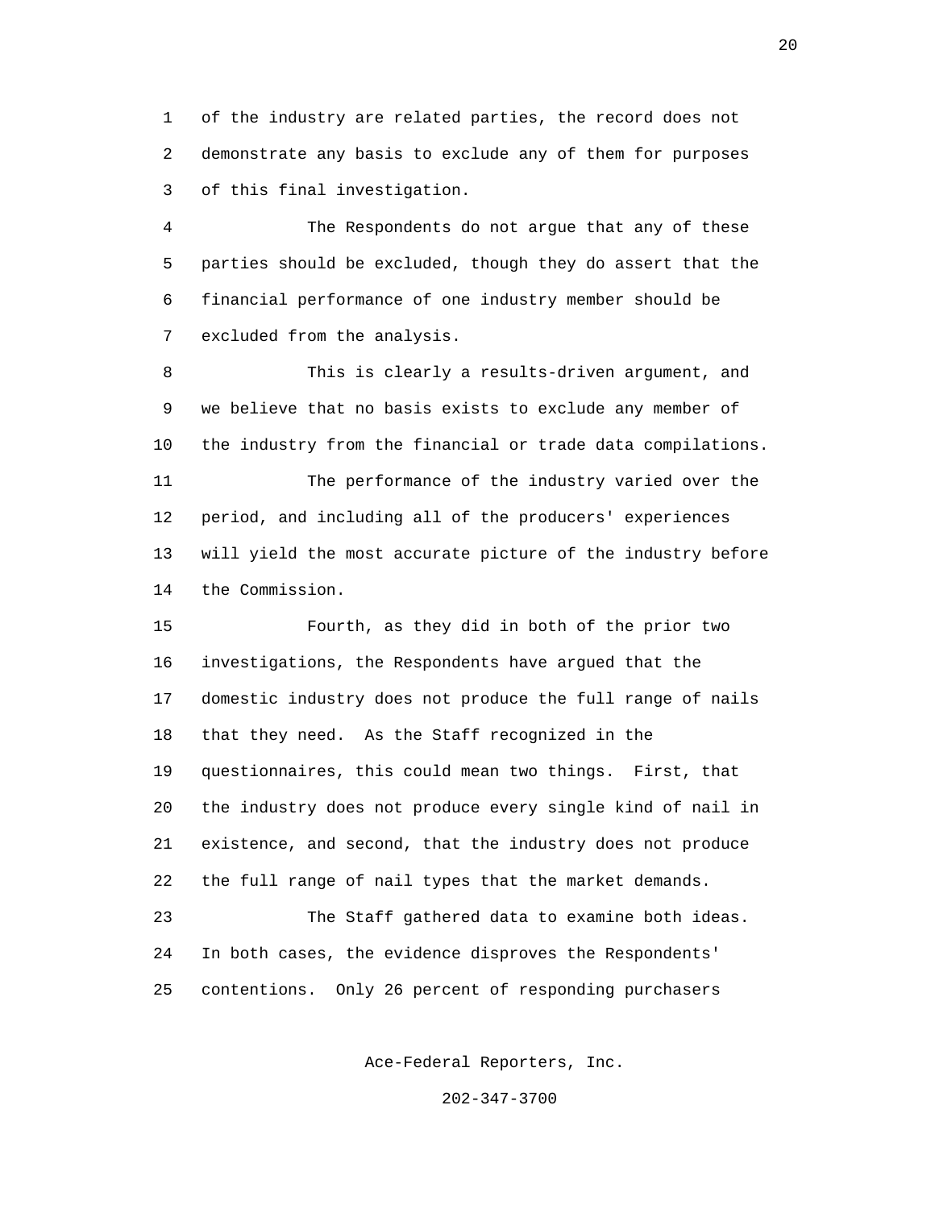of the industry are related parties, the record does not demonstrate any basis to exclude any of them for purposes of this final investigation.

The Respondents do not argue that any of these parties should be excluded, though they do assert that the financial performance of one industry member should be excluded from the analysis.

This is clearly a results-driven argument, and we believe that no basis exists to exclude any member of the industry from the financial or trade data compilations.

The performance of the industry varied over the period, and including all of the producers' experiences will yield the most accurate picture of the industry before the Commission.

Fourth, as they did in both of the prior two investigations, the Respondents have argued that the domestic industry does not produce the full range of nails that they need. As the Staff recognized in the questionnaires, this could mean two things. First, that the industry does not produce every single kind of nail in existence, and second, that the industry does not produce the full range of nail types that the market demands.

The Staff gathered data to examine both ideas. In both cases, the evidence disproves the Respondents' contentions. Only 26 percent of responding purchasers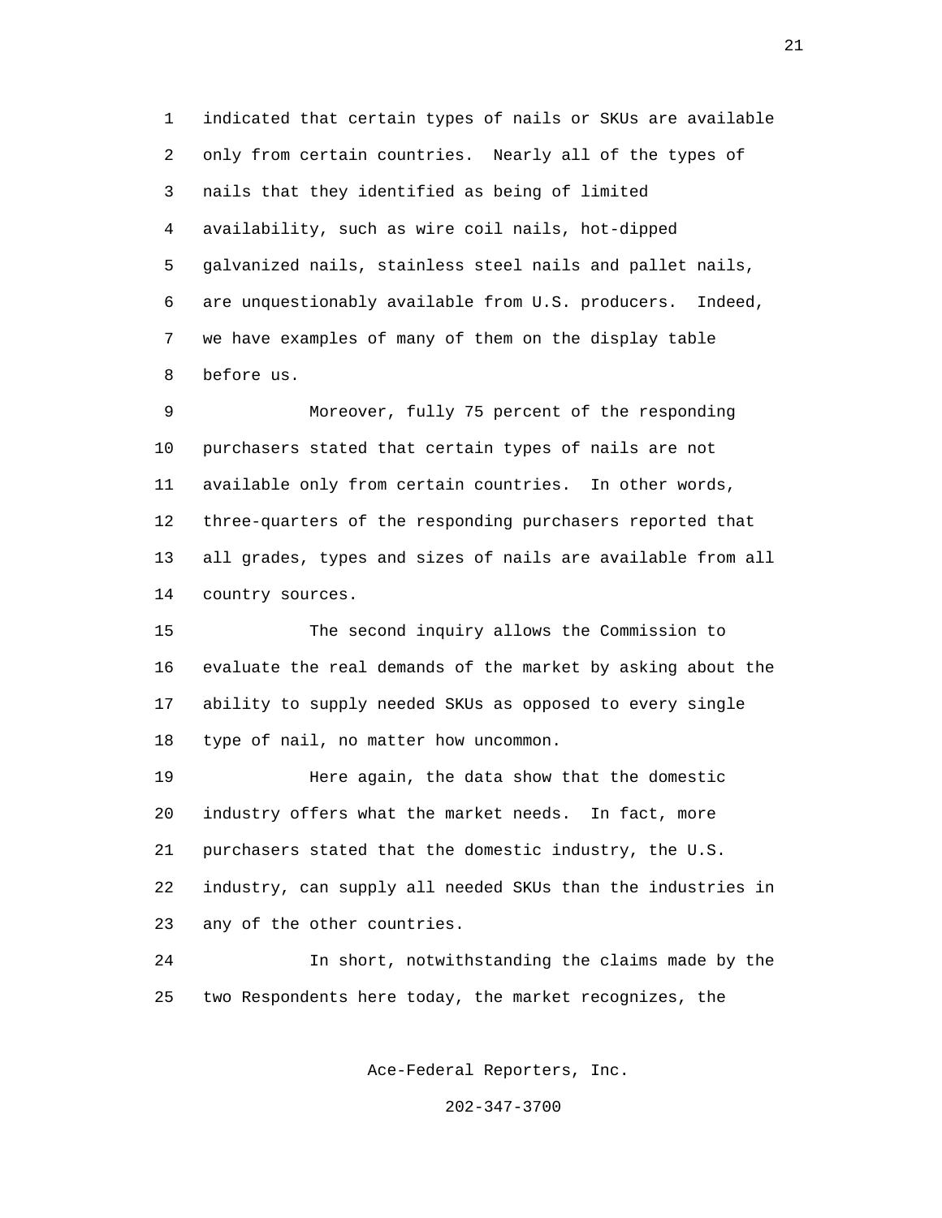indicated that certain types of nails or SKUs are available only from certain countries. Nearly all of the types of nails that they identified as being of limited availability, such as wire coil nails, hot-dipped galvanized nails, stainless steel nails and pallet nails, are unquestionably available from U.S. producers. Indeed, we have examples of many of them on the display table before us.

Moreover, fully 75 percent of the responding purchasers stated that certain types of nails are not available only from certain countries. In other words, three-quarters of the responding purchasers reported that all grades, types and sizes of nails are available from all country sources.

The second inquiry allows the Commission to evaluate the real demands of the market by asking about the ability to supply needed SKUs as opposed to every single type of nail, no matter how uncommon.

Here again, the data show that the domestic industry offers what the market needs. In fact, more purchasers stated that the domestic industry, the U.S. industry, can supply all needed SKUs than the industries in any of the other countries.

In short, notwithstanding the claims made by the two Respondents here today, the market recognizes, the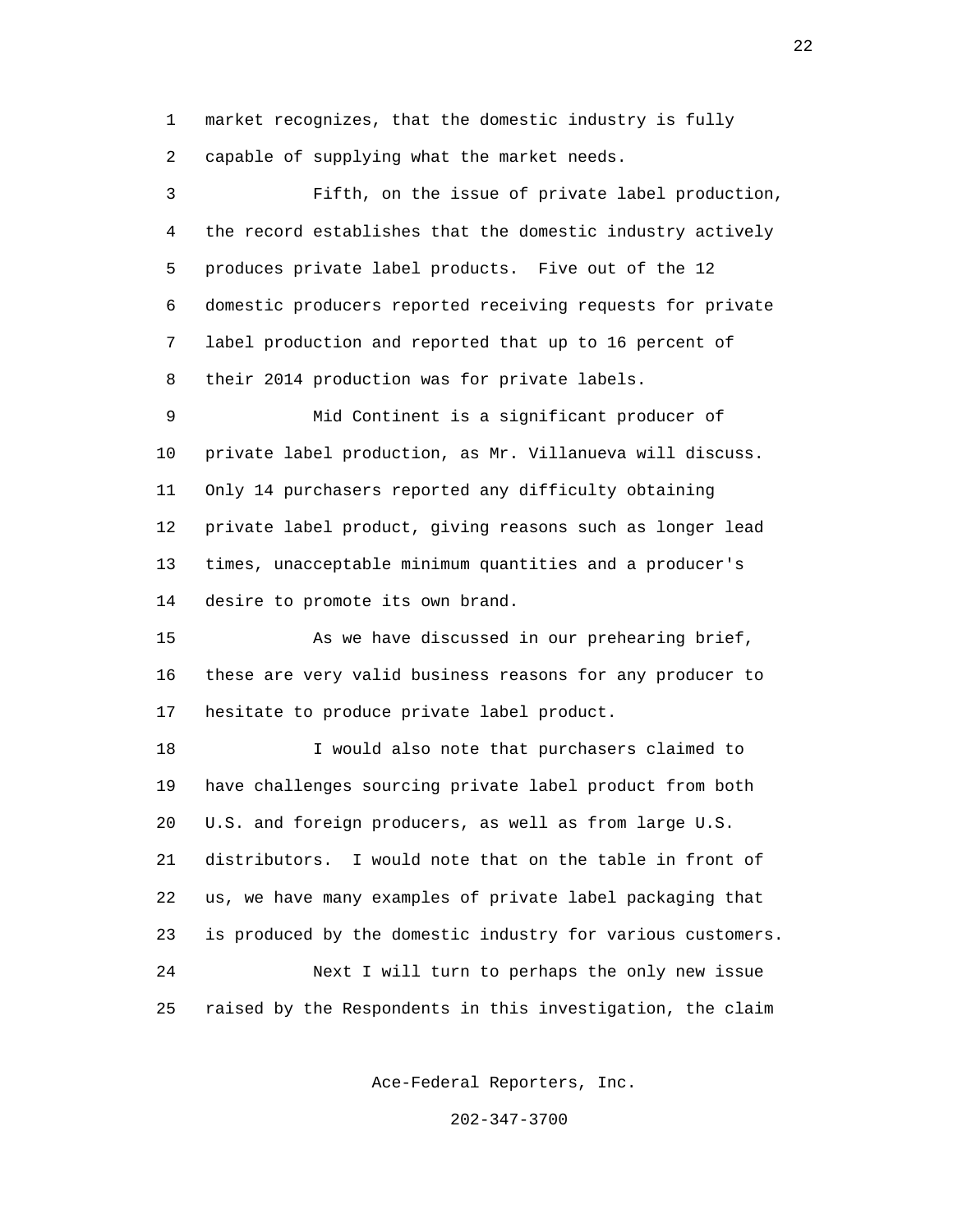market recognizes, that the domestic industry is fully capable of supplying what the market needs.

Fifth, on the issue of private label production, the record establishes that the domestic industry actively produces private label products. Five out of the 12 domestic producers reported receiving requests for private label production and reported that up to 16 percent of their 2014 production was for private labels.

Mid Continent is a significant producer of private label production, as Mr. Villanueva will discuss. Only 14 purchasers reported any difficulty obtaining private label product, giving reasons such as longer lead times, unacceptable minimum quantities and a producer's desire to promote its own brand.

As we have discussed in our prehearing brief, these are very valid business reasons for any producer to hesitate to produce private label product.

I would also note that purchasers claimed to have challenges sourcing private label product from both U.S. and foreign producers, as well as from large U.S. distributors. I would note that on the table in front of us, we have many examples of private label packaging that is produced by the domestic industry for various customers.

Next I will turn to perhaps the only new issue raised by the Respondents in this investigation, the claim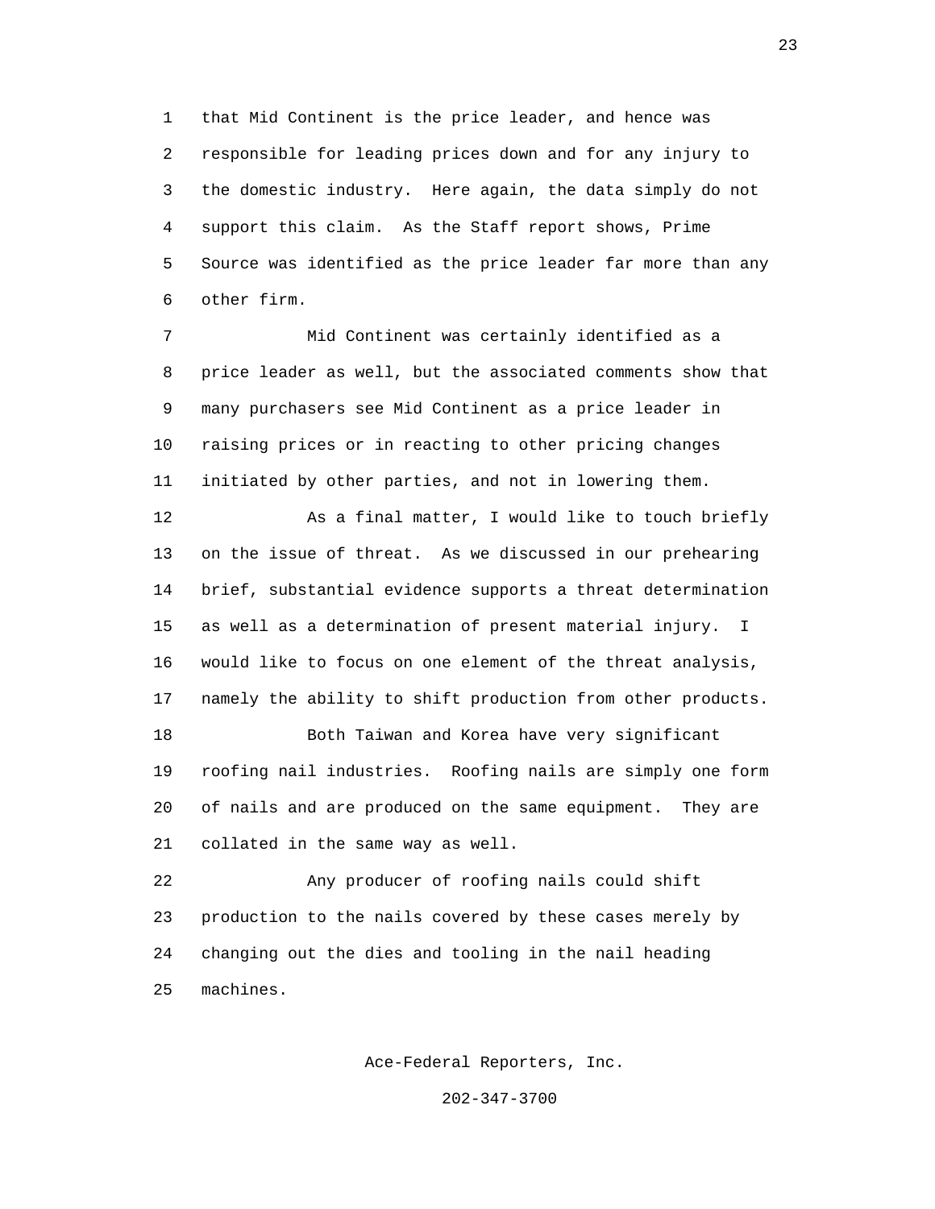that Mid Continent is the price leader, and hence was responsible for leading prices down and for any injury to the domestic industry. Here again, the data simply do not support this claim. As the Staff report shows, Prime Source was identified as the price leader far more than any other firm.

Mid Continent was certainly identified as a price leader as well, but the associated comments show that many purchasers see Mid Continent as a price leader in raising prices or in reacting to other pricing changes initiated by other parties, and not in lowering them.

As a final matter, I would like to touch briefly on the issue of threat. As we discussed in our prehearing brief, substantial evidence supports a threat determination as well as a determination of present material injury. I would like to focus on one element of the threat analysis, namely the ability to shift production from other products.

Both Taiwan and Korea have very significant roofing nail industries. Roofing nails are simply one form of nails and are produced on the same equipment. They are collated in the same way as well.

Any producer of roofing nails could shift production to the nails covered by these cases merely by changing out the dies and tooling in the nail heading machines.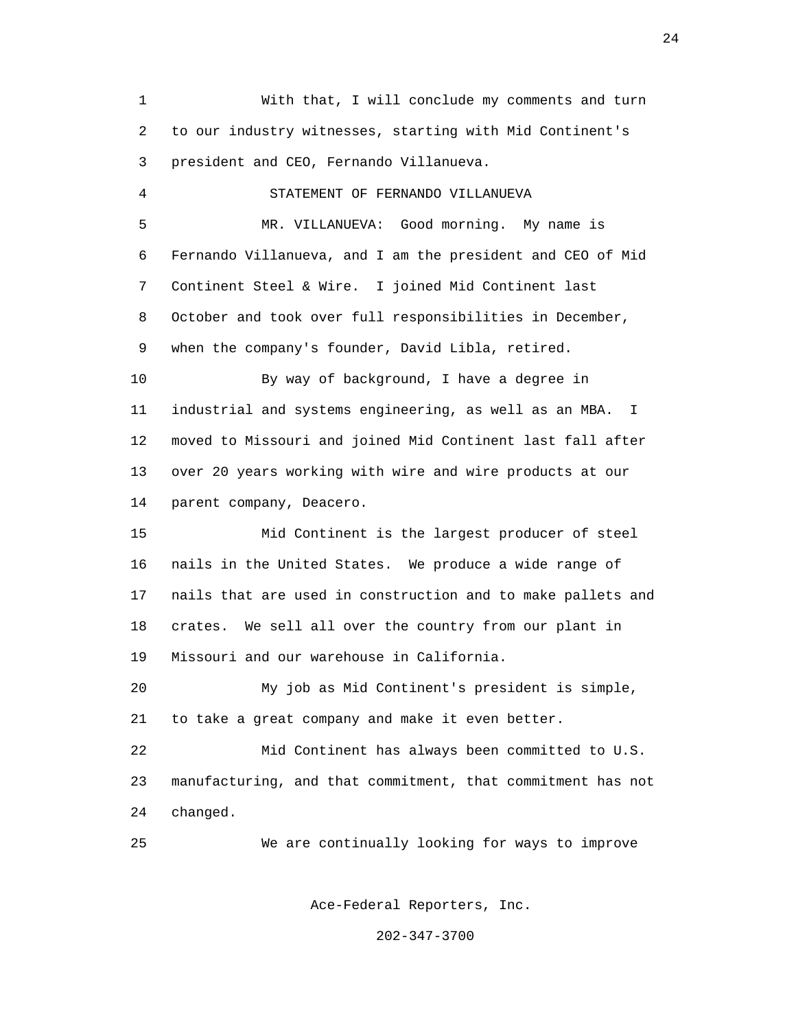With that, I will conclude my comments and turn to our industry witnesses, starting with Mid Continent's president and CEO, Fernando Villanueva.

STATEMENT OF FERNANDO VILLANUEVA

MR. VILLANUEVA: Good morning. My name is Fernando Villanueva, and I am the president and CEO of Mid Continent Steel & Wire. I joined Mid Continent last October and took over full responsibilities in December, when the company's founder, David Libla, retired.

By way of background, I have a degree in industrial and systems engineering, as well as an MBA. I moved to Missouri and joined Mid Continent last fall after over 20 years working with wire and wire products at our parent company, Deacero.

Mid Continent is the largest producer of steel nails in the United States. We produce a wide range of nails that are used in construction and to make pallets and crates. We sell all over the country from our plant in Missouri and our warehouse in California.

My job as Mid Continent's president is simple, to take a great company and make it even better.

Mid Continent has always been committed to U.S. manufacturing, and that commitment, that commitment has not changed.

We are continually looking for ways to improve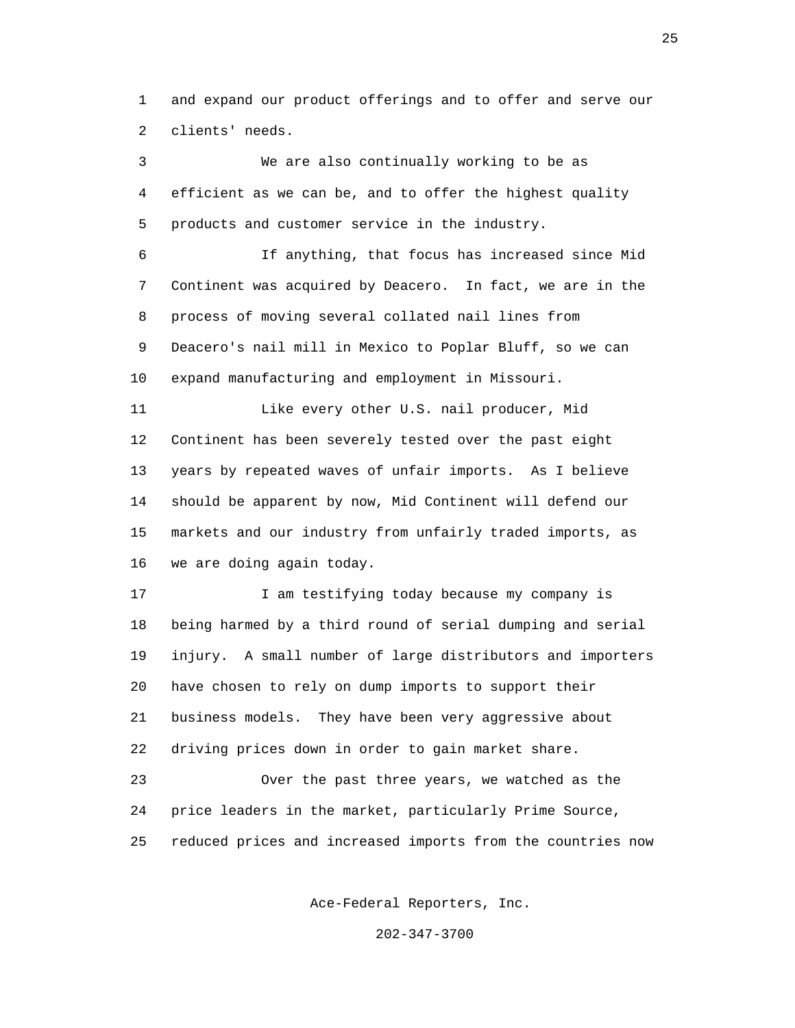and expand our product offerings and to offer and serve our clients' needs.

We are also continually working to be as efficient as we can be, and to offer the highest quality products and customer service in the industry.

If anything, that focus has increased since Mid Continent was acquired by Deacero. In fact, we are in the process of moving several collated nail lines from Deacero's nail mill in Mexico to Poplar Bluff, so we can expand manufacturing and employment in Missouri.

Like every other U.S. nail producer, Mid Continent has been severely tested over the past eight years by repeated waves of unfair imports. As I believe should be apparent by now, Mid Continent will defend our markets and our industry from unfairly traded imports, as we are doing again today.

I am testifying today because my company is being harmed by a third round of serial dumping and serial injury. A small number of large distributors and importers have chosen to rely on dump imports to support their business models. They have been very aggressive about driving prices down in order to gain market share.

Over the past three years, we watched as the price leaders in the market, particularly Prime Source, reduced prices and increased imports from the countries now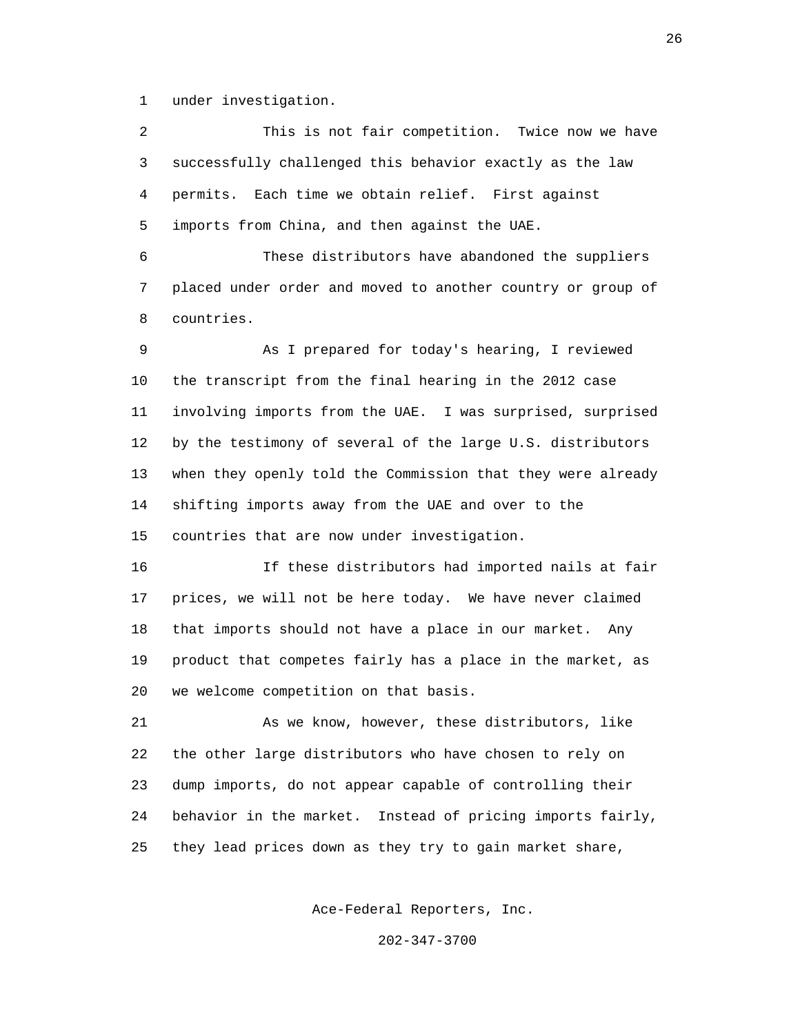under investigation.

This is not fair competition. Twice now we have successfully challenged this behavior exactly as the law permits. Each time we obtain relief. First against imports from China, and then against the UAE.

These distributors have abandoned the suppliers placed under order and moved to another country or group of countries.

As I prepared for today's hearing, I reviewed the transcript from the final hearing in the 2012 case involving imports from the UAE. I was surprised, surprised by the testimony of several of the large U.S. distributors when they openly told the Commission that they were already shifting imports away from the UAE and over to the countries that are now under investigation.

If these distributors had imported nails at fair prices, we will not be here today. We have never claimed that imports should not have a place in our market. Any product that competes fairly has a place in the market, as we welcome competition on that basis.

As we know, however, these distributors, like the other large distributors who have chosen to rely on dump imports, do not appear capable of controlling their behavior in the market. Instead of pricing imports fairly, they lead prices down as they try to gain market share,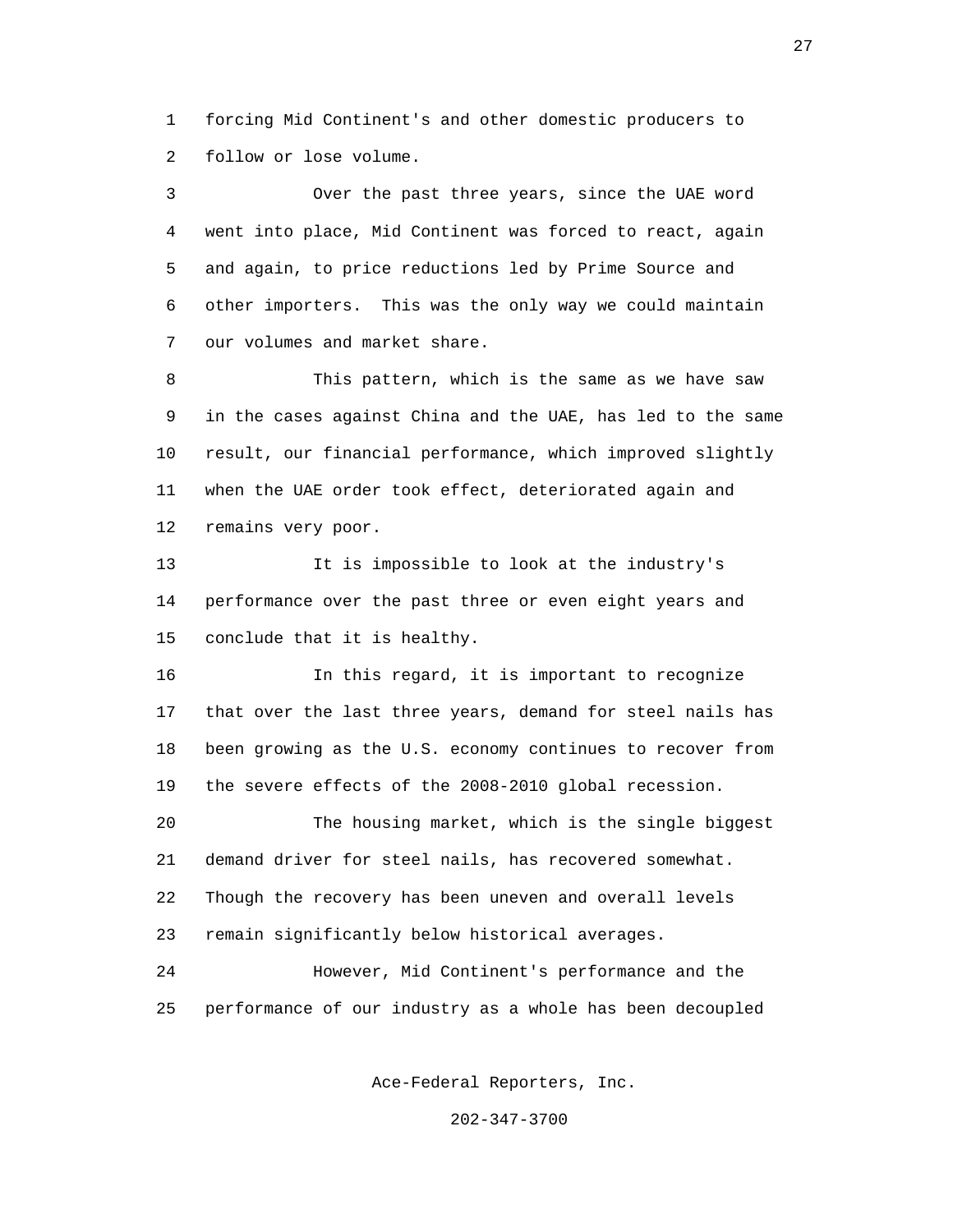forcing Mid Continent's and other domestic producers to follow or lose volume.

Over the past three years, since the UAE word went into place, Mid Continent was forced to react, again and again, to price reductions led by Prime Source and other importers. This was the only way we could maintain our volumes and market share.

This pattern, which is the same as we have saw in the cases against China and the UAE, has led to the same result, our financial performance, which improved slightly when the UAE order took effect, deteriorated again and remains very poor.

It is impossible to look at the industry's performance over the past three or even eight years and conclude that it is healthy.

In this regard, it is important to recognize that over the last three years, demand for steel nails has been growing as the U.S. economy continues to recover from the severe effects of the 2008-2010 global recession.

The housing market, which is the single biggest demand driver for steel nails, has recovered somewhat. Though the recovery has been uneven and overall levels remain significantly below historical averages.

However, Mid Continent's performance and the performance of our industry as a whole has been decoupled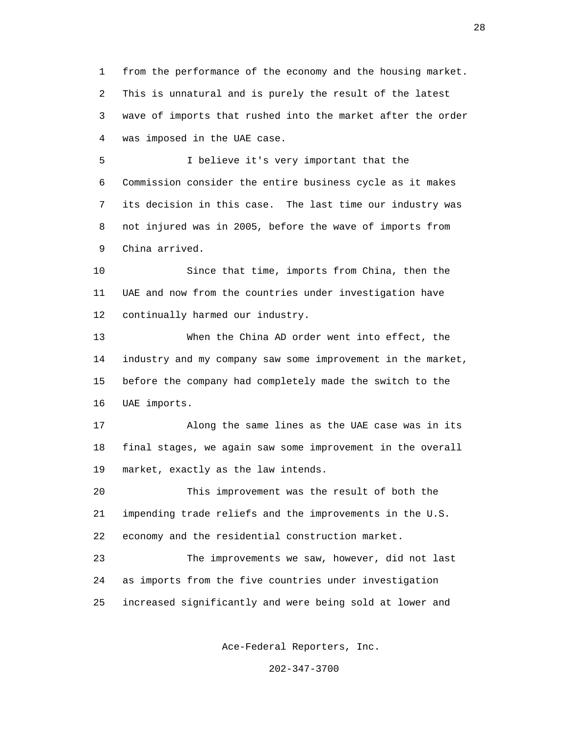from the performance of the economy and the housing market. This is unnatural and is purely the result of the latest wave of imports that rushed into the market after the order was imposed in the UAE case.

I believe it's very important that the Commission consider the entire business cycle as it makes its decision in this case. The last time our industry was not injured was in 2005, before the wave of imports from China arrived.

Since that time, imports from China, then the UAE and now from the countries under investigation have continually harmed our industry.

When the China AD order went into effect, the industry and my company saw some improvement in the market, before the company had completely made the switch to the UAE imports.

Along the same lines as the UAE case was in its final stages, we again saw some improvement in the overall market, exactly as the law intends.

This improvement was the result of both the impending trade reliefs and the improvements in the U.S. economy and the residential construction market.

The improvements we saw, however, did not last as imports from the five countries under investigation increased significantly and were being sold at lower and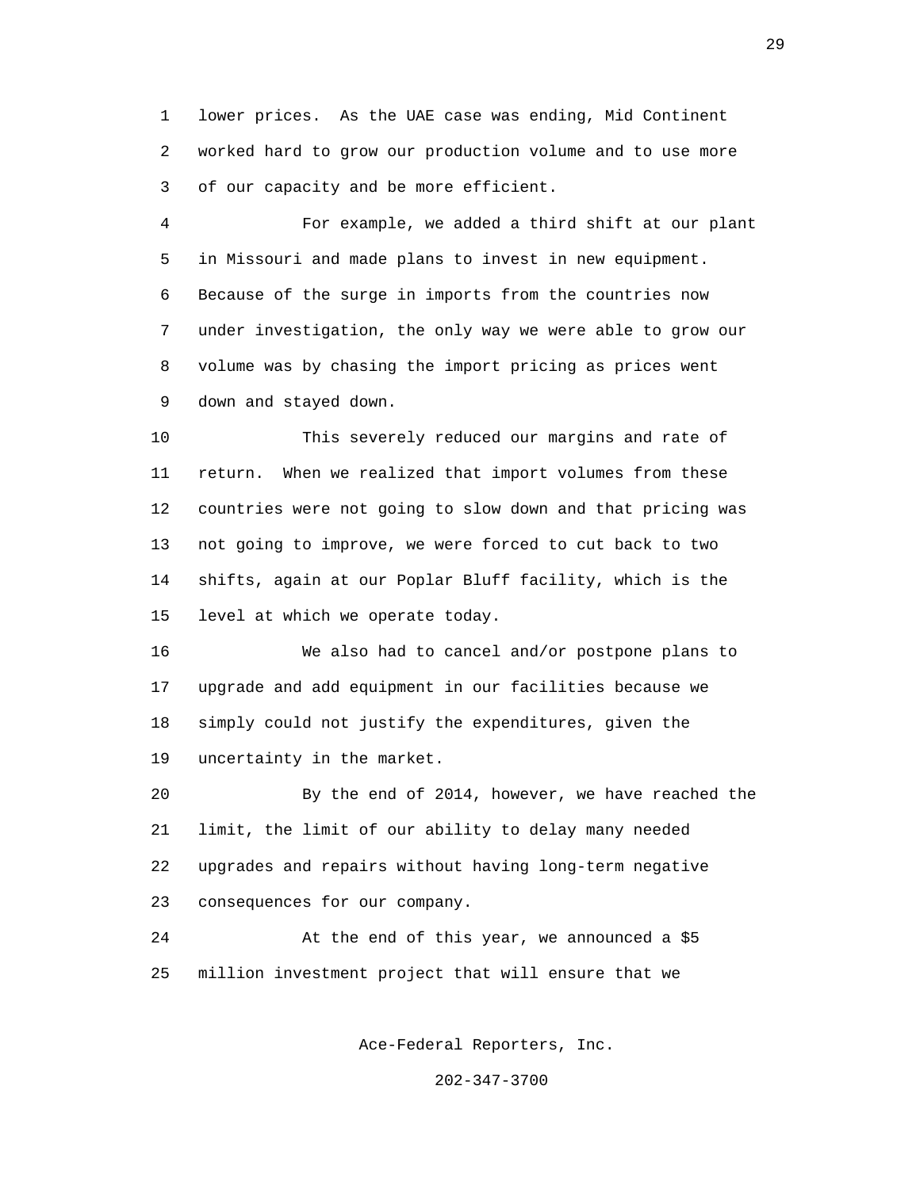lower prices. As the UAE case was ending, Mid Continent worked hard to grow our production volume and to use more of our capacity and be more efficient.

For example, we added a third shift at our plant in Missouri and made plans to invest in new equipment. Because of the surge in imports from the countries now under investigation, the only way we were able to grow our volume was by chasing the import pricing as prices went down and stayed down.

This severely reduced our margins and rate of return. When we realized that import volumes from these countries were not going to slow down and that pricing was not going to improve, we were forced to cut back to two shifts, again at our Poplar Bluff facility, which is the level at which we operate today.

We also had to cancel and/or postpone plans to upgrade and add equipment in our facilities because we simply could not justify the expenditures, given the uncertainty in the market.

By the end of 2014, however, we have reached the limit, the limit of our ability to delay many needed upgrades and repairs without having long-term negative consequences for our company.

At the end of this year, we announced a $5 million investment project that will ensure that we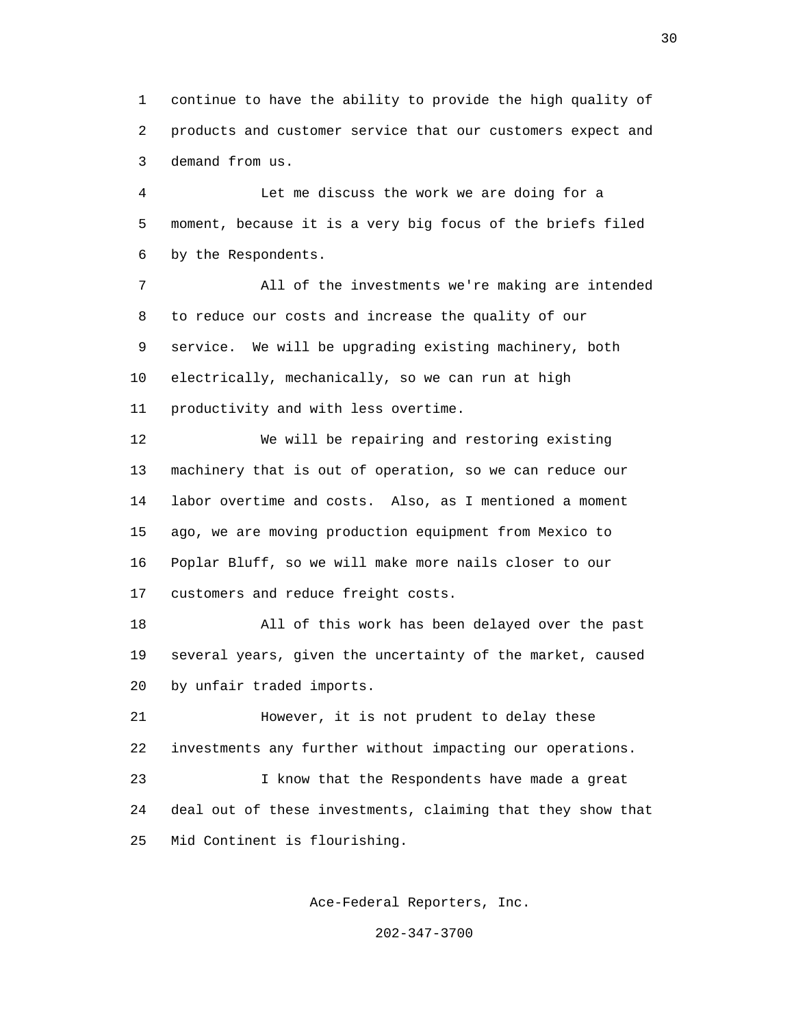continue to have the ability to provide the high quality of products and customer service that our customers expect and demand from us.

Let me discuss the work we are doing for a moment, because it is a very big focus of the briefs filed by the Respondents.

All of the investments we're making are intended to reduce our costs and increase the quality of our service. We will be upgrading existing machinery, both electrically, mechanically, so we can run at high productivity and with less overtime.

We will be repairing and restoring existing machinery that is out of operation, so we can reduce our labor overtime and costs. Also, as I mentioned a moment ago, we are moving production equipment from Mexico to Poplar Bluff, so we will make more nails closer to our customers and reduce freight costs.

All of this work has been delayed over the past several years, given the uncertainty of the market, caused by unfair traded imports.

However, it is not prudent to delay these investments any further without impacting our operations.

I know that the Respondents have made a great deal out of these investments, claiming that they show that Mid Continent is flourishing.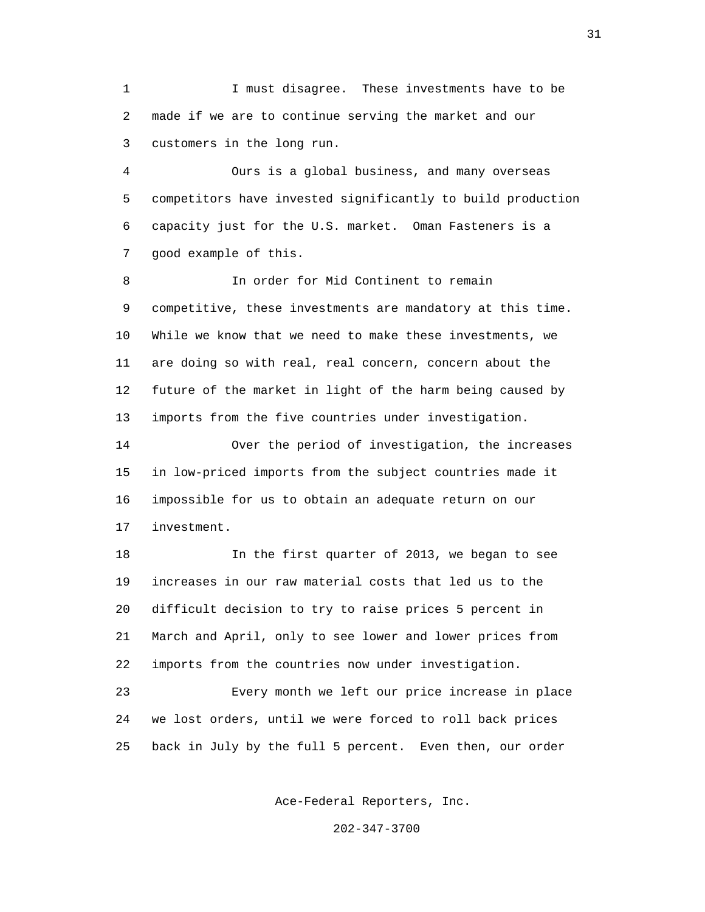I must disagree. These investments have to be made if we are to continue serving the market and our customers in the long run.

Ours is a global business, and many overseas competitors have invested significantly to build production capacity just for the U.S. market. Oman Fasteners is a good example of this.

In order for Mid Continent to remain competitive, these investments are mandatory at this time. While we know that we need to make these investments, we are doing so with real, real concern, concern about the future of the market in light of the harm being caused by imports from the five countries under investigation.

Over the period of investigation, the increases in low-priced imports from the subject countries made it impossible for us to obtain an adequate return on our investment.

In the first quarter of 2013, we began to see increases in our raw material costs that led us to the difficult decision to try to raise prices 5 percent in March and April, only to see lower and lower prices from imports from the countries now under investigation.

Every month we left our price increase in place we lost orders, until we were forced to roll back prices back in July by the full 5 percent. Even then, our order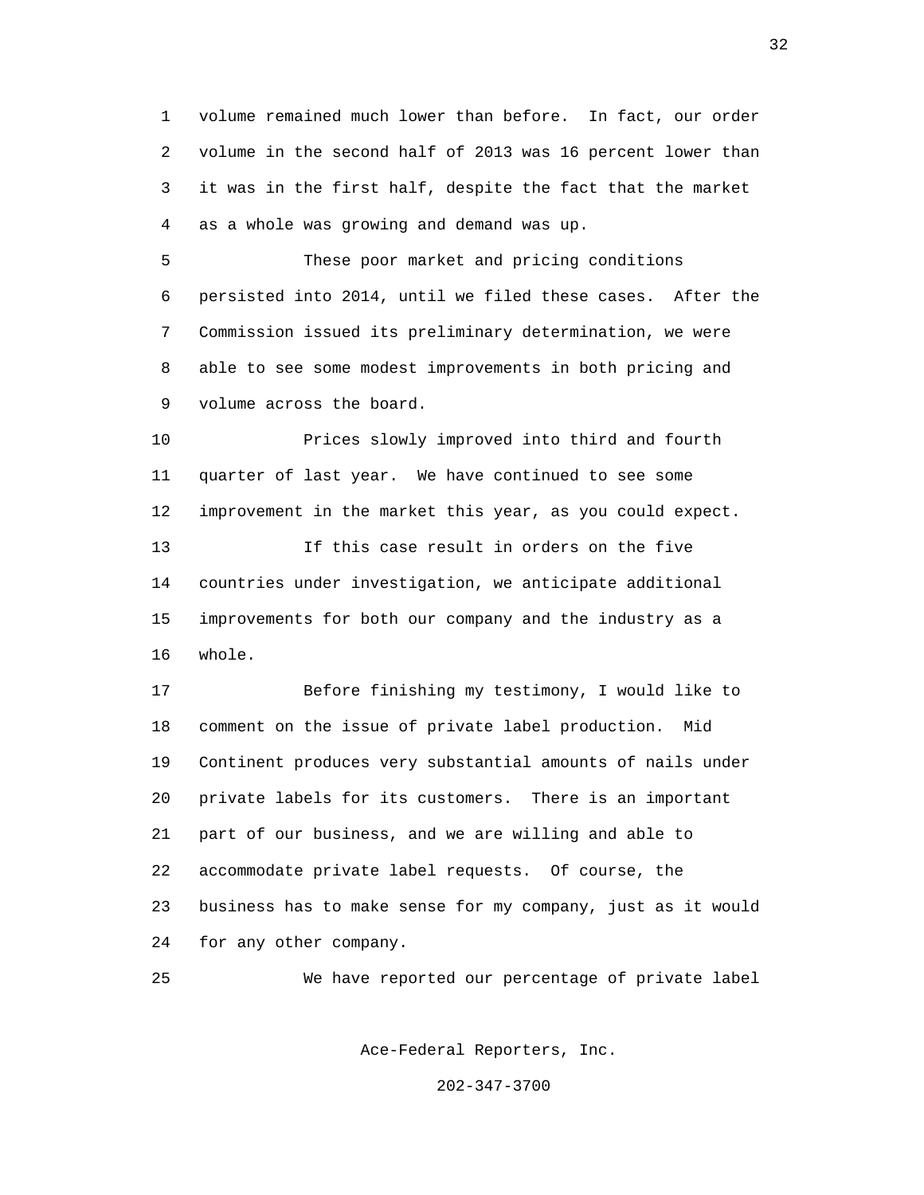volume remained much lower than before. In fact, our order volume in the second half of 2013 was 16 percent lower than it was in the first half, despite the fact that the market as a whole was growing and demand was up.

These poor market and pricing conditions persisted into 2014, until we filed these cases. After the Commission issued its preliminary determination, we were able to see some modest improvements in both pricing and volume across the board.

Prices slowly improved into third and fourth quarter of last year. We have continued to see some improvement in the market this year, as you could expect.

If this case result in orders on the five countries under investigation, we anticipate additional improvements for both our company and the industry as a whole.

Before finishing my testimony, I would like to comment on the issue of private label production. Mid Continent produces very substantial amounts of nails under private labels for its customers. There is an important part of our business, and we are willing and able to accommodate private label requests. Of course, the business has to make sense for my company, just as it would for any other company.

We have reported our percentage of private label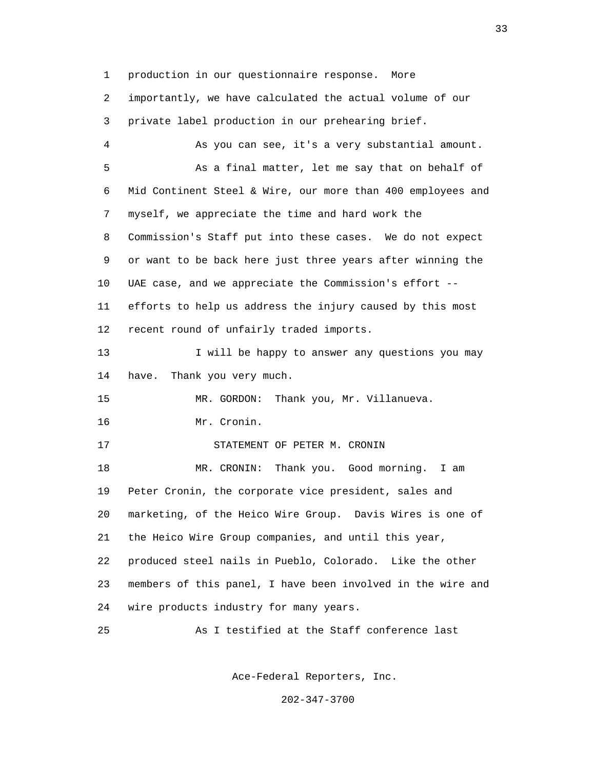production in our questionnaire response. More importantly, we have calculated the actual volume of our private label production in our prehearing brief.

As you can see, it's a very substantial amount.

As a final matter, let me say that on behalf of Mid Continent Steel & Wire, our more than 400 employees and myself, we appreciate the time and hard work the Commission's Staff put into these cases. We do not expect or want to be back here just three years after winning the UAE case, and we appreciate the Commission's effort -- efforts to help us address the injury caused by this most recent round of unfairly traded imports.

I will be happy to answer any questions you may have. Thank you very much.

MR. GORDON: Thank you, Mr. Villanueva.

Mr. Cronin.

STATEMENT OF PETER M. CRONIN

MR. CRONIN: Thank you. Good morning. I am Peter Cronin, the corporate vice president, sales and marketing, of the Heico Wire Group. Davis Wires is one of the Heico Wire Group companies, and until this year, produced steel nails in Pueblo, Colorado. Like the other members of this panel, I have been involved in the wire and wire products industry for many years.

As I testified at the Staff conference last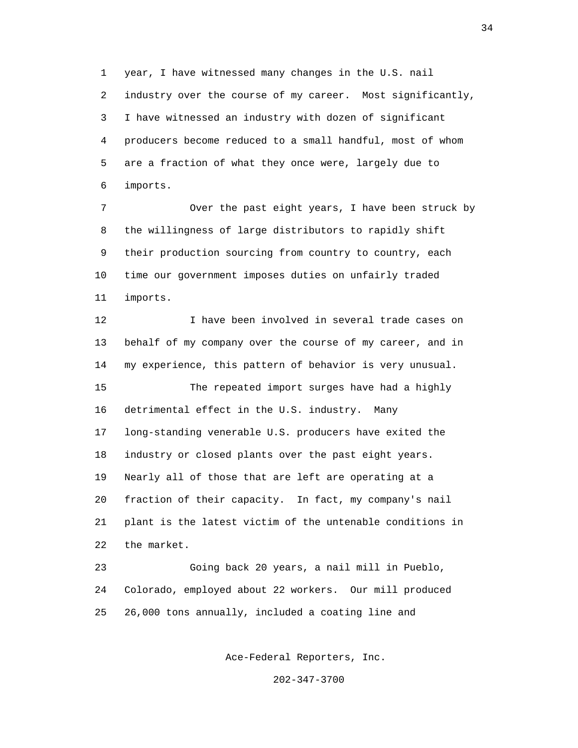year, I have witnessed many changes in the U.S. nail industry over the course of my career. Most significantly, I have witnessed an industry with dozen of significant producers become reduced to a small handful, most of whom are a fraction of what they once were, largely due to imports.

Over the past eight years, I have been struck by the willingness of large distributors to rapidly shift their production sourcing from country to country, each time our government imposes duties on unfairly traded imports.

I have been involved in several trade cases on behalf of my company over the course of my career, and in my experience, this pattern of behavior is very unusual.

The repeated import surges have had a highly detrimental effect in the U.S. industry. Many long-standing venerable U.S. producers have exited the industry or closed plants over the past eight years. Nearly all of those that are left are operating at a fraction of their capacity. In fact, my company's nail plant is the latest victim of the untenable conditions in the market.

Going back 20 years, a nail mill in Pueblo, Colorado, employed about 22 workers. Our mill produced 26,000 tons annually, included a coating line and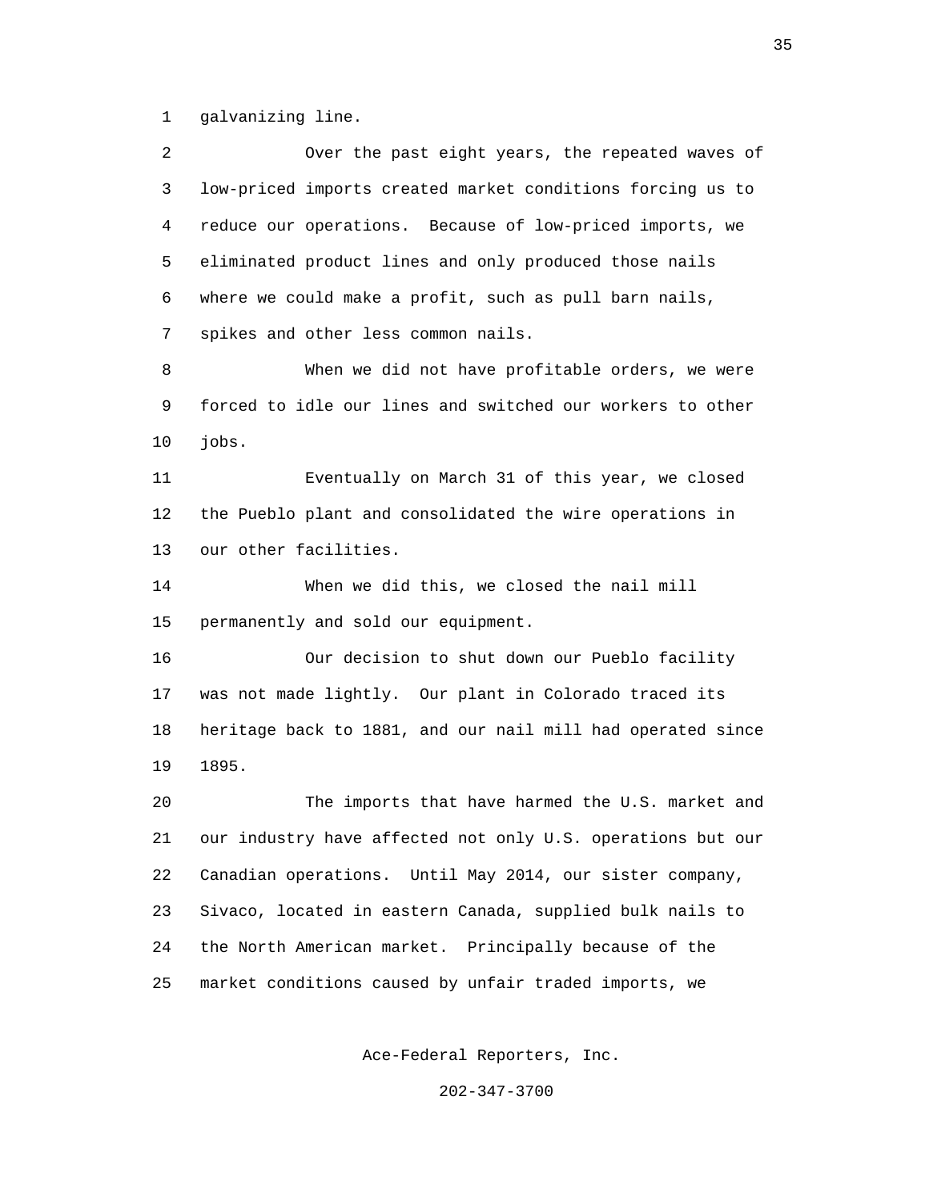galvanizing line.

Over the past eight years, the repeated waves of low-priced imports created market conditions forcing us to reduce our operations. Because of low-priced imports, we eliminated product lines and only produced those nails where we could make a profit, such as pull barn nails, spikes and other less common nails.

When we did not have profitable orders, we were forced to idle our lines and switched our workers to other jobs.

Eventually on March 31 of this year, we closed the Pueblo plant and consolidated the wire operations in our other facilities.

When we did this, we closed the nail mill permanently and sold our equipment.

Our decision to shut down our Pueblo facility was not made lightly. Our plant in Colorado traced its heritage back to 1881, and our nail mill had operated since 1895.

The imports that have harmed the U.S. market and our industry have affected not only U.S. operations but our Canadian operations. Until May 2014, our sister company, Sivaco, located in eastern Canada, supplied bulk nails to the North American market. Principally because of the market conditions caused by unfair traded imports, we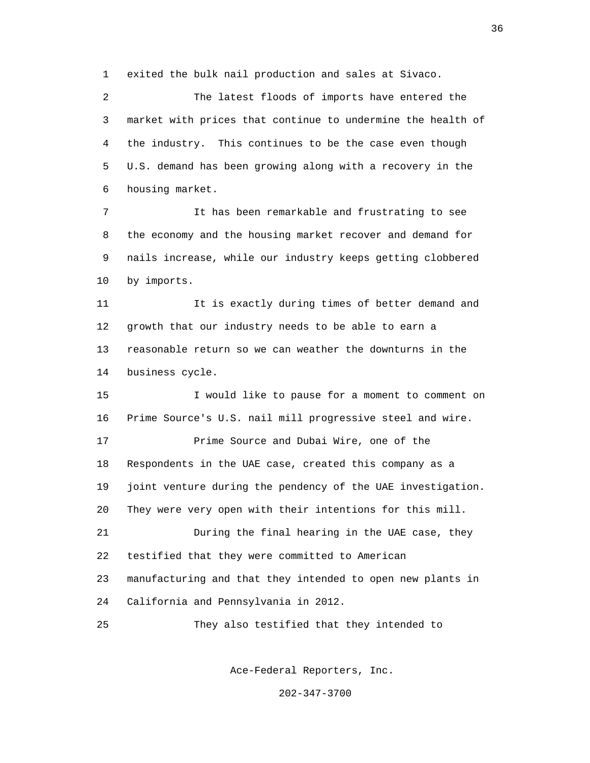exited the bulk nail production and sales at Sivaco.

The latest floods of imports have entered the market with prices that continue to undermine the health of the industry. This continues to be the case even though U.S. demand has been growing along with a recovery in the housing market.

It has been remarkable and frustrating to see the economy and the housing market recover and demand for nails increase, while our industry keeps getting clobbered by imports.

It is exactly during times of better demand and growth that our industry needs to be able to earn a reasonable return so we can weather the downturns in the business cycle.

I would like to pause for a moment to comment on Prime Source's U.S. nail mill progressive steel and wire.

Prime Source and Dubai Wire, one of the Respondents in the UAE case, created this company as a joint venture during the pendency of the UAE investigation. They were very open with their intentions for this mill.

During the final hearing in the UAE case, they testified that they were committed to American manufacturing and that they intended to open new plants in California and Pennsylvania in 2012.

They also testified that they intended to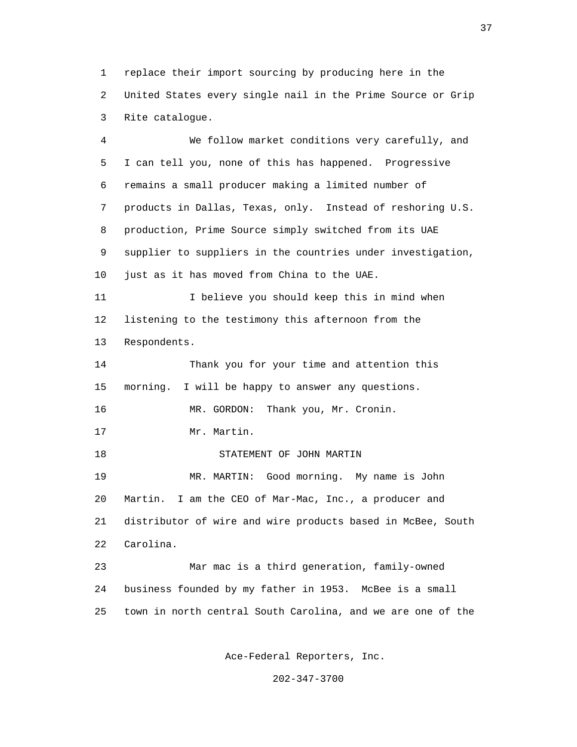replace their import sourcing by producing here in the United States every single nail in the Prime Source or Grip Rite catalogue.

We follow market conditions very carefully, and I can tell you, none of this has happened. Progressive remains a small producer making a limited number of products in Dallas, Texas, only. Instead of reshoring U.S. production, Prime Source simply switched from its UAE supplier to suppliers in the countries under investigation, just as it has moved from China to the UAE.

I believe you should keep this in mind when listening to the testimony this afternoon from the Respondents.

Thank you for your time and attention this morning. I will be happy to answer any questions.

MR. GORDON: Thank you, Mr. Cronin.

Mr. Martin.

STATEMENT OF JOHN MARTIN

MR. MARTIN: Good morning. My name is John Martin. I am the CEO of Mar-Mac, Inc., a producer and distributor of wire and wire products based in McBee, South Carolina.

Mar mac is a third generation, family-owned business founded by my father in 1953. McBee is a small town in north central South Carolina, and we are one of the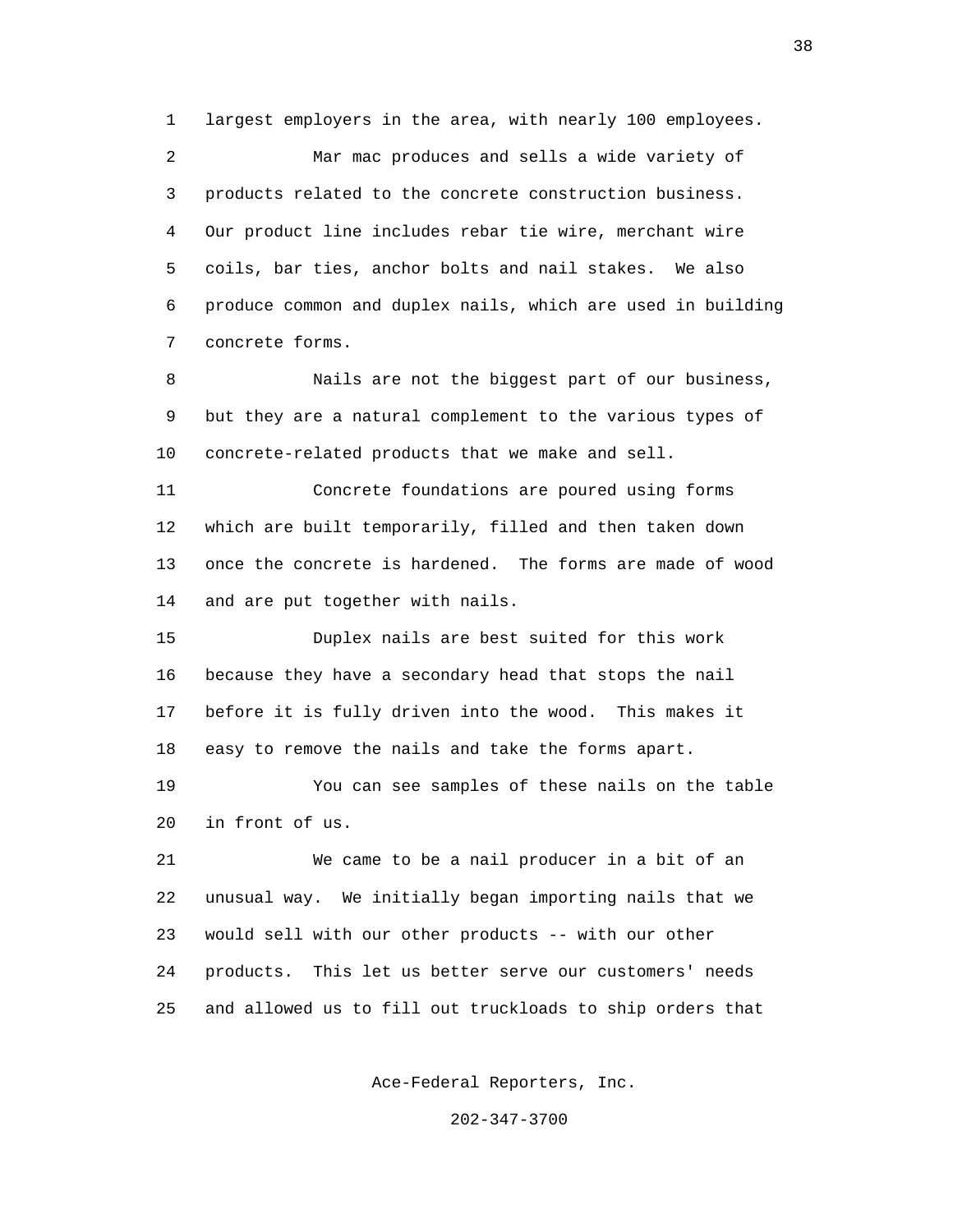largest employers in the area, with nearly 100 employees.

Mar mac produces and sells a wide variety of products related to the concrete construction business. Our product line includes rebar tie wire, merchant wire coils, bar ties, anchor bolts and nail stakes. We also produce common and duplex nails, which are used in building concrete forms.

Nails are not the biggest part of our business, but they are a natural complement to the various types of concrete-related products that we make and sell.

Concrete foundations are poured using forms which are built temporarily, filled and then taken down once the concrete is hardened. The forms are made of wood and are put together with nails.

Duplex nails are best suited for this work because they have a secondary head that stops the nail before it is fully driven into the wood. This makes it easy to remove the nails and take the forms apart.

You can see samples of these nails on the table in front of us.

We came to be a nail producer in a bit of an unusual way. We initially began importing nails that we would sell with our other products -- with our other products. This let us better serve our customers' needs and allowed us to fill out truckloads to ship orders that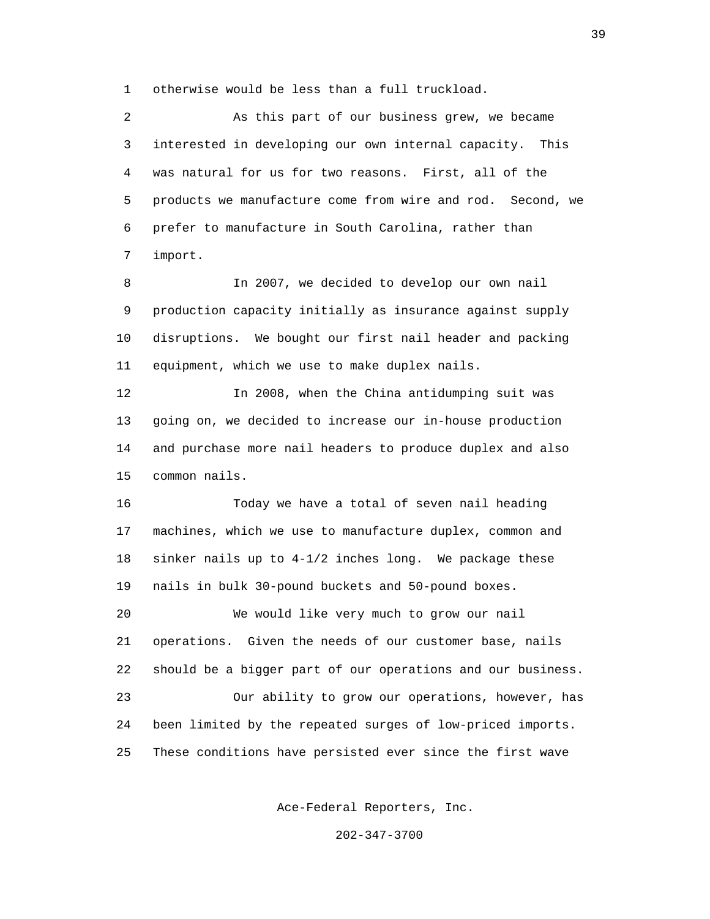otherwise would be less than a full truckload.

As this part of our business grew, we became interested in developing our own internal capacity. This was natural for us for two reasons. First, all of the products we manufacture come from wire and rod. Second, we prefer to manufacture in South Carolina, rather than import.

In 2007, we decided to develop our own nail production capacity initially as insurance against supply disruptions. We bought our first nail header and packing equipment, which we use to make duplex nails.

In 2008, when the China antidumping suit was going on, we decided to increase our in-house production and purchase more nail headers to produce duplex and also common nails.

Today we have a total of seven nail heading machines, which we use to manufacture duplex, common and sinker nails up to 4-1/2 inches long. We package these nails in bulk 30-pound buckets and 50-pound boxes.

We would like very much to grow our nail operations. Given the needs of our customer base, nails should be a bigger part of our operations and our business.

Our ability to grow our operations, however, has been limited by the repeated surges of low-priced imports. These conditions have persisted ever since the first wave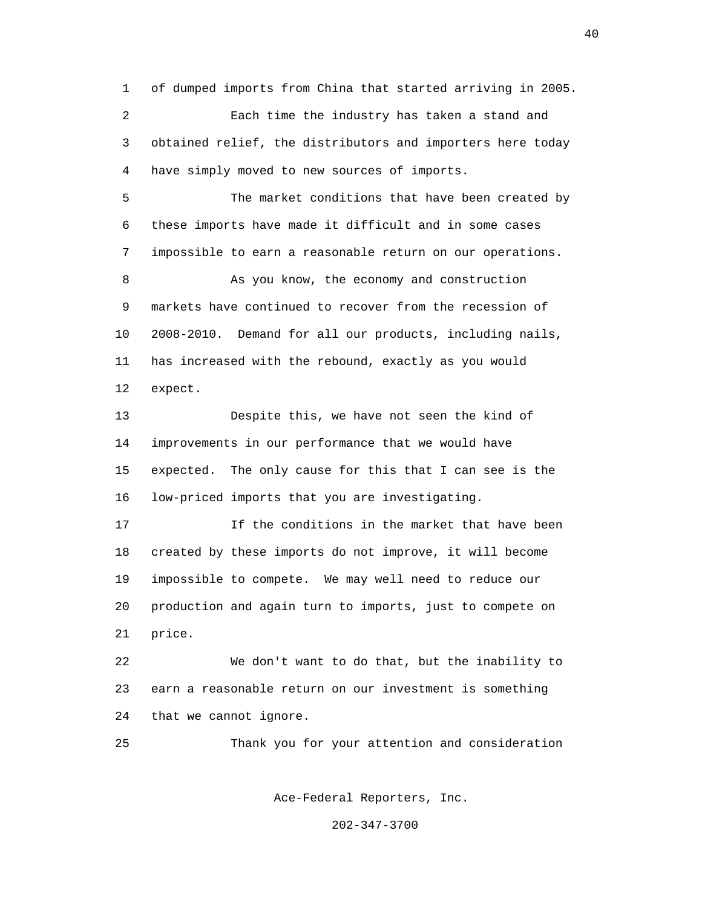of dumped imports from China that started arriving in 2005.

Each time the industry has taken a stand and obtained relief, the distributors and importers here today have simply moved to new sources of imports.

The market conditions that have been created by these imports have made it difficult and in some cases impossible to earn a reasonable return on our operations.

As you know, the economy and construction markets have continued to recover from the recession of 2008-2010. Demand for all our products, including nails, has increased with the rebound, exactly as you would expect.

Despite this, we have not seen the kind of improvements in our performance that we would have expected. The only cause for this that I can see is the low-priced imports that you are investigating.

If the conditions in the market that have been created by these imports do not improve, it will become impossible to compete. We may well need to reduce our production and again turn to imports, just to compete on price.

We don't want to do that, but the inability to earn a reasonable return on our investment is something that we cannot ignore.

Thank you for your attention and consideration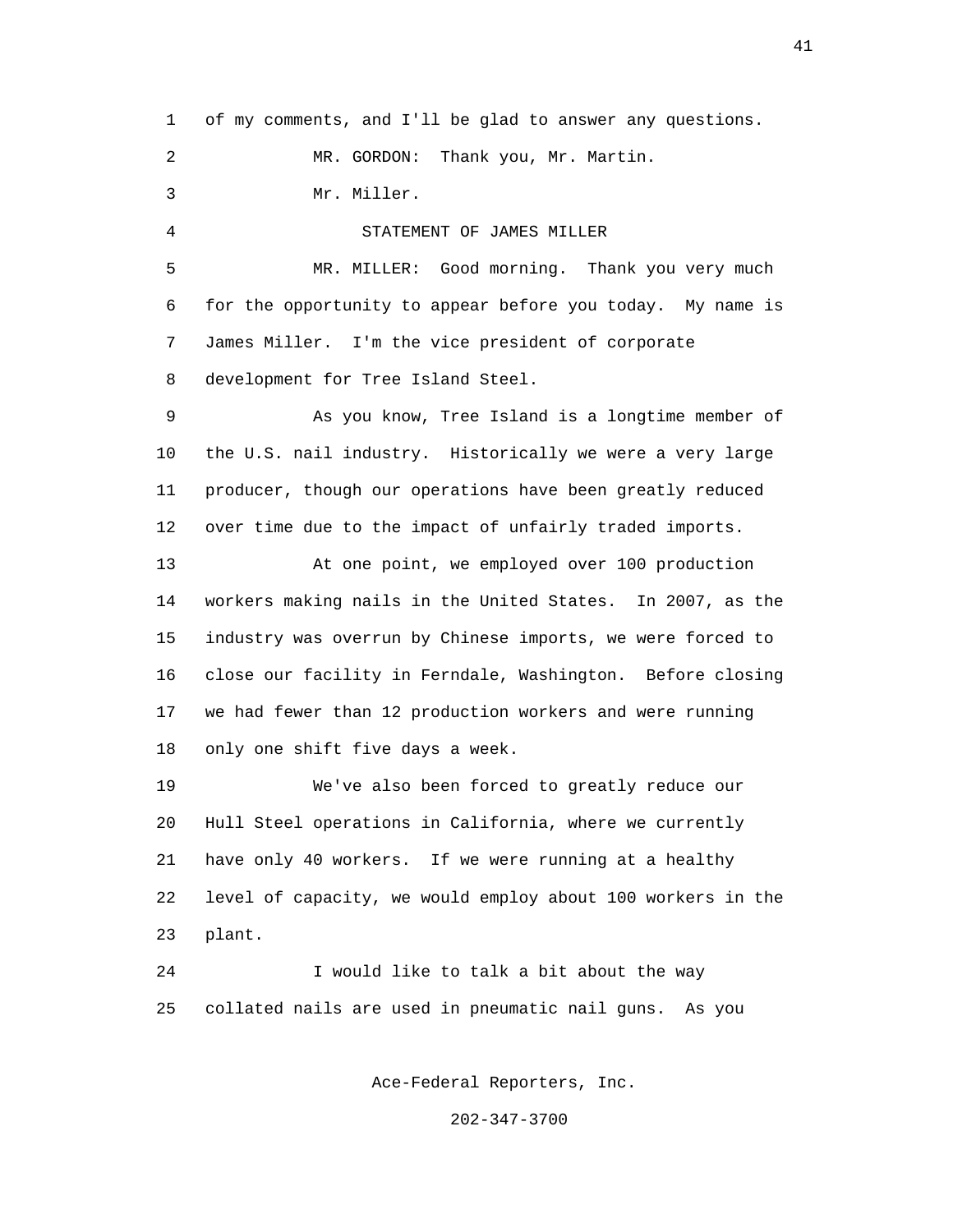of my comments, and I'll be glad to answer any questions.

MR. GORDON: Thank you, Mr. Martin.

Mr. Miller.

STATEMENT OF JAMES MILLER

MR. MILLER: Good morning. Thank you very much for the opportunity to appear before you today. My name is James Miller. I'm the vice president of corporate development for Tree Island Steel.

As you know, Tree Island is a longtime member of the U.S. nail industry. Historically we were a very large producer, though our operations have been greatly reduced over time due to the impact of unfairly traded imports.

At one point, we employed over 100 production workers making nails in the United States. In 2007, as the industry was overrun by Chinese imports, we were forced to close our facility in Ferndale, Washington. Before closing we had fewer than 12 production workers and were running only one shift five days a week.

We've also been forced to greatly reduce our Hull Steel operations in California, where we currently have only 40 workers. If we were running at a healthy level of capacity, we would employ about 100 workers in the plant.

I would like to talk a bit about the way collated nails are used in pneumatic nail guns. As you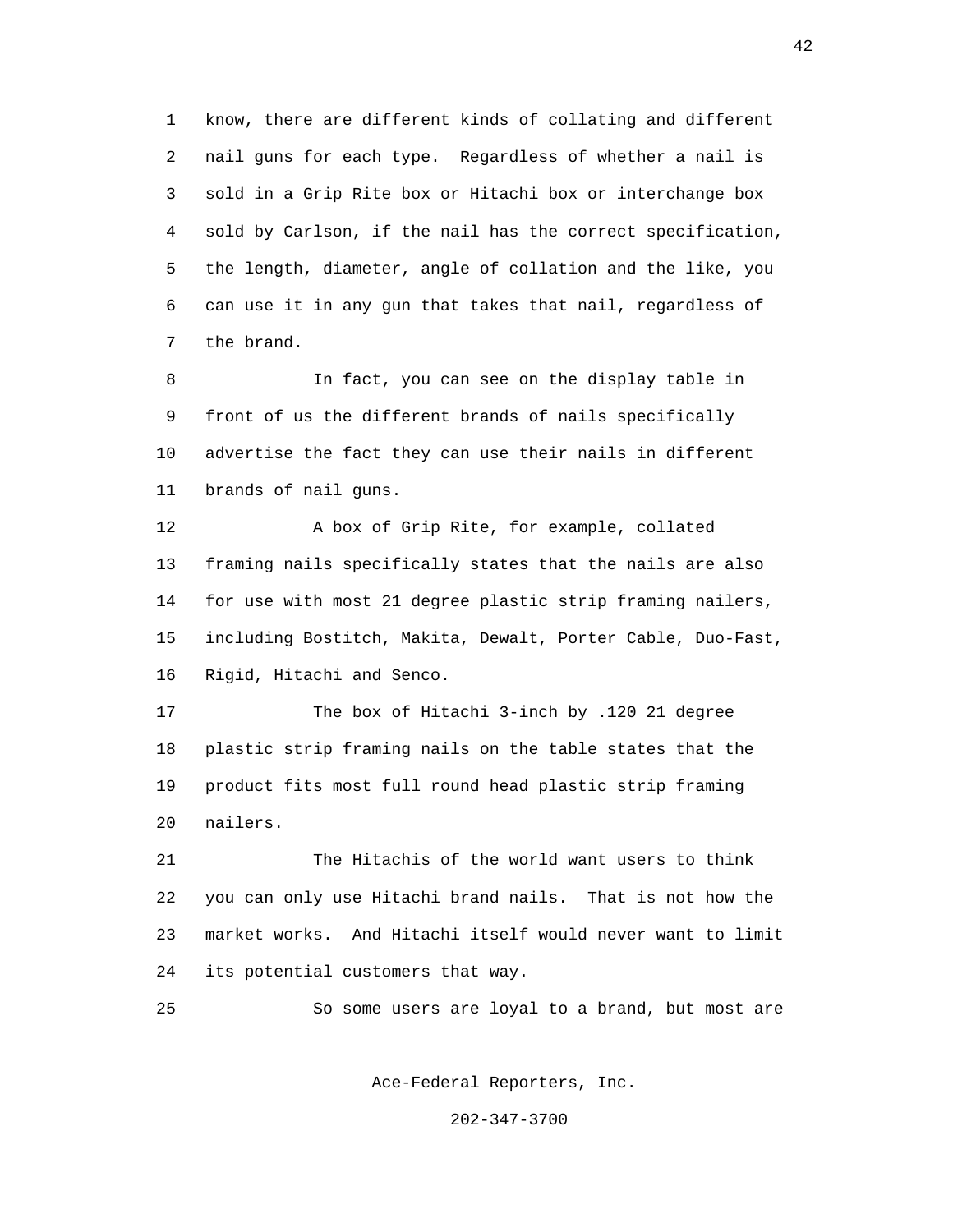know, there are different kinds of collating and different nail guns for each type. Regardless of whether a nail is sold in a Grip Rite box or Hitachi box or interchange box sold by Carlson, if the nail has the correct specification, the length, diameter, angle of collation and the like, you can use it in any gun that takes that nail, regardless of the brand.

In fact, you can see on the display table in front of us the different brands of nails specifically advertise the fact they can use their nails in different brands of nail guns.

A box of Grip Rite, for example, collated framing nails specifically states that the nails are also for use with most 21 degree plastic strip framing nailers, including Bostitch, Makita, Dewalt, Porter Cable, Duo-Fast, Rigid, Hitachi and Senco.

The box of Hitachi 3-inch by .120 21 degree plastic strip framing nails on the table states that the product fits most full round head plastic strip framing nailers.

The Hitachis of the world want users to think you can only use Hitachi brand nails. That is not how the market works. And Hitachi itself would never want to limit its potential customers that way.

So some users are loyal to a brand, but most are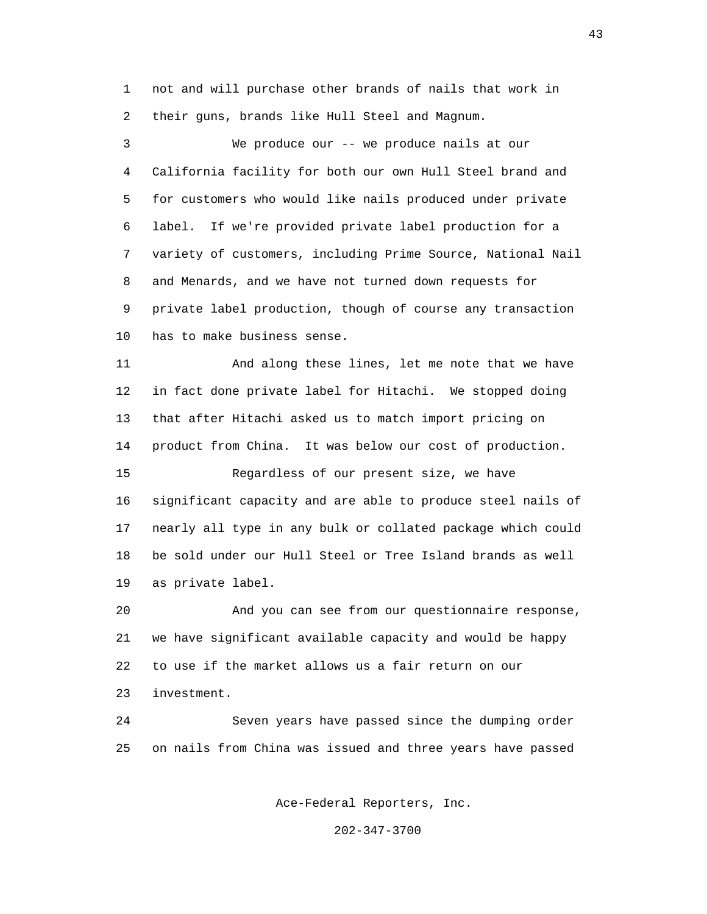not and will purchase other brands of nails that work in their guns, brands like Hull Steel and Magnum.

We produce our -- we produce nails at our California facility for both our own Hull Steel brand and for customers who would like nails produced under private label. If we're provided private label production for a variety of customers, including Prime Source, National Nail and Menards, and we have not turned down requests for private label production, though of course any transaction has to make business sense.

And along these lines, let me note that we have in fact done private label for Hitachi. We stopped doing that after Hitachi asked us to match import pricing on product from China. It was below our cost of production.

Regardless of our present size, we have significant capacity and are able to produce steel nails of nearly all type in any bulk or collated package which could be sold under our Hull Steel or Tree Island brands as well as private label.

And you can see from our questionnaire response, we have significant available capacity and would be happy to use if the market allows us a fair return on our investment.

Seven years have passed since the dumping order on nails from China was issued and three years have passed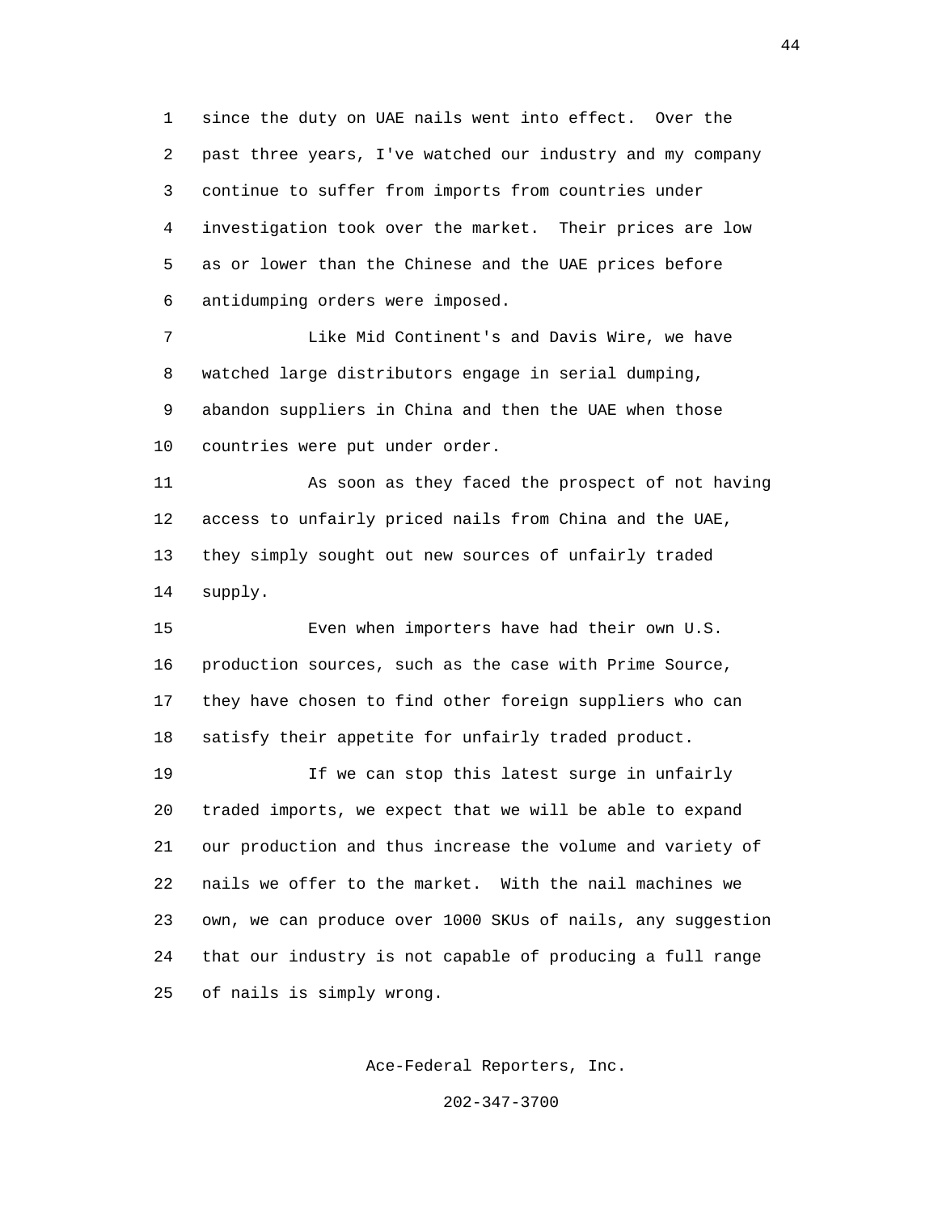since the duty on UAE nails went into effect. Over the past three years, I've watched our industry and my company continue to suffer from imports from countries under investigation took over the market. Their prices are low as or lower than the Chinese and the UAE prices before antidumping orders were imposed.

Like Mid Continent's and Davis Wire, we have watched large distributors engage in serial dumping, abandon suppliers in China and then the UAE when those countries were put under order.

As soon as they faced the prospect of not having access to unfairly priced nails from China and the UAE, they simply sought out new sources of unfairly traded supply.

Even when importers have had their own U.S. production sources, such as the case with Prime Source, they have chosen to find other foreign suppliers who can satisfy their appetite for unfairly traded product.

If we can stop this latest surge in unfairly traded imports, we expect that we will be able to expand our production and thus increase the volume and variety of nails we offer to the market. With the nail machines we own, we can produce over 1000 SKUs of nails, any suggestion that our industry is not capable of producing a full range of nails is simply wrong.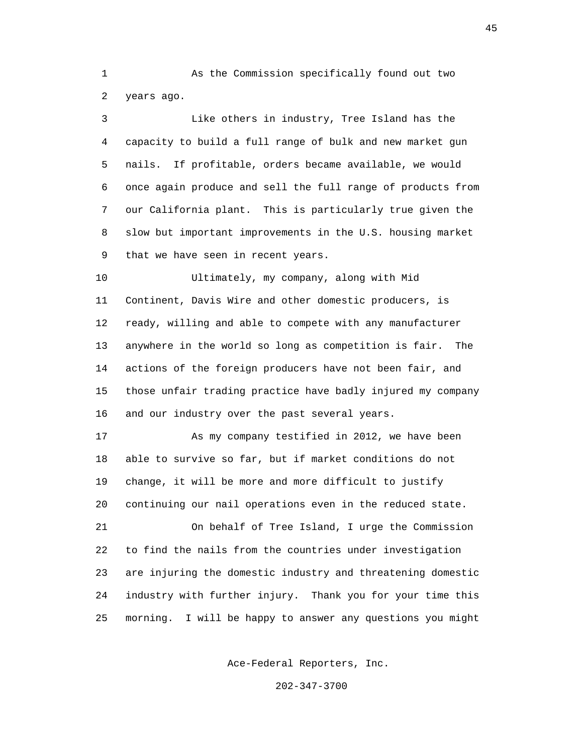As the Commission specifically found out two years ago.

Like others in industry, Tree Island has the capacity to build a full range of bulk and new market gun nails. If profitable, orders became available, we would once again produce and sell the full range of products from our California plant. This is particularly true given the slow but important improvements in the U.S. housing market that we have seen in recent years.

Ultimately, my company, along with Mid Continent, Davis Wire and other domestic producers, is ready, willing and able to compete with any manufacturer anywhere in the world so long as competition is fair. The actions of the foreign producers have not been fair, and those unfair trading practice have badly injured my company and our industry over the past several years.

As my company testified in 2012, we have been able to survive so far, but if market conditions do not change, it will be more and more difficult to justify continuing our nail operations even in the reduced state.

On behalf of Tree Island, I urge the Commission to find the nails from the countries under investigation are injuring the domestic industry and threatening domestic industry with further injury. Thank you for your time this morning. I will be happy to answer any questions you might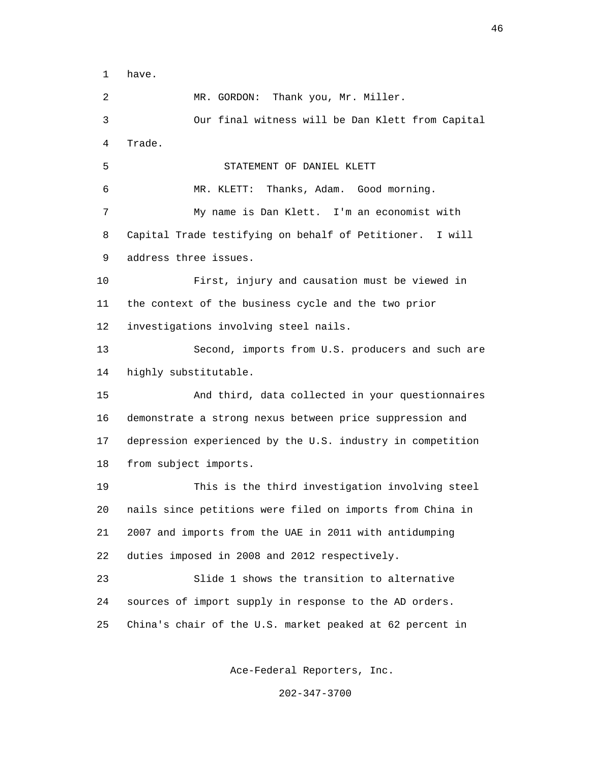1 have.

2 MR. GORDON: Thank you, Mr. Miller.

3 Our final witness will be Dan Klett from Capital

4 Trade.

5 STATEMENT OF DANIEL KLETT

6 MR. KLETT: Thanks, Adam. Good morning.

7 My name is Dan Klett. I'm an economist with

8 Capital Trade testifying on behalf of Petitioner. I will

9 address three issues.

10 First, injury and causation must be viewed in

11 the context of the business cycle and the two prior

12 investigations involving steel nails.

13 Second, imports from U.S. producers and such are

14 highly substitutable.

15 And third, data collected in your questionnaires

16 demonstrate a strong nexus between price suppression and

17 depression experienced by the U.S. industry in competition

18 from subject imports.

19 This is the third investigation involving steel

20 nails since petitions were filed on imports from China in

21 2007 and imports from the UAE in 2011 with antidumping

22 duties imposed in 2008 and 2012 respectively.

23 Slide 1 shows the transition to alternative

24 sources of import supply in response to the AD orders.

25 China's chair of the U.S. market peaked at 62 percent in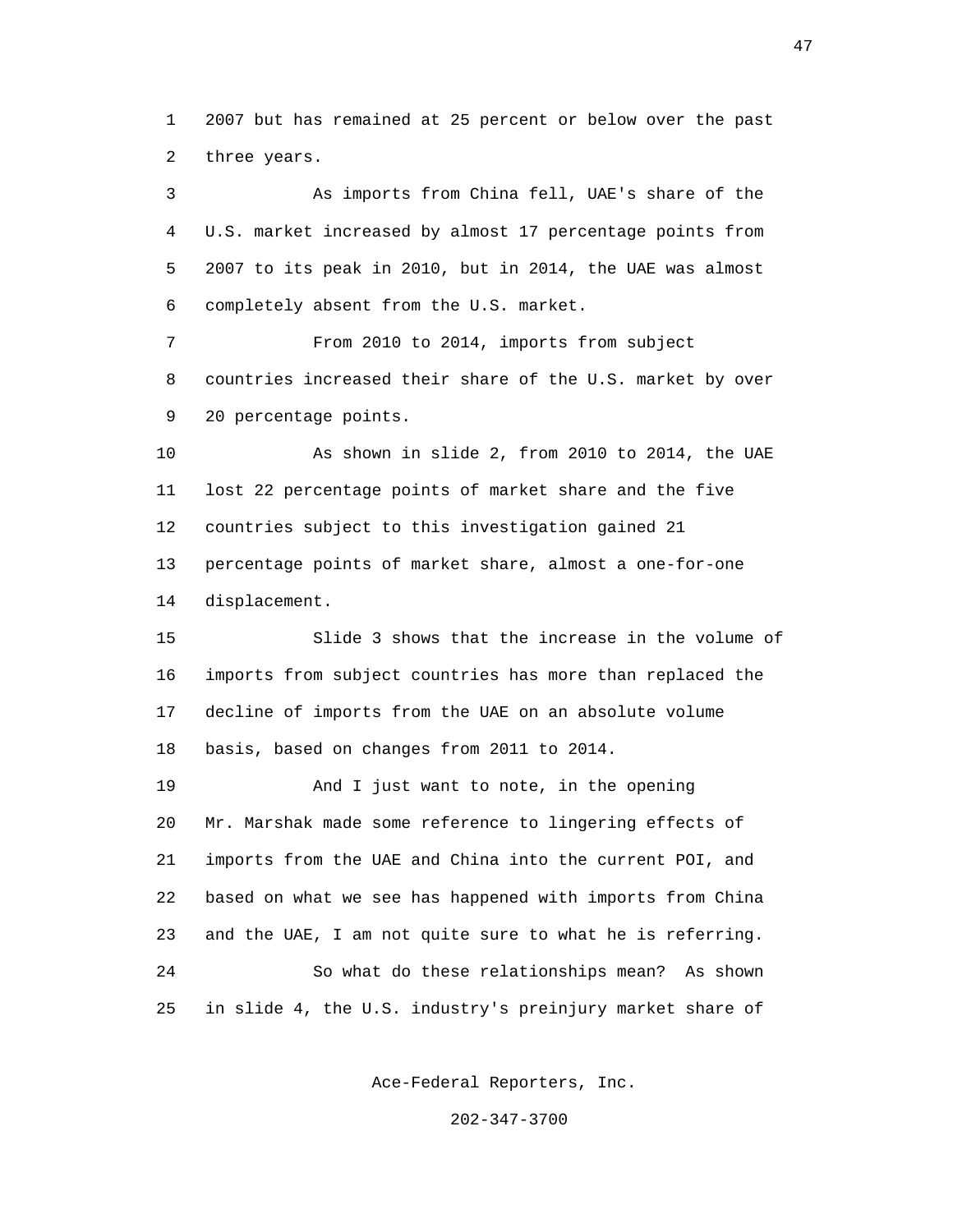2007 but has remained at 25 percent or below over the past three years.

As imports from China fell, UAE's share of the U.S. market increased by almost 17 percentage points from 2007 to its peak in 2010, but in 2014, the UAE was almost completely absent from the U.S. market.

From 2010 to 2014, imports from subject countries increased their share of the U.S. market by over 20 percentage points.

As shown in slide 2, from 2010 to 2014, the UAE lost 22 percentage points of market share and the five countries subject to this investigation gained 21 percentage points of market share, almost a one-for-one displacement.

Slide 3 shows that the increase in the volume of imports from subject countries has more than replaced the decline of imports from the UAE on an absolute volume basis, based on changes from 2011 to 2014.

And I just want to note, in the opening Mr. Marshak made some reference to lingering effects of imports from the UAE and China into the current POI, and based on what we see has happened with imports from China and the UAE, I am not quite sure to what he is referring.

So what do these relationships mean? As shown in slide 4, the U.S. industry's preinjury market share of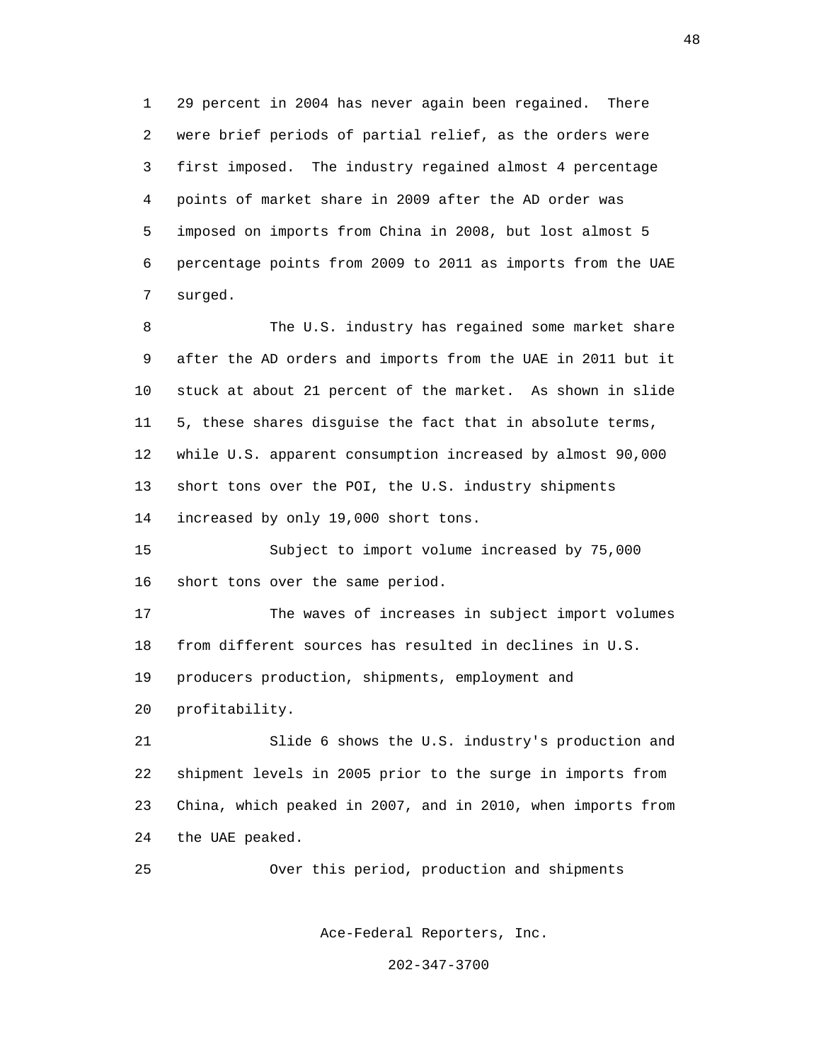29 percent in 2004 has never again been regained. There were brief periods of partial relief, as the orders were first imposed. The industry regained almost 4 percentage points of market share in 2009 after the AD order was imposed on imports from China in 2008, but lost almost 5 percentage points from 2009 to 2011 as imports from the UAE surged.

The U.S. industry has regained some market share after the AD orders and imports from the UAE in 2011 but it stuck at about 21 percent of the market. As shown in slide 5, these shares disguise the fact that in absolute terms, while U.S. apparent consumption increased by almost 90,000 short tons over the POI, the U.S. industry shipments increased by only 19,000 short tons.

Subject to import volume increased by 75,000 short tons over the same period.

The waves of increases in subject import volumes from different sources has resulted in declines in U.S. producers production, shipments, employment and profitability.

Slide 6 shows the U.S. industry's production and shipment levels in 2005 prior to the surge in imports from China, which peaked in 2007, and in 2010, when imports from the UAE peaked.

Over this period, production and shipments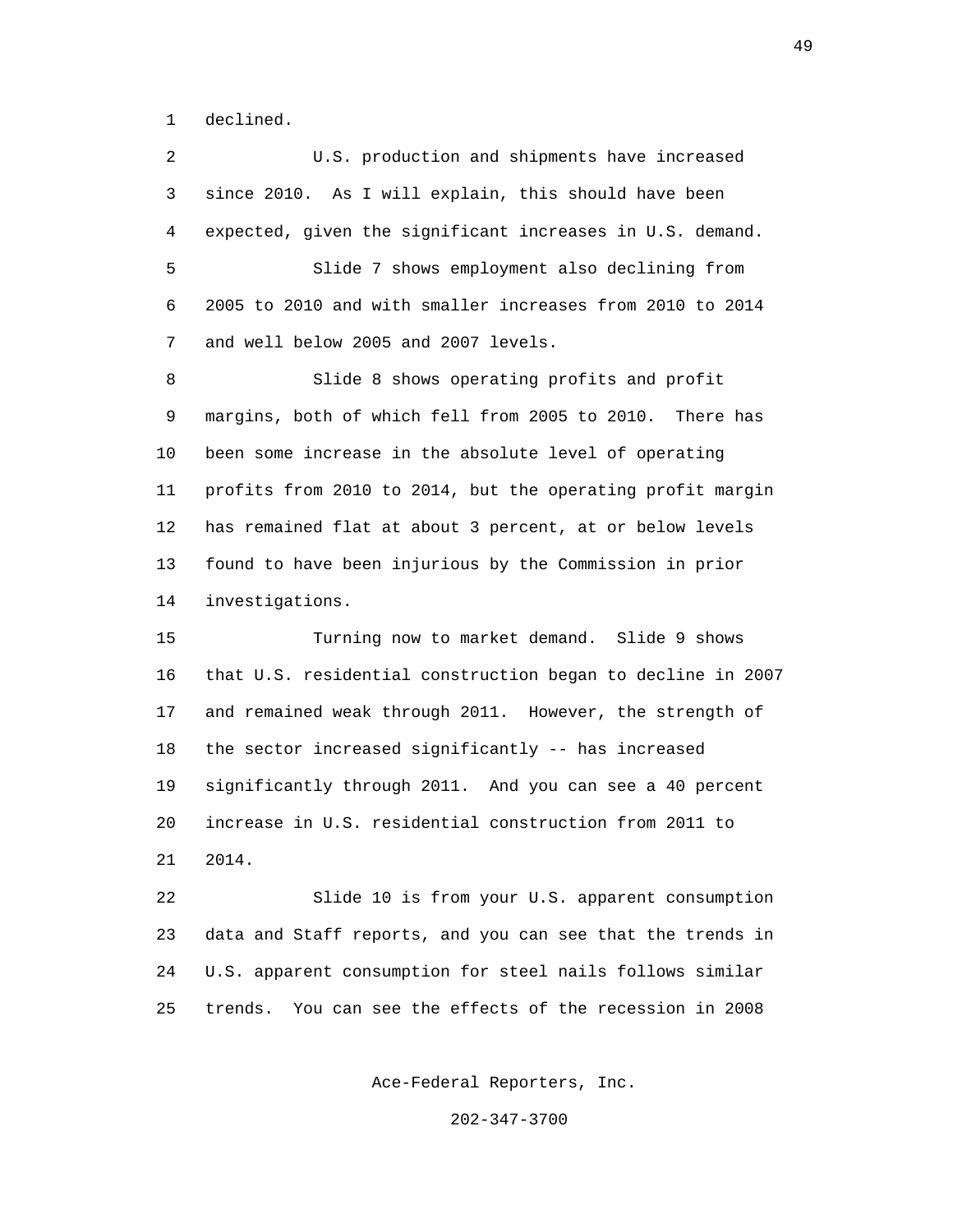1 declined.

2 U.S. production and shipments have increased
3 since 2010. As I will explain, this should have been
4 expected, given the significant increases in U.S. demand.

5 Slide 7 shows employment also declining from
6 2005 to 2010 and with smaller increases from 2010 to 2014
7 and well below 2005 and 2007 levels.

8 Slide 8 shows operating profits and profit
9 margins, both of which fell from 2005 to 2010. There has
10 been some increase in the absolute level of operating
11 profits from 2010 to 2014, but the operating profit margin
12 has remained flat at about 3 percent, at or below levels
13 found to have been injurious by the Commission in prior
14 investigations.

15 Turning now to market demand. Slide 9 shows
16 that U.S. residential construction began to decline in 2007
17 and remained weak through 2011. However, the strength of
18 the sector increased significantly -- has increased
19 significantly through 2011. And you can see a 40 percent
20 increase in U.S. residential construction from 2011 to
21 2014.

22 Slide 10 is from your U.S. apparent consumption
23 data and Staff reports, and you can see that the trends in
24 U.S. apparent consumption for steel nails follows similar
25 trends. You can see the effects of the recession in 2008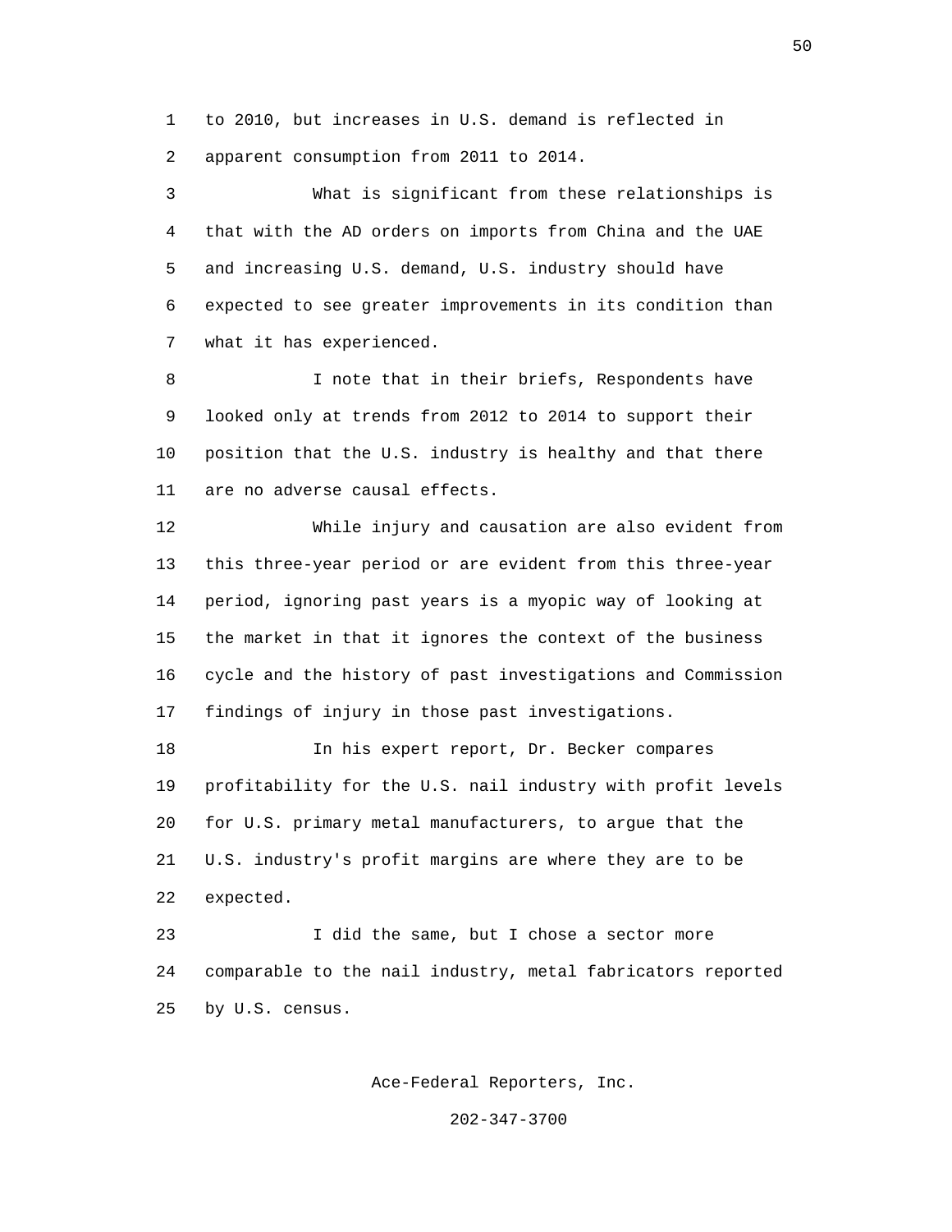to 2010, but increases in U.S. demand is reflected in apparent consumption from 2011 to 2014.

What is significant from these relationships is that with the AD orders on imports from China and the UAE and increasing U.S. demand, U.S. industry should have expected to see greater improvements in its condition than what it has experienced.

I note that in their briefs, Respondents have looked only at trends from 2012 to 2014 to support their position that the U.S. industry is healthy and that there are no adverse causal effects.

While injury and causation are also evident from this three-year period or are evident from this three-year period, ignoring past years is a myopic way of looking at the market in that it ignores the context of the business cycle and the history of past investigations and Commission findings of injury in those past investigations.

In his expert report, Dr. Becker compares profitability for the U.S. nail industry with profit levels for U.S. primary metal manufacturers, to argue that the U.S. industry's profit margins are where they are to be expected.

I did the same, but I chose a sector more comparable to the nail industry, metal fabricators reported by U.S. census.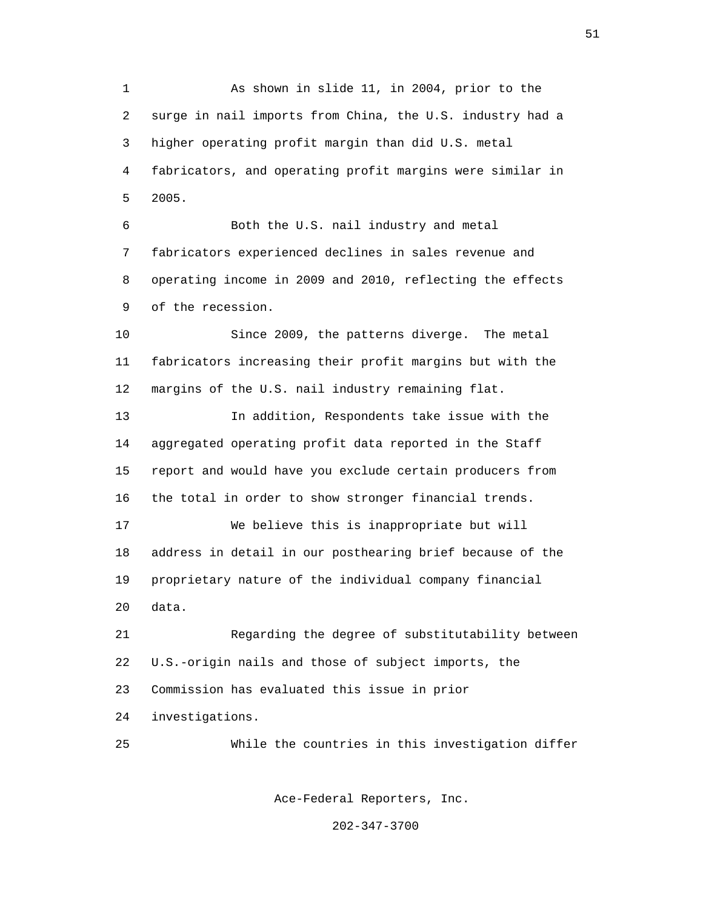As shown in slide 11, in 2004, prior to the surge in nail imports from China, the U.S. industry had a higher operating profit margin than did U.S. metal fabricators, and operating profit margins were similar in 2005.

Both the U.S. nail industry and metal fabricators experienced declines in sales revenue and operating income in 2009 and 2010, reflecting the effects of the recession.

Since 2009, the patterns diverge. The metal fabricators increasing their profit margins but with the margins of the U.S. nail industry remaining flat.

In addition, Respondents take issue with the aggregated operating profit data reported in the Staff report and would have you exclude certain producers from the total in order to show stronger financial trends.

We believe this is inappropriate but will address in detail in our posthearing brief because of the proprietary nature of the individual company financial data.

Regarding the degree of substitutability between U.S.-origin nails and those of subject imports, the Commission has evaluated this issue in prior investigations.

While the countries in this investigation differ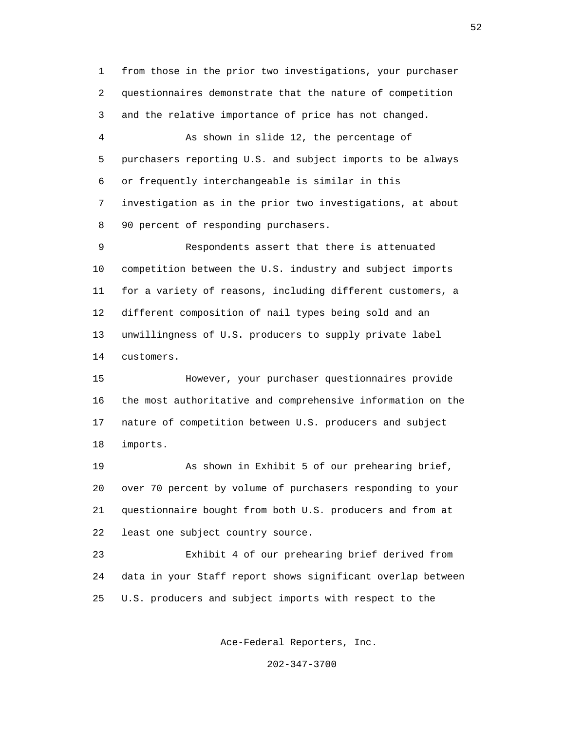from those in the prior two investigations, your purchaser questionnaires demonstrate that the nature of competition and the relative importance of price has not changed.

As shown in slide 12, the percentage of purchasers reporting U.S. and subject imports to be always or frequently interchangeable is similar in this investigation as in the prior two investigations, at about 90 percent of responding purchasers.

Respondents assert that there is attenuated competition between the U.S. industry and subject imports for a variety of reasons, including different customers, a different composition of nail types being sold and an unwillingness of U.S. producers to supply private label customers.

However, your purchaser questionnaires provide the most authoritative and comprehensive information on the nature of competition between U.S. producers and subject imports.

As shown in Exhibit 5 of our prehearing brief, over 70 percent by volume of purchasers responding to your questionnaire bought from both U.S. producers and from at least one subject country source.

Exhibit 4 of our prehearing brief derived from data in your Staff report shows significant overlap between U.S. producers and subject imports with respect to the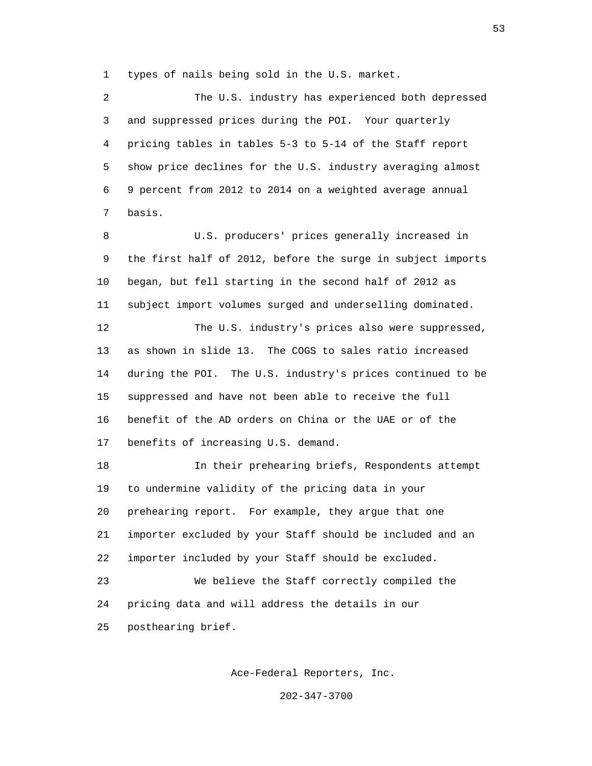types of nails being sold in the U.S. market.

The U.S. industry has experienced both depressed and suppressed prices during the POI. Your quarterly pricing tables in tables 5-3 to 5-14 of the Staff report show price declines for the U.S. industry averaging almost 9 percent from 2012 to 2014 on a weighted average annual basis.

U.S. producers' prices generally increased in the first half of 2012, before the surge in subject imports began, but fell starting in the second half of 2012 as subject import volumes surged and underselling dominated.

The U.S. industry's prices also were suppressed, as shown in slide 13. The COGS to sales ratio increased during the POI. The U.S. industry's prices continued to be suppressed and have not been able to receive the full benefit of the AD orders on China or the UAE or of the benefits of increasing U.S. demand.

In their prehearing briefs, Respondents attempt to undermine validity of the pricing data in your prehearing report. For example, they argue that one importer excluded by your Staff should be included and an importer included by your Staff should be excluded.

We believe the Staff correctly compiled the pricing data and will address the details in our posthearing brief.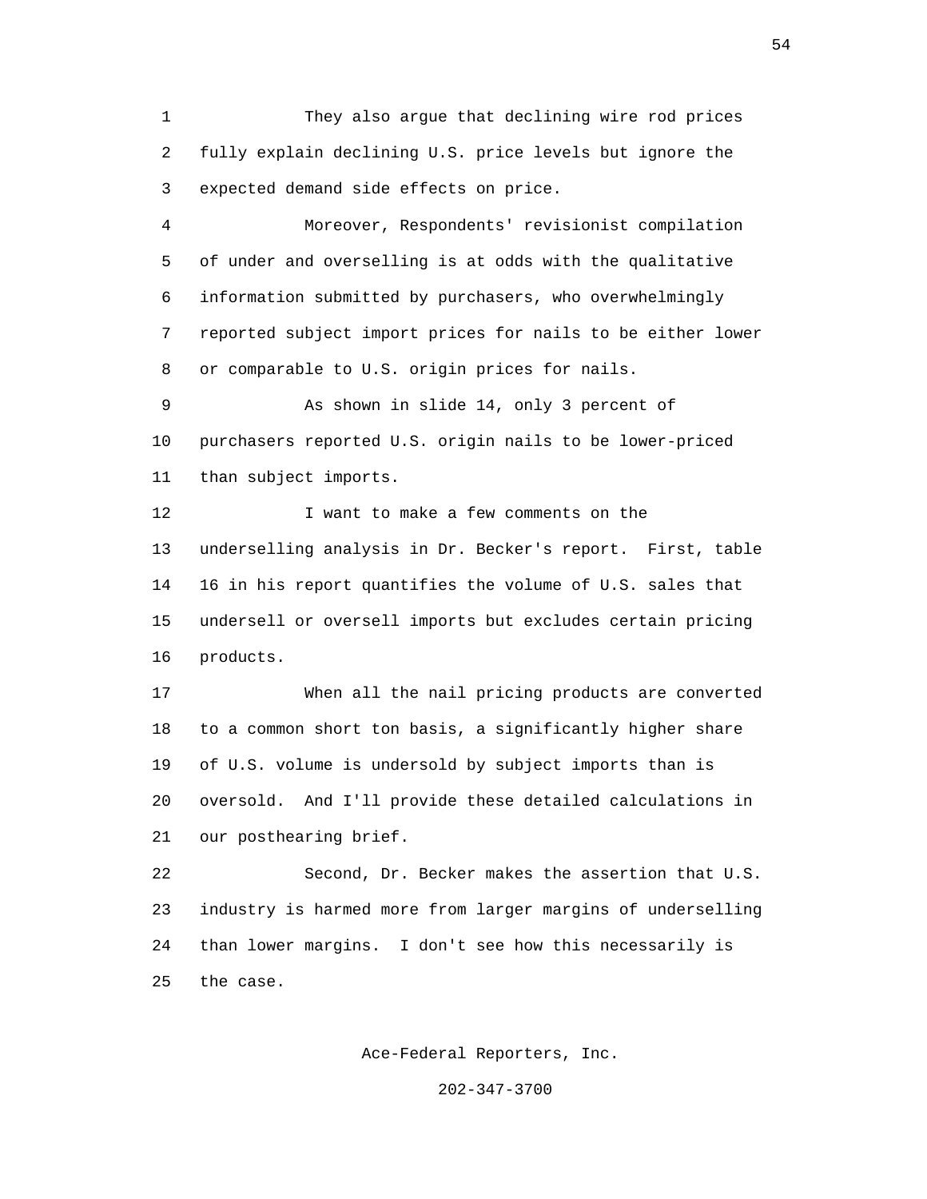They also argue that declining wire rod prices fully explain declining U.S. price levels but ignore the expected demand side effects on price.

Moreover, Respondents' revisionist compilation of under and overselling is at odds with the qualitative information submitted by purchasers, who overwhelmingly reported subject import prices for nails to be either lower or comparable to U.S. origin prices for nails.

As shown in slide 14, only 3 percent of purchasers reported U.S. origin nails to be lower-priced than subject imports.

I want to make a few comments on the underselling analysis in Dr. Becker's report. First, table 16 in his report quantifies the volume of U.S. sales that undersell or oversell imports but excludes certain pricing products.

When all the nail pricing products are converted to a common short ton basis, a significantly higher share of U.S. volume is undersold by subject imports than is oversold. And I'll provide these detailed calculations in our posthearing brief.

Second, Dr. Becker makes the assertion that U.S. industry is harmed more from larger margins of underselling than lower margins. I don't see how this necessarily is the case.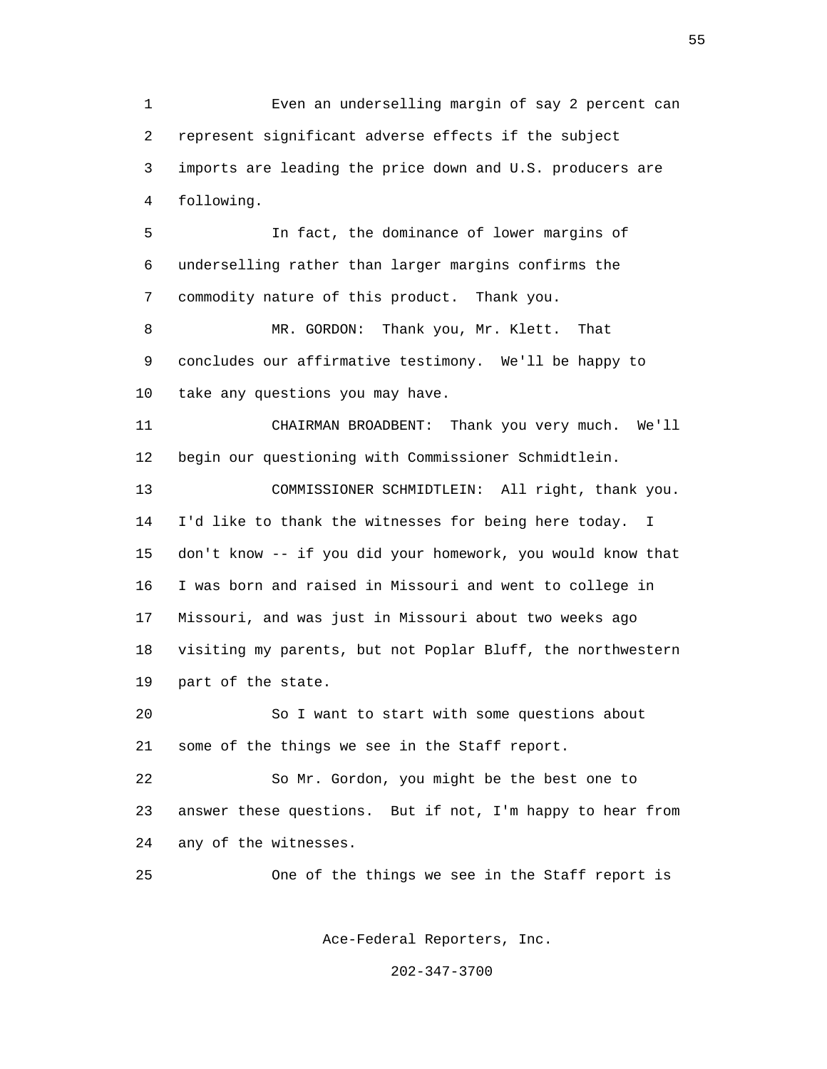Even an underselling margin of say 2 percent can represent significant adverse effects if the subject imports are leading the price down and U.S. producers are following.

In fact, the dominance of lower margins of underselling rather than larger margins confirms the commodity nature of this product. Thank you.

MR. GORDON: Thank you, Mr. Klett. That concludes our affirmative testimony. We'll be happy to take any questions you may have.

CHAIRMAN BROADBENT: Thank you very much. We'll begin our questioning with Commissioner Schmidtlein.

COMMISSIONER SCHMIDTLEIN: All right, thank you. I'd like to thank the witnesses for being here today. I don't know -- if you did your homework, you would know that I was born and raised in Missouri and went to college in Missouri, and was just in Missouri about two weeks ago visiting my parents, but not Poplar Bluff, the northwestern part of the state.

So I want to start with some questions about some of the things we see in the Staff report.

So Mr. Gordon, you might be the best one to answer these questions. But if not, I'm happy to hear from any of the witnesses.

One of the things we see in the Staff report is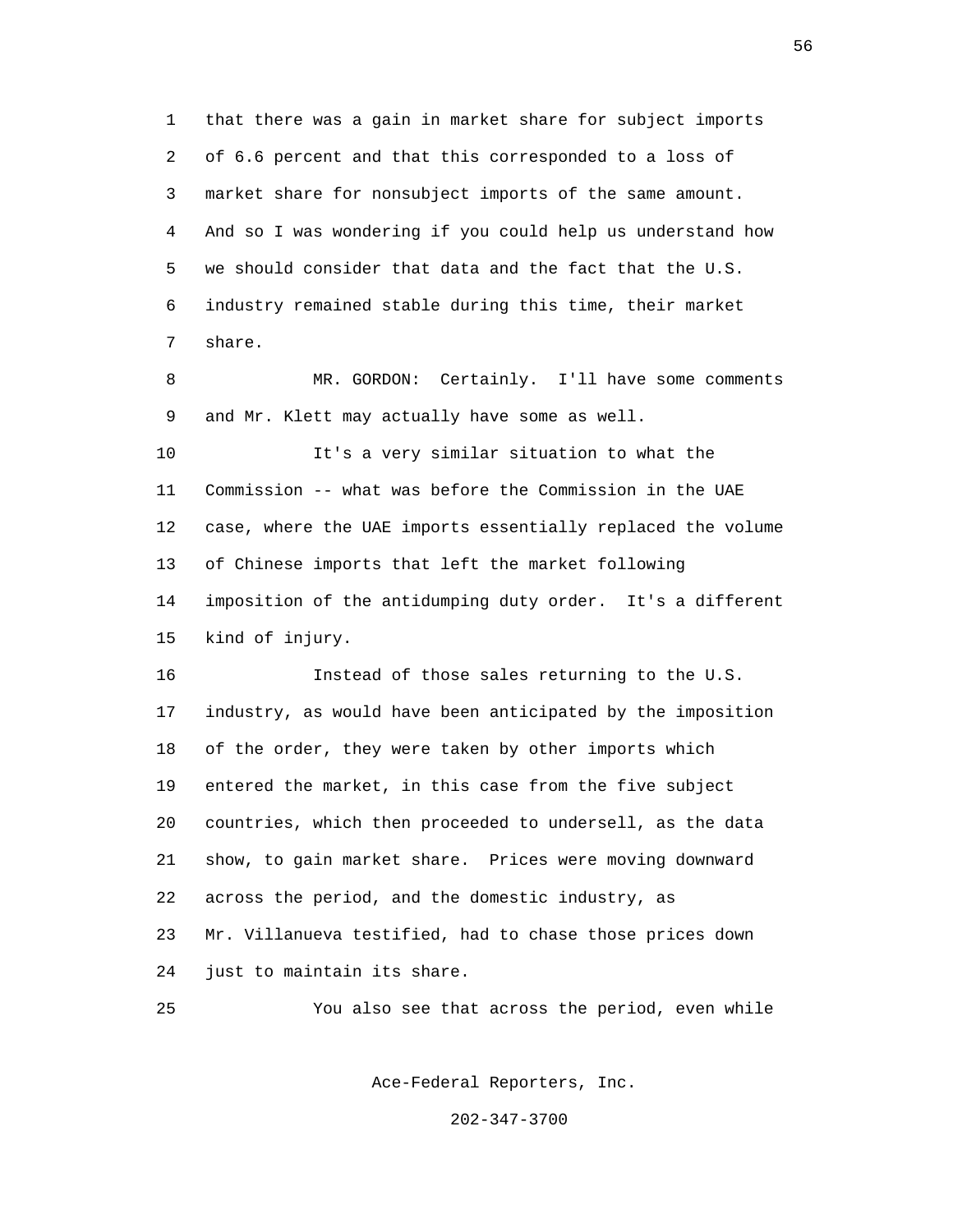that there was a gain in market share for subject imports of 6.6 percent and that this corresponded to a loss of market share for nonsubject imports of the same amount. And so I was wondering if you could help us understand how we should consider that data and the fact that the U.S. industry remained stable during this time, their market share.

MR. GORDON: Certainly. I'll have some comments and Mr. Klett may actually have some as well.

It's a very similar situation to what the Commission -- what was before the Commission in the UAE case, where the UAE imports essentially replaced the volume of Chinese imports that left the market following imposition of the antidumping duty order. It's a different kind of injury.

Instead of those sales returning to the U.S. industry, as would have been anticipated by the imposition of the order, they were taken by other imports which entered the market, in this case from the five subject countries, which then proceeded to undersell, as the data show, to gain market share. Prices were moving downward across the period, and the domestic industry, as Mr. Villanueva testified, had to chase those prices down just to maintain its share.

You also see that across the period, even while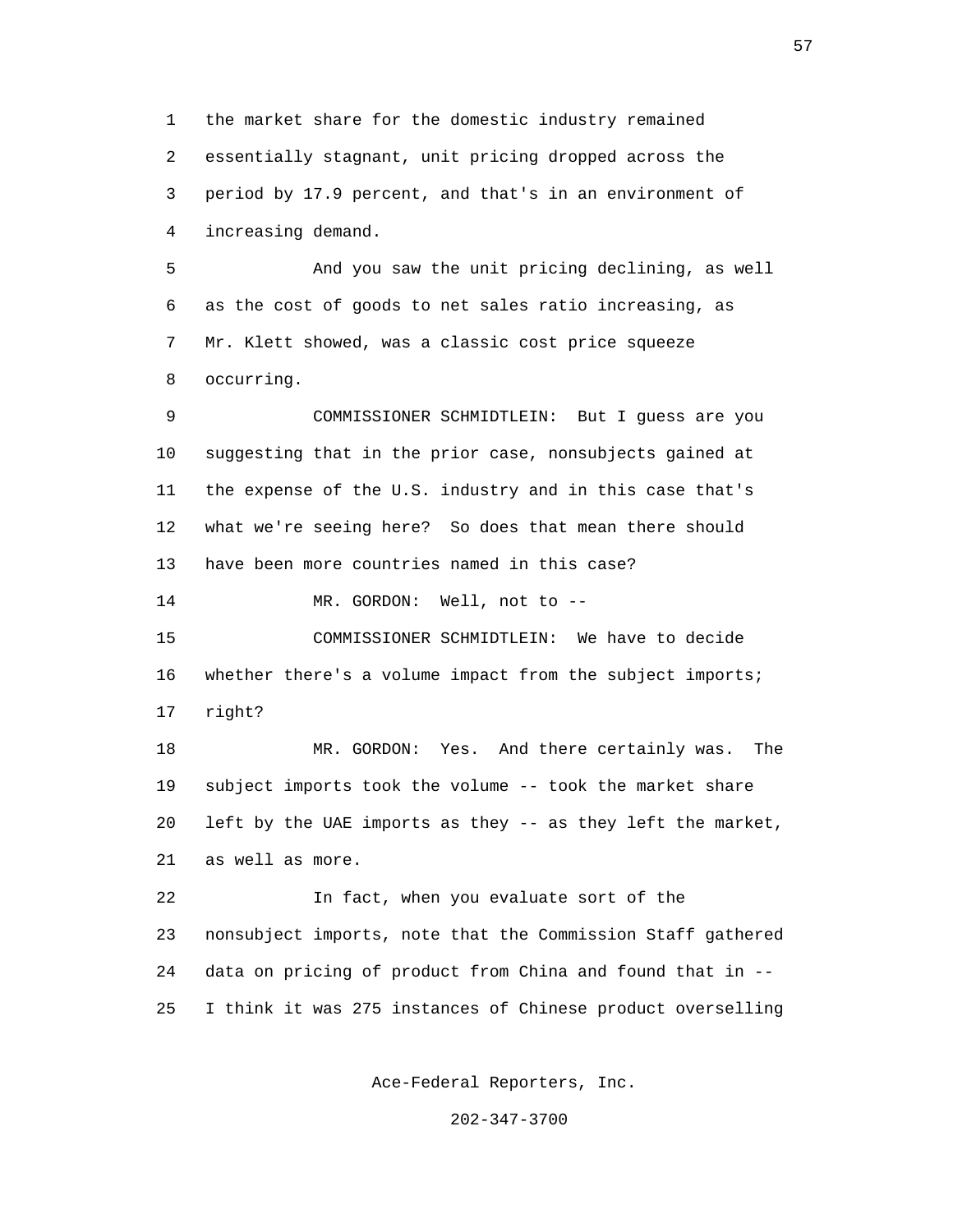the market share for the domestic industry remained essentially stagnant, unit pricing dropped across the period by 17.9 percent, and that's in an environment of increasing demand.

And you saw the unit pricing declining, as well as the cost of goods to net sales ratio increasing, as Mr. Klett showed, was a classic cost price squeeze occurring.

COMMISSIONER SCHMIDTLEIN: But I guess are you suggesting that in the prior case, nonsubjects gained at the expense of the U.S. industry and in this case that's what we're seeing here? So does that mean there should have been more countries named in this case?

MR. GORDON: Well, not to --

COMMISSIONER SCHMIDTLEIN: We have to decide whether there's a volume impact from the subject imports; right?

MR. GORDON: Yes. And there certainly was. The subject imports took the volume -- took the market share left by the UAE imports as they -- as they left the market, as well as more.

In fact, when you evaluate sort of the nonsubject imports, note that the Commission Staff gathered data on pricing of product from China and found that in -- I think it was 275 instances of Chinese product overselling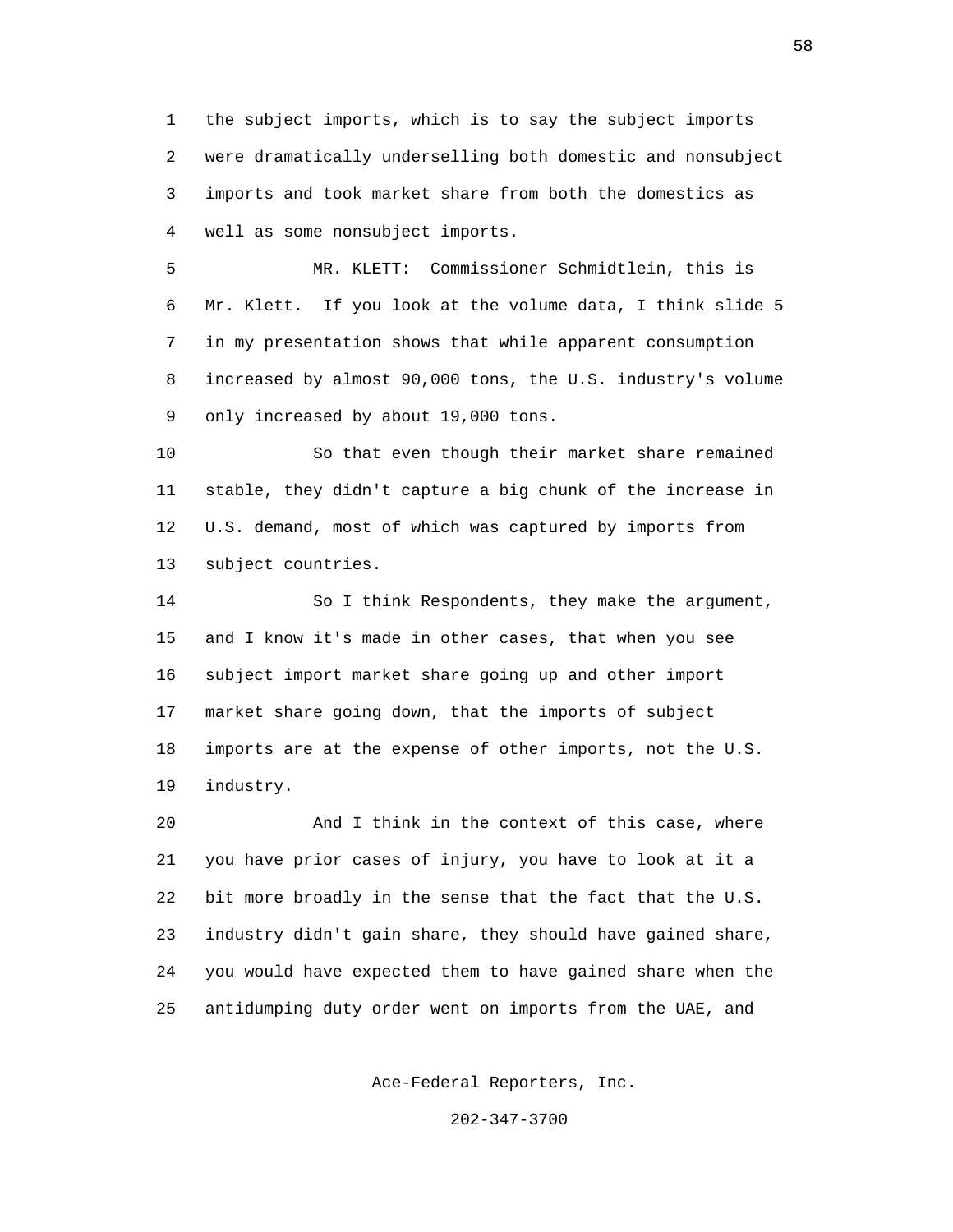the subject imports, which is to say the subject imports were dramatically underselling both domestic and nonsubject imports and took market share from both the domestics as well as some nonsubject imports.

MR. KLETT: Commissioner Schmidtlein, this is Mr. Klett. If you look at the volume data, I think slide 5 in my presentation shows that while apparent consumption increased by almost 90,000 tons, the U.S. industry's volume only increased by about 19,000 tons.

So that even though their market share remained stable, they didn't capture a big chunk of the increase in U.S. demand, most of which was captured by imports from subject countries.

So I think Respondents, they make the argument, and I know it's made in other cases, that when you see subject import market share going up and other import market share going down, that the imports of subject imports are at the expense of other imports, not the U.S. industry.

And I think in the context of this case, where you have prior cases of injury, you have to look at it a bit more broadly in the sense that the fact that the U.S. industry didn't gain share, they should have gained share, you would have expected them to have gained share when the antidumping duty order went on imports from the UAE, and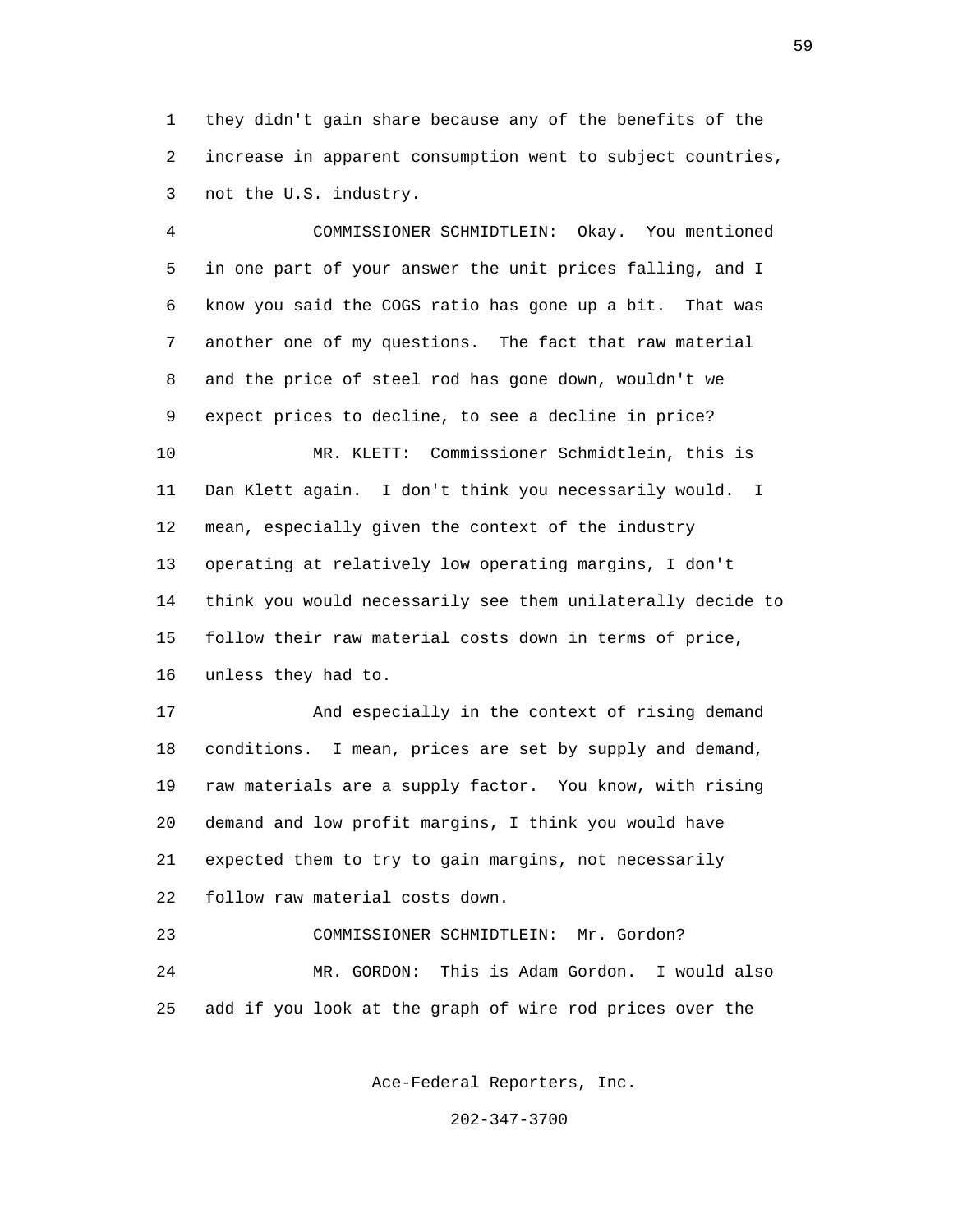they didn't gain share because any of the benefits of the increase in apparent consumption went to subject countries, not the U.S. industry.

COMMISSIONER SCHMIDTLEIN: Okay. You mentioned in one part of your answer the unit prices falling, and I know you said the COGS ratio has gone up a bit. That was another one of my questions. The fact that raw material and the price of steel rod has gone down, wouldn't we expect prices to decline, to see a decline in price?

MR. KLETT: Commissioner Schmidtlein, this is Dan Klett again. I don't think you necessarily would. I mean, especially given the context of the industry operating at relatively low operating margins, I don't think you would necessarily see them unilaterally decide to follow their raw material costs down in terms of price, unless they had to.

And especially in the context of rising demand conditions. I mean, prices are set by supply and demand, raw materials are a supply factor. You know, with rising demand and low profit margins, I think you would have expected them to try to gain margins, not necessarily follow raw material costs down.

COMMISSIONER SCHMIDTLEIN: Mr. Gordon?

MR. GORDON: This is Adam Gordon. I would also add if you look at the graph of wire rod prices over the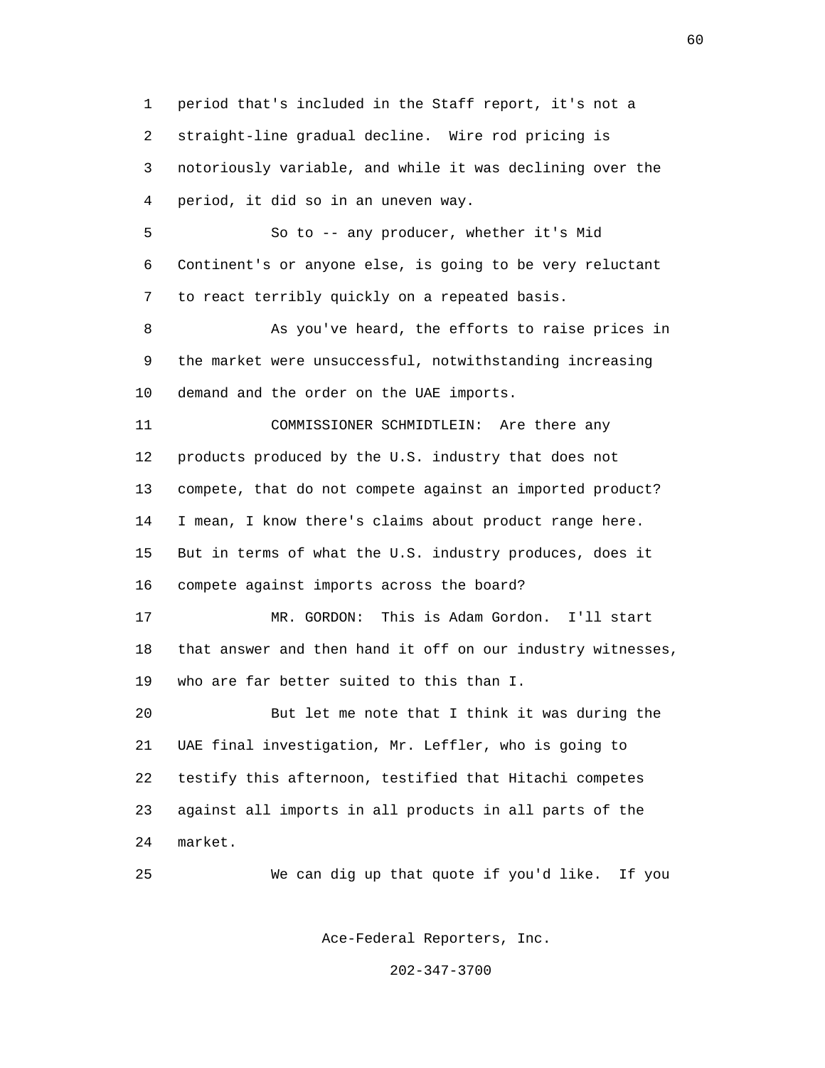period that's included in the Staff report, it's not a straight-line gradual decline. Wire rod pricing is notoriously variable, and while it was declining over the period, it did so in an uneven way.

So to -- any producer, whether it's Mid Continent's or anyone else, is going to be very reluctant to react terribly quickly on a repeated basis.

As you've heard, the efforts to raise prices in the market were unsuccessful, notwithstanding increasing demand and the order on the UAE imports.

COMMISSIONER SCHMIDTLEIN: Are there any products produced by the U.S. industry that does not compete, that do not compete against an imported product? I mean, I know there's claims about product range here. But in terms of what the U.S. industry produces, does it compete against imports across the board?

MR. GORDON: This is Adam Gordon. I'll start that answer and then hand it off on our industry witnesses, who are far better suited to this than I.

But let me note that I think it was during the UAE final investigation, Mr. Leffler, who is going to testify this afternoon, testified that Hitachi competes against all imports in all products in all parts of the market.

We can dig up that quote if you'd like. If you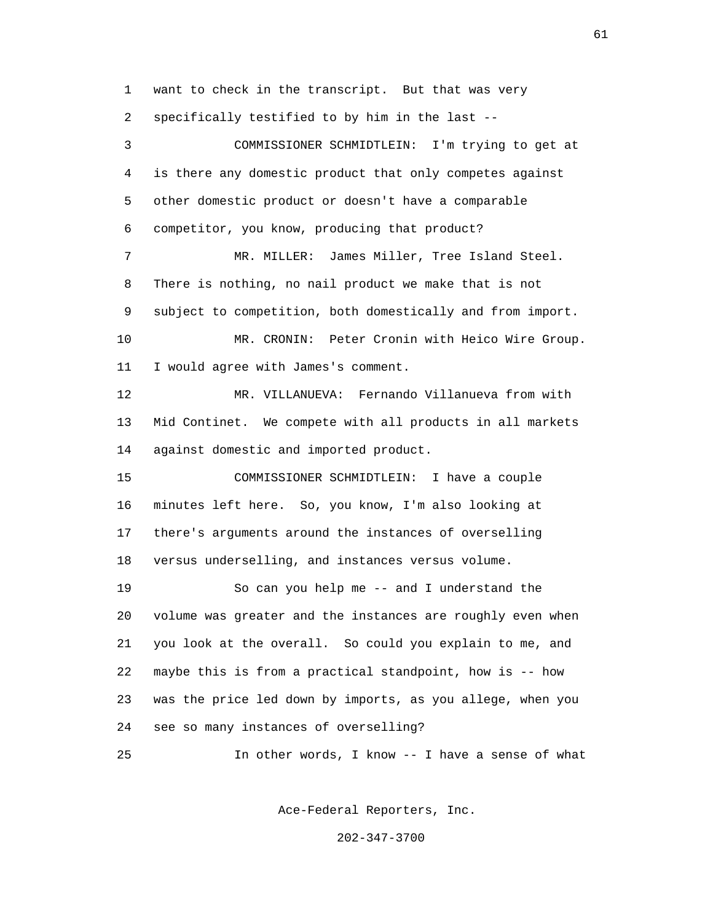want to check in the transcript. But that was very specifically testified to by him in the last --

COMMISSIONER SCHMIDTLEIN: I'm trying to get at is there any domestic product that only competes against other domestic product or doesn't have a comparable competitor, you know, producing that product?

MR. MILLER: James Miller, Tree Island Steel. There is nothing, no nail product we make that is not subject to competition, both domestically and from import.

MR. CRONIN: Peter Cronin with Heico Wire Group. I would agree with James's comment.

MR. VILLANUEVA: Fernando Villanueva from with Mid Continet. We compete with all products in all markets against domestic and imported product.

COMMISSIONER SCHMIDTLEIN: I have a couple minutes left here. So, you know, I'm also looking at there's arguments around the instances of overselling versus underselling, and instances versus volume.

So can you help me -- and I understand the volume was greater and the instances are roughly even when you look at the overall. So could you explain to me, and maybe this is from a practical standpoint, how is -- how was the price led down by imports, as you allege, when you see so many instances of overselling?

In other words, I know -- I have a sense of what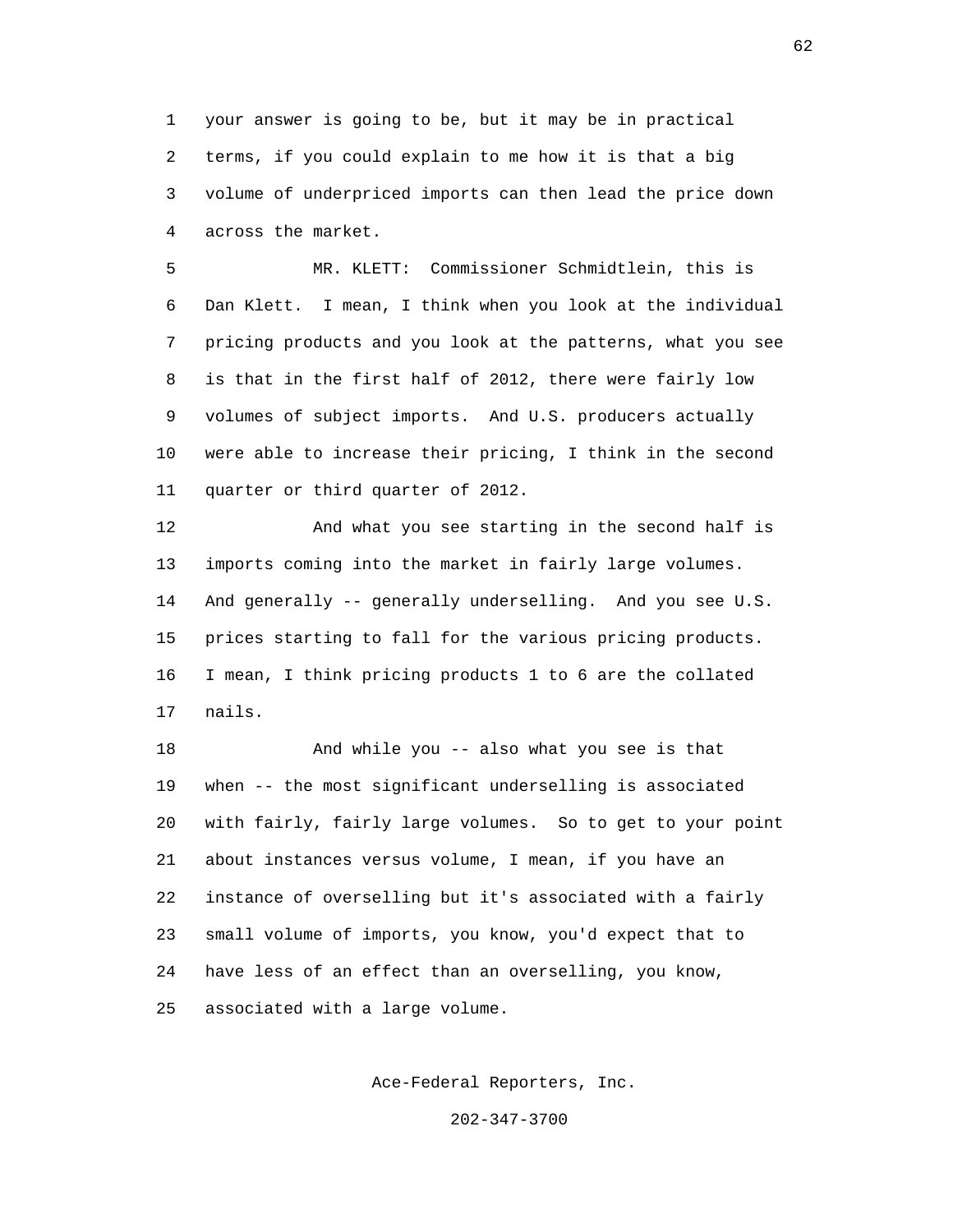your answer is going to be, but it may be in practical terms, if you could explain to me how it is that a big volume of underpriced imports can then lead the price down across the market.

MR. KLETT: Commissioner Schmidtlein, this is Dan Klett. I mean, I think when you look at the individual pricing products and you look at the patterns, what you see is that in the first half of 2012, there were fairly low volumes of subject imports. And U.S. producers actually were able to increase their pricing, I think in the second quarter or third quarter of 2012.

And what you see starting in the second half is imports coming into the market in fairly large volumes. And generally -- generally underselling. And you see U.S. prices starting to fall for the various pricing products. I mean, I think pricing products 1 to 6 are the collated nails.

And while you -- also what you see is that when -- the most significant underselling is associated with fairly, fairly large volumes. So to get to your point about instances versus volume, I mean, if you have an instance of overselling but it's associated with a fairly small volume of imports, you know, you'd expect that to have less of an effect than an overselling, you know, associated with a large volume.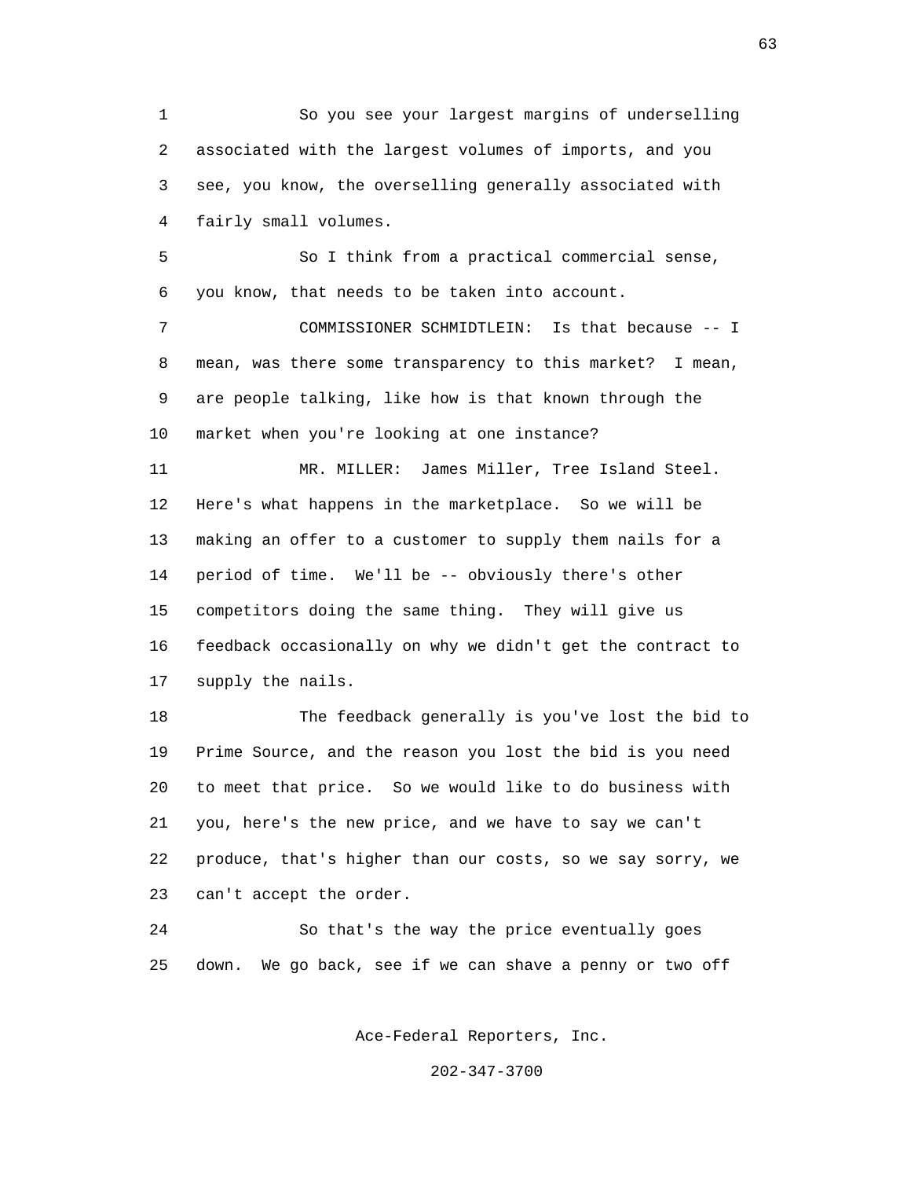So you see your largest margins of underselling associated with the largest volumes of imports, and you see, you know, the overselling generally associated with fairly small volumes.

So I think from a practical commercial sense, you know, that needs to be taken into account.

COMMISSIONER SCHMIDTLEIN: Is that because -- I mean, was there some transparency to this market? I mean, are people talking, like how is that known through the market when you're looking at one instance?

MR. MILLER: James Miller, Tree Island Steel. Here's what happens in the marketplace. So we will be making an offer to a customer to supply them nails for a period of time. We'll be -- obviously there's other competitors doing the same thing. They will give us feedback occasionally on why we didn't get the contract to supply the nails.

The feedback generally is you've lost the bid to Prime Source, and the reason you lost the bid is you need to meet that price. So we would like to do business with you, here's the new price, and we have to say we can't produce, that's higher than our costs, so we say sorry, we can't accept the order.

So that's the way the price eventually goes down. We go back, see if we can shave a penny or two off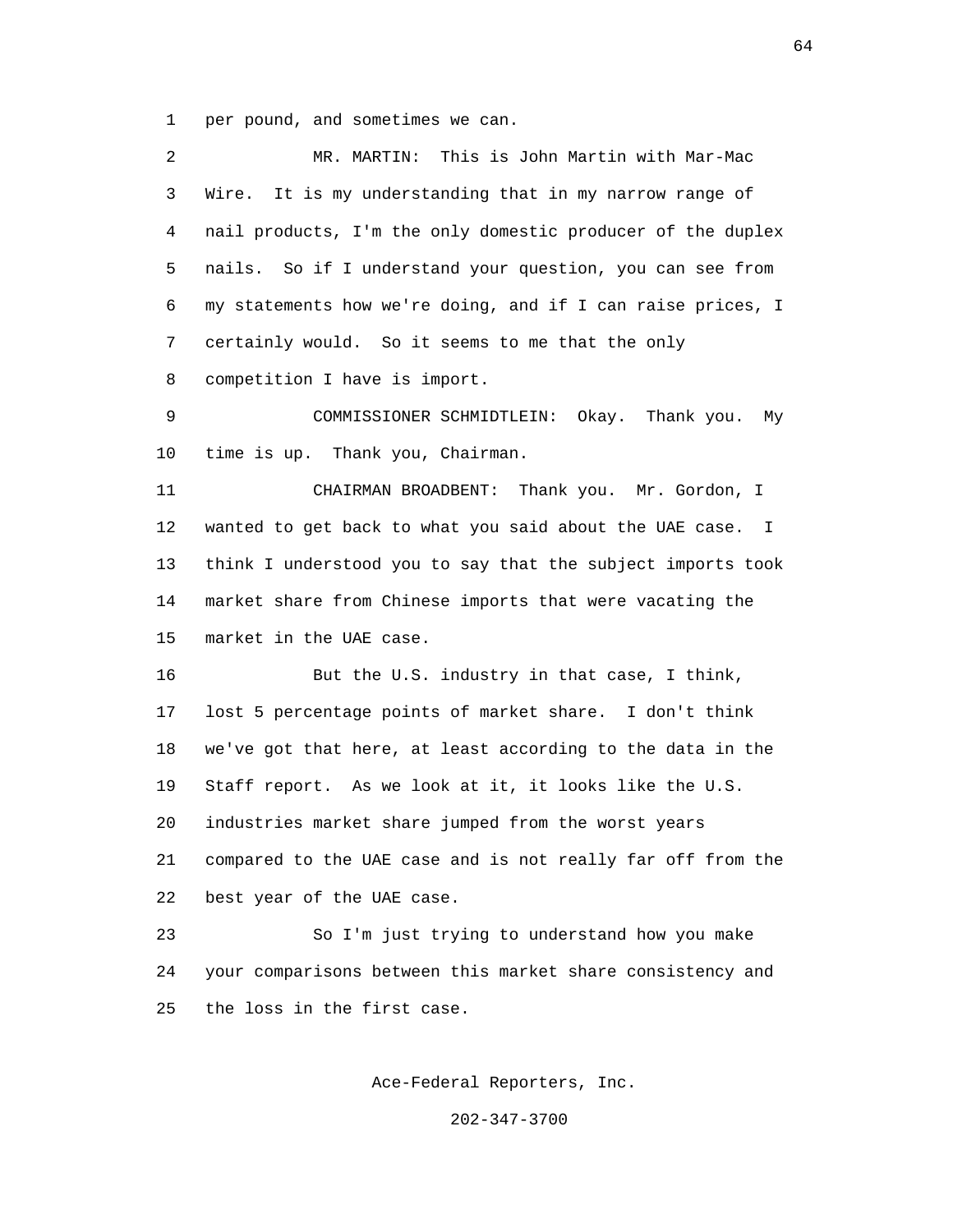per pound, and sometimes we can.

MR. MARTIN: This is John Martin with Mar-Mac Wire. It is my understanding that in my narrow range of nail products, I'm the only domestic producer of the duplex nails. So if I understand your question, you can see from my statements how we're doing, and if I can raise prices, I certainly would. So it seems to me that the only competition I have is import.

COMMISSIONER SCHMIDTLEIN: Okay. Thank you. My time is up. Thank you, Chairman.

CHAIRMAN BROADBENT: Thank you. Mr. Gordon, I wanted to get back to what you said about the UAE case. I think I understood you to say that the subject imports took market share from Chinese imports that were vacating the market in the UAE case.

But the U.S. industry in that case, I think, lost 5 percentage points of market share. I don't think we've got that here, at least according to the data in the Staff report. As we look at it, it looks like the U.S. industries market share jumped from the worst years compared to the UAE case and is not really far off from the best year of the UAE case.

So I'm just trying to understand how you make your comparisons between this market share consistency and the loss in the first case.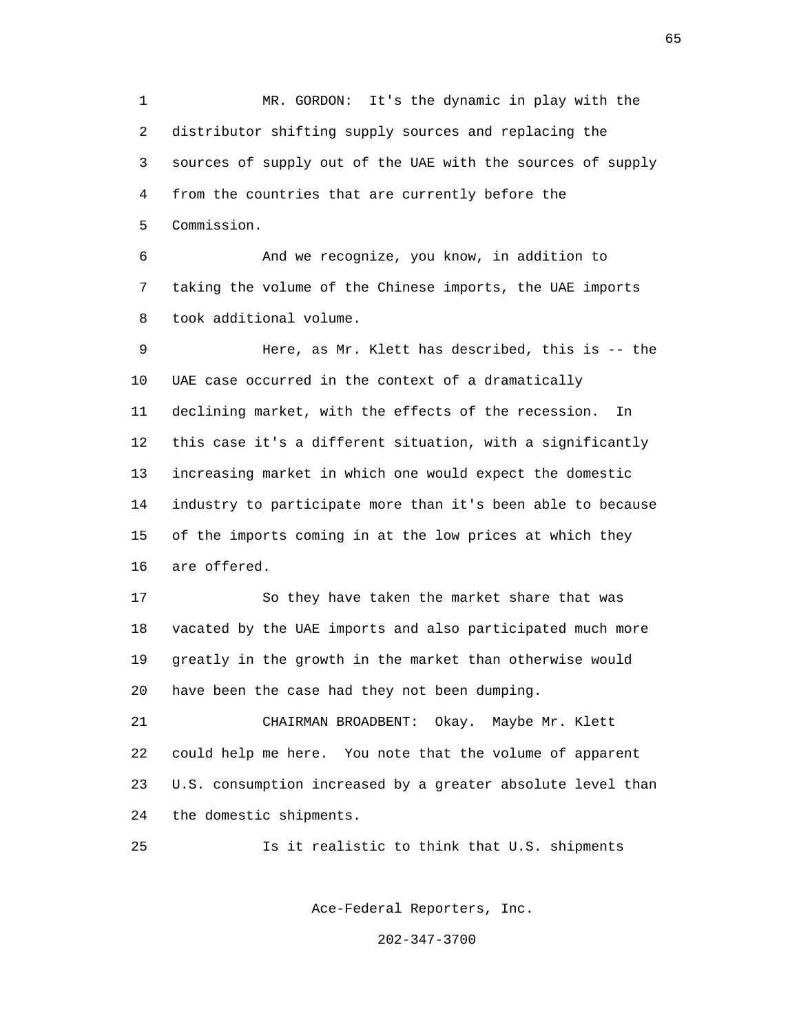MR. GORDON: It's the dynamic in play with the distributor shifting supply sources and replacing the sources of supply out of the UAE with the sources of supply from the countries that are currently before the Commission.

And we recognize, you know, in addition to taking the volume of the Chinese imports, the UAE imports took additional volume.

Here, as Mr. Klett has described, this is -- the UAE case occurred in the context of a dramatically declining market, with the effects of the recession. In this case it's a different situation, with a significantly increasing market in which one would expect the domestic industry to participate more than it's been able to because of the imports coming in at the low prices at which they are offered.

So they have taken the market share that was vacated by the UAE imports and also participated much more greatly in the growth in the market than otherwise would have been the case had they not been dumping.

CHAIRMAN BROADBENT: Okay. Maybe Mr. Klett could help me here. You note that the volume of apparent U.S. consumption increased by a greater absolute level than the domestic shipments.

Is it realistic to think that U.S. shipments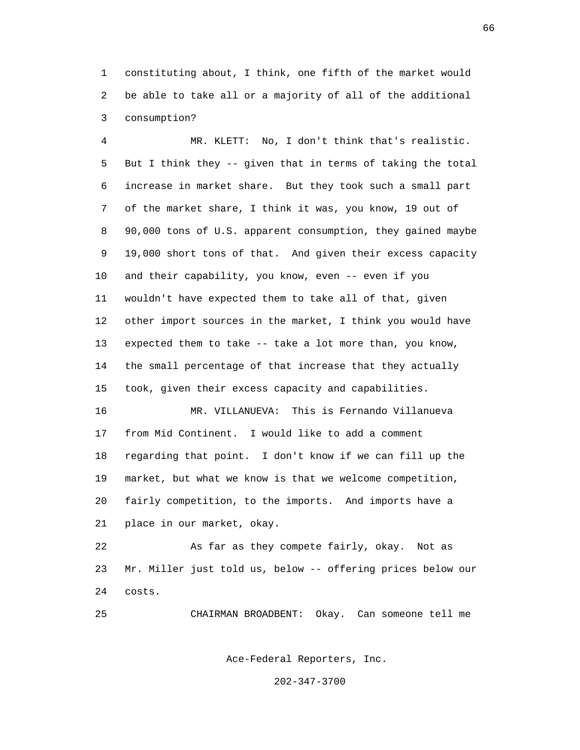constituting about, I think, one fifth of the market would be able to take all or a majority of all of the additional consumption?

MR. KLETT: No, I don't think that's realistic. But I think they -- given that in terms of taking the total increase in market share. But they took such a small part of the market share, I think it was, you know, 19 out of 90,000 tons of U.S. apparent consumption, they gained maybe 19,000 short tons of that. And given their excess capacity and their capability, you know, even -- even if you wouldn't have expected them to take all of that, given other import sources in the market, I think you would have expected them to take -- take a lot more than, you know, the small percentage of that increase that they actually took, given their excess capacity and capabilities.

MR. VILLANUEVA: This is Fernando Villanueva from Mid Continent. I would like to add a comment regarding that point. I don't know if we can fill up the market, but what we know is that we welcome competition, fairly competition, to the imports. And imports have a place in our market, okay.

As far as they compete fairly, okay. Not as Mr. Miller just told us, below -- offering prices below our costs.

CHAIRMAN BROADBENT: Okay. Can someone tell me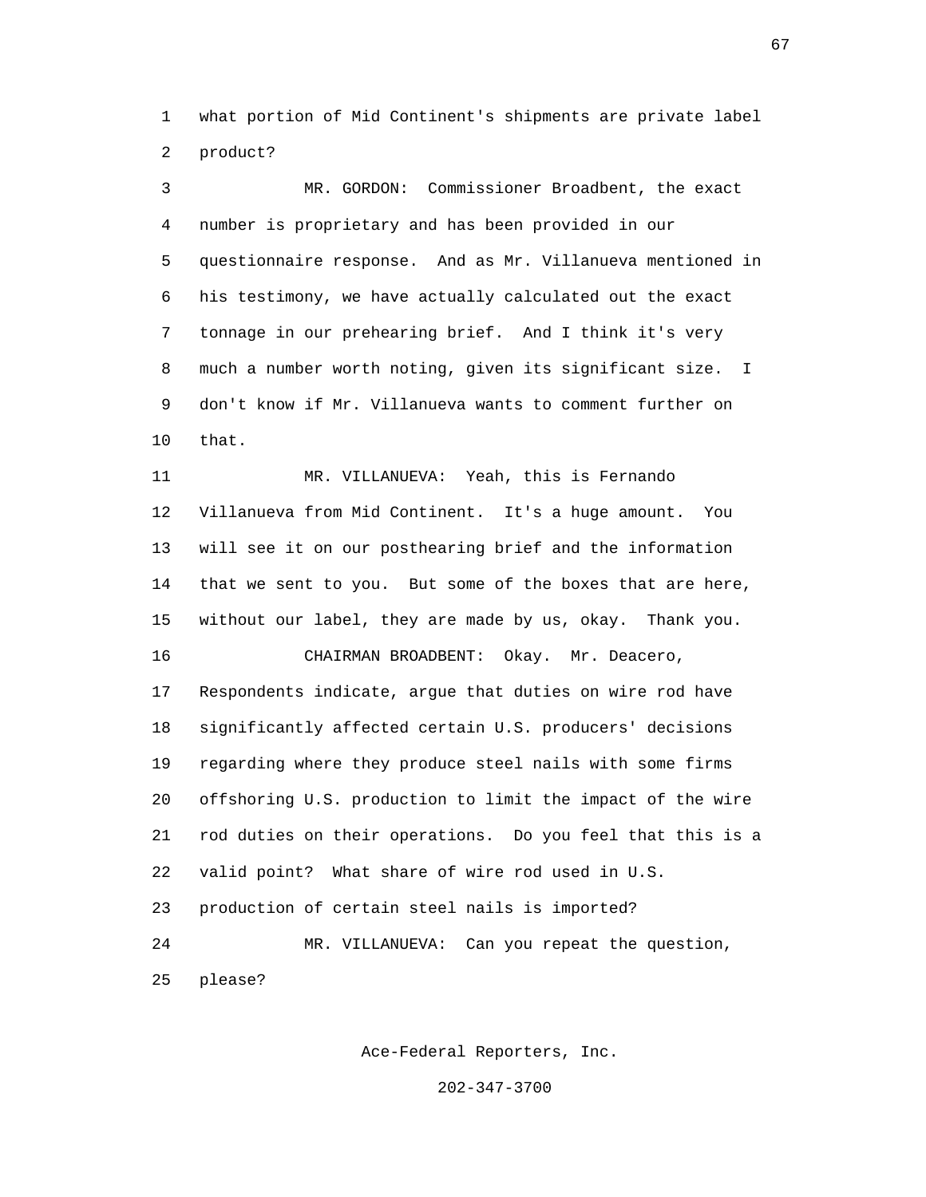what portion of Mid Continent's shipments are private label product?

MR. GORDON: Commissioner Broadbent, the exact number is proprietary and has been provided in our questionnaire response. And as Mr. Villanueva mentioned in his testimony, we have actually calculated out the exact tonnage in our prehearing brief. And I think it's very much a number worth noting, given its significant size. I don't know if Mr. Villanueva wants to comment further on that.

MR. VILLANUEVA: Yeah, this is Fernando Villanueva from Mid Continent. It's a huge amount. You will see it on our posthearing brief and the information that we sent to you. But some of the boxes that are here, without our label, they are made by us, okay. Thank you.

CHAIRMAN BROADBENT: Okay. Mr. Deacero, Respondents indicate, argue that duties on wire rod have significantly affected certain U.S. producers' decisions regarding where they produce steel nails with some firms offshoring U.S. production to limit the impact of the wire rod duties on their operations. Do you feel that this is a valid point? What share of wire rod used in U.S. production of certain steel nails is imported?

MR. VILLANUEVA: Can you repeat the question, please?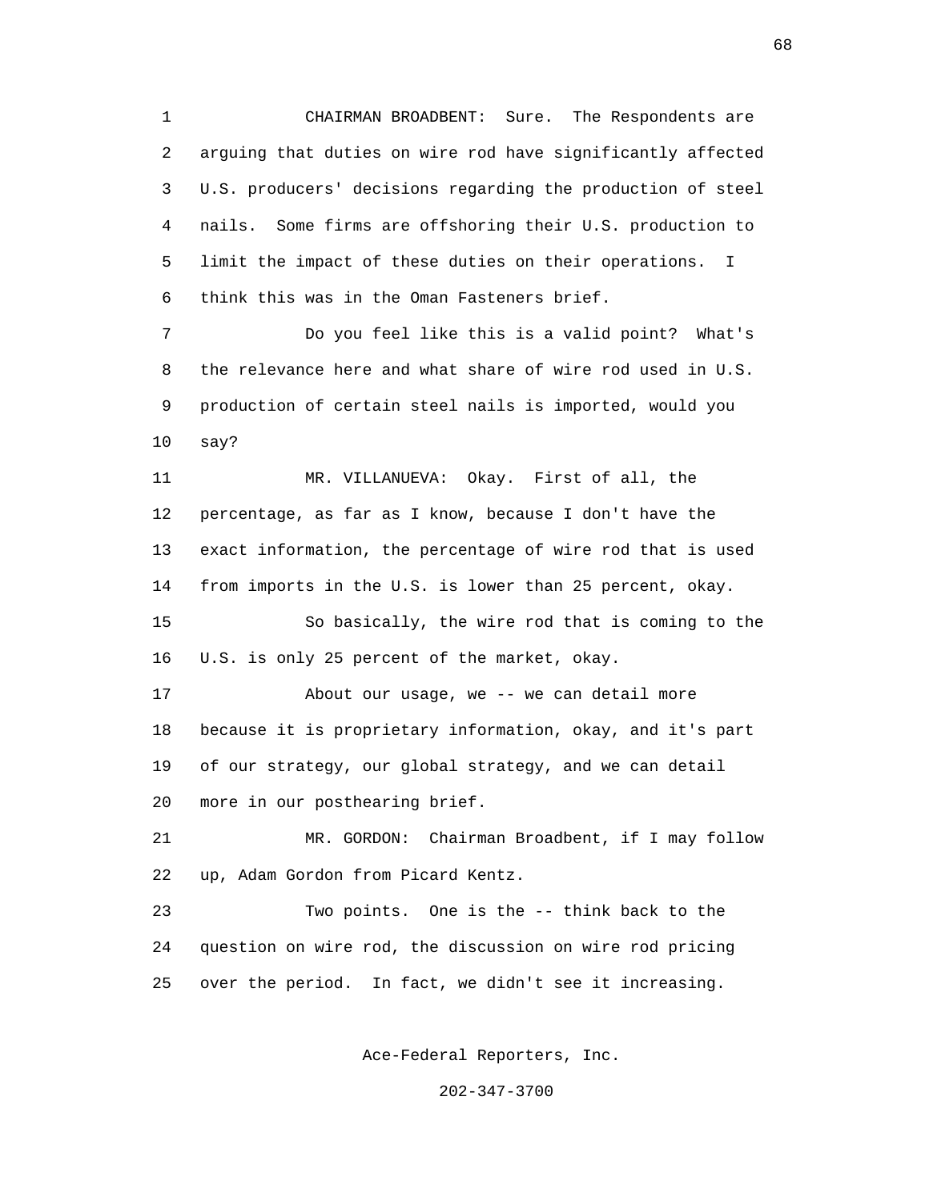CHAIRMAN BROADBENT: Sure. The Respondents are arguing that duties on wire rod have significantly affected U.S. producers' decisions regarding the production of steel nails. Some firms are offshoring their U.S. production to limit the impact of these duties on their operations. I think this was in the Oman Fasteners brief.

Do you feel like this is a valid point? What's the relevance here and what share of wire rod used in U.S. production of certain steel nails is imported, would you say?

MR. VILLANUEVA: Okay. First of all, the percentage, as far as I know, because I don't have the exact information, the percentage of wire rod that is used from imports in the U.S. is lower than 25 percent, okay.

So basically, the wire rod that is coming to the U.S. is only 25 percent of the market, okay.

About our usage, we -- we can detail more because it is proprietary information, okay, and it's part of our strategy, our global strategy, and we can detail more in our posthearing brief.

MR. GORDON: Chairman Broadbent, if I may follow up, Adam Gordon from Picard Kentz.

Two points. One is the -- think back to the question on wire rod, the discussion on wire rod pricing over the period. In fact, we didn't see it increasing.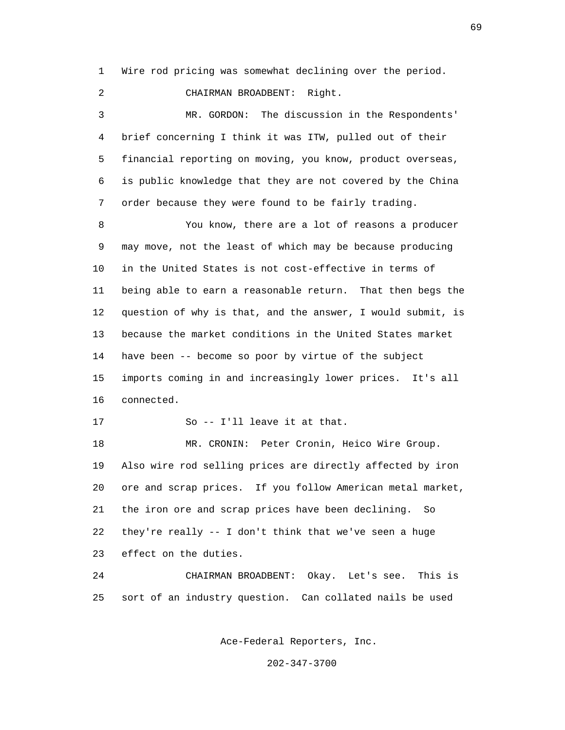Wire rod pricing was somewhat declining over the period.

CHAIRMAN BROADBENT: Right.

MR. GORDON: The discussion in the Respondents' brief concerning I think it was ITW, pulled out of their financial reporting on moving, you know, product overseas, is public knowledge that they are not covered by the China order because they were found to be fairly trading.

You know, there are a lot of reasons a producer may move, not the least of which may be because producing in the United States is not cost-effective in terms of being able to earn a reasonable return. That then begs the question of why is that, and the answer, I would submit, is because the market conditions in the United States market have been -- become so poor by virtue of the subject imports coming in and increasingly lower prices. It's all connected.

So -- I'll leave it at that.

MR. CRONIN: Peter Cronin, Heico Wire Group. Also wire rod selling prices are directly affected by iron ore and scrap prices. If you follow American metal market, the iron ore and scrap prices have been declining. So they're really -- I don't think that we've seen a huge effect on the duties.

CHAIRMAN BROADBENT: Okay. Let's see. This is sort of an industry question. Can collated nails be used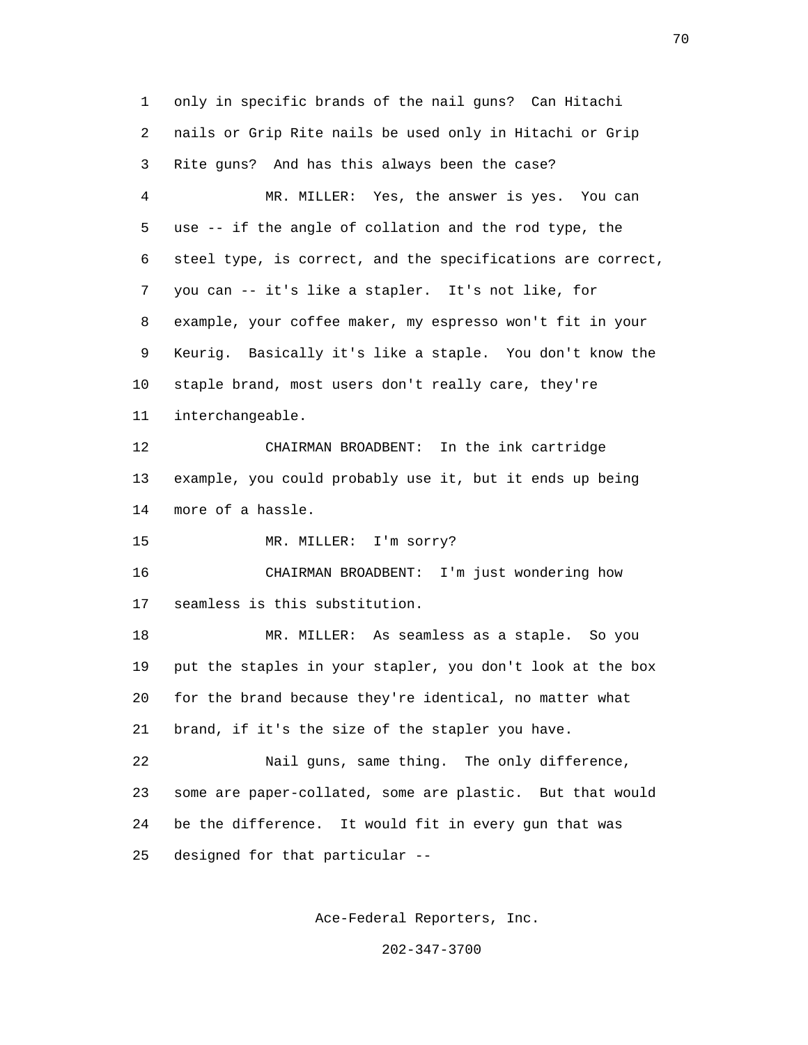only in specific brands of the nail guns? Can Hitachi nails or Grip Rite nails be used only in Hitachi or Grip Rite guns? And has this always been the case?

MR. MILLER: Yes, the answer is yes. You can use -- if the angle of collation and the rod type, the steel type, is correct, and the specifications are correct, you can -- it's like a stapler. It's not like, for example, your coffee maker, my espresso won't fit in your Keurig. Basically it's like a staple. You don't know the staple brand, most users don't really care, they're interchangeable.

CHAIRMAN BROADBENT: In the ink cartridge example, you could probably use it, but it ends up being more of a hassle.

MR. MILLER: I'm sorry?

CHAIRMAN BROADBENT: I'm just wondering how seamless is this substitution.

MR. MILLER: As seamless as a staple. So you put the staples in your stapler, you don't look at the box for the brand because they're identical, no matter what brand, if it's the size of the stapler you have.

Nail guns, same thing. The only difference, some are paper-collated, some are plastic. But that would be the difference. It would fit in every gun that was designed for that particular --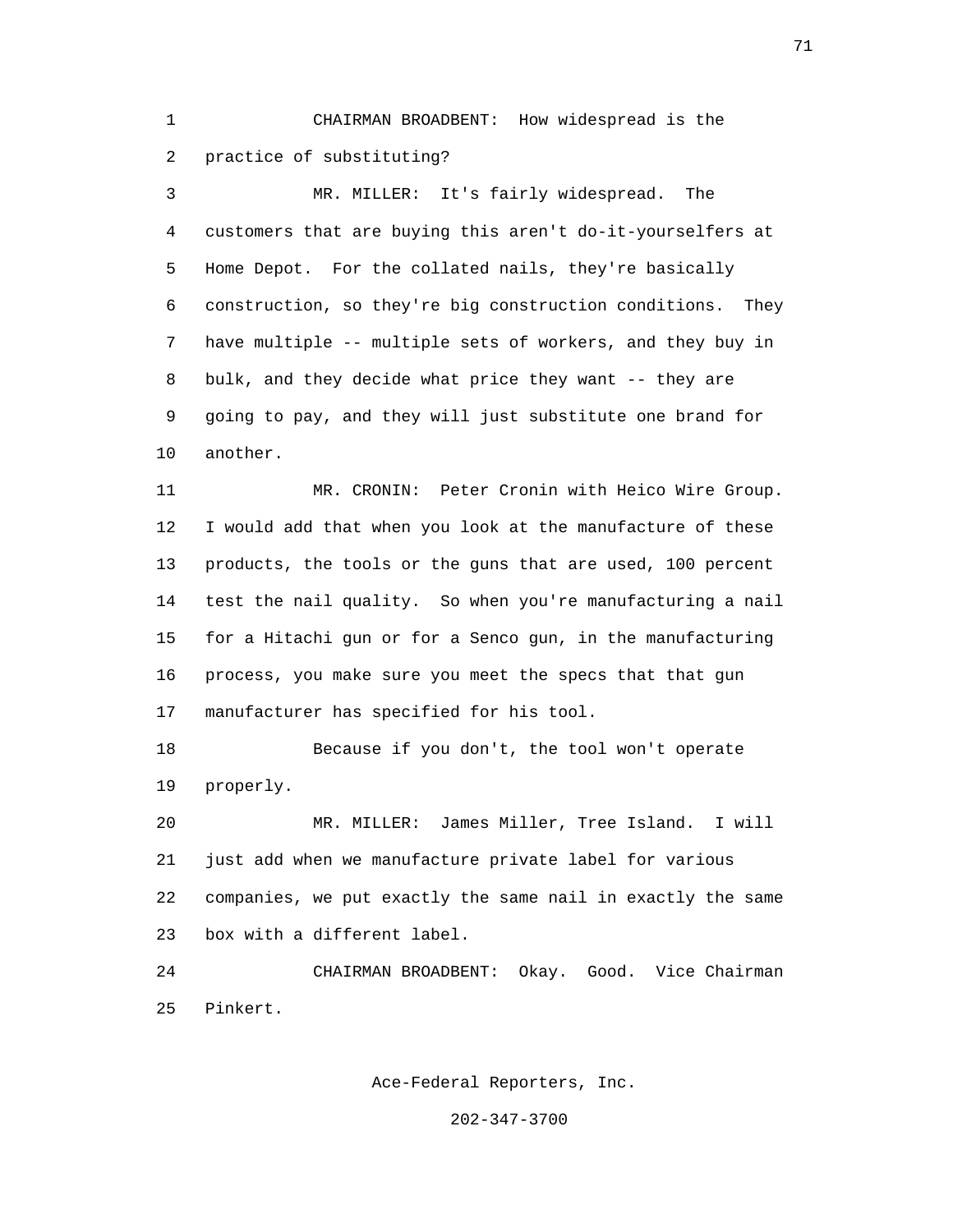CHAIRMAN BROADBENT: How widespread is the practice of substituting?

MR. MILLER: It's fairly widespread. The customers that are buying this aren't do-it-yourselfers at Home Depot. For the collated nails, they're basically construction, so they're big construction conditions. They have multiple -- multiple sets of workers, and they buy in bulk, and they decide what price they want -- they are going to pay, and they will just substitute one brand for another.

MR. CRONIN: Peter Cronin with Heico Wire Group. I would add that when you look at the manufacture of these products, the tools or the guns that are used, 100 percent test the nail quality. So when you're manufacturing a nail for a Hitachi gun or for a Senco gun, in the manufacturing process, you make sure you meet the specs that that gun manufacturer has specified for his tool.

Because if you don't, the tool won't operate properly.

MR. MILLER: James Miller, Tree Island. I will just add when we manufacture private label for various companies, we put exactly the same nail in exactly the same box with a different label.

CHAIRMAN BROADBENT: Okay. Good. Vice Chairman Pinkert.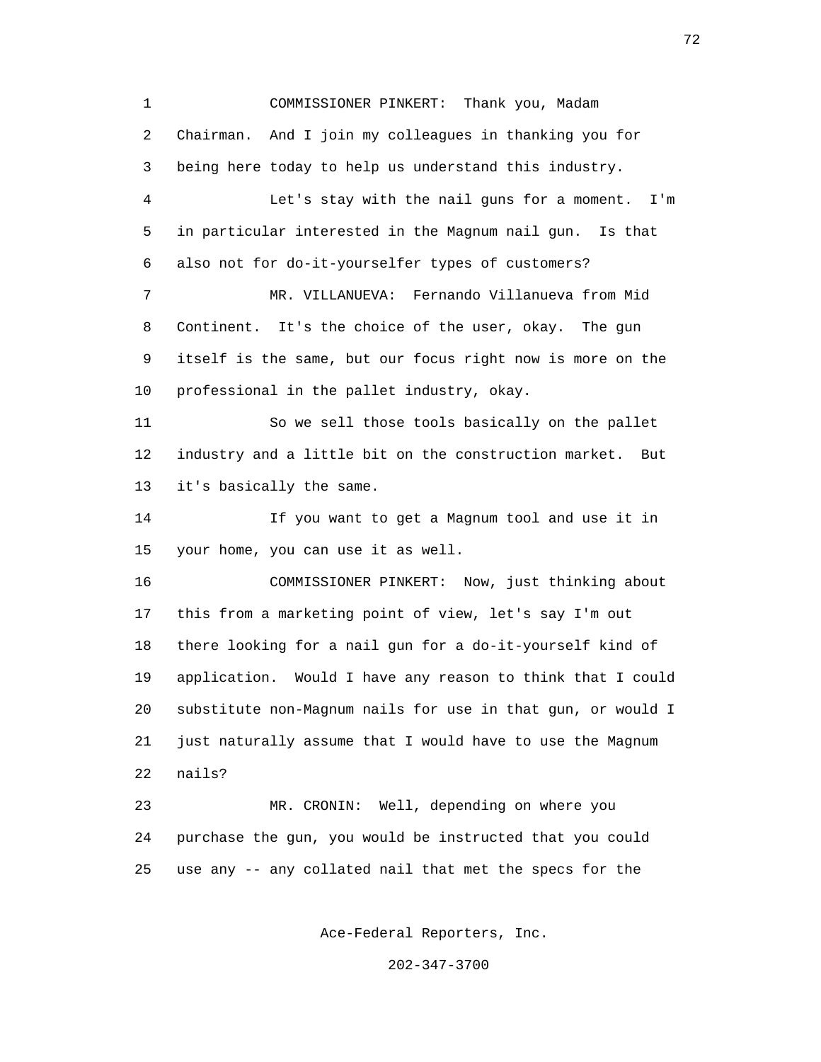COMMISSIONER PINKERT: Thank you, Madam Chairman. And I join my colleagues in thanking you for being here today to help us understand this industry.

Let's stay with the nail guns for a moment. I'm in particular interested in the Magnum nail gun. Is that also not for do-it-yourselfer types of customers?

MR. VILLANUEVA: Fernando Villanueva from Mid Continent. It's the choice of the user, okay. The gun itself is the same, but our focus right now is more on the professional in the pallet industry, okay.

So we sell those tools basically on the pallet industry and a little bit on the construction market. But it's basically the same.

If you want to get a Magnum tool and use it in your home, you can use it as well.

COMMISSIONER PINKERT: Now, just thinking about this from a marketing point of view, let's say I'm out there looking for a nail gun for a do-it-yourself kind of application. Would I have any reason to think that I could substitute non-Magnum nails for use in that gun, or would I just naturally assume that I would have to use the Magnum nails?

MR. CRONIN: Well, depending on where you purchase the gun, you would be instructed that you could use any -- any collated nail that met the specs for the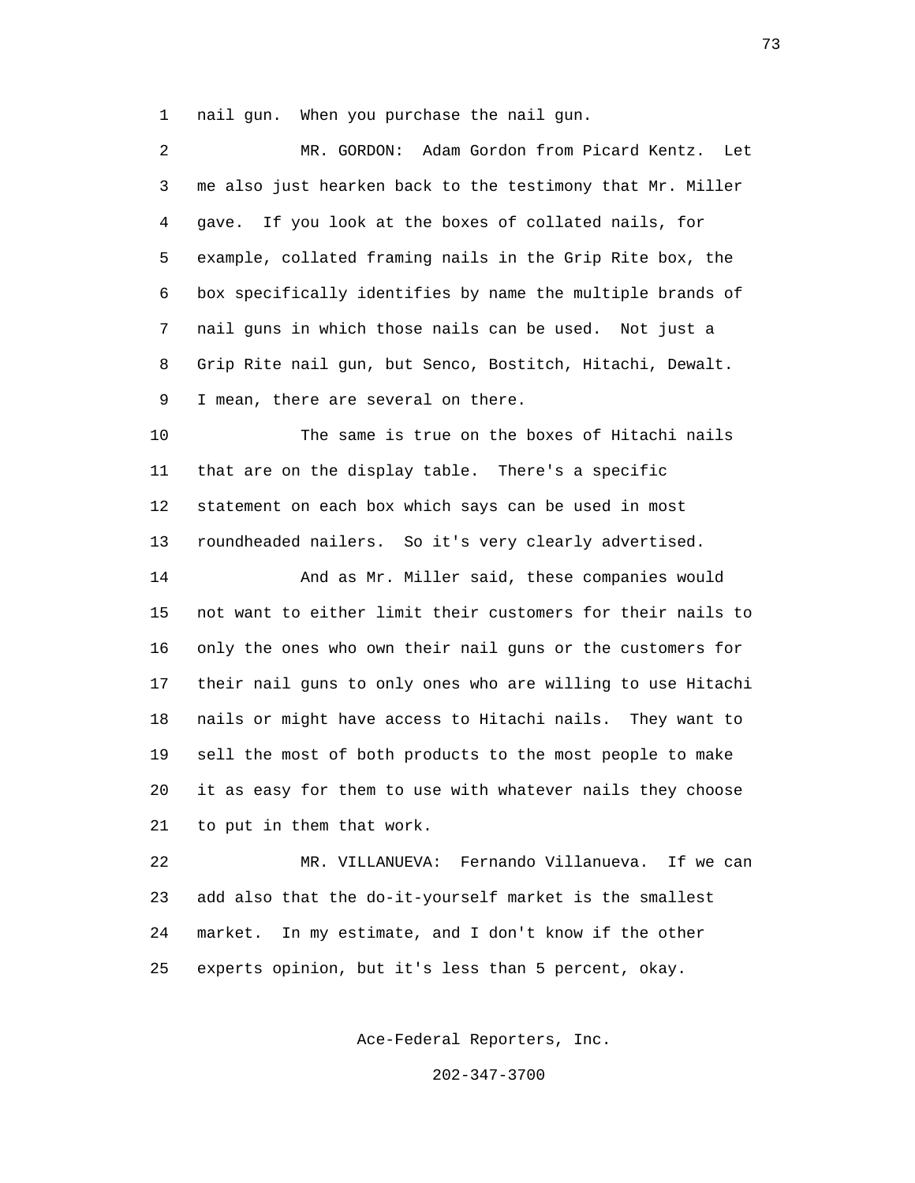nail gun. When you purchase the nail gun.

MR. GORDON: Adam Gordon from Picard Kentz. Let me also just hearken back to the testimony that Mr. Miller gave. If you look at the boxes of collated nails, for example, collated framing nails in the Grip Rite box, the box specifically identifies by name the multiple brands of nail guns in which those nails can be used. Not just a Grip Rite nail gun, but Senco, Bostitch, Hitachi, Dewalt. I mean, there are several on there.

The same is true on the boxes of Hitachi nails that are on the display table. There's a specific statement on each box which says can be used in most roundheaded nailers. So it's very clearly advertised.

And as Mr. Miller said, these companies would not want to either limit their customers for their nails to only the ones who own their nail guns or the customers for their nail guns to only ones who are willing to use Hitachi nails or might have access to Hitachi nails. They want to sell the most of both products to the most people to make it as easy for them to use with whatever nails they choose to put in them that work.

MR. VILLANUEVA: Fernando Villanueva. If we can add also that the do-it-yourself market is the smallest market. In my estimate, and I don't know if the other experts opinion, but it's less than 5 percent, okay.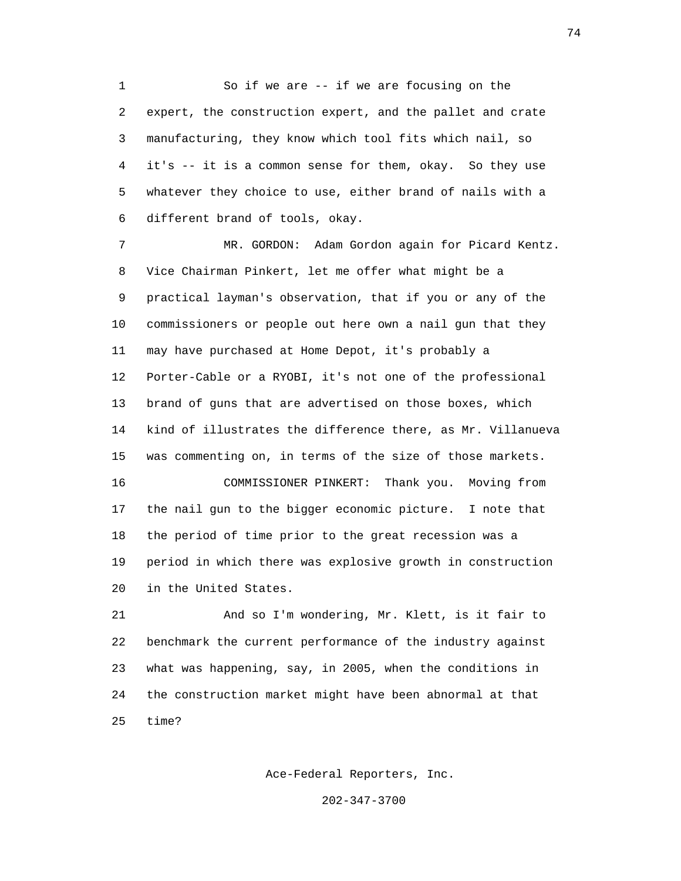So if we are -- if we are focusing on the expert, the construction expert, and the pallet and crate manufacturing, they know which tool fits which nail, so it's -- it is a common sense for them, okay. So they use whatever they choice to use, either brand of nails with a different brand of tools, okay.

MR. GORDON: Adam Gordon again for Picard Kentz. Vice Chairman Pinkert, let me offer what might be a practical layman's observation, that if you or any of the commissioners or people out here own a nail gun that they may have purchased at Home Depot, it's probably a Porter-Cable or a RYOBI, it's not one of the professional brand of guns that are advertised on those boxes, which kind of illustrates the difference there, as Mr. Villanueva was commenting on, in terms of the size of those markets.

COMMISSIONER PINKERT: Thank you. Moving from the nail gun to the bigger economic picture. I note that the period of time prior to the great recession was a period in which there was explosive growth in construction in the United States.

And so I'm wondering, Mr. Klett, is it fair to benchmark the current performance of the industry against what was happening, say, in 2005, when the conditions in the construction market might have been abnormal at that time?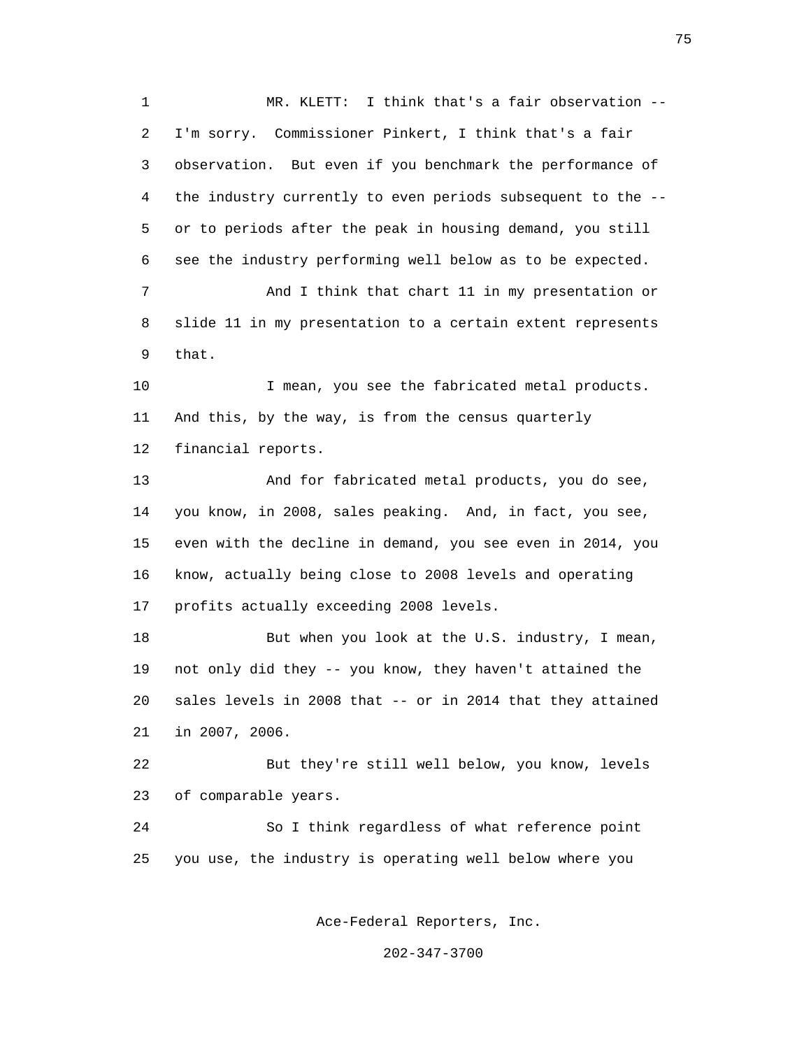MR. KLETT: I think that's a fair observation -- I'm sorry. Commissioner Pinkert, I think that's a fair observation. But even if you benchmark the performance of the industry currently to even periods subsequent to the -- or to periods after the peak in housing demand, you still see the industry performing well below as to be expected.

And I think that chart 11 in my presentation or slide 11 in my presentation to a certain extent represents that.

I mean, you see the fabricated metal products. And this, by the way, is from the census quarterly financial reports.

And for fabricated metal products, you do see, you know, in 2008, sales peaking. And, in fact, you see, even with the decline in demand, you see even in 2014, you know, actually being close to 2008 levels and operating profits actually exceeding 2008 levels.

But when you look at the U.S. industry, I mean, not only did they -- you know, they haven't attained the sales levels in 2008 that -- or in 2014 that they attained in 2007, 2006.

But they're still well below, you know, levels of comparable years.

So I think regardless of what reference point you use, the industry is operating well below where you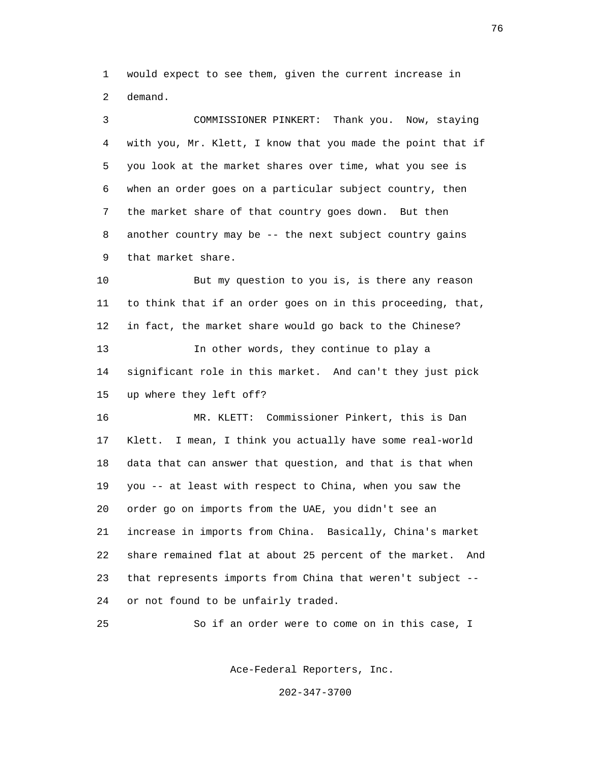would expect to see them, given the current increase in demand.

COMMISSIONER PINKERT: Thank you. Now, staying with you, Mr. Klett, I know that you made the point that if you look at the market shares over time, what you see is when an order goes on a particular subject country, then the market share of that country goes down. But then another country may be -- the next subject country gains that market share.

But my question to you is, is there any reason to think that if an order goes on in this proceeding, that, in fact, the market share would go back to the Chinese?

In other words, they continue to play a significant role in this market. And can't they just pick up where they left off?

MR. KLETT: Commissioner Pinkert, this is Dan Klett. I mean, I think you actually have some real-world data that can answer that question, and that is that when you -- at least with respect to China, when you saw the order go on imports from the UAE, you didn't see an increase in imports from China. Basically, China's market share remained flat at about 25 percent of the market. And that represents imports from China that weren't subject -- or not found to be unfairly traded.

So if an order were to come on in this case, I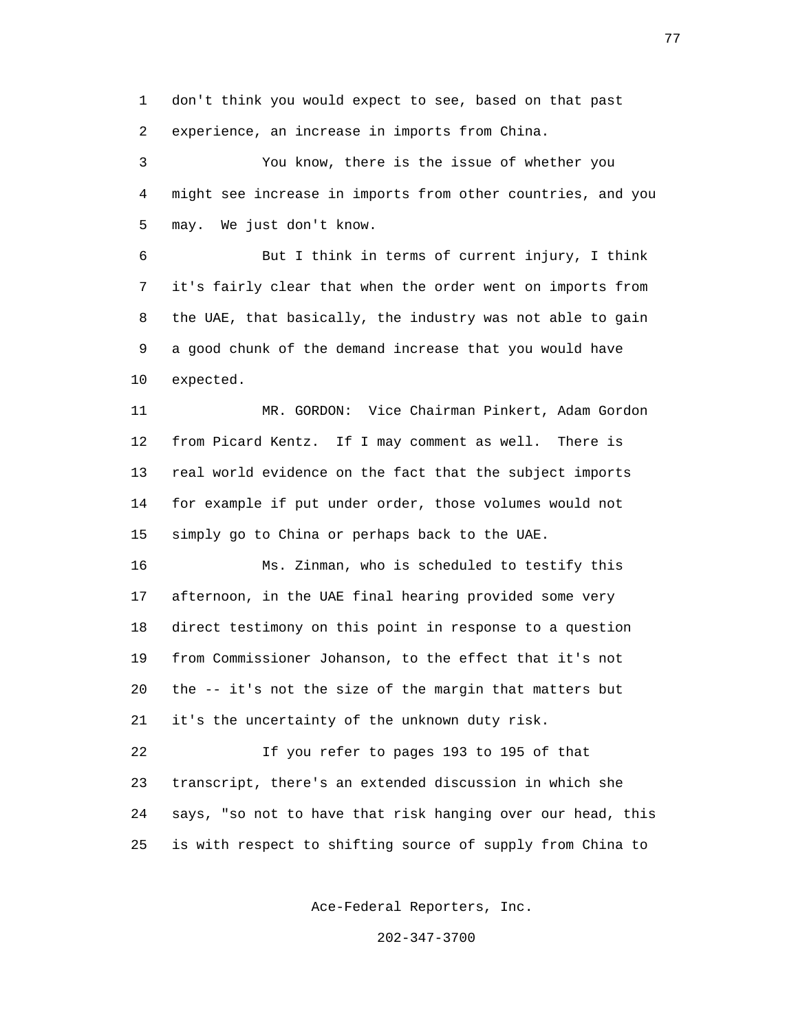don't think you would expect to see, based on that past experience, an increase in imports from China.

You know, there is the issue of whether you might see increase in imports from other countries, and you may. We just don't know.

But I think in terms of current injury, I think it's fairly clear that when the order went on imports from the UAE, that basically, the industry was not able to gain a good chunk of the demand increase that you would have expected.

MR. GORDON: Vice Chairman Pinkert, Adam Gordon from Picard Kentz. If I may comment as well. There is real world evidence on the fact that the subject imports for example if put under order, those volumes would not simply go to China or perhaps back to the UAE.

Ms. Zinman, who is scheduled to testify this afternoon, in the UAE final hearing provided some very direct testimony on this point in response to a question from Commissioner Johanson, to the effect that it's not the -- it's not the size of the margin that matters but it's the uncertainty of the unknown duty risk.

If you refer to pages 193 to 195 of that transcript, there's an extended discussion in which she says, "so not to have that risk hanging over our head, this is with respect to shifting source of supply from China to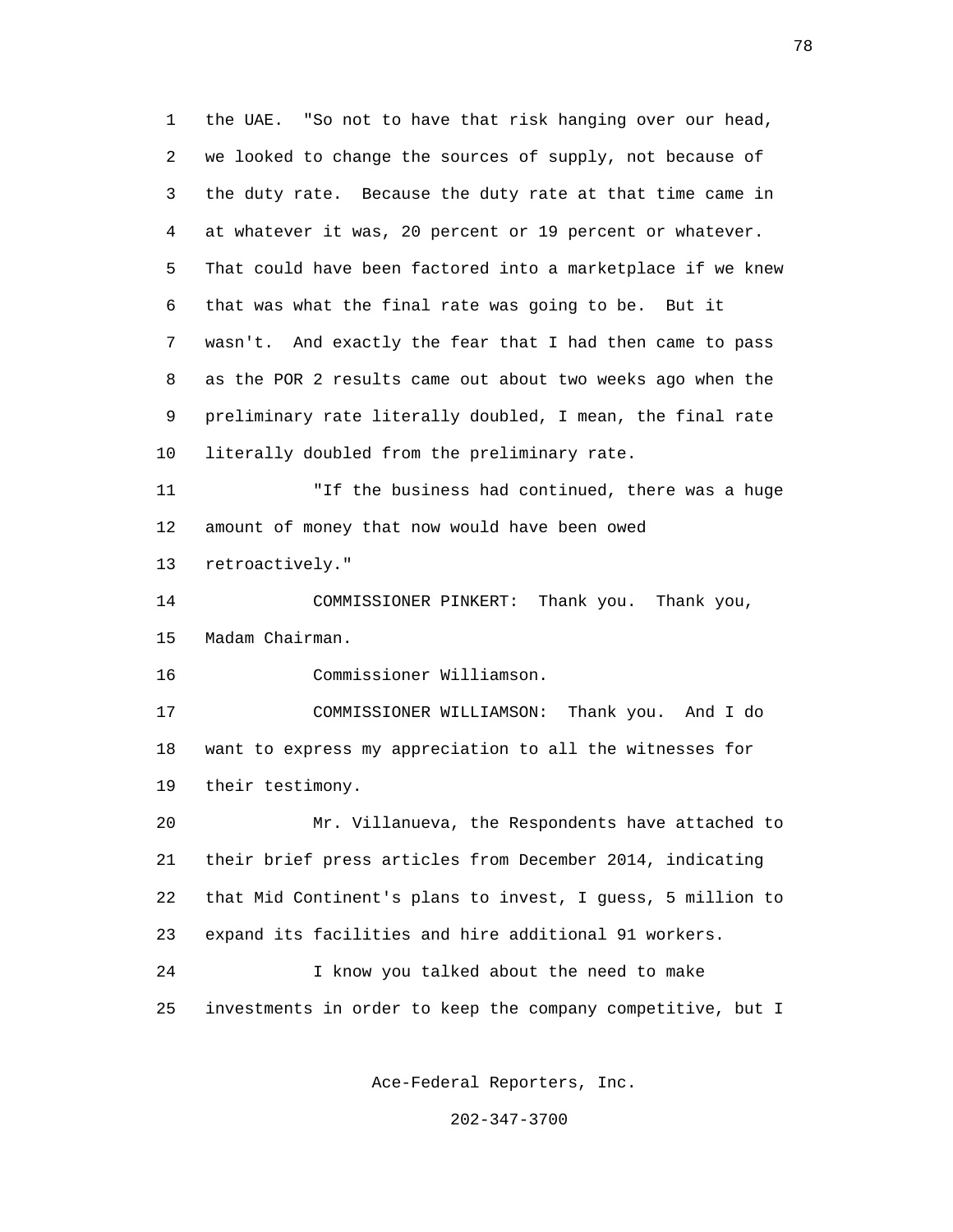the UAE. "So not to have that risk hanging over our head, we looked to change the sources of supply, not because of the duty rate. Because the duty rate at that time came in at whatever it was, 20 percent or 19 percent or whatever. That could have been factored into a marketplace if we knew that was what the final rate was going to be. But it wasn't. And exactly the fear that I had then came to pass as the POR 2 results came out about two weeks ago when the preliminary rate literally doubled, I mean, the final rate literally doubled from the preliminary rate.

"If the business had continued, there was a huge amount of money that now would have been owed retroactively."

COMMISSIONER PINKERT: Thank you. Thank you, Madam Chairman.

Commissioner Williamson.

COMMISSIONER WILLIAMSON: Thank you. And I do want to express my appreciation to all the witnesses for their testimony.

Mr. Villanueva, the Respondents have attached to their brief press articles from December 2014, indicating that Mid Continent's plans to invest, I guess, 5 million to expand its facilities and hire additional 91 workers.

I know you talked about the need to make investments in order to keep the company competitive, but I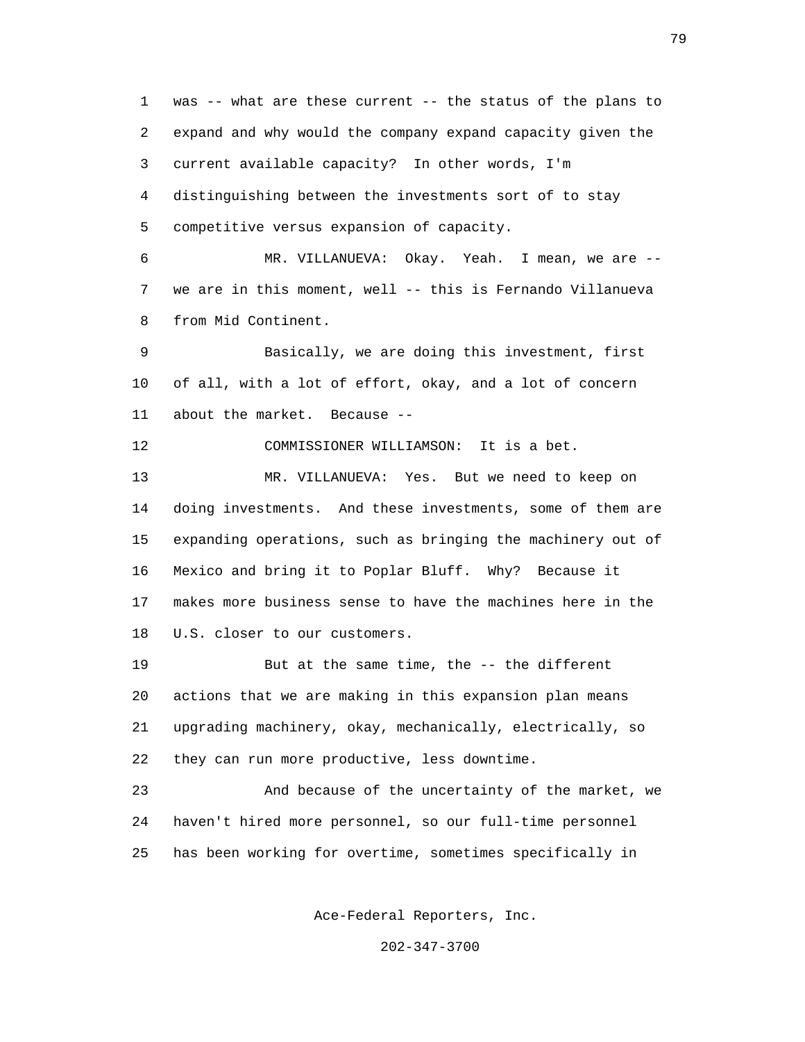was -- what are these current -- the status of the plans to expand and why would the company expand capacity given the current available capacity? In other words, I'm distinguishing between the investments sort of to stay competitive versus expansion of capacity.

MR. VILLANUEVA: Okay. Yeah. I mean, we are -- we are in this moment, well -- this is Fernando Villanueva from Mid Continent.

Basically, we are doing this investment, first of all, with a lot of effort, okay, and a lot of concern about the market. Because --

COMMISSIONER WILLIAMSON: It is a bet.

MR. VILLANUEVA: Yes. But we need to keep on doing investments. And these investments, some of them are expanding operations, such as bringing the machinery out of Mexico and bring it to Poplar Bluff. Why? Because it makes more business sense to have the machines here in the U.S. closer to our customers.

But at the same time, the -- the different actions that we are making in this expansion plan means upgrading machinery, okay, mechanically, electrically, so they can run more productive, less downtime.

And because of the uncertainty of the market, we haven't hired more personnel, so our full-time personnel has been working for overtime, sometimes specifically in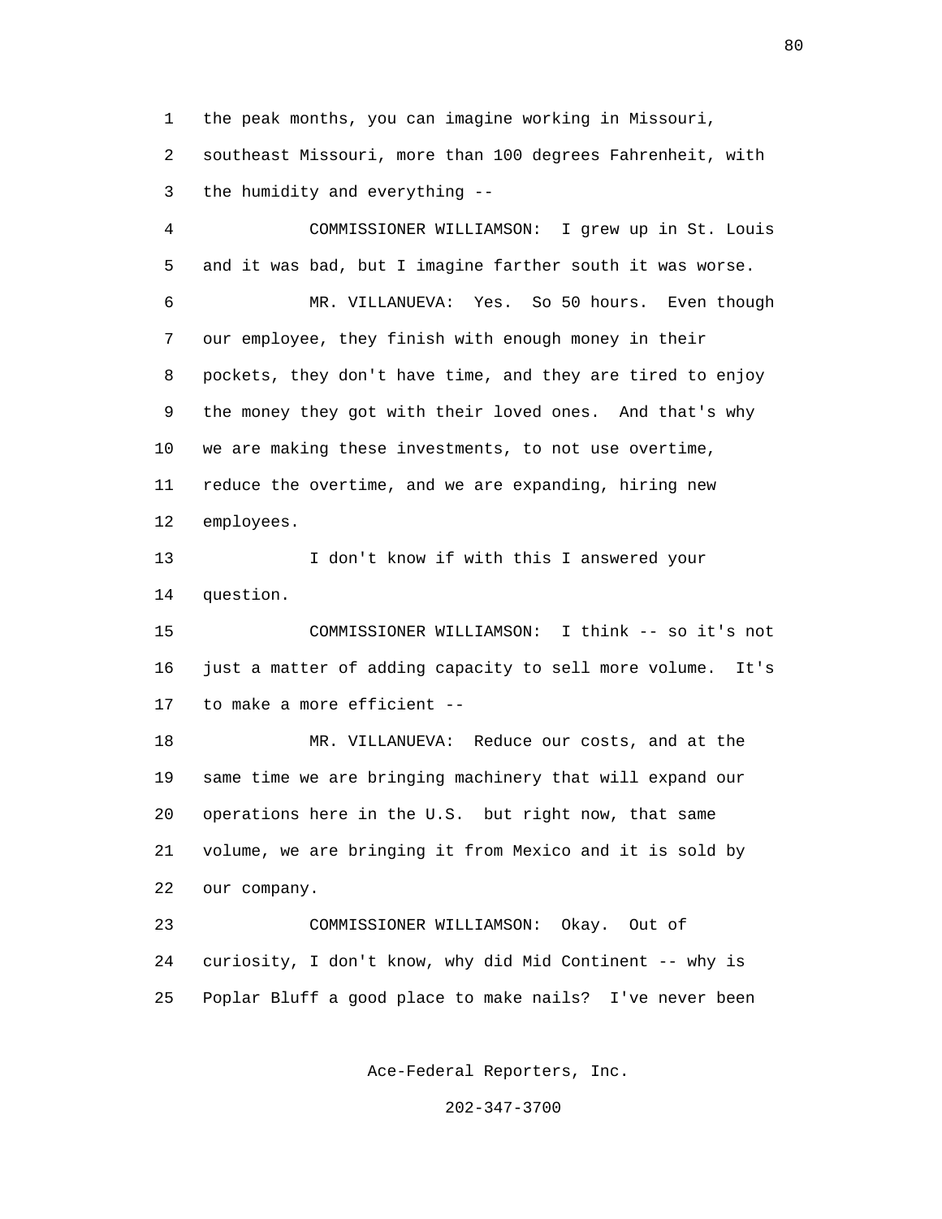the peak months, you can imagine working in Missouri, southeast Missouri, more than 100 degrees Fahrenheit, with the humidity and everything --

COMMISSIONER WILLIAMSON: I grew up in St. Louis and it was bad, but I imagine farther south it was worse.

MR. VILLANUEVA: Yes. So 50 hours. Even though our employee, they finish with enough money in their pockets, they don't have time, and they are tired to enjoy the money they got with their loved ones. And that's why we are making these investments, to not use overtime, reduce the overtime, and we are expanding, hiring new employees.

I don't know if with this I answered your question.

COMMISSIONER WILLIAMSON: I think -- so it's not just a matter of adding capacity to sell more volume. It's to make a more efficient --

MR. VILLANUEVA: Reduce our costs, and at the same time we are bringing machinery that will expand our operations here in the U.S. but right now, that same volume, we are bringing it from Mexico and it is sold by our company.

COMMISSIONER WILLIAMSON: Okay. Out of curiosity, I don't know, why did Mid Continent -- why is Poplar Bluff a good place to make nails? I've never been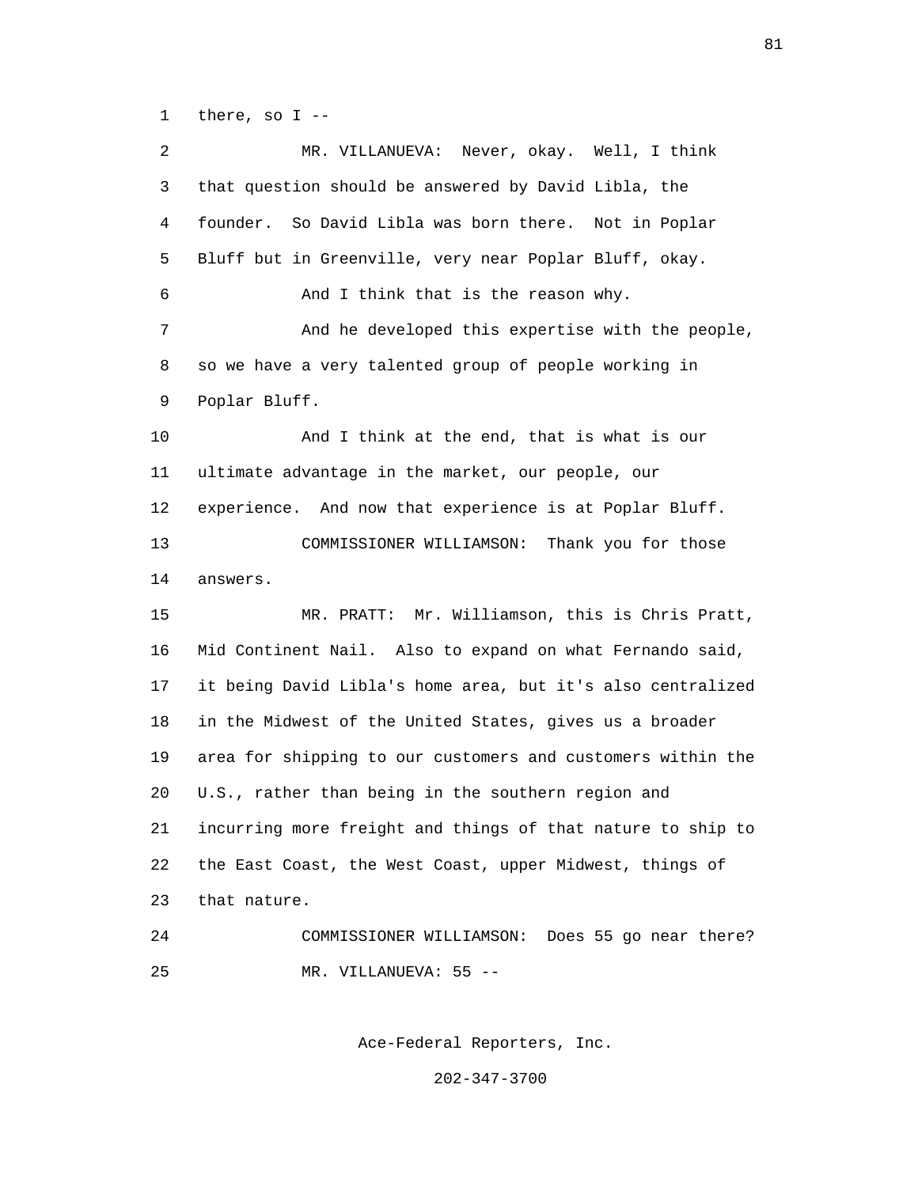there, so I --

MR. VILLANUEVA: Never, okay. Well, I think that question should be answered by David Libla, the founder. So David Libla was born there. Not in Poplar Bluff but in Greenville, very near Poplar Bluff, okay.

And I think that is the reason why.

And he developed this expertise with the people, so we have a very talented group of people working in Poplar Bluff.

And I think at the end, that is what is our ultimate advantage in the market, our people, our experience. And now that experience is at Poplar Bluff.

COMMISSIONER WILLIAMSON: Thank you for those answers.

MR. PRATT: Mr. Williamson, this is Chris Pratt, Mid Continent Nail. Also to expand on what Fernando said, it being David Libla's home area, but it's also centralized in the Midwest of the United States, gives us a broader area for shipping to our customers and customers within the U.S., rather than being in the southern region and incurring more freight and things of that nature to ship to the East Coast, the West Coast, upper Midwest, things of that nature.

COMMISSIONER WILLIAMSON: Does 55 go near there?

MR. VILLANUEVA: 55 --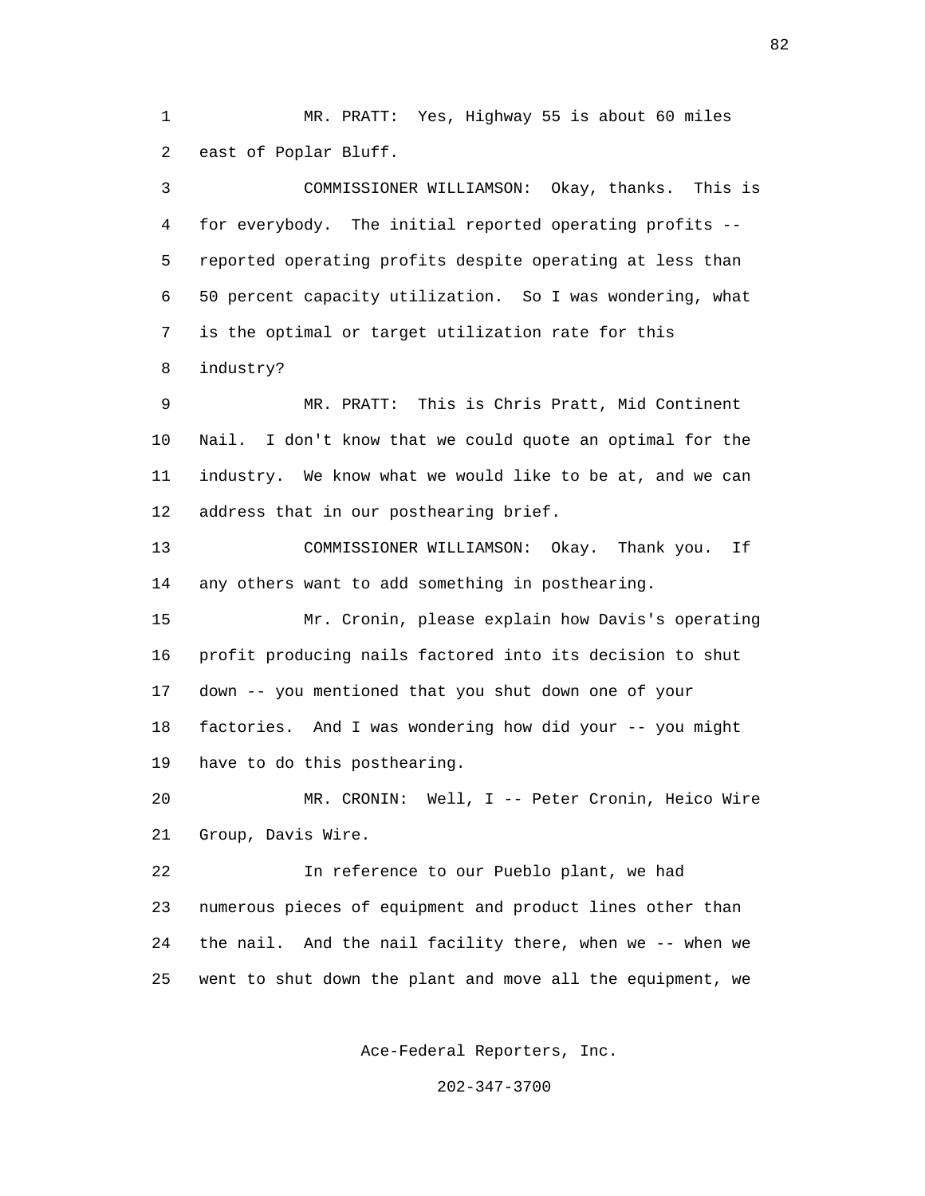MR. PRATT: Yes, Highway 55 is about 60 miles east of Poplar Bluff.

COMMISSIONER WILLIAMSON: Okay, thanks. This is for everybody. The initial reported operating profits -- reported operating profits despite operating at less than 50 percent capacity utilization. So I was wondering, what is the optimal or target utilization rate for this industry?

MR. PRATT: This is Chris Pratt, Mid Continent Nail. I don't know that we could quote an optimal for the industry. We know what we would like to be at, and we can address that in our posthearing brief.

COMMISSIONER WILLIAMSON: Okay. Thank you. If any others want to add something in posthearing.

Mr. Cronin, please explain how Davis's operating profit producing nails factored into its decision to shut down -- you mentioned that you shut down one of your factories. And I was wondering how did your -- you might have to do this posthearing.

MR. CRONIN: Well, I -- Peter Cronin, Heico Wire Group, Davis Wire.

In reference to our Pueblo plant, we had numerous pieces of equipment and product lines other than the nail. And the nail facility there, when we -- when we went to shut down the plant and move all the equipment, we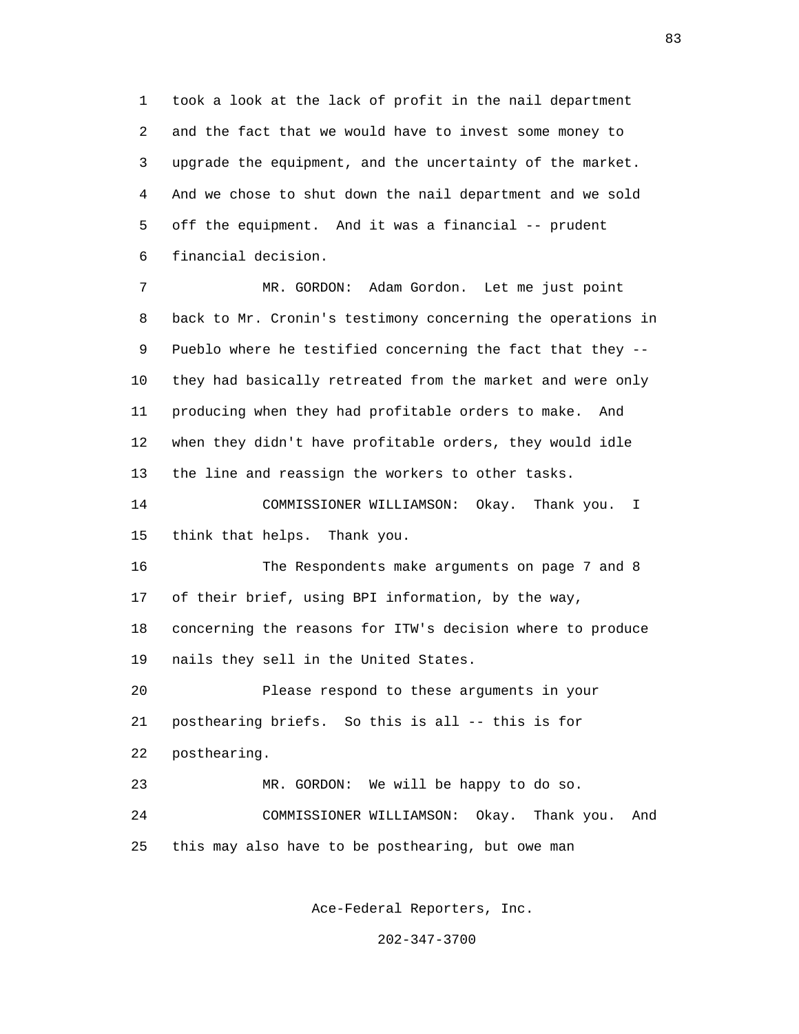took a look at the lack of profit in the nail department and the fact that we would have to invest some money to upgrade the equipment, and the uncertainty of the market. And we chose to shut down the nail department and we sold off the equipment. And it was a financial -- prudent financial decision.

MR. GORDON: Adam Gordon. Let me just point back to Mr. Cronin's testimony concerning the operations in Pueblo where he testified concerning the fact that they -- they had basically retreated from the market and were only producing when they had profitable orders to make. And when they didn't have profitable orders, they would idle the line and reassign the workers to other tasks.

COMMISSIONER WILLIAMSON: Okay. Thank you. I think that helps. Thank you.

The Respondents make arguments on page 7 and 8 of their brief, using BPI information, by the way, concerning the reasons for ITW's decision where to produce nails they sell in the United States.

Please respond to these arguments in your posthearing briefs. So this is all -- this is for posthearing.

MR. GORDON: We will be happy to do so.

COMMISSIONER WILLIAMSON: Okay. Thank you. And this may also have to be posthearing, but owe man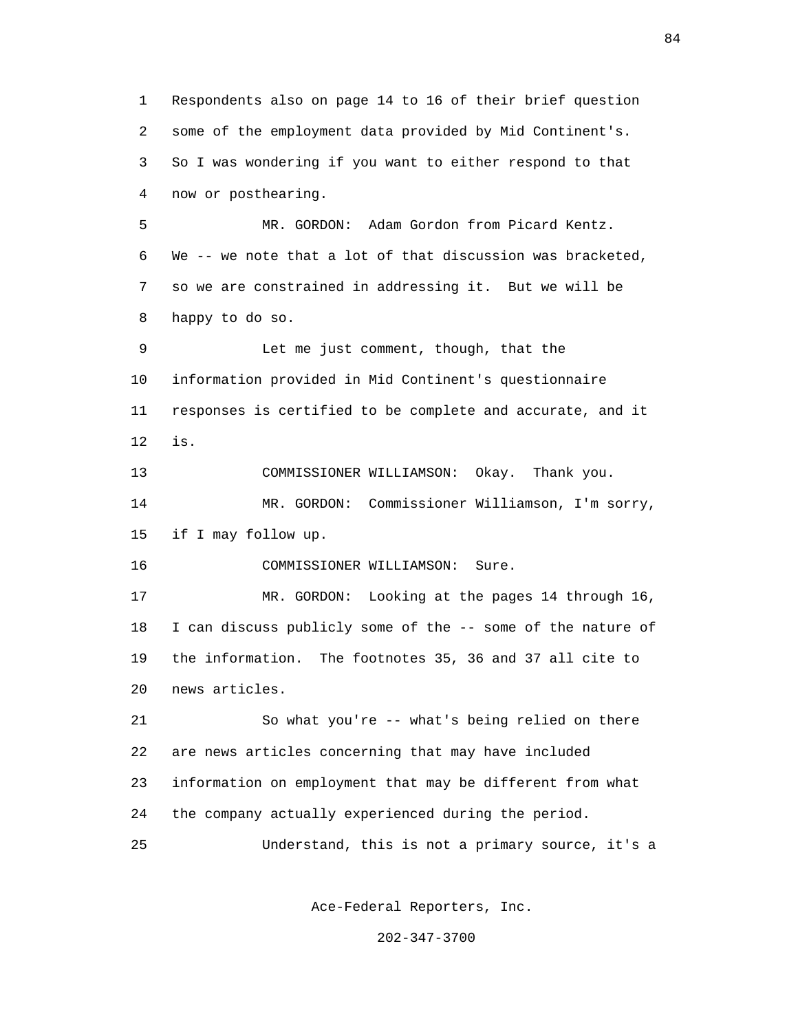Respondents also on page 14 to 16 of their brief question some of the employment data provided by Mid Continent's. So I was wondering if you want to either respond to that now or posthearing.

MR. GORDON: Adam Gordon from Picard Kentz. We -- we note that a lot of that discussion was bracketed, so we are constrained in addressing it. But we will be happy to do so.

Let me just comment, though, that the information provided in Mid Continent's questionnaire responses is certified to be complete and accurate, and it is.

COMMISSIONER WILLIAMSON: Okay. Thank you.

MR. GORDON: Commissioner Williamson, I'm sorry, if I may follow up.

COMMISSIONER WILLIAMSON: Sure.

MR. GORDON: Looking at the pages 14 through 16, I can discuss publicly some of the -- some of the nature of the information. The footnotes 35, 36 and 37 all cite to news articles.

So what you're -- what's being relied on there are news articles concerning that may have included information on employment that may be different from what the company actually experienced during the period.

Understand, this is not a primary source, it's a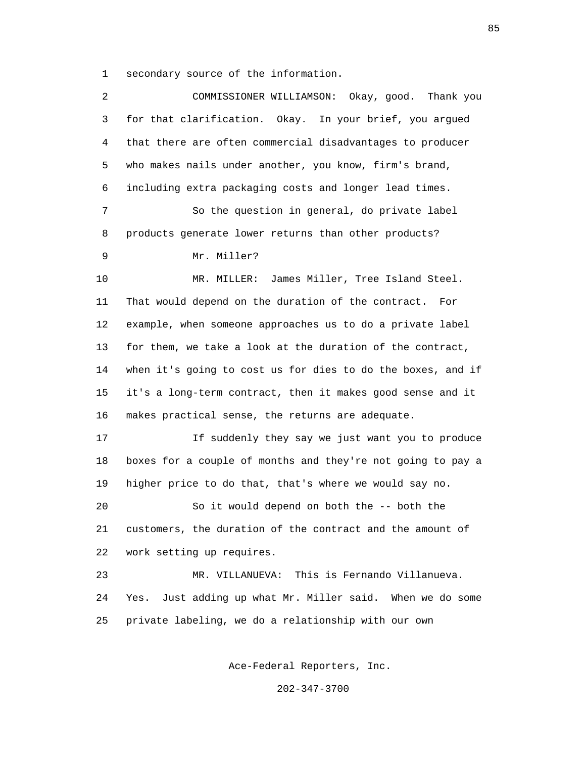secondary source of the information.

COMMISSIONER WILLIAMSON: Okay, good. Thank you for that clarification. Okay. In your brief, you argued that there are often commercial disadvantages to producer who makes nails under another, you know, firm's brand, including extra packaging costs and longer lead times.

So the question in general, do private label products generate lower returns than other products?

Mr. Miller?

MR. MILLER: James Miller, Tree Island Steel. That would depend on the duration of the contract. For example, when someone approaches us to do a private label for them, we take a look at the duration of the contract, when it's going to cost us for dies to do the boxes, and if it's a long-term contract, then it makes good sense and it makes practical sense, the returns are adequate.

If suddenly they say we just want you to produce boxes for a couple of months and they're not going to pay a higher price to do that, that's where we would say no.

So it would depend on both the -- both the customers, the duration of the contract and the amount of work setting up requires.

MR. VILLANUEVA: This is Fernando Villanueva. Yes. Just adding up what Mr. Miller said. When we do some private labeling, we do a relationship with our own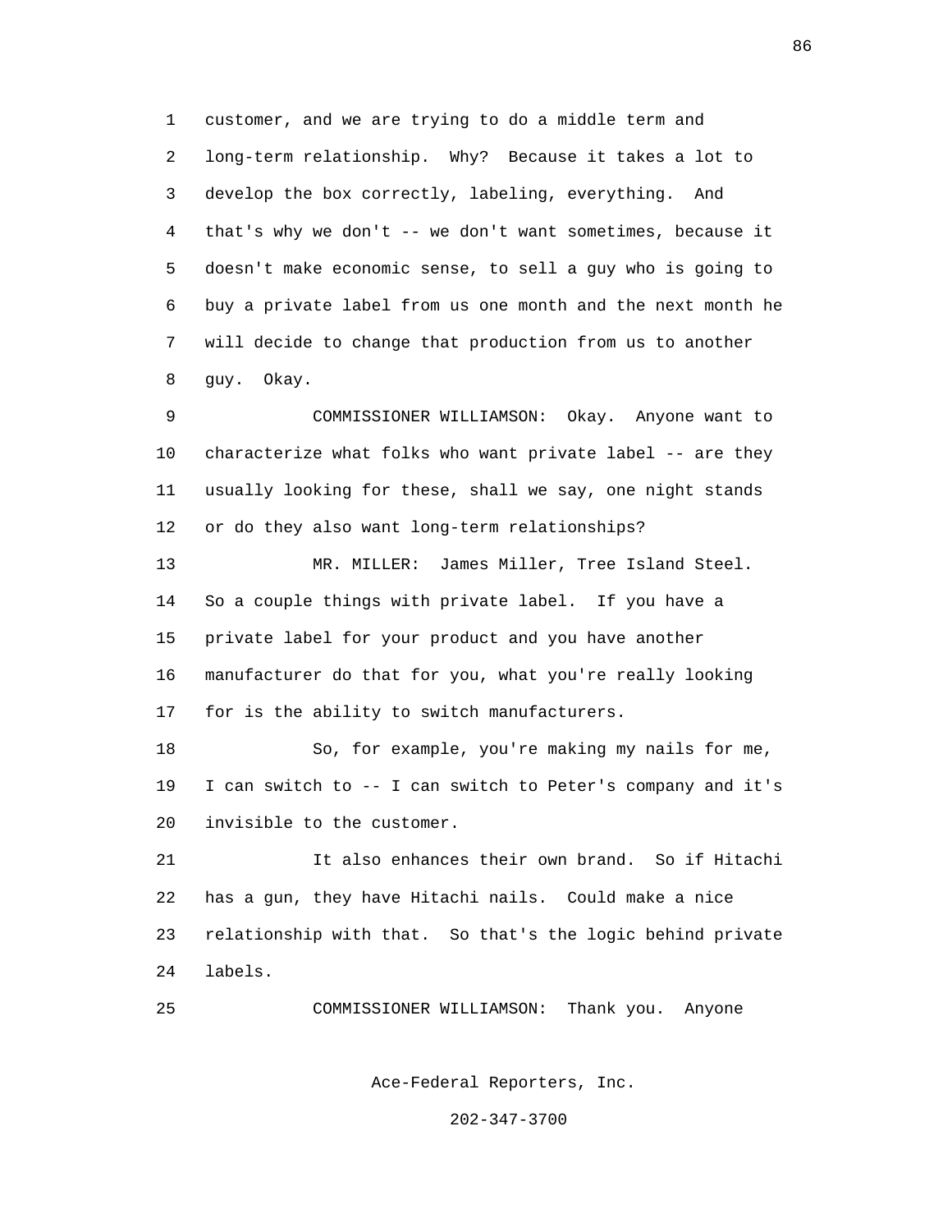customer, and we are trying to do a middle term and long-term relationship. Why? Because it takes a lot to develop the box correctly, labeling, everything. And that's why we don't -- we don't want sometimes, because it doesn't make economic sense, to sell a guy who is going to buy a private label from us one month and the next month he will decide to change that production from us to another guy. Okay.

COMMISSIONER WILLIAMSON: Okay. Anyone want to characterize what folks who want private label -- are they usually looking for these, shall we say, one night stands or do they also want long-term relationships?

MR. MILLER: James Miller, Tree Island Steel. So a couple things with private label. If you have a private label for your product and you have another manufacturer do that for you, what you're really looking for is the ability to switch manufacturers.

So, for example, you're making my nails for me, I can switch to -- I can switch to Peter's company and it's invisible to the customer.

It also enhances their own brand. So if Hitachi has a gun, they have Hitachi nails. Could make a nice relationship with that. So that's the logic behind private labels.

COMMISSIONER WILLIAMSON: Thank you. Anyone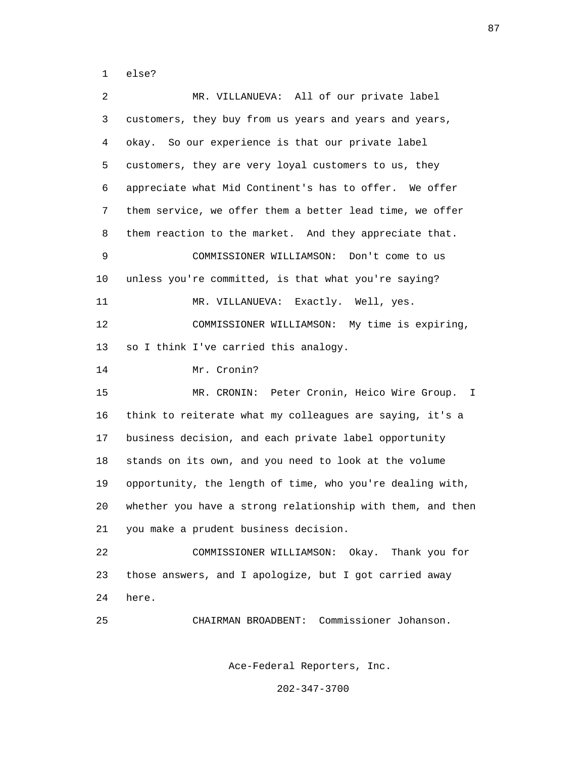else?

MR. VILLANUEVA: All of our private label customers, they buy from us years and years and years, okay. So our experience is that our private label customers, they are very loyal customers to us, they appreciate what Mid Continent's has to offer. We offer them service, we offer them a better lead time, we offer them reaction to the market. And they appreciate that.

COMMISSIONER WILLIAMSON: Don't come to us unless you're committed, is that what you're saying?

MR. VILLANUEVA: Exactly. Well, yes.

COMMISSIONER WILLIAMSON: My time is expiring, so I think I've carried this analogy.

Mr. Cronin?

MR. CRONIN: Peter Cronin, Heico Wire Group. I think to reiterate what my colleagues are saying, it's a business decision, and each private label opportunity stands on its own, and you need to look at the volume opportunity, the length of time, who you're dealing with, whether you have a strong relationship with them, and then you make a prudent business decision.

COMMISSIONER WILLIAMSON: Okay. Thank you for those answers, and I apologize, but I got carried away here.

CHAIRMAN BROADBENT: Commissioner Johanson.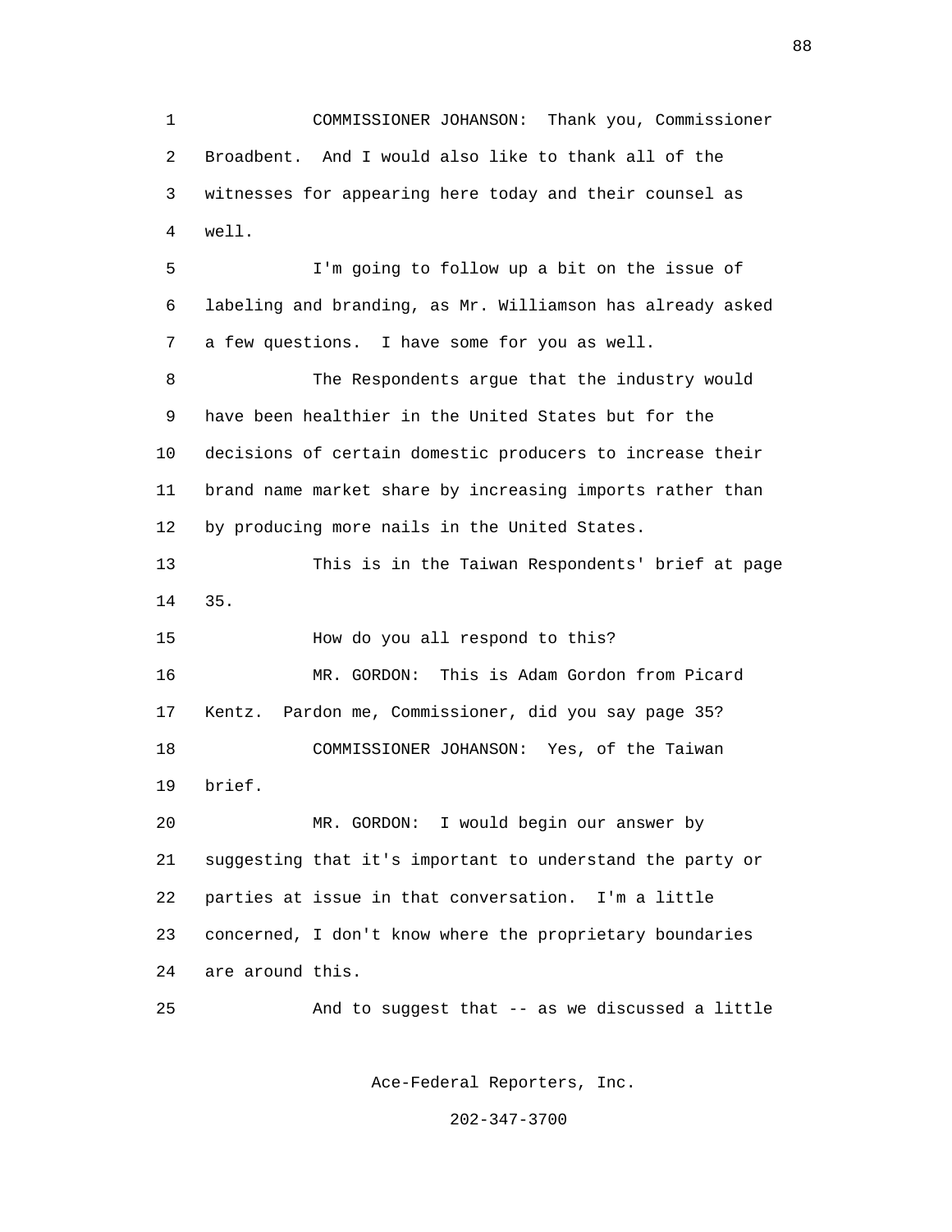COMMISSIONER JOHANSON: Thank you, Commissioner Broadbent. And I would also like to thank all of the witnesses for appearing here today and their counsel as well.

I'm going to follow up a bit on the issue of labeling and branding, as Mr. Williamson has already asked a few questions. I have some for you as well.

The Respondents argue that the industry would have been healthier in the United States but for the decisions of certain domestic producers to increase their brand name market share by increasing imports rather than by producing more nails in the United States.

This is in the Taiwan Respondents' brief at page 35.

How do you all respond to this?

MR. GORDON: This is Adam Gordon from Picard Kentz. Pardon me, Commissioner, did you say page 35?

COMMISSIONER JOHANSON: Yes, of the Taiwan brief.

MR. GORDON: I would begin our answer by suggesting that it's important to understand the party or parties at issue in that conversation. I'm a little concerned, I don't know where the proprietary boundaries are around this.

And to suggest that -- as we discussed a little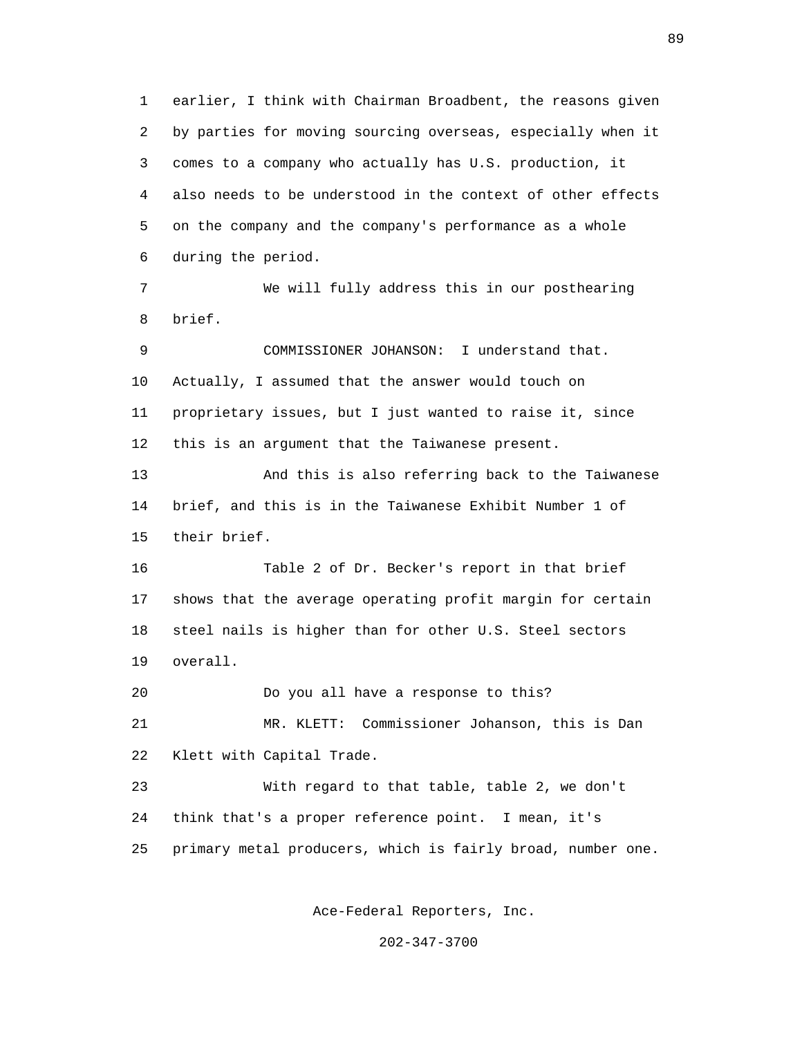earlier, I think with Chairman Broadbent, the reasons given by parties for moving sourcing overseas, especially when it comes to a company who actually has U.S. production, it also needs to be understood in the context of other effects on the company and the company's performance as a whole during the period.

We will fully address this in our posthearing brief.

COMMISSIONER JOHANSON: I understand that. Actually, I assumed that the answer would touch on proprietary issues, but I just wanted to raise it, since this is an argument that the Taiwanese present.

And this is also referring back to the Taiwanese brief, and this is in the Taiwanese Exhibit Number 1 of their brief.

Table 2 of Dr. Becker's report in that brief shows that the average operating profit margin for certain steel nails is higher than for other U.S. Steel sectors overall.

Do you all have a response to this?

MR. KLETT: Commissioner Johanson, this is Dan Klett with Capital Trade.

With regard to that table, table 2, we don't think that's a proper reference point. I mean, it's primary metal producers, which is fairly broad, number one.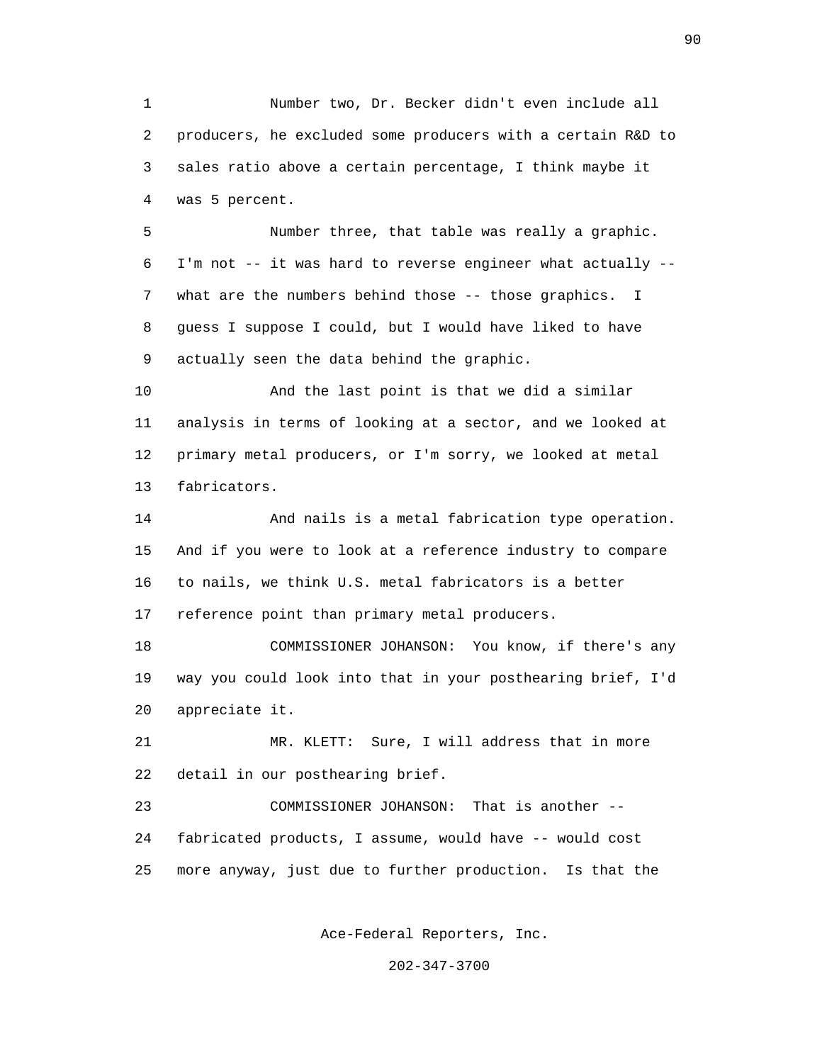Number two, Dr. Becker didn't even include all producers, he excluded some producers with a certain R&D to sales ratio above a certain percentage, I think maybe it was 5 percent.

Number three, that table was really a graphic. I'm not -- it was hard to reverse engineer what actually -- what are the numbers behind those -- those graphics. I guess I suppose I could, but I would have liked to have actually seen the data behind the graphic.

And the last point is that we did a similar analysis in terms of looking at a sector, and we looked at primary metal producers, or I'm sorry, we looked at metal fabricators.

And nails is a metal fabrication type operation. And if you were to look at a reference industry to compare to nails, we think U.S. metal fabricators is a better reference point than primary metal producers.

COMMISSIONER JOHANSON: You know, if there's any way you could look into that in your posthearing brief, I'd appreciate it.

MR. KLETT: Sure, I will address that in more detail in our posthearing brief.

COMMISSIONER JOHANSON: That is another -- fabricated products, I assume, would have -- would cost more anyway, just due to further production. Is that the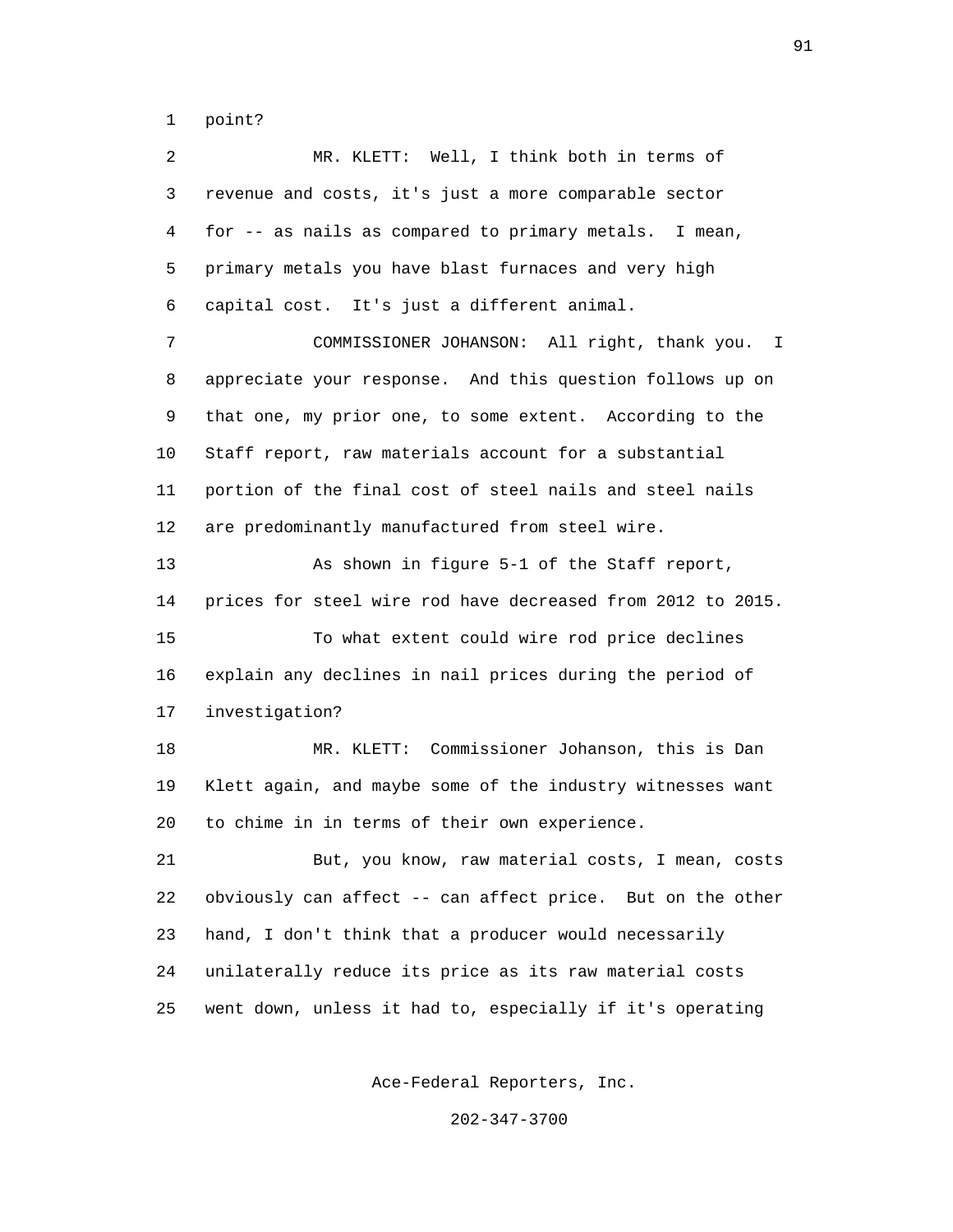point?

MR. KLETT: Well, I think both in terms of revenue and costs, it's just a more comparable sector for -- as nails as compared to primary metals. I mean, primary metals you have blast furnaces and very high capital cost. It's just a different animal.

COMMISSIONER JOHANSON: All right, thank you. I appreciate your response. And this question follows up on that one, my prior one, to some extent. According to the Staff report, raw materials account for a substantial portion of the final cost of steel nails and steel nails are predominantly manufactured from steel wire.

As shown in figure 5-1 of the Staff report, prices for steel wire rod have decreased from 2012 to 2015.

To what extent could wire rod price declines explain any declines in nail prices during the period of investigation?

MR. KLETT: Commissioner Johanson, this is Dan Klett again, and maybe some of the industry witnesses want to chime in in terms of their own experience.

But, you know, raw material costs, I mean, costs obviously can affect -- can affect price. But on the other hand, I don't think that a producer would necessarily unilaterally reduce its price as its raw material costs went down, unless it had to, especially if it's operating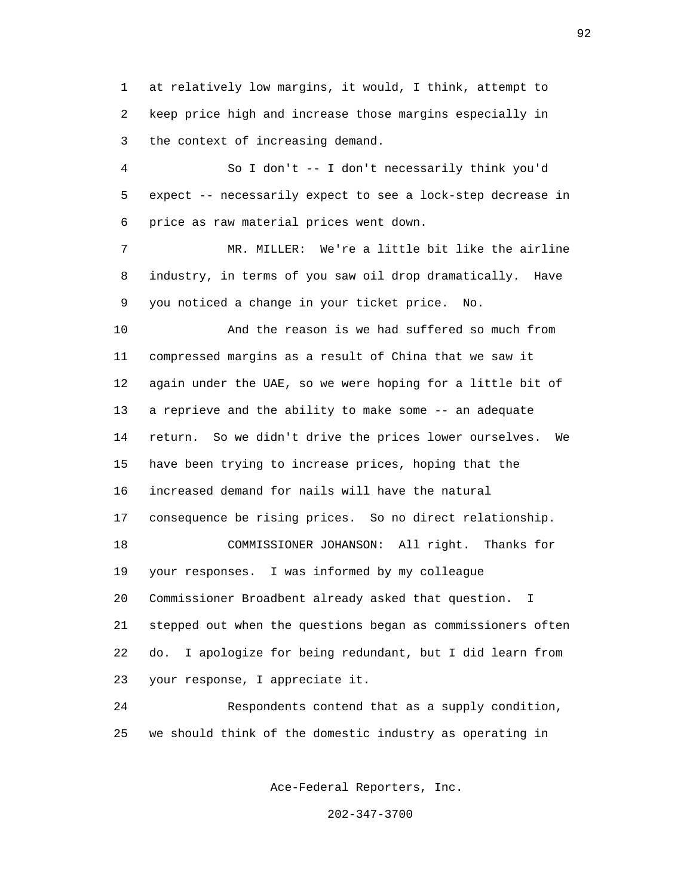at relatively low margins, it would, I think, attempt to keep price high and increase those margins especially in the context of increasing demand.

So I don't -- I don't necessarily think you'd expect -- necessarily expect to see a lock-step decrease in price as raw material prices went down.

MR. MILLER: We're a little bit like the airline industry, in terms of you saw oil drop dramatically. Have you noticed a change in your ticket price. No.

And the reason is we had suffered so much from compressed margins as a result of China that we saw it again under the UAE, so we were hoping for a little bit of a reprieve and the ability to make some -- an adequate return. So we didn't drive the prices lower ourselves. We have been trying to increase prices, hoping that the increased demand for nails will have the natural consequence be rising prices. So no direct relationship.

COMMISSIONER JOHANSON: All right. Thanks for your responses. I was informed by my colleague Commissioner Broadbent already asked that question. I stepped out when the questions began as commissioners often do. I apologize for being redundant, but I did learn from your response, I appreciate it.

Respondents contend that as a supply condition, we should think of the domestic industry as operating in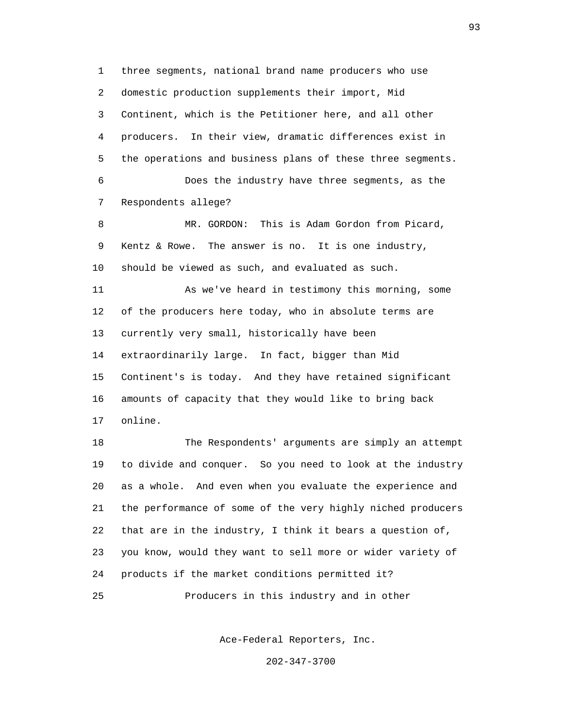three segments, national brand name producers who use domestic production supplements their import, Mid Continent, which is the Petitioner here, and all other producers. In their view, dramatic differences exist in the operations and business plans of these three segments.

Does the industry have three segments, as the Respondents allege?

MR. GORDON: This is Adam Gordon from Picard, Kentz & Rowe. The answer is no. It is one industry, should be viewed as such, and evaluated as such.

As we've heard in testimony this morning, some of the producers here today, who in absolute terms are currently very small, historically have been extraordinarily large. In fact, bigger than Mid Continent's is today. And they have retained significant amounts of capacity that they would like to bring back online.

The Respondents' arguments are simply an attempt to divide and conquer. So you need to look at the industry as a whole. And even when you evaluate the experience and the performance of some of the very highly niched producers that are in the industry, I think it bears a question of, you know, would they want to sell more or wider variety of products if the market conditions permitted it?

Producers in this industry and in other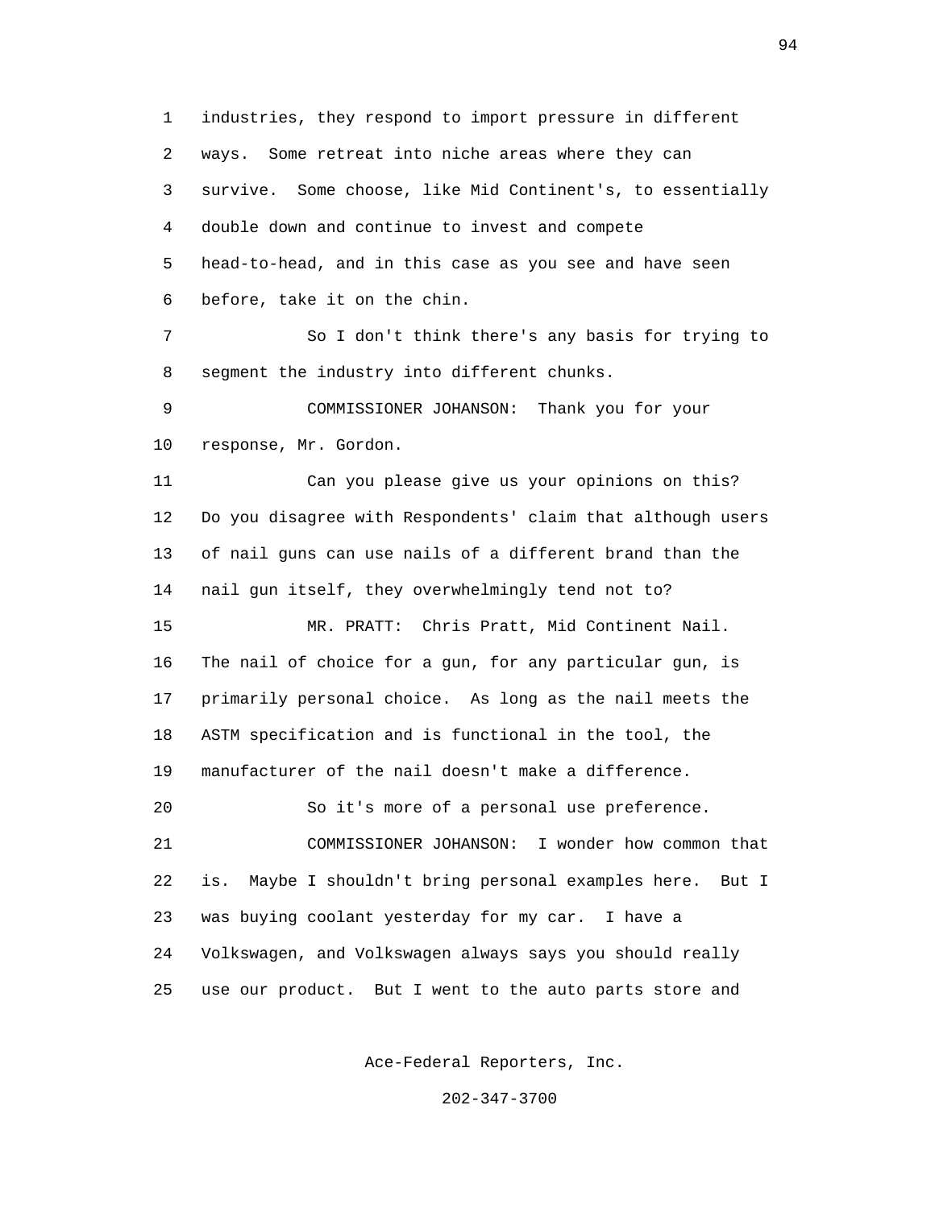industries, they respond to import pressure in different ways. Some retreat into niche areas where they can survive. Some choose, like Mid Continent's, to essentially double down and continue to invest and compete head-to-head, and in this case as you see and have seen before, take it on the chin.

So I don't think there's any basis for trying to segment the industry into different chunks.

COMMISSIONER JOHANSON: Thank you for your response, Mr. Gordon.

Can you please give us your opinions on this? Do you disagree with Respondents' claim that although users of nail guns can use nails of a different brand than the nail gun itself, they overwhelmingly tend not to?

MR. PRATT: Chris Pratt, Mid Continent Nail. The nail of choice for a gun, for any particular gun, is primarily personal choice. As long as the nail meets the ASTM specification and is functional in the tool, the manufacturer of the nail doesn't make a difference.

So it's more of a personal use preference.

COMMISSIONER JOHANSON: I wonder how common that is. Maybe I shouldn't bring personal examples here. But I was buying coolant yesterday for my car. I have a Volkswagen, and Volkswagen always says you should really use our product. But I went to the auto parts store and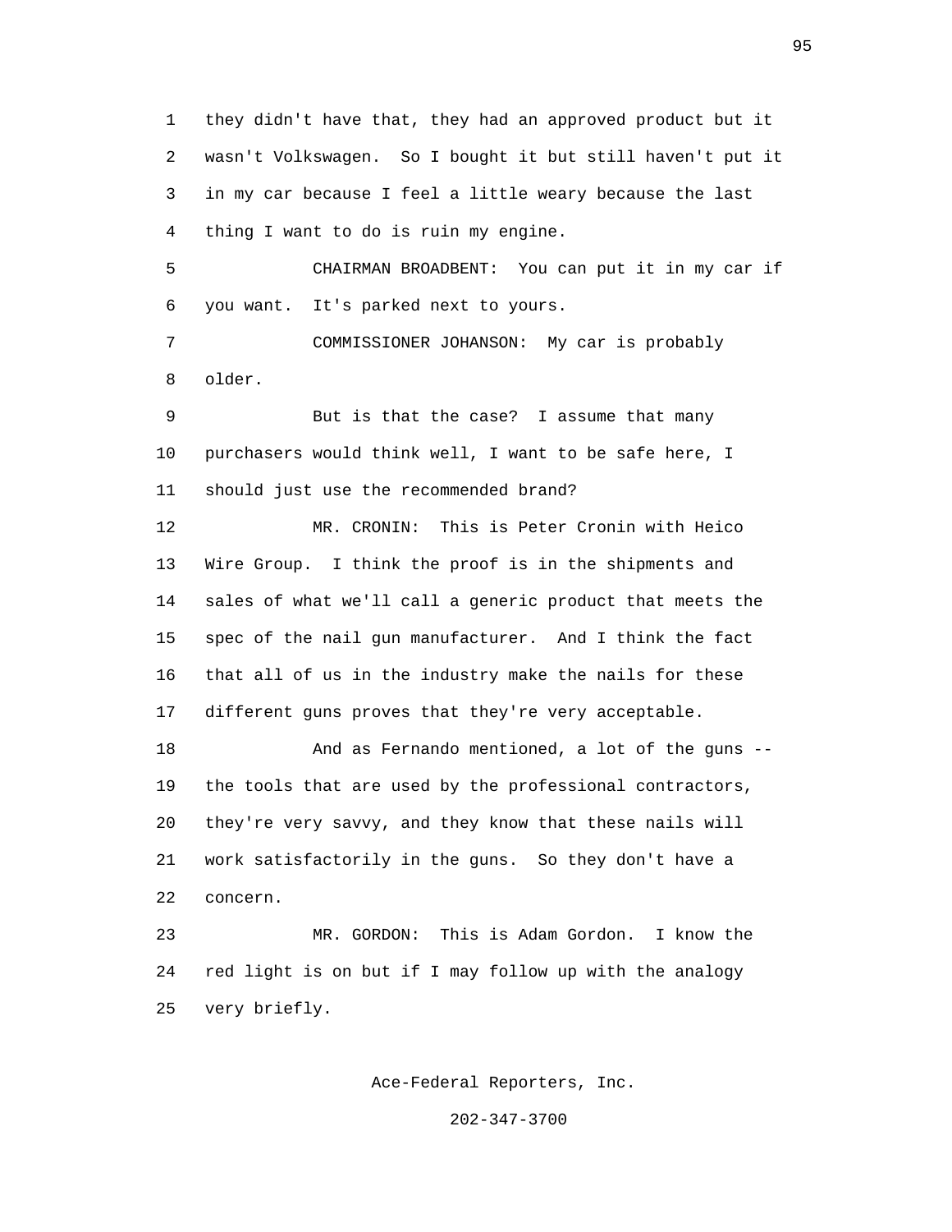they didn't have that, they had an approved product but it wasn't Volkswagen. So I bought it but still haven't put it in my car because I feel a little weary because the last thing I want to do is ruin my engine.

CHAIRMAN BROADBENT: You can put it in my car if you want. It's parked next to yours.

COMMISSIONER JOHANSON: My car is probably older.

But is that the case? I assume that many purchasers would think well, I want to be safe here, I should just use the recommended brand?

MR. CRONIN: This is Peter Cronin with Heico Wire Group. I think the proof is in the shipments and sales of what we'll call a generic product that meets the spec of the nail gun manufacturer. And I think the fact that all of us in the industry make the nails for these different guns proves that they're very acceptable.

And as Fernando mentioned, a lot of the guns -- the tools that are used by the professional contractors, they're very savvy, and they know that these nails will work satisfactorily in the guns. So they don't have a concern.

MR. GORDON: This is Adam Gordon. I know the red light is on but if I may follow up with the analogy very briefly.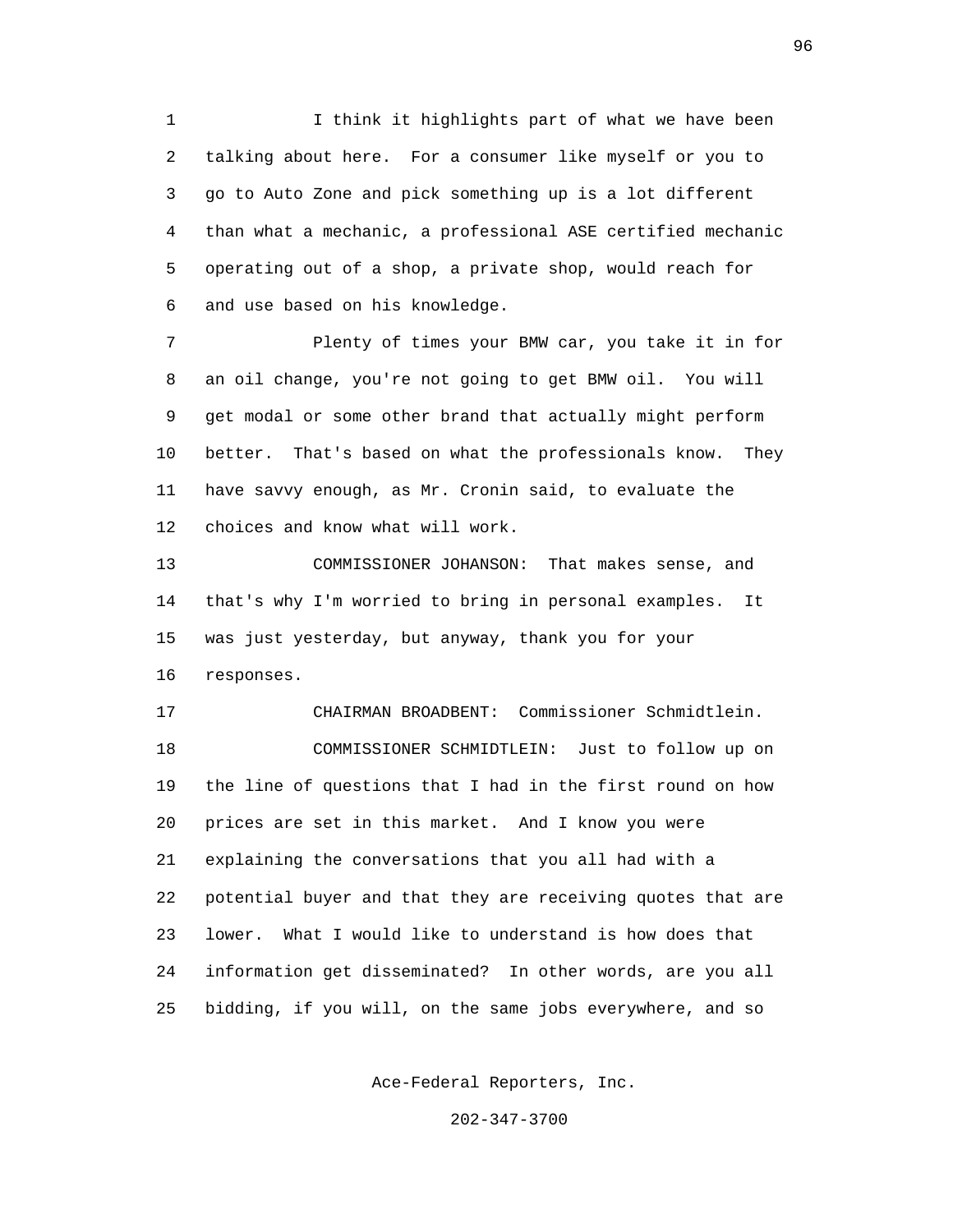I think it highlights part of what we have been talking about here. For a consumer like myself or you to go to Auto Zone and pick something up is a lot different than what a mechanic, a professional ASE certified mechanic operating out of a shop, a private shop, would reach for and use based on his knowledge.

Plenty of times your BMW car, you take it in for an oil change, you're not going to get BMW oil. You will get modal or some other brand that actually might perform better. That's based on what the professionals know. They have savvy enough, as Mr. Cronin said, to evaluate the choices and know what will work.

COMMISSIONER JOHANSON: That makes sense, and that's why I'm worried to bring in personal examples. It was just yesterday, but anyway, thank you for your responses.

CHAIRMAN BROADBENT: Commissioner Schmidtlein.

COMMISSIONER SCHMIDTLEIN: Just to follow up on the line of questions that I had in the first round on how prices are set in this market. And I know you were explaining the conversations that you all had with a potential buyer and that they are receiving quotes that are lower. What I would like to understand is how does that information get disseminated? In other words, are you all bidding, if you will, on the same jobs everywhere, and so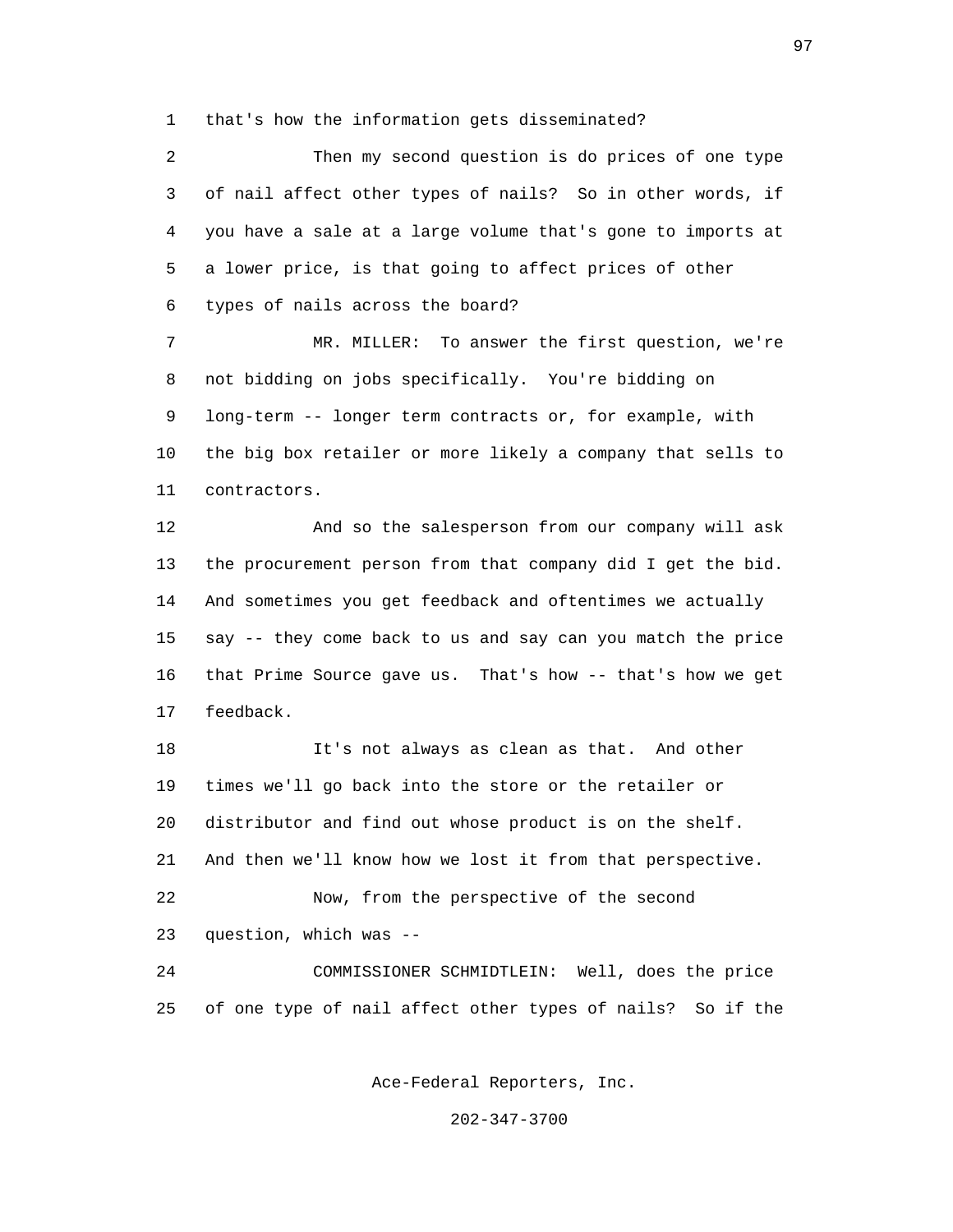that's how the information gets disseminated?

Then my second question is do prices of one type of nail affect other types of nails? So in other words, if you have a sale at a large volume that's gone to imports at a lower price, is that going to affect prices of other types of nails across the board?

MR. MILLER: To answer the first question, we're not bidding on jobs specifically. You're bidding on long-term -- longer term contracts or, for example, with the big box retailer or more likely a company that sells to contractors.

And so the salesperson from our company will ask the procurement person from that company did I get the bid. And sometimes you get feedback and oftentimes we actually say -- they come back to us and say can you match the price that Prime Source gave us. That's how -- that's how we get feedback.

It's not always as clean as that. And other times we'll go back into the store or the retailer or distributor and find out whose product is on the shelf. And then we'll know how we lost it from that perspective.

Now, from the perspective of the second question, which was --

COMMISSIONER SCHMIDTLEIN: Well, does the price of one type of nail affect other types of nails? So if the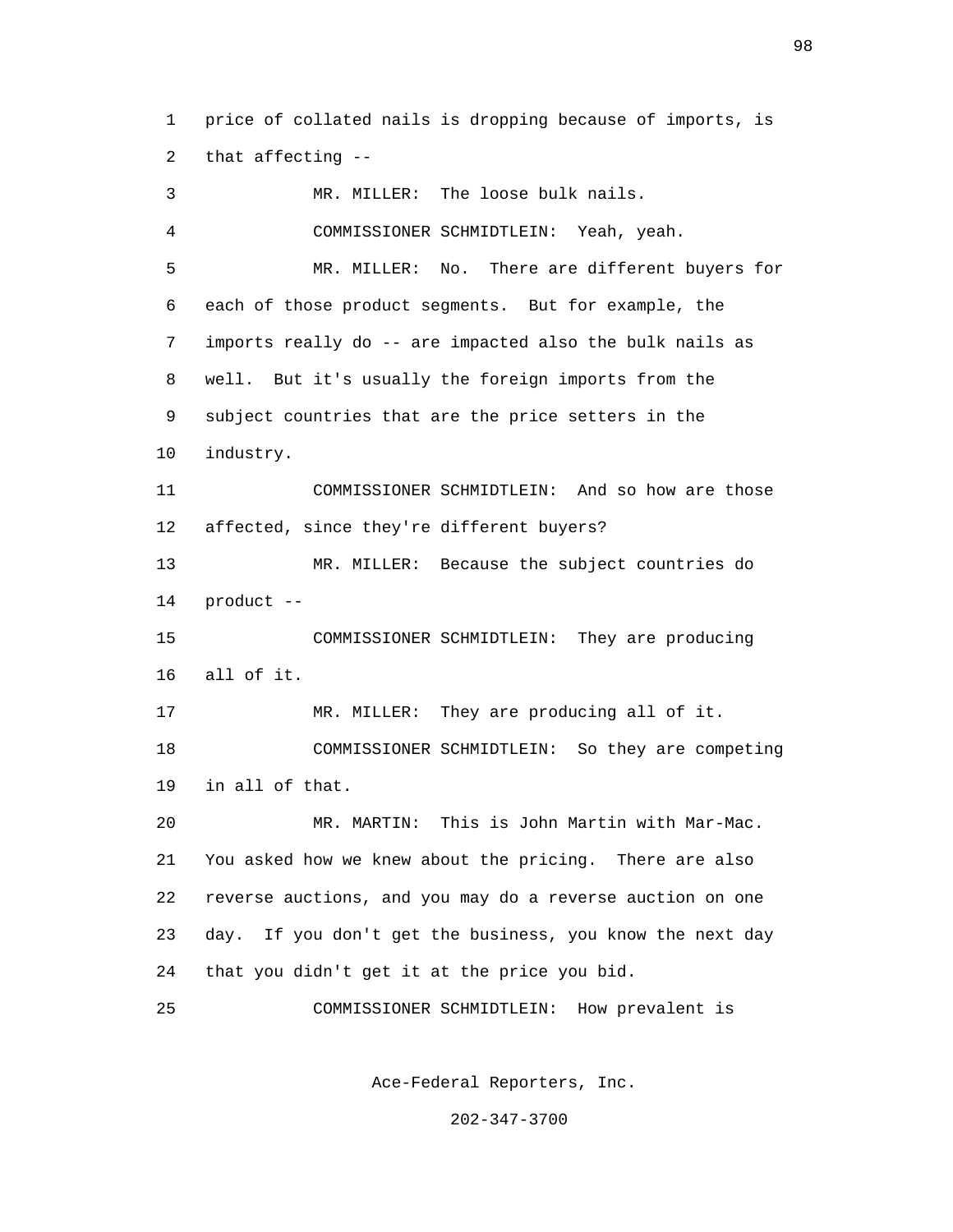price of collated nails is dropping because of imports, is that affecting --

MR. MILLER: The loose bulk nails.

COMMISSIONER SCHMIDTLEIN: Yeah, yeah.

MR. MILLER: No. There are different buyers for each of those product segments. But for example, the imports really do -- are impacted also the bulk nails as well. But it's usually the foreign imports from the subject countries that are the price setters in the industry.

COMMISSIONER SCHMIDTLEIN: And so how are those affected, since they're different buyers?

MR. MILLER: Because the subject countries do product --

COMMISSIONER SCHMIDTLEIN: They are producing all of it.

MR. MILLER: They are producing all of it.

COMMISSIONER SCHMIDTLEIN: So they are competing in all of that.

MR. MARTIN: This is John Martin with Mar-Mac. You asked how we knew about the pricing. There are also reverse auctions, and you may do a reverse auction on one day. If you don't get the business, you know the next day that you didn't get it at the price you bid.

COMMISSIONER SCHMIDTLEIN: How prevalent is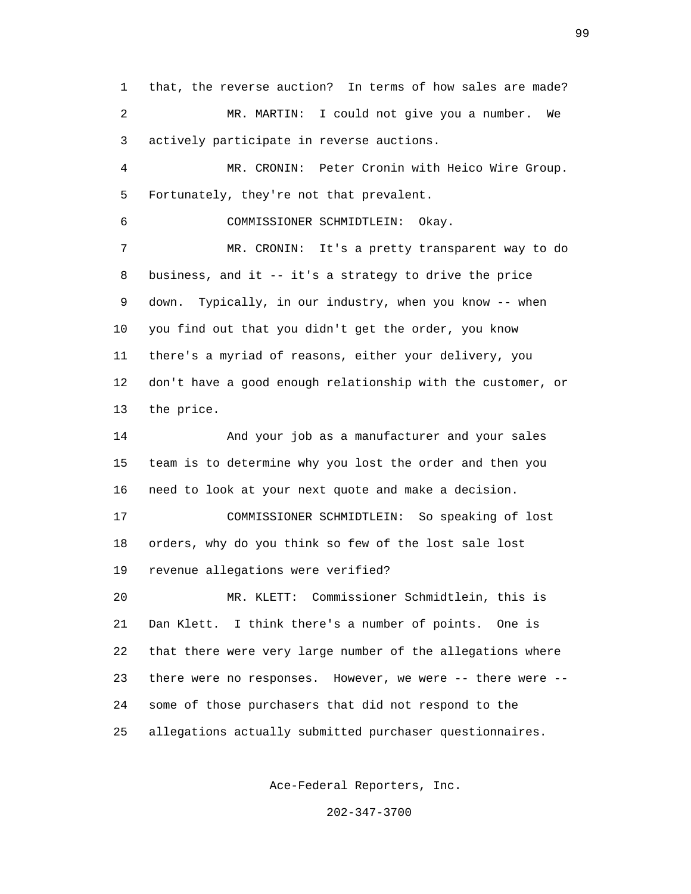that, the reverse auction? In terms of how sales are made?

MR. MARTIN: I could not give you a number. We actively participate in reverse auctions.

MR. CRONIN: Peter Cronin with Heico Wire Group. Fortunately, they're not that prevalent.

COMMISSIONER SCHMIDTLEIN: Okay.

MR. CRONIN: It's a pretty transparent way to do business, and it -- it's a strategy to drive the price down. Typically, in our industry, when you know -- when you find out that you didn't get the order, you know there's a myriad of reasons, either your delivery, you don't have a good enough relationship with the customer, or the price.

And your job as a manufacturer and your sales team is to determine why you lost the order and then you need to look at your next quote and make a decision.

COMMISSIONER SCHMIDTLEIN: So speaking of lost orders, why do you think so few of the lost sale lost revenue allegations were verified?

MR. KLETT: Commissioner Schmidtlein, this is Dan Klett. I think there's a number of points. One is that there were very large number of the allegations where there were no responses. However, we were -- there were -- some of those purchasers that did not respond to the allegations actually submitted purchaser questionnaires.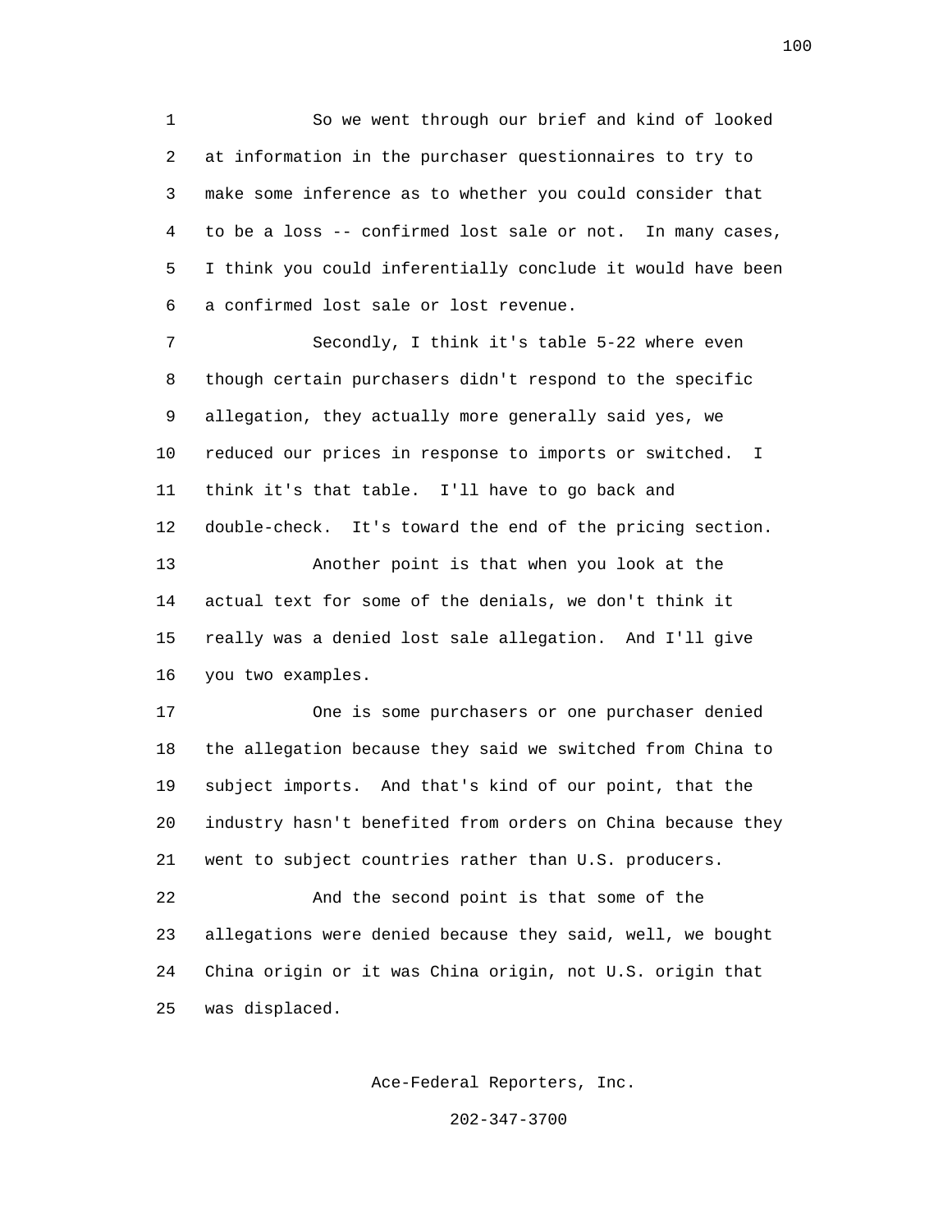So we went through our brief and kind of looked at information in the purchaser questionnaires to try to make some inference as to whether you could consider that to be a loss -- confirmed lost sale or not. In many cases, I think you could inferentially conclude it would have been a confirmed lost sale or lost revenue.

Secondly, I think it's table 5-22 where even though certain purchasers didn't respond to the specific allegation, they actually more generally said yes, we reduced our prices in response to imports or switched. I think it's that table. I'll have to go back and double-check. It's toward the end of the pricing section.

Another point is that when you look at the actual text for some of the denials, we don't think it really was a denied lost sale allegation. And I'll give you two examples.

One is some purchasers or one purchaser denied the allegation because they said we switched from China to subject imports. And that's kind of our point, that the industry hasn't benefited from orders on China because they went to subject countries rather than U.S. producers.

And the second point is that some of the allegations were denied because they said, well, we bought China origin or it was China origin, not U.S. origin that was displaced.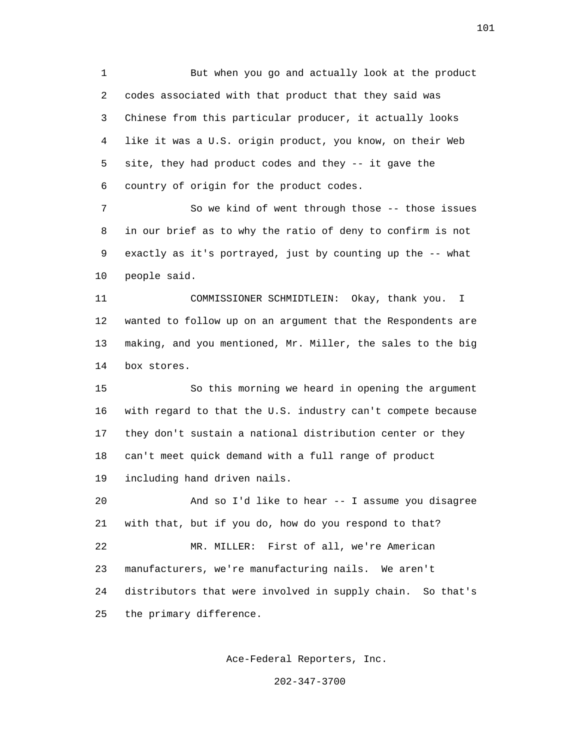But when you go and actually look at the product codes associated with that product that they said was Chinese from this particular producer, it actually looks like it was a U.S. origin product, you know, on their Web site, they had product codes and they -- it gave the country of origin for the product codes.

So we kind of went through those -- those issues in our brief as to why the ratio of deny to confirm is not exactly as it's portrayed, just by counting up the -- what people said.

COMMISSIONER SCHMIDTLEIN: Okay, thank you. I wanted to follow up on an argument that the Respondents are making, and you mentioned, Mr. Miller, the sales to the big box stores.

So this morning we heard in opening the argument with regard to that the U.S. industry can't compete because they don't sustain a national distribution center or they can't meet quick demand with a full range of product including hand driven nails.

And so I'd like to hear -- I assume you disagree with that, but if you do, how do you respond to that?

MR. MILLER: First of all, we're American manufacturers, we're manufacturing nails. We aren't distributors that were involved in supply chain. So that's the primary difference.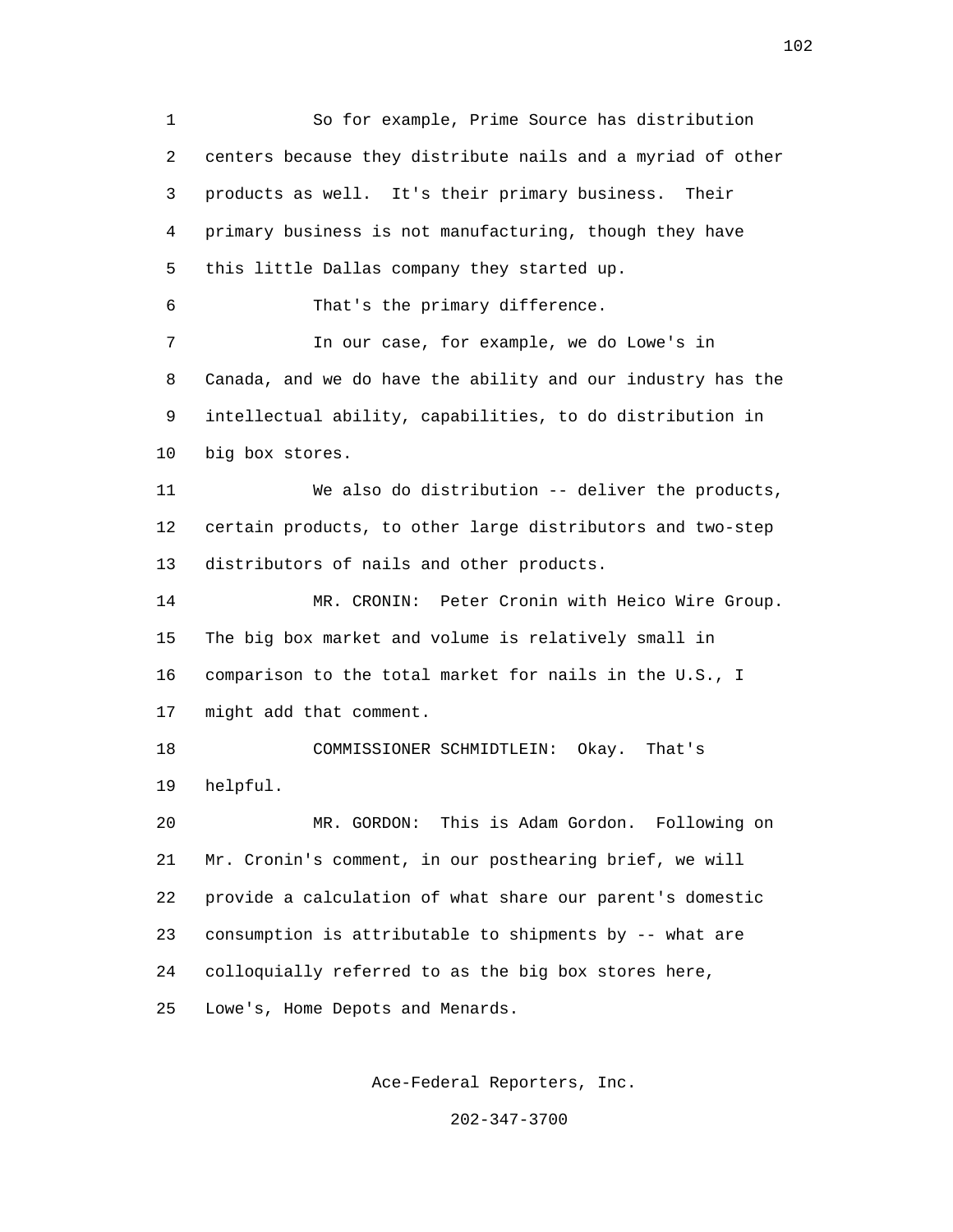So for example, Prime Source has distribution centers because they distribute nails and a myriad of other products as well. It's their primary business. Their primary business is not manufacturing, though they have this little Dallas company they started up.

That's the primary difference.

In our case, for example, we do Lowe's in Canada, and we do have the ability and our industry has the intellectual ability, capabilities, to do distribution in big box stores.

We also do distribution -- deliver the products, certain products, to other large distributors and two-step distributors of nails and other products.

MR. CRONIN: Peter Cronin with Heico Wire Group. The big box market and volume is relatively small in comparison to the total market for nails in the U.S., I might add that comment.

COMMISSIONER SCHMIDTLEIN: Okay. That's helpful.

MR. GORDON: This is Adam Gordon. Following on Mr. Cronin's comment, in our posthearing brief, we will provide a calculation of what share our parent's domestic consumption is attributable to shipments by -- what are colloquially referred to as the big box stores here, Lowe's, Home Depots and Menards.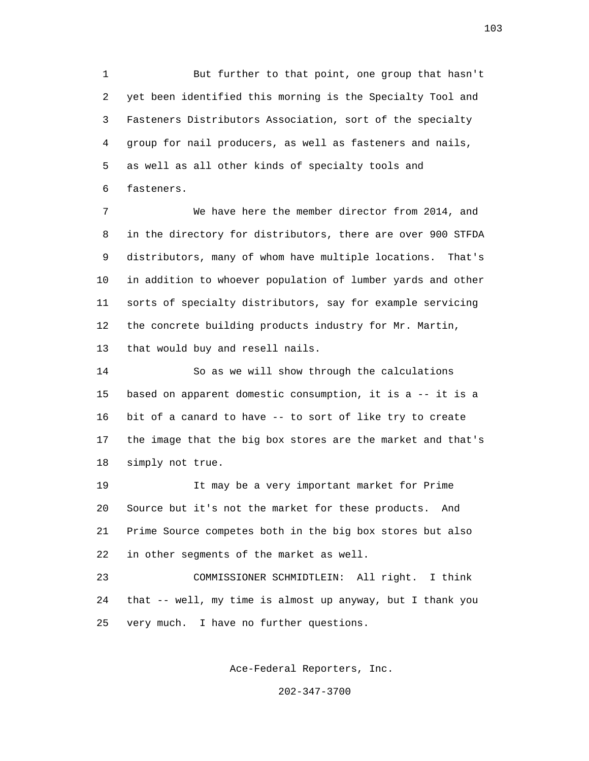But further to that point, one group that hasn't yet been identified this morning is the Specialty Tool and Fasteners Distributors Association, sort of the specialty group for nail producers, as well as fasteners and nails, as well as all other kinds of specialty tools and fasteners.

We have here the member director from 2014, and in the directory for distributors, there are over 900 STFDA distributors, many of whom have multiple locations. That's in addition to whoever population of lumber yards and other sorts of specialty distributors, say for example servicing the concrete building products industry for Mr. Martin, that would buy and resell nails.

So as we will show through the calculations based on apparent domestic consumption, it is a -- it is a bit of a canard to have -- to sort of like try to create the image that the big box stores are the market and that's simply not true.

It may be a very important market for Prime Source but it's not the market for these products. And Prime Source competes both in the big box stores but also in other segments of the market as well.

COMMISSIONER SCHMIDTLEIN: All right. I think that -- well, my time is almost up anyway, but I thank you very much. I have no further questions.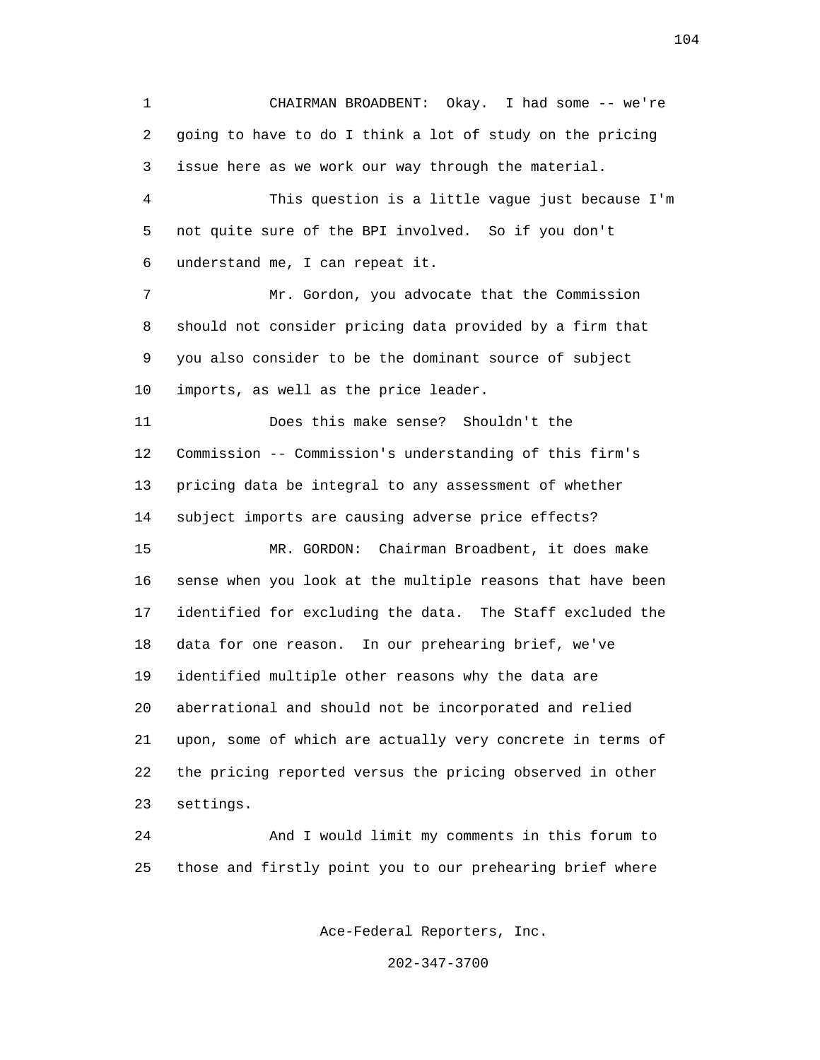CHAIRMAN BROADBENT: Okay. I had some -- we're going to have to do I think a lot of study on the pricing issue here as we work our way through the material.

This question is a little vague just because I'm not quite sure of the BPI involved. So if you don't understand me, I can repeat it.

Mr. Gordon, you advocate that the Commission should not consider pricing data provided by a firm that you also consider to be the dominant source of subject imports, as well as the price leader.

Does this make sense? Shouldn't the Commission -- Commission's understanding of this firm's pricing data be integral to any assessment of whether subject imports are causing adverse price effects?

MR. GORDON: Chairman Broadbent, it does make sense when you look at the multiple reasons that have been identified for excluding the data. The Staff excluded the data for one reason. In our prehearing brief, we've identified multiple other reasons why the data are aberrational and should not be incorporated and relied upon, some of which are actually very concrete in terms of the pricing reported versus the pricing observed in other settings.

And I would limit my comments in this forum to those and firstly point you to our prehearing brief where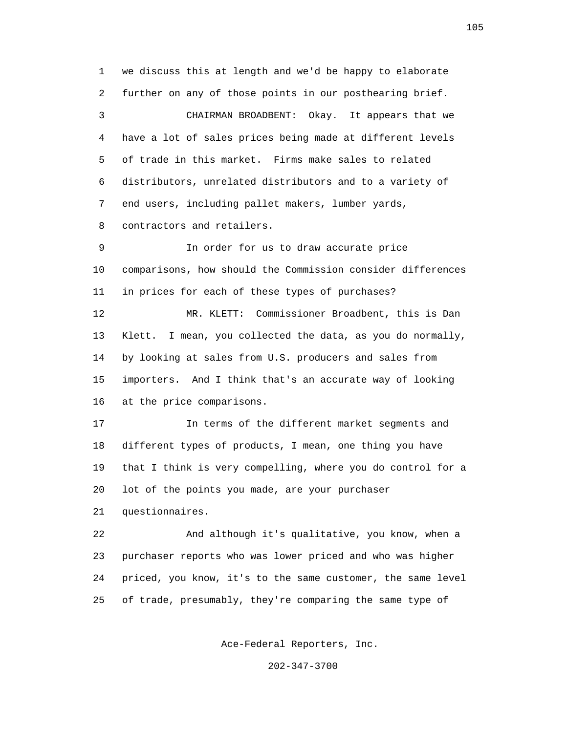we discuss this at length and we'd be happy to elaborate further on any of those points in our posthearing brief.

CHAIRMAN BROADBENT: Okay. It appears that we have a lot of sales prices being made at different levels of trade in this market. Firms make sales to related distributors, unrelated distributors and to a variety of end users, including pallet makers, lumber yards, contractors and retailers.

In order for us to draw accurate price comparisons, how should the Commission consider differences in prices for each of these types of purchases?

MR. KLETT: Commissioner Broadbent, this is Dan Klett. I mean, you collected the data, as you do normally, by looking at sales from U.S. producers and sales from importers. And I think that's an accurate way of looking at the price comparisons.

In terms of the different market segments and different types of products, I mean, one thing you have that I think is very compelling, where you do control for a lot of the points you made, are your purchaser questionnaires.

And although it's qualitative, you know, when a purchaser reports who was lower priced and who was higher priced, you know, it's to the same customer, the same level of trade, presumably, they're comparing the same type of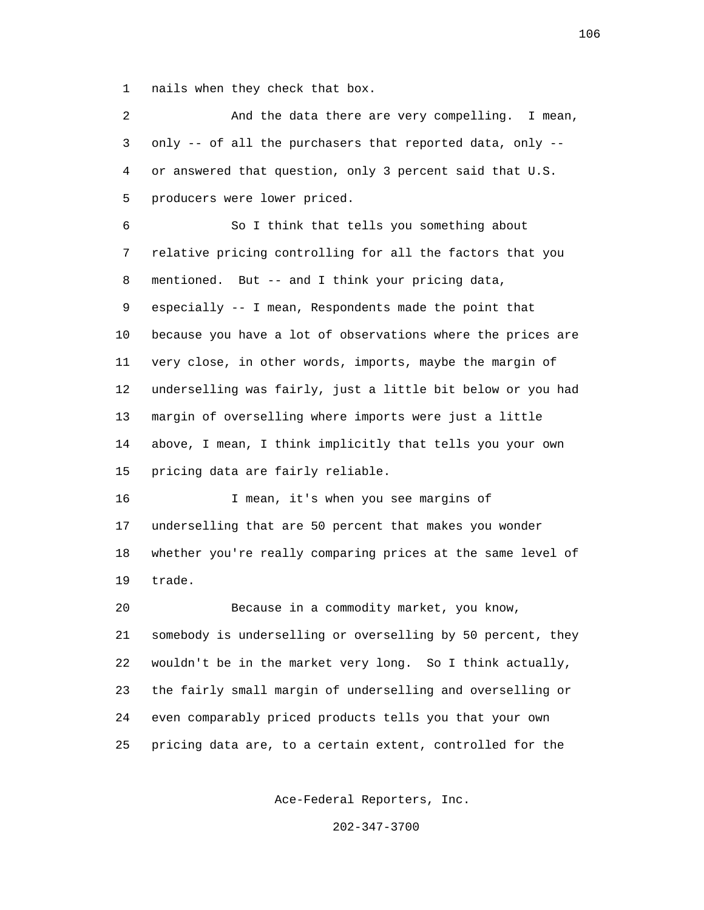nails when they check that box.

And the data there are very compelling. I mean, only -- of all the purchasers that reported data, only -- or answered that question, only 3 percent said that U.S. producers were lower priced.

So I think that tells you something about relative pricing controlling for all the factors that you mentioned. But -- and I think your pricing data, especially -- I mean, Respondents made the point that because you have a lot of observations where the prices are very close, in other words, imports, maybe the margin of underselling was fairly, just a little bit below or you had margin of overselling where imports were just a little above, I mean, I think implicitly that tells you your own pricing data are fairly reliable.

I mean, it's when you see margins of underselling that are 50 percent that makes you wonder whether you're really comparing prices at the same level of trade.

Because in a commodity market, you know, somebody is underselling or overselling by 50 percent, they wouldn't be in the market very long. So I think actually, the fairly small margin of underselling and overselling or even comparably priced products tells you that your own pricing data are, to a certain extent, controlled for the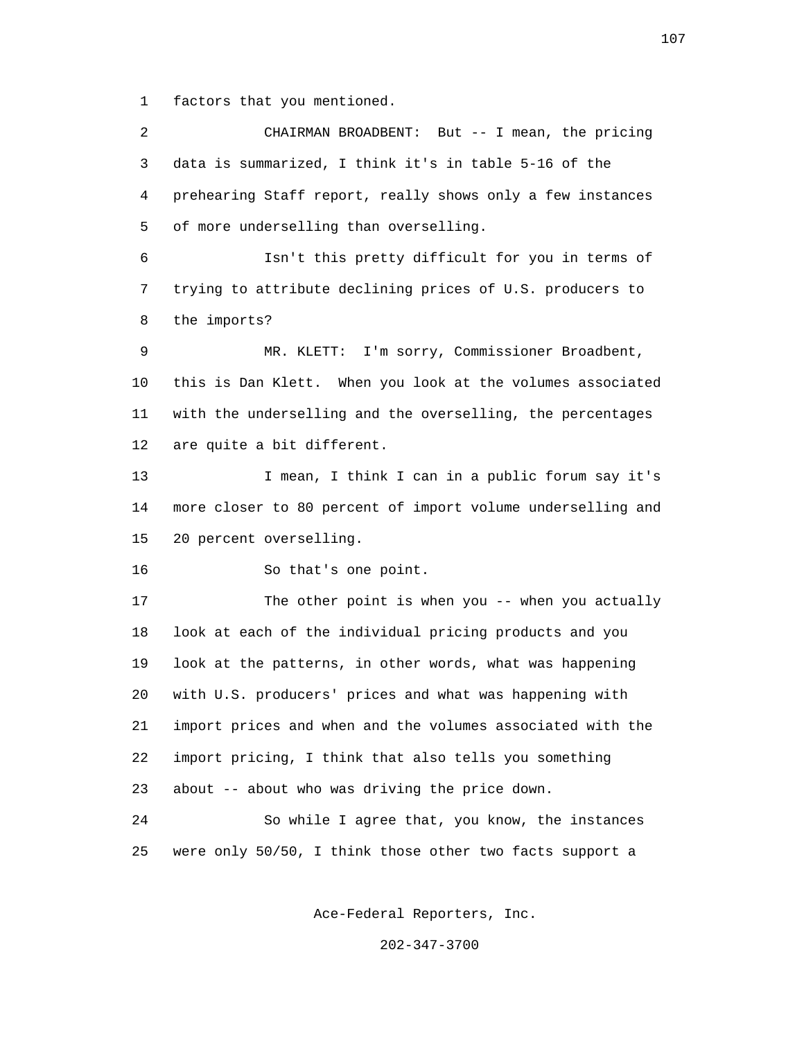factors that you mentioned.

CHAIRMAN BROADBENT: But -- I mean, the pricing data is summarized, I think it's in table 5-16 of the prehearing Staff report, really shows only a few instances of more underselling than overselling.

Isn't this pretty difficult for you in terms of trying to attribute declining prices of U.S. producers to the imports?

MR. KLETT: I'm sorry, Commissioner Broadbent, this is Dan Klett. When you look at the volumes associated with the underselling and the overselling, the percentages are quite a bit different.

I mean, I think I can in a public forum say it's more closer to 80 percent of import volume underselling and 20 percent overselling.

So that's one point.

The other point is when you -- when you actually look at each of the individual pricing products and you look at the patterns, in other words, what was happening with U.S. producers' prices and what was happening with import prices and when and the volumes associated with the import pricing, I think that also tells you something about -- about who was driving the price down.

So while I agree that, you know, the instances were only 50/50, I think those other two facts support a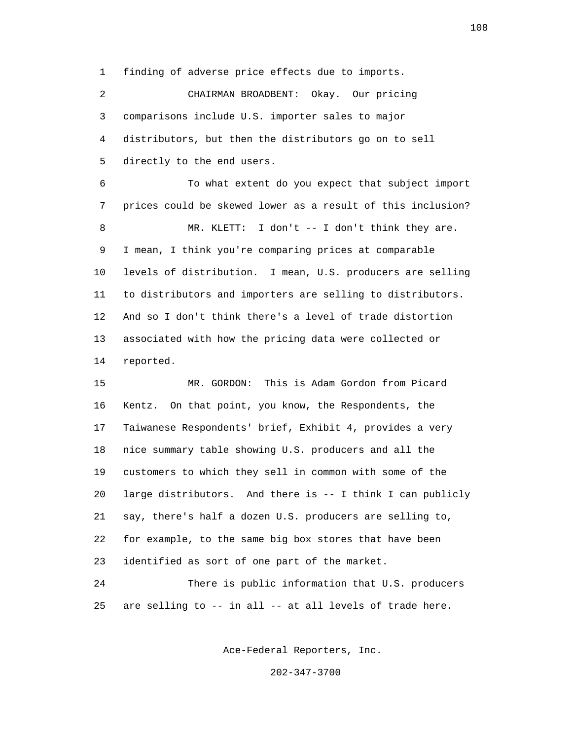finding of adverse price effects due to imports.

CHAIRMAN BROADBENT: Okay. Our pricing comparisons include U.S. importer sales to major distributors, but then the distributors go on to sell directly to the end users.

To what extent do you expect that subject import prices could be skewed lower as a result of this inclusion?

MR. KLETT: I don't -- I don't think they are. I mean, I think you're comparing prices at comparable levels of distribution. I mean, U.S. producers are selling to distributors and importers are selling to distributors. And so I don't think there's a level of trade distortion associated with how the pricing data were collected or reported.

MR. GORDON: This is Adam Gordon from Picard Kentz. On that point, you know, the Respondents, the Taiwanese Respondents' brief, Exhibit 4, provides a very nice summary table showing U.S. producers and all the customers to which they sell in common with some of the large distributors. And there is -- I think I can publicly say, there's half a dozen U.S. producers are selling to, for example, to the same big box stores that have been identified as sort of one part of the market.

There is public information that U.S. producers are selling to -- in all -- at all levels of trade here.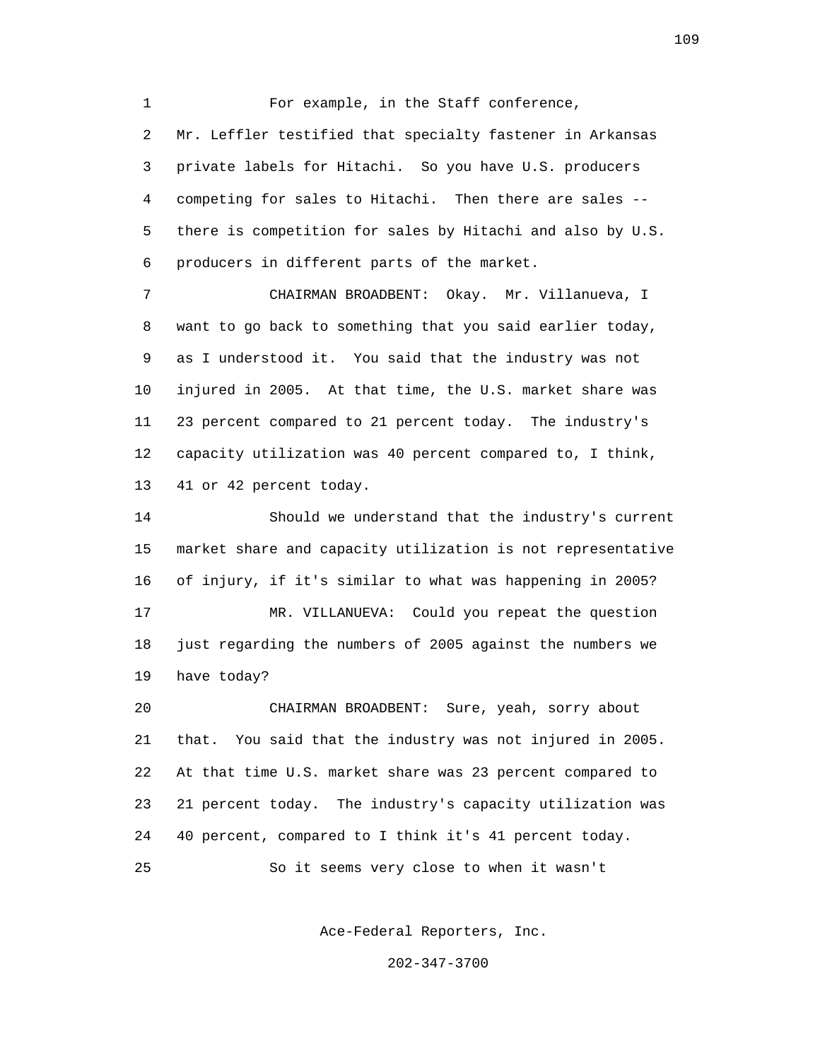For example, in the Staff conference, Mr. Leffler testified that specialty fastener in Arkansas private labels for Hitachi. So you have U.S. producers competing for sales to Hitachi. Then there are sales -- there is competition for sales by Hitachi and also by U.S. producers in different parts of the market.

CHAIRMAN BROADBENT: Okay. Mr. Villanueva, I want to go back to something that you said earlier today, as I understood it. You said that the industry was not injured in 2005. At that time, the U.S. market share was 23 percent compared to 21 percent today. The industry's capacity utilization was 40 percent compared to, I think, 41 or 42 percent today.

Should we understand that the industry's current market share and capacity utilization is not representative of injury, if it's similar to what was happening in 2005?

MR. VILLANUEVA: Could you repeat the question just regarding the numbers of 2005 against the numbers we have today?

CHAIRMAN BROADBENT: Sure, yeah, sorry about that. You said that the industry was not injured in 2005. At that time U.S. market share was 23 percent compared to 21 percent today. The industry's capacity utilization was 40 percent, compared to I think it's 41 percent today.

So it seems very close to when it wasn't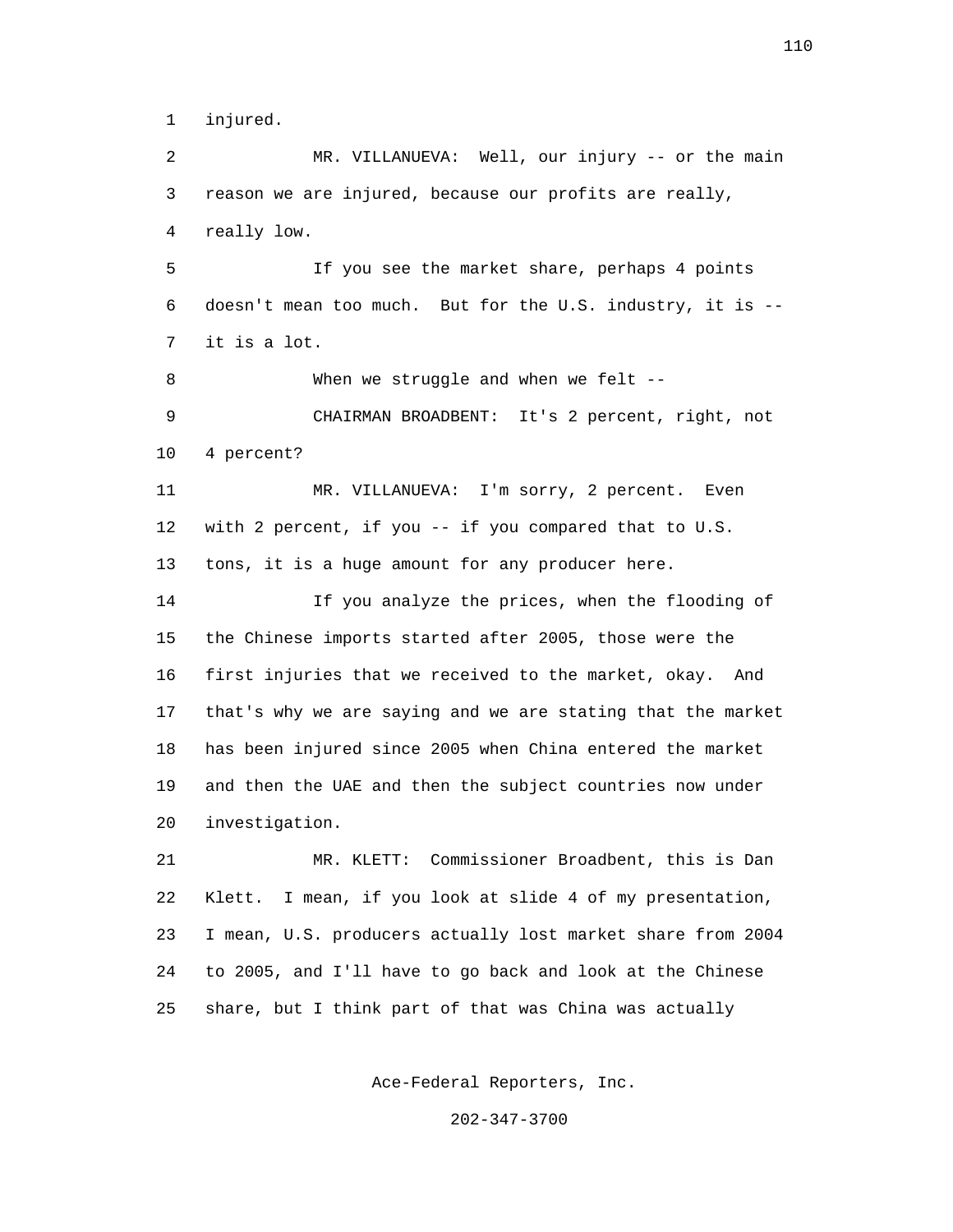injured.

MR. VILLANUEVA: Well, our injury -- or the main reason we are injured, because our profits are really, really low.

If you see the market share, perhaps 4 points doesn't mean too much. But for the U.S. industry, it is -- it is a lot.

When we struggle and when we felt --

CHAIRMAN BROADBENT: It's 2 percent, right, not 4 percent?

MR. VILLANUEVA: I'm sorry, 2 percent. Even with 2 percent, if you -- if you compared that to U.S. tons, it is a huge amount for any producer here.

If you analyze the prices, when the flooding of the Chinese imports started after 2005, those were the first injuries that we received to the market, okay. And that's why we are saying and we are stating that the market has been injured since 2005 when China entered the market and then the UAE and then the subject countries now under investigation.

MR. KLETT: Commissioner Broadbent, this is Dan Klett. I mean, if you look at slide 4 of my presentation, I mean, U.S. producers actually lost market share from 2004 to 2005, and I'll have to go back and look at the Chinese share, but I think part of that was China was actually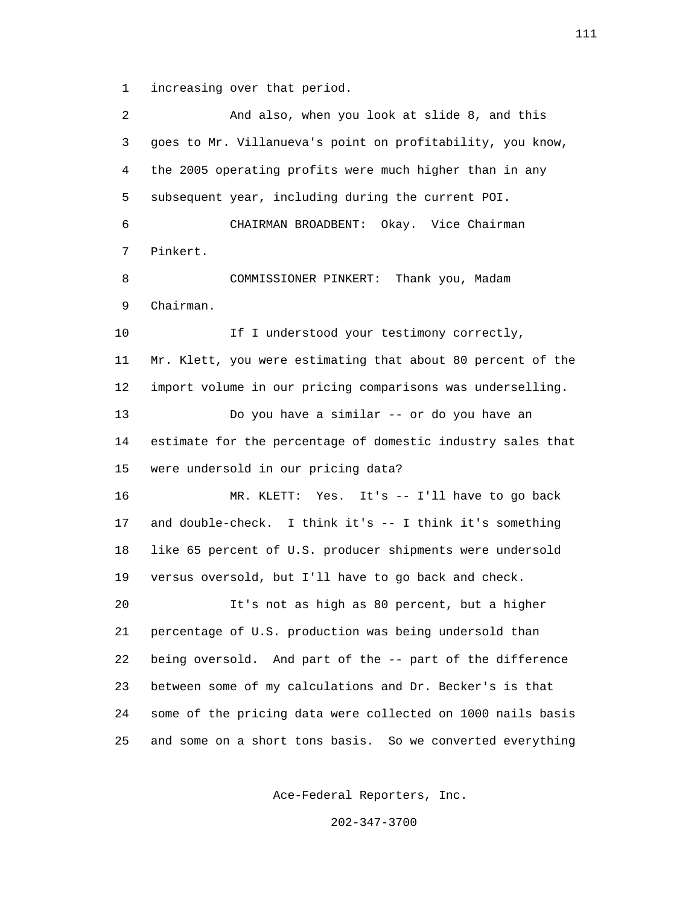increasing over that period.

And also, when you look at slide 8, and this goes to Mr. Villanueva's point on profitability, you know, the 2005 operating profits were much higher than in any subsequent year, including during the current POI.

CHAIRMAN BROADBENT: Okay. Vice Chairman Pinkert.

COMMISSIONER PINKERT: Thank you, Madam Chairman.

If I understood your testimony correctly, Mr. Klett, you were estimating that about 80 percent of the import volume in our pricing comparisons was underselling.

Do you have a similar -- or do you have an estimate for the percentage of domestic industry sales that were undersold in our pricing data?

MR. KLETT: Yes. It's -- I'll have to go back and double-check. I think it's -- I think it's something like 65 percent of U.S. producer shipments were undersold versus oversold, but I'll have to go back and check.

It's not as high as 80 percent, but a higher percentage of U.S. production was being undersold than being oversold. And part of the -- part of the difference between some of my calculations and Dr. Becker's is that some of the pricing data were collected on 1000 nails basis and some on a short tons basis. So we converted everything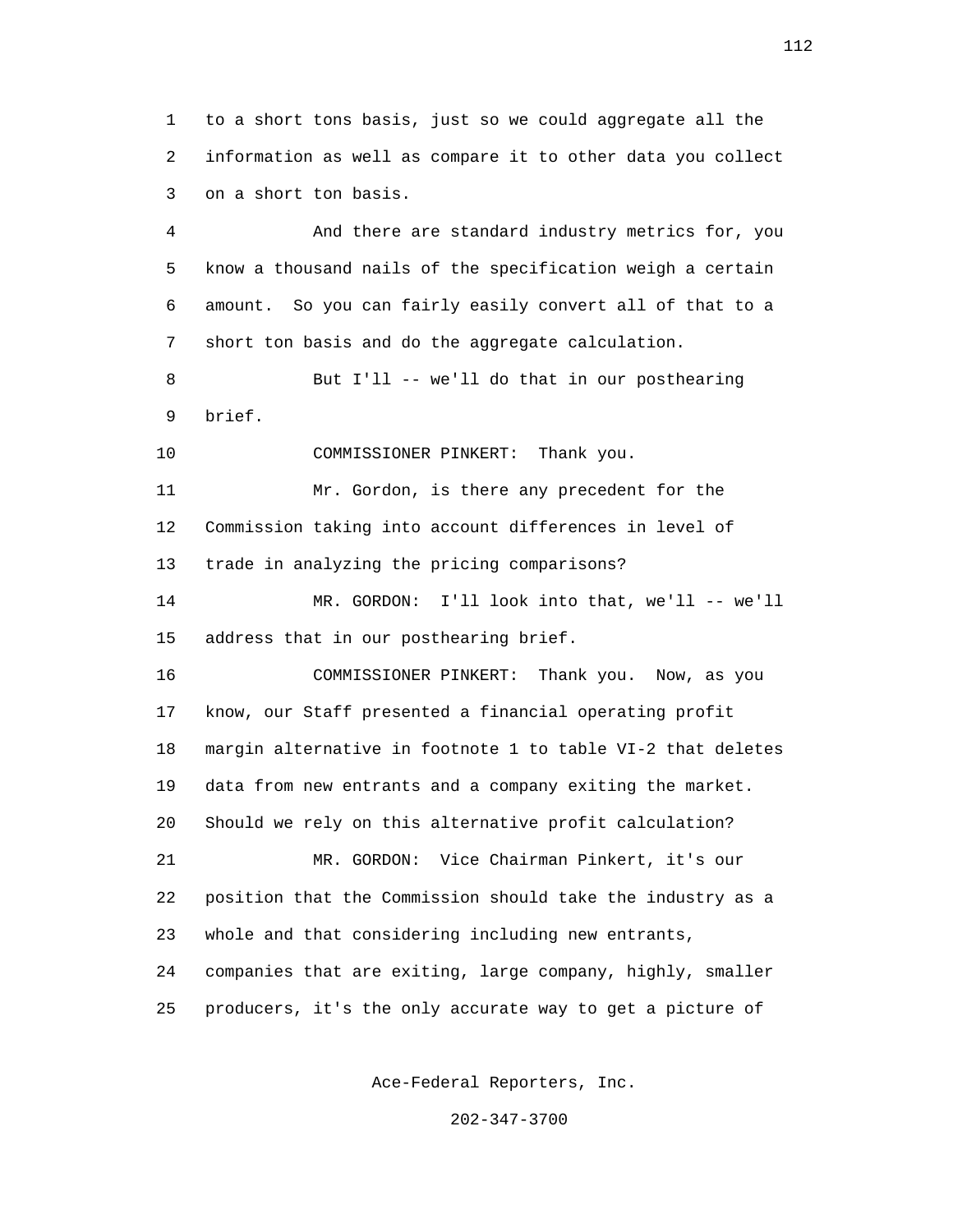to a short tons basis, just so we could aggregate all the information as well as compare it to other data you collect on a short ton basis.

And there are standard industry metrics for, you know a thousand nails of the specification weigh a certain amount. So you can fairly easily convert all of that to a short ton basis and do the aggregate calculation.

But I'll -- we'll do that in our posthearing brief.

COMMISSIONER PINKERT: Thank you.

Mr. Gordon, is there any precedent for the Commission taking into account differences in level of trade in analyzing the pricing comparisons?

MR. GORDON: I'll look into that, we'll -- we'll address that in our posthearing brief.

COMMISSIONER PINKERT: Thank you. Now, as you know, our Staff presented a financial operating profit margin alternative in footnote 1 to table VI-2 that deletes data from new entrants and a company exiting the market. Should we rely on this alternative profit calculation?

MR. GORDON: Vice Chairman Pinkert, it's our position that the Commission should take the industry as a whole and that considering including new entrants, companies that are exiting, large company, highly, smaller producers, it's the only accurate way to get a picture of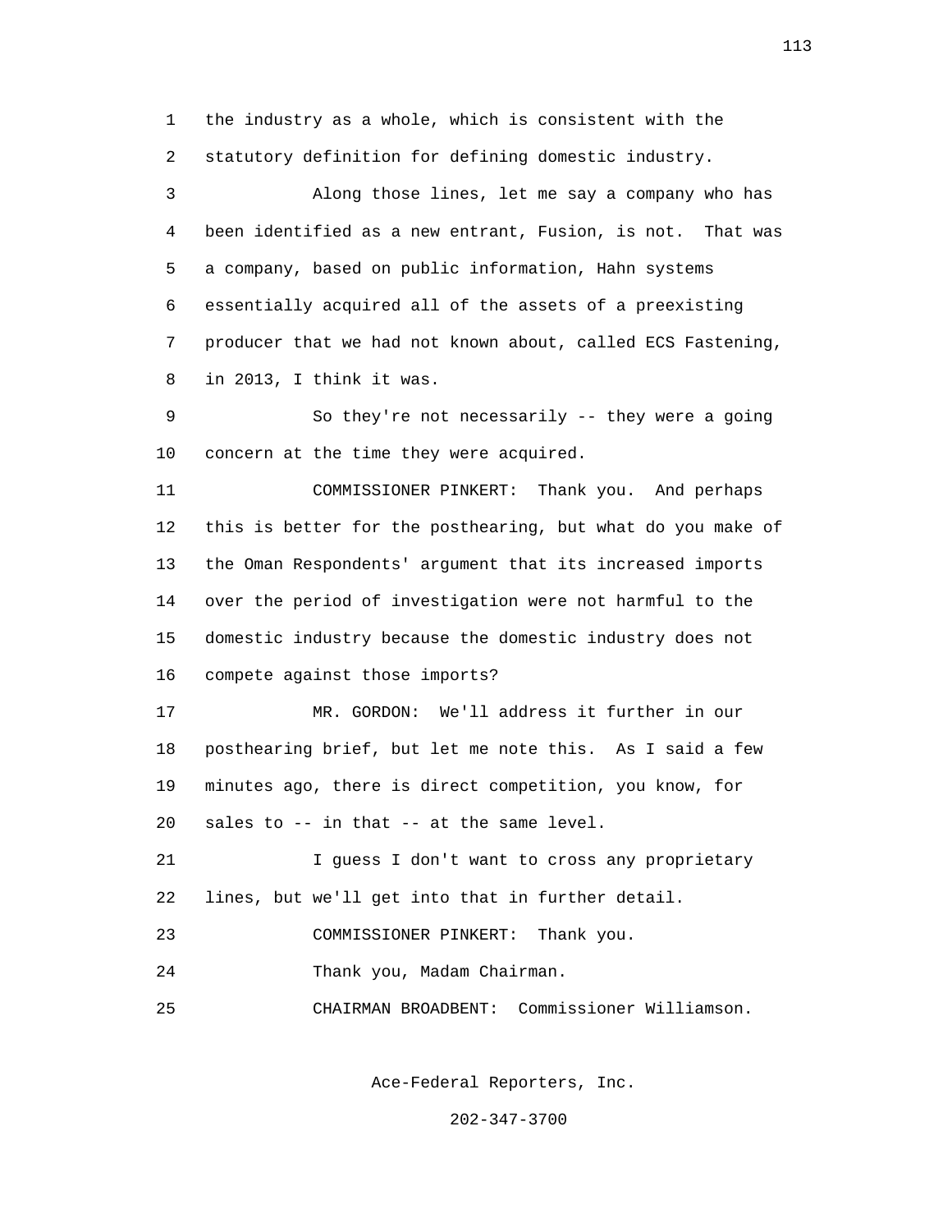the industry as a whole, which is consistent with the statutory definition for defining domestic industry.

Along those lines, let me say a company who has been identified as a new entrant, Fusion, is not. That was a company, based on public information, Hahn systems essentially acquired all of the assets of a preexisting producer that we had not known about, called ECS Fastening, in 2013, I think it was.

So they're not necessarily -- they were a going concern at the time they were acquired.

COMMISSIONER PINKERT: Thank you. And perhaps this is better for the posthearing, but what do you make of the Oman Respondents' argument that its increased imports over the period of investigation were not harmful to the domestic industry because the domestic industry does not compete against those imports?

MR. GORDON: We'll address it further in our posthearing brief, but let me note this. As I said a few minutes ago, there is direct competition, you know, for sales to -- in that -- at the same level.

I guess I don't want to cross any proprietary lines, but we'll get into that in further detail.

COMMISSIONER PINKERT: Thank you.

Thank you, Madam Chairman.

CHAIRMAN BROADBENT: Commissioner Williamson.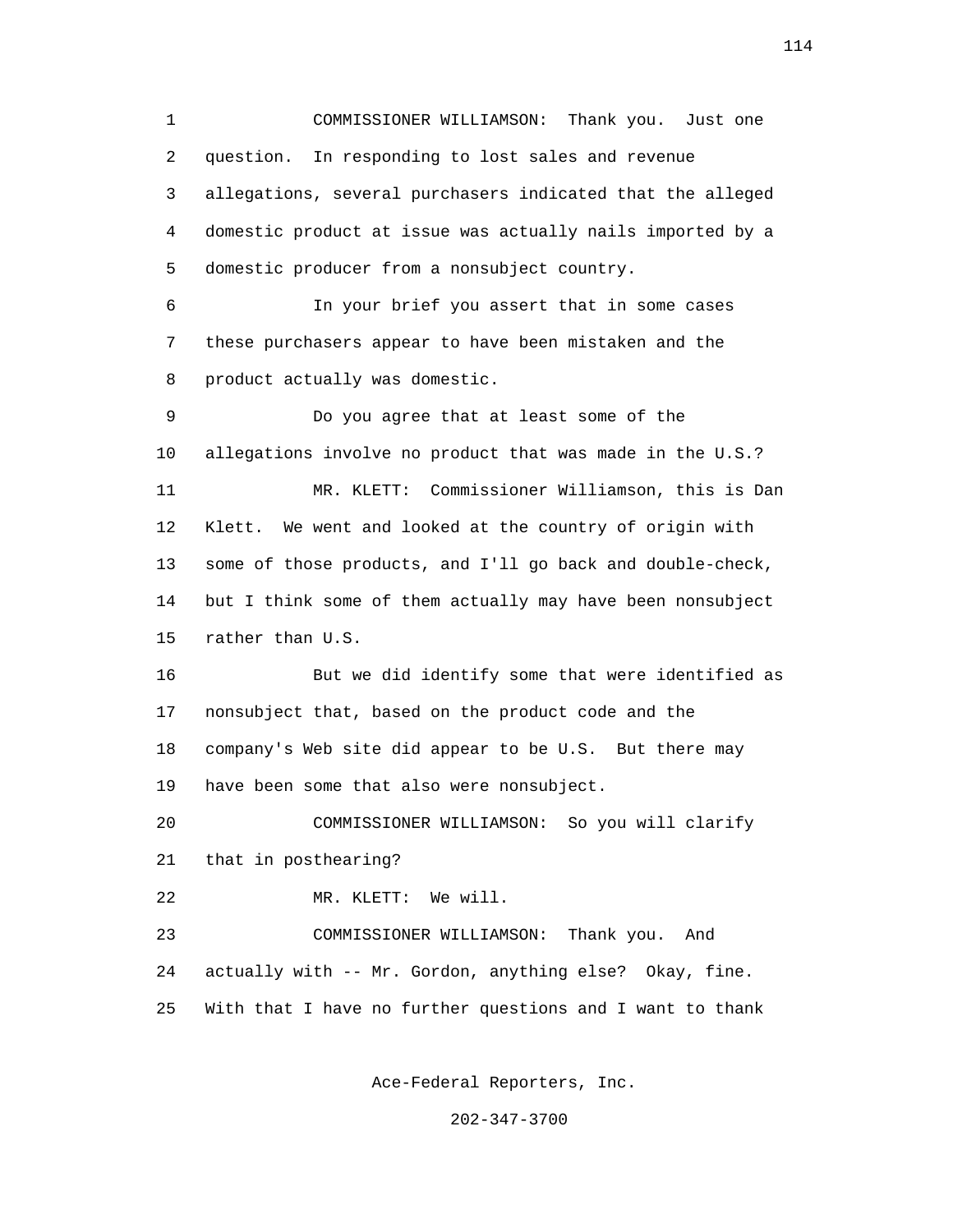COMMISSIONER WILLIAMSON: Thank you. Just one question. In responding to lost sales and revenue allegations, several purchasers indicated that the alleged domestic product at issue was actually nails imported by a domestic producer from a nonsubject country.

In your brief you assert that in some cases these purchasers appear to have been mistaken and the product actually was domestic.

Do you agree that at least some of the allegations involve no product that was made in the U.S.?

MR. KLETT: Commissioner Williamson, this is Dan Klett. We went and looked at the country of origin with some of those products, and I'll go back and double-check, but I think some of them actually may have been nonsubject rather than U.S.

But we did identify some that were identified as nonsubject that, based on the product code and the company's Web site did appear to be U.S. But there may have been some that also were nonsubject.

COMMISSIONER WILLIAMSON: So you will clarify that in posthearing?

MR. KLETT: We will.

COMMISSIONER WILLIAMSON: Thank you. And actually with -- Mr. Gordon, anything else? Okay, fine. With that I have no further questions and I want to thank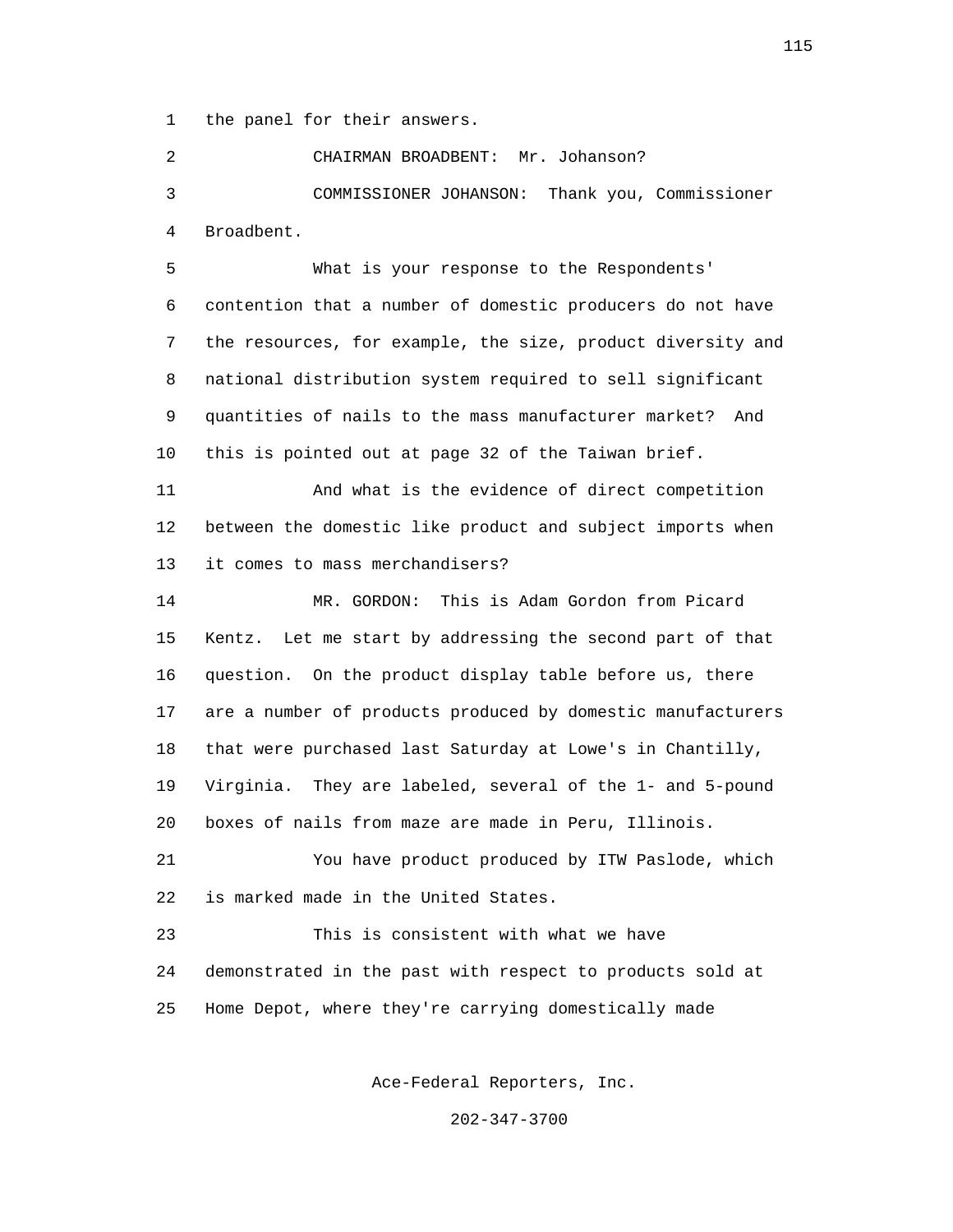1 the panel for their answers.

2 CHAIRMAN BROADBENT: Mr. Johanson?

3 COMMISSIONER JOHANSON: Thank you, Commissioner

4 Broadbent.

5 What is your response to the Respondents'

6 contention that a number of domestic producers do not have

7 the resources, for example, the size, product diversity and

8 national distribution system required to sell significant

9 quantities of nails to the mass manufacturer market? And

10 this is pointed out at page 32 of the Taiwan brief.

11 And what is the evidence of direct competition

12 between the domestic like product and subject imports when

13 it comes to mass merchandisers?

14 MR. GORDON: This is Adam Gordon from Picard

15 Kentz. Let me start by addressing the second part of that

16 question. On the product display table before us, there

17 are a number of products produced by domestic manufacturers

18 that were purchased last Saturday at Lowe's in Chantilly,

19 Virginia. They are labeled, several of the 1- and 5-pound

20 boxes of nails from maze are made in Peru, Illinois.

21 You have product produced by ITW Paslode, which

22 is marked made in the United States.

23 This is consistent with what we have

24 demonstrated in the past with respect to products sold at

25 Home Depot, where they're carrying domestically made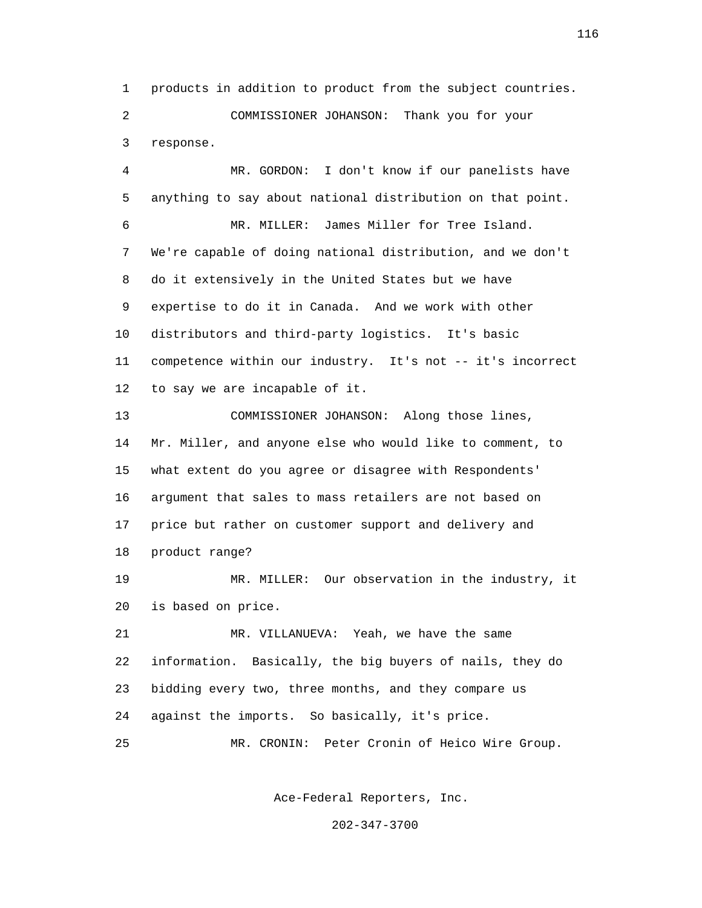products in addition to product from the subject countries.

COMMISSIONER JOHANSON: Thank you for your response.

MR. GORDON: I don't know if our panelists have anything to say about national distribution on that point.

MR. MILLER: James Miller for Tree Island. We're capable of doing national distribution, and we don't do it extensively in the United States but we have expertise to do it in Canada. And we work with other distributors and third-party logistics. It's basic competence within our industry. It's not -- it's incorrect to say we are incapable of it.

COMMISSIONER JOHANSON: Along those lines, Mr. Miller, and anyone else who would like to comment, to what extent do you agree or disagree with Respondents' argument that sales to mass retailers are not based on price but rather on customer support and delivery and product range?

MR. MILLER: Our observation in the industry, it is based on price.

MR. VILLANUEVA: Yeah, we have the same information. Basically, the big buyers of nails, they do bidding every two, three months, and they compare us against the imports. So basically, it's price.

MR. CRONIN: Peter Cronin of Heico Wire Group.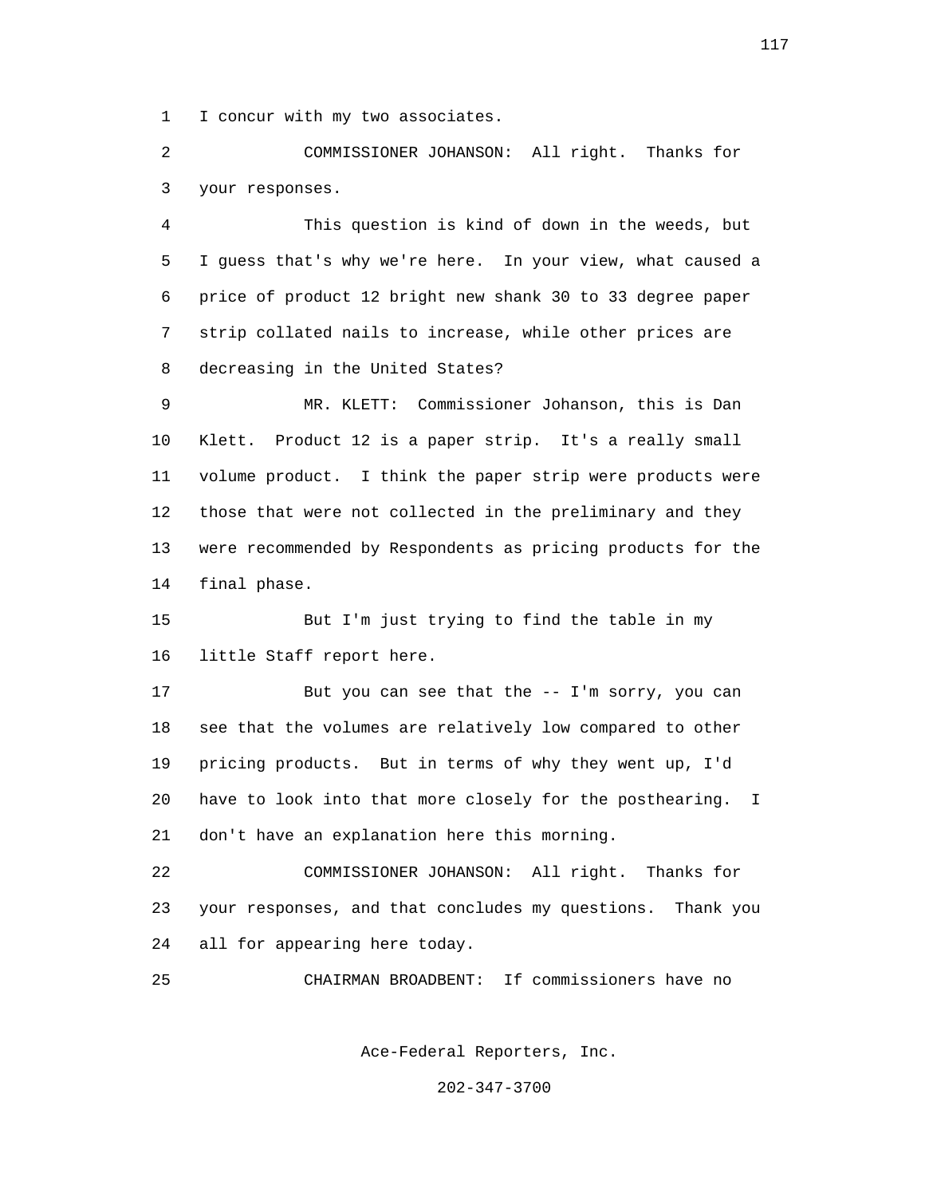1 I concur with my two associates.

2 COMMISSIONER JOHANSON: All right. Thanks for
3 your responses.

4 This question is kind of down in the weeds, but
5 I guess that's why we're here. In your view, what caused a
6 price of product 12 bright new shank 30 to 33 degree paper
7 strip collated nails to increase, while other prices are
8 decreasing in the United States?

9 MR. KLETT: Commissioner Johanson, this is Dan
10 Klett. Product 12 is a paper strip. It's a really small
11 volume product. I think the paper strip were products were
12 those that were not collected in the preliminary and they
13 were recommended by Respondents as pricing products for the
14 final phase.

15 But I'm just trying to find the table in my
16 little Staff report here.

17 But you can see that the -- I'm sorry, you can
18 see that the volumes are relatively low compared to other
19 pricing products. But in terms of why they went up, I'd
20 have to look into that more closely for the posthearing. I
21 don't have an explanation here this morning.

22 COMMISSIONER JOHANSON: All right. Thanks for
23 your responses, and that concludes my questions. Thank you
24 all for appearing here today.

25 CHAIRMAN BROADBENT: If commissioners have no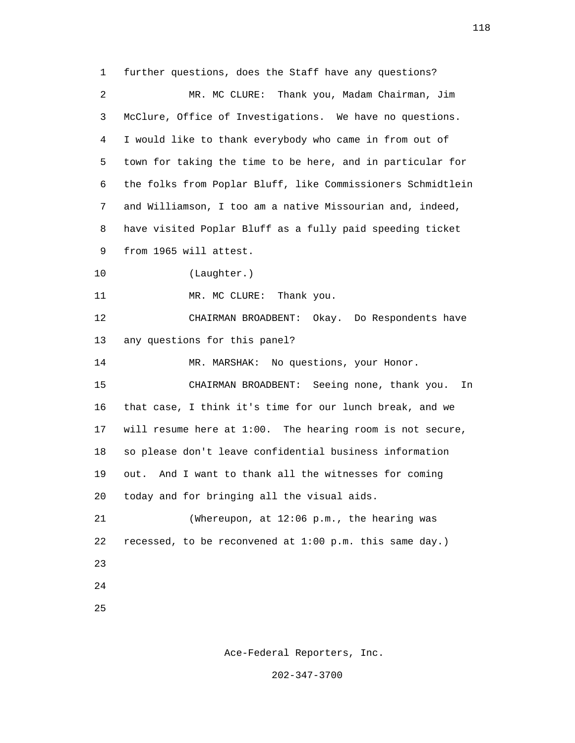further questions, does the Staff have any questions?

MR. MC CLURE: Thank you, Madam Chairman, Jim McClure, Office of Investigations. We have no questions. I would like to thank everybody who came in from out of town for taking the time to be here, and in particular for the folks from Poplar Bluff, like Commissioners Schmidtlein and Williamson, I too am a native Missourian and, indeed, have visited Poplar Bluff as a fully paid speeding ticket from 1965 will attest.

(Laughter.)

MR. MC CLURE: Thank you.

CHAIRMAN BROADBENT: Okay. Do Respondents have any questions for this panel?

MR. MARSHAK: No questions, your Honor.

CHAIRMAN BROADBENT: Seeing none, thank you. In that case, I think it's time for our lunch break, and we will resume here at 1:00. The hearing room is not secure, so please don't leave confidential business information out. And I want to thank all the witnesses for coming today and for bringing all the visual aids.

(Whereupon, at 12:06 p.m., the hearing was recessed, to be reconvened at 1:00 p.m. this same day.)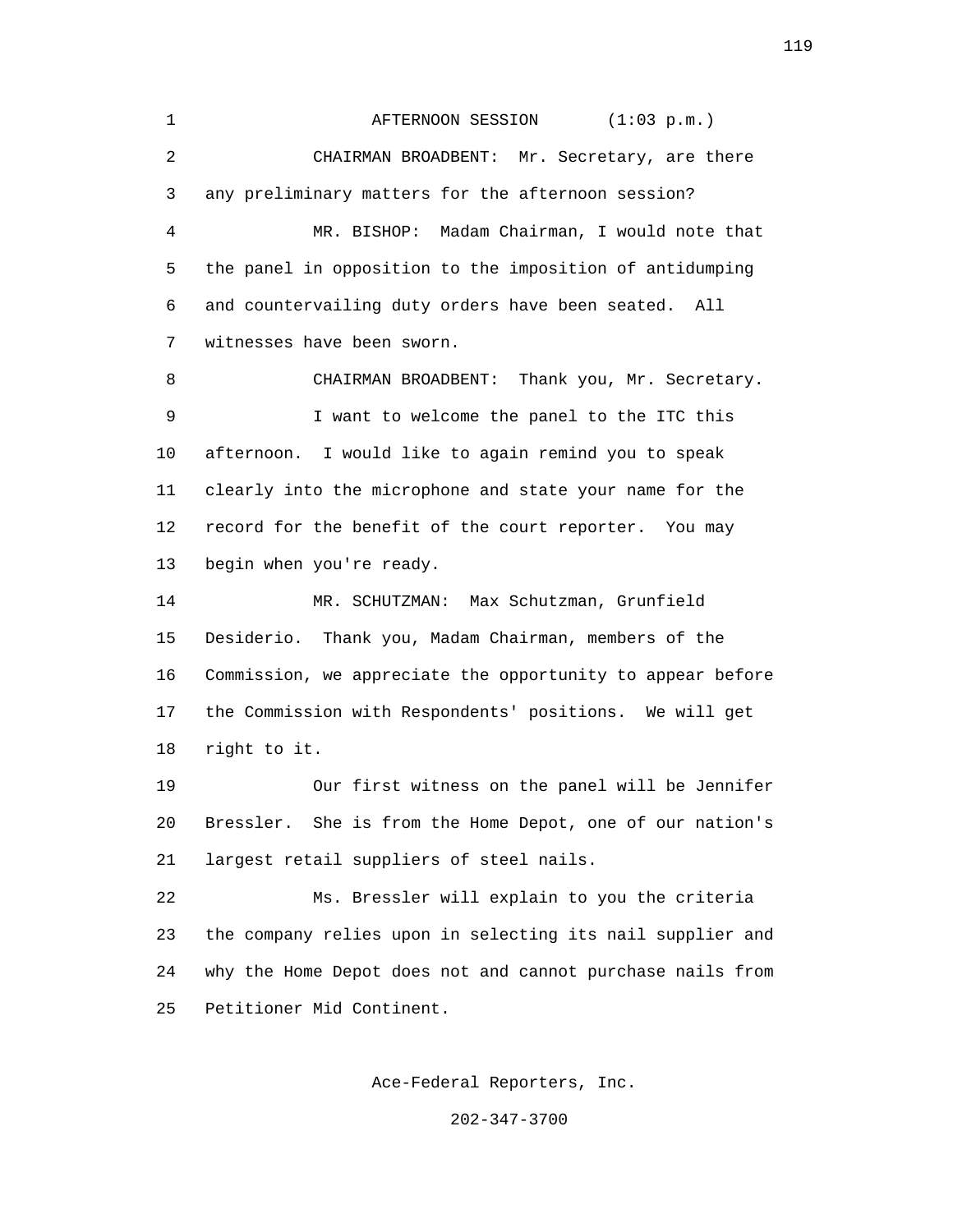AFTERNOON SESSION (1:03 p.m.)

CHAIRMAN BROADBENT: Mr. Secretary, are there any preliminary matters for the afternoon session?

MR. BISHOP: Madam Chairman, I would note that the panel in opposition to the imposition of antidumping and countervailing duty orders have been seated. All witnesses have been sworn.

CHAIRMAN BROADBENT: Thank you, Mr. Secretary.

I want to welcome the panel to the ITC this afternoon. I would like to again remind you to speak clearly into the microphone and state your name for the record for the benefit of the court reporter. You may begin when you're ready.

MR. SCHUTZMAN: Max Schutzman, Grunfield Desiderio. Thank you, Madam Chairman, members of the Commission, we appreciate the opportunity to appear before the Commission with Respondents' positions. We will get right to it.

Our first witness on the panel will be Jennifer Bressler. She is from the Home Depot, one of our nation's largest retail suppliers of steel nails.

Ms. Bressler will explain to you the criteria the company relies upon in selecting its nail supplier and why the Home Depot does not and cannot purchase nails from Petitioner Mid Continent.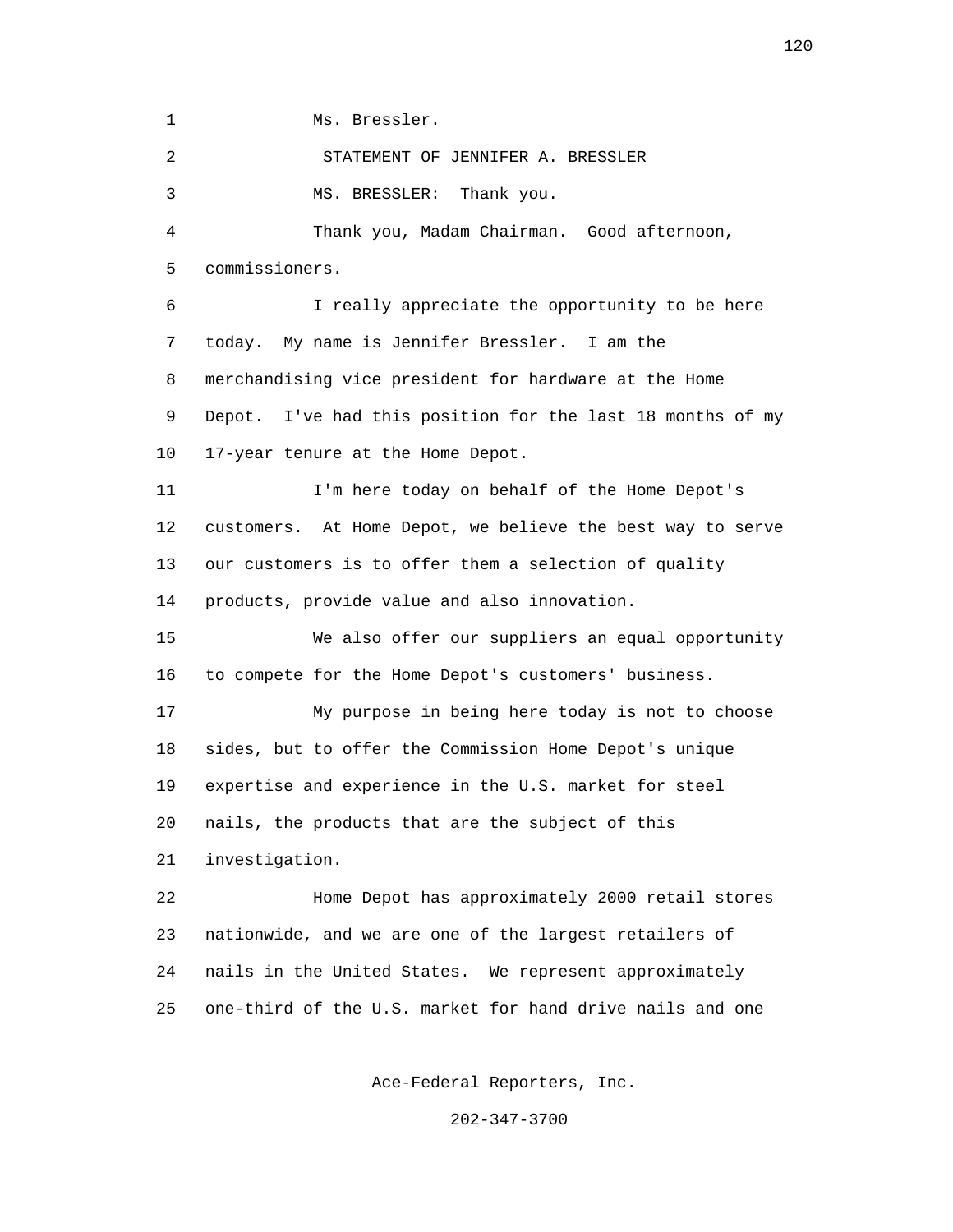Ms. Bressler.

STATEMENT OF JENNIFER A. BRESSLER

MS. BRESSLER: Thank you.

Thank you, Madam Chairman. Good afternoon, commissioners.

I really appreciate the opportunity to be here today. My name is Jennifer Bressler. I am the merchandising vice president for hardware at the Home Depot. I've had this position for the last 18 months of my 17-year tenure at the Home Depot.

I'm here today on behalf of the Home Depot's customers. At Home Depot, we believe the best way to serve our customers is to offer them a selection of quality products, provide value and also innovation.

We also offer our suppliers an equal opportunity to compete for the Home Depot's customers' business.

My purpose in being here today is not to choose sides, but to offer the Commission Home Depot's unique expertise and experience in the U.S. market for steel nails, the products that are the subject of this investigation.

Home Depot has approximately 2000 retail stores nationwide, and we are one of the largest retailers of nails in the United States. We represent approximately one-third of the U.S. market for hand drive nails and one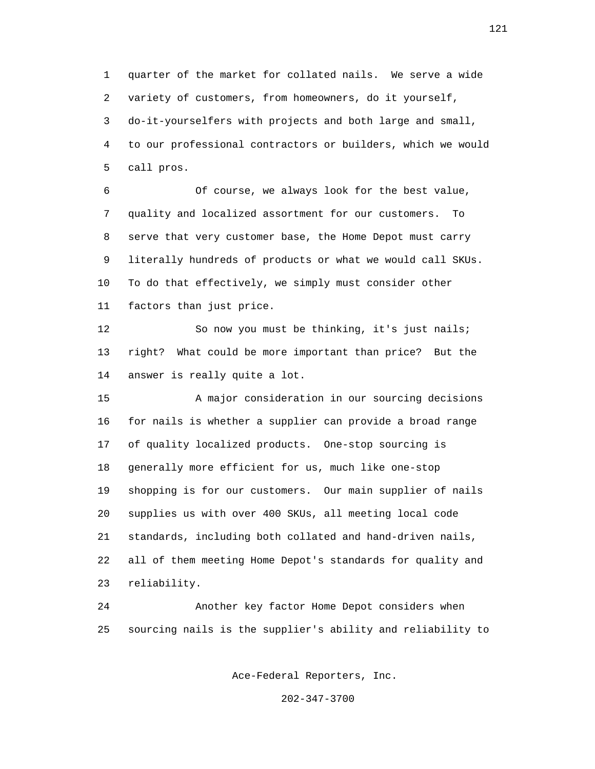quarter of the market for collated nails. We serve a wide variety of customers, from homeowners, do it yourself, do-it-yourselfers with projects and both large and small, to our professional contractors or builders, which we would call pros.

Of course, we always look for the best value, quality and localized assortment for our customers. To serve that very customer base, the Home Depot must carry literally hundreds of products or what we would call SKUs. To do that effectively, we simply must consider other factors than just price.

So now you must be thinking, it's just nails; right? What could be more important than price? But the answer is really quite a lot.

A major consideration in our sourcing decisions for nails is whether a supplier can provide a broad range of quality localized products. One-stop sourcing is generally more efficient for us, much like one-stop shopping is for our customers. Our main supplier of nails supplies us with over 400 SKUs, all meeting local code standards, including both collated and hand-driven nails, all of them meeting Home Depot's standards for quality and reliability.

Another key factor Home Depot considers when sourcing nails is the supplier's ability and reliability to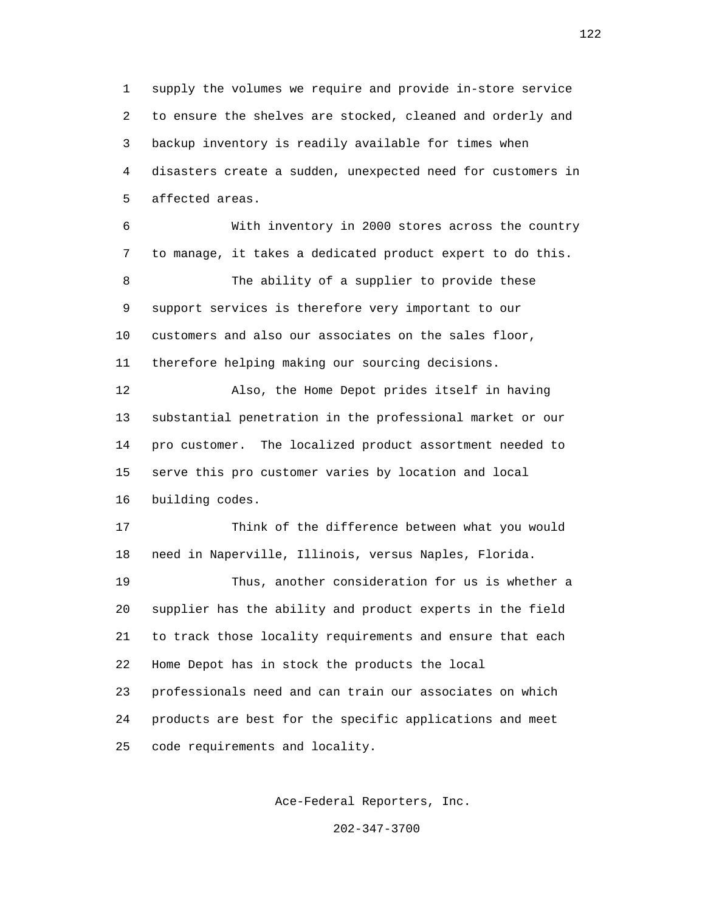supply the volumes we require and provide in-store service to ensure the shelves are stocked, cleaned and orderly and backup inventory is readily available for times when disasters create a sudden, unexpected need for customers in affected areas.

With inventory in 2000 stores across the country to manage, it takes a dedicated product expert to do this.

The ability of a supplier to provide these support services is therefore very important to our customers and also our associates on the sales floor, therefore helping making our sourcing decisions.

Also, the Home Depot prides itself in having substantial penetration in the professional market or our pro customer. The localized product assortment needed to serve this pro customer varies by location and local building codes.

Think of the difference between what you would need in Naperville, Illinois, versus Naples, Florida.

Thus, another consideration for us is whether a supplier has the ability and product experts in the field to track those locality requirements and ensure that each Home Depot has in stock the products the local professionals need and can train our associates on which products are best for the specific applications and meet code requirements and locality.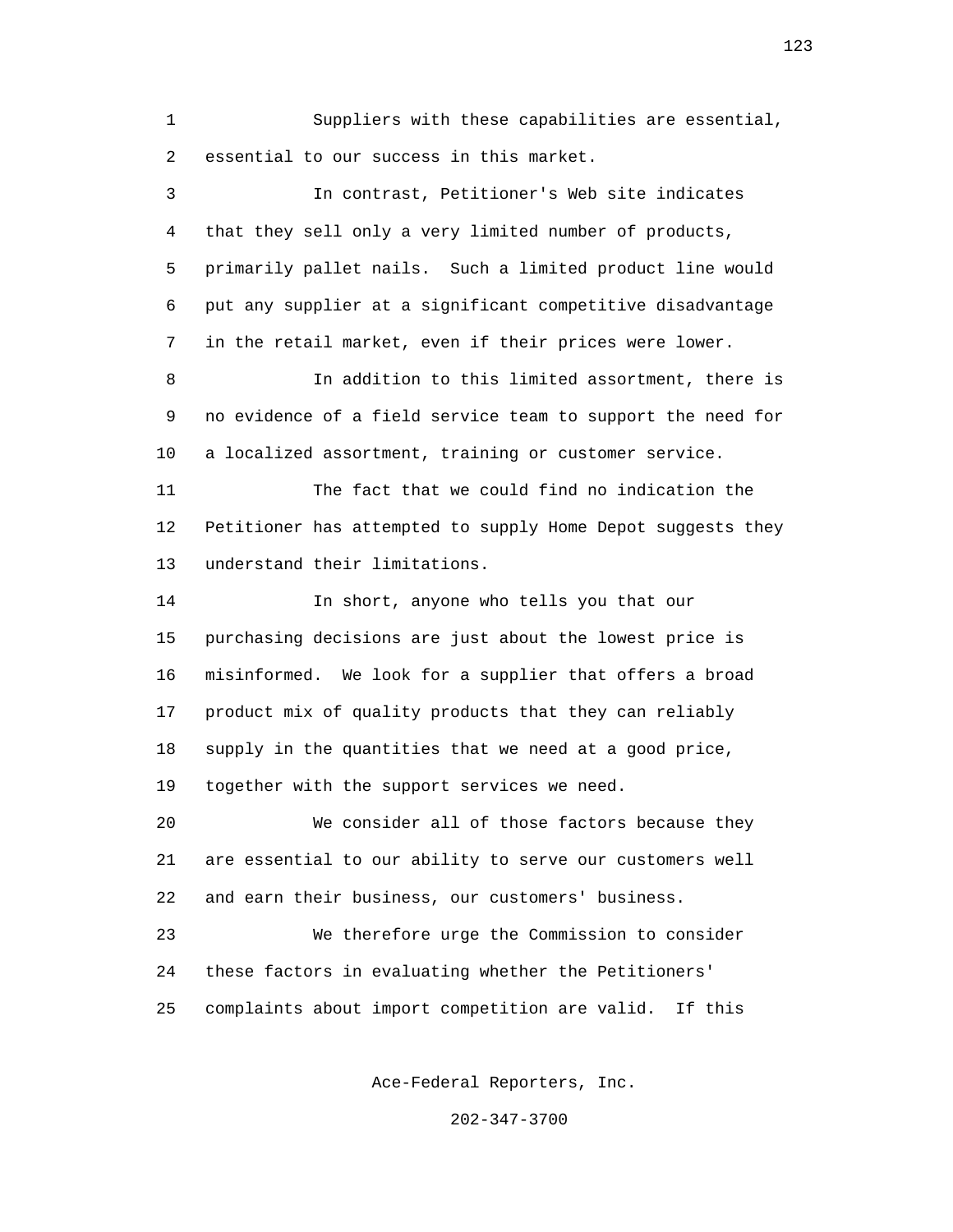Suppliers with these capabilities are essential, essential to our success in this market.

In contrast, Petitioner's Web site indicates that they sell only a very limited number of products, primarily pallet nails. Such a limited product line would put any supplier at a significant competitive disadvantage in the retail market, even if their prices were lower.

In addition to this limited assortment, there is no evidence of a field service team to support the need for a localized assortment, training or customer service.

The fact that we could find no indication the Petitioner has attempted to supply Home Depot suggests they understand their limitations.

In short, anyone who tells you that our purchasing decisions are just about the lowest price is misinformed. We look for a supplier that offers a broad product mix of quality products that they can reliably supply in the quantities that we need at a good price, together with the support services we need.

We consider all of those factors because they are essential to our ability to serve our customers well and earn their business, our customers' business.

We therefore urge the Commission to consider these factors in evaluating whether the Petitioners' complaints about import competition are valid. If this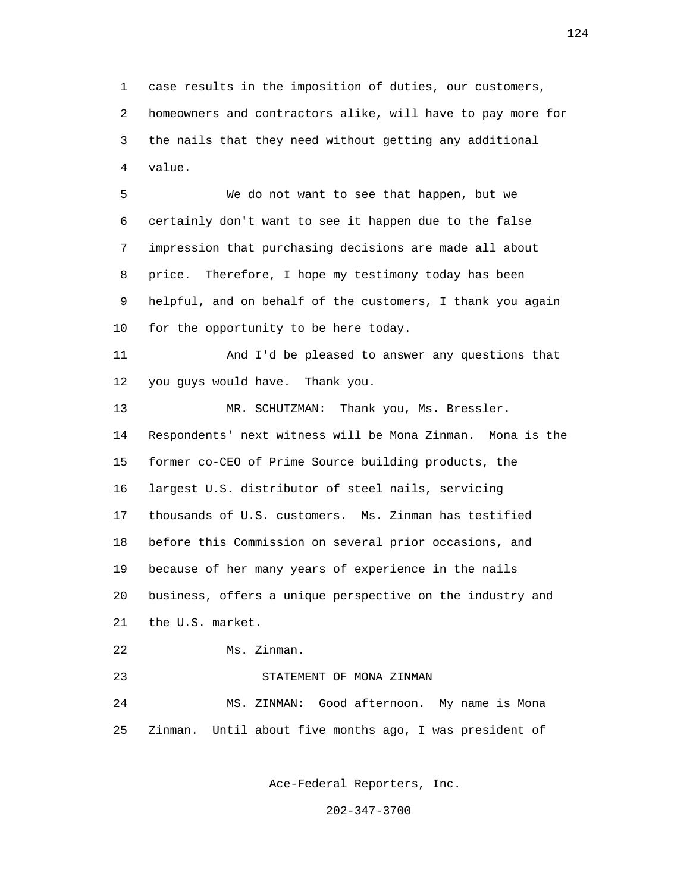case results in the imposition of duties, our customers, homeowners and contractors alike, will have to pay more for the nails that they need without getting any additional value.

We do not want to see that happen, but we certainly don't want to see it happen due to the false impression that purchasing decisions are made all about price. Therefore, I hope my testimony today has been helpful, and on behalf of the customers, I thank you again for the opportunity to be here today.

And I'd be pleased to answer any questions that you guys would have. Thank you.

MR. SCHUTZMAN: Thank you, Ms. Bressler. Respondents' next witness will be Mona Zinman. Mona is the former co-CEO of Prime Source building products, the largest U.S. distributor of steel nails, servicing thousands of U.S. customers. Ms. Zinman has testified before this Commission on several prior occasions, and because of her many years of experience in the nails business, offers a unique perspective on the industry and the U.S. market.

Ms. Zinman.

STATEMENT OF MONA ZINMAN

MS. ZINMAN: Good afternoon. My name is Mona Zinman. Until about five months ago, I was president of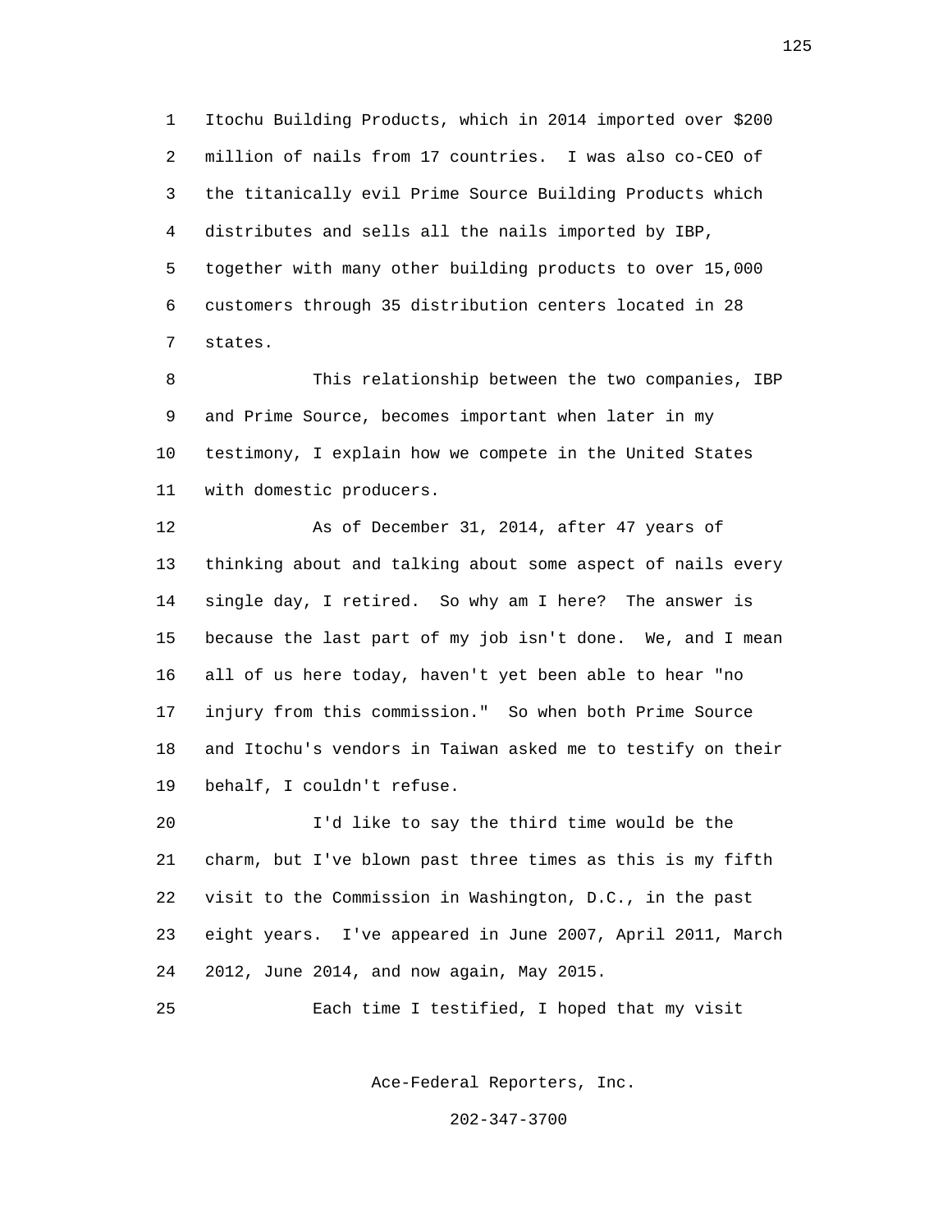Itochu Building Products, which in 2014 imported over $200 million of nails from 17 countries. I was also co-CEO of the titanically evil Prime Source Building Products which distributes and sells all the nails imported by IBP, together with many other building products to over 15,000 customers through 35 distribution centers located in 28 states.

This relationship between the two companies, IBP and Prime Source, becomes important when later in my testimony, I explain how we compete in the United States with domestic producers.

As of December 31, 2014, after 47 years of thinking about and talking about some aspect of nails every single day, I retired. So why am I here? The answer is because the last part of my job isn't done. We, and I mean all of us here today, haven't yet been able to hear "no injury from this commission." So when both Prime Source and Itochu's vendors in Taiwan asked me to testify on their behalf, I couldn't refuse.

I'd like to say the third time would be the charm, but I've blown past three times as this is my fifth visit to the Commission in Washington, D.C., in the past eight years. I've appeared in June 2007, April 2011, March 2012, June 2014, and now again, May 2015.

Each time I testified, I hoped that my visit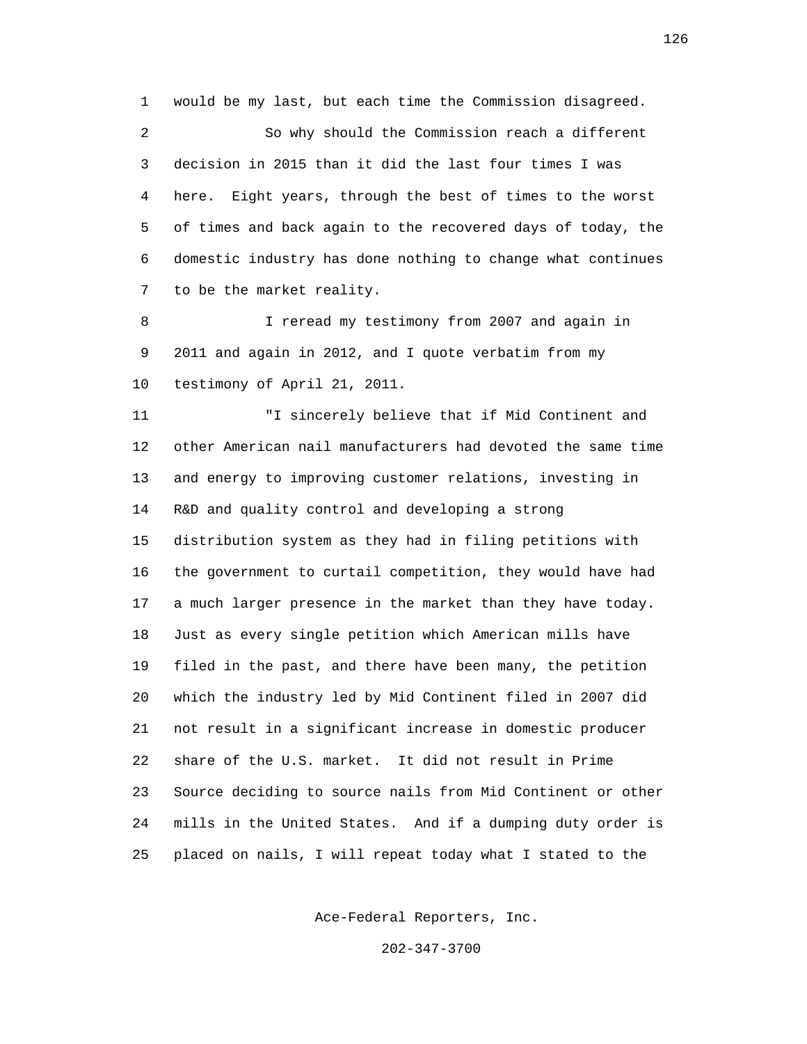would be my last, but each time the Commission disagreed.

So why should the Commission reach a different decision in 2015 than it did the last four times I was here. Eight years, through the best of times to the worst of times and back again to the recovered days of today, the domestic industry has done nothing to change what continues to be the market reality.

I reread my testimony from 2007 and again in 2011 and again in 2012, and I quote verbatim from my testimony of April 21, 2011.

"I sincerely believe that if Mid Continent and other American nail manufacturers had devoted the same time and energy to improving customer relations, investing in R&D and quality control and developing a strong distribution system as they had in filing petitions with the government to curtail competition, they would have had a much larger presence in the market than they have today. Just as every single petition which American mills have filed in the past, and there have been many, the petition which the industry led by Mid Continent filed in 2007 did not result in a significant increase in domestic producer share of the U.S. market. It did not result in Prime Source deciding to source nails from Mid Continent or other mills in the United States. And if a dumping duty order is placed on nails, I will repeat today what I stated to the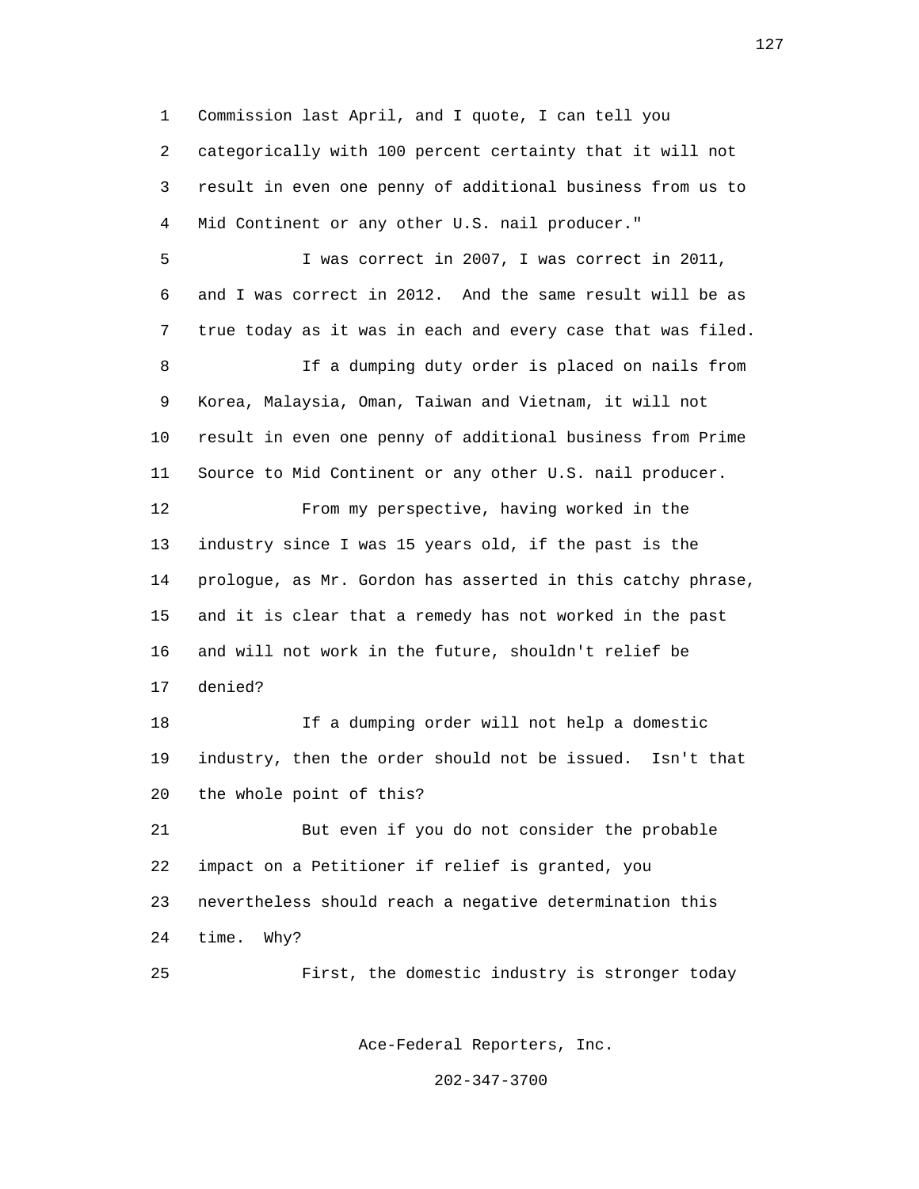Commission last April, and I quote, I can tell you categorically with 100 percent certainty that it will not result in even one penny of additional business from us to Mid Continent or any other U.S. nail producer."

I was correct in 2007, I was correct in 2011, and I was correct in 2012. And the same result will be as true today as it was in each and every case that was filed.

If a dumping duty order is placed on nails from Korea, Malaysia, Oman, Taiwan and Vietnam, it will not result in even one penny of additional business from Prime Source to Mid Continent or any other U.S. nail producer.

From my perspective, having worked in the industry since I was 15 years old, if the past is the prologue, as Mr. Gordon has asserted in this catchy phrase, and it is clear that a remedy has not worked in the past and will not work in the future, shouldn't relief be denied?

If a dumping order will not help a domestic industry, then the order should not be issued. Isn't that the whole point of this?

But even if you do not consider the probable impact on a Petitioner if relief is granted, you nevertheless should reach a negative determination this time. Why?

First, the domestic industry is stronger today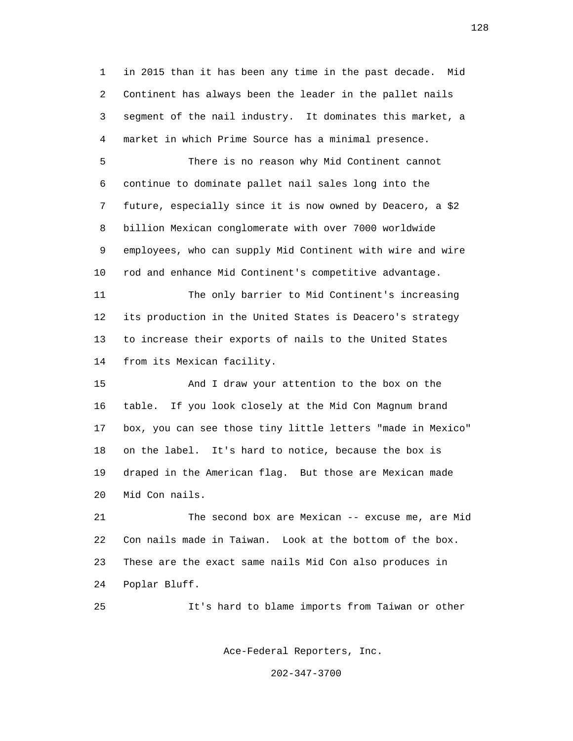in 2015 than it has been any time in the past decade. Mid Continent has always been the leader in the pallet nails segment of the nail industry. It dominates this market, a market in which Prime Source has a minimal presence.

There is no reason why Mid Continent cannot continue to dominate pallet nail sales long into the future, especially since it is now owned by Deacero, a $2 billion Mexican conglomerate with over 7000 worldwide employees, who can supply Mid Continent with wire and wire rod and enhance Mid Continent's competitive advantage.

The only barrier to Mid Continent's increasing its production in the United States is Deacero's strategy to increase their exports of nails to the United States from its Mexican facility.

And I draw your attention to the box on the table. If you look closely at the Mid Con Magnum brand box, you can see those tiny little letters "made in Mexico" on the label. It's hard to notice, because the box is draped in the American flag. But those are Mexican made Mid Con nails.

The second box are Mexican -- excuse me, are Mid Con nails made in Taiwan. Look at the bottom of the box. These are the exact same nails Mid Con also produces in Poplar Bluff.

It's hard to blame imports from Taiwan or other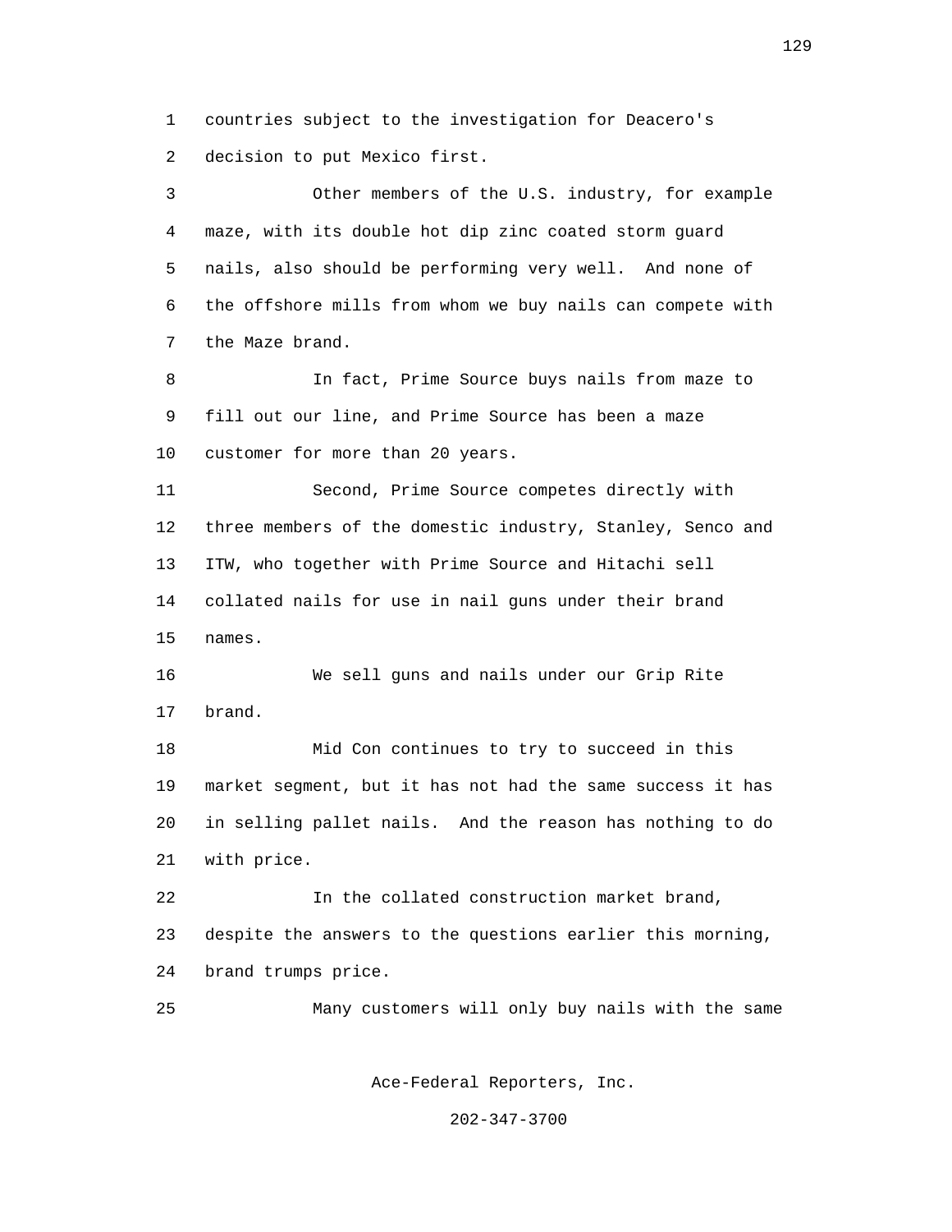countries subject to the investigation for Deacero's decision to put Mexico first.

Other members of the U.S. industry, for example maze, with its double hot dip zinc coated storm guard nails, also should be performing very well. And none of the offshore mills from whom we buy nails can compete with the Maze brand.

In fact, Prime Source buys nails from maze to fill out our line, and Prime Source has been a maze customer for more than 20 years.

Second, Prime Source competes directly with three members of the domestic industry, Stanley, Senco and ITW, who together with Prime Source and Hitachi sell collated nails for use in nail guns under their brand names.

We sell guns and nails under our Grip Rite brand.

Mid Con continues to try to succeed in this market segment, but it has not had the same success it has in selling pallet nails. And the reason has nothing to do with price.

In the collated construction market brand, despite the answers to the questions earlier this morning, brand trumps price.

Many customers will only buy nails with the same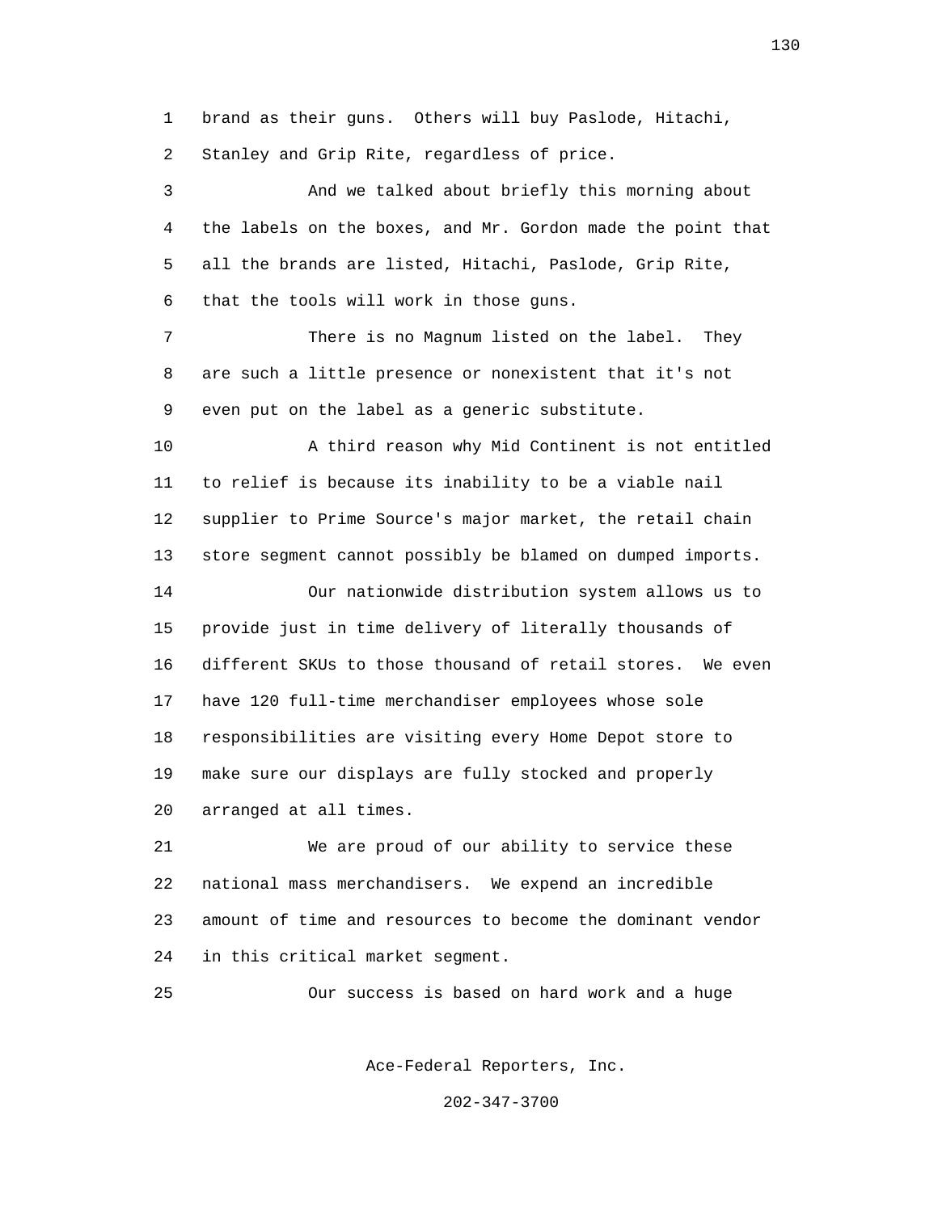brand as their guns. Others will buy Paslode, Hitachi, Stanley and Grip Rite, regardless of price.

And we talked about briefly this morning about the labels on the boxes, and Mr. Gordon made the point that all the brands are listed, Hitachi, Paslode, Grip Rite, that the tools will work in those guns.

There is no Magnum listed on the label. They are such a little presence or nonexistent that it's not even put on the label as a generic substitute.

A third reason why Mid Continent is not entitled to relief is because its inability to be a viable nail supplier to Prime Source's major market, the retail chain store segment cannot possibly be blamed on dumped imports.

Our nationwide distribution system allows us to provide just in time delivery of literally thousands of different SKUs to those thousand of retail stores. We even have 120 full-time merchandiser employees whose sole responsibilities are visiting every Home Depot store to make sure our displays are fully stocked and properly arranged at all times.

We are proud of our ability to service these national mass merchandisers. We expend an incredible amount of time and resources to become the dominant vendor in this critical market segment.

Our success is based on hard work and a huge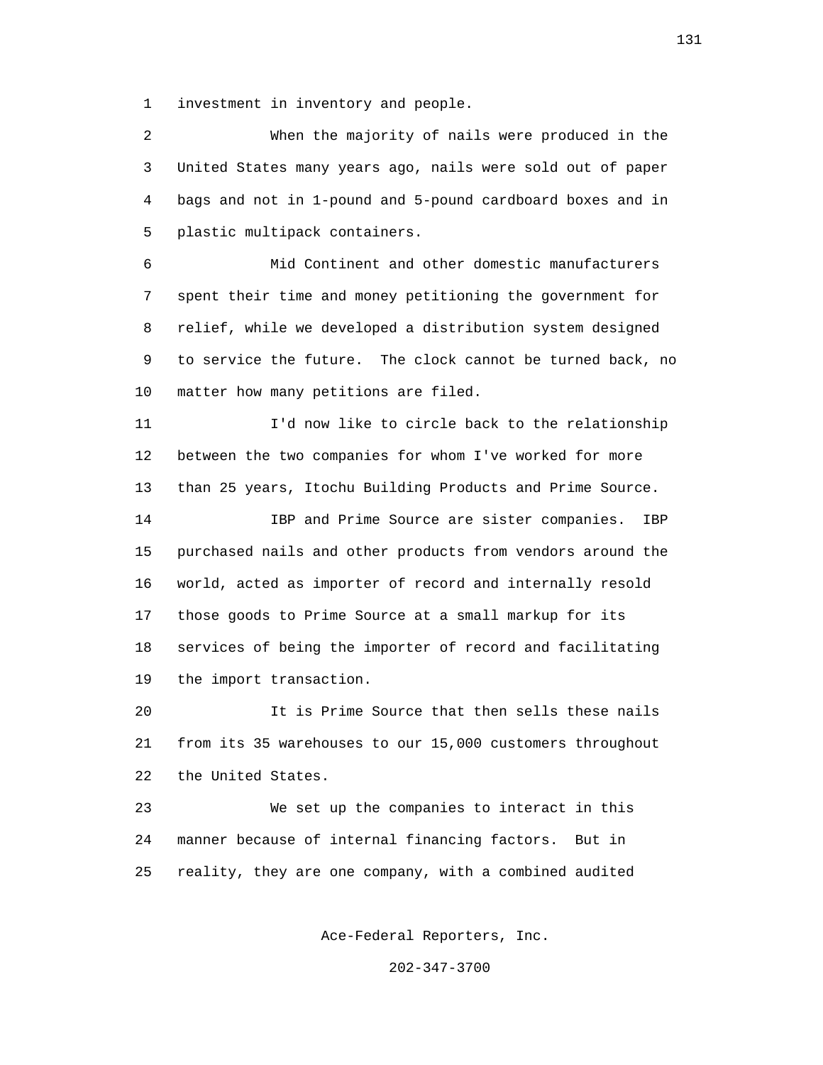investment in inventory and people.

When the majority of nails were produced in the United States many years ago, nails were sold out of paper bags and not in 1-pound and 5-pound cardboard boxes and in plastic multipack containers.

Mid Continent and other domestic manufacturers spent their time and money petitioning the government for relief, while we developed a distribution system designed to service the future. The clock cannot be turned back, no matter how many petitions are filed.

I'd now like to circle back to the relationship between the two companies for whom I've worked for more than 25 years, Itochu Building Products and Prime Source.

IBP and Prime Source are sister companies. IBP purchased nails and other products from vendors around the world, acted as importer of record and internally resold those goods to Prime Source at a small markup for its services of being the importer of record and facilitating the import transaction.

It is Prime Source that then sells these nails from its 35 warehouses to our 15,000 customers throughout the United States.

We set up the companies to interact in this manner because of internal financing factors. But in reality, they are one company, with a combined audited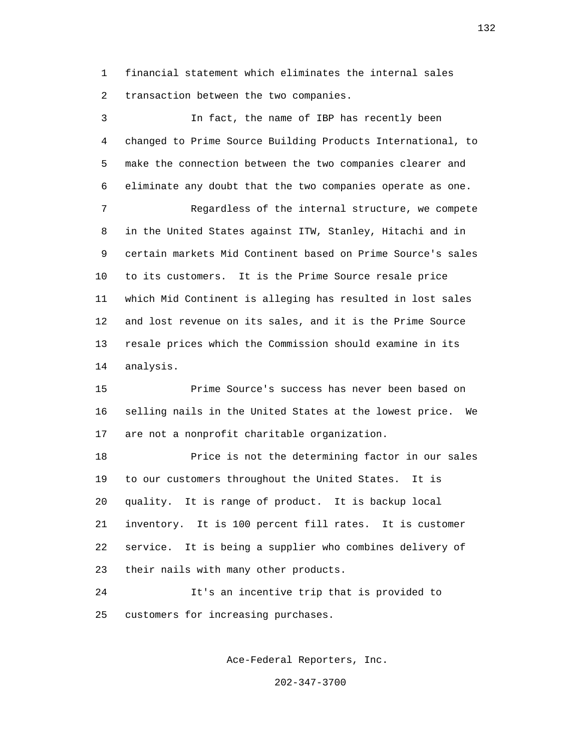financial statement which eliminates the internal sales transaction between the two companies.

In fact, the name of IBP has recently been changed to Prime Source Building Products International, to make the connection between the two companies clearer and eliminate any doubt that the two companies operate as one.

Regardless of the internal structure, we compete in the United States against ITW, Stanley, Hitachi and in certain markets Mid Continent based on Prime Source's sales to its customers. It is the Prime Source resale price which Mid Continent is alleging has resulted in lost sales and lost revenue on its sales, and it is the Prime Source resale prices which the Commission should examine in its analysis.

Prime Source's success has never been based on selling nails in the United States at the lowest price. We are not a nonprofit charitable organization.

Price is not the determining factor in our sales to our customers throughout the United States. It is quality. It is range of product. It is backup local inventory. It is 100 percent fill rates. It is customer service. It is being a supplier who combines delivery of their nails with many other products.

It's an incentive trip that is provided to customers for increasing purchases.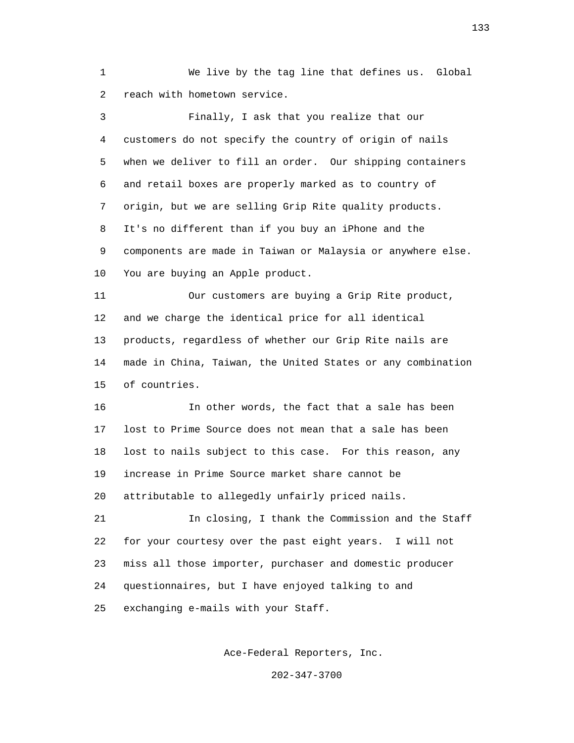We live by the tag line that defines us. Global reach with hometown service.

Finally, I ask that you realize that our customers do not specify the country of origin of nails when we deliver to fill an order. Our shipping containers and retail boxes are properly marked as to country of origin, but we are selling Grip Rite quality products. It's no different than if you buy an iPhone and the components are made in Taiwan or Malaysia or anywhere else. You are buying an Apple product.

Our customers are buying a Grip Rite product, and we charge the identical price for all identical products, regardless of whether our Grip Rite nails are made in China, Taiwan, the United States or any combination of countries.

In other words, the fact that a sale has been lost to Prime Source does not mean that a sale has been lost to nails subject to this case. For this reason, any increase in Prime Source market share cannot be attributable to allegedly unfairly priced nails.

In closing, I thank the Commission and the Staff for your courtesy over the past eight years. I will not miss all those importer, purchaser and domestic producer questionnaires, but I have enjoyed talking to and exchanging e-mails with your Staff.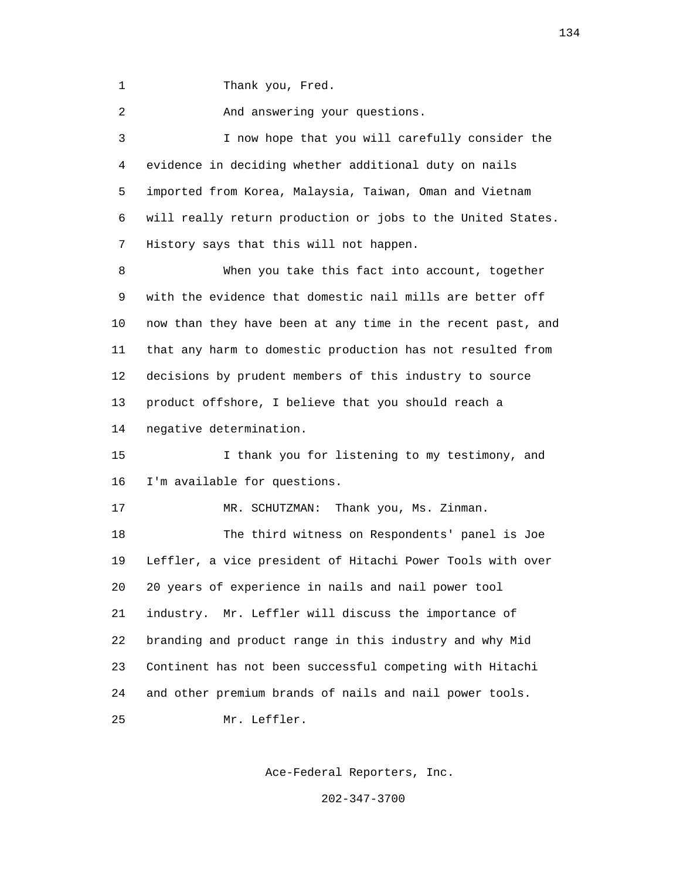Thank you, Fred.

And answering your questions.

I now hope that you will carefully consider the evidence in deciding whether additional duty on nails imported from Korea, Malaysia, Taiwan, Oman and Vietnam will really return production or jobs to the United States. History says that this will not happen.

When you take this fact into account, together with the evidence that domestic nail mills are better off now than they have been at any time in the recent past, and that any harm to domestic production has not resulted from decisions by prudent members of this industry to source product offshore, I believe that you should reach a negative determination.

I thank you for listening to my testimony, and I'm available for questions.

MR. SCHUTZMAN: Thank you, Ms. Zinman.

The third witness on Respondents' panel is Joe Leffler, a vice president of Hitachi Power Tools with over 20 years of experience in nails and nail power tool industry. Mr. Leffler will discuss the importance of branding and product range in this industry and why Mid Continent has not been successful competing with Hitachi and other premium brands of nails and nail power tools.

Mr. Leffler.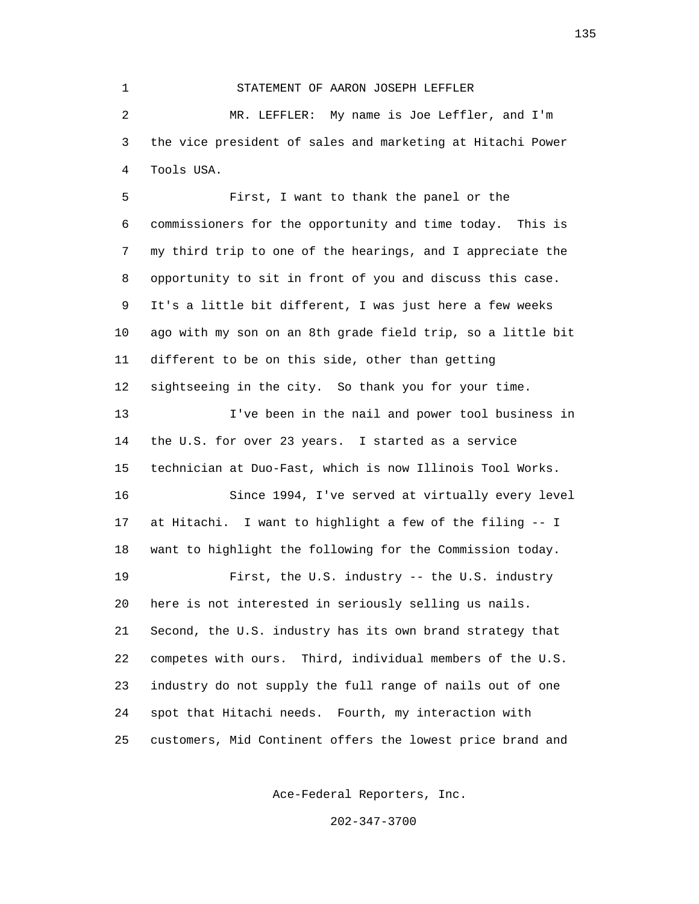STATEMENT OF AARON JOSEPH LEFFLER

MR. LEFFLER: My name is Joe Leffler, and I'm the vice president of sales and marketing at Hitachi Power Tools USA.

First, I want to thank the panel or the commissioners for the opportunity and time today. This is my third trip to one of the hearings, and I appreciate the opportunity to sit in front of you and discuss this case. It's a little bit different, I was just here a few weeks ago with my son on an 8th grade field trip, so a little bit different to be on this side, other than getting sightseeing in the city. So thank you for your time.

I've been in the nail and power tool business in the U.S. for over 23 years. I started as a service technician at Duo-Fast, which is now Illinois Tool Works.

Since 1994, I've served at virtually every level at Hitachi. I want to highlight a few of the filing -- I want to highlight the following for the Commission today.

First, the U.S. industry -- the U.S. industry here is not interested in seriously selling us nails. Second, the U.S. industry has its own brand strategy that competes with ours. Third, individual members of the U.S. industry do not supply the full range of nails out of one spot that Hitachi needs. Fourth, my interaction with customers, Mid Continent offers the lowest price brand and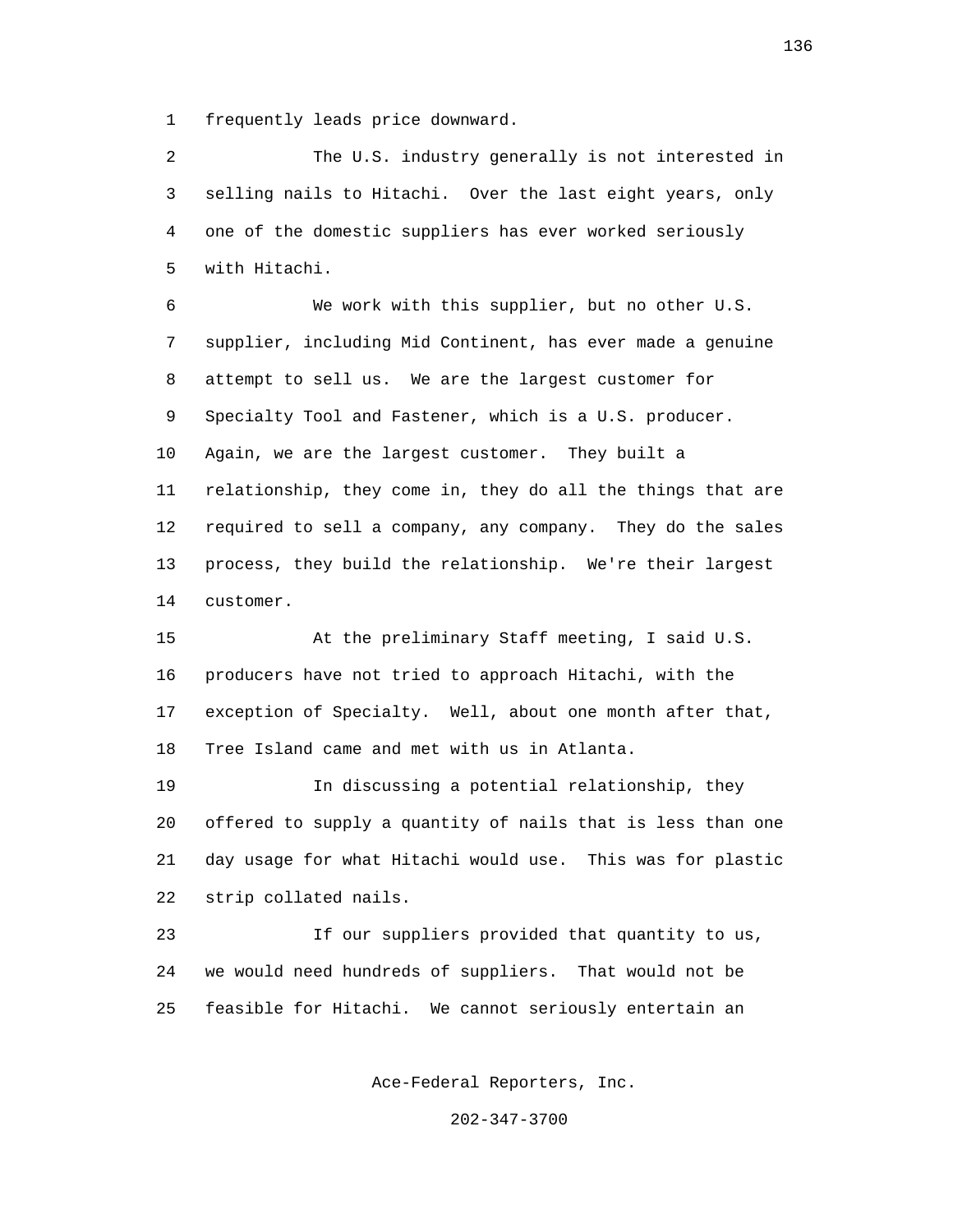frequently leads price downward.

The U.S. industry generally is not interested in selling nails to Hitachi. Over the last eight years, only one of the domestic suppliers has ever worked seriously with Hitachi.

We work with this supplier, but no other U.S. supplier, including Mid Continent, has ever made a genuine attempt to sell us. We are the largest customer for Specialty Tool and Fastener, which is a U.S. producer. Again, we are the largest customer. They built a relationship, they come in, they do all the things that are required to sell a company, any company. They do the sales process, they build the relationship. We're their largest customer.

At the preliminary Staff meeting, I said U.S. producers have not tried to approach Hitachi, with the exception of Specialty. Well, about one month after that, Tree Island came and met with us in Atlanta.

In discussing a potential relationship, they offered to supply a quantity of nails that is less than one day usage for what Hitachi would use. This was for plastic strip collated nails.

If our suppliers provided that quantity to us, we would need hundreds of suppliers. That would not be feasible for Hitachi. We cannot seriously entertain an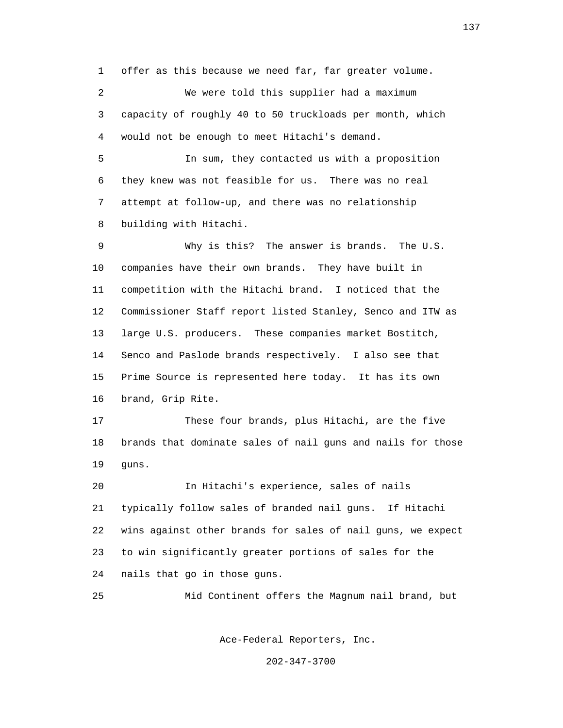offer as this because we need far, far greater volume.

We were told this supplier had a maximum capacity of roughly 40 to 50 truckloads per month, which would not be enough to meet Hitachi's demand.

In sum, they contacted us with a proposition they knew was not feasible for us. There was no real attempt at follow-up, and there was no relationship building with Hitachi.

Why is this? The answer is brands. The U.S. companies have their own brands. They have built in competition with the Hitachi brand. I noticed that the Commissioner Staff report listed Stanley, Senco and ITW as large U.S. producers. These companies market Bostitch, Senco and Paslode brands respectively. I also see that Prime Source is represented here today. It has its own brand, Grip Rite.

These four brands, plus Hitachi, are the five brands that dominate sales of nail guns and nails for those guns.

In Hitachi's experience, sales of nails typically follow sales of branded nail guns. If Hitachi wins against other brands for sales of nail guns, we expect to win significantly greater portions of sales for the nails that go in those guns.

Mid Continent offers the Magnum nail brand, but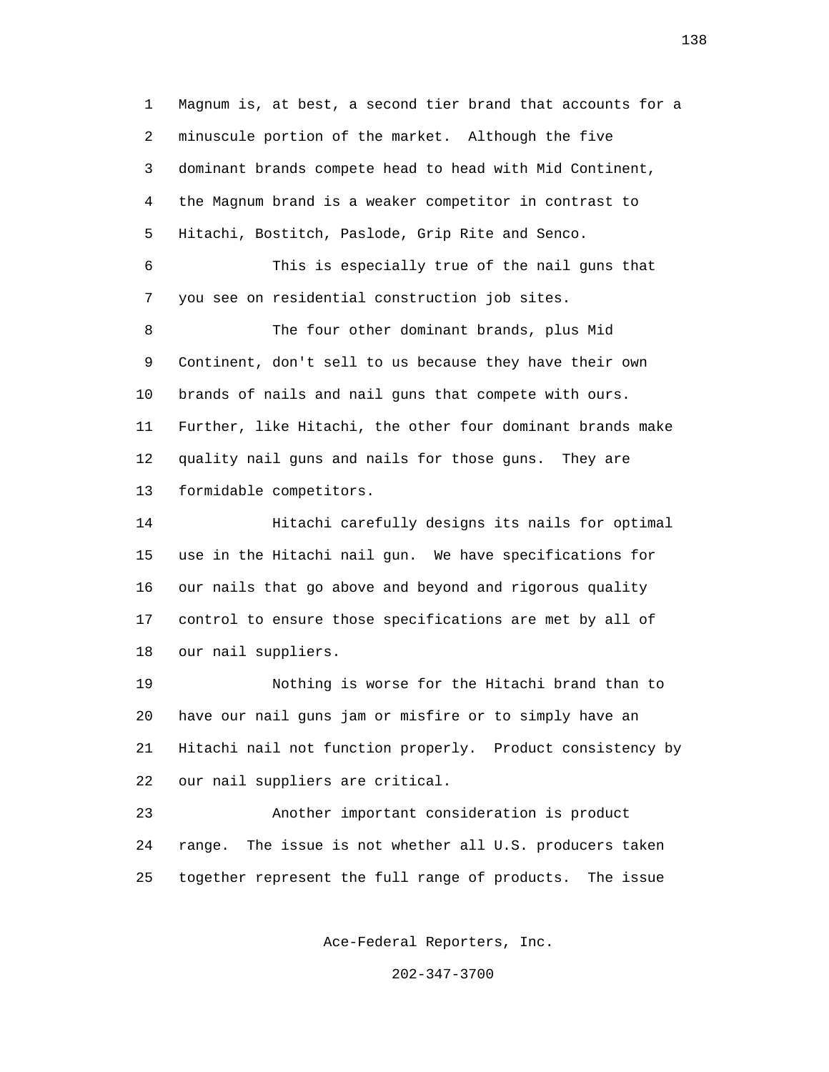Magnum is, at best, a second tier brand that accounts for a minuscule portion of the market. Although the five dominant brands compete head to head with Mid Continent, the Magnum brand is a weaker competitor in contrast to Hitachi, Bostitch, Paslode, Grip Rite and Senco.

This is especially true of the nail guns that you see on residential construction job sites.

The four other dominant brands, plus Mid Continent, don't sell to us because they have their own brands of nails and nail guns that compete with ours. Further, like Hitachi, the other four dominant brands make quality nail guns and nails for those guns. They are formidable competitors.

Hitachi carefully designs its nails for optimal use in the Hitachi nail gun. We have specifications for our nails that go above and beyond and rigorous quality control to ensure those specifications are met by all of our nail suppliers.

Nothing is worse for the Hitachi brand than to have our nail guns jam or misfire or to simply have an Hitachi nail not function properly. Product consistency by our nail suppliers are critical.

Another important consideration is product range. The issue is not whether all U.S. producers taken together represent the full range of products. The issue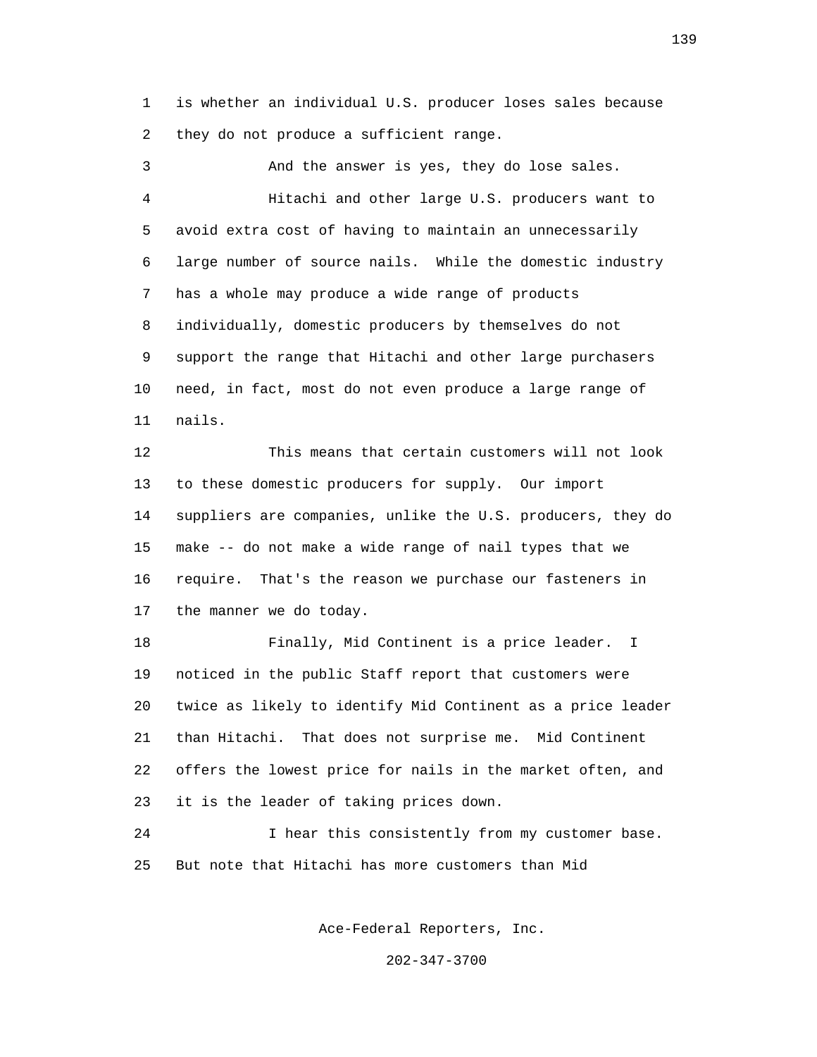is whether an individual U.S. producer loses sales because they do not produce a sufficient range.

And the answer is yes, they do lose sales.

Hitachi and other large U.S. producers want to avoid extra cost of having to maintain an unnecessarily large number of source nails. While the domestic industry has a whole may produce a wide range of products individually, domestic producers by themselves do not support the range that Hitachi and other large purchasers need, in fact, most do not even produce a large range of nails.

This means that certain customers will not look to these domestic producers for supply. Our import suppliers are companies, unlike the U.S. producers, they do make -- do not make a wide range of nail types that we require. That's the reason we purchase our fasteners in the manner we do today.

Finally, Mid Continent is a price leader. I noticed in the public Staff report that customers were twice as likely to identify Mid Continent as a price leader than Hitachi. That does not surprise me. Mid Continent offers the lowest price for nails in the market often, and it is the leader of taking prices down.

I hear this consistently from my customer base. But note that Hitachi has more customers than Mid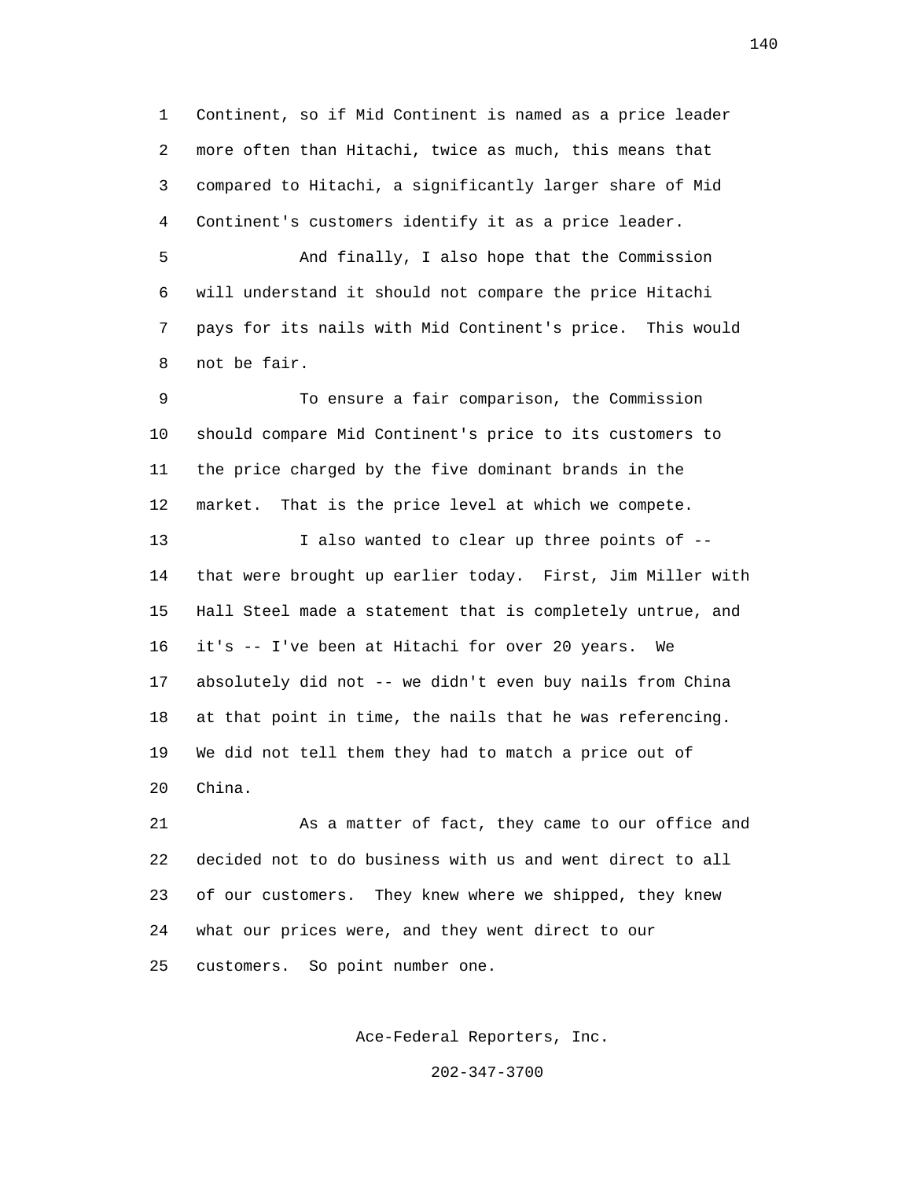Continent, so if Mid Continent is named as a price leader more often than Hitachi, twice as much, this means that compared to Hitachi, a significantly larger share of Mid Continent's customers identify it as a price leader.

And finally, I also hope that the Commission will understand it should not compare the price Hitachi pays for its nails with Mid Continent's price. This would not be fair.

To ensure a fair comparison, the Commission should compare Mid Continent's price to its customers to the price charged by the five dominant brands in the market. That is the price level at which we compete.

I also wanted to clear up three points of -- that were brought up earlier today. First, Jim Miller with Hall Steel made a statement that is completely untrue, and it's -- I've been at Hitachi for over 20 years. We absolutely did not -- we didn't even buy nails from China at that point in time, the nails that he was referencing. We did not tell them they had to match a price out of China.

As a matter of fact, they came to our office and decided not to do business with us and went direct to all of our customers. They knew where we shipped, they knew what our prices were, and they went direct to our customers. So point number one.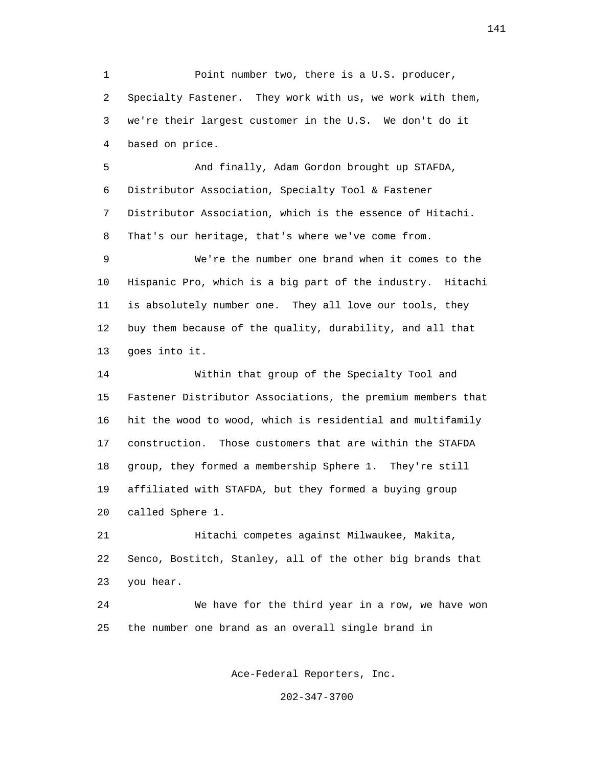Point number two, there is a U.S. producer, Specialty Fastener. They work with us, we work with them, we're their largest customer in the U.S. We don't do it based on price.

And finally, Adam Gordon brought up STAFDA, Distributor Association, Specialty Tool & Fastener Distributor Association, which is the essence of Hitachi. That's our heritage, that's where we've come from.

We're the number one brand when it comes to the Hispanic Pro, which is a big part of the industry. Hitachi is absolutely number one. They all love our tools, they buy them because of the quality, durability, and all that goes into it.

Within that group of the Specialty Tool and Fastener Distributor Associations, the premium members that hit the wood to wood, which is residential and multifamily construction. Those customers that are within the STAFDA group, they formed a membership Sphere 1. They're still affiliated with STAFDA, but they formed a buying group called Sphere 1.

Hitachi competes against Milwaukee, Makita, Senco, Bostitch, Stanley, all of the other big brands that you hear.

We have for the third year in a row, we have won the number one brand as an overall single brand in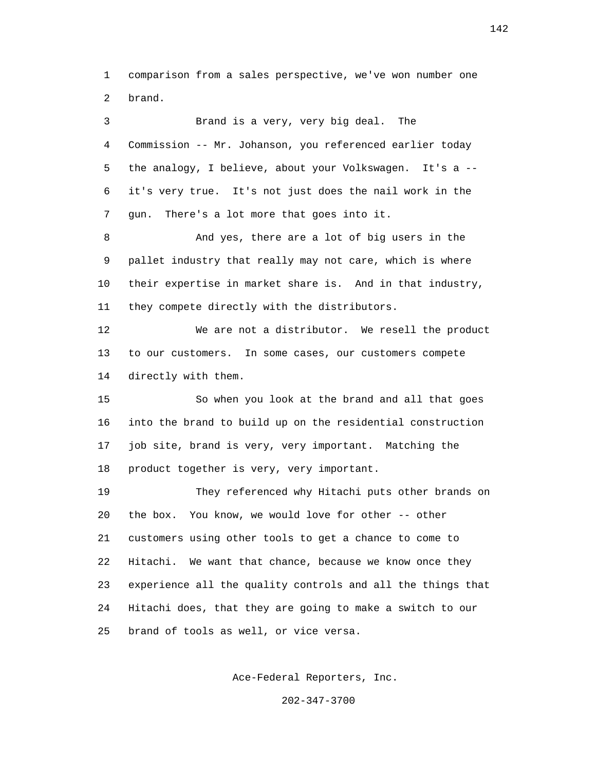comparison from a sales perspective, we've won number one brand.

Brand is a very, very big deal. The Commission -- Mr. Johanson, you referenced earlier today the analogy, I believe, about your Volkswagen. It's a -- it's very true. It's not just does the nail work in the gun. There's a lot more that goes into it.

And yes, there are a lot of big users in the pallet industry that really may not care, which is where their expertise in market share is. And in that industry, they compete directly with the distributors.

We are not a distributor. We resell the product to our customers. In some cases, our customers compete directly with them.

So when you look at the brand and all that goes into the brand to build up on the residential construction job site, brand is very, very important. Matching the product together is very, very important.

They referenced why Hitachi puts other brands on the box. You know, we would love for other -- other customers using other tools to get a chance to come to Hitachi. We want that chance, because we know once they experience all the quality controls and all the things that Hitachi does, that they are going to make a switch to our brand of tools as well, or vice versa.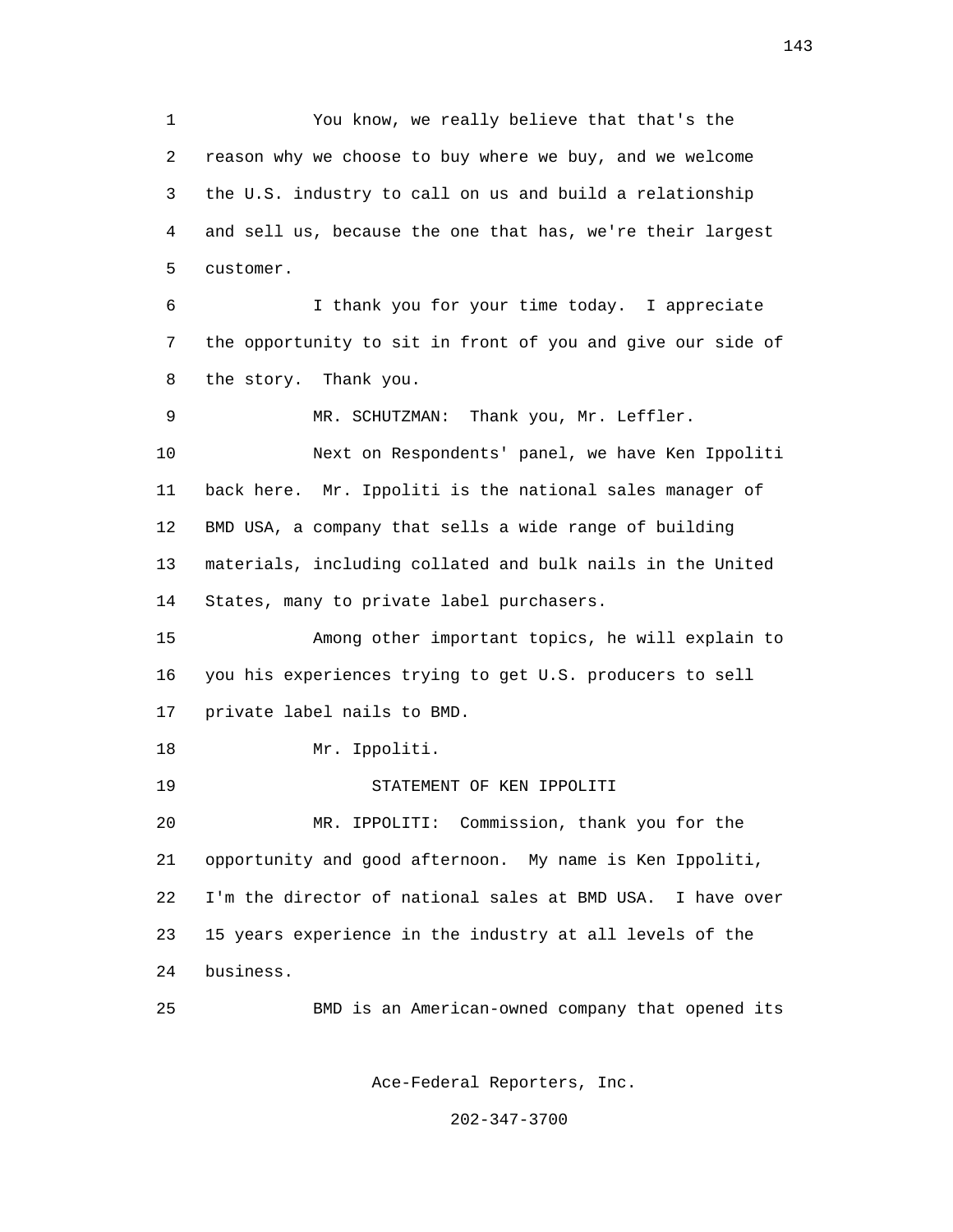You know, we really believe that that's the reason why we choose to buy where we buy, and we welcome the U.S. industry to call on us and build a relationship and sell us, because the one that has, we're their largest customer.

I thank you for your time today. I appreciate the opportunity to sit in front of you and give our side of the story. Thank you.

MR. SCHUTZMAN: Thank you, Mr. Leffler.

Next on Respondents' panel, we have Ken Ippoliti back here. Mr. Ippoliti is the national sales manager of BMD USA, a company that sells a wide range of building materials, including collated and bulk nails in the United States, many to private label purchasers.

Among other important topics, he will explain to you his experiences trying to get U.S. producers to sell private label nails to BMD.

Mr. Ippoliti.

STATEMENT OF KEN IPPOLITI

MR. IPPOLITI: Commission, thank you for the opportunity and good afternoon. My name is Ken Ippoliti, I'm the director of national sales at BMD USA. I have over 15 years experience in the industry at all levels of the business.

BMD is an American-owned company that opened its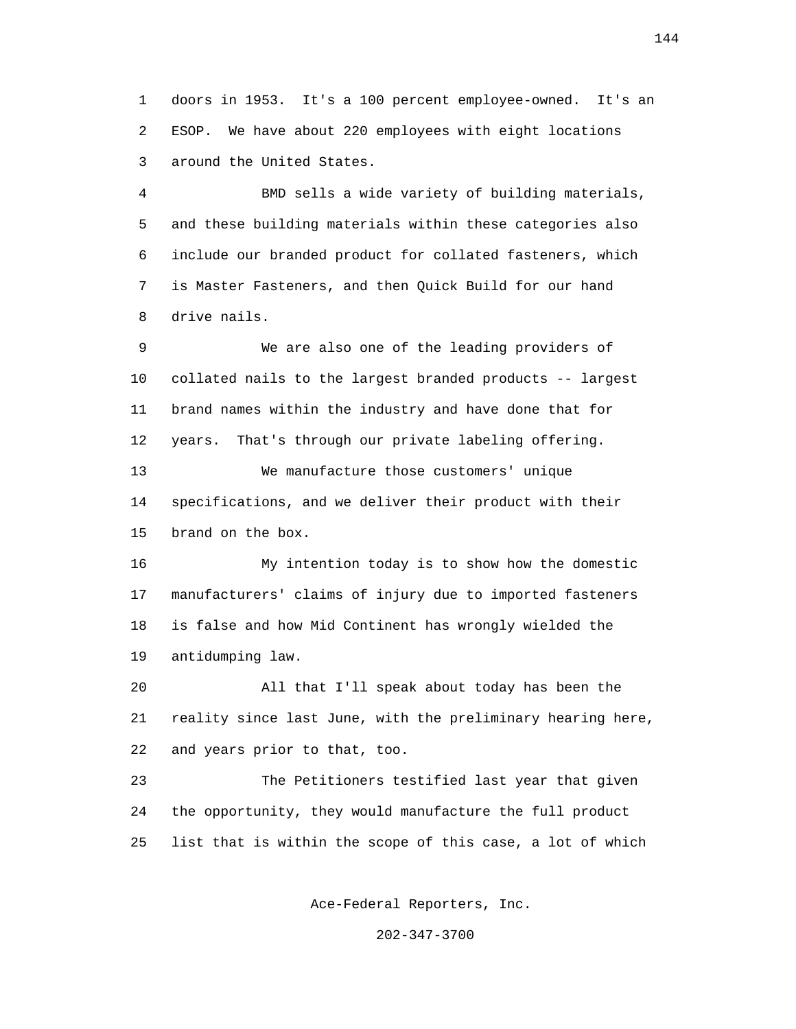doors in 1953. It's a 100 percent employee-owned. It's an ESOP. We have about 220 employees with eight locations around the United States.

BMD sells a wide variety of building materials, and these building materials within these categories also include our branded product for collated fasteners, which is Master Fasteners, and then Quick Build for our hand drive nails.

We are also one of the leading providers of collated nails to the largest branded products -- largest brand names within the industry and have done that for years. That's through our private labeling offering.

We manufacture those customers' unique specifications, and we deliver their product with their brand on the box.

My intention today is to show how the domestic manufacturers' claims of injury due to imported fasteners is false and how Mid Continent has wrongly wielded the antidumping law.

All that I'll speak about today has been the reality since last June, with the preliminary hearing here, and years prior to that, too.

The Petitioners testified last year that given the opportunity, they would manufacture the full product list that is within the scope of this case, a lot of which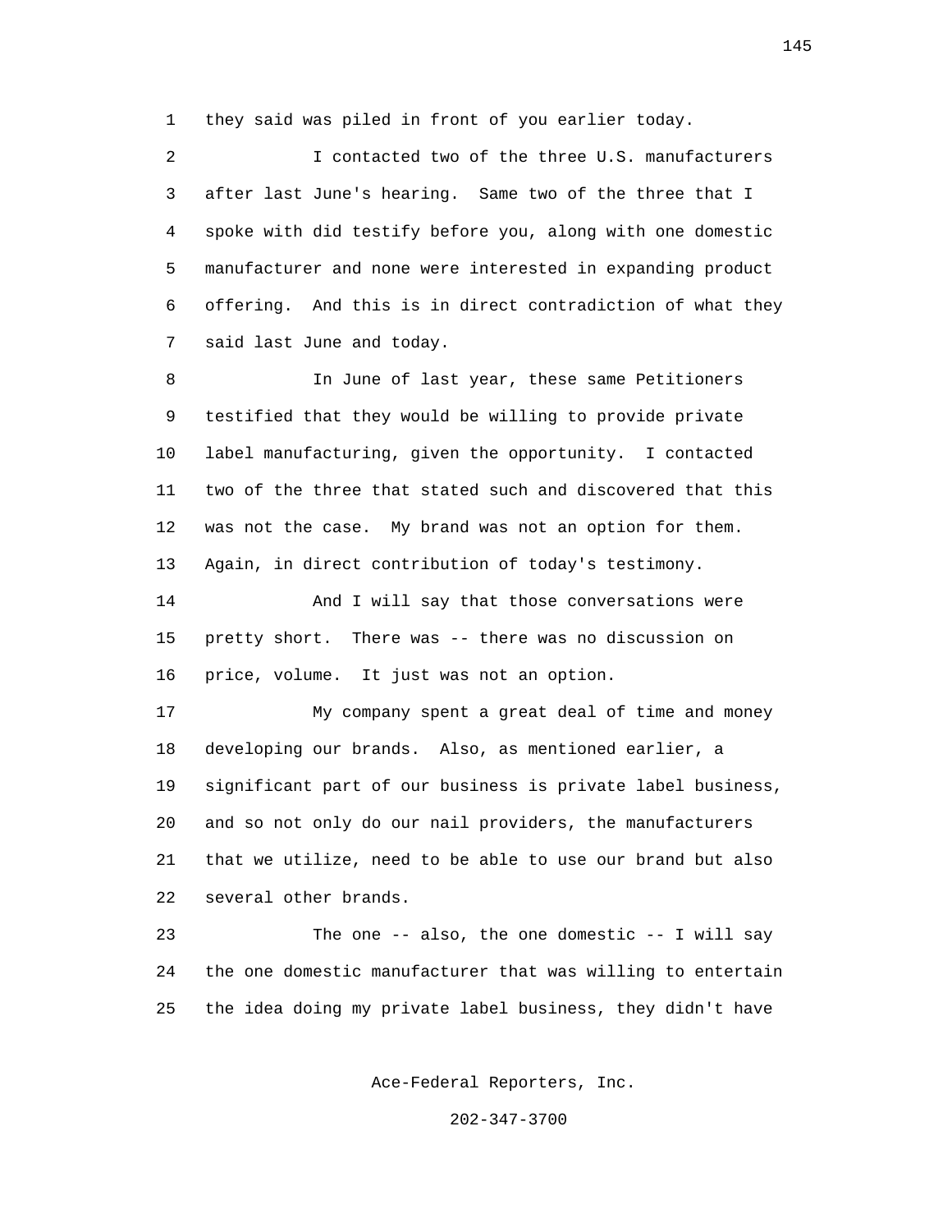they said was piled in front of you earlier today.

I contacted two of the three U.S. manufacturers after last June's hearing. Same two of the three that I spoke with did testify before you, along with one domestic manufacturer and none were interested in expanding product offering. And this is in direct contradiction of what they said last June and today.

In June of last year, these same Petitioners testified that they would be willing to provide private label manufacturing, given the opportunity. I contacted two of the three that stated such and discovered that this was not the case. My brand was not an option for them. Again, in direct contribution of today's testimony.

And I will say that those conversations were pretty short. There was -- there was no discussion on price, volume. It just was not an option.

My company spent a great deal of time and money developing our brands. Also, as mentioned earlier, a significant part of our business is private label business, and so not only do our nail providers, the manufacturers that we utilize, need to be able to use our brand but also several other brands.

The one -- also, the one domestic -- I will say the one domestic manufacturer that was willing to entertain the idea doing my private label business, they didn't have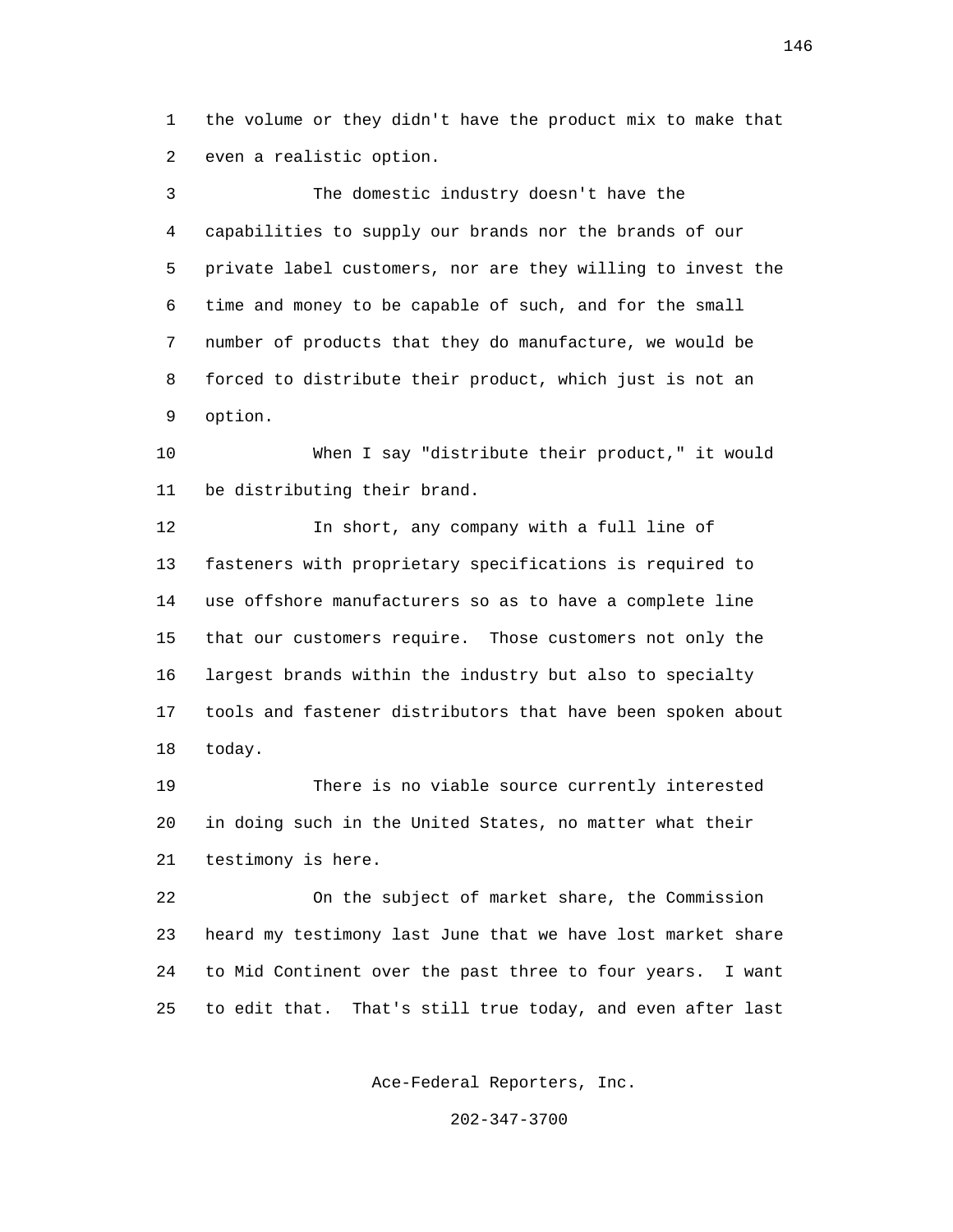the volume or they didn't have the product mix to make that even a realistic option.

The domestic industry doesn't have the capabilities to supply our brands nor the brands of our private label customers, nor are they willing to invest the time and money to be capable of such, and for the small number of products that they do manufacture, we would be forced to distribute their product, which just is not an option.

When I say "distribute their product," it would be distributing their brand.

In short, any company with a full line of fasteners with proprietary specifications is required to use offshore manufacturers so as to have a complete line that our customers require. Those customers not only the largest brands within the industry but also to specialty tools and fastener distributors that have been spoken about today.

There is no viable source currently interested in doing such in the United States, no matter what their testimony is here.

On the subject of market share, the Commission heard my testimony last June that we have lost market share to Mid Continent over the past three to four years. I want to edit that. That's still true today, and even after last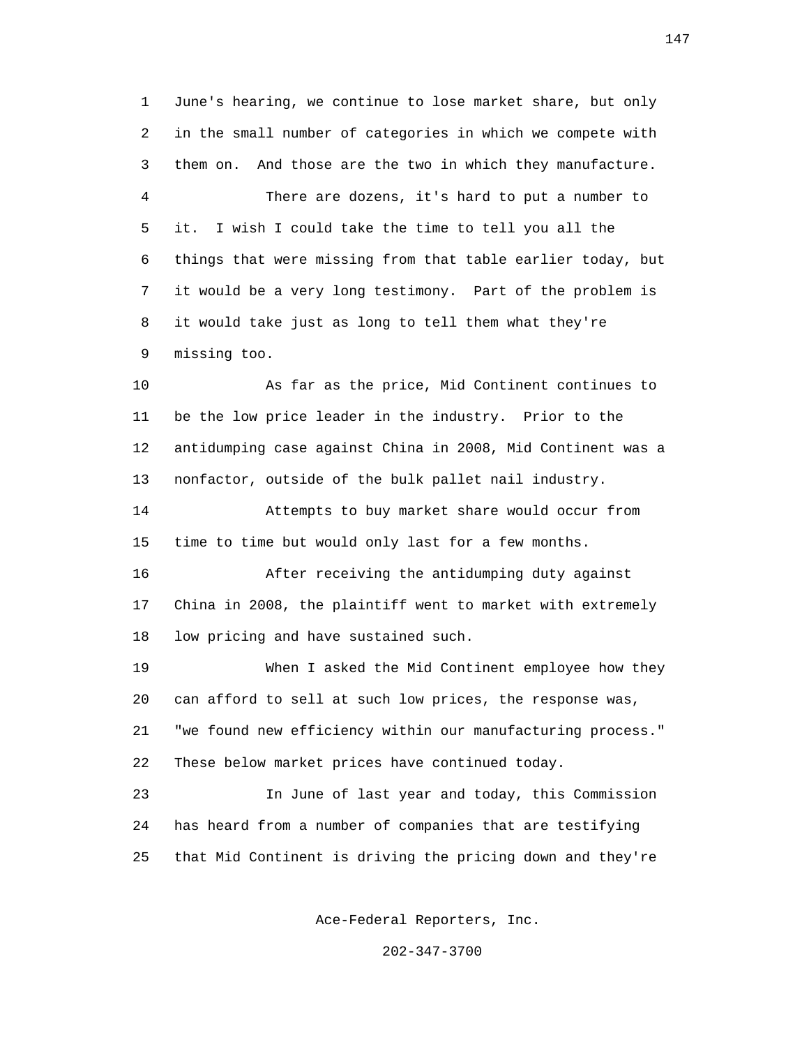June's hearing, we continue to lose market share, but only in the small number of categories in which we compete with them on. And those are the two in which they manufacture.

There are dozens, it's hard to put a number to it. I wish I could take the time to tell you all the things that were missing from that table earlier today, but it would be a very long testimony. Part of the problem is it would take just as long to tell them what they're missing too.

As far as the price, Mid Continent continues to be the low price leader in the industry. Prior to the antidumping case against China in 2008, Mid Continent was a nonfactor, outside of the bulk pallet nail industry.

Attempts to buy market share would occur from time to time but would only last for a few months.

After receiving the antidumping duty against China in 2008, the plaintiff went to market with extremely low pricing and have sustained such.

When I asked the Mid Continent employee how they can afford to sell at such low prices, the response was, "we found new efficiency within our manufacturing process." These below market prices have continued today.

In June of last year and today, this Commission has heard from a number of companies that are testifying that Mid Continent is driving the pricing down and they're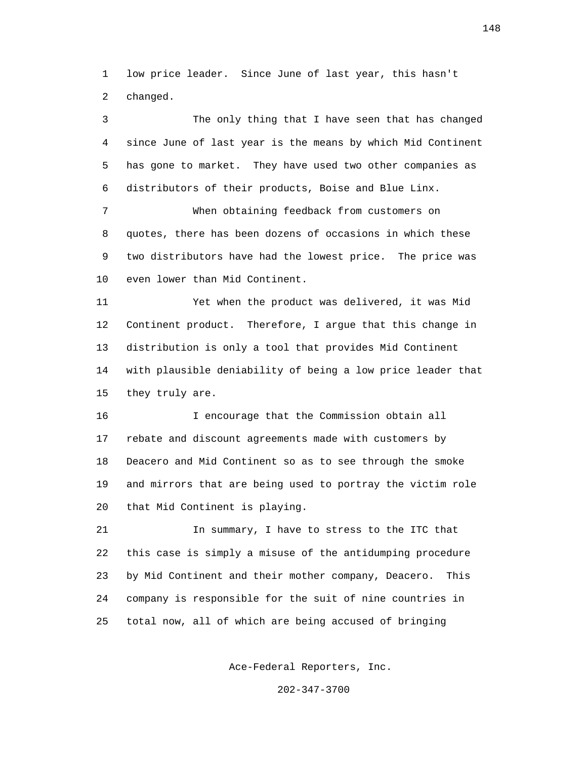low price leader. Since June of last year, this hasn't changed.

The only thing that I have seen that has changed since June of last year is the means by which Mid Continent has gone to market. They have used two other companies as distributors of their products, Boise and Blue Linx.

When obtaining feedback from customers on quotes, there has been dozens of occasions in which these two distributors have had the lowest price. The price was even lower than Mid Continent.

Yet when the product was delivered, it was Mid Continent product. Therefore, I argue that this change in distribution is only a tool that provides Mid Continent with plausible deniability of being a low price leader that they truly are.

I encourage that the Commission obtain all rebate and discount agreements made with customers by Deacero and Mid Continent so as to see through the smoke and mirrors that are being used to portray the victim role that Mid Continent is playing.

In summary, I have to stress to the ITC that this case is simply a misuse of the antidumping procedure by Mid Continent and their mother company, Deacero. This company is responsible for the suit of nine countries in total now, all of which are being accused of bringing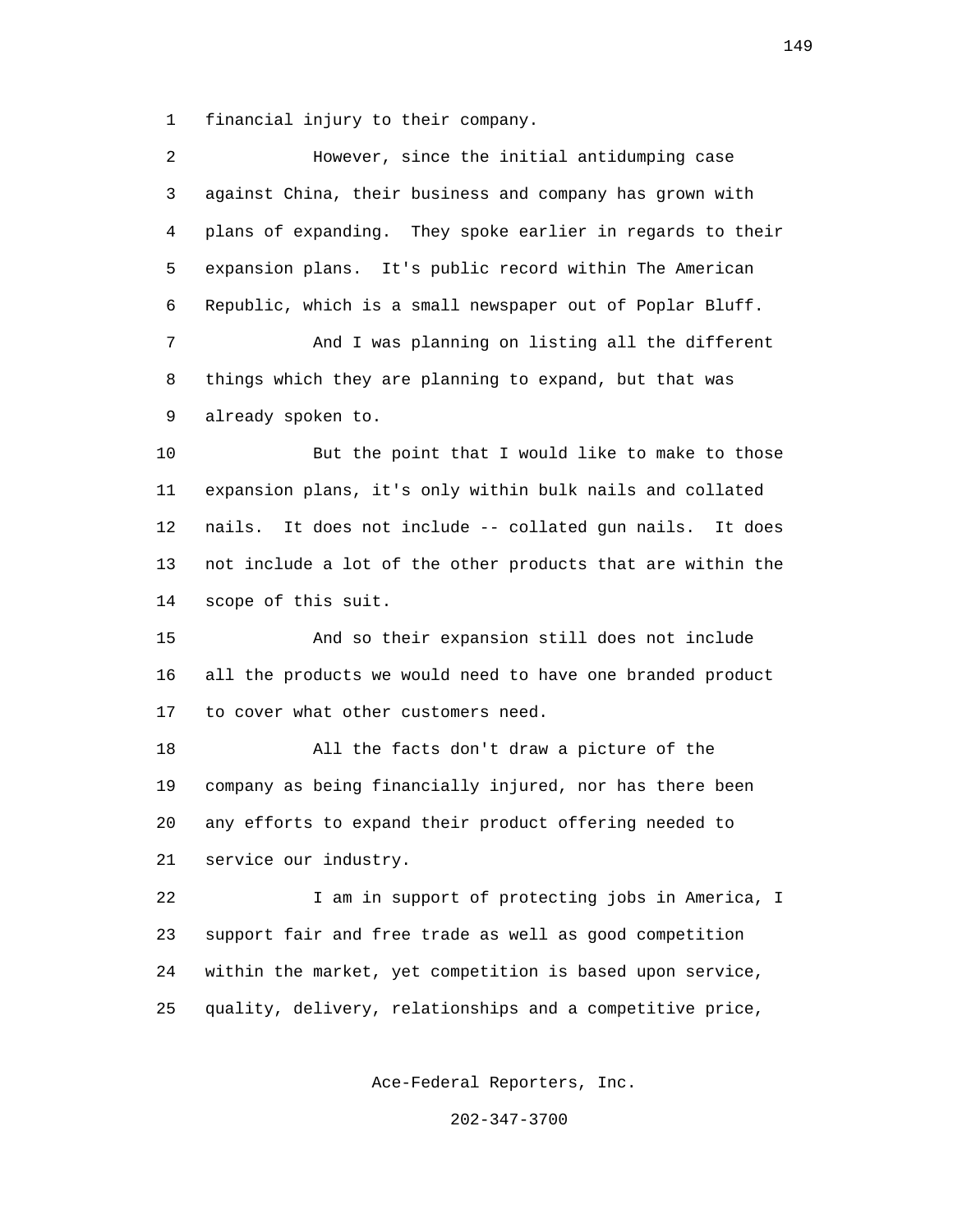1 financial injury to their company.

2 However, since the initial antidumping case
3 against China, their business and company has grown with
4 plans of expanding. They spoke earlier in regards to their
5 expansion plans. It's public record within The American
6 Republic, which is a small newspaper out of Poplar Bluff.

7 And I was planning on listing all the different
8 things which they are planning to expand, but that was
9 already spoken to.

10 But the point that I would like to make to those
11 expansion plans, it's only within bulk nails and collated
12 nails. It does not include -- collated gun nails. It does
13 not include a lot of the other products that are within the
14 scope of this suit.

15 And so their expansion still does not include
16 all the products we would need to have one branded product
17 to cover what other customers need.

18 All the facts don't draw a picture of the
19 company as being financially injured, nor has there been
20 any efforts to expand their product offering needed to
21 service our industry.

22 I am in support of protecting jobs in America, I
23 support fair and free trade as well as good competition
24 within the market, yet competition is based upon service,
25 quality, delivery, relationships and a competitive price,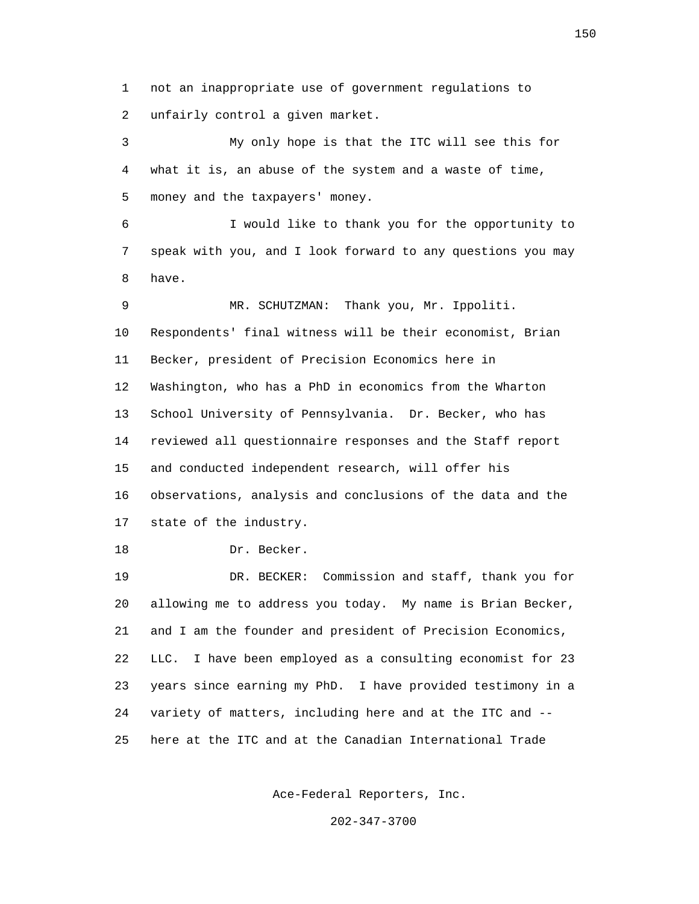not an inappropriate use of government regulations to unfairly control a given market.

My only hope is that the ITC will see this for what it is, an abuse of the system and a waste of time, money and the taxpayers' money.

I would like to thank you for the opportunity to speak with you, and I look forward to any questions you may have.

MR. SCHUTZMAN: Thank you, Mr. Ippoliti. Respondents' final witness will be their economist, Brian Becker, president of Precision Economics here in Washington, who has a PhD in economics from the Wharton School University of Pennsylvania. Dr. Becker, who has reviewed all questionnaire responses and the Staff report and conducted independent research, will offer his observations, analysis and conclusions of the data and the state of the industry.

Dr. Becker.

DR. BECKER: Commission and staff, thank you for allowing me to address you today. My name is Brian Becker, and I am the founder and president of Precision Economics, LLC. I have been employed as a consulting economist for 23 years since earning my PhD. I have provided testimony in a variety of matters, including here and at the ITC and -- here at the ITC and at the Canadian International Trade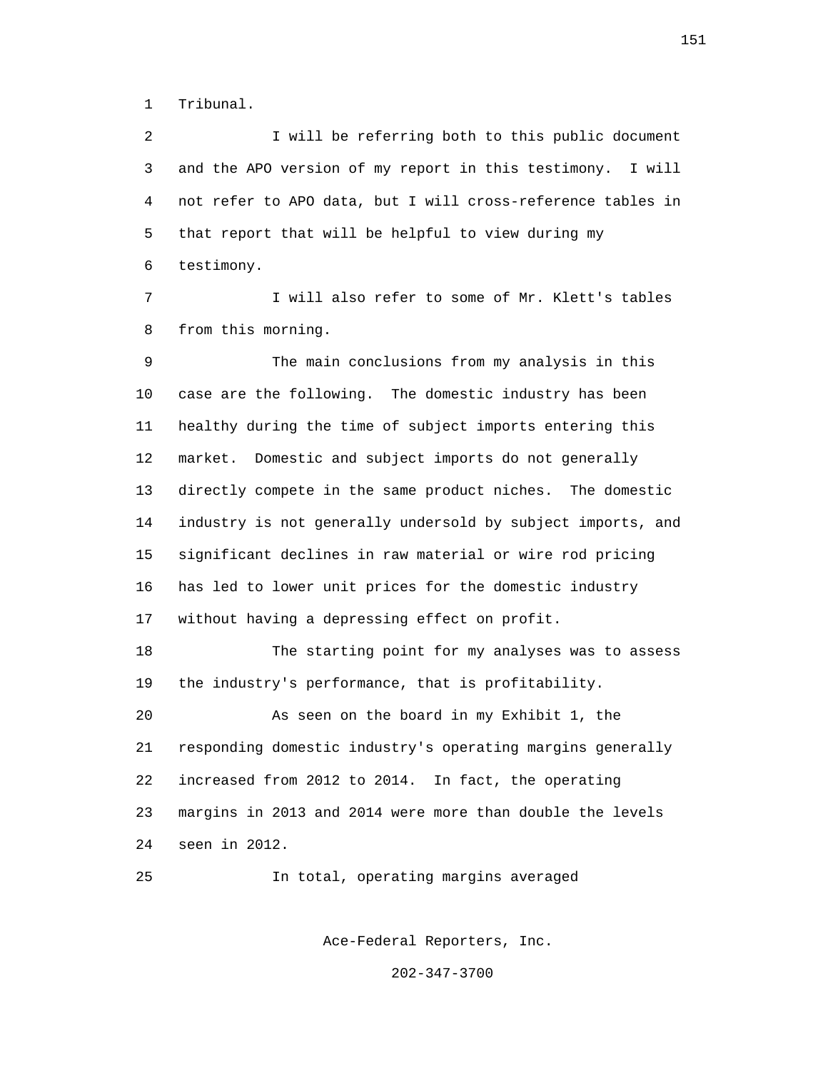1 Tribunal.

2 I will be referring both to this public document

3 and the APO version of my report in this testimony. I will

4 not refer to APO data, but I will cross-reference tables in

5 that report that will be helpful to view during my

6 testimony.

7 I will also refer to some of Mr. Klett's tables

8 from this morning.

9 The main conclusions from my analysis in this

10 case are the following. The domestic industry has been

11 healthy during the time of subject imports entering this

12 market. Domestic and subject imports do not generally

13 directly compete in the same product niches. The domestic

14 industry is not generally undersold by subject imports, and

15 significant declines in raw material or wire rod pricing

16 has led to lower unit prices for the domestic industry

17 without having a depressing effect on profit.

18 The starting point for my analyses was to assess

19 the industry's performance, that is profitability.

20 As seen on the board in my Exhibit 1, the

21 responding domestic industry's operating margins generally

22 increased from 2012 to 2014. In fact, the operating

23 margins in 2013 and 2014 were more than double the levels

24 seen in 2012.

25 In total, operating margins averaged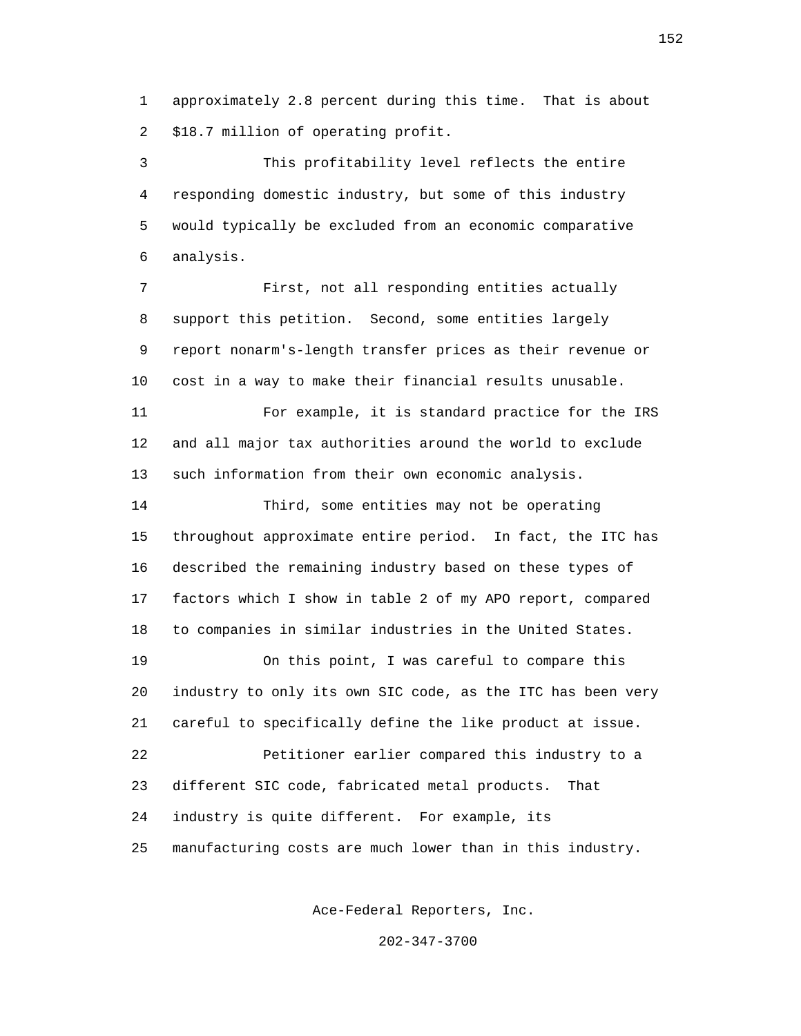approximately 2.8 percent during this time. That is about $18.7 million of operating profit.

This profitability level reflects the entire responding domestic industry, but some of this industry would typically be excluded from an economic comparative analysis.

First, not all responding entities actually support this petition. Second, some entities largely report nonarm's-length transfer prices as their revenue or cost in a way to make their financial results unusable.

For example, it is standard practice for the IRS and all major tax authorities around the world to exclude such information from their own economic analysis.

Third, some entities may not be operating throughout approximate entire period. In fact, the ITC has described the remaining industry based on these types of factors which I show in table 2 of my APO report, compared to companies in similar industries in the United States.

On this point, I was careful to compare this industry to only its own SIC code, as the ITC has been very careful to specifically define the like product at issue.

Petitioner earlier compared this industry to a different SIC code, fabricated metal products. That industry is quite different. For example, its manufacturing costs are much lower than in this industry.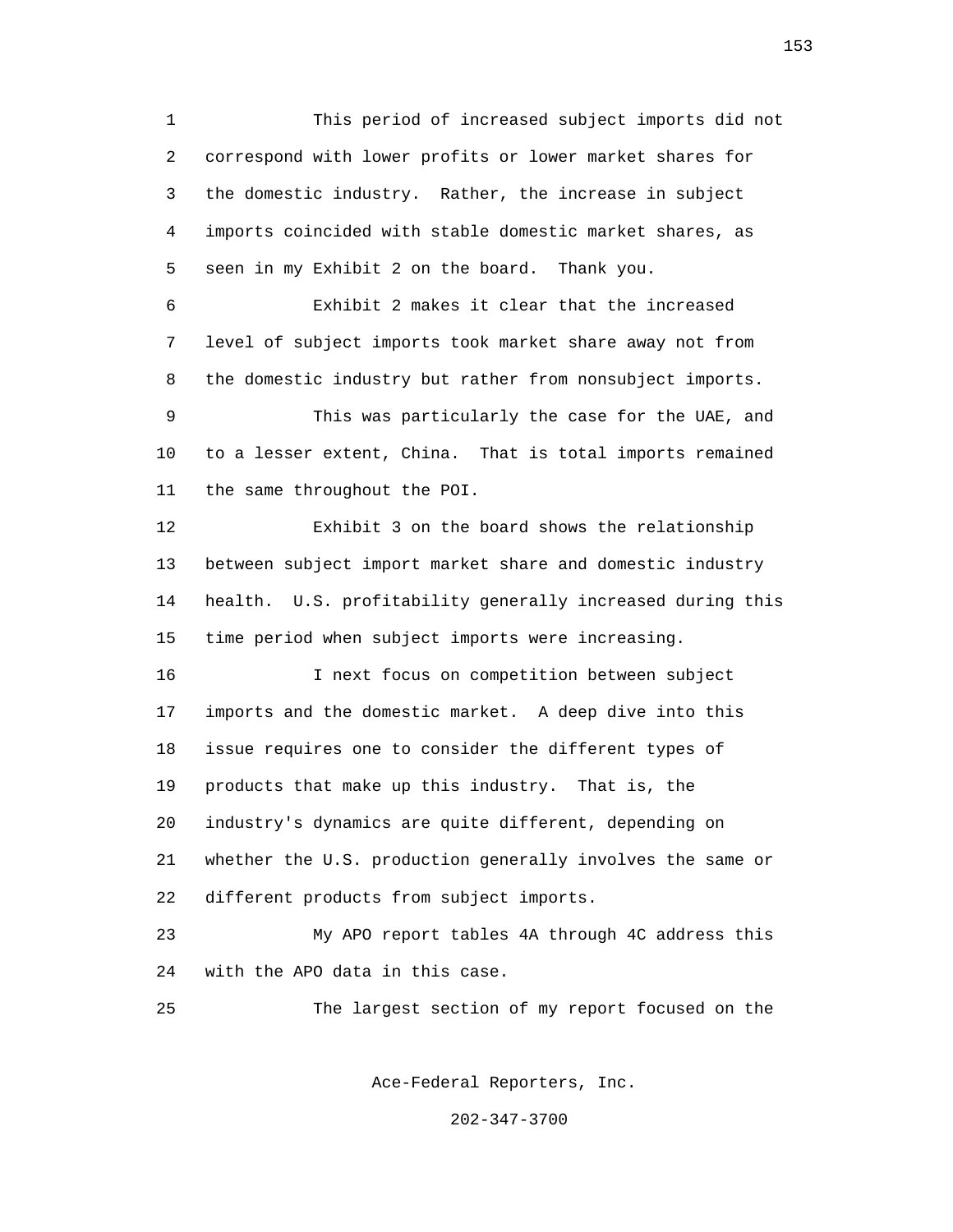This period of increased subject imports did not correspond with lower profits or lower market shares for the domestic industry. Rather, the increase in subject imports coincided with stable domestic market shares, as seen in my Exhibit 2 on the board. Thank you.

Exhibit 2 makes it clear that the increased level of subject imports took market share away not from the domestic industry but rather from nonsubject imports.

This was particularly the case for the UAE, and to a lesser extent, China. That is total imports remained the same throughout the POI.

Exhibit 3 on the board shows the relationship between subject import market share and domestic industry health. U.S. profitability generally increased during this time period when subject imports were increasing.

I next focus on competition between subject imports and the domestic market. A deep dive into this issue requires one to consider the different types of products that make up this industry. That is, the industry's dynamics are quite different, depending on whether the U.S. production generally involves the same or different products from subject imports.

My APO report tables 4A through 4C address this with the APO data in this case.

The largest section of my report focused on the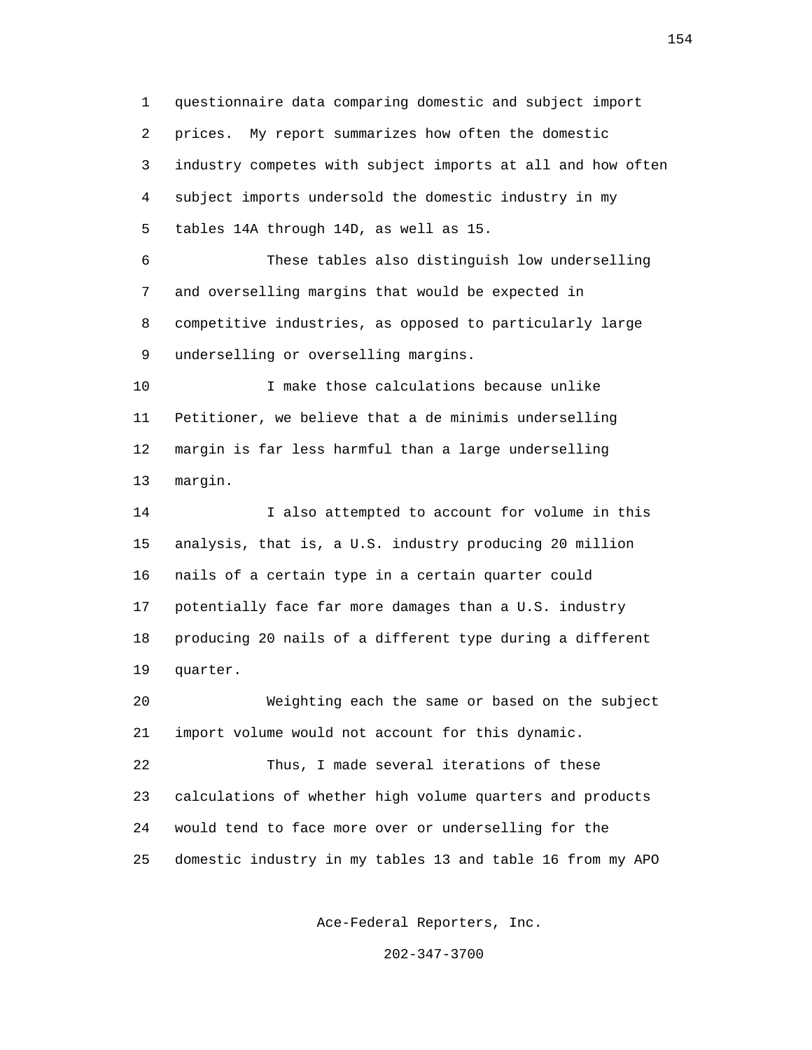questionnaire data comparing domestic and subject import prices. My report summarizes how often the domestic industry competes with subject imports at all and how often subject imports undersold the domestic industry in my tables 14A through 14D, as well as 15.

These tables also distinguish low underselling and overselling margins that would be expected in competitive industries, as opposed to particularly large underselling or overselling margins.

I make those calculations because unlike Petitioner, we believe that a de minimis underselling margin is far less harmful than a large underselling margin.

I also attempted to account for volume in this analysis, that is, a U.S. industry producing 20 million nails of a certain type in a certain quarter could potentially face far more damages than a U.S. industry producing 20 nails of a different type during a different quarter.

Weighting each the same or based on the subject import volume would not account for this dynamic.

Thus, I made several iterations of these calculations of whether high volume quarters and products would tend to face more over or underselling for the domestic industry in my tables 13 and table 16 from my APO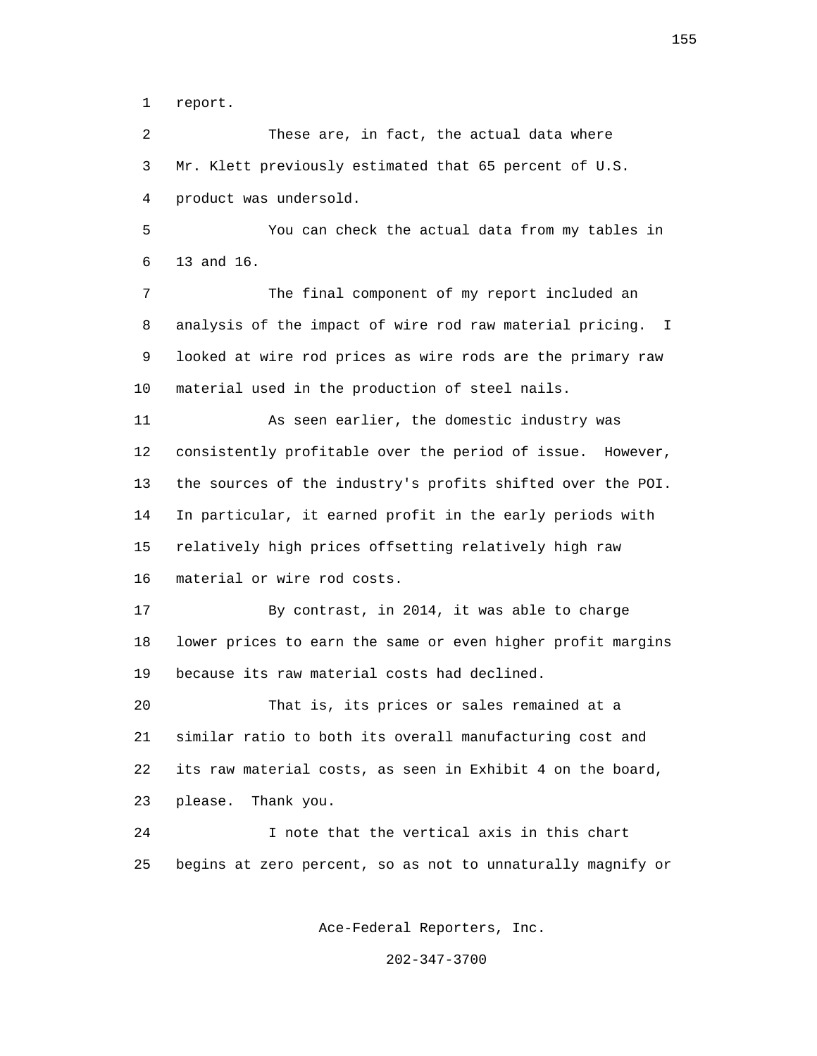report.

These are, in fact, the actual data where Mr. Klett previously estimated that 65 percent of U.S. product was undersold.

You can check the actual data from my tables in 13 and 16.

The final component of my report included an analysis of the impact of wire rod raw material pricing. I looked at wire rod prices as wire rods are the primary raw material used in the production of steel nails.

As seen earlier, the domestic industry was consistently profitable over the period of issue. However, the sources of the industry's profits shifted over the POI. In particular, it earned profit in the early periods with relatively high prices offsetting relatively high raw material or wire rod costs.

By contrast, in 2014, it was able to charge lower prices to earn the same or even higher profit margins because its raw material costs had declined.

That is, its prices or sales remained at a similar ratio to both its overall manufacturing cost and its raw material costs, as seen in Exhibit 4 on the board, please. Thank you.

I note that the vertical axis in this chart begins at zero percent, so as not to unnaturally magnify or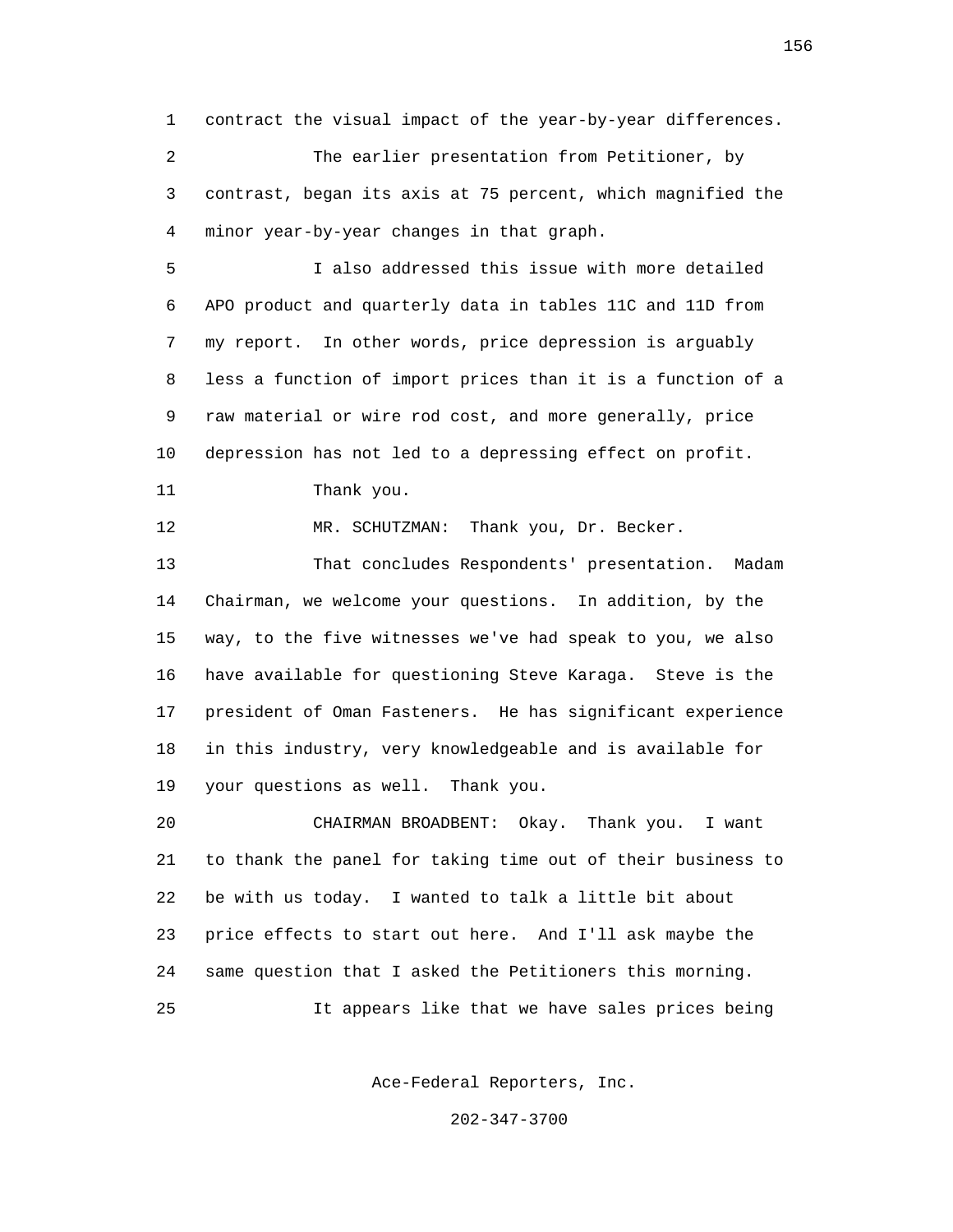contract the visual impact of the year-by-year differences.

The earlier presentation from Petitioner, by contrast, began its axis at 75 percent, which magnified the minor year-by-year changes in that graph.

I also addressed this issue with more detailed APO product and quarterly data in tables 11C and 11D from my report. In other words, price depression is arguably less a function of import prices than it is a function of a raw material or wire rod cost, and more generally, price depression has not led to a depressing effect on profit.

Thank you.

MR. SCHUTZMAN: Thank you, Dr. Becker.

That concludes Respondents' presentation. Madam Chairman, we welcome your questions. In addition, by the way, to the five witnesses we've had speak to you, we also have available for questioning Steve Karaga. Steve is the president of Oman Fasteners. He has significant experience in this industry, very knowledgeable and is available for your questions as well. Thank you.

CHAIRMAN BROADBENT: Okay. Thank you. I want to thank the panel for taking time out of their business to be with us today. I wanted to talk a little bit about price effects to start out here. And I'll ask maybe the same question that I asked the Petitioners this morning.

It appears like that we have sales prices being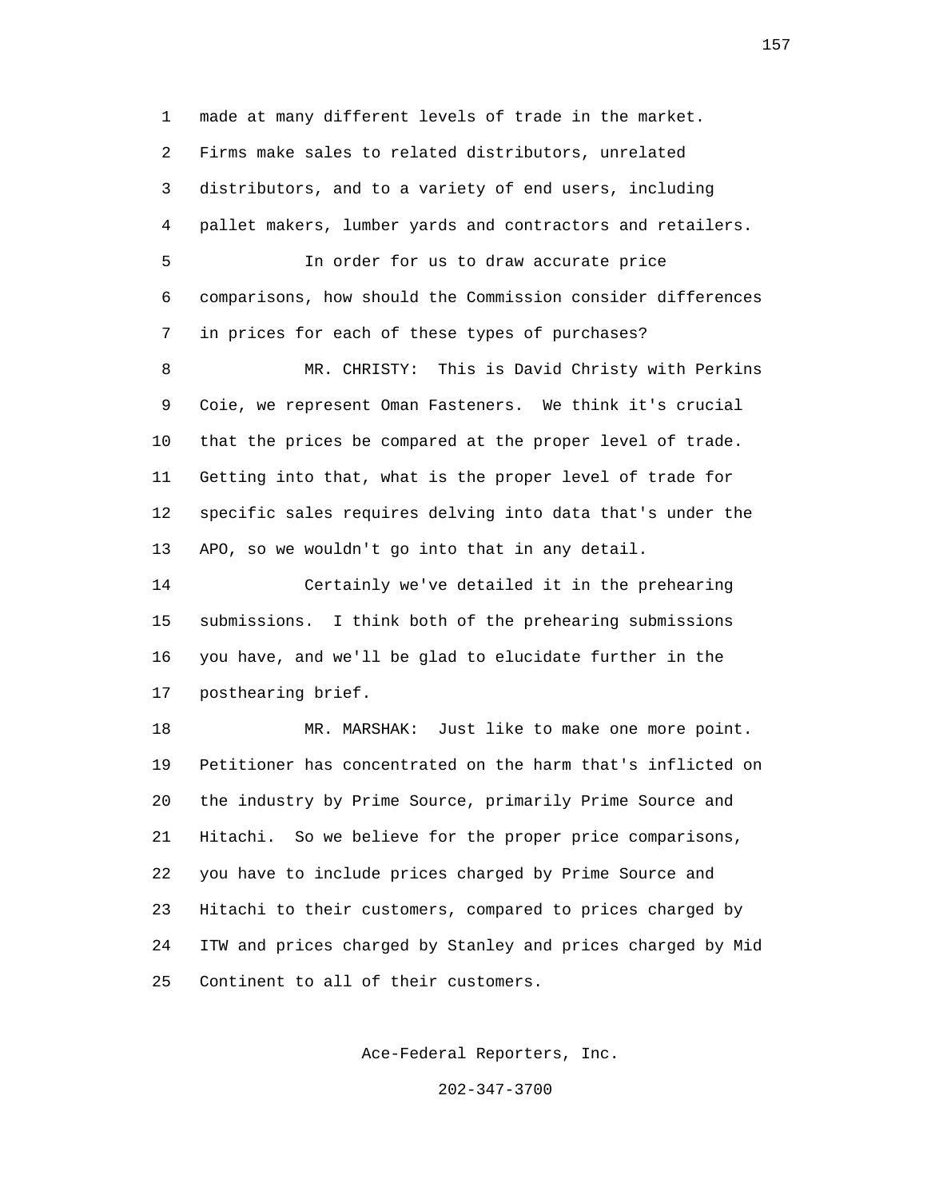made at many different levels of trade in the market. Firms make sales to related distributors, unrelated distributors, and to a variety of end users, including pallet makers, lumber yards and contractors and retailers.

In order for us to draw accurate price comparisons, how should the Commission consider differences in prices for each of these types of purchases?

MR. CHRISTY: This is David Christy with Perkins Coie, we represent Oman Fasteners. We think it's crucial that the prices be compared at the proper level of trade. Getting into that, what is the proper level of trade for specific sales requires delving into data that's under the APO, so we wouldn't go into that in any detail.

Certainly we've detailed it in the prehearing submissions. I think both of the prehearing submissions you have, and we'll be glad to elucidate further in the posthearing brief.

MR. MARSHAK: Just like to make one more point. Petitioner has concentrated on the harm that's inflicted on the industry by Prime Source, primarily Prime Source and Hitachi. So we believe for the proper price comparisons, you have to include prices charged by Prime Source and Hitachi to their customers, compared to prices charged by ITW and prices charged by Stanley and prices charged by Mid Continent to all of their customers.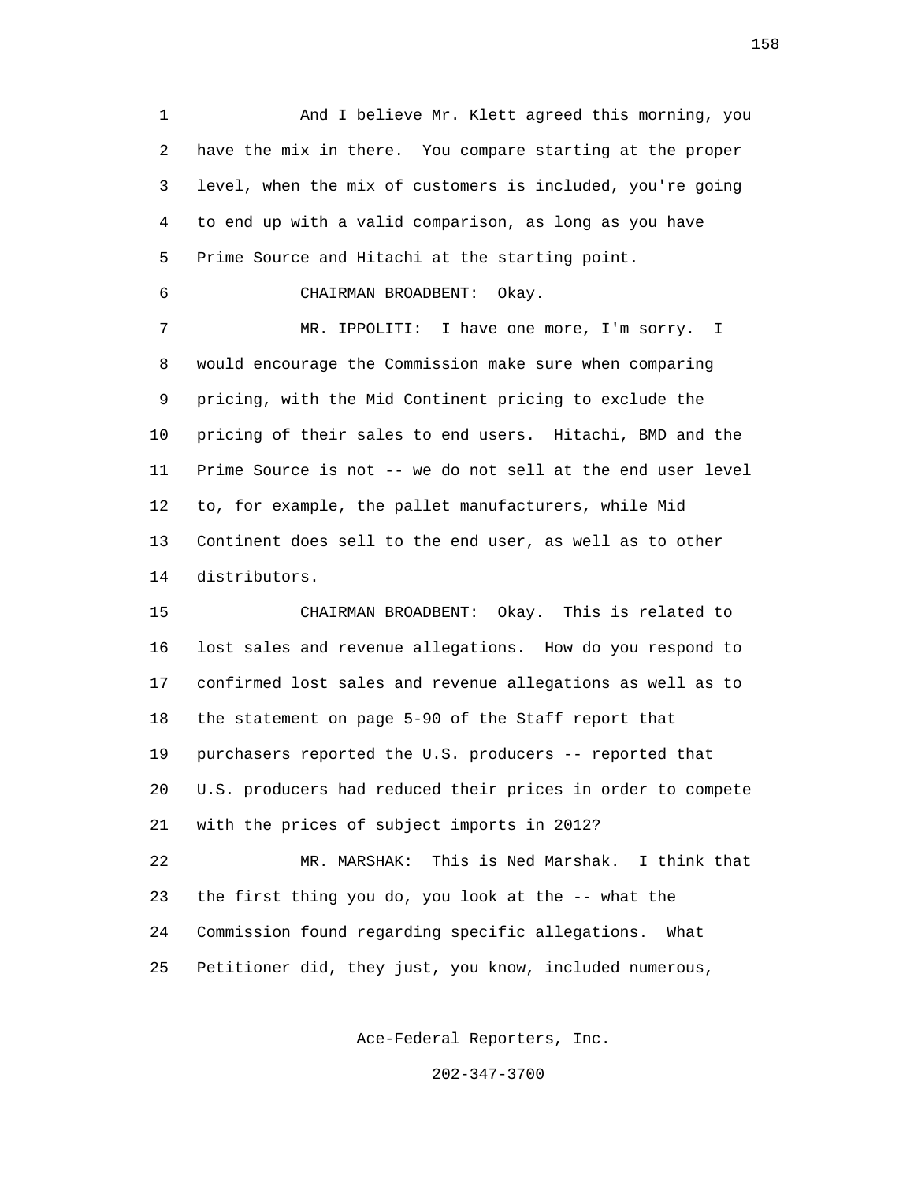And I believe Mr. Klett agreed this morning, you have the mix in there. You compare starting at the proper level, when the mix of customers is included, you're going to end up with a valid comparison, as long as you have Prime Source and Hitachi at the starting point.

CHAIRMAN BROADBENT: Okay.

MR. IPPOLITI: I have one more, I'm sorry. I would encourage the Commission make sure when comparing pricing, with the Mid Continent pricing to exclude the pricing of their sales to end users. Hitachi, BMD and the Prime Source is not -- we do not sell at the end user level to, for example, the pallet manufacturers, while Mid Continent does sell to the end user, as well as to other distributors.

CHAIRMAN BROADBENT: Okay. This is related to lost sales and revenue allegations. How do you respond to confirmed lost sales and revenue allegations as well as to the statement on page 5-90 of the Staff report that purchasers reported the U.S. producers -- reported that U.S. producers had reduced their prices in order to compete with the prices of subject imports in 2012?

MR. MARSHAK: This is Ned Marshak. I think that the first thing you do, you look at the -- what the Commission found regarding specific allegations. What Petitioner did, they just, you know, included numerous,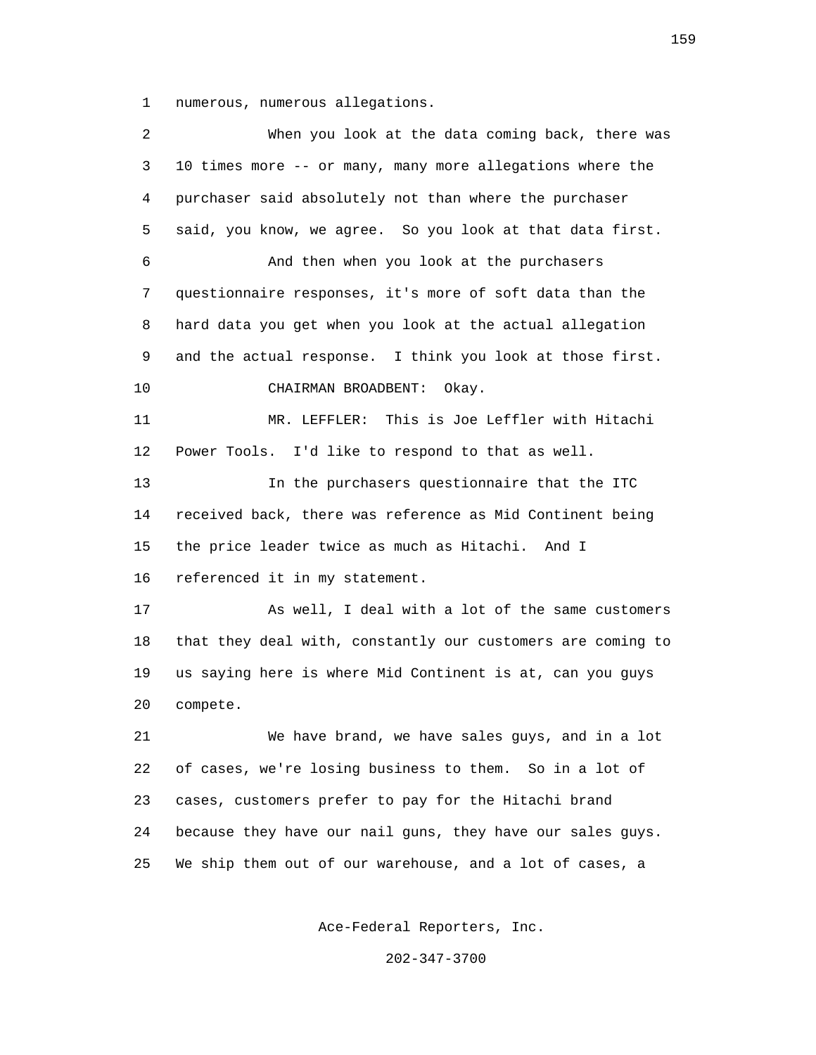numerous, numerous allegations.

When you look at the data coming back, there was 10 times more -- or many, many more allegations where the purchaser said absolutely not than where the purchaser said, you know, we agree. So you look at that data first.

And then when you look at the purchasers questionnaire responses, it's more of soft data than the hard data you get when you look at the actual allegation and the actual response. I think you look at those first.

CHAIRMAN BROADBENT: Okay.

MR. LEFFLER: This is Joe Leffler with Hitachi Power Tools. I'd like to respond to that as well.

In the purchasers questionnaire that the ITC received back, there was reference as Mid Continent being the price leader twice as much as Hitachi. And I referenced it in my statement.

As well, I deal with a lot of the same customers that they deal with, constantly our customers are coming to us saying here is where Mid Continent is at, can you guys compete.

We have brand, we have sales guys, and in a lot of cases, we're losing business to them. So in a lot of cases, customers prefer to pay for the Hitachi brand because they have our nail guns, they have our sales guys. We ship them out of our warehouse, and a lot of cases, a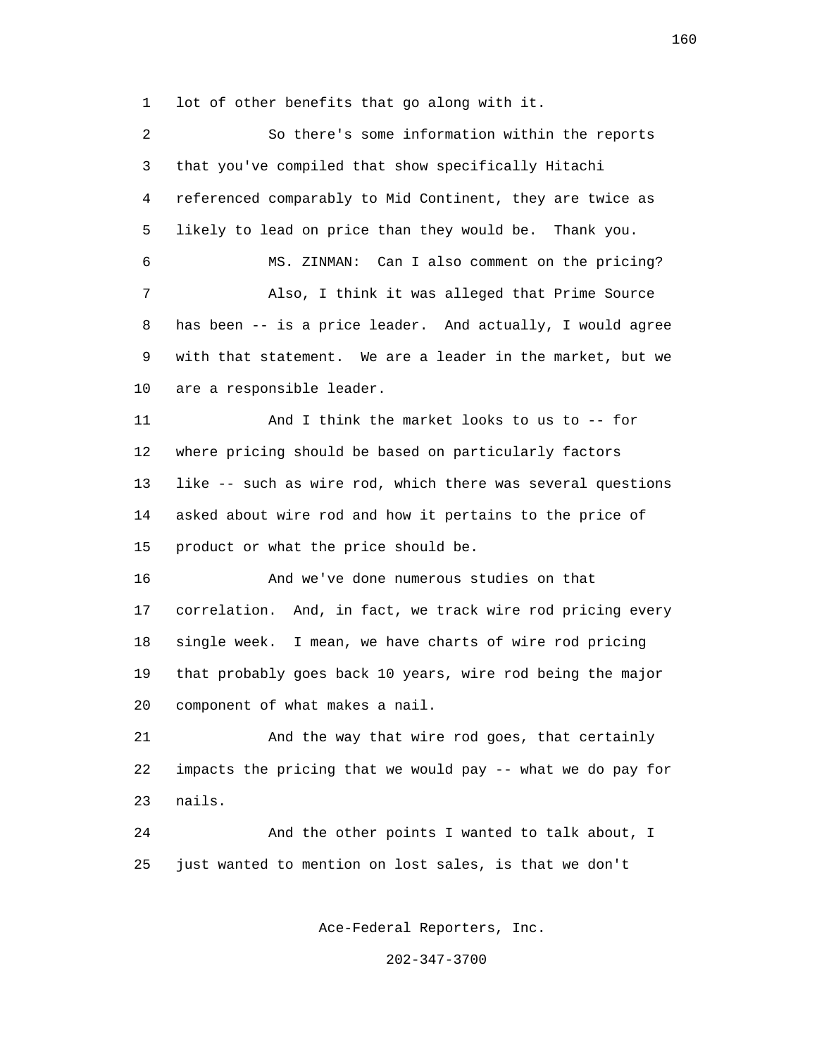lot of other benefits that go along with it.

So there's some information within the reports that you've compiled that show specifically Hitachi referenced comparably to Mid Continent, they are twice as likely to lead on price than they would be. Thank you.

MS. ZINMAN: Can I also comment on the pricing?

Also, I think it was alleged that Prime Source has been -- is a price leader. And actually, I would agree with that statement. We are a leader in the market, but we are a responsible leader.

And I think the market looks to us to -- for where pricing should be based on particularly factors like -- such as wire rod, which there was several questions asked about wire rod and how it pertains to the price of product or what the price should be.

And we've done numerous studies on that correlation. And, in fact, we track wire rod pricing every single week. I mean, we have charts of wire rod pricing that probably goes back 10 years, wire rod being the major component of what makes a nail.

And the way that wire rod goes, that certainly impacts the pricing that we would pay -- what we do pay for nails.

And the other points I wanted to talk about, I just wanted to mention on lost sales, is that we don't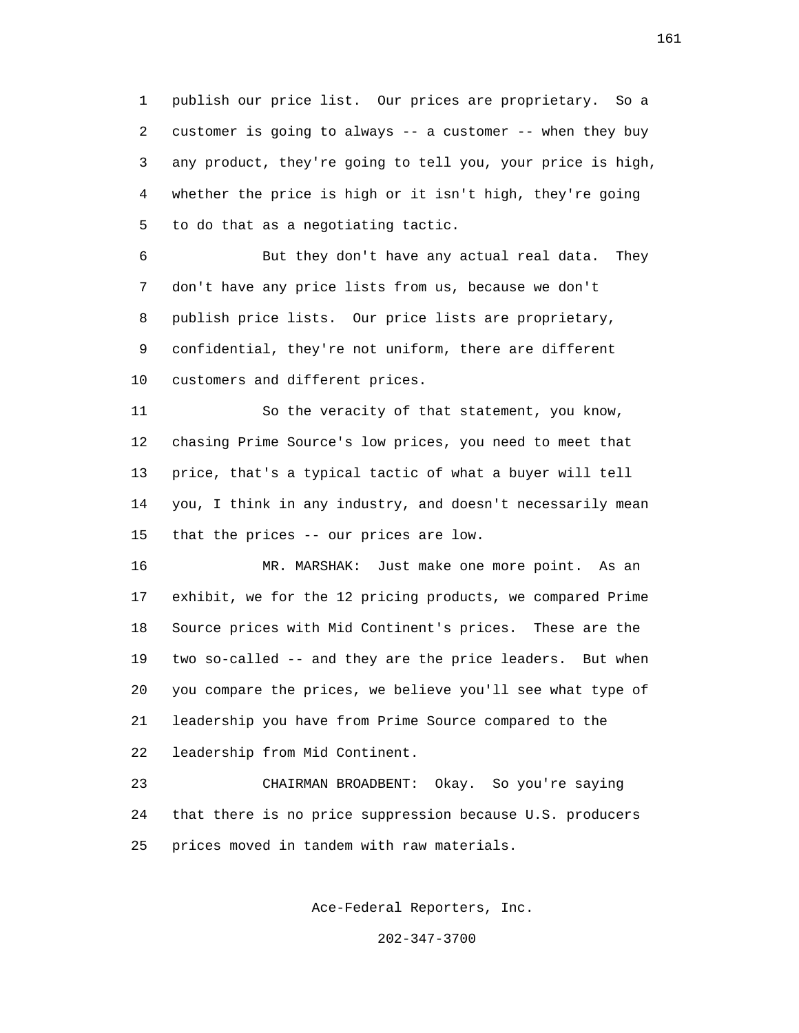publish our price list. Our prices are proprietary. So a customer is going to always -- a customer -- when they buy any product, they're going to tell you, your price is high, whether the price is high or it isn't high, they're going to do that as a negotiating tactic.

But they don't have any actual real data. They don't have any price lists from us, because we don't publish price lists. Our price lists are proprietary, confidential, they're not uniform, there are different customers and different prices.

So the veracity of that statement, you know, chasing Prime Source's low prices, you need to meet that price, that's a typical tactic of what a buyer will tell you, I think in any industry, and doesn't necessarily mean that the prices -- our prices are low.

MR. MARSHAK: Just make one more point. As an exhibit, we for the 12 pricing products, we compared Prime Source prices with Mid Continent's prices. These are the two so-called -- and they are the price leaders. But when you compare the prices, we believe you'll see what type of leadership you have from Prime Source compared to the leadership from Mid Continent.

CHAIRMAN BROADBENT: Okay. So you're saying that there is no price suppression because U.S. producers prices moved in tandem with raw materials.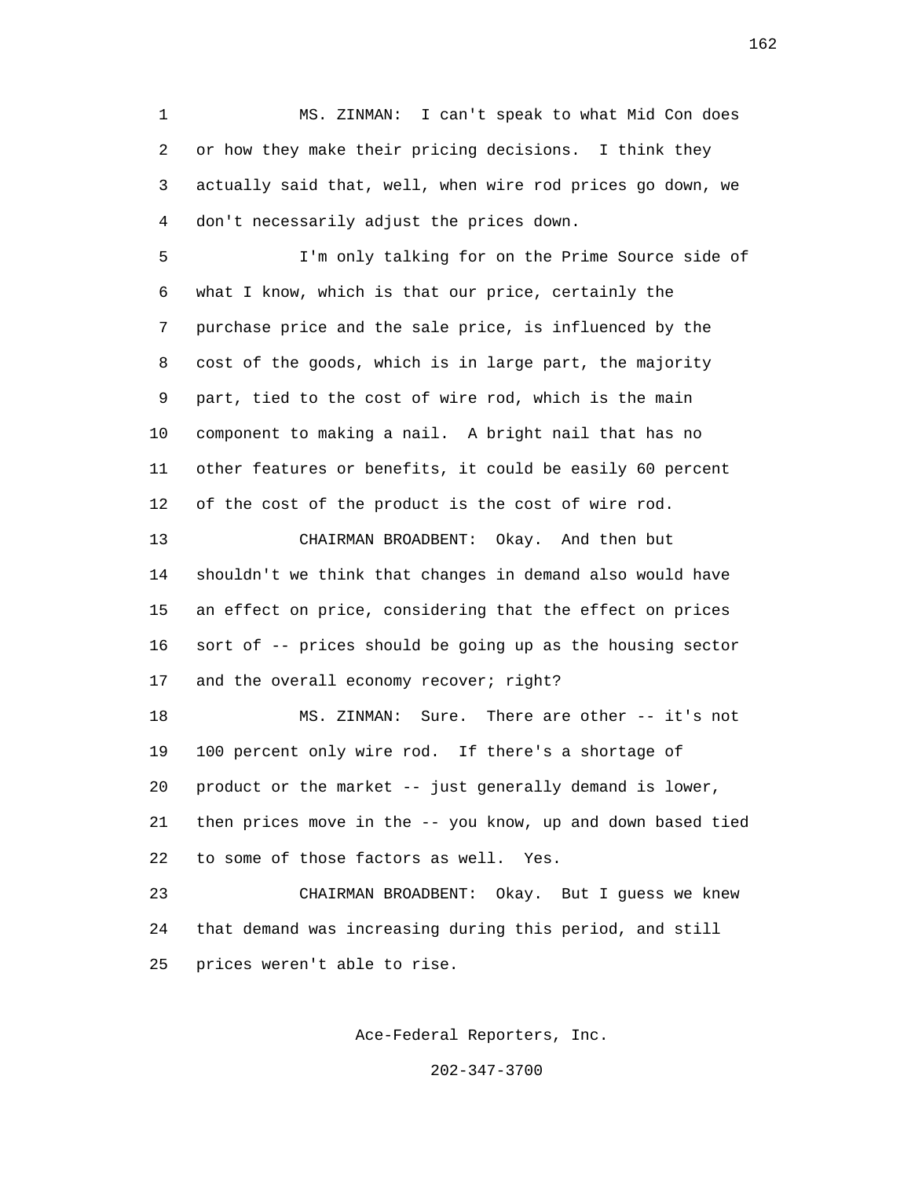MS. ZINMAN: I can't speak to what Mid Con does or how they make their pricing decisions. I think they actually said that, well, when wire rod prices go down, we don't necessarily adjust the prices down.

I'm only talking for on the Prime Source side of what I know, which is that our price, certainly the purchase price and the sale price, is influenced by the cost of the goods, which is in large part, the majority part, tied to the cost of wire rod, which is the main component to making a nail. A bright nail that has no other features or benefits, it could be easily 60 percent of the cost of the product is the cost of wire rod.

CHAIRMAN BROADBENT: Okay. And then but shouldn't we think that changes in demand also would have an effect on price, considering that the effect on prices sort of -- prices should be going up as the housing sector and the overall economy recover; right?

MS. ZINMAN: Sure. There are other -- it's not 100 percent only wire rod. If there's a shortage of product or the market -- just generally demand is lower, then prices move in the -- you know, up and down based tied to some of those factors as well. Yes.

CHAIRMAN BROADBENT: Okay. But I guess we knew that demand was increasing during this period, and still prices weren't able to rise.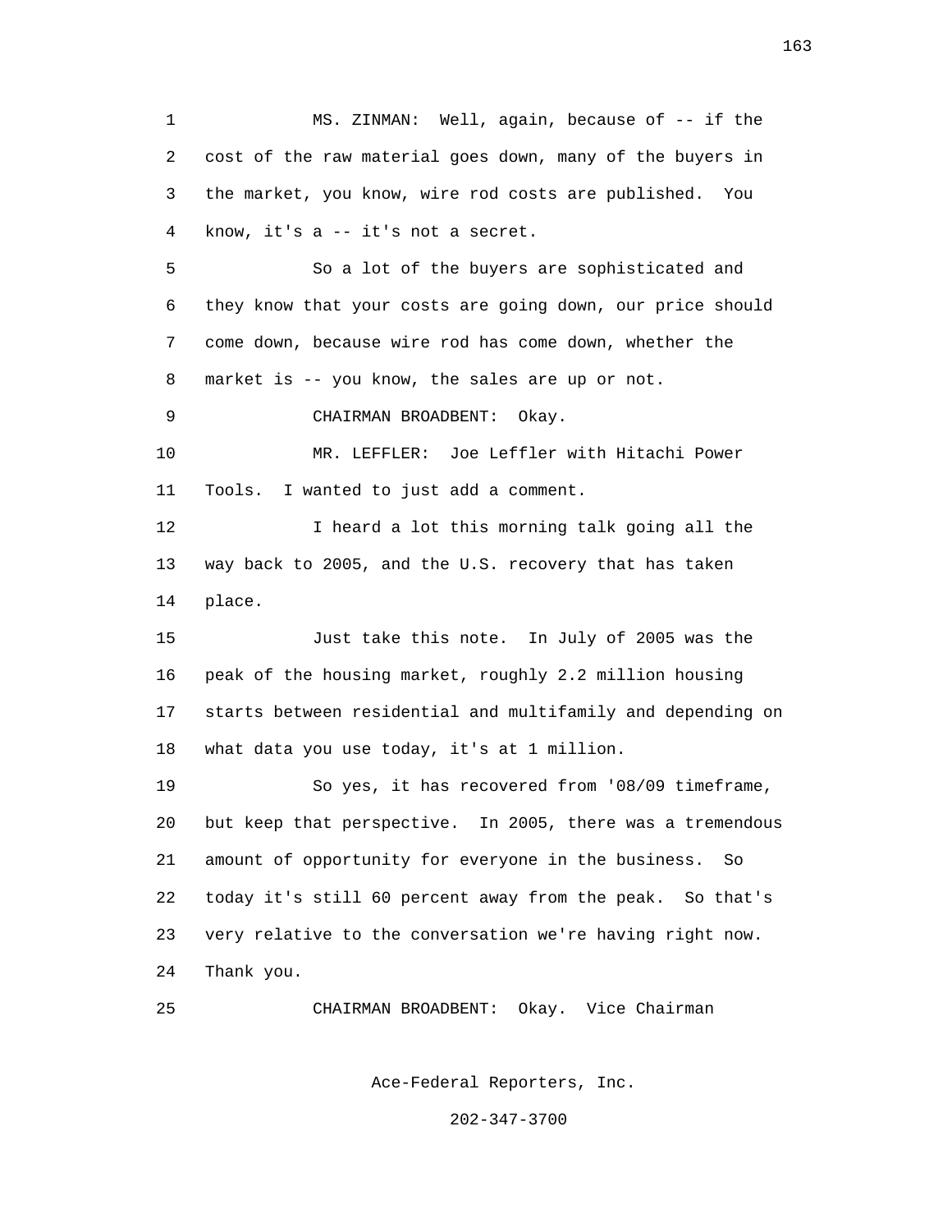MS. ZINMAN: Well, again, because of -- if the cost of the raw material goes down, many of the buyers in the market, you know, wire rod costs are published. You know, it's a -- it's not a secret.

So a lot of the buyers are sophisticated and they know that your costs are going down, our price should come down, because wire rod has come down, whether the market is -- you know, the sales are up or not.

CHAIRMAN BROADBENT: Okay.

MR. LEFFLER: Joe Leffler with Hitachi Power Tools. I wanted to just add a comment.

I heard a lot this morning talk going all the way back to 2005, and the U.S. recovery that has taken place.

Just take this note. In July of 2005 was the peak of the housing market, roughly 2.2 million housing starts between residential and multifamily and depending on what data you use today, it's at 1 million.

So yes, it has recovered from '08/09 timeframe, but keep that perspective. In 2005, there was a tremendous amount of opportunity for everyone in the business. So today it's still 60 percent away from the peak. So that's very relative to the conversation we're having right now. Thank you.

CHAIRMAN BROADBENT: Okay. Vice Chairman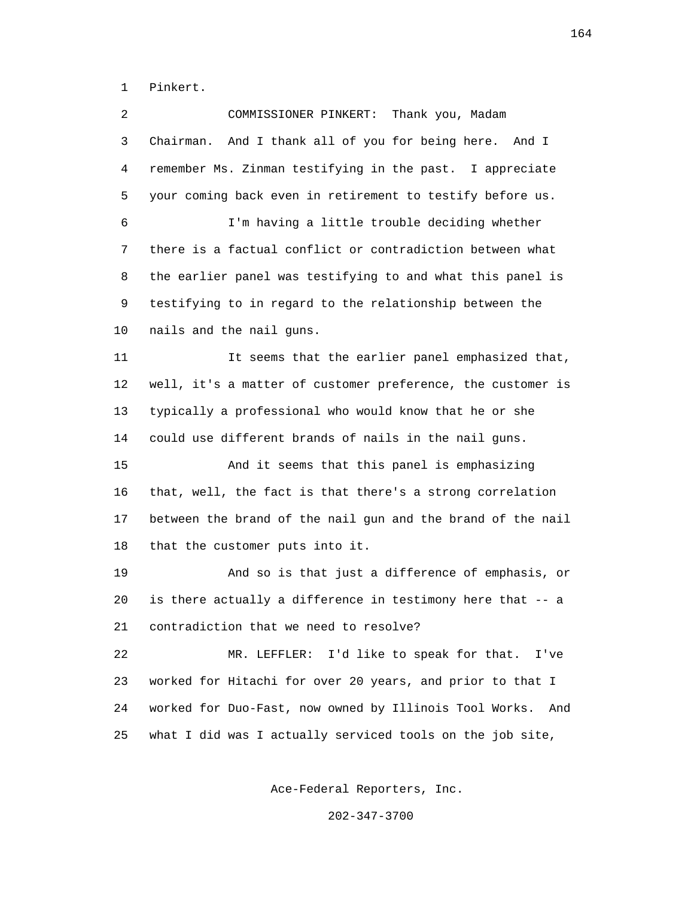Pinkert.

COMMISSIONER PINKERT: Thank you, Madam Chairman. And I thank all of you for being here. And I remember Ms. Zinman testifying in the past. I appreciate your coming back even in retirement to testify before us.

I'm having a little trouble deciding whether there is a factual conflict or contradiction between what the earlier panel was testifying to and what this panel is testifying to in regard to the relationship between the nails and the nail guns.

It seems that the earlier panel emphasized that, well, it's a matter of customer preference, the customer is typically a professional who would know that he or she could use different brands of nails in the nail guns.

And it seems that this panel is emphasizing that, well, the fact is that there's a strong correlation between the brand of the nail gun and the brand of the nail that the customer puts into it.

And so is that just a difference of emphasis, or is there actually a difference in testimony here that -- a contradiction that we need to resolve?

MR. LEFFLER: I'd like to speak for that. I've worked for Hitachi for over 20 years, and prior to that I worked for Duo-Fast, now owned by Illinois Tool Works. And what I did was I actually serviced tools on the job site,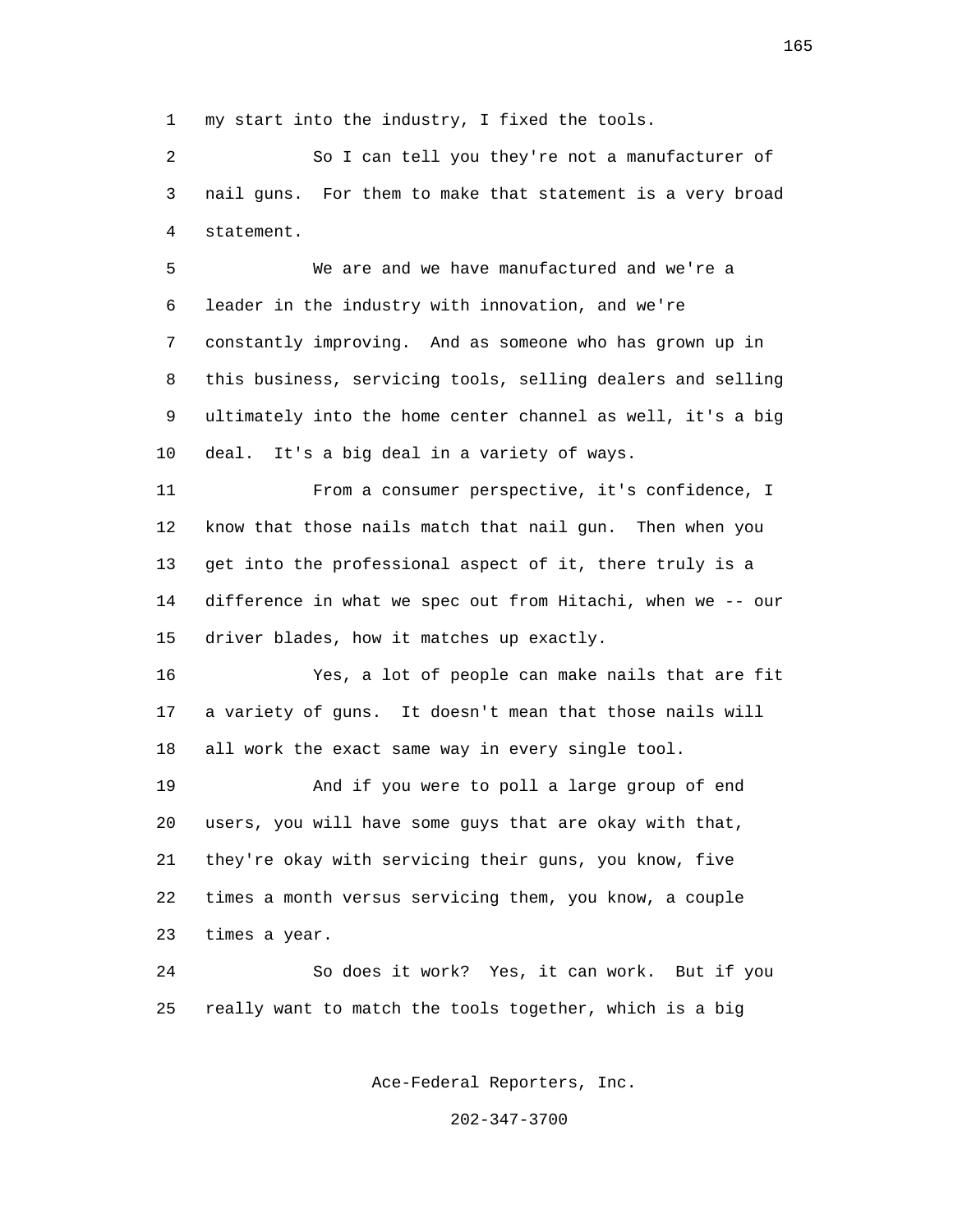my start into the industry, I fixed the tools.

So I can tell you they're not a manufacturer of nail guns. For them to make that statement is a very broad statement.

We are and we have manufactured and we're a leader in the industry with innovation, and we're constantly improving. And as someone who has grown up in this business, servicing tools, selling dealers and selling ultimately into the home center channel as well, it's a big deal. It's a big deal in a variety of ways.

From a consumer perspective, it's confidence, I know that those nails match that nail gun. Then when you get into the professional aspect of it, there truly is a difference in what we spec out from Hitachi, when we -- our driver blades, how it matches up exactly.

Yes, a lot of people can make nails that are fit a variety of guns. It doesn't mean that those nails will all work the exact same way in every single tool.

And if you were to poll a large group of end users, you will have some guys that are okay with that, they're okay with servicing their guns, you know, five times a month versus servicing them, you know, a couple times a year.

So does it work? Yes, it can work. But if you really want to match the tools together, which is a big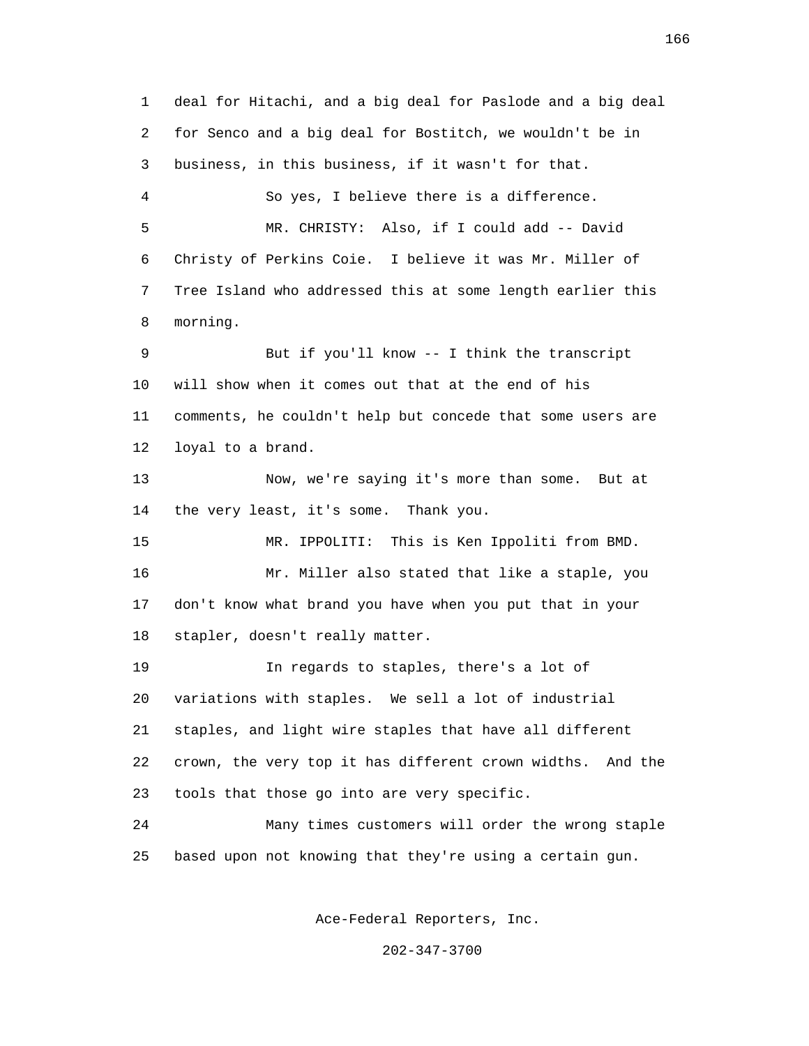deal for Hitachi, and a big deal for Paslode and a big deal for Senco and a big deal for Bostitch, we wouldn't be in business, in this business, if it wasn't for that.

So yes, I believe there is a difference.

MR. CHRISTY: Also, if I could add -- David Christy of Perkins Coie. I believe it was Mr. Miller of Tree Island who addressed this at some length earlier this morning.

But if you'll know -- I think the transcript will show when it comes out that at the end of his comments, he couldn't help but concede that some users are loyal to a brand.

Now, we're saying it's more than some. But at the very least, it's some. Thank you.

MR. IPPOLITI: This is Ken Ippoliti from BMD.

Mr. Miller also stated that like a staple, you don't know what brand you have when you put that in your stapler, doesn't really matter.

In regards to staples, there's a lot of variations with staples. We sell a lot of industrial staples, and light wire staples that have all different crown, the very top it has different crown widths. And the tools that those go into are very specific.

Many times customers will order the wrong staple based upon not knowing that they're using a certain gun.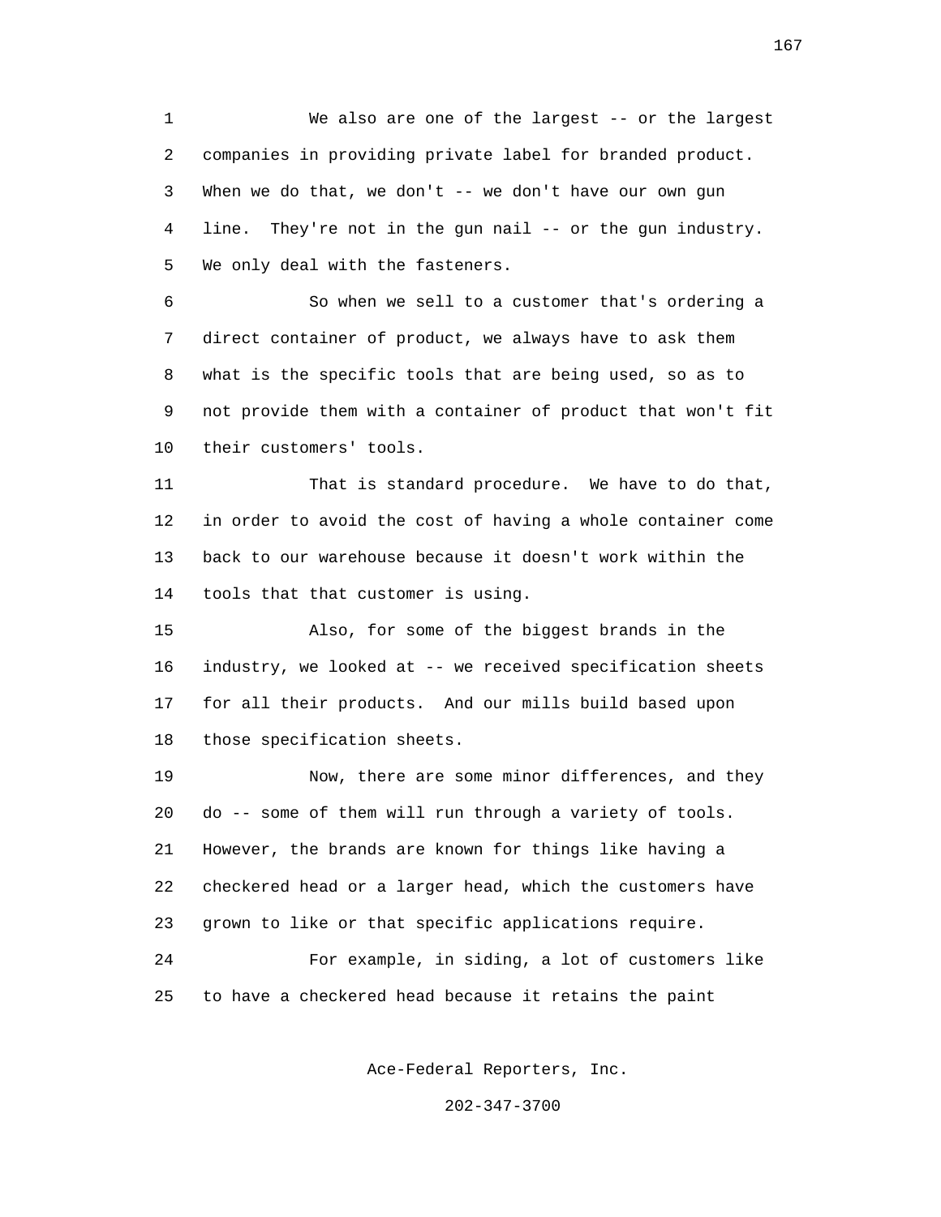We also are one of the largest -- or the largest companies in providing private label for branded product. When we do that, we don't -- we don't have our own gun line. They're not in the gun nail -- or the gun industry. We only deal with the fasteners.

So when we sell to a customer that's ordering a direct container of product, we always have to ask them what is the specific tools that are being used, so as to not provide them with a container of product that won't fit their customers' tools.

That is standard procedure. We have to do that, in order to avoid the cost of having a whole container come back to our warehouse because it doesn't work within the tools that that customer is using.

Also, for some of the biggest brands in the industry, we looked at -- we received specification sheets for all their products. And our mills build based upon those specification sheets.

Now, there are some minor differences, and they do -- some of them will run through a variety of tools. However, the brands are known for things like having a checkered head or a larger head, which the customers have grown to like or that specific applications require.

For example, in siding, a lot of customers like to have a checkered head because it retains the paint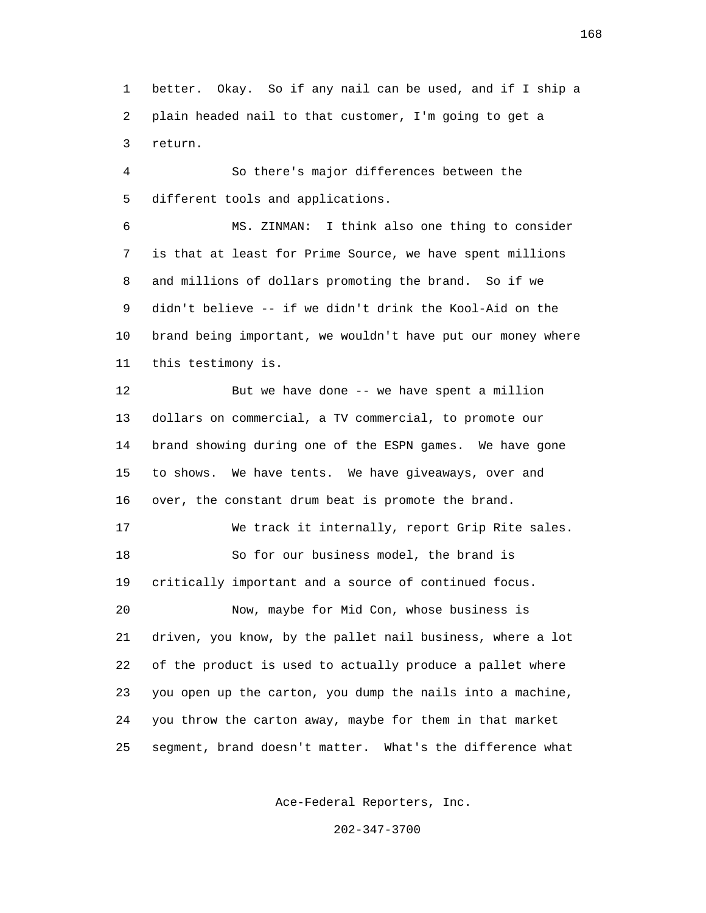better. Okay. So if any nail can be used, and if I ship a plain headed nail to that customer, I'm going to get a return.

So there's major differences between the different tools and applications.

MS. ZINMAN: I think also one thing to consider is that at least for Prime Source, we have spent millions and millions of dollars promoting the brand. So if we didn't believe -- if we didn't drink the Kool-Aid on the brand being important, we wouldn't have put our money where this testimony is.

But we have done -- we have spent a million dollars on commercial, a TV commercial, to promote our brand showing during one of the ESPN games. We have gone to shows. We have tents. We have giveaways, over and over, the constant drum beat is promote the brand.

We track it internally, report Grip Rite sales.

So for our business model, the brand is critically important and a source of continued focus.

Now, maybe for Mid Con, whose business is driven, you know, by the pallet nail business, where a lot of the product is used to actually produce a pallet where you open up the carton, you dump the nails into a machine, you throw the carton away, maybe for them in that market segment, brand doesn't matter. What's the difference what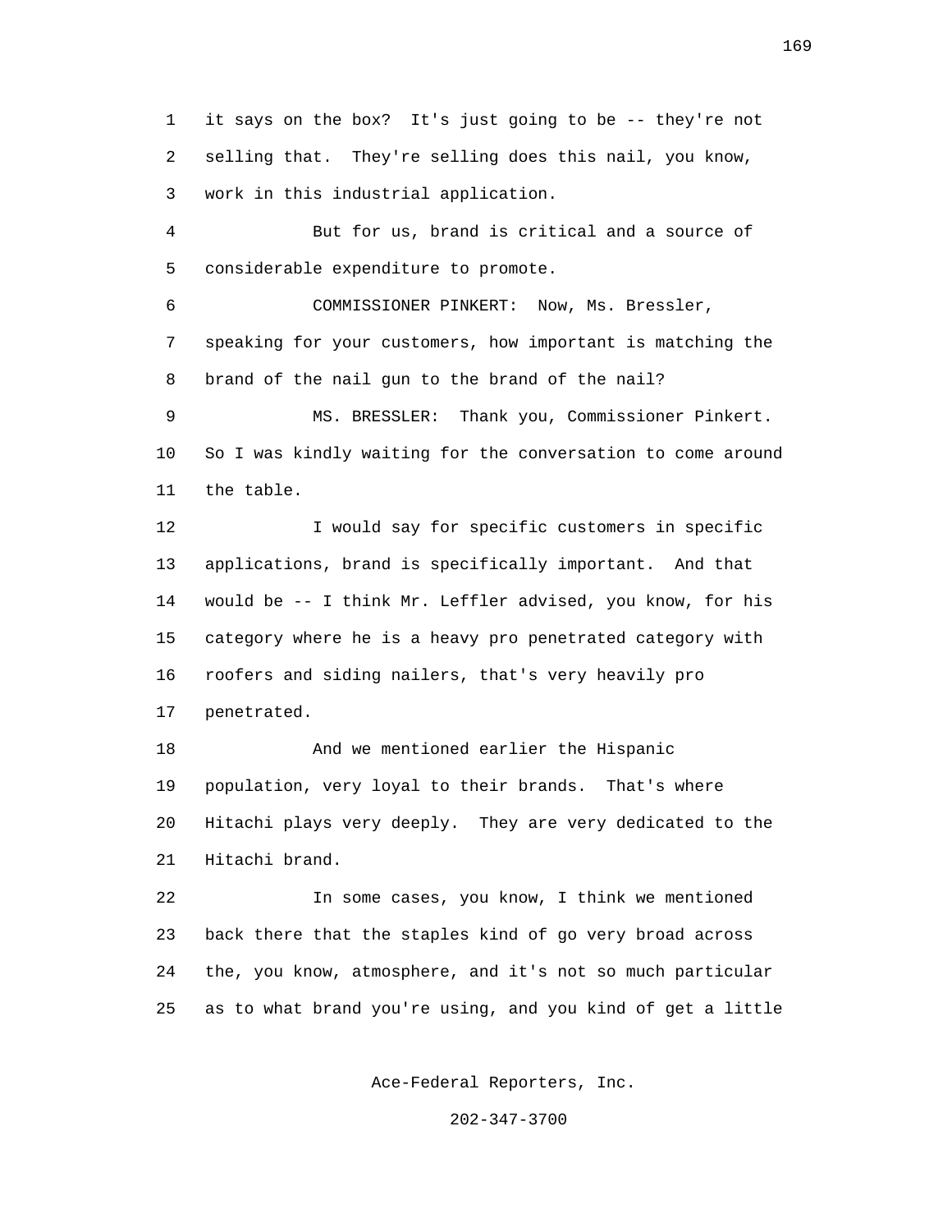it says on the box? It's just going to be -- they're not selling that. They're selling does this nail, you know, work in this industrial application.

But for us, brand is critical and a source of considerable expenditure to promote.

COMMISSIONER PINKERT: Now, Ms. Bressler, speaking for your customers, how important is matching the brand of the nail gun to the brand of the nail?

MS. BRESSLER: Thank you, Commissioner Pinkert. So I was kindly waiting for the conversation to come around the table.

I would say for specific customers in specific applications, brand is specifically important. And that would be -- I think Mr. Leffler advised, you know, for his category where he is a heavy pro penetrated category with roofers and siding nailers, that's very heavily pro penetrated.

And we mentioned earlier the Hispanic population, very loyal to their brands. That's where Hitachi plays very deeply. They are very dedicated to the Hitachi brand.

In some cases, you know, I think we mentioned back there that the staples kind of go very broad across the, you know, atmosphere, and it's not so much particular as to what brand you're using, and you kind of get a little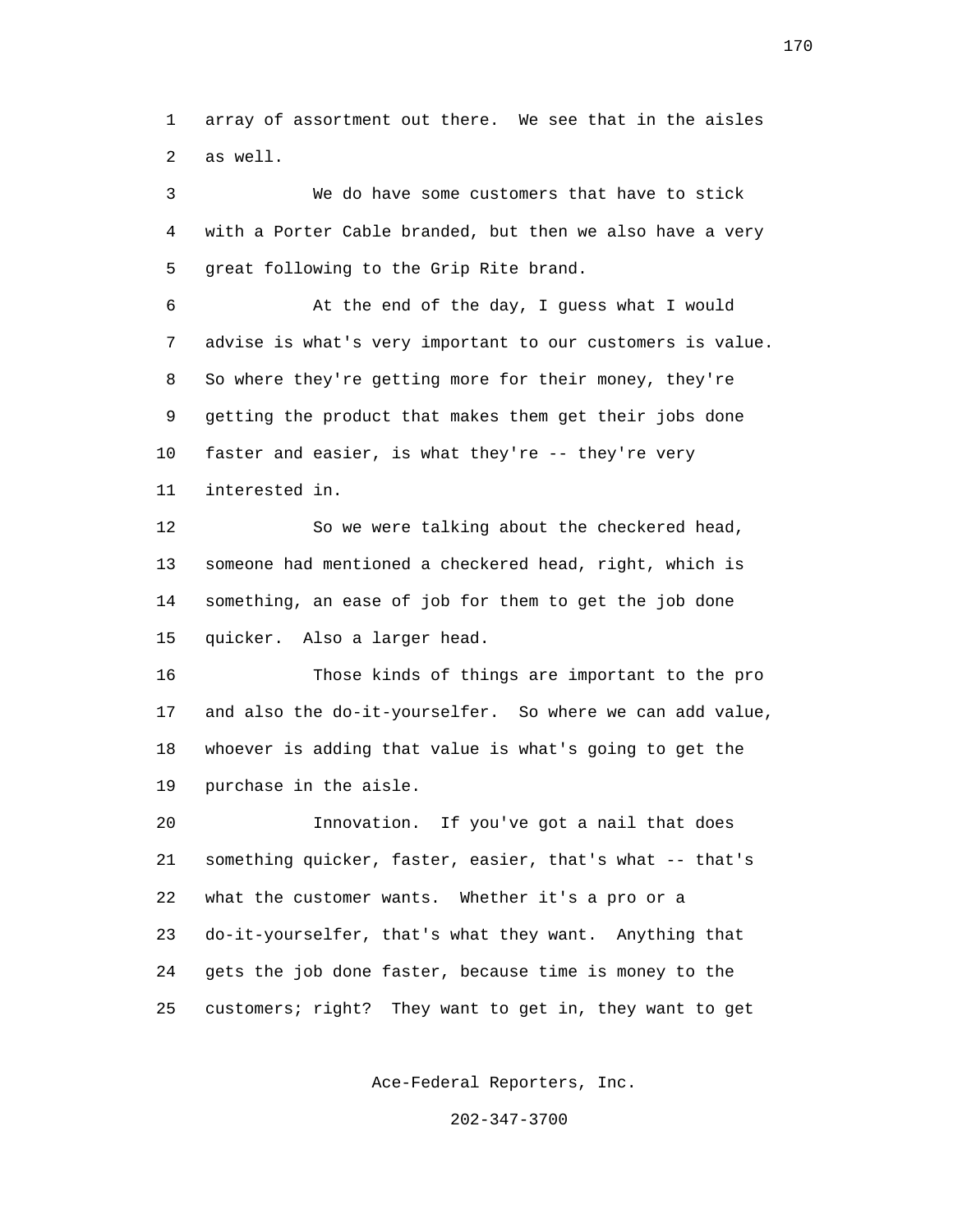array of assortment out there. We see that in the aisles as well.

We do have some customers that have to stick with a Porter Cable branded, but then we also have a very great following to the Grip Rite brand.

At the end of the day, I guess what I would advise is what's very important to our customers is value. So where they're getting more for their money, they're getting the product that makes them get their jobs done faster and easier, is what they're -- they're very interested in.

So we were talking about the checkered head, someone had mentioned a checkered head, right, which is something, an ease of job for them to get the job done quicker. Also a larger head.

Those kinds of things are important to the pro and also the do-it-yourselfer. So where we can add value, whoever is adding that value is what's going to get the purchase in the aisle.

Innovation. If you've got a nail that does something quicker, faster, easier, that's what -- that's what the customer wants. Whether it's a pro or a do-it-yourselfer, that's what they want. Anything that gets the job done faster, because time is money to the customers; right? They want to get in, they want to get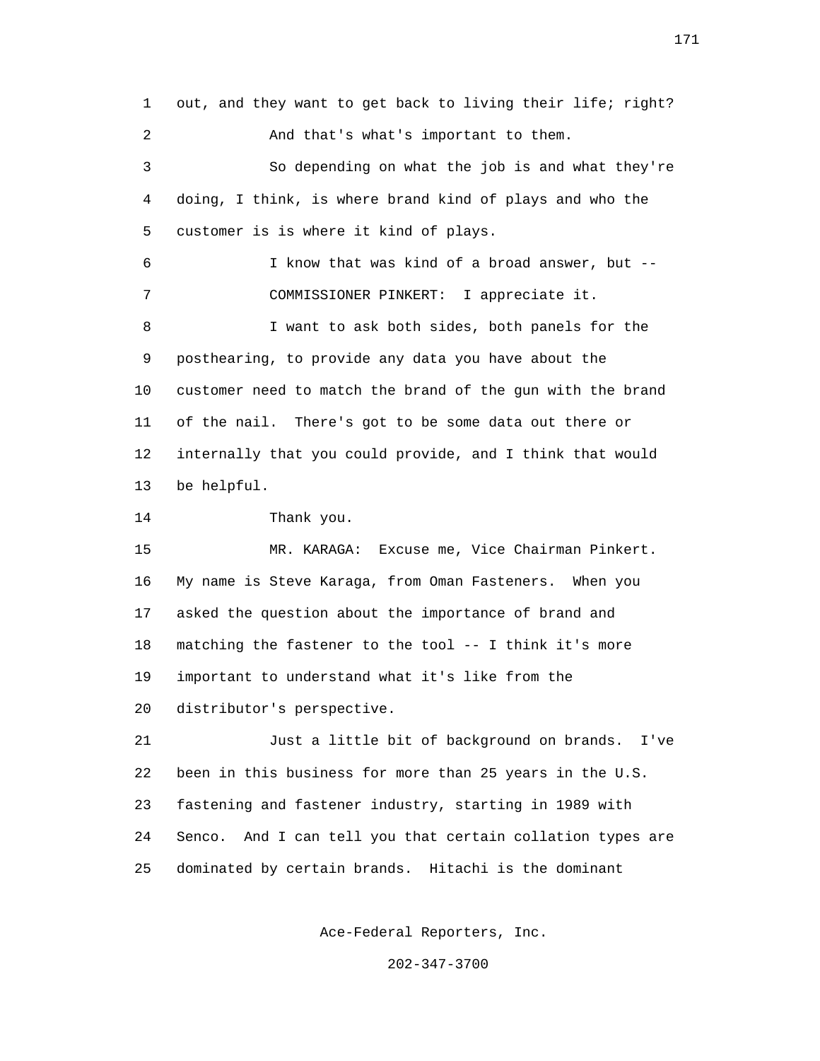out, and they want to get back to living their life; right?

And that's what's important to them.

So depending on what the job is and what they're doing, I think, is where brand kind of plays and who the customer is is where it kind of plays.

I know that was kind of a broad answer, but --

COMMISSIONER PINKERT: I appreciate it.

I want to ask both sides, both panels for the posthearing, to provide any data you have about the customer need to match the brand of the gun with the brand of the nail. There's got to be some data out there or internally that you could provide, and I think that would be helpful.

Thank you.

MR. KARAGA: Excuse me, Vice Chairman Pinkert. My name is Steve Karaga, from Oman Fasteners. When you asked the question about the importance of brand and matching the fastener to the tool -- I think it's more important to understand what it's like from the distributor's perspective.

Just a little bit of background on brands. I've been in this business for more than 25 years in the U.S. fastening and fastener industry, starting in 1989 with Senco. And I can tell you that certain collation types are dominated by certain brands. Hitachi is the dominant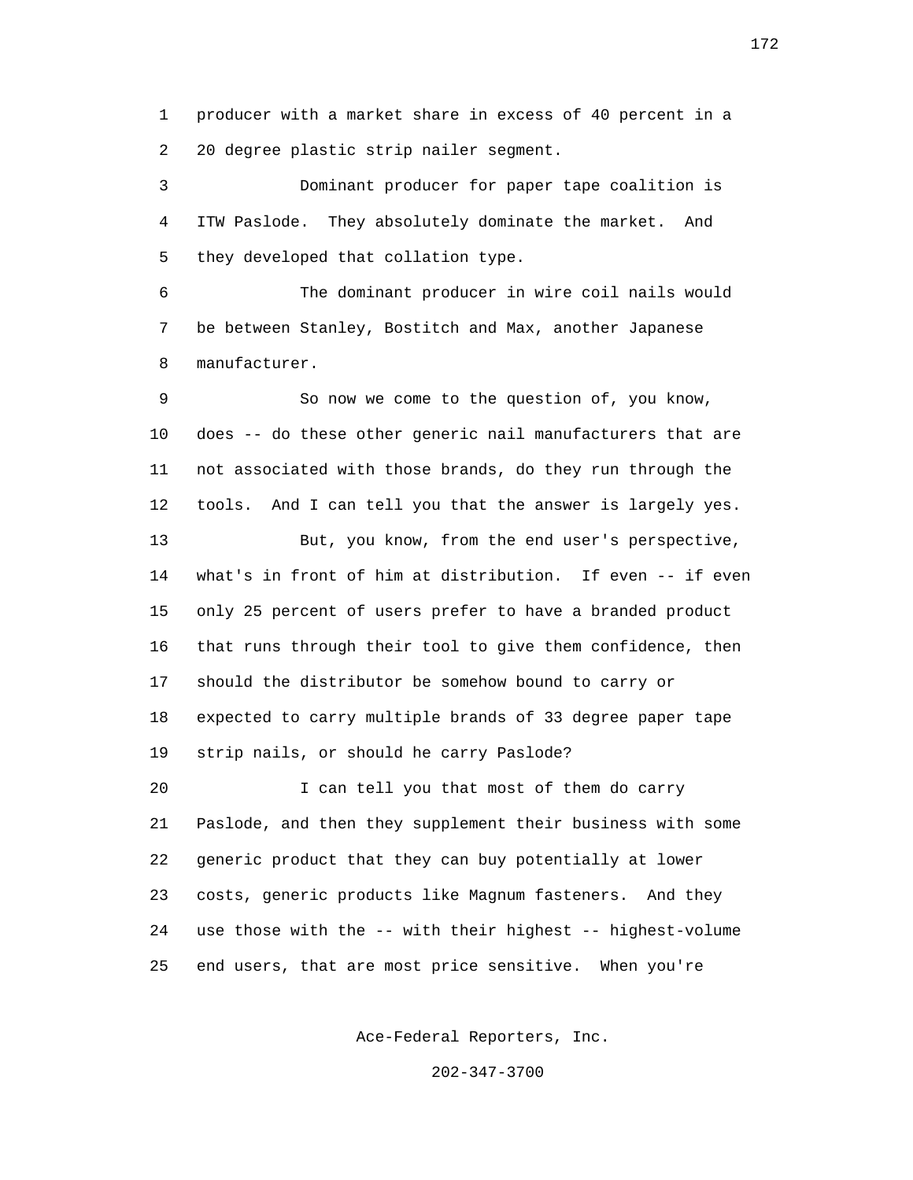producer with a market share in excess of 40 percent in a 20 degree plastic strip nailer segment.

Dominant producer for paper tape coalition is ITW Paslode. They absolutely dominate the market. And they developed that collation type.

The dominant producer in wire coil nails would be between Stanley, Bostitch and Max, another Japanese manufacturer.

So now we come to the question of, you know, does -- do these other generic nail manufacturers that are not associated with those brands, do they run through the tools. And I can tell you that the answer is largely yes.

But, you know, from the end user's perspective, what's in front of him at distribution. If even -- if even only 25 percent of users prefer to have a branded product that runs through their tool to give them confidence, then should the distributor be somehow bound to carry or expected to carry multiple brands of 33 degree paper tape strip nails, or should he carry Paslode?

I can tell you that most of them do carry Paslode, and then they supplement their business with some generic product that they can buy potentially at lower costs, generic products like Magnum fasteners. And they use those with the -- with their highest -- highest-volume end users, that are most price sensitive. When you're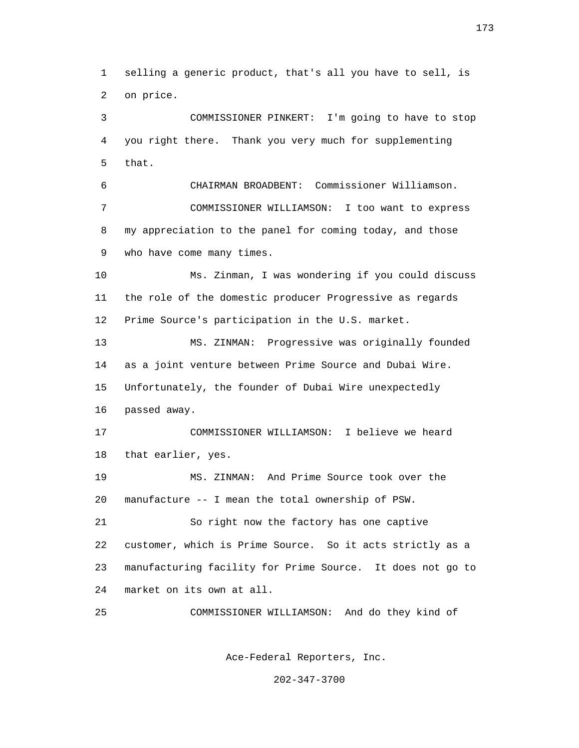selling a generic product, that's all you have to sell, is on price.

COMMISSIONER PINKERT: I'm going to have to stop you right there. Thank you very much for supplementing that.

CHAIRMAN BROADBENT: Commissioner Williamson.

COMMISSIONER WILLIAMSON: I too want to express my appreciation to the panel for coming today, and those who have come many times.

Ms. Zinman, I was wondering if you could discuss the role of the domestic producer Progressive as regards Prime Source's participation in the U.S. market.

MS. ZINMAN: Progressive was originally founded as a joint venture between Prime Source and Dubai Wire. Unfortunately, the founder of Dubai Wire unexpectedly passed away.

COMMISSIONER WILLIAMSON: I believe we heard that earlier, yes.

MS. ZINMAN: And Prime Source took over the manufacture -- I mean the total ownership of PSW.

So right now the factory has one captive customer, which is Prime Source. So it acts strictly as a manufacturing facility for Prime Source. It does not go to market on its own at all.

COMMISSIONER WILLIAMSON: And do they kind of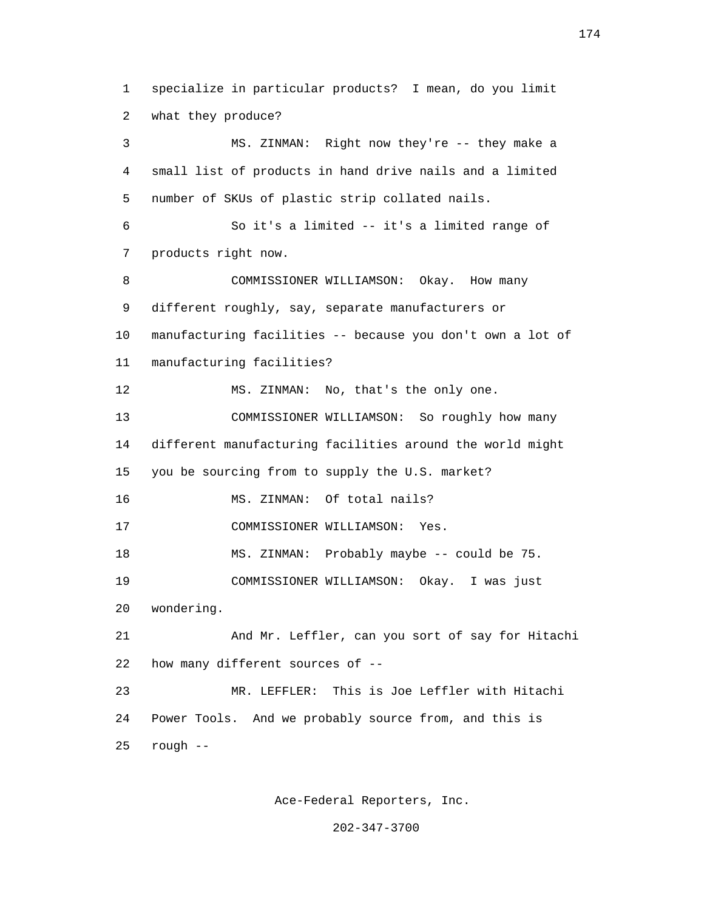specialize in particular products? I mean, do you limit what they produce?

MS. ZINMAN: Right now they're -- they make a small list of products in hand drive nails and a limited number of SKUs of plastic strip collated nails.

So it's a limited -- it's a limited range of products right now.

COMMISSIONER WILLIAMSON: Okay. How many different roughly, say, separate manufacturers or manufacturing facilities -- because you don't own a lot of manufacturing facilities?

MS. ZINMAN: No, that's the only one.

COMMISSIONER WILLIAMSON: So roughly how many different manufacturing facilities around the world might you be sourcing from to supply the U.S. market?

MS. ZINMAN: Of total nails?

COMMISSIONER WILLIAMSON: Yes.

MS. ZINMAN: Probably maybe -- could be 75.

COMMISSIONER WILLIAMSON: Okay. I was just wondering.

And Mr. Leffler, can you sort of say for Hitachi how many different sources of --

MR. LEFFLER: This is Joe Leffler with Hitachi Power Tools. And we probably source from, and this is rough --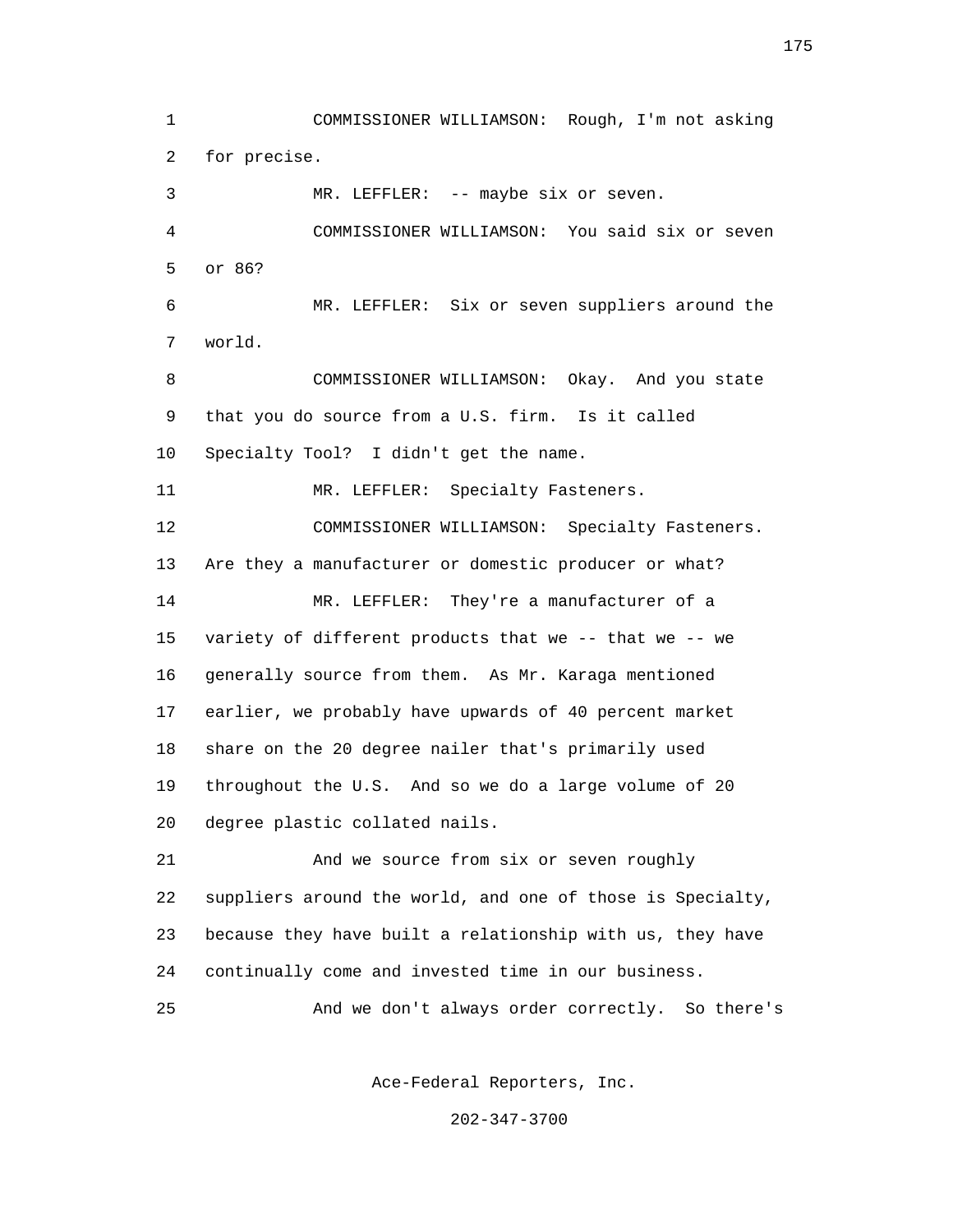COMMISSIONER WILLIAMSON: Rough, I'm not asking for precise.

MR. LEFFLER: -- maybe six or seven.

COMMISSIONER WILLIAMSON: You said six or seven or 86?

MR. LEFFLER: Six or seven suppliers around the world.

COMMISSIONER WILLIAMSON: Okay. And you state that you do source from a U.S. firm. Is it called Specialty Tool? I didn't get the name.

MR. LEFFLER: Specialty Fasteners.

COMMISSIONER WILLIAMSON: Specialty Fasteners. Are they a manufacturer or domestic producer or what?

MR. LEFFLER: They're a manufacturer of a variety of different products that we -- that we -- we generally source from them. As Mr. Karaga mentioned earlier, we probably have upwards of 40 percent market share on the 20 degree nailer that's primarily used throughout the U.S. And so we do a large volume of 20 degree plastic collated nails.

And we source from six or seven roughly suppliers around the world, and one of those is Specialty, because they have built a relationship with us, they have continually come and invested time in our business.

And we don't always order correctly. So there's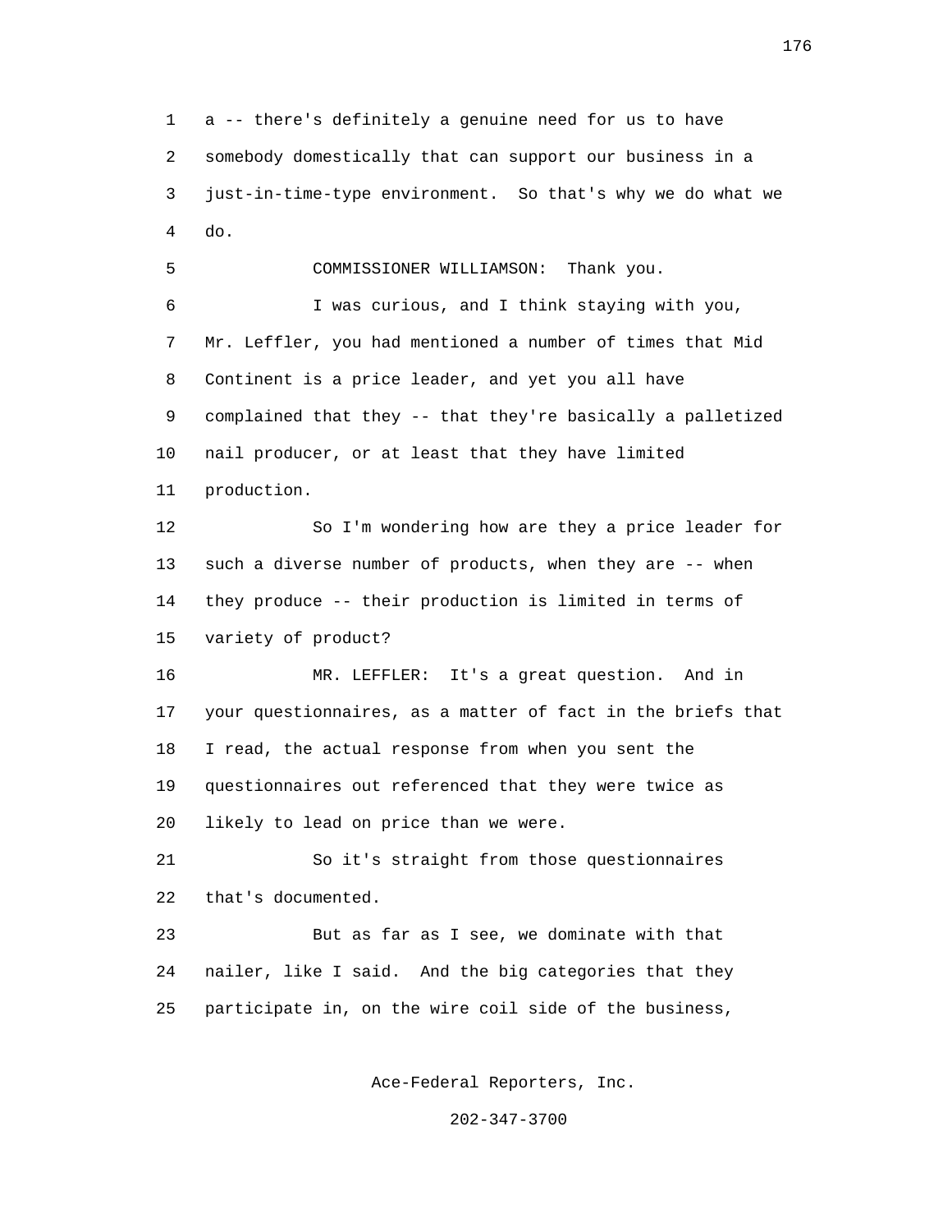a -- there's definitely a genuine need for us to have somebody domestically that can support our business in a just-in-time-type environment. So that's why we do what we do.

COMMISSIONER WILLIAMSON: Thank you.

I was curious, and I think staying with you, Mr. Leffler, you had mentioned a number of times that Mid Continent is a price leader, and yet you all have complained that they -- that they're basically a palletized nail producer, or at least that they have limited production.

So I'm wondering how are they a price leader for such a diverse number of products, when they are -- when they produce -- their production is limited in terms of variety of product?

MR. LEFFLER: It's a great question. And in your questionnaires, as a matter of fact in the briefs that I read, the actual response from when you sent the questionnaires out referenced that they were twice as likely to lead on price than we were.

So it's straight from those questionnaires that's documented.

But as far as I see, we dominate with that nailer, like I said. And the big categories that they participate in, on the wire coil side of the business,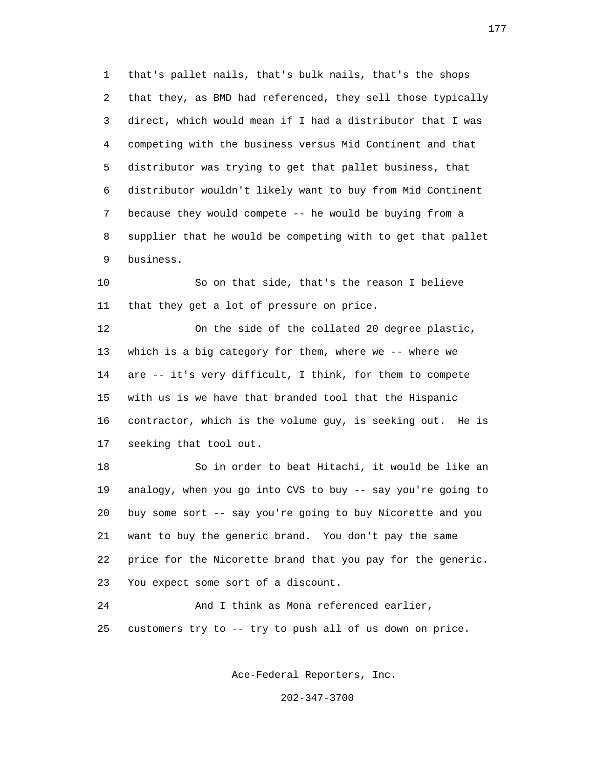that's pallet nails, that's bulk nails, that's the shops that they, as BMD had referenced, they sell those typically direct, which would mean if I had a distributor that I was competing with the business versus Mid Continent and that distributor was trying to get that pallet business, that distributor wouldn't likely want to buy from Mid Continent because they would compete -- he would be buying from a supplier that he would be competing with to get that pallet business.

So on that side, that's the reason I believe that they get a lot of pressure on price.

On the side of the collated 20 degree plastic, which is a big category for them, where we -- where we are -- it's very difficult, I think, for them to compete with us is we have that branded tool that the Hispanic contractor, which is the volume guy, is seeking out. He is seeking that tool out.

So in order to beat Hitachi, it would be like an analogy, when you go into CVS to buy -- say you're going to buy some sort -- say you're going to buy Nicorette and you want to buy the generic brand. You don't pay the same price for the Nicorette brand that you pay for the generic. You expect some sort of a discount.

And I think as Mona referenced earlier, customers try to -- try to push all of us down on price.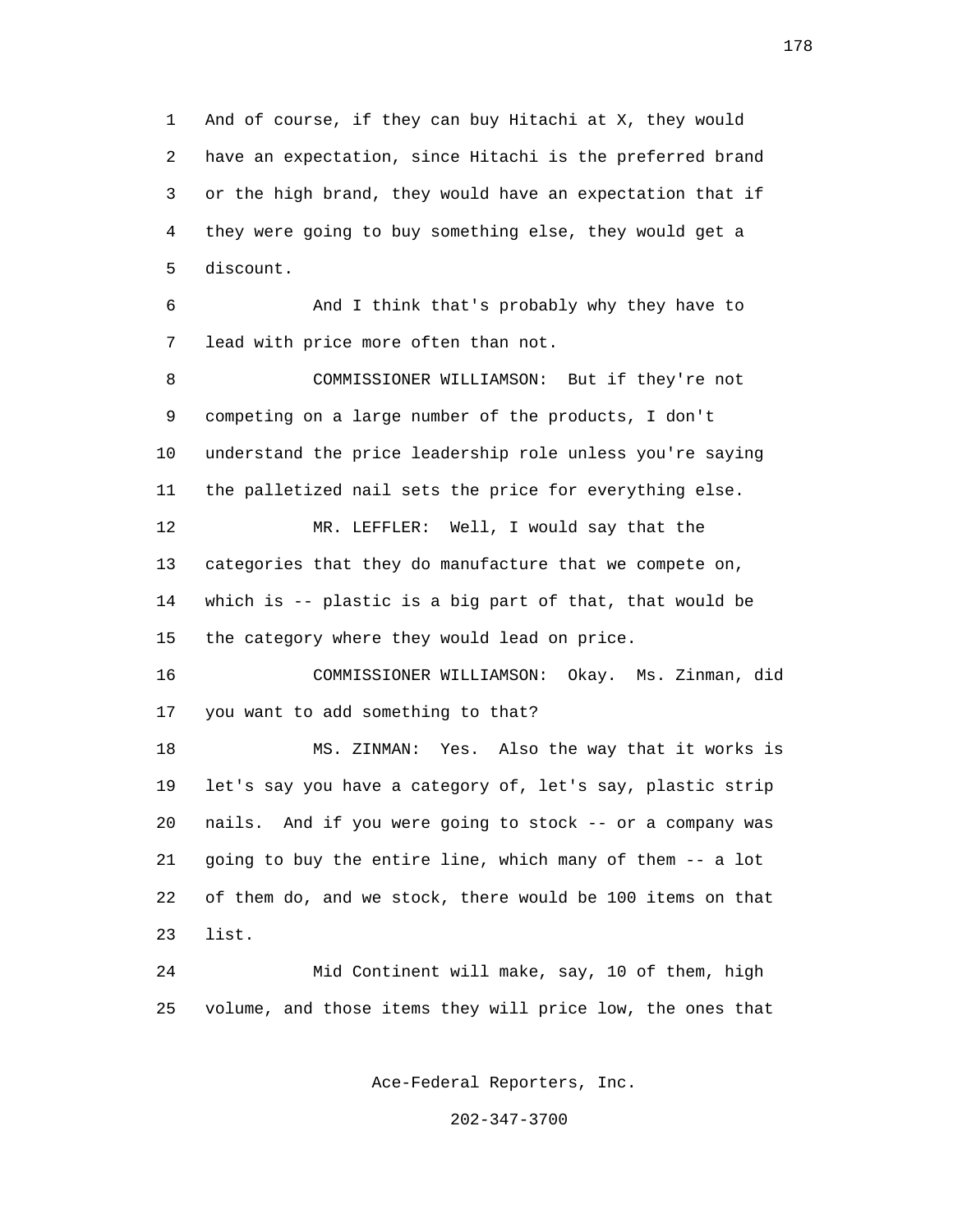And of course, if they can buy Hitachi at X, they would have an expectation, since Hitachi is the preferred brand or the high brand, they would have an expectation that if they were going to buy something else, they would get a discount.

And I think that's probably why they have to lead with price more often than not.

COMMISSIONER WILLIAMSON: But if they're not competing on a large number of the products, I don't understand the price leadership role unless you're saying the palletized nail sets the price for everything else.

MR. LEFFLER: Well, I would say that the categories that they do manufacture that we compete on, which is -- plastic is a big part of that, that would be the category where they would lead on price.

COMMISSIONER WILLIAMSON: Okay. Ms. Zinman, did you want to add something to that?

MS. ZINMAN: Yes. Also the way that it works is let's say you have a category of, let's say, plastic strip nails. And if you were going to stock -- or a company was going to buy the entire line, which many of them -- a lot of them do, and we stock, there would be 100 items on that list.

Mid Continent will make, say, 10 of them, high volume, and those items they will price low, the ones that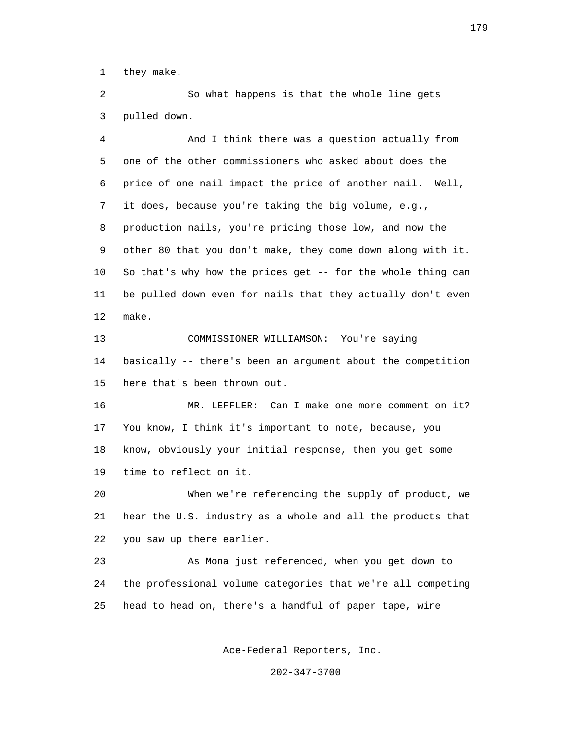they make.

So what happens is that the whole line gets pulled down.

And I think there was a question actually from one of the other commissioners who asked about does the price of one nail impact the price of another nail. Well, it does, because you're taking the big volume, e.g., production nails, you're pricing those low, and now the other 80 that you don't make, they come down along with it. So that's why how the prices get -- for the whole thing can be pulled down even for nails that they actually don't even make.

COMMISSIONER WILLIAMSON: You're saying basically -- there's been an argument about the competition here that's been thrown out.

MR. LEFFLER: Can I make one more comment on it? You know, I think it's important to note, because, you know, obviously your initial response, then you get some time to reflect on it.

When we're referencing the supply of product, we hear the U.S. industry as a whole and all the products that you saw up there earlier.

As Mona just referenced, when you get down to the professional volume categories that we're all competing head to head on, there's a handful of paper tape, wire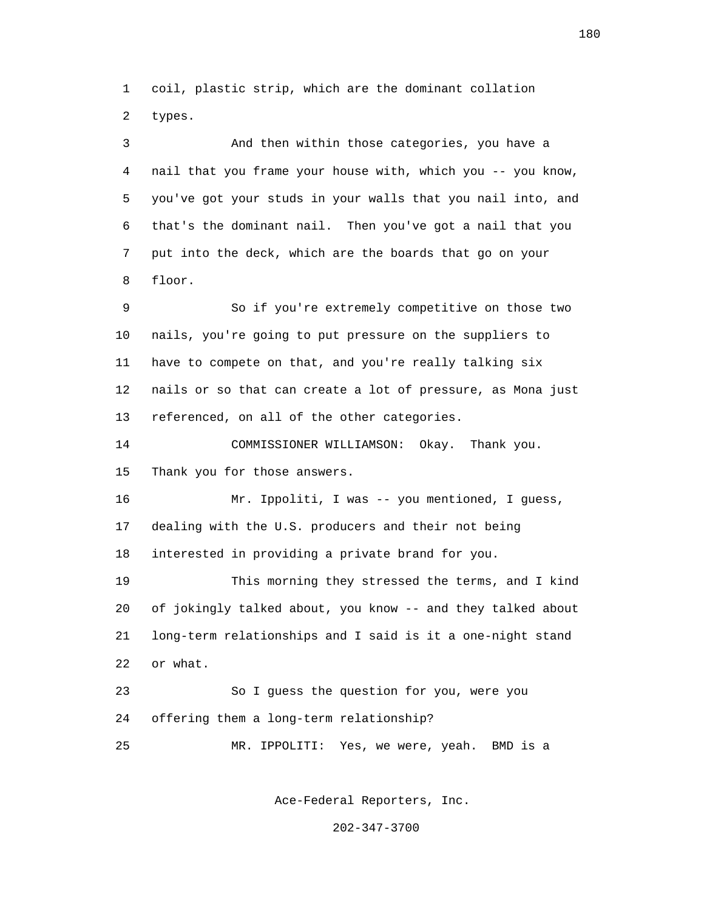coil, plastic strip, which are the dominant collation types.

And then within those categories, you have a nail that you frame your house with, which you -- you know, you've got your studs in your walls that you nail into, and that's the dominant nail. Then you've got a nail that you put into the deck, which are the boards that go on your floor.

So if you're extremely competitive on those two nails, you're going to put pressure on the suppliers to have to compete on that, and you're really talking six nails or so that can create a lot of pressure, as Mona just referenced, on all of the other categories.

COMMISSIONER WILLIAMSON: Okay. Thank you. Thank you for those answers.

Mr. Ippoliti, I was -- you mentioned, I guess, dealing with the U.S. producers and their not being interested in providing a private brand for you.

This morning they stressed the terms, and I kind of jokingly talked about, you know -- and they talked about long-term relationships and I said is it a one-night stand or what.

So I guess the question for you, were you offering them a long-term relationship?

MR. IPPOLITI: Yes, we were, yeah. BMD is a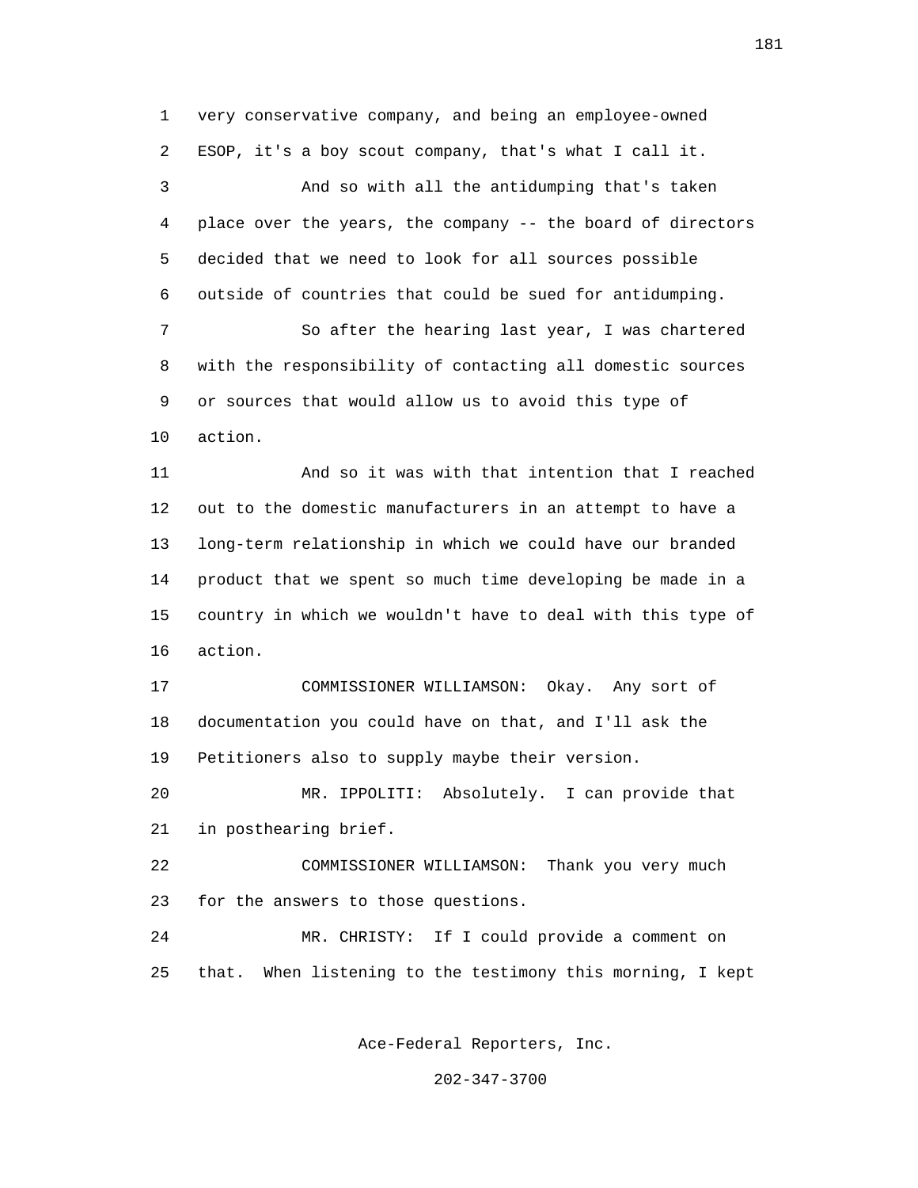very conservative company, and being an employee-owned ESOP, it's a boy scout company, that's what I call it.

And so with all the antidumping that's taken place over the years, the company -- the board of directors decided that we need to look for all sources possible outside of countries that could be sued for antidumping.

So after the hearing last year, I was chartered with the responsibility of contacting all domestic sources or sources that would allow us to avoid this type of action.

And so it was with that intention that I reached out to the domestic manufacturers in an attempt to have a long-term relationship in which we could have our branded product that we spent so much time developing be made in a country in which we wouldn't have to deal with this type of action.

COMMISSIONER WILLIAMSON: Okay. Any sort of documentation you could have on that, and I'll ask the Petitioners also to supply maybe their version.

MR. IPPOLITI: Absolutely. I can provide that in posthearing brief.

COMMISSIONER WILLIAMSON: Thank you very much for the answers to those questions.

MR. CHRISTY: If I could provide a comment on that. When listening to the testimony this morning, I kept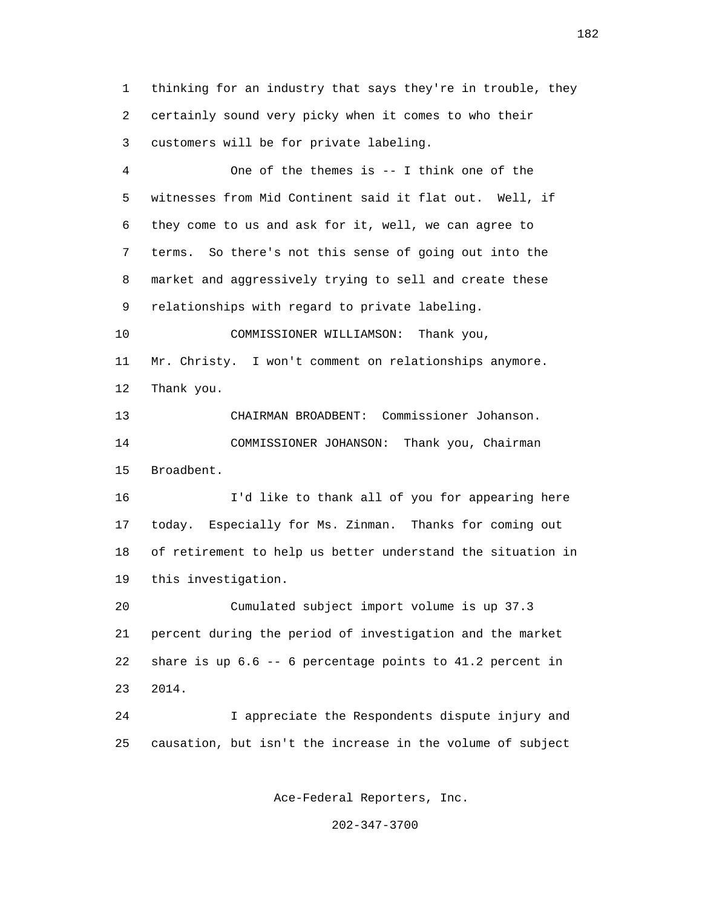thinking for an industry that says they're in trouble, they certainly sound very picky when it comes to who their customers will be for private labeling.

One of the themes is -- I think one of the witnesses from Mid Continent said it flat out. Well, if they come to us and ask for it, well, we can agree to terms. So there's not this sense of going out into the market and aggressively trying to sell and create these relationships with regard to private labeling.

COMMISSIONER WILLIAMSON: Thank you, Mr. Christy. I won't comment on relationships anymore. Thank you.

CHAIRMAN BROADBENT: Commissioner Johanson.

COMMISSIONER JOHANSON: Thank you, Chairman Broadbent.

I'd like to thank all of you for appearing here today. Especially for Ms. Zinman. Thanks for coming out of retirement to help us better understand the situation in this investigation.

Cumulated subject import volume is up 37.3 percent during the period of investigation and the market share is up 6.6 -- 6 percentage points to 41.2 percent in 2014.

I appreciate the Respondents dispute injury and causation, but isn't the increase in the volume of subject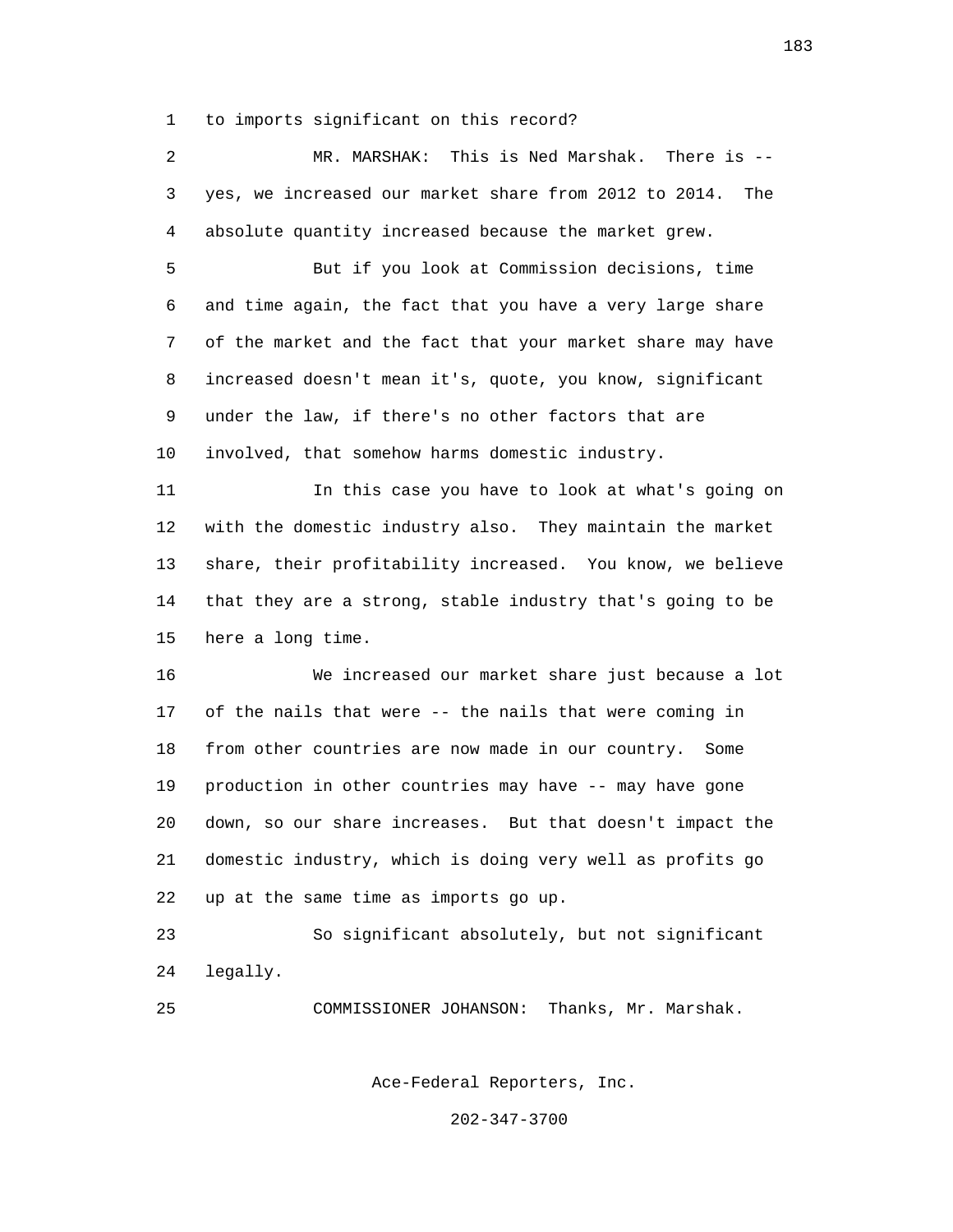to imports significant on this record?

MR. MARSHAK: This is Ned Marshak. There is -- yes, we increased our market share from 2012 to 2014. The absolute quantity increased because the market grew.

But if you look at Commission decisions, time and time again, the fact that you have a very large share of the market and the fact that your market share may have increased doesn't mean it's, quote, you know, significant under the law, if there's no other factors that are involved, that somehow harms domestic industry.

In this case you have to look at what's going on with the domestic industry also. They maintain the market share, their profitability increased. You know, we believe that they are a strong, stable industry that's going to be here a long time.

We increased our market share just because a lot of the nails that were -- the nails that were coming in from other countries are now made in our country. Some production in other countries may have -- may have gone down, so our share increases. But that doesn't impact the domestic industry, which is doing very well as profits go up at the same time as imports go up.

So significant absolutely, but not significant legally.

COMMISSIONER JOHANSON: Thanks, Mr. Marshak.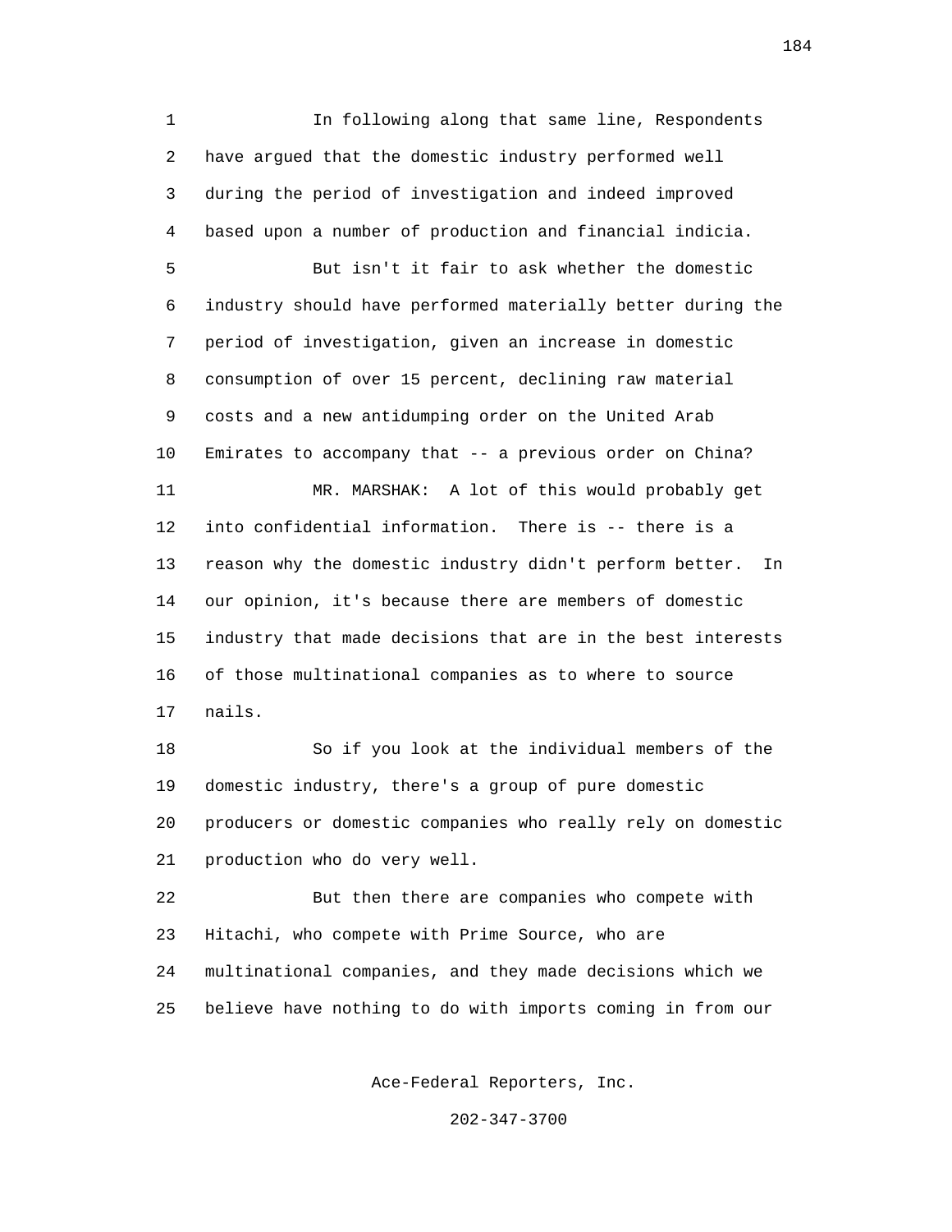In following along that same line, Respondents have argued that the domestic industry performed well during the period of investigation and indeed improved based upon a number of production and financial indicia.

But isn't it fair to ask whether the domestic industry should have performed materially better during the period of investigation, given an increase in domestic consumption of over 15 percent, declining raw material costs and a new antidumping order on the United Arab Emirates to accompany that -- a previous order on China?

MR. MARSHAK: A lot of this would probably get into confidential information. There is -- there is a reason why the domestic industry didn't perform better. In our opinion, it's because there are members of domestic industry that made decisions that are in the best interests of those multinational companies as to where to source nails.

So if you look at the individual members of the domestic industry, there's a group of pure domestic producers or domestic companies who really rely on domestic production who do very well.

But then there are companies who compete with Hitachi, who compete with Prime Source, who are multinational companies, and they made decisions which we believe have nothing to do with imports coming in from our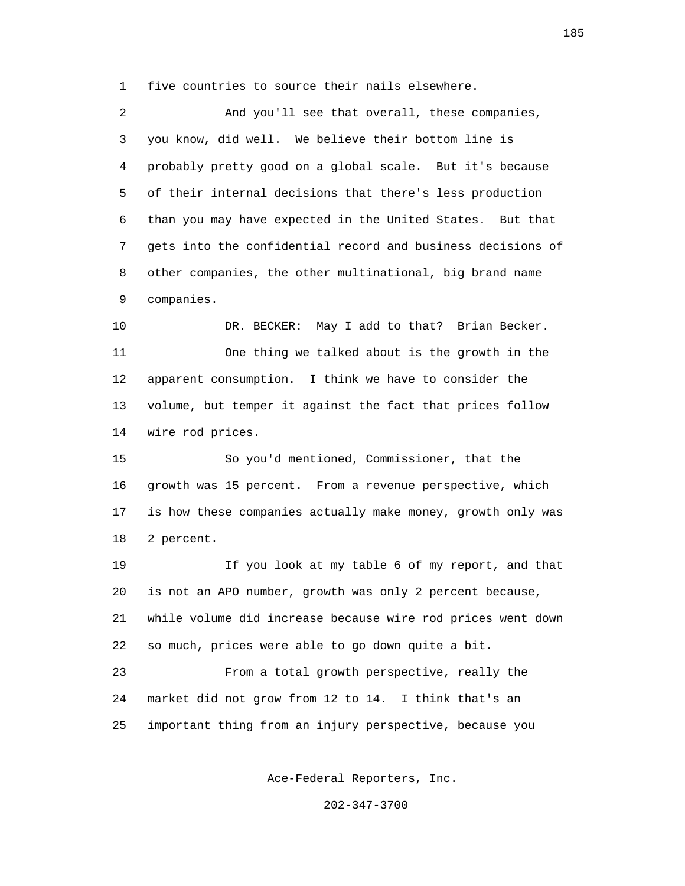five countries to source their nails elsewhere.

And you'll see that overall, these companies, you know, did well. We believe their bottom line is probably pretty good on a global scale. But it's because of their internal decisions that there's less production than you may have expected in the United States. But that gets into the confidential record and business decisions of other companies, the other multinational, big brand name companies.

DR. BECKER: May I add to that? Brian Becker.

One thing we talked about is the growth in the apparent consumption. I think we have to consider the volume, but temper it against the fact that prices follow wire rod prices.

So you'd mentioned, Commissioner, that the growth was 15 percent. From a revenue perspective, which is how these companies actually make money, growth only was 2 percent.

If you look at my table 6 of my report, and that is not an APO number, growth was only 2 percent because, while volume did increase because wire rod prices went down so much, prices were able to go down quite a bit.

From a total growth perspective, really the market did not grow from 12 to 14. I think that's an important thing from an injury perspective, because you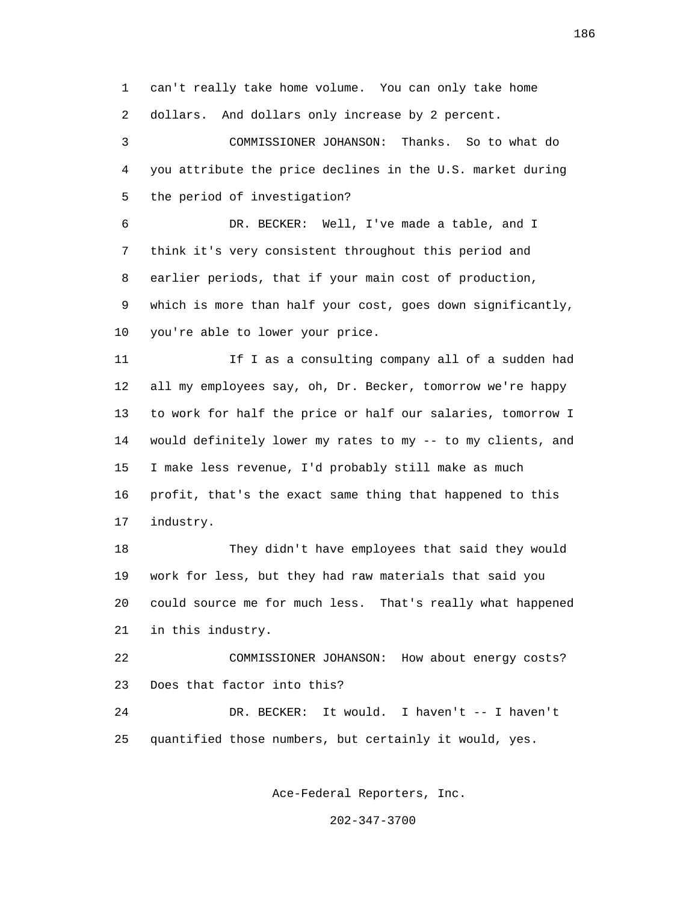can't really take home volume. You can only take home dollars. And dollars only increase by 2 percent.

COMMISSIONER JOHANSON: Thanks. So to what do you attribute the price declines in the U.S. market during the period of investigation?

DR. BECKER: Well, I've made a table, and I think it's very consistent throughout this period and earlier periods, that if your main cost of production, which is more than half your cost, goes down significantly, you're able to lower your price.

If I as a consulting company all of a sudden had all my employees say, oh, Dr. Becker, tomorrow we're happy to work for half the price or half our salaries, tomorrow I would definitely lower my rates to my -- to my clients, and I make less revenue, I'd probably still make as much profit, that's the exact same thing that happened to this industry.

They didn't have employees that said they would work for less, but they had raw materials that said you could source me for much less. That's really what happened in this industry.

COMMISSIONER JOHANSON: How about energy costs? Does that factor into this?

DR. BECKER: It would. I haven't -- I haven't quantified those numbers, but certainly it would, yes.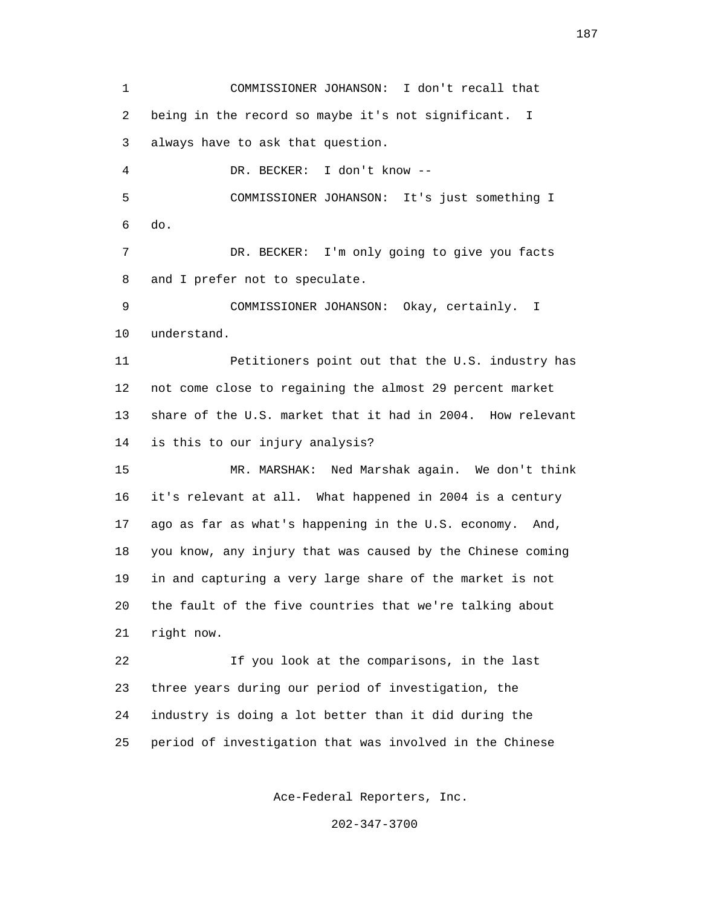COMMISSIONER JOHANSON: I don't recall that being in the record so maybe it's not significant. I always have to ask that question.

DR. BECKER: I don't know --

COMMISSIONER JOHANSON: It's just something I do.

DR. BECKER: I'm only going to give you facts and I prefer not to speculate.

COMMISSIONER JOHANSON: Okay, certainly. I understand.

Petitioners point out that the U.S. industry has not come close to regaining the almost 29 percent market share of the U.S. market that it had in 2004. How relevant is this to our injury analysis?

MR. MARSHAK: Ned Marshak again. We don't think it's relevant at all. What happened in 2004 is a century ago as far as what's happening in the U.S. economy. And, you know, any injury that was caused by the Chinese coming in and capturing a very large share of the market is not the fault of the five countries that we're talking about right now.

If you look at the comparisons, in the last three years during our period of investigation, the industry is doing a lot better than it did during the period of investigation that was involved in the Chinese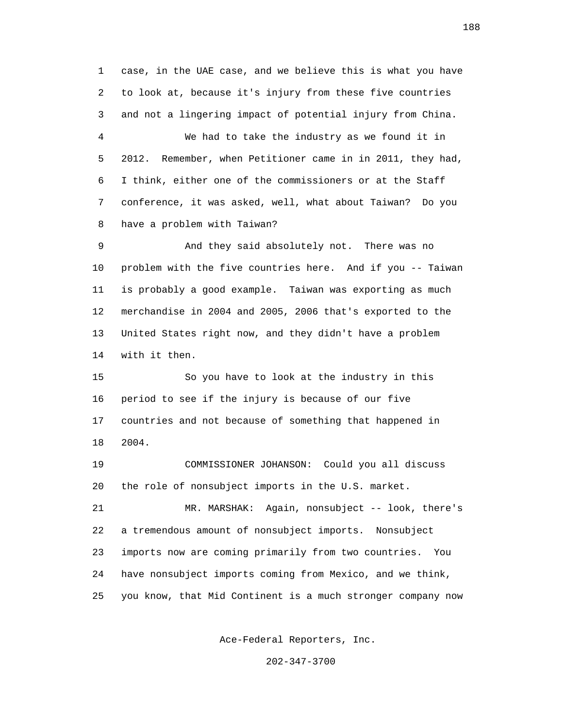case, in the UAE case, and we believe this is what you have to look at, because it's injury from these five countries and not a lingering impact of potential injury from China.

We had to take the industry as we found it in 2012. Remember, when Petitioner came in in 2011, they had, I think, either one of the commissioners or at the Staff conference, it was asked, well, what about Taiwan? Do you have a problem with Taiwan?

And they said absolutely not. There was no problem with the five countries here. And if you -- Taiwan is probably a good example. Taiwan was exporting as much merchandise in 2004 and 2005, 2006 that's exported to the United States right now, and they didn't have a problem with it then.

So you have to look at the industry in this period to see if the injury is because of our five countries and not because of something that happened in 2004.

COMMISSIONER JOHANSON: Could you all discuss the role of nonsubject imports in the U.S. market.

MR. MARSHAK: Again, nonsubject -- look, there's a tremendous amount of nonsubject imports. Nonsubject imports now are coming primarily from two countries. You have nonsubject imports coming from Mexico, and we think, you know, that Mid Continent is a much stronger company now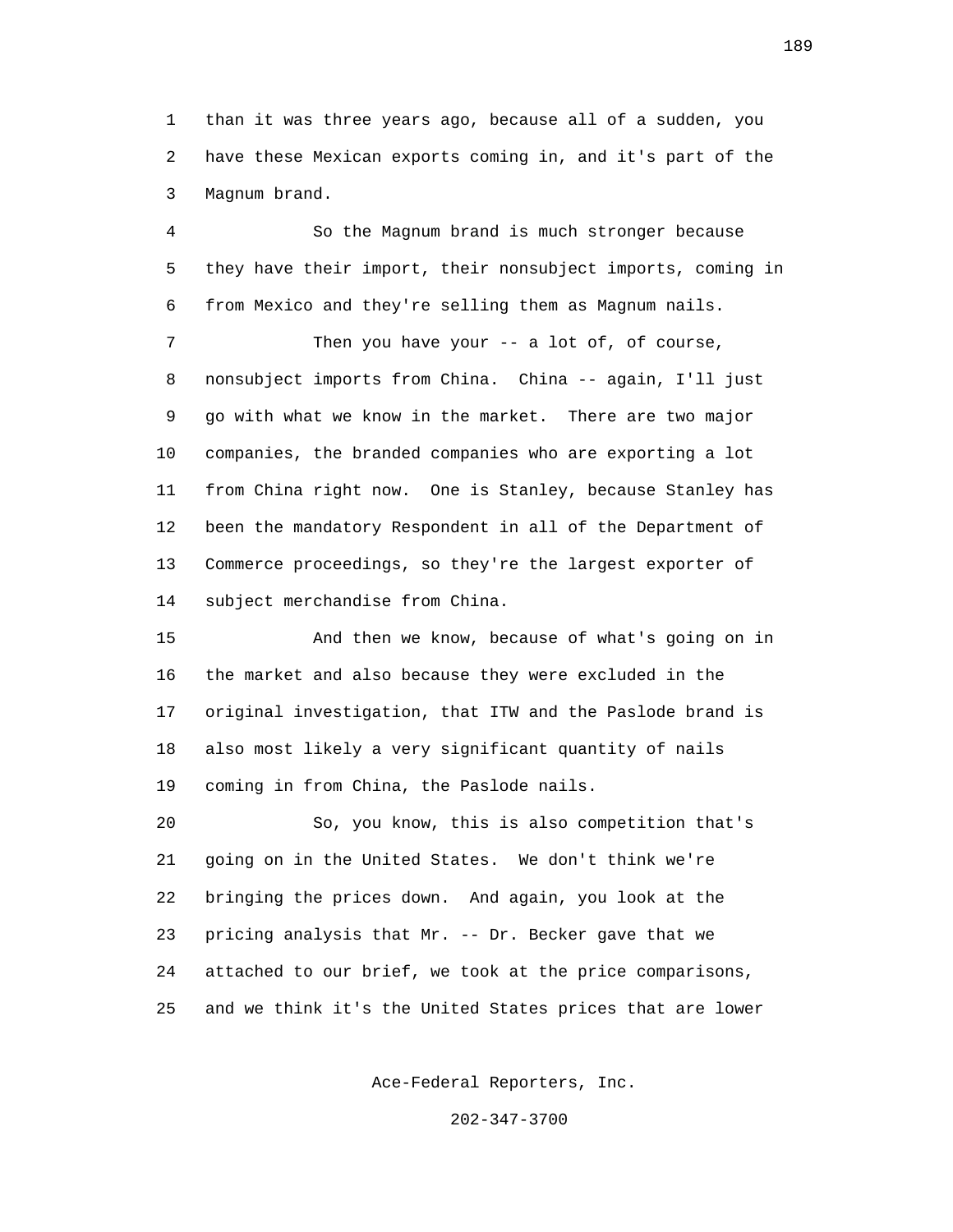than it was three years ago, because all of a sudden, you have these Mexican exports coming in, and it's part of the Magnum brand.

So the Magnum brand is much stronger because they have their import, their nonsubject imports, coming in from Mexico and they're selling them as Magnum nails.

Then you have your -- a lot of, of course, nonsubject imports from China. China -- again, I'll just go with what we know in the market. There are two major companies, the branded companies who are exporting a lot from China right now. One is Stanley, because Stanley has been the mandatory Respondent in all of the Department of Commerce proceedings, so they're the largest exporter of subject merchandise from China.

And then we know, because of what's going on in the market and also because they were excluded in the original investigation, that ITW and the Paslode brand is also most likely a very significant quantity of nails coming in from China, the Paslode nails.

So, you know, this is also competition that's going on in the United States. We don't think we're bringing the prices down. And again, you look at the pricing analysis that Mr. -- Dr. Becker gave that we attached to our brief, we took at the price comparisons, and we think it's the United States prices that are lower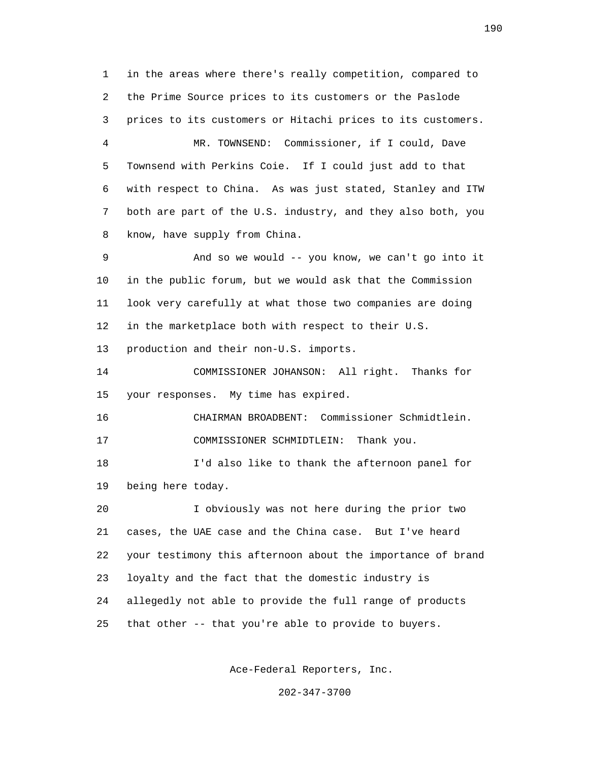in the areas where there's really competition, compared to the Prime Source prices to its customers or the Paslode prices to its customers or Hitachi prices to its customers.

MR. TOWNSEND: Commissioner, if I could, Dave Townsend with Perkins Coie. If I could just add to that with respect to China. As was just stated, Stanley and ITW both are part of the U.S. industry, and they also both, you know, have supply from China.

And so we would -- you know, we can't go into it in the public forum, but we would ask that the Commission look very carefully at what those two companies are doing in the marketplace both with respect to their U.S. production and their non-U.S. imports.

COMMISSIONER JOHANSON: All right. Thanks for your responses. My time has expired.

CHAIRMAN BROADBENT: Commissioner Schmidtlein.

COMMISSIONER SCHMIDTLEIN: Thank you.

I'd also like to thank the afternoon panel for being here today.

I obviously was not here during the prior two cases, the UAE case and the China case. But I've heard your testimony this afternoon about the importance of brand loyalty and the fact that the domestic industry is allegedly not able to provide the full range of products that other -- that you're able to provide to buyers.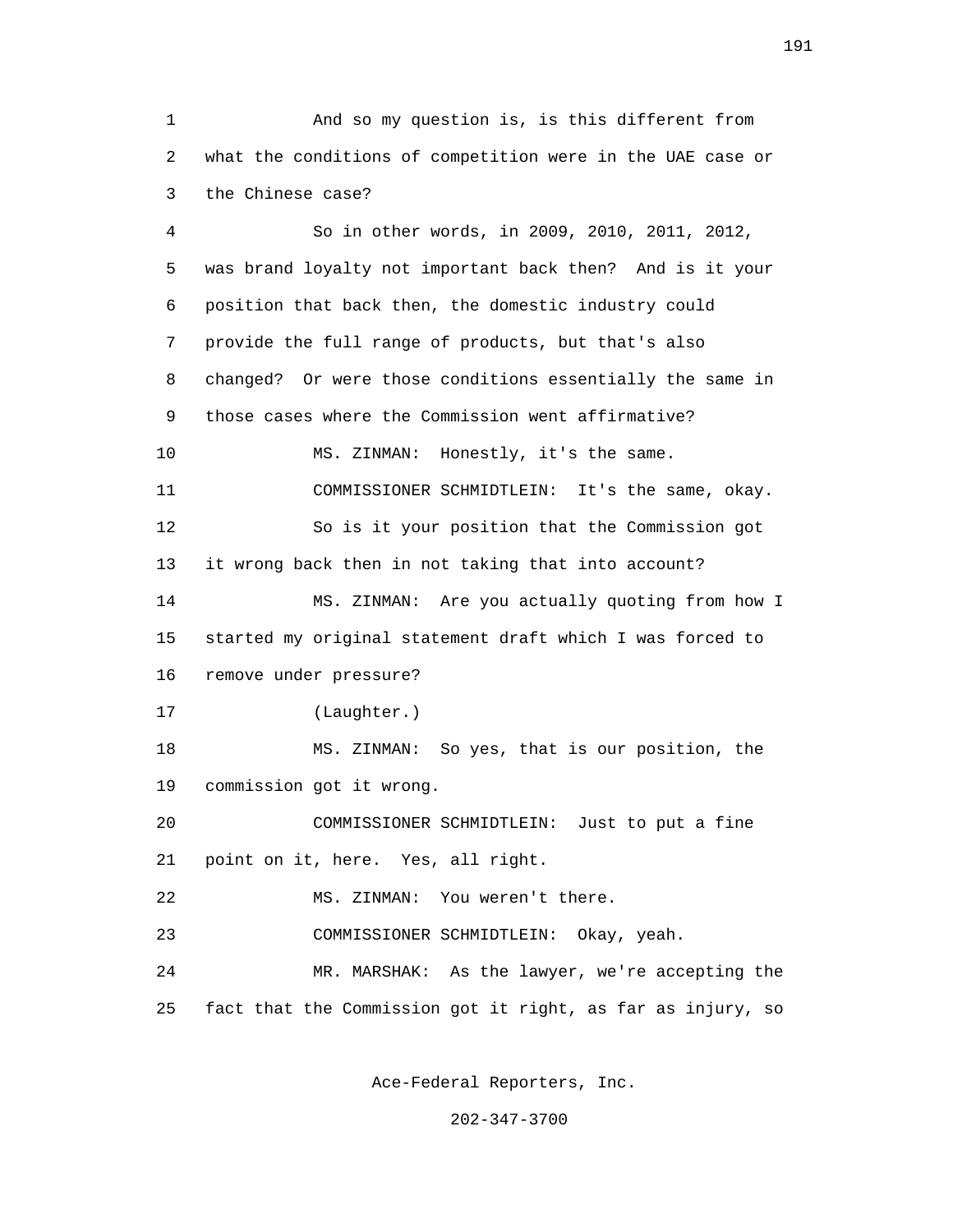And so my question is, is this different from what the conditions of competition were in the UAE case or the Chinese case?

So in other words, in 2009, 2010, 2011, 2012, was brand loyalty not important back then? And is it your position that back then, the domestic industry could provide the full range of products, but that's also changed? Or were those conditions essentially the same in those cases where the Commission went affirmative?

MS. ZINMAN: Honestly, it's the same.

COMMISSIONER SCHMIDTLEIN: It's the same, okay. So is it your position that the Commission got it wrong back then in not taking that into account?

MS. ZINMAN: Are you actually quoting from how I started my original statement draft which I was forced to remove under pressure?

(Laughter.)

MS. ZINMAN: So yes, that is our position, the commission got it wrong.

COMMISSIONER SCHMIDTLEIN: Just to put a fine point on it, here. Yes, all right.

MS. ZINMAN: You weren't there.

COMMISSIONER SCHMIDTLEIN: Okay, yeah.

MR. MARSHAK: As the lawyer, we're accepting the fact that the Commission got it right, as far as injury, so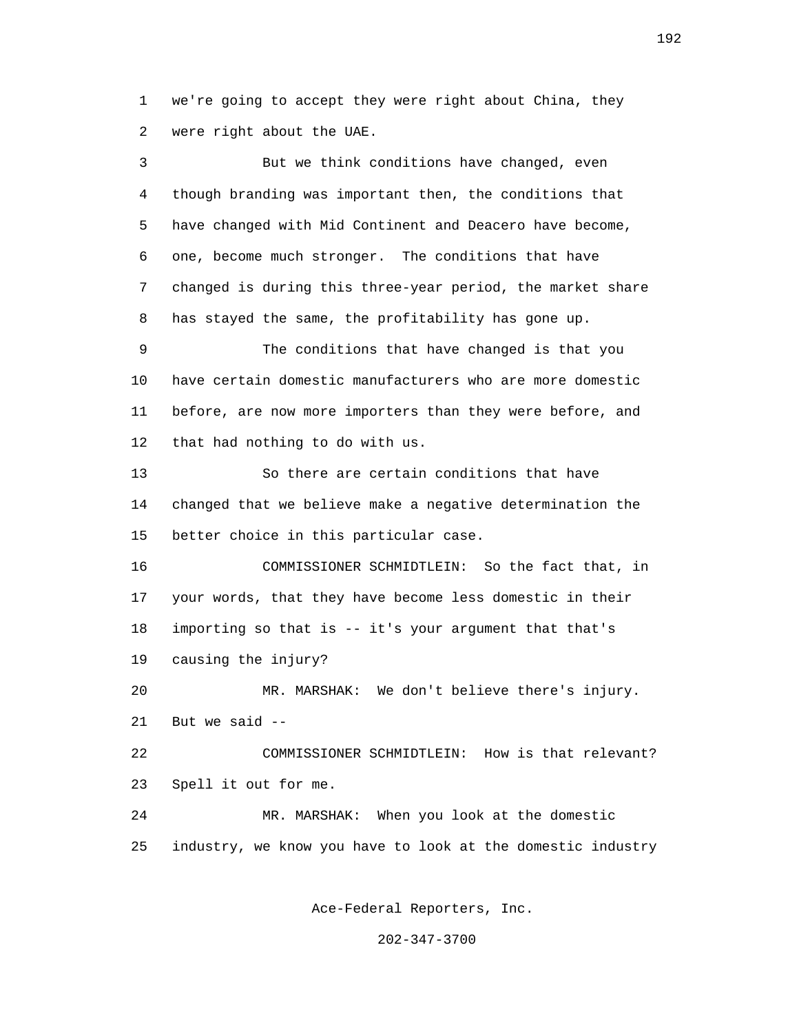we're going to accept they were right about China, they were right about the UAE.

But we think conditions have changed, even though branding was important then, the conditions that have changed with Mid Continent and Deacero have become, one, become much stronger. The conditions that have changed is during this three-year period, the market share has stayed the same, the profitability has gone up.

The conditions that have changed is that you have certain domestic manufacturers who are more domestic before, are now more importers than they were before, and that had nothing to do with us.

So there are certain conditions that have changed that we believe make a negative determination the better choice in this particular case.

COMMISSIONER SCHMIDTLEIN: So the fact that, in your words, that they have become less domestic in their importing so that is -- it's your argument that that's causing the injury?

MR. MARSHAK: We don't believe there's injury. But we said --

COMMISSIONER SCHMIDTLEIN: How is that relevant? Spell it out for me.

MR. MARSHAK: When you look at the domestic industry, we know you have to look at the domestic industry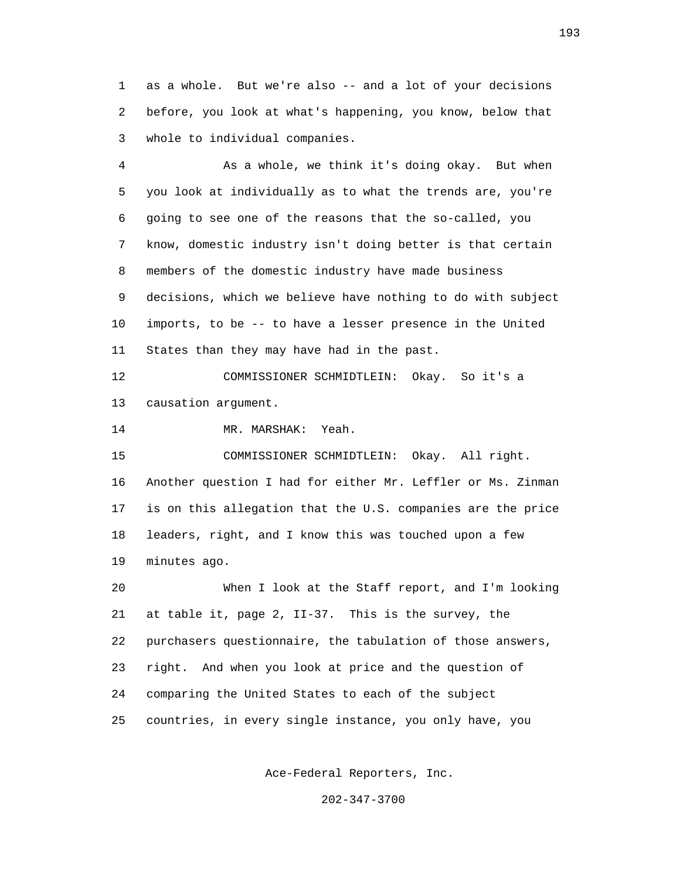1 as a whole. But we're also -- and a lot of your decisions
2 before, you look at what's happening, you know, below that
3 whole to individual companies.

4 As a whole, we think it's doing okay. But when
5 you look at individually as to what the trends are, you're
6 going to see one of the reasons that the so-called, you
7 know, domestic industry isn't doing better is that certain
8 members of the domestic industry have made business
9 decisions, which we believe have nothing to do with subject
10 imports, to be -- to have a lesser presence in the United
11 States than they may have had in the past.

12 COMMISSIONER SCHMIDTLEIN: Okay. So it's a
13 causation argument.

14 MR. MARSHAK: Yeah.

15 COMMISSIONER SCHMIDTLEIN: Okay. All right.
16 Another question I had for either Mr. Leffler or Ms. Zinman
17 is on this allegation that the U.S. companies are the price
18 leaders, right, and I know this was touched upon a few
19 minutes ago.

20 When I look at the Staff report, and I'm looking
21 at table it, page 2, II-37. This is the survey, the
22 purchasers questionnaire, the tabulation of those answers,
23 right. And when you look at price and the question of
24 comparing the United States to each of the subject
25 countries, in every single instance, you only have, you

Ace-Federal Reporters, Inc.

202-347-3700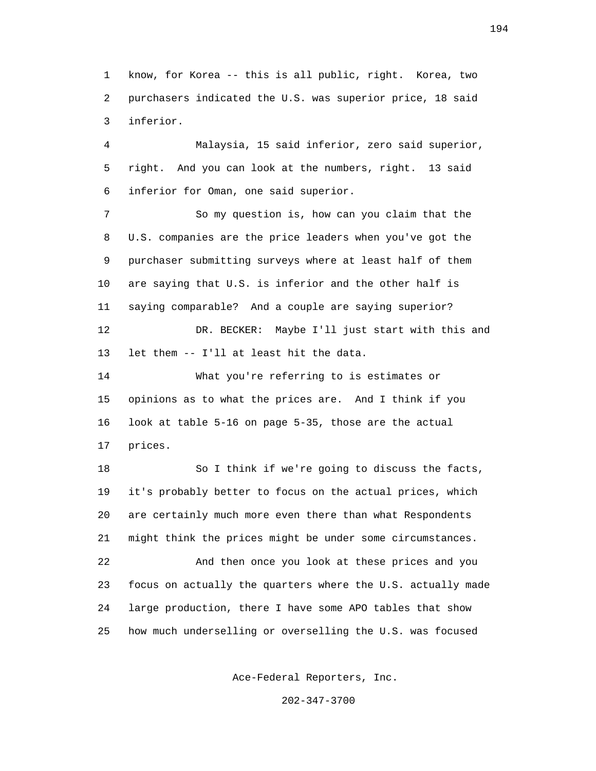know, for Korea -- this is all public, right. Korea, two purchasers indicated the U.S. was superior price, 18 said inferior.

Malaysia, 15 said inferior, zero said superior, right. And you can look at the numbers, right. 13 said inferior for Oman, one said superior.

So my question is, how can you claim that the U.S. companies are the price leaders when you've got the purchaser submitting surveys where at least half of them are saying that U.S. is inferior and the other half is saying comparable? And a couple are saying superior?

DR. BECKER: Maybe I'll just start with this and let them -- I'll at least hit the data.

What you're referring to is estimates or opinions as to what the prices are. And I think if you look at table 5-16 on page 5-35, those are the actual prices.

So I think if we're going to discuss the facts, it's probably better to focus on the actual prices, which are certainly much more even there than what Respondents might think the prices might be under some circumstances.

And then once you look at these prices and you focus on actually the quarters where the U.S. actually made large production, there I have some APO tables that show how much underselling or overselling the U.S. was focused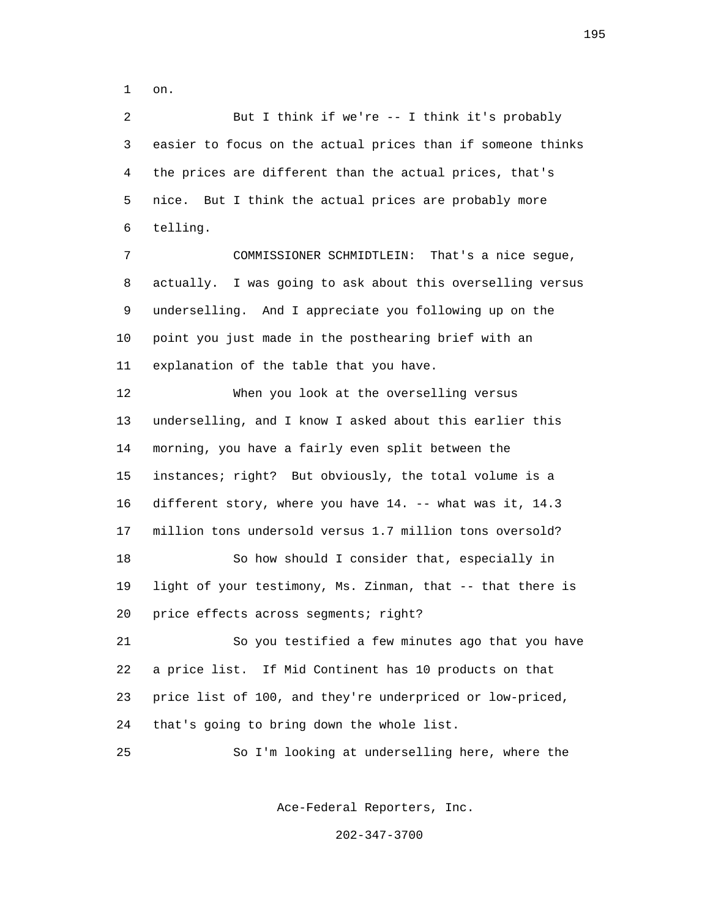on.

But I think if we're -- I think it's probably easier to focus on the actual prices than if someone thinks the prices are different than the actual prices, that's nice. But I think the actual prices are probably more telling.

COMMISSIONER SCHMIDTLEIN: That's a nice segue, actually. I was going to ask about this overselling versus underselling. And I appreciate you following up on the point you just made in the posthearing brief with an explanation of the table that you have.

When you look at the overselling versus underselling, and I know I asked about this earlier this morning, you have a fairly even split between the instances; right? But obviously, the total volume is a different story, where you have 14. -- what was it, 14.3 million tons undersold versus 1.7 million tons oversold?

So how should I consider that, especially in light of your testimony, Ms. Zinman, that -- that there is price effects across segments; right?

So you testified a few minutes ago that you have a price list. If Mid Continent has 10 products on that price list of 100, and they're underpriced or low-priced, that's going to bring down the whole list.

So I'm looking at underselling here, where the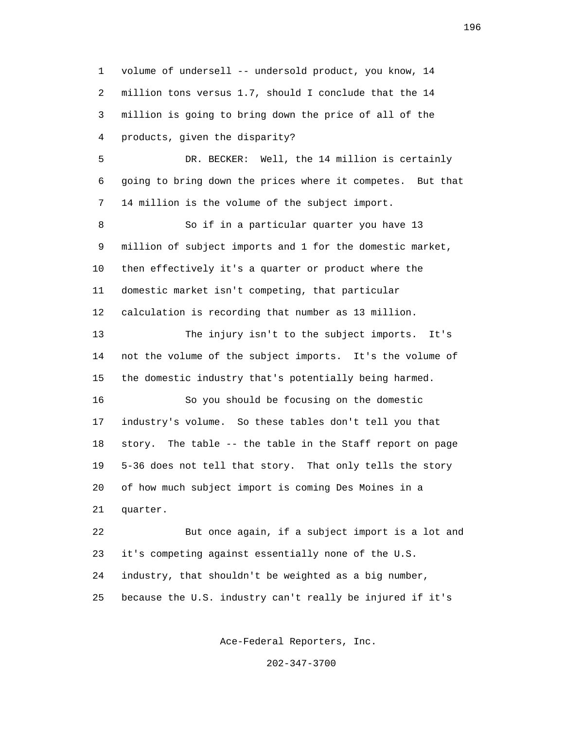volume of undersell -- undersold product, you know, 14 million tons versus 1.7, should I conclude that the 14 million is going to bring down the price of all of the products, given the disparity?

DR. BECKER: Well, the 14 million is certainly going to bring down the prices where it competes. But that 14 million is the volume of the subject import.

So if in a particular quarter you have 13 million of subject imports and 1 for the domestic market, then effectively it's a quarter or product where the domestic market isn't competing, that particular calculation is recording that number as 13 million.

The injury isn't to the subject imports. It's not the volume of the subject imports. It's the volume of the domestic industry that's potentially being harmed.

So you should be focusing on the domestic industry's volume. So these tables don't tell you that story. The table -- the table in the Staff report on page 5-36 does not tell that story. That only tells the story of how much subject import is coming Des Moines in a quarter.

But once again, if a subject import is a lot and it's competing against essentially none of the U.S. industry, that shouldn't be weighted as a big number, because the U.S. industry can't really be injured if it's

Ace-Federal Reporters, Inc.

202-347-3700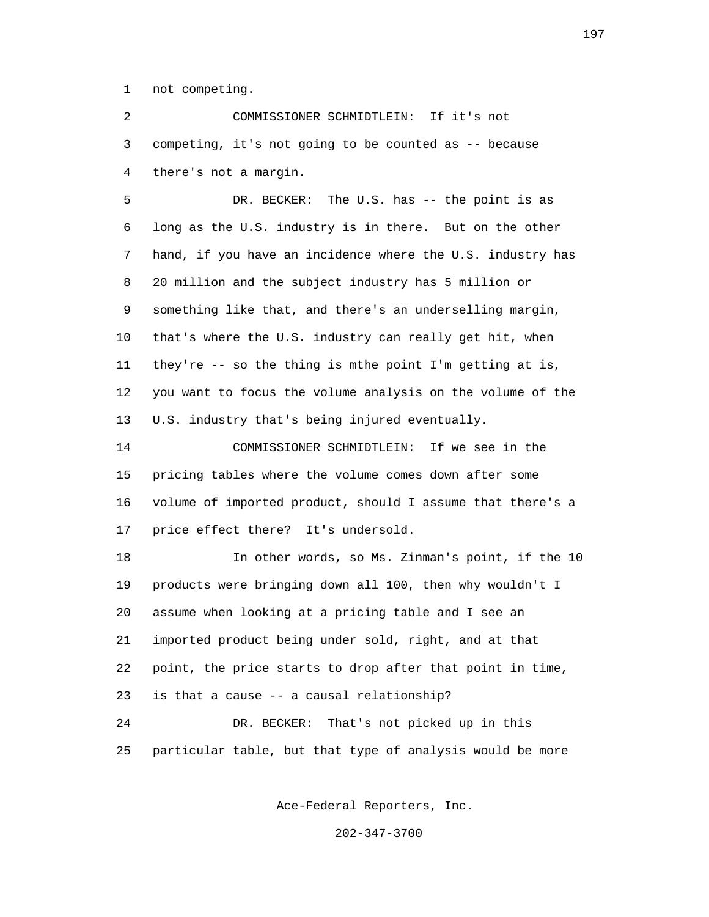not competing.

COMMISSIONER SCHMIDTLEIN: If it's not competing, it's not going to be counted as -- because there's not a margin.

DR. BECKER: The U.S. has -- the point is as long as the U.S. industry is in there. But on the other hand, if you have an incidence where the U.S. industry has 20 million and the subject industry has 5 million or something like that, and there's an underselling margin, that's where the U.S. industry can really get hit, when they're -- so the thing is mthe point I'm getting at is, you want to focus the volume analysis on the volume of the U.S. industry that's being injured eventually.

COMMISSIONER SCHMIDTLEIN: If we see in the pricing tables where the volume comes down after some volume of imported product, should I assume that there's a price effect there? It's undersold.

In other words, so Ms. Zinman's point, if the 10 products were bringing down all 100, then why wouldn't I assume when looking at a pricing table and I see an imported product being under sold, right, and at that point, the price starts to drop after that point in time, is that a cause -- a causal relationship?

DR. BECKER: That's not picked up in this particular table, but that type of analysis would be more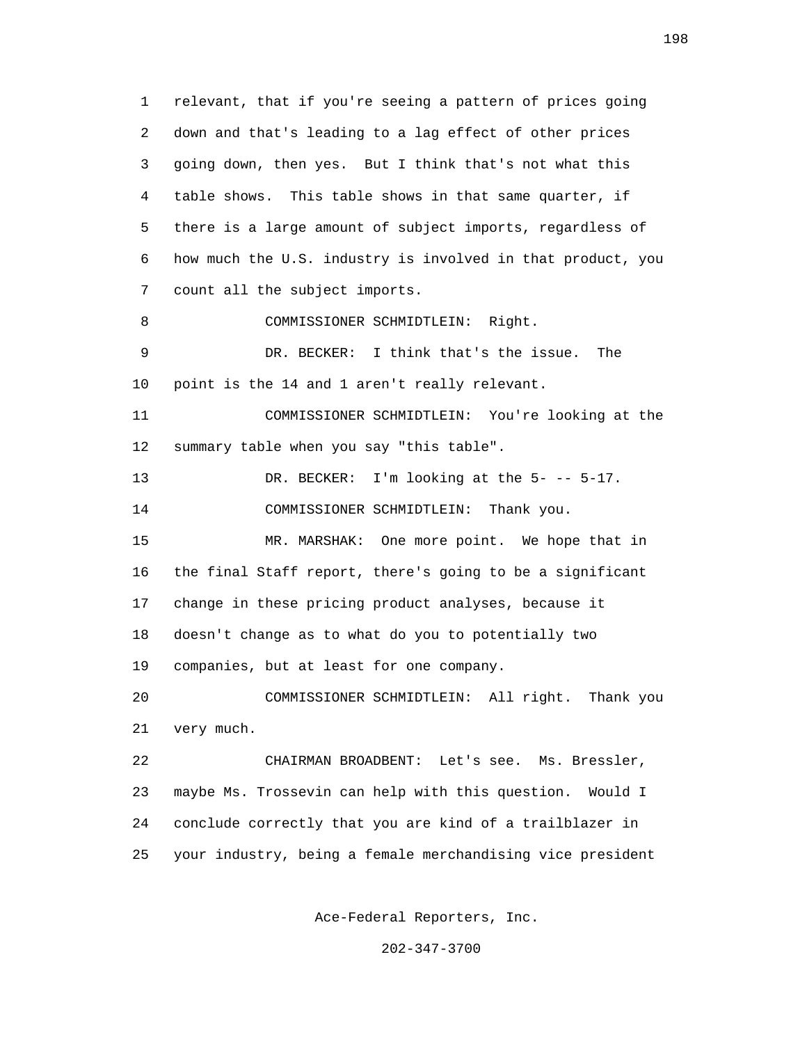relevant, that if you're seeing a pattern of prices going down and that's leading to a lag effect of other prices going down, then yes. But I think that's not what this table shows. This table shows in that same quarter, if there is a large amount of subject imports, regardless of how much the U.S. industry is involved in that product, you count all the subject imports.

COMMISSIONER SCHMIDTLEIN: Right.

DR. BECKER: I think that's the issue. The point is the 14 and 1 aren't really relevant.

COMMISSIONER SCHMIDTLEIN: You're looking at the summary table when you say "this table".

DR. BECKER: I'm looking at the 5- -- 5-17.

COMMISSIONER SCHMIDTLEIN: Thank you.

MR. MARSHAK: One more point. We hope that in the final Staff report, there's going to be a significant change in these pricing product analyses, because it doesn't change as to what do you to potentially two companies, but at least for one company.

COMMISSIONER SCHMIDTLEIN: All right. Thank you very much.

CHAIRMAN BROADBENT: Let's see. Ms. Bressler, maybe Ms. Trossevin can help with this question. Would I conclude correctly that you are kind of a trailblazer in your industry, being a female merchandising vice president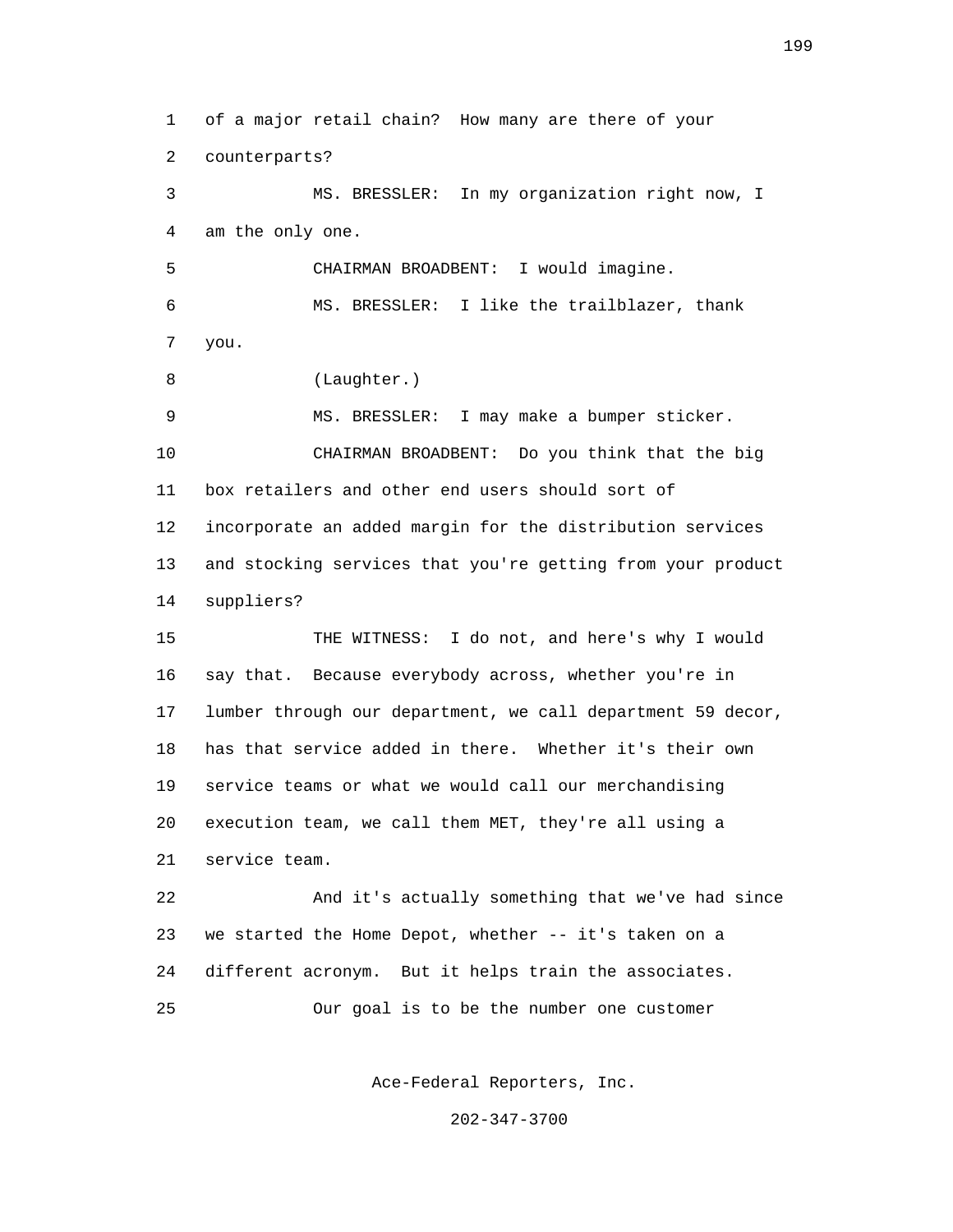of a major retail chain? How many are there of your counterparts?

MS. BRESSLER: In my organization right now, I am the only one.

CHAIRMAN BROADBENT: I would imagine.

MS. BRESSLER: I like the trailblazer, thank you.

(Laughter.)

MS. BRESSLER: I may make a bumper sticker.

CHAIRMAN BROADBENT: Do you think that the big box retailers and other end users should sort of incorporate an added margin for the distribution services and stocking services that you're getting from your product suppliers?

THE WITNESS: I do not, and here's why I would say that. Because everybody across, whether you're in lumber through our department, we call department 59 decor, has that service added in there. Whether it's their own service teams or what we would call our merchandising execution team, we call them MET, they're all using a service team.

And it's actually something that we've had since we started the Home Depot, whether -- it's taken on a different acronym. But it helps train the associates.

Our goal is to be the number one customer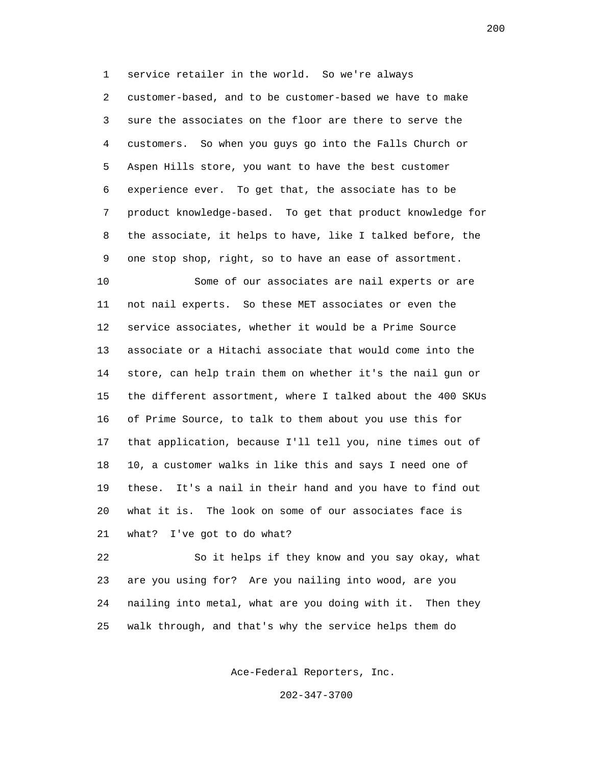service retailer in the world. So we're always customer-based, and to be customer-based we have to make sure the associates on the floor are there to serve the customers. So when you guys go into the Falls Church or Aspen Hills store, you want to have the best customer experience ever. To get that, the associate has to be product knowledge-based. To get that product knowledge for the associate, it helps to have, like I talked before, the one stop shop, right, so to have an ease of assortment.

Some of our associates are nail experts or are not nail experts. So these MET associates or even the service associates, whether it would be a Prime Source associate or a Hitachi associate that would come into the store, can help train them on whether it's the nail gun or the different assortment, where I talked about the 400 SKUs of Prime Source, to talk to them about you use this for that application, because I'll tell you, nine times out of 10, a customer walks in like this and says I need one of these. It's a nail in their hand and you have to find out what it is. The look on some of our associates face is what? I've got to do what?

So it helps if they know and you say okay, what are you using for? Are you nailing into wood, are you nailing into metal, what are you doing with it. Then they walk through, and that's why the service helps them do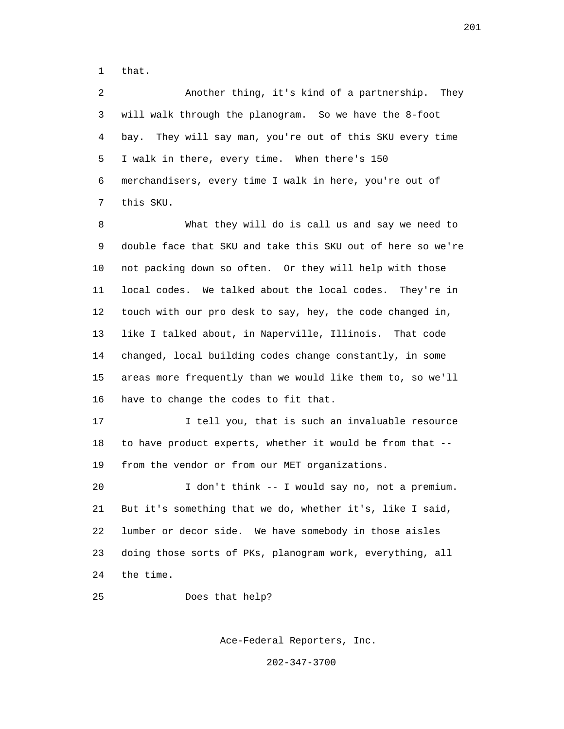that.

Another thing, it's kind of a partnership. They will walk through the planogram. So we have the 8-foot bay. They will say man, you're out of this SKU every time I walk in there, every time. When there's 150 merchandisers, every time I walk in here, you're out of this SKU.

What they will do is call us and say we need to double face that SKU and take this SKU out of here so we're not packing down so often. Or they will help with those local codes. We talked about the local codes. They're in touch with our pro desk to say, hey, the code changed in, like I talked about, in Naperville, Illinois. That code changed, local building codes change constantly, in some areas more frequently than we would like them to, so we'll have to change the codes to fit that.

I tell you, that is such an invaluable resource to have product experts, whether it would be from that -- from the vendor or from our MET organizations.

I don't think -- I would say no, not a premium. But it's something that we do, whether it's, like I said, lumber or decor side. We have somebody in those aisles doing those sorts of PKs, planogram work, everything, all the time.

Does that help?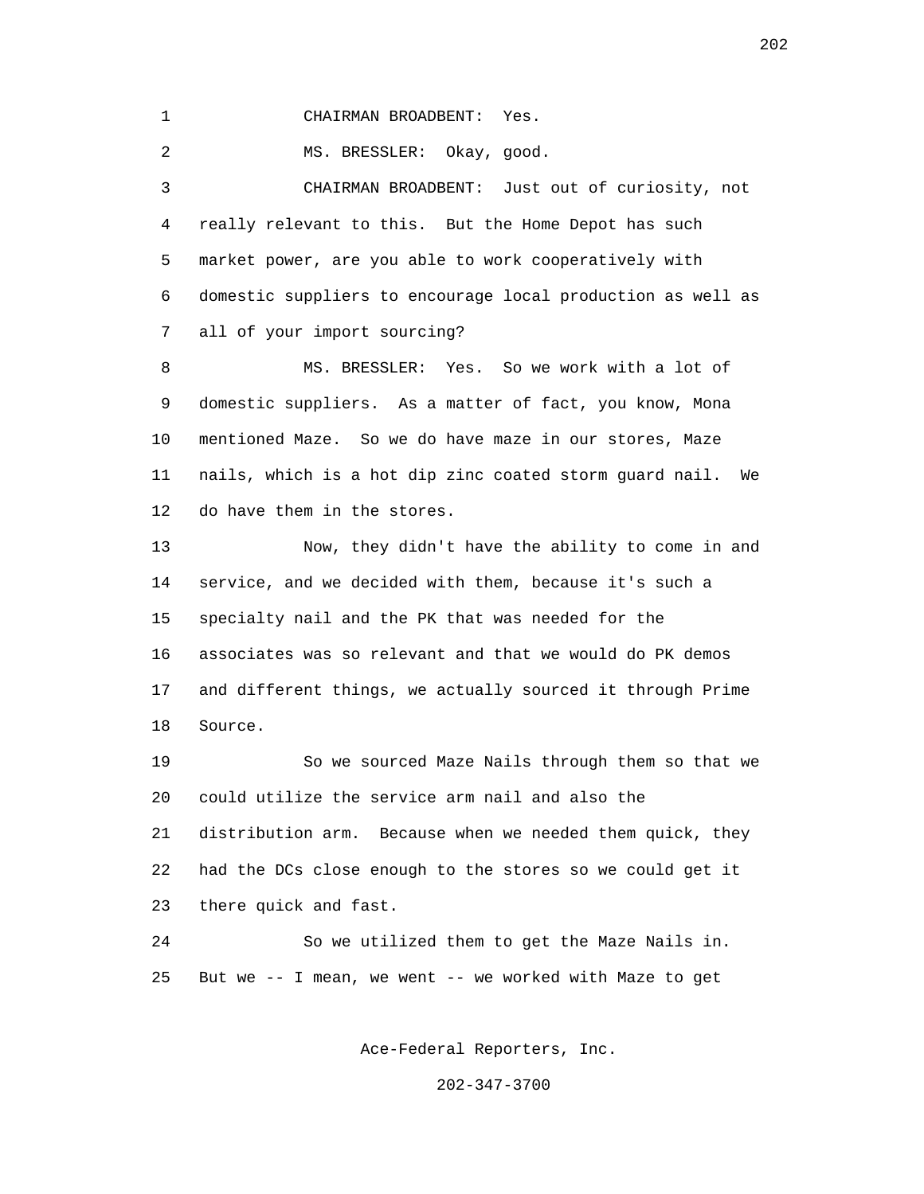1 CHAIRMAN BROADBENT: Yes.

2 MS. BRESSLER: Okay, good.

3 CHAIRMAN BROADBENT: Just out of curiosity, not
4 really relevant to this. But the Home Depot has such
5 market power, are you able to work cooperatively with
6 domestic suppliers to encourage local production as well as
7 all of your import sourcing?

8 MS. BRESSLER: Yes. So we work with a lot of
9 domestic suppliers. As a matter of fact, you know, Mona
10 mentioned Maze. So we do have maze in our stores, Maze
11 nails, which is a hot dip zinc coated storm guard nail. We
12 do have them in the stores.

13 Now, they didn't have the ability to come in and
14 service, and we decided with them, because it's such a
15 specialty nail and the PK that was needed for the
16 associates was so relevant and that we would do PK demos
17 and different things, we actually sourced it through Prime
18 Source.

19 So we sourced Maze Nails through them so that we
20 could utilize the service arm nail and also the
21 distribution arm. Because when we needed them quick, they
22 had the DCs close enough to the stores so we could get it
23 there quick and fast.

24 So we utilized them to get the Maze Nails in.
25 But we -- I mean, we went -- we worked with Maze to get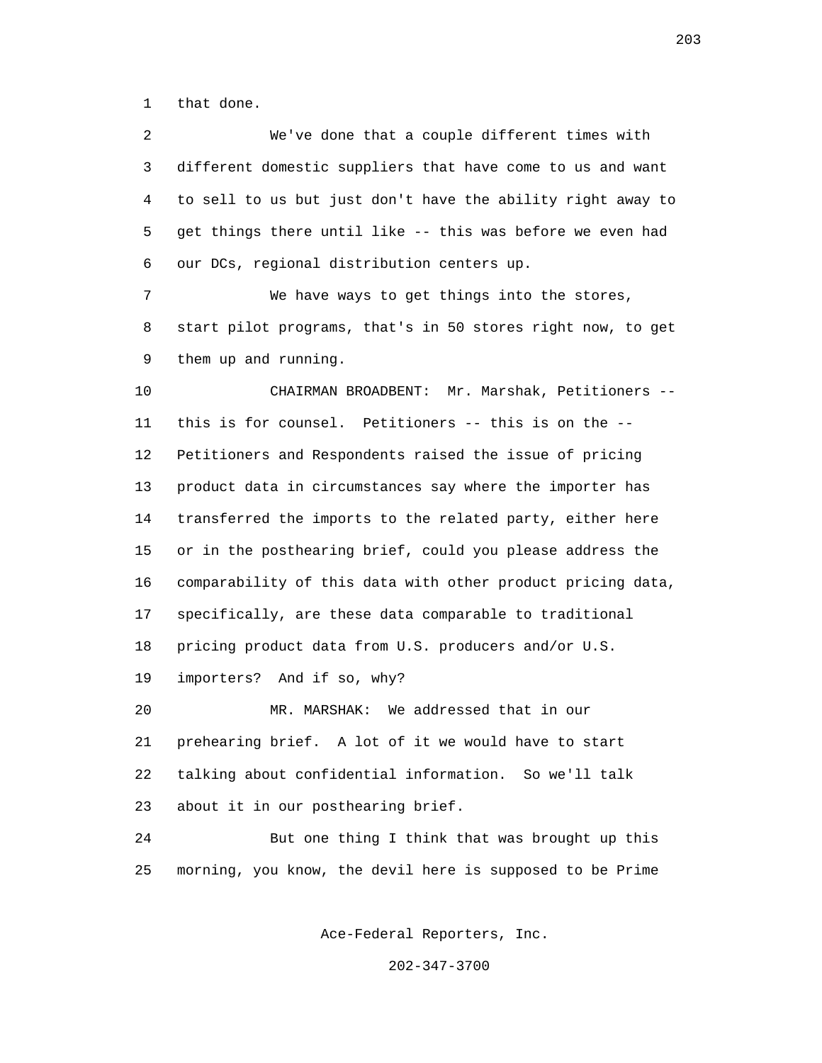that done.

We've done that a couple different times with different domestic suppliers that have come to us and want to sell to us but just don't have the ability right away to get things there until like -- this was before we even had our DCs, regional distribution centers up.

We have ways to get things into the stores, start pilot programs, that's in 50 stores right now, to get them up and running.

CHAIRMAN BROADBENT: Mr. Marshak, Petitioners -- this is for counsel. Petitioners -- this is on the -- Petitioners and Respondents raised the issue of pricing product data in circumstances say where the importer has transferred the imports to the related party, either here or in the posthearing brief, could you please address the comparability of this data with other product pricing data, specifically, are these data comparable to traditional pricing product data from U.S. producers and/or U.S. importers? And if so, why?

MR. MARSHAK: We addressed that in our prehearing brief. A lot of it we would have to start talking about confidential information. So we'll talk about it in our posthearing brief.

But one thing I think that was brought up this morning, you know, the devil here is supposed to be Prime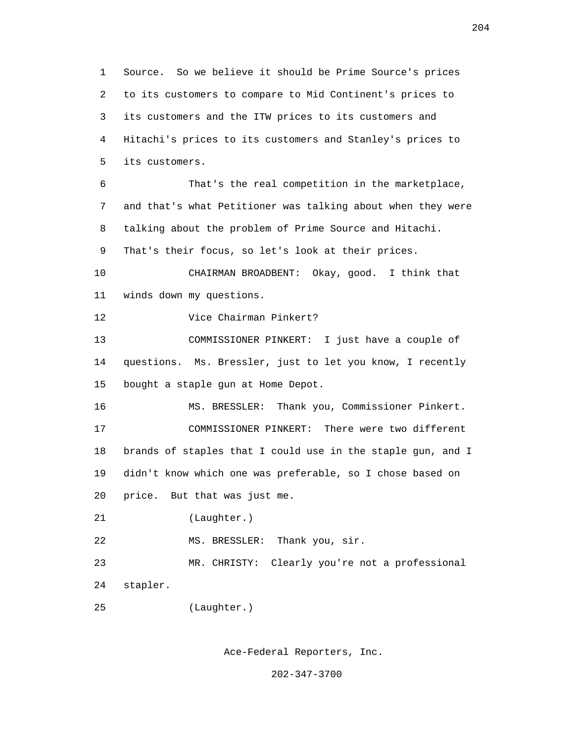Source. So we believe it should be Prime Source's prices to its customers to compare to Mid Continent's prices to its customers and the ITW prices to its customers and Hitachi's prices to its customers and Stanley's prices to its customers.

That's the real competition in the marketplace, and that's what Petitioner was talking about when they were talking about the problem of Prime Source and Hitachi. That's their focus, so let's look at their prices.

CHAIRMAN BROADBENT: Okay, good. I think that winds down my questions.

Vice Chairman Pinkert?

COMMISSIONER PINKERT: I just have a couple of questions. Ms. Bressler, just to let you know, I recently bought a staple gun at Home Depot.

MS. BRESSLER: Thank you, Commissioner Pinkert.

COMMISSIONER PINKERT: There were two different brands of staples that I could use in the staple gun, and I didn't know which one was preferable, so I chose based on price. But that was just me.

(Laughter.)

MS. BRESSLER: Thank you, sir.

MR. CHRISTY: Clearly you're not a professional stapler.

(Laughter.)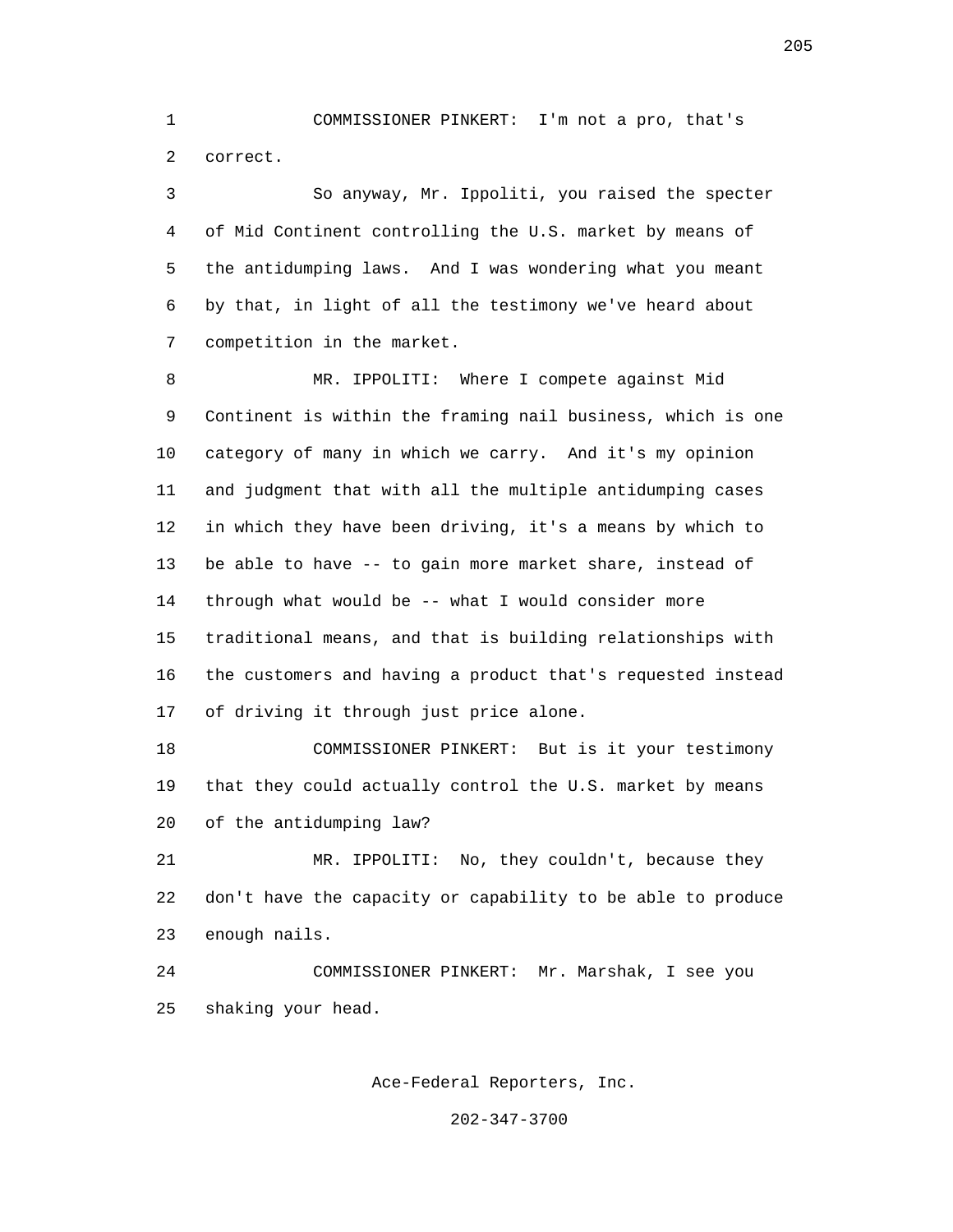COMMISSIONER PINKERT: I'm not a pro, that's correct.

So anyway, Mr. Ippoliti, you raised the specter of Mid Continent controlling the U.S. market by means of the antidumping laws. And I was wondering what you meant by that, in light of all the testimony we've heard about competition in the market.

MR. IPPOLITI: Where I compete against Mid Continent is within the framing nail business, which is one category of many in which we carry. And it's my opinion and judgment that with all the multiple antidumping cases in which they have been driving, it's a means by which to be able to have -- to gain more market share, instead of through what would be -- what I would consider more traditional means, and that is building relationships with the customers and having a product that's requested instead of driving it through just price alone.

COMMISSIONER PINKERT: But is it your testimony that they could actually control the U.S. market by means of the antidumping law?

MR. IPPOLITI: No, they couldn't, because they don't have the capacity or capability to be able to produce enough nails.

COMMISSIONER PINKERT: Mr. Marshak, I see you shaking your head.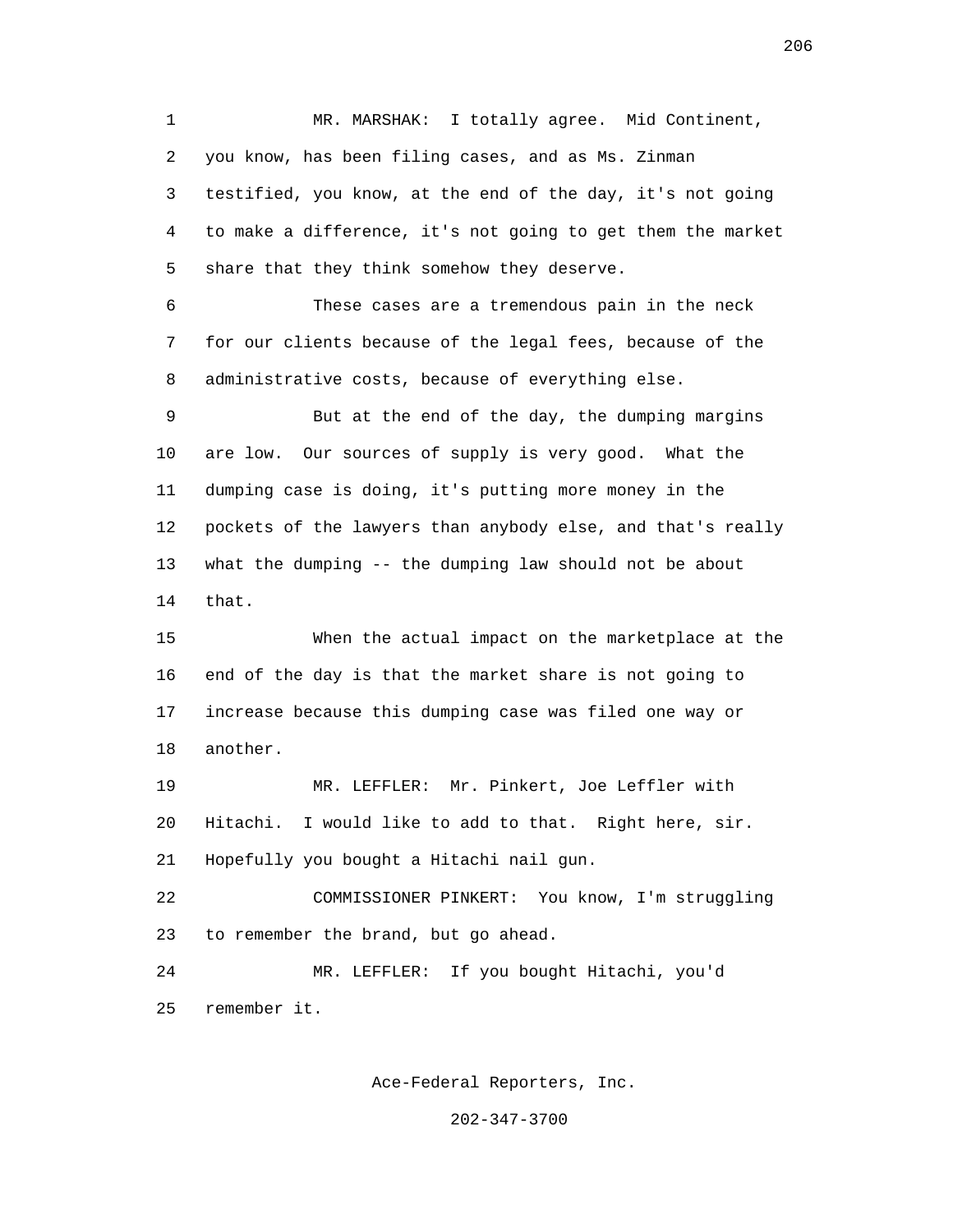MR. MARSHAK: I totally agree. Mid Continent, you know, has been filing cases, and as Ms. Zinman testified, you know, at the end of the day, it's not going to make a difference, it's not going to get them the market share that they think somehow they deserve.

These cases are a tremendous pain in the neck for our clients because of the legal fees, because of the administrative costs, because of everything else.

But at the end of the day, the dumping margins are low. Our sources of supply is very good. What the dumping case is doing, it's putting more money in the pockets of the lawyers than anybody else, and that's really what the dumping -- the dumping law should not be about that.

When the actual impact on the marketplace at the end of the day is that the market share is not going to increase because this dumping case was filed one way or another.

MR. LEFFLER: Mr. Pinkert, Joe Leffler with Hitachi. I would like to add to that. Right here, sir. Hopefully you bought a Hitachi nail gun.

COMMISSIONER PINKERT: You know, I'm struggling to remember the brand, but go ahead.

MR. LEFFLER: If you bought Hitachi, you'd remember it.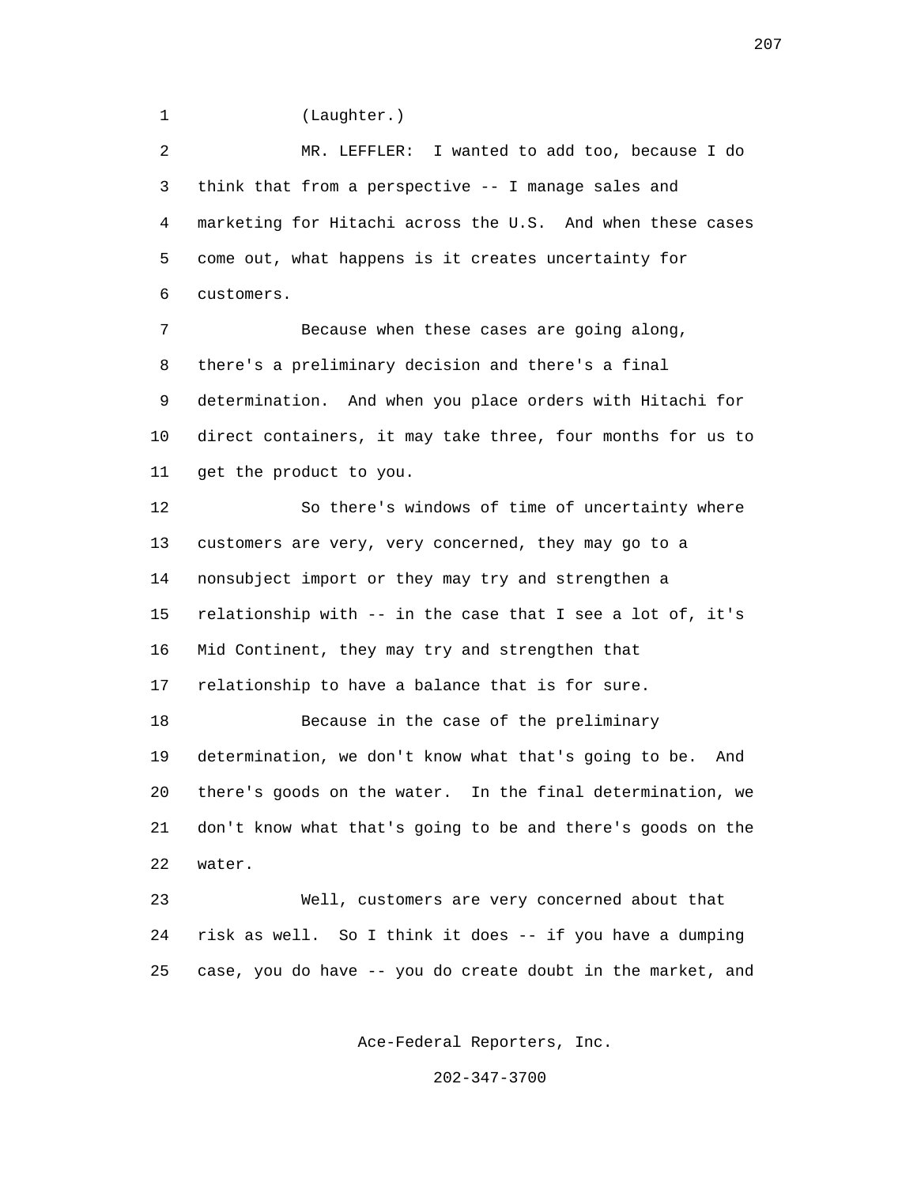(Laughter.)

MR. LEFFLER: I wanted to add too, because I do think that from a perspective -- I manage sales and marketing for Hitachi across the U.S. And when these cases come out, what happens is it creates uncertainty for customers.

Because when these cases are going along, there's a preliminary decision and there's a final determination. And when you place orders with Hitachi for direct containers, it may take three, four months for us to get the product to you.

So there's windows of time of uncertainty where customers are very, very concerned, they may go to a nonsubject import or they may try and strengthen a relationship with -- in the case that I see a lot of, it's Mid Continent, they may try and strengthen that relationship to have a balance that is for sure.

Because in the case of the preliminary determination, we don't know what that's going to be. And there's goods on the water. In the final determination, we don't know what that's going to be and there's goods on the water.

Well, customers are very concerned about that risk as well. So I think it does -- if you have a dumping case, you do have -- you do create doubt in the market, and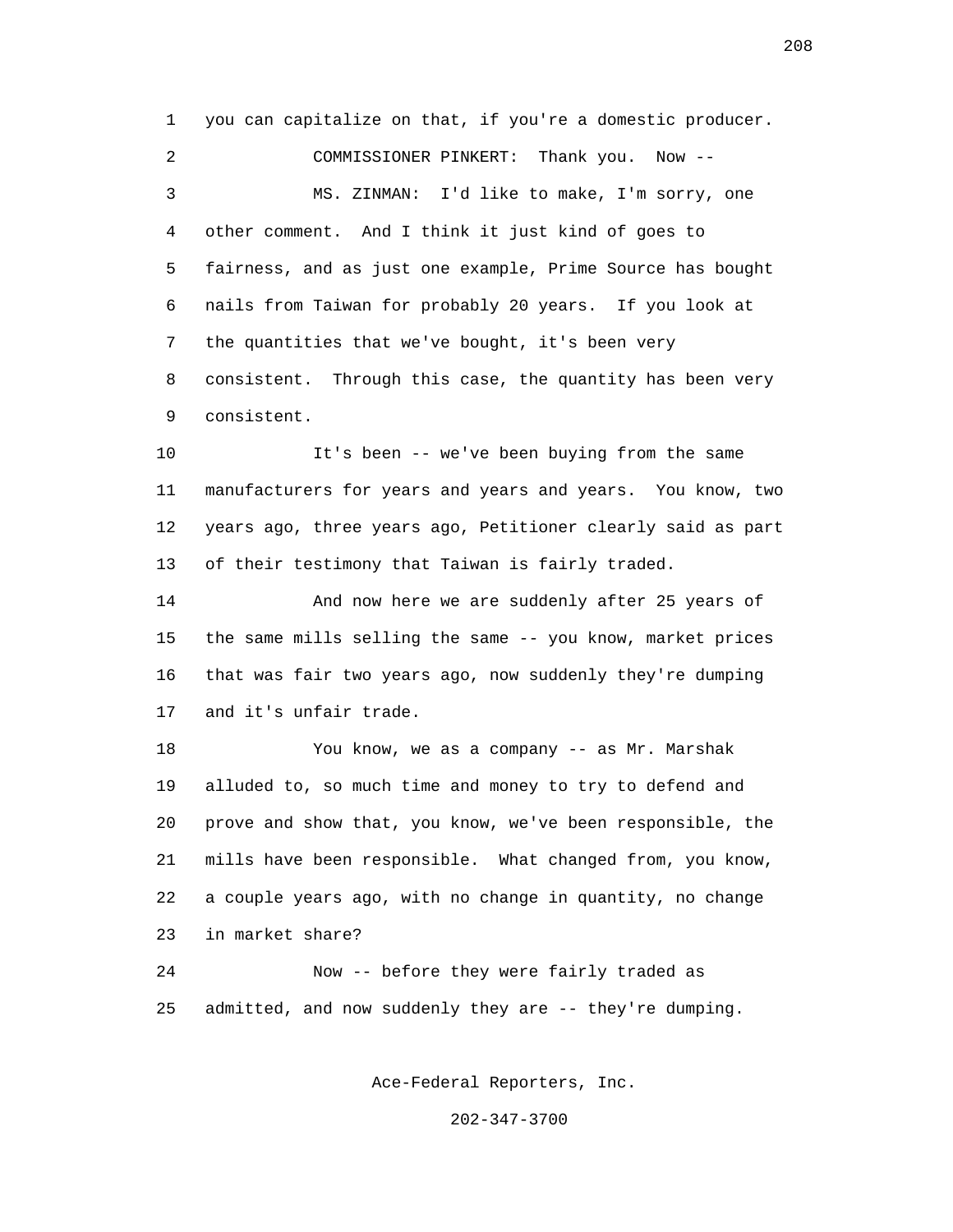you can capitalize on that, if you're a domestic producer.

COMMISSIONER PINKERT: Thank you. Now --

MS. ZINMAN: I'd like to make, I'm sorry, one other comment. And I think it just kind of goes to fairness, and as just one example, Prime Source has bought nails from Taiwan for probably 20 years. If you look at the quantities that we've bought, it's been very consistent. Through this case, the quantity has been very consistent.

It's been -- we've been buying from the same manufacturers for years and years and years. You know, two years ago, three years ago, Petitioner clearly said as part of their testimony that Taiwan is fairly traded.

And now here we are suddenly after 25 years of the same mills selling the same -- you know, market prices that was fair two years ago, now suddenly they're dumping and it's unfair trade.

You know, we as a company -- as Mr. Marshak alluded to, so much time and money to try to defend and prove and show that, you know, we've been responsible, the mills have been responsible. What changed from, you know, a couple years ago, with no change in quantity, no change in market share?

Now -- before they were fairly traded as admitted, and now suddenly they are -- they're dumping.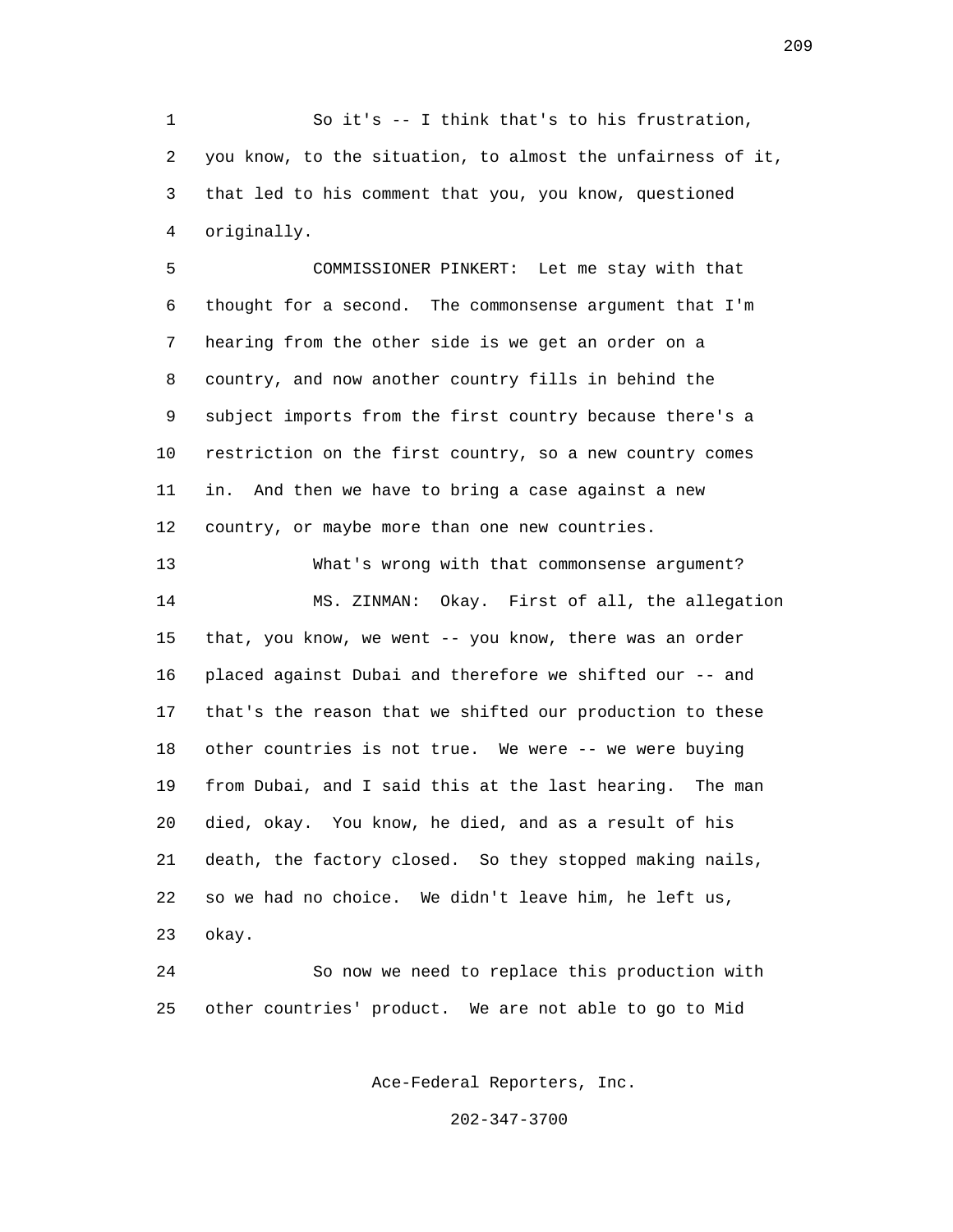So it's -- I think that's to his frustration, you know, to the situation, to almost the unfairness of it, that led to his comment that you, you know, questioned originally.

COMMISSIONER PINKERT: Let me stay with that thought for a second. The commonsense argument that I'm hearing from the other side is we get an order on a country, and now another country fills in behind the subject imports from the first country because there's a restriction on the first country, so a new country comes in. And then we have to bring a case against a new country, or maybe more than one new countries.

What's wrong with that commonsense argument?

MS. ZINMAN: Okay. First of all, the allegation that, you know, we went -- you know, there was an order placed against Dubai and therefore we shifted our -- and that's the reason that we shifted our production to these other countries is not true. We were -- we were buying from Dubai, and I said this at the last hearing. The man died, okay. You know, he died, and as a result of his death, the factory closed. So they stopped making nails, so we had no choice. We didn't leave him, he left us, okay.

So now we need to replace this production with other countries' product. We are not able to go to Mid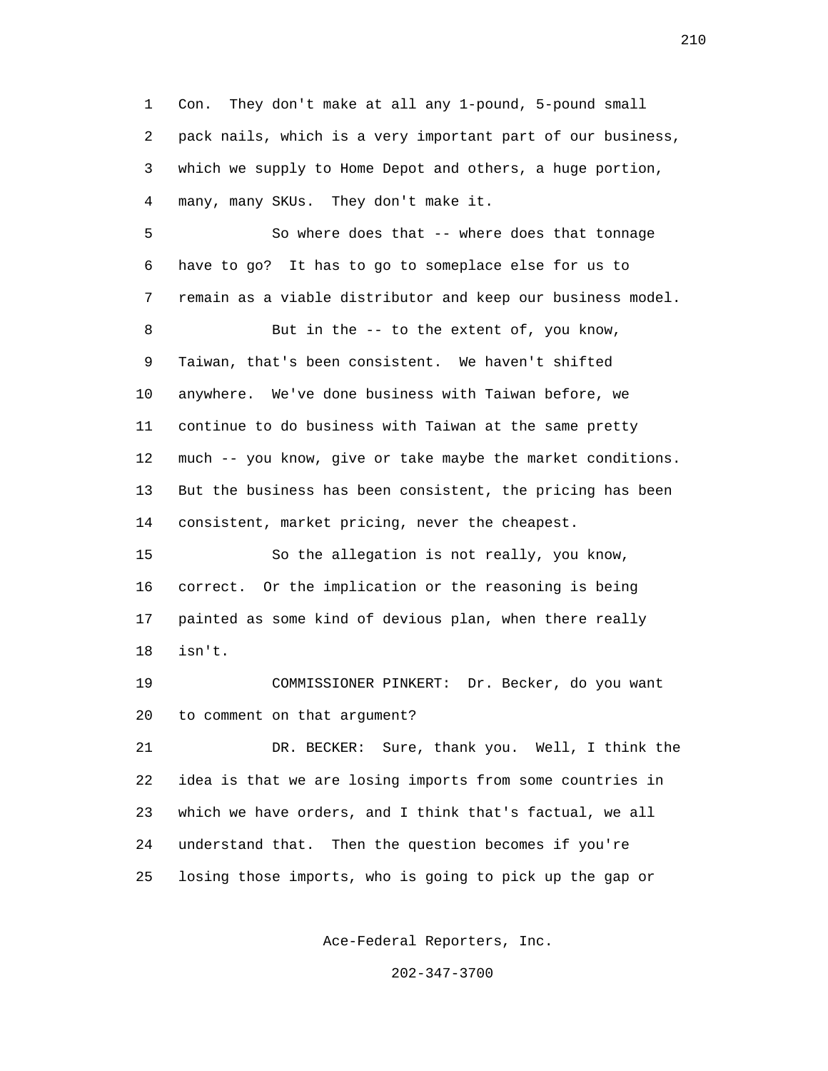Con. They don't make at all any 1-pound, 5-pound small pack nails, which is a very important part of our business, which we supply to Home Depot and others, a huge portion, many, many SKUs. They don't make it.

So where does that -- where does that tonnage have to go? It has to go to someplace else for us to remain as a viable distributor and keep our business model.

But in the -- to the extent of, you know, Taiwan, that's been consistent. We haven't shifted anywhere. We've done business with Taiwan before, we continue to do business with Taiwan at the same pretty much -- you know, give or take maybe the market conditions. But the business has been consistent, the pricing has been consistent, market pricing, never the cheapest.

So the allegation is not really, you know, correct. Or the implication or the reasoning is being painted as some kind of devious plan, when there really isn't.

COMMISSIONER PINKERT: Dr. Becker, do you want to comment on that argument?

DR. BECKER: Sure, thank you. Well, I think the idea is that we are losing imports from some countries in which we have orders, and I think that's factual, we all understand that. Then the question becomes if you're losing those imports, who is going to pick up the gap or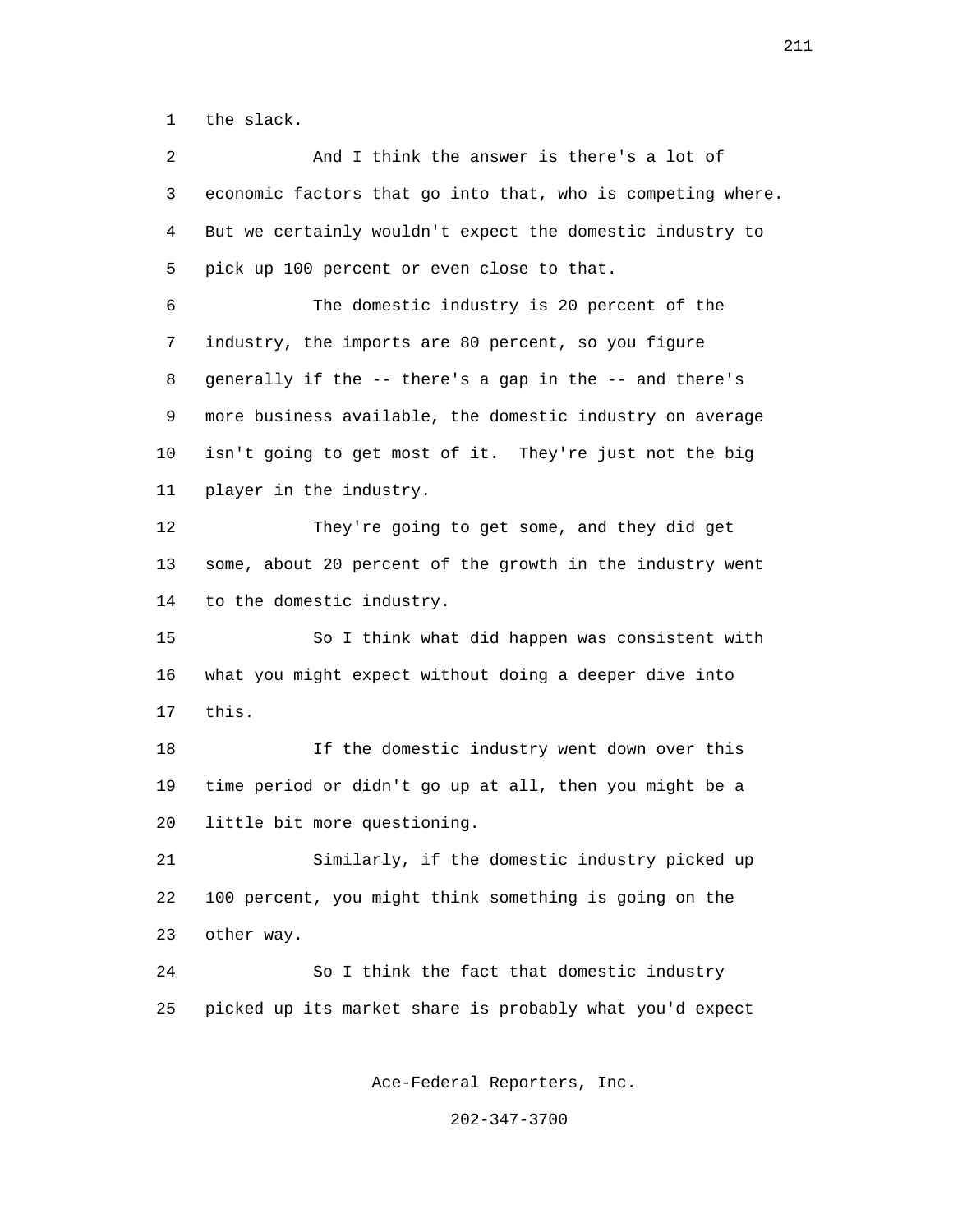the slack.

And I think the answer is there's a lot of economic factors that go into that, who is competing where. But we certainly wouldn't expect the domestic industry to pick up 100 percent or even close to that.

The domestic industry is 20 percent of the industry, the imports are 80 percent, so you figure generally if the -- there's a gap in the -- and there's more business available, the domestic industry on average isn't going to get most of it. They're just not the big player in the industry.

They're going to get some, and they did get some, about 20 percent of the growth in the industry went to the domestic industry.

So I think what did happen was consistent with what you might expect without doing a deeper dive into this.

If the domestic industry went down over this time period or didn't go up at all, then you might be a little bit more questioning.

Similarly, if the domestic industry picked up 100 percent, you might think something is going on the other way.

So I think the fact that domestic industry picked up its market share is probably what you'd expect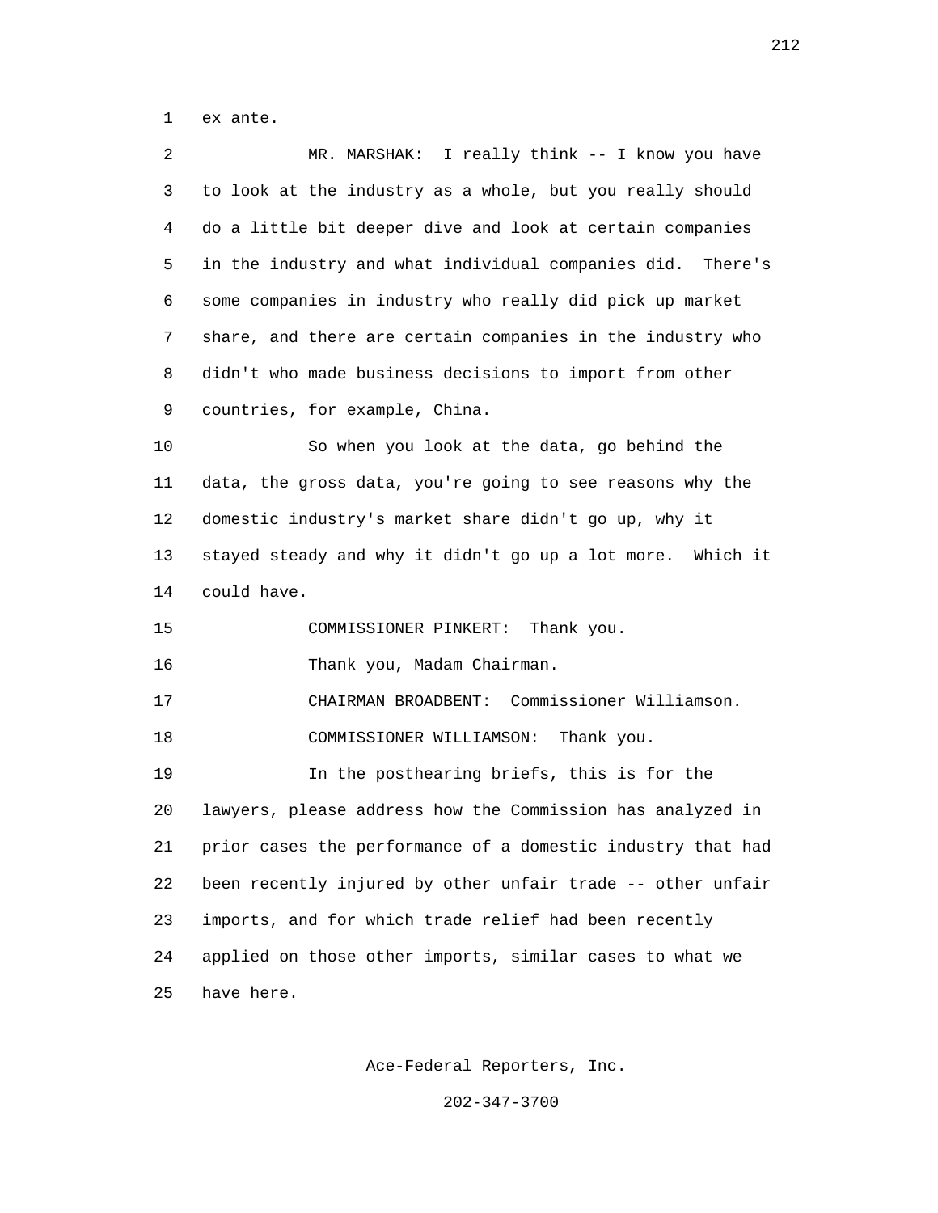ex ante.

MR. MARSHAK: I really think -- I know you have to look at the industry as a whole, but you really should do a little bit deeper dive and look at certain companies in the industry and what individual companies did. There's some companies in industry who really did pick up market share, and there are certain companies in the industry who didn't who made business decisions to import from other countries, for example, China.

So when you look at the data, go behind the data, the gross data, you're going to see reasons why the domestic industry's market share didn't go up, why it stayed steady and why it didn't go up a lot more. Which it could have.

COMMISSIONER PINKERT: Thank you.

Thank you, Madam Chairman.

CHAIRMAN BROADBENT: Commissioner Williamson.

COMMISSIONER WILLIAMSON: Thank you.

In the posthearing briefs, this is for the lawyers, please address how the Commission has analyzed in prior cases the performance of a domestic industry that had been recently injured by other unfair trade -- other unfair imports, and for which trade relief had been recently applied on those other imports, similar cases to what we have here.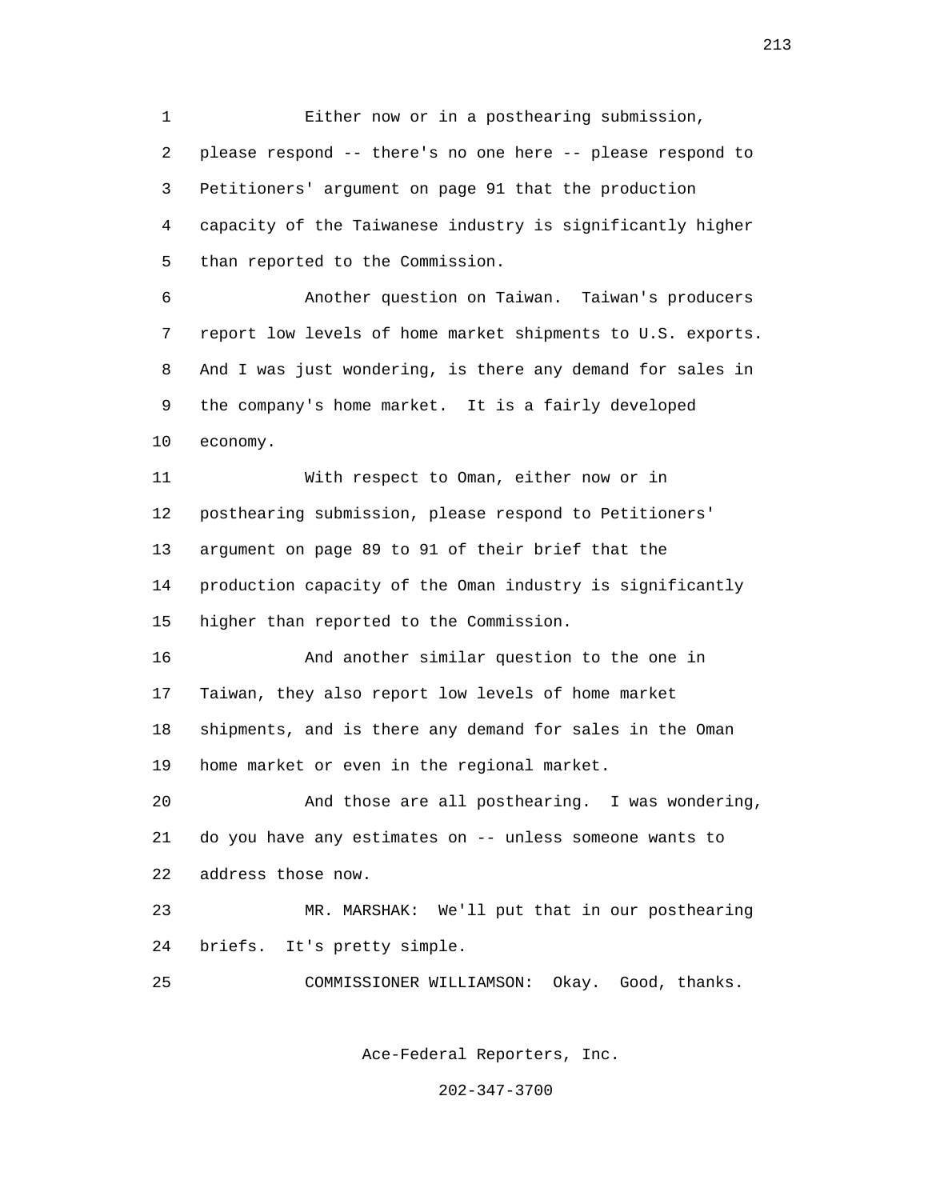Either now or in a posthearing submission, please respond -- there's no one here -- please respond to Petitioners' argument on page 91 that the production capacity of the Taiwanese industry is significantly higher than reported to the Commission.

Another question on Taiwan. Taiwan's producers report low levels of home market shipments to U.S. exports. And I was just wondering, is there any demand for sales in the company's home market. It is a fairly developed economy.

With respect to Oman, either now or in posthearing submission, please respond to Petitioners' argument on page 89 to 91 of their brief that the production capacity of the Oman industry is significantly higher than reported to the Commission.

And another similar question to the one in Taiwan, they also report low levels of home market shipments, and is there any demand for sales in the Oman home market or even in the regional market.

And those are all posthearing. I was wondering, do you have any estimates on -- unless someone wants to address those now.

MR. MARSHAK: We'll put that in our posthearing briefs. It's pretty simple.

COMMISSIONER WILLIAMSON: Okay. Good, thanks.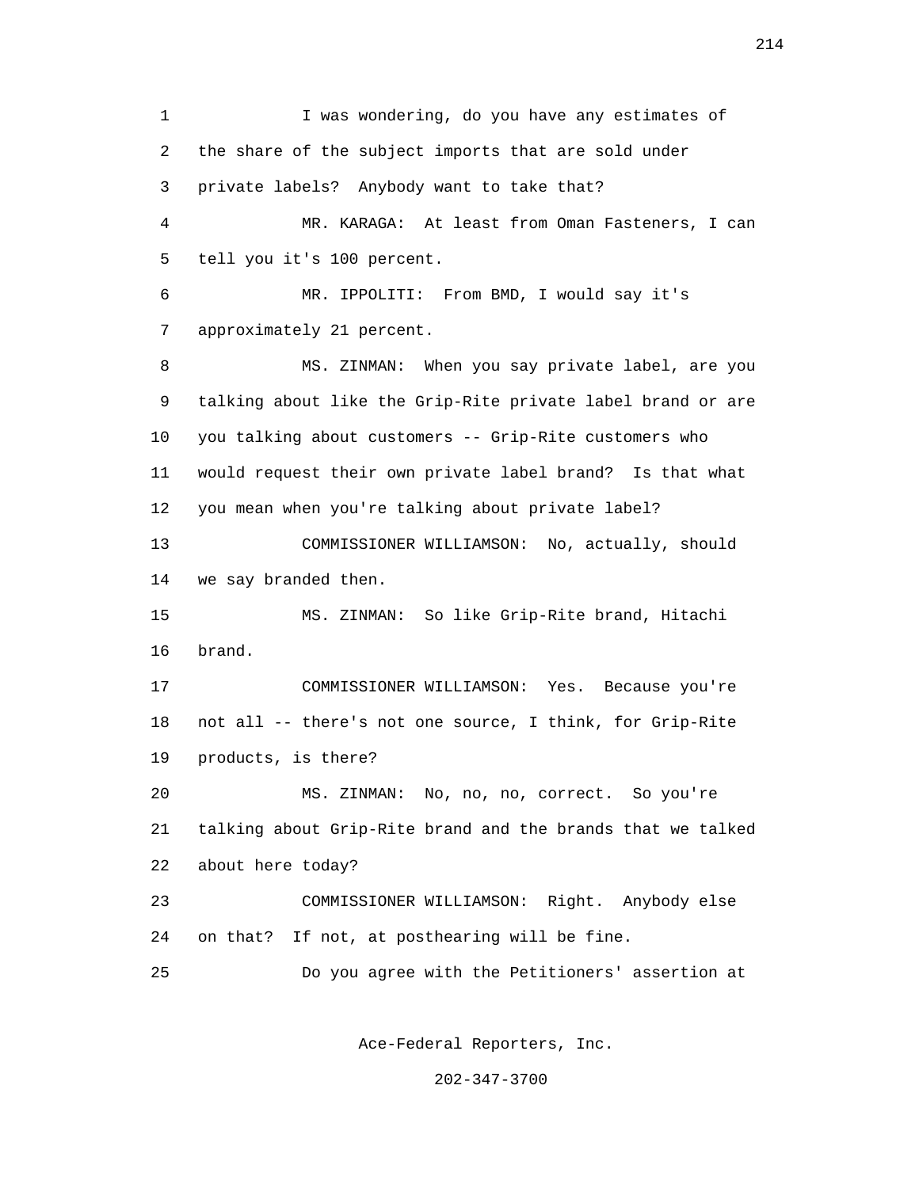I was wondering, do you have any estimates of the share of the subject imports that are sold under private labels? Anybody want to take that?

MR. KARAGA: At least from Oman Fasteners, I can tell you it's 100 percent.

MR. IPPOLITI: From BMD, I would say it's approximately 21 percent.

MS. ZINMAN: When you say private label, are you talking about like the Grip-Rite private label brand or are you talking about customers -- Grip-Rite customers who would request their own private label brand? Is that what you mean when you're talking about private label?

COMMISSIONER WILLIAMSON: No, actually, should we say branded then.

MS. ZINMAN: So like Grip-Rite brand, Hitachi brand.

COMMISSIONER WILLIAMSON: Yes. Because you're not all -- there's not one source, I think, for Grip-Rite products, is there?

MS. ZINMAN: No, no, no, correct. So you're talking about Grip-Rite brand and the brands that we talked about here today?

COMMISSIONER WILLIAMSON: Right. Anybody else on that? If not, at posthearing will be fine.

Do you agree with the Petitioners' assertion at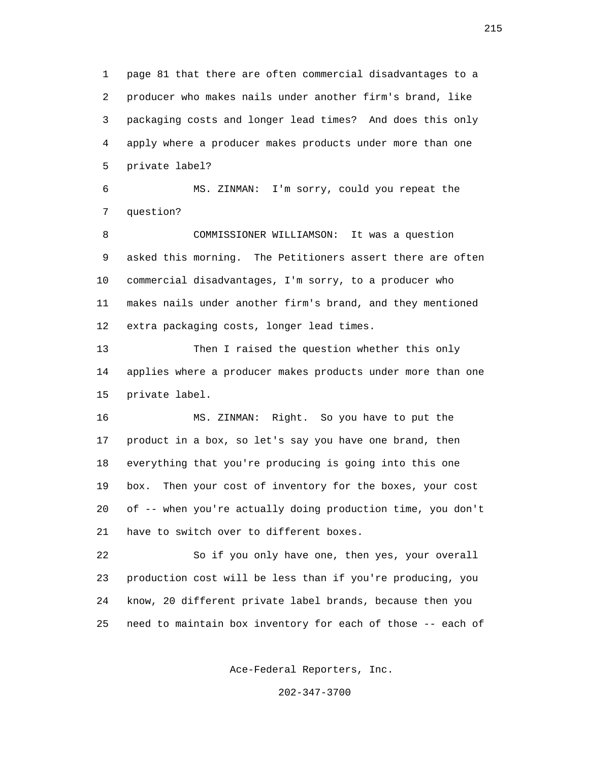page 81 that there are often commercial disadvantages to a producer who makes nails under another firm's brand, like packaging costs and longer lead times? And does this only apply where a producer makes products under more than one private label?

MS. ZINMAN: I'm sorry, could you repeat the question?

COMMISSIONER WILLIAMSON: It was a question asked this morning. The Petitioners assert there are often commercial disadvantages, I'm sorry, to a producer who makes nails under another firm's brand, and they mentioned extra packaging costs, longer lead times.

Then I raised the question whether this only applies where a producer makes products under more than one private label.

MS. ZINMAN: Right. So you have to put the product in a box, so let's say you have one brand, then everything that you're producing is going into this one box. Then your cost of inventory for the boxes, your cost of -- when you're actually doing production time, you don't have to switch over to different boxes.

So if you only have one, then yes, your overall production cost will be less than if you're producing, you know, 20 different private label brands, because then you need to maintain box inventory for each of those -- each of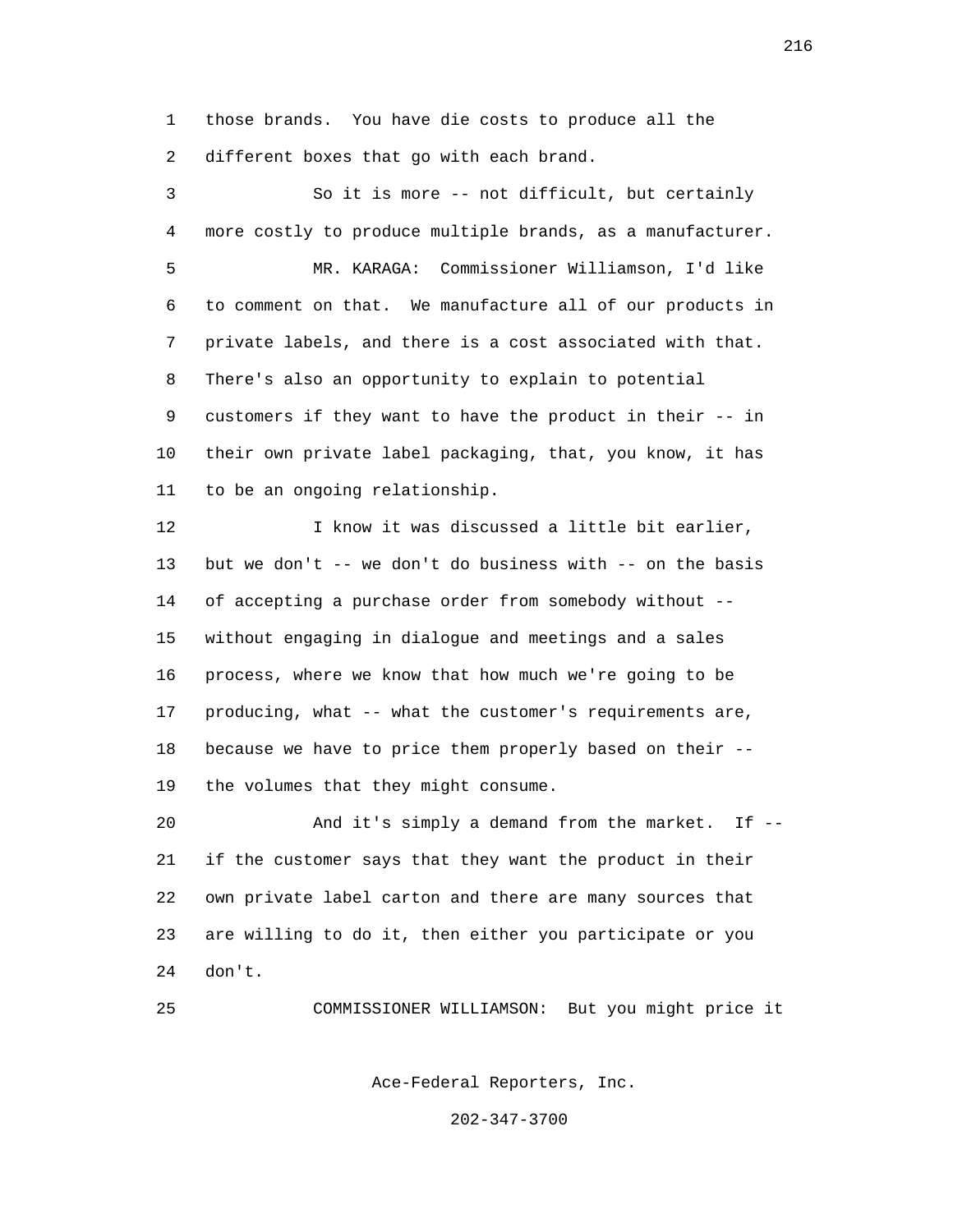those brands. You have die costs to produce all the different boxes that go with each brand.

So it is more -- not difficult, but certainly more costly to produce multiple brands, as a manufacturer.

MR. KARAGA: Commissioner Williamson, I'd like to comment on that. We manufacture all of our products in private labels, and there is a cost associated with that. There's also an opportunity to explain to potential customers if they want to have the product in their -- in their own private label packaging, that, you know, it has to be an ongoing relationship.

I know it was discussed a little bit earlier, but we don't -- we don't do business with -- on the basis of accepting a purchase order from somebody without -- without engaging in dialogue and meetings and a sales process, where we know that how much we're going to be producing, what -- what the customer's requirements are, because we have to price them properly based on their -- the volumes that they might consume.

And it's simply a demand from the market. If -- if the customer says that they want the product in their own private label carton and there are many sources that are willing to do it, then either you participate or you don't.

COMMISSIONER WILLIAMSON: But you might price it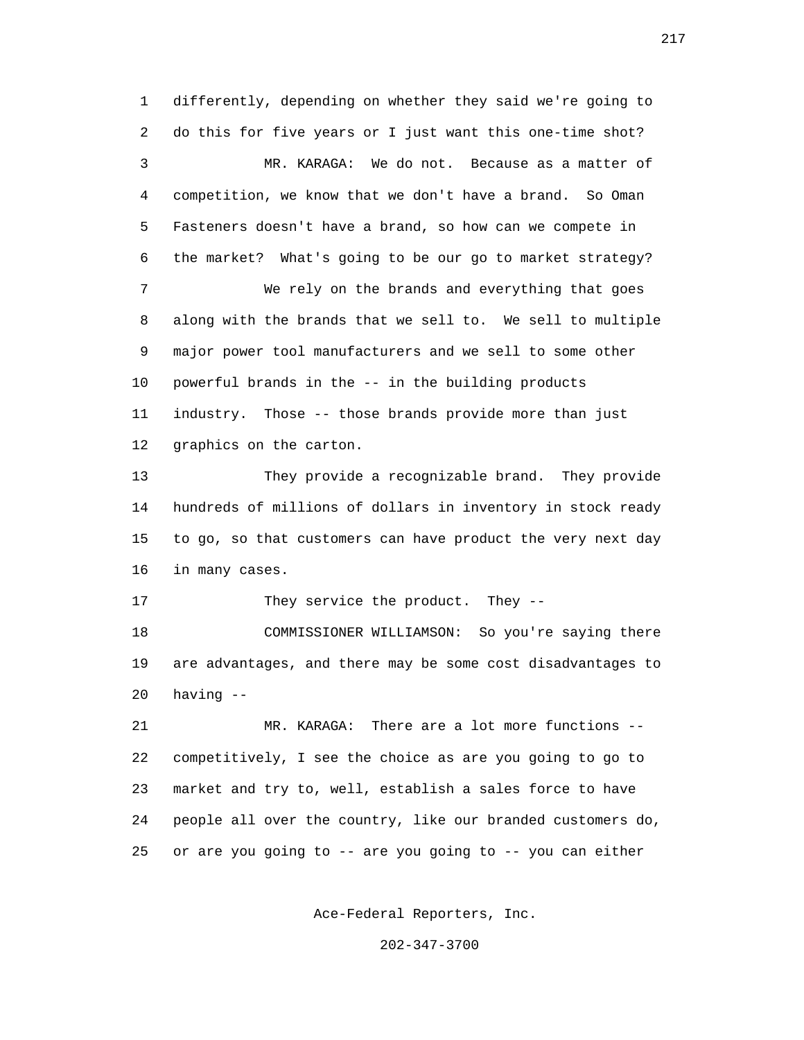differently, depending on whether they said we're going to do this for five years or I just want this one-time shot?

MR. KARAGA: We do not. Because as a matter of competition, we know that we don't have a brand. So Oman Fasteners doesn't have a brand, so how can we compete in the market? What's going to be our go to market strategy?

We rely on the brands and everything that goes along with the brands that we sell to. We sell to multiple major power tool manufacturers and we sell to some other powerful brands in the -- in the building products industry. Those -- those brands provide more than just graphics on the carton.

They provide a recognizable brand. They provide hundreds of millions of dollars in inventory in stock ready to go, so that customers can have product the very next day in many cases.

They service the product. They --

COMMISSIONER WILLIAMSON: So you're saying there are advantages, and there may be some cost disadvantages to having --

MR. KARAGA: There are a lot more functions -- competitively, I see the choice as are you going to go to market and try to, well, establish a sales force to have people all over the country, like our branded customers do, or are you going to -- are you going to -- you can either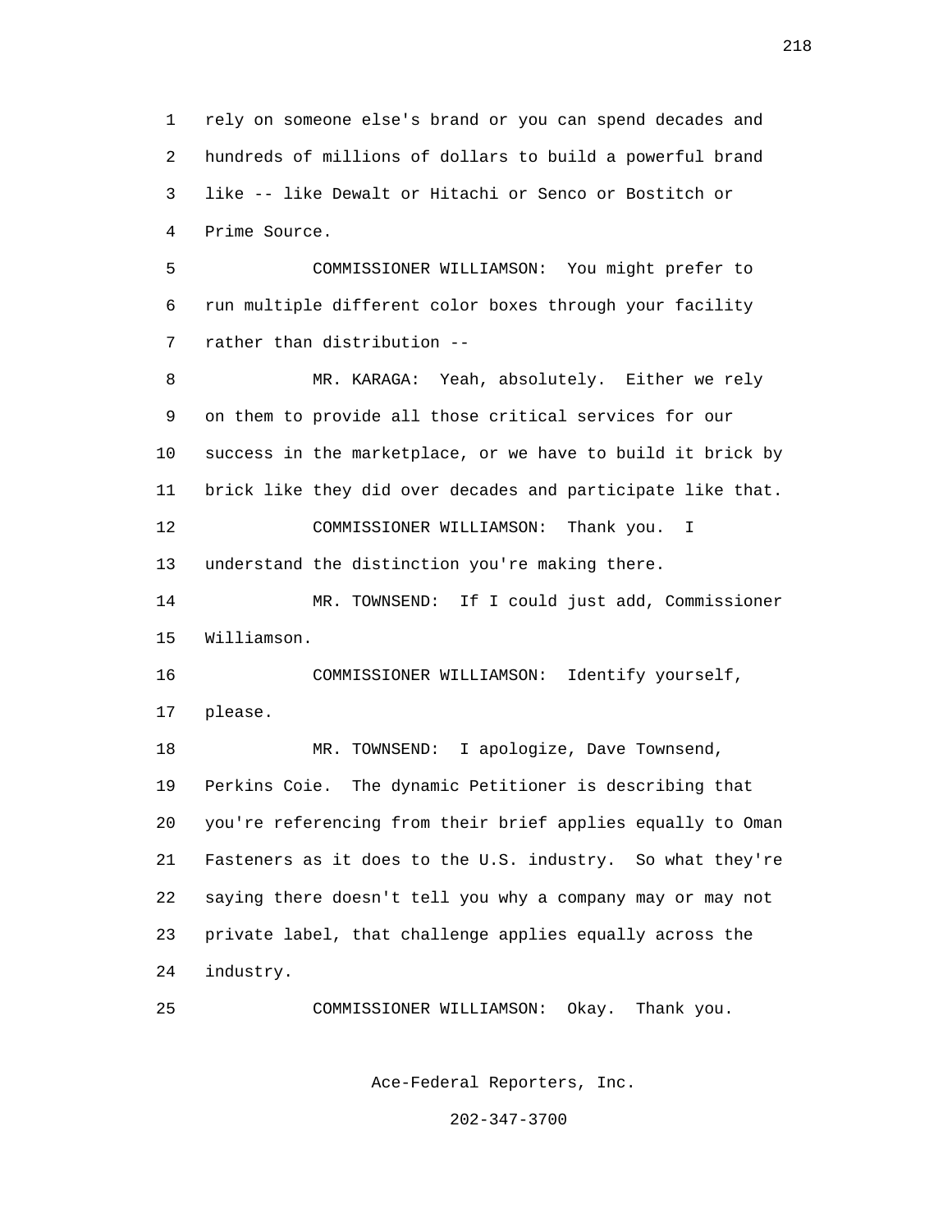rely on someone else's brand or you can spend decades and hundreds of millions of dollars to build a powerful brand like -- like Dewalt or Hitachi or Senco or Bostitch or Prime Source.

COMMISSIONER WILLIAMSON: You might prefer to run multiple different color boxes through your facility rather than distribution --

MR. KARAGA: Yeah, absolutely. Either we rely on them to provide all those critical services for our success in the marketplace, or we have to build it brick by brick like they did over decades and participate like that.

COMMISSIONER WILLIAMSON: Thank you. I understand the distinction you're making there.

MR. TOWNSEND: If I could just add, Commissioner Williamson.

COMMISSIONER WILLIAMSON: Identify yourself, please.

MR. TOWNSEND: I apologize, Dave Townsend, Perkins Coie. The dynamic Petitioner is describing that you're referencing from their brief applies equally to Oman Fasteners as it does to the U.S. industry. So what they're saying there doesn't tell you why a company may or may not private label, that challenge applies equally across the industry.

COMMISSIONER WILLIAMSON: Okay. Thank you.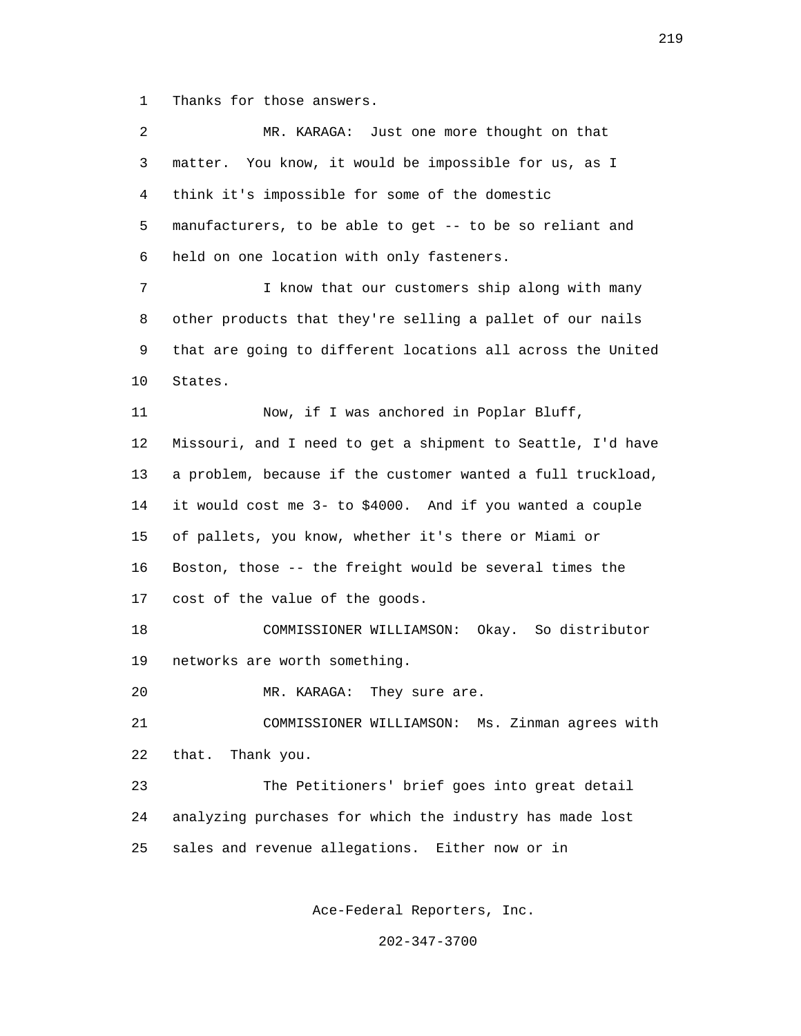1 Thanks for those answers.

2 MR. KARAGA: Just one more thought on that

3 matter. You know, it would be impossible for us, as I

4 think it's impossible for some of the domestic

5 manufacturers, to be able to get -- to be so reliant and

6 held on one location with only fasteners.

7 I know that our customers ship along with many

8 other products that they're selling a pallet of our nails

9 that are going to different locations all across the United

10 States.

11 Now, if I was anchored in Poplar Bluff,

12 Missouri, and I need to get a shipment to Seattle, I'd have

13 a problem, because if the customer wanted a full truckload,

14 it would cost me 3- to $4000. And if you wanted a couple

15 of pallets, you know, whether it's there or Miami or

16 Boston, those -- the freight would be several times the

17 cost of the value of the goods.

18 COMMISSIONER WILLIAMSON: Okay. So distributor

19 networks are worth something.

20 MR. KARAGA: They sure are.

21 COMMISSIONER WILLIAMSON: Ms. Zinman agrees with

22 that. Thank you.

23 The Petitioners' brief goes into great detail

24 analyzing purchases for which the industry has made lost

25 sales and revenue allegations. Either now or in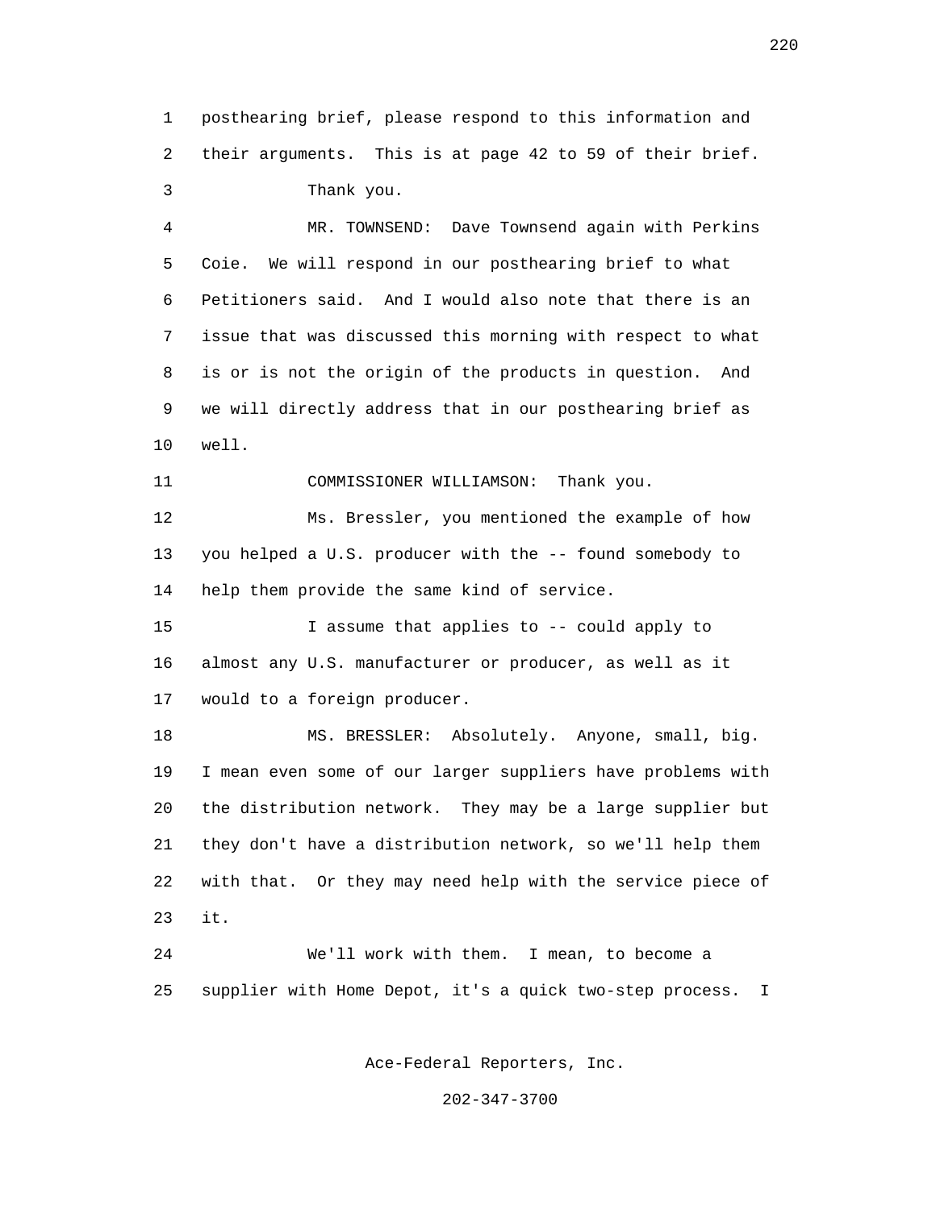posthearing brief, please respond to this information and their arguments. This is at page 42 to 59 of their brief.

Thank you.

MR. TOWNSEND: Dave Townsend again with Perkins Coie. We will respond in our posthearing brief to what Petitioners said. And I would also note that there is an issue that was discussed this morning with respect to what is or is not the origin of the products in question. And we will directly address that in our posthearing brief as well.

COMMISSIONER WILLIAMSON: Thank you.

Ms. Bressler, you mentioned the example of how you helped a U.S. producer with the -- found somebody to help them provide the same kind of service.

I assume that applies to -- could apply to almost any U.S. manufacturer or producer, as well as it would to a foreign producer.

MS. BRESSLER: Absolutely. Anyone, small, big. I mean even some of our larger suppliers have problems with the distribution network. They may be a large supplier but they don't have a distribution network, so we'll help them with that. Or they may need help with the service piece of it.

We'll work with them. I mean, to become a supplier with Home Depot, it's a quick two-step process. I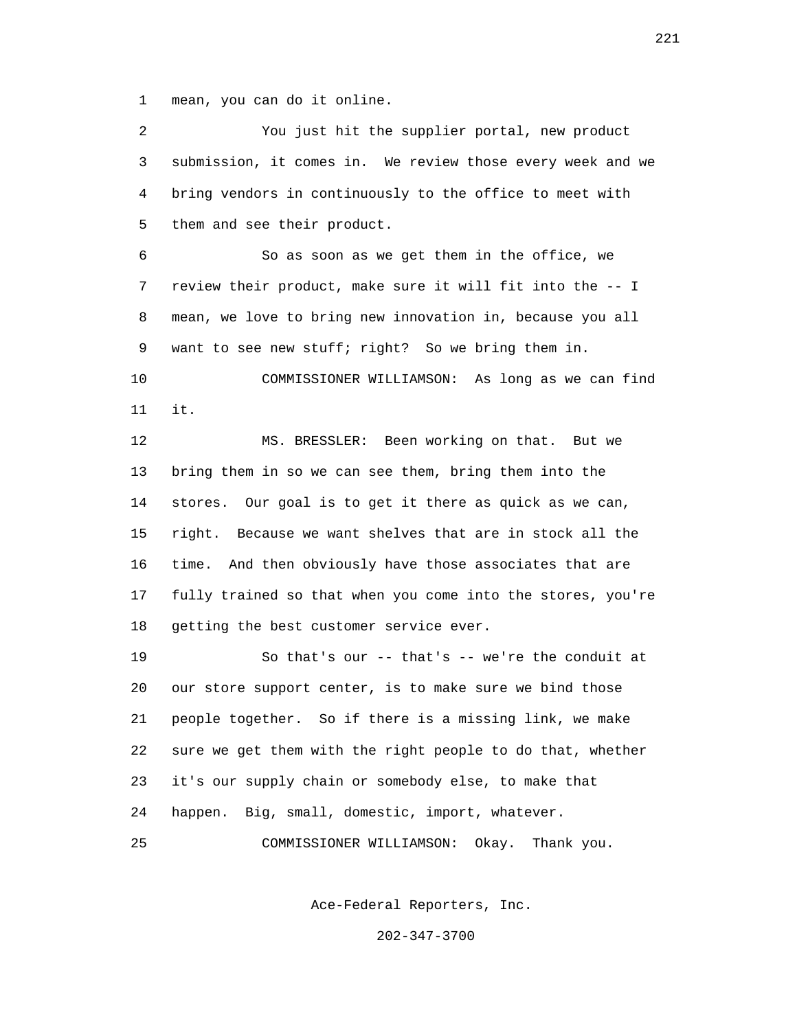mean, you can do it online.

You just hit the supplier portal, new product submission, it comes in. We review those every week and we bring vendors in continuously to the office to meet with them and see their product.

So as soon as we get them in the office, we review their product, make sure it will fit into the -- I mean, we love to bring new innovation in, because you all want to see new stuff; right? So we bring them in.

COMMISSIONER WILLIAMSON: As long as we can find it.

MS. BRESSLER: Been working on that. But we bring them in so we can see them, bring them into the stores. Our goal is to get it there as quick as we can, right. Because we want shelves that are in stock all the time. And then obviously have those associates that are fully trained so that when you come into the stores, you're getting the best customer service ever.

So that's our -- that's -- we're the conduit at our store support center, is to make sure we bind those people together. So if there is a missing link, we make sure we get them with the right people to do that, whether it's our supply chain or somebody else, to make that happen. Big, small, domestic, import, whatever.

COMMISSIONER WILLIAMSON: Okay. Thank you.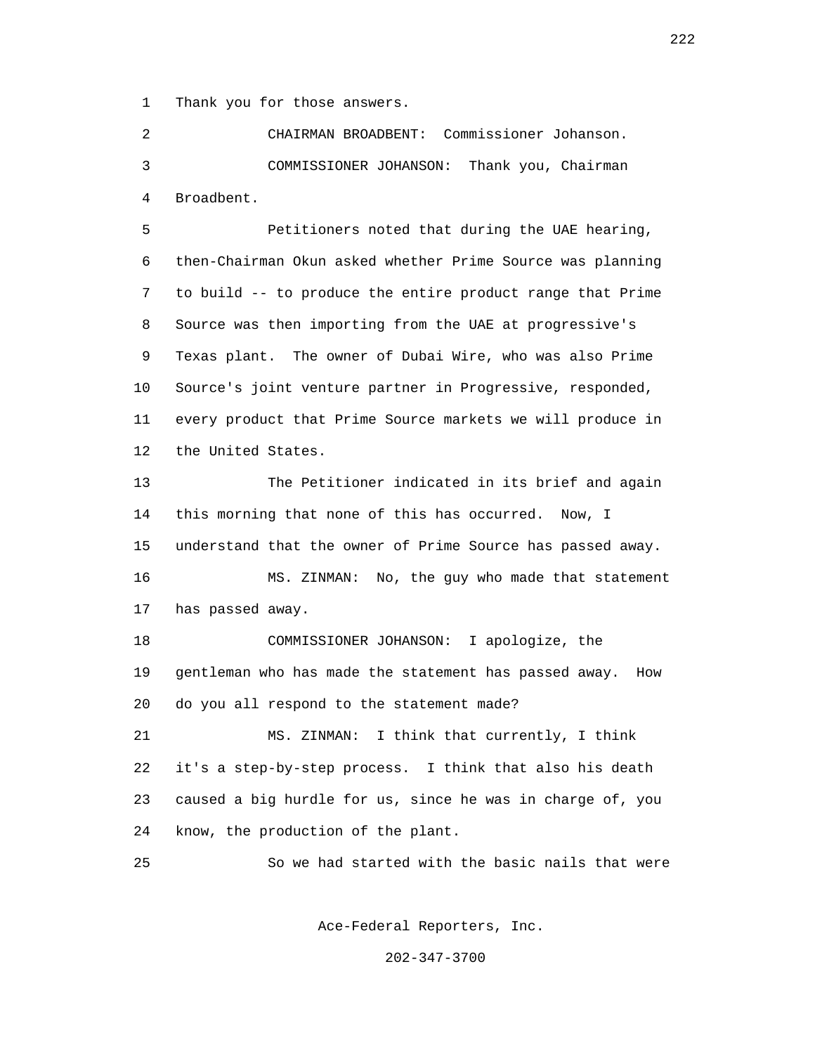Thank you for those answers.

CHAIRMAN BROADBENT: Commissioner Johanson.

COMMISSIONER JOHANSON: Thank you, Chairman Broadbent.

Petitioners noted that during the UAE hearing, then-Chairman Okun asked whether Prime Source was planning to build -- to produce the entire product range that Prime Source was then importing from the UAE at progressive's Texas plant. The owner of Dubai Wire, who was also Prime Source's joint venture partner in Progressive, responded, every product that Prime Source markets we will produce in the United States.

The Petitioner indicated in its brief and again this morning that none of this has occurred. Now, I understand that the owner of Prime Source has passed away.

MS. ZINMAN: No, the guy who made that statement has passed away.

COMMISSIONER JOHANSON: I apologize, the gentleman who has made the statement has passed away. How do you all respond to the statement made?

MS. ZINMAN: I think that currently, I think it's a step-by-step process. I think that also his death caused a big hurdle for us, since he was in charge of, you know, the production of the plant.

So we had started with the basic nails that were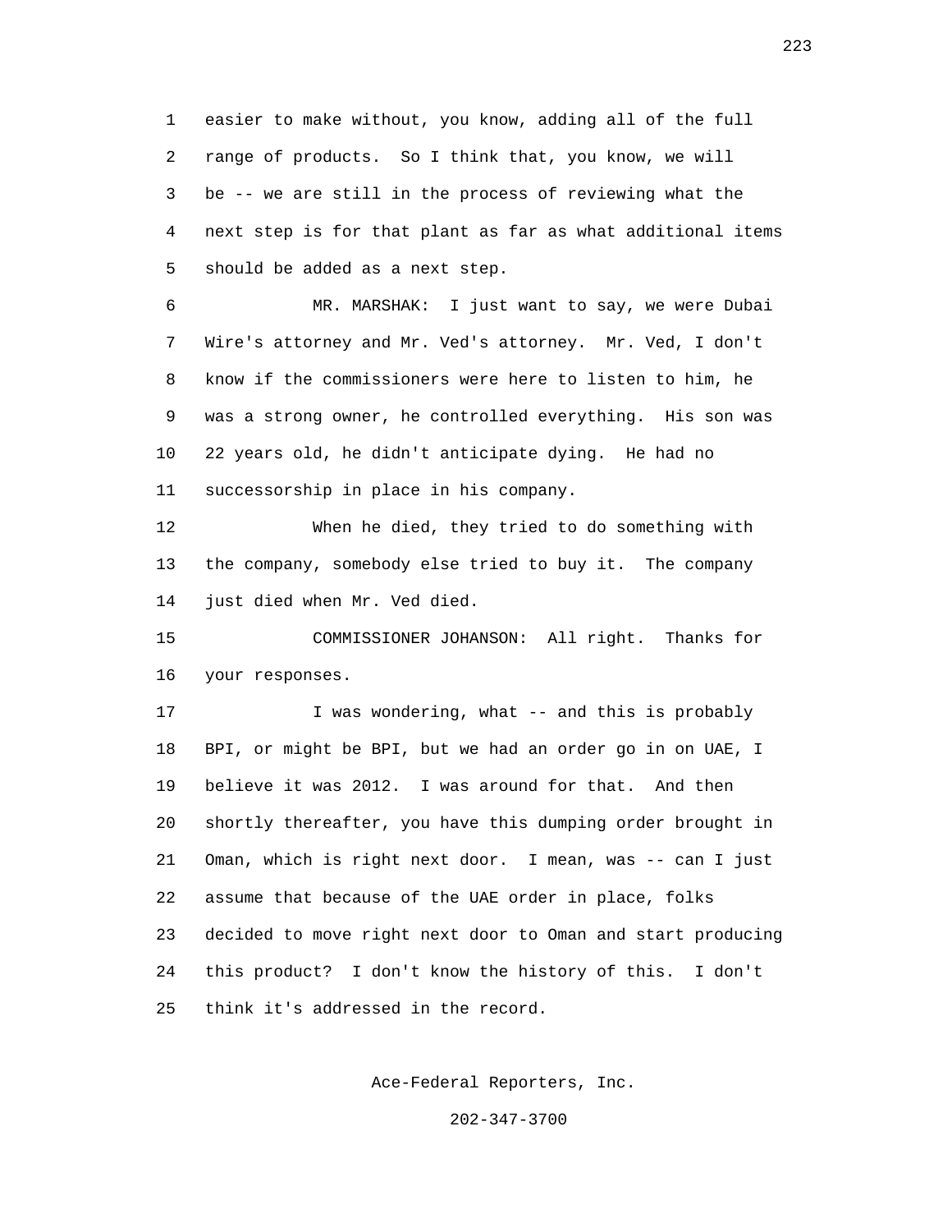easier to make without, you know, adding all of the full range of products. So I think that, you know, we will be -- we are still in the process of reviewing what the next step is for that plant as far as what additional items should be added as a next step.

MR. MARSHAK: I just want to say, we were Dubai Wire's attorney and Mr. Ved's attorney. Mr. Ved, I don't know if the commissioners were here to listen to him, he was a strong owner, he controlled everything. His son was 22 years old, he didn't anticipate dying. He had no successorship in place in his company.

When he died, they tried to do something with the company, somebody else tried to buy it. The company just died when Mr. Ved died.

COMMISSIONER JOHANSON: All right. Thanks for your responses.

I was wondering, what -- and this is probably BPI, or might be BPI, but we had an order go in on UAE, I believe it was 2012. I was around for that. And then shortly thereafter, you have this dumping order brought in Oman, which is right next door. I mean, was -- can I just assume that because of the UAE order in place, folks decided to move right next door to Oman and start producing this product? I don't know the history of this. I don't think it's addressed in the record.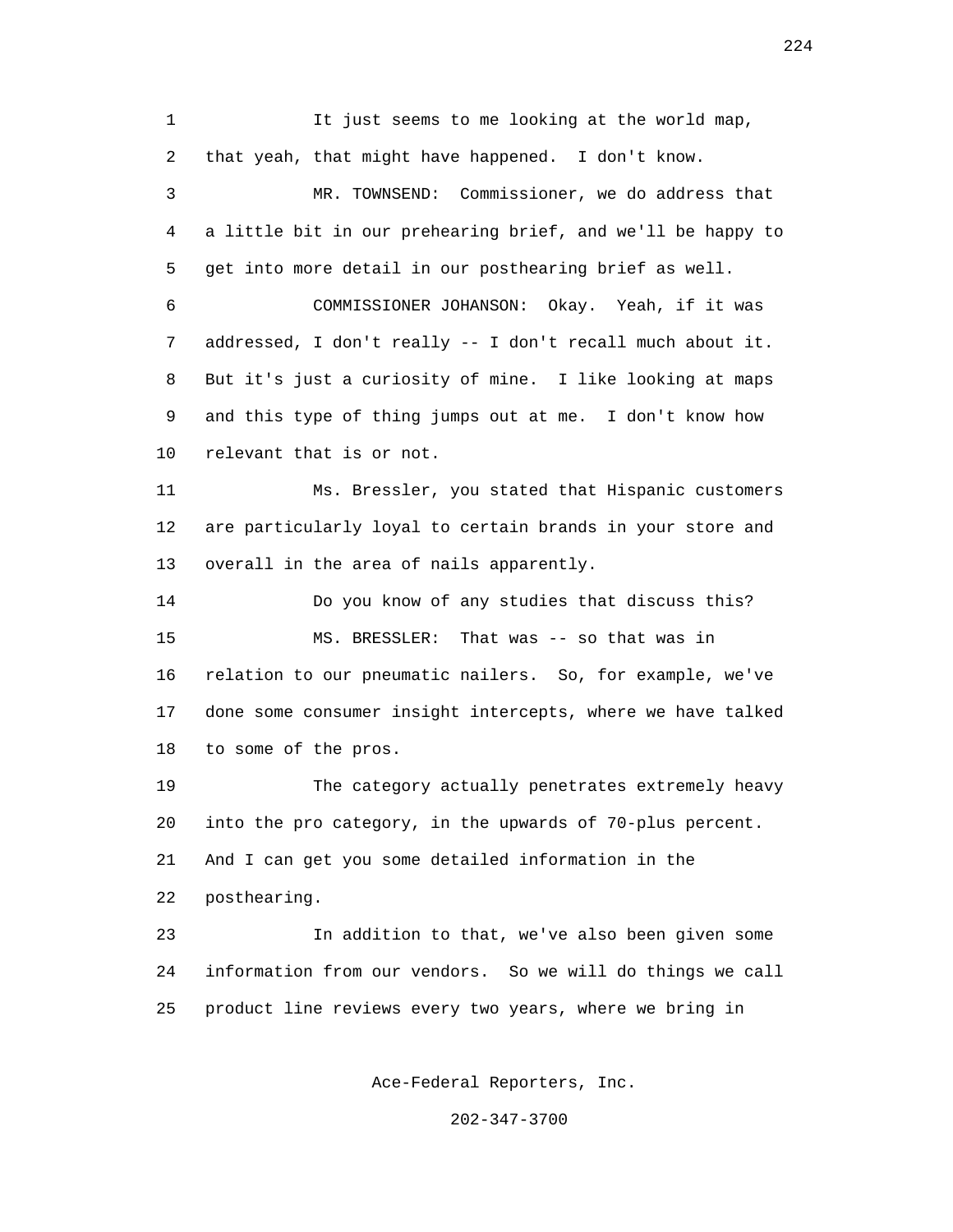It just seems to me looking at the world map, that yeah, that might have happened. I don't know.

MR. TOWNSEND: Commissioner, we do address that a little bit in our prehearing brief, and we'll be happy to get into more detail in our posthearing brief as well.

COMMISSIONER JOHANSON: Okay. Yeah, if it was addressed, I don't really -- I don't recall much about it. But it's just a curiosity of mine. I like looking at maps and this type of thing jumps out at me. I don't know how relevant that is or not.

Ms. Bressler, you stated that Hispanic customers are particularly loyal to certain brands in your store and overall in the area of nails apparently.

Do you know of any studies that discuss this?

MS. BRESSLER: That was -- so that was in relation to our pneumatic nailers. So, for example, we've done some consumer insight intercepts, where we have talked to some of the pros.

The category actually penetrates extremely heavy into the pro category, in the upwards of 70-plus percent. And I can get you some detailed information in the posthearing.

In addition to that, we've also been given some information from our vendors. So we will do things we call product line reviews every two years, where we bring in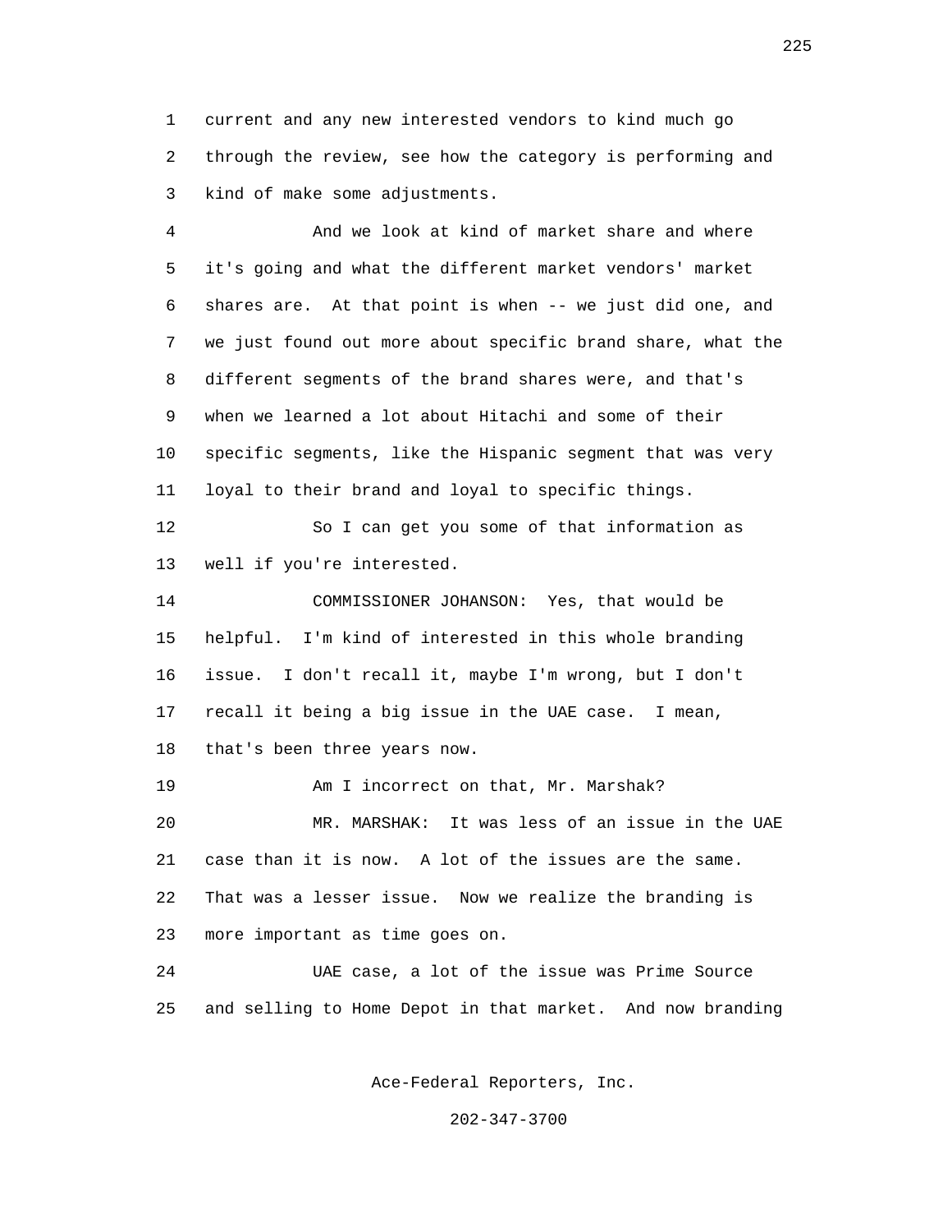current and any new interested vendors to kind much go through the review, see how the category is performing and kind of make some adjustments.

And we look at kind of market share and where it's going and what the different market vendors' market shares are. At that point is when -- we just did one, and we just found out more about specific brand share, what the different segments of the brand shares were, and that's when we learned a lot about Hitachi and some of their specific segments, like the Hispanic segment that was very loyal to their brand and loyal to specific things.

So I can get you some of that information as well if you're interested.

COMMISSIONER JOHANSON: Yes, that would be helpful. I'm kind of interested in this whole branding issue. I don't recall it, maybe I'm wrong, but I don't recall it being a big issue in the UAE case. I mean, that's been three years now.

Am I incorrect on that, Mr. Marshak?

MR. MARSHAK: It was less of an issue in the UAE case than it is now. A lot of the issues are the same. That was a lesser issue. Now we realize the branding is more important as time goes on.

UAE case, a lot of the issue was Prime Source and selling to Home Depot in that market. And now branding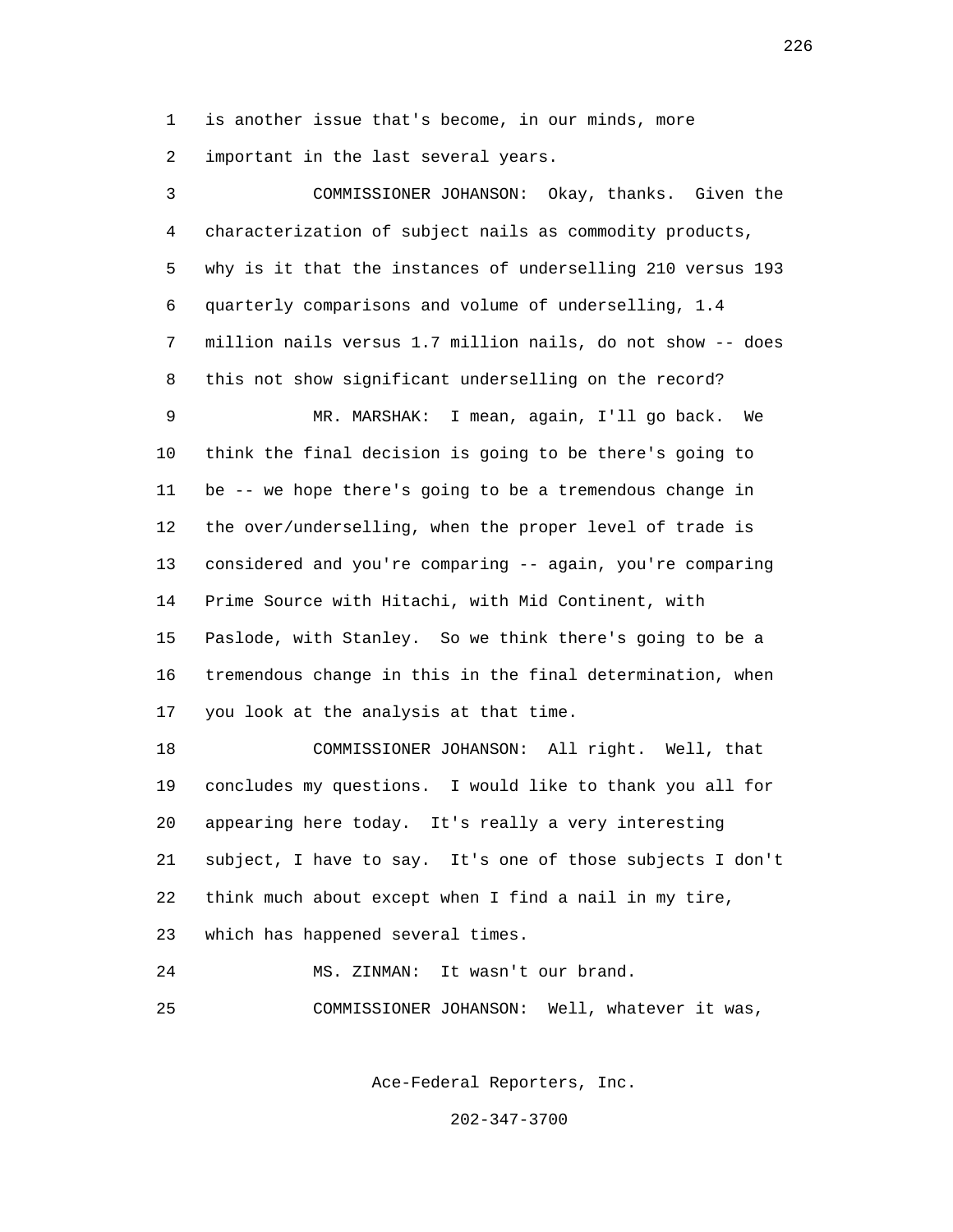1 is another issue that's become, in our minds, more
2 important in the last several years.

3 COMMISSIONER JOHANSON: Okay, thanks. Given the
4 characterization of subject nails as commodity products,
5 why is it that the instances of underselling 210 versus 193
6 quarterly comparisons and volume of underselling, 1.4
7 million nails versus 1.7 million nails, do not show -- does
8 this not show significant underselling on the record?

9 MR. MARSHAK: I mean, again, I'll go back. We
10 think the final decision is going to be there's going to
11 be -- we hope there's going to be a tremendous change in
12 the over/underselling, when the proper level of trade is
13 considered and you're comparing -- again, you're comparing
14 Prime Source with Hitachi, with Mid Continent, with
15 Paslode, with Stanley. So we think there's going to be a
16 tremendous change in this in the final determination, when
17 you look at the analysis at that time.

18 COMMISSIONER JOHANSON: All right. Well, that
19 concludes my questions. I would like to thank you all for
20 appearing here today. It's really a very interesting
21 subject, I have to say. It's one of those subjects I don't
22 think much about except when I find a nail in my tire,
23 which has happened several times.

24 MS. ZINMAN: It wasn't our brand.

25 COMMISSIONER JOHANSON: Well, whatever it was,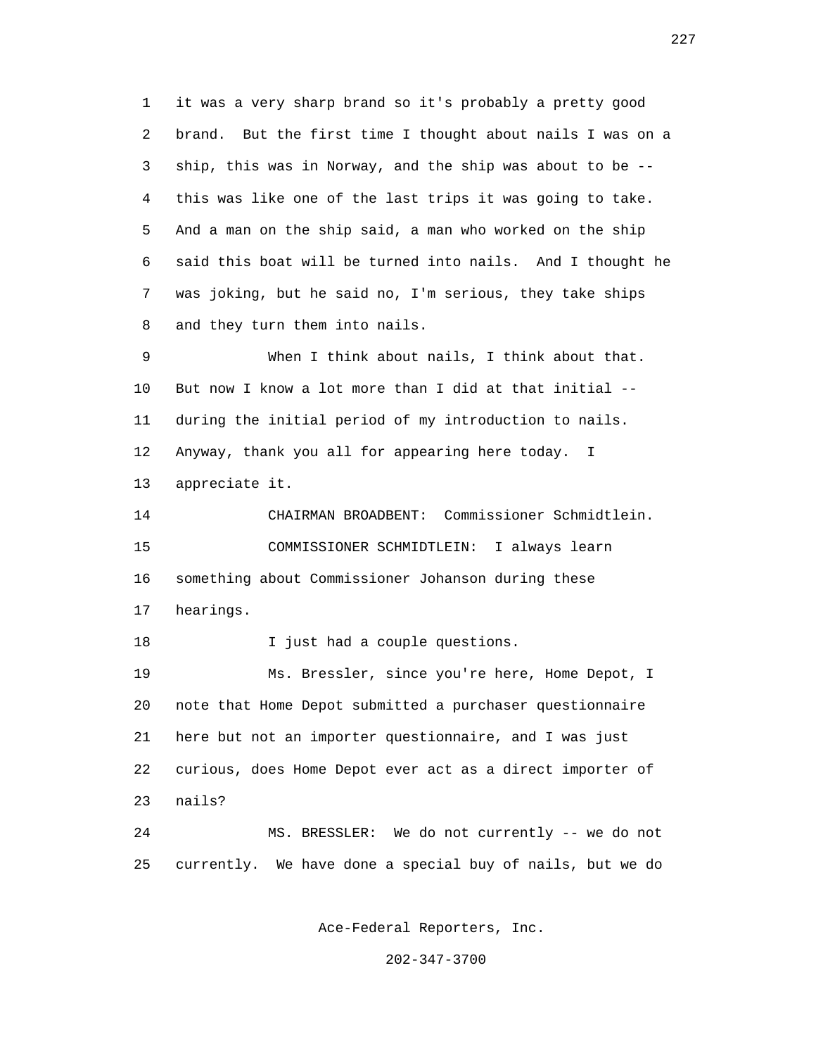it was a very sharp brand so it's probably a pretty good brand. But the first time I thought about nails I was on a ship, this was in Norway, and the ship was about to be -- this was like one of the last trips it was going to take. And a man on the ship said, a man who worked on the ship said this boat will be turned into nails. And I thought he was joking, but he said no, I'm serious, they take ships and they turn them into nails.

When I think about nails, I think about that. But now I know a lot more than I did at that initial -- during the initial period of my introduction to nails. Anyway, thank you all for appearing here today. I appreciate it.

CHAIRMAN BROADBENT: Commissioner Schmidtlein.

COMMISSIONER SCHMIDTLEIN: I always learn something about Commissioner Johanson during these hearings.

I just had a couple questions.

Ms. Bressler, since you're here, Home Depot, I note that Home Depot submitted a purchaser questionnaire here but not an importer questionnaire, and I was just curious, does Home Depot ever act as a direct importer of nails?

MS. BRESSLER: We do not currently -- we do not currently. We have done a special buy of nails, but we do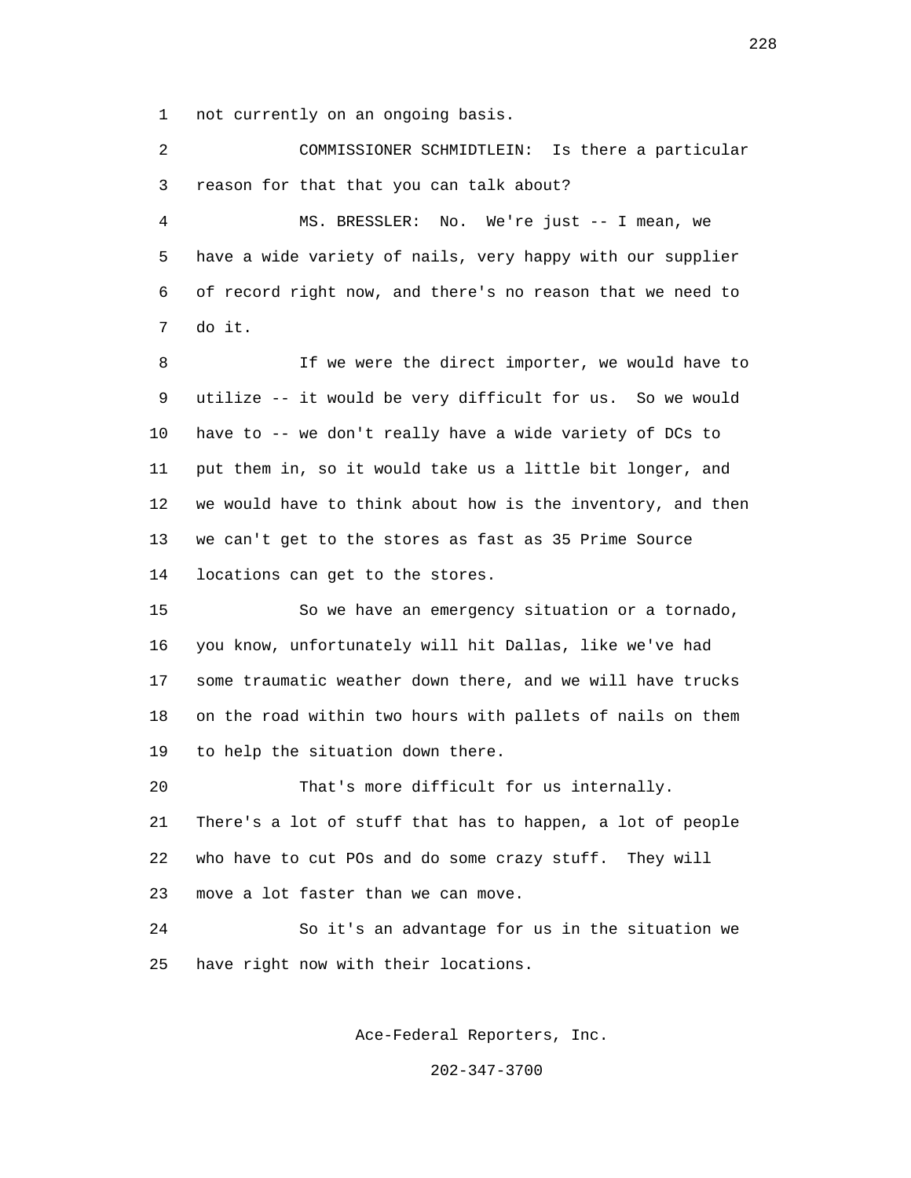not currently on an ongoing basis.

COMMISSIONER SCHMIDTLEIN: Is there a particular reason for that that you can talk about?

MS. BRESSLER: No. We're just -- I mean, we have a wide variety of nails, very happy with our supplier of record right now, and there's no reason that we need to do it.

If we were the direct importer, we would have to utilize -- it would be very difficult for us. So we would have to -- we don't really have a wide variety of DCs to put them in, so it would take us a little bit longer, and we would have to think about how is the inventory, and then we can't get to the stores as fast as 35 Prime Source locations can get to the stores.

So we have an emergency situation or a tornado, you know, unfortunately will hit Dallas, like we've had some traumatic weather down there, and we will have trucks on the road within two hours with pallets of nails on them to help the situation down there.

That's more difficult for us internally. There's a lot of stuff that has to happen, a lot of people who have to cut POs and do some crazy stuff. They will move a lot faster than we can move.

So it's an advantage for us in the situation we have right now with their locations.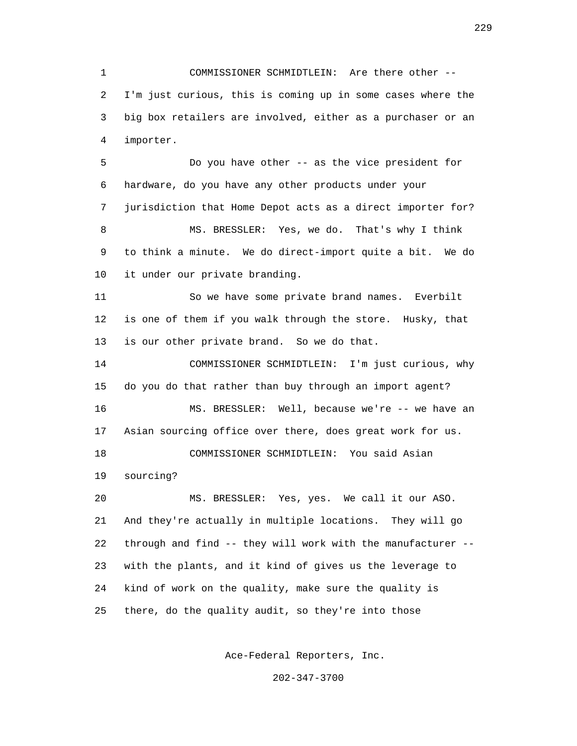COMMISSIONER SCHMIDTLEIN: Are there other -- I'm just curious, this is coming up in some cases where the big box retailers are involved, either as a purchaser or an importer.

Do you have other -- as the vice president for hardware, do you have any other products under your jurisdiction that Home Depot acts as a direct importer for?

MS. BRESSLER: Yes, we do. That's why I think to think a minute. We do direct-import quite a bit. We do it under our private branding.

So we have some private brand names. Everbilt is one of them if you walk through the store. Husky, that is our other private brand. So we do that.

COMMISSIONER SCHMIDTLEIN: I'm just curious, why do you do that rather than buy through an import agent?

MS. BRESSLER: Well, because we're -- we have an Asian sourcing office over there, does great work for us.

COMMISSIONER SCHMIDTLEIN: You said Asian sourcing?

MS. BRESSLER: Yes, yes. We call it our ASO. And they're actually in multiple locations. They will go through and find -- they will work with the manufacturer -- with the plants, and it kind of gives us the leverage to kind of work on the quality, make sure the quality is there, do the quality audit, so they're into those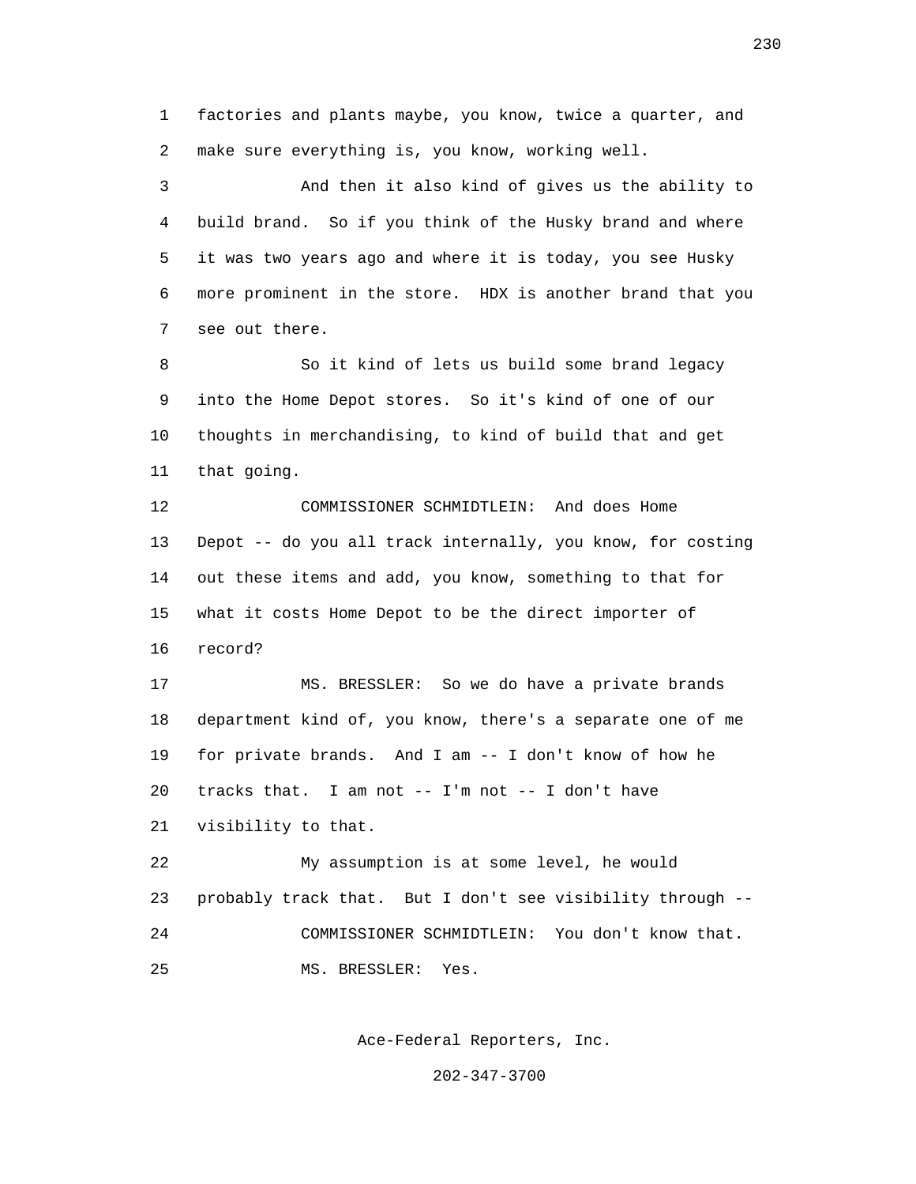factories and plants maybe, you know, twice a quarter, and make sure everything is, you know, working well.

And then it also kind of gives us the ability to build brand. So if you think of the Husky brand and where it was two years ago and where it is today, you see Husky more prominent in the store. HDX is another brand that you see out there.

So it kind of lets us build some brand legacy into the Home Depot stores. So it's kind of one of our thoughts in merchandising, to kind of build that and get that going.

COMMISSIONER SCHMIDTLEIN: And does Home Depot -- do you all track internally, you know, for costing out these items and add, you know, something to that for what it costs Home Depot to be the direct importer of record?

MS. BRESSLER: So we do have a private brands department kind of, you know, there's a separate one of me for private brands. And I am -- I don't know of how he tracks that. I am not -- I'm not -- I don't have visibility to that.

My assumption is at some level, he would probably track that. But I don't see visibility through --

COMMISSIONER SCHMIDTLEIN: You don't know that.

MS. BRESSLER: Yes.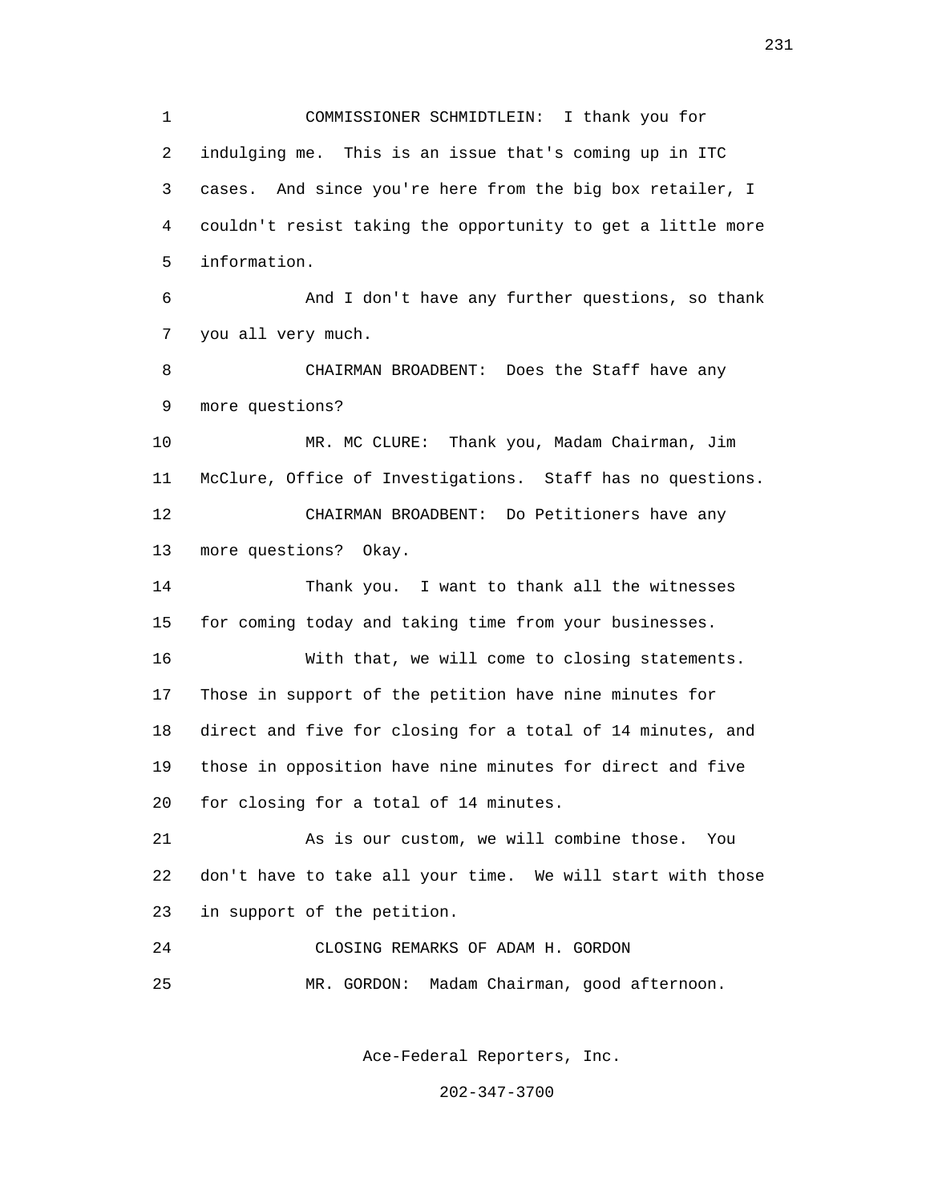COMMISSIONER SCHMIDTLEIN: I thank you for indulging me. This is an issue that's coming up in ITC cases. And since you're here from the big box retailer, I couldn't resist taking the opportunity to get a little more information.

And I don't have any further questions, so thank you all very much.

CHAIRMAN BROADBENT: Does the Staff have any more questions?

MR. MC CLURE: Thank you, Madam Chairman, Jim McClure, Office of Investigations. Staff has no questions.

CHAIRMAN BROADBENT: Do Petitioners have any more questions? Okay.

Thank you. I want to thank all the witnesses for coming today and taking time from your businesses.

With that, we will come to closing statements. Those in support of the petition have nine minutes for direct and five for closing for a total of 14 minutes, and those in opposition have nine minutes for direct and five for closing for a total of 14 minutes.

As is our custom, we will combine those. You don't have to take all your time. We will start with those in support of the petition.

CLOSING REMARKS OF ADAM H. GORDON

MR. GORDON: Madam Chairman, good afternoon.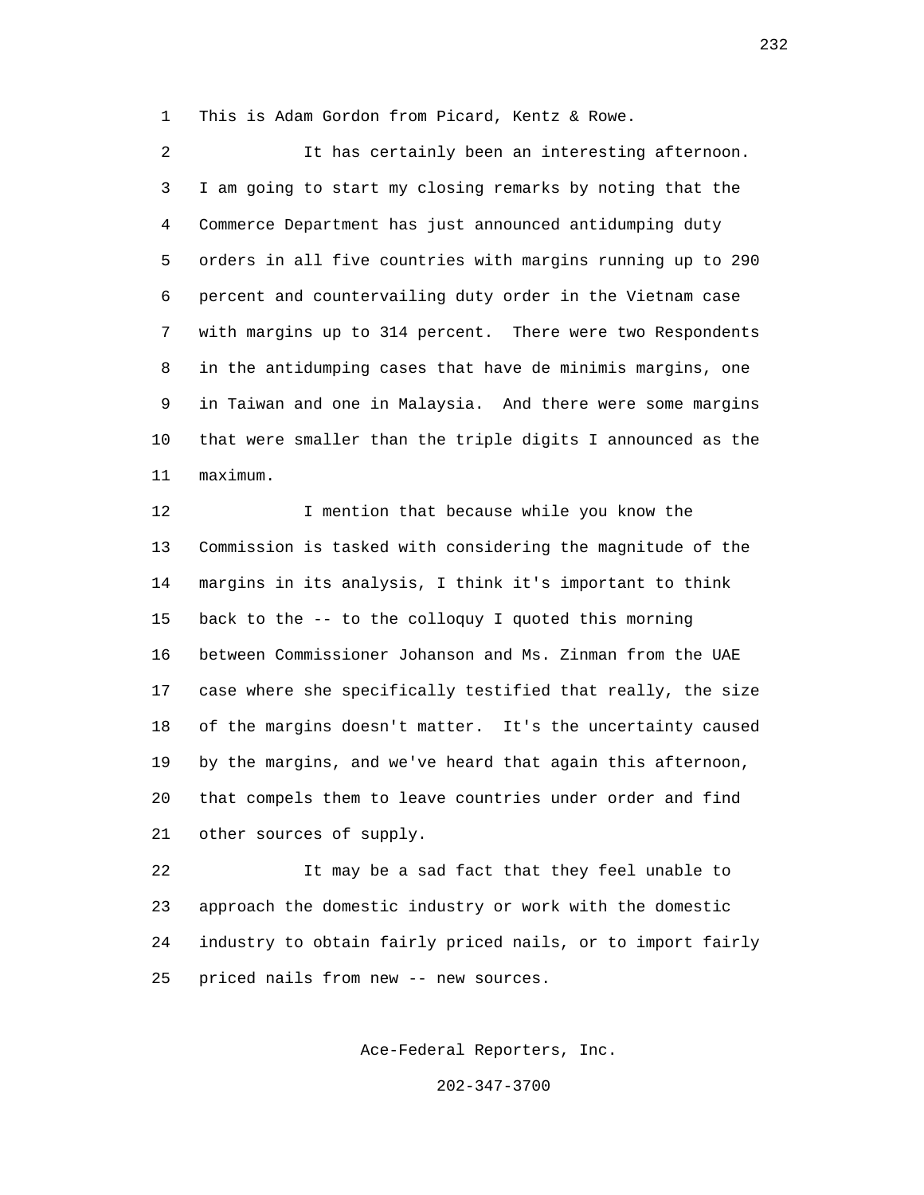This is Adam Gordon from Picard, Kentz & Rowe.

It has certainly been an interesting afternoon. I am going to start my closing remarks by noting that the Commerce Department has just announced antidumping duty orders in all five countries with margins running up to 290 percent and countervailing duty order in the Vietnam case with margins up to 314 percent. There were two Respondents in the antidumping cases that have de minimis margins, one in Taiwan and one in Malaysia. And there were some margins that were smaller than the triple digits I announced as the maximum.

I mention that because while you know the Commission is tasked with considering the magnitude of the margins in its analysis, I think it's important to think back to the -- to the colloquy I quoted this morning between Commissioner Johanson and Ms. Zinman from the UAE case where she specifically testified that really, the size of the margins doesn't matter. It's the uncertainty caused by the margins, and we've heard that again this afternoon, that compels them to leave countries under order and find other sources of supply.

It may be a sad fact that they feel unable to approach the domestic industry or work with the domestic industry to obtain fairly priced nails, or to import fairly priced nails from new -- new sources.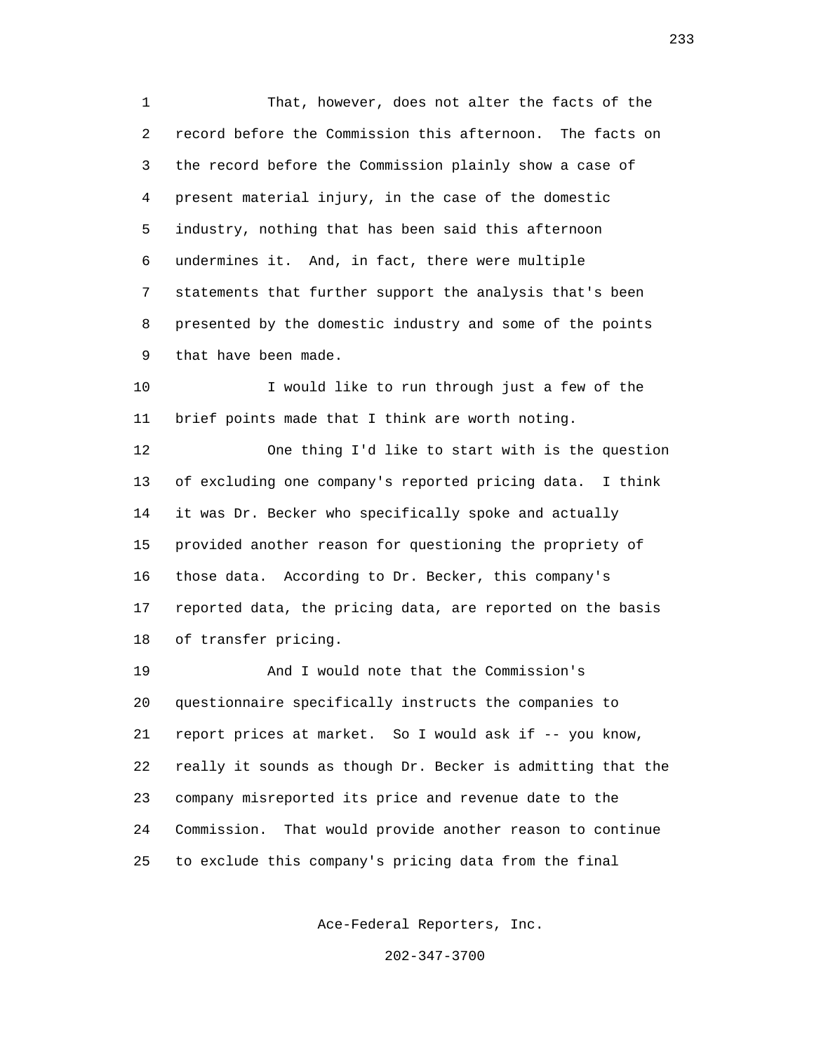That, however, does not alter the facts of the record before the Commission this afternoon. The facts on the record before the Commission plainly show a case of present material injury, in the case of the domestic industry, nothing that has been said this afternoon undermines it. And, in fact, there were multiple statements that further support the analysis that's been presented by the domestic industry and some of the points that have been made.

I would like to run through just a few of the brief points made that I think are worth noting.

One thing I'd like to start with is the question of excluding one company's reported pricing data. I think it was Dr. Becker who specifically spoke and actually provided another reason for questioning the propriety of those data. According to Dr. Becker, this company's reported data, the pricing data, are reported on the basis of transfer pricing.

And I would note that the Commission's questionnaire specifically instructs the companies to report prices at market. So I would ask if -- you know, really it sounds as though Dr. Becker is admitting that the company misreported its price and revenue date to the Commission. That would provide another reason to continue to exclude this company's pricing data from the final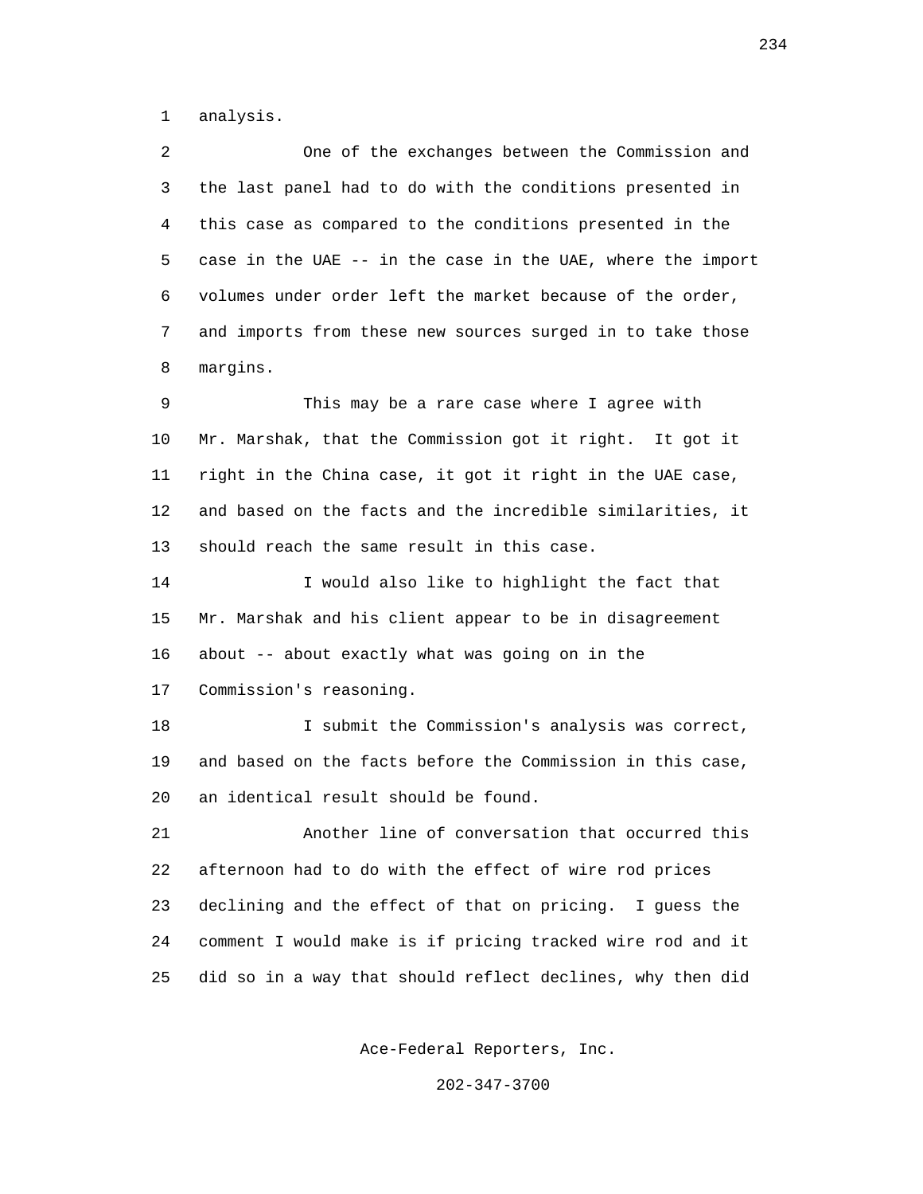analysis.

One of the exchanges between the Commission and the last panel had to do with the conditions presented in this case as compared to the conditions presented in the case in the UAE -- in the case in the UAE, where the import volumes under order left the market because of the order, and imports from these new sources surged in to take those margins.

This may be a rare case where I agree with Mr. Marshak, that the Commission got it right. It got it right in the China case, it got it right in the UAE case, and based on the facts and the incredible similarities, it should reach the same result in this case.

I would also like to highlight the fact that Mr. Marshak and his client appear to be in disagreement about -- about exactly what was going on in the Commission's reasoning.

I submit the Commission's analysis was correct, and based on the facts before the Commission in this case, an identical result should be found.

Another line of conversation that occurred this afternoon had to do with the effect of wire rod prices declining and the effect of that on pricing. I guess the comment I would make is if pricing tracked wire rod and it did so in a way that should reflect declines, why then did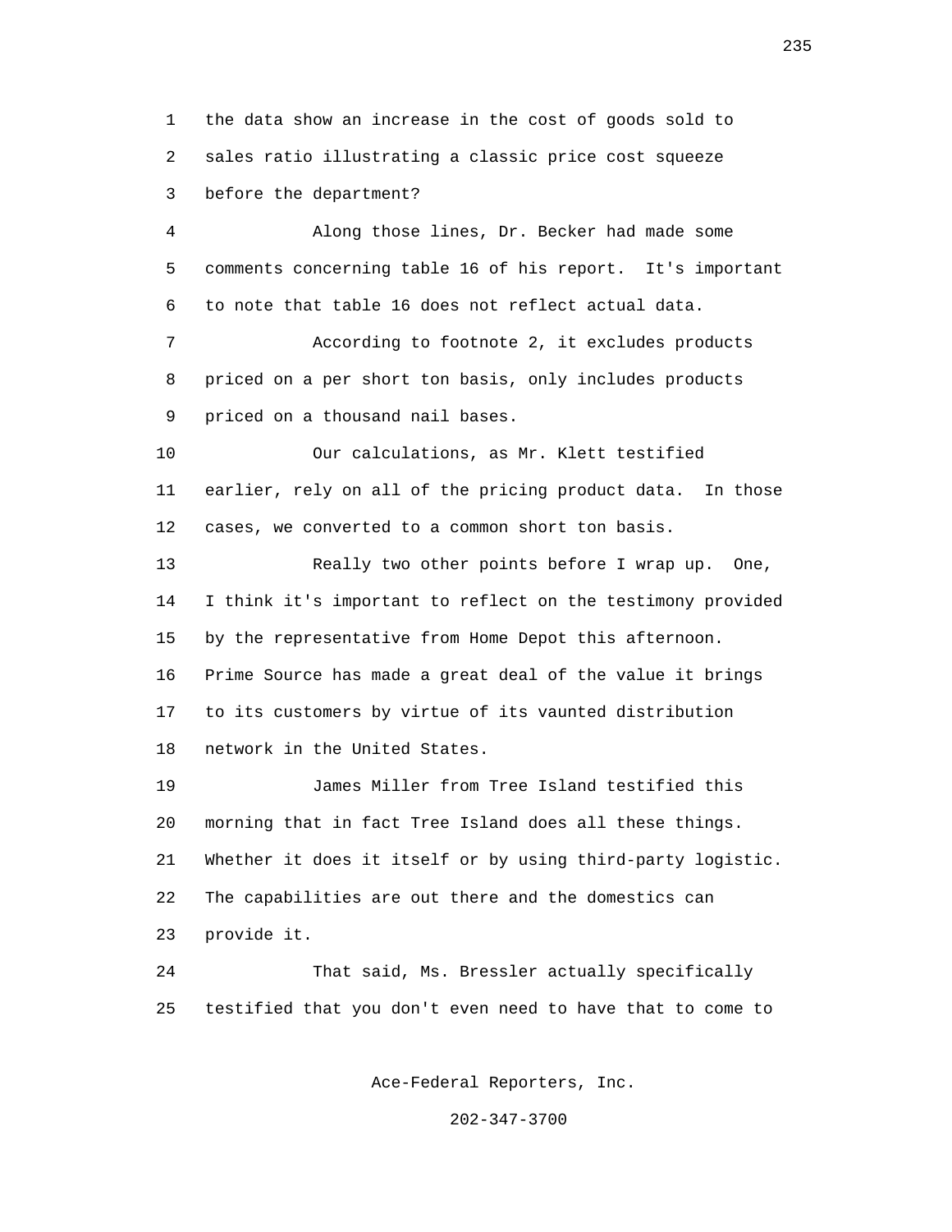the data show an increase in the cost of goods sold to sales ratio illustrating a classic price cost squeeze before the department?

Along those lines, Dr. Becker had made some comments concerning table 16 of his report. It's important to note that table 16 does not reflect actual data.

According to footnote 2, it excludes products priced on a per short ton basis, only includes products priced on a thousand nail bases.

Our calculations, as Mr. Klett testified earlier, rely on all of the pricing product data. In those cases, we converted to a common short ton basis.

Really two other points before I wrap up. One, I think it's important to reflect on the testimony provided by the representative from Home Depot this afternoon. Prime Source has made a great deal of the value it brings to its customers by virtue of its vaunted distribution network in the United States.

James Miller from Tree Island testified this morning that in fact Tree Island does all these things. Whether it does it itself or by using third-party logistic. The capabilities are out there and the domestics can provide it.

That said, Ms. Bressler actually specifically testified that you don't even need to have that to come to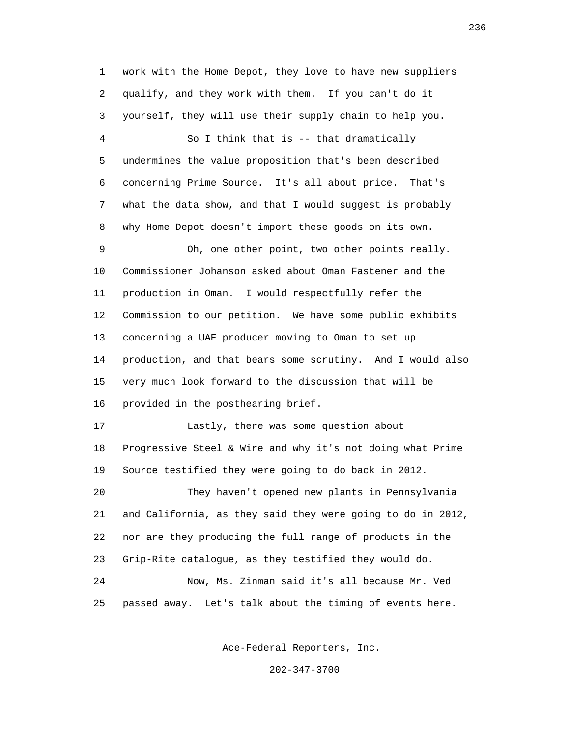work with the Home Depot, they love to have new suppliers qualify, and they work with them. If you can't do it yourself, they will use their supply chain to help you.

So I think that is -- that dramatically undermines the value proposition that's been described concerning Prime Source. It's all about price. That's what the data show, and that I would suggest is probably why Home Depot doesn't import these goods on its own.

Oh, one other point, two other points really. Commissioner Johanson asked about Oman Fastener and the production in Oman. I would respectfully refer the Commission to our petition. We have some public exhibits concerning a UAE producer moving to Oman to set up production, and that bears some scrutiny. And I would also very much look forward to the discussion that will be provided in the posthearing brief.

Lastly, there was some question about Progressive Steel & Wire and why it's not doing what Prime Source testified they were going to do back in 2012.

They haven't opened new plants in Pennsylvania and California, as they said they were going to do in 2012, nor are they producing the full range of products in the Grip-Rite catalogue, as they testified they would do.

Now, Ms. Zinman said it's all because Mr. Ved passed away. Let's talk about the timing of events here.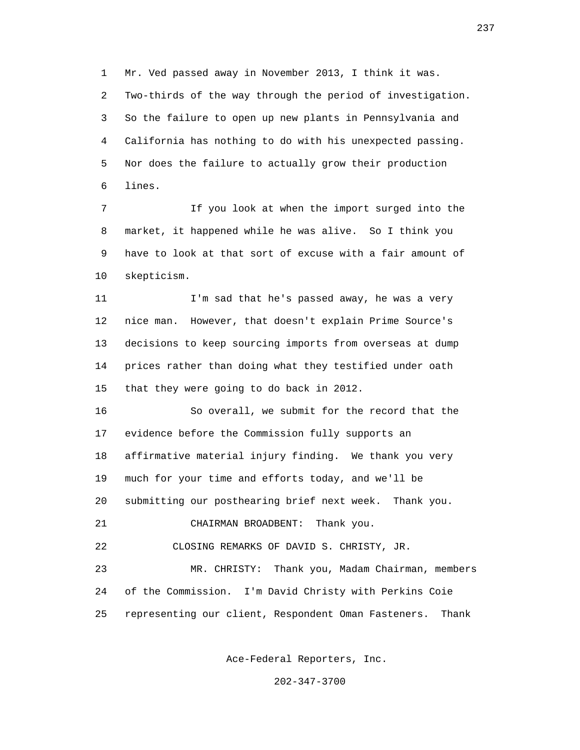Mr. Ved passed away in November 2013, I think it was. Two-thirds of the way through the period of investigation. So the failure to open up new plants in Pennsylvania and California has nothing to do with his unexpected passing. Nor does the failure to actually grow their production lines.

If you look at when the import surged into the market, it happened while he was alive. So I think you have to look at that sort of excuse with a fair amount of skepticism.

I'm sad that he's passed away, he was a very nice man. However, that doesn't explain Prime Source's decisions to keep sourcing imports from overseas at dump prices rather than doing what they testified under oath that they were going to do back in 2012.

So overall, we submit for the record that the evidence before the Commission fully supports an affirmative material injury finding. We thank you very much for your time and efforts today, and we'll be submitting our posthearing brief next week. Thank you.

CHAIRMAN BROADBENT: Thank you.

CLOSING REMARKS OF DAVID S. CHRISTY, JR.

MR. CHRISTY: Thank you, Madam Chairman, members of the Commission. I'm David Christy with Perkins Coie representing our client, Respondent Oman Fasteners. Thank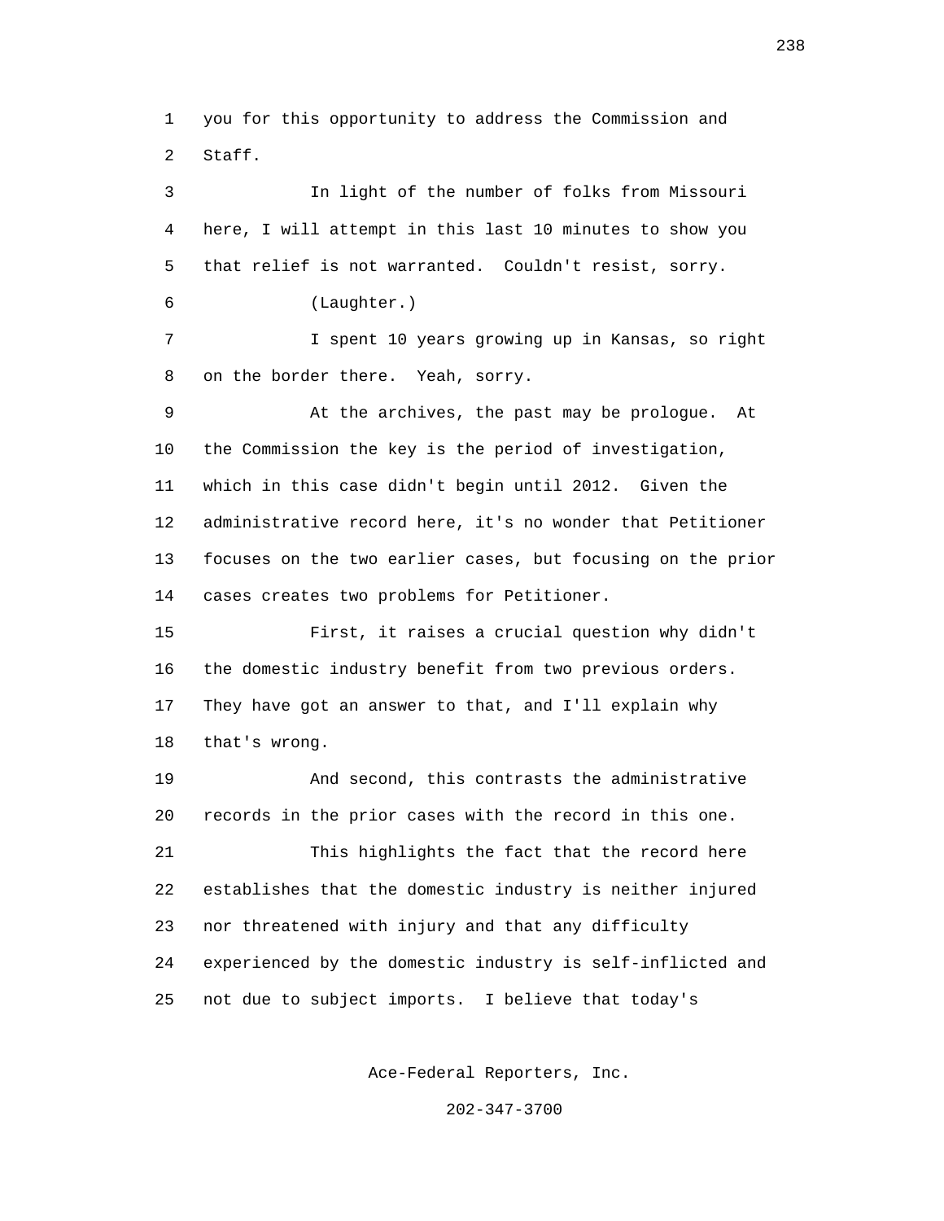you for this opportunity to address the Commission and Staff.

In light of the number of folks from Missouri here, I will attempt in this last 10 minutes to show you that relief is not warranted. Couldn't resist, sorry.

(Laughter.)

I spent 10 years growing up in Kansas, so right on the border there. Yeah, sorry.

At the archives, the past may be prologue. At the Commission the key is the period of investigation, which in this case didn't begin until 2012. Given the administrative record here, it's no wonder that Petitioner focuses on the two earlier cases, but focusing on the prior cases creates two problems for Petitioner.

First, it raises a crucial question why didn't the domestic industry benefit from two previous orders. They have got an answer to that, and I'll explain why that's wrong.

And second, this contrasts the administrative records in the prior cases with the record in this one.

This highlights the fact that the record here establishes that the domestic industry is neither injured nor threatened with injury and that any difficulty experienced by the domestic industry is self-inflicted and not due to subject imports. I believe that today's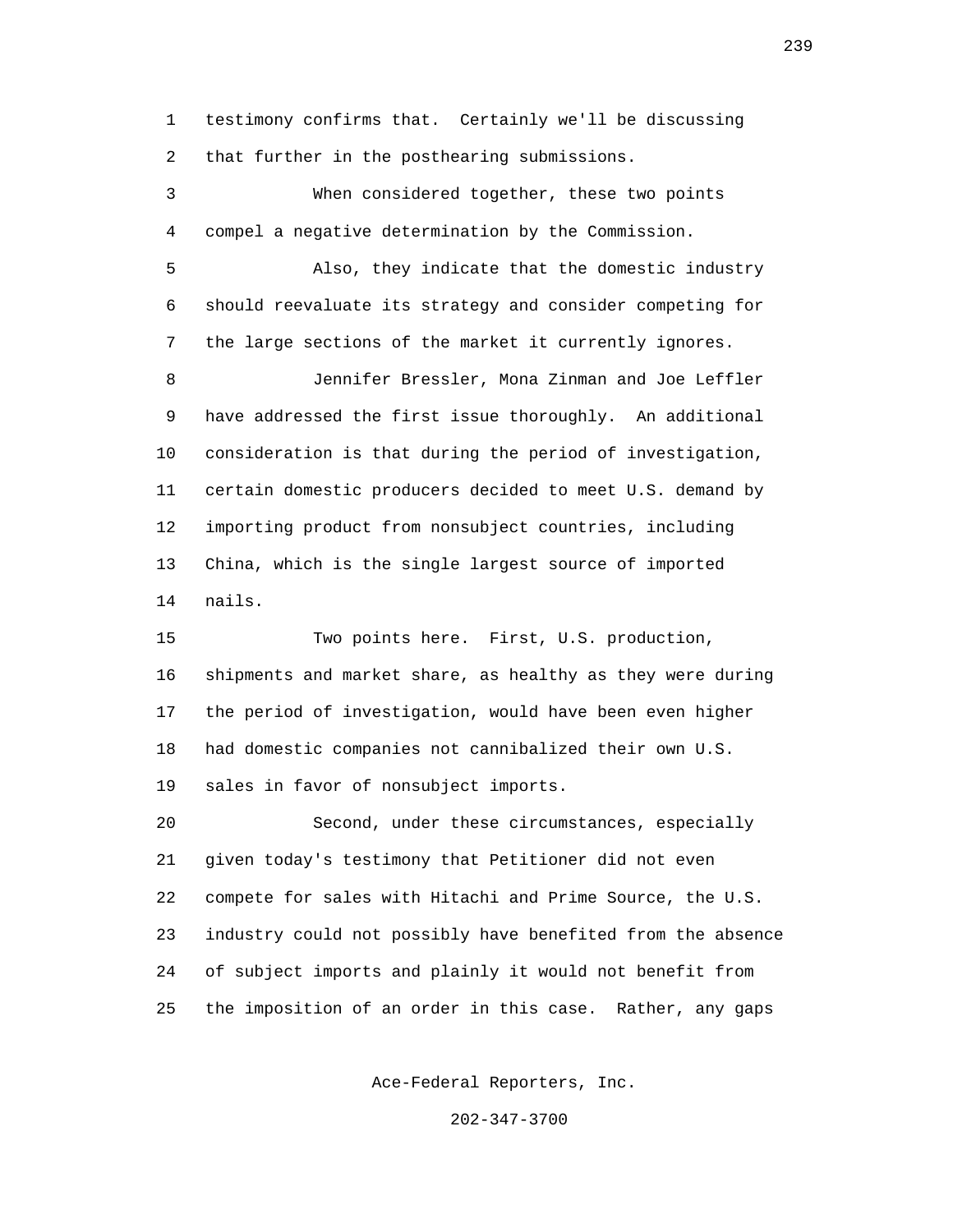testimony confirms that. Certainly we'll be discussing that further in the posthearing submissions.

When considered together, these two points compel a negative determination by the Commission.

Also, they indicate that the domestic industry should reevaluate its strategy and consider competing for the large sections of the market it currently ignores.

Jennifer Bressler, Mona Zinman and Joe Leffler have addressed the first issue thoroughly. An additional consideration is that during the period of investigation, certain domestic producers decided to meet U.S. demand by importing product from nonsubject countries, including China, which is the single largest source of imported nails.

Two points here. First, U.S. production, shipments and market share, as healthy as they were during the period of investigation, would have been even higher had domestic companies not cannibalized their own U.S. sales in favor of nonsubject imports.

Second, under these circumstances, especially given today's testimony that Petitioner did not even compete for sales with Hitachi and Prime Source, the U.S. industry could not possibly have benefited from the absence of subject imports and plainly it would not benefit from the imposition of an order in this case. Rather, any gaps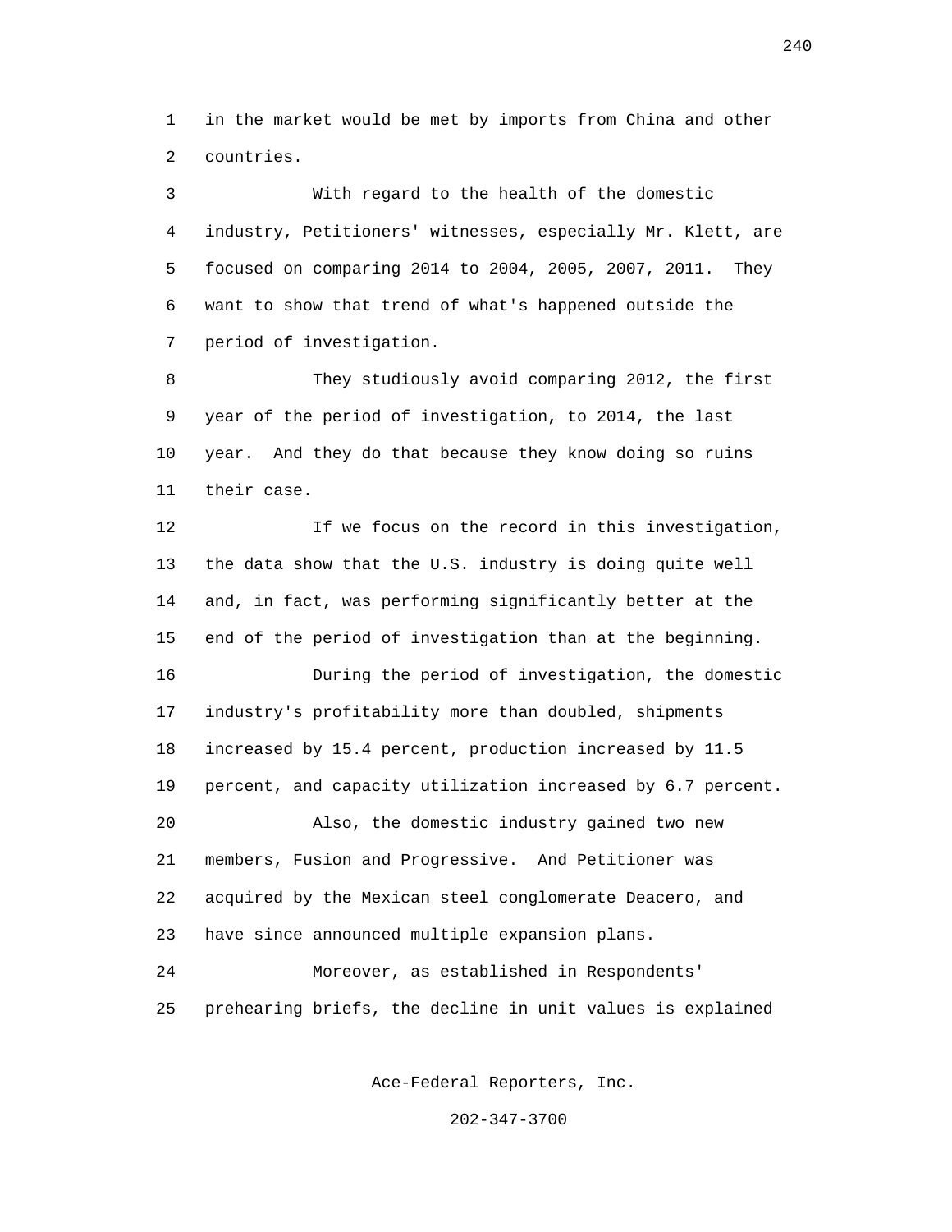in the market would be met by imports from China and other countries.

With regard to the health of the domestic industry, Petitioners' witnesses, especially Mr. Klett, are focused on comparing 2014 to 2004, 2005, 2007, 2011. They want to show that trend of what's happened outside the period of investigation.

They studiously avoid comparing 2012, the first year of the period of investigation, to 2014, the last year. And they do that because they know doing so ruins their case.

If we focus on the record in this investigation, the data show that the U.S. industry is doing quite well and, in fact, was performing significantly better at the end of the period of investigation than at the beginning.

During the period of investigation, the domestic industry's profitability more than doubled, shipments increased by 15.4 percent, production increased by 11.5 percent, and capacity utilization increased by 6.7 percent.

Also, the domestic industry gained two new members, Fusion and Progressive. And Petitioner was acquired by the Mexican steel conglomerate Deacero, and have since announced multiple expansion plans.

Moreover, as established in Respondents' prehearing briefs, the decline in unit values is explained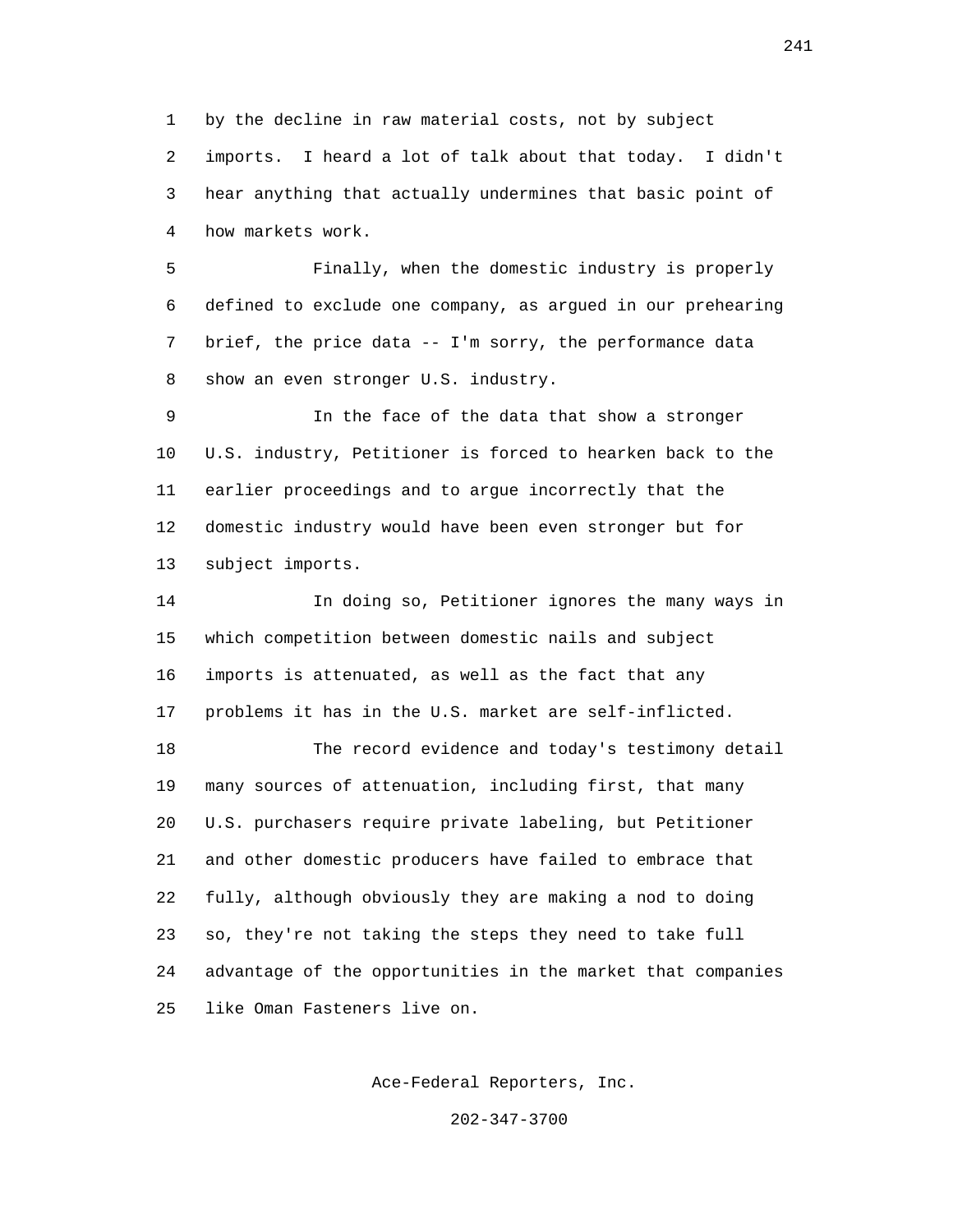by the decline in raw material costs, not by subject imports. I heard a lot of talk about that today. I didn't hear anything that actually undermines that basic point of how markets work.

Finally, when the domestic industry is properly defined to exclude one company, as argued in our prehearing brief, the price data -- I'm sorry, the performance data show an even stronger U.S. industry.

In the face of the data that show a stronger U.S. industry, Petitioner is forced to hearken back to the earlier proceedings and to argue incorrectly that the domestic industry would have been even stronger but for subject imports.

In doing so, Petitioner ignores the many ways in which competition between domestic nails and subject imports is attenuated, as well as the fact that any problems it has in the U.S. market are self-inflicted.

The record evidence and today's testimony detail many sources of attenuation, including first, that many U.S. purchasers require private labeling, but Petitioner and other domestic producers have failed to embrace that fully, although obviously they are making a nod to doing so, they're not taking the steps they need to take full advantage of the opportunities in the market that companies like Oman Fasteners live on.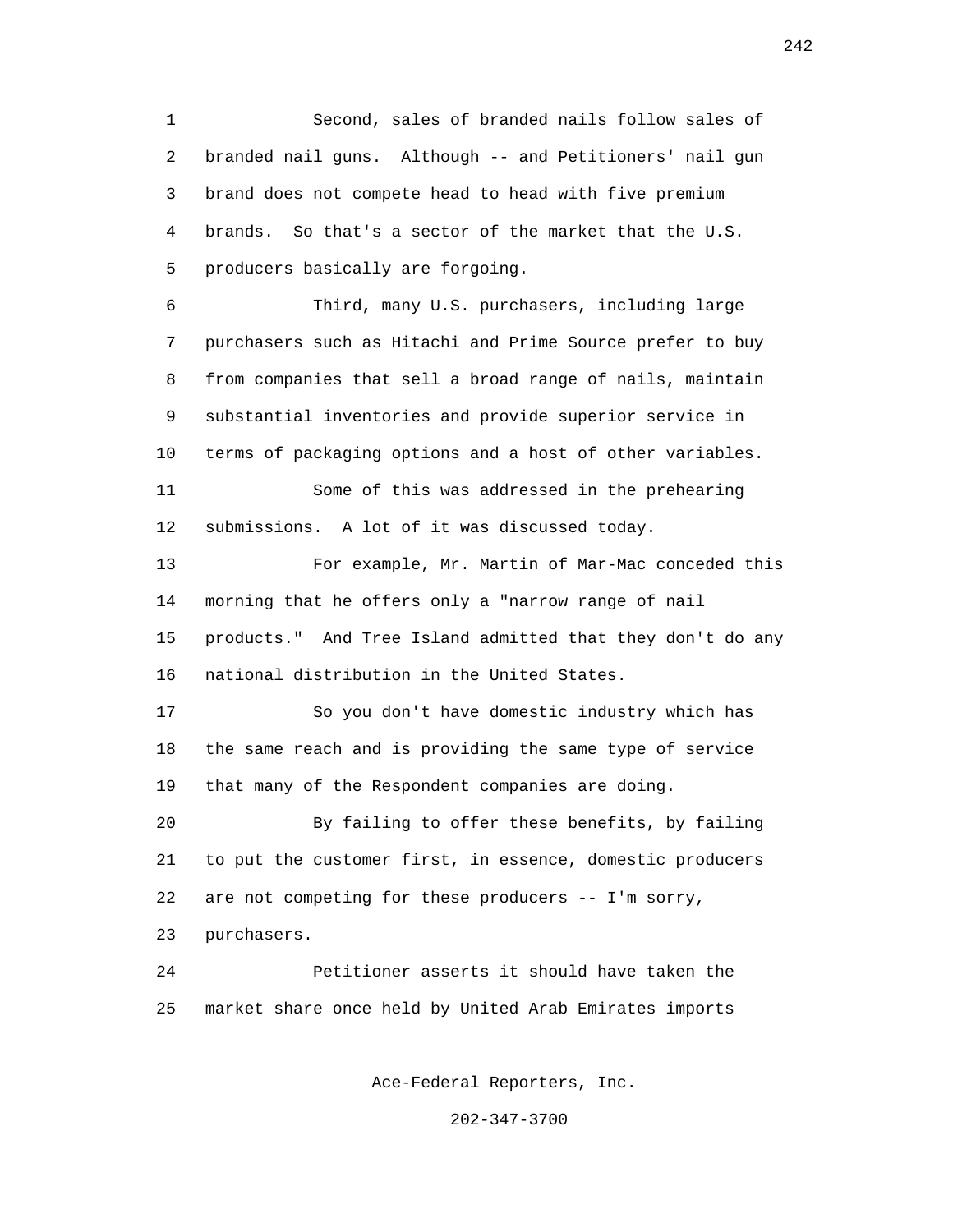Second, sales of branded nails follow sales of branded nail guns. Although -- and Petitioners' nail gun brand does not compete head to head with five premium brands. So that's a sector of the market that the U.S. producers basically are forgoing.

Third, many U.S. purchasers, including large purchasers such as Hitachi and Prime Source prefer to buy from companies that sell a broad range of nails, maintain substantial inventories and provide superior service in terms of packaging options and a host of other variables.

Some of this was addressed in the prehearing submissions. A lot of it was discussed today.

For example, Mr. Martin of Mar-Mac conceded this morning that he offers only a "narrow range of nail products." And Tree Island admitted that they don't do any national distribution in the United States.

So you don't have domestic industry which has the same reach and is providing the same type of service that many of the Respondent companies are doing.

By failing to offer these benefits, by failing to put the customer first, in essence, domestic producers are not competing for these producers -- I'm sorry, purchasers.

Petitioner asserts it should have taken the market share once held by United Arab Emirates imports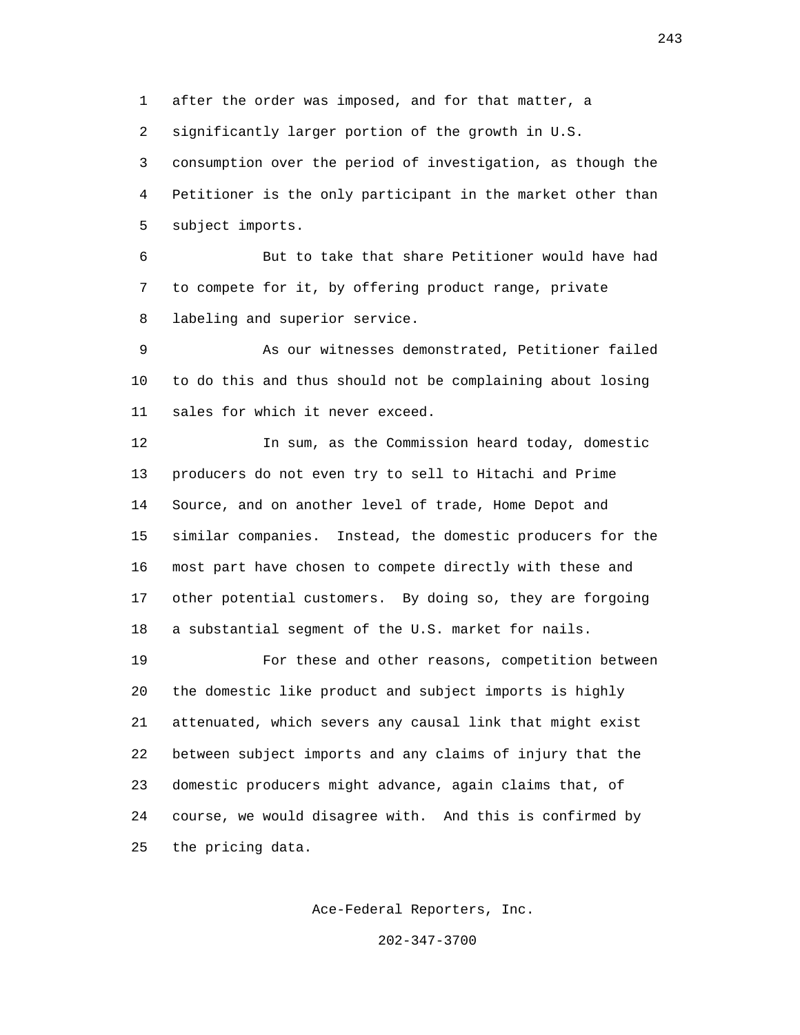after the order was imposed, and for that matter, a significantly larger portion of the growth in U.S. consumption over the period of investigation, as though the Petitioner is the only participant in the market other than subject imports.

But to take that share Petitioner would have had to compete for it, by offering product range, private labeling and superior service.

As our witnesses demonstrated, Petitioner failed to do this and thus should not be complaining about losing sales for which it never exceed.

In sum, as the Commission heard today, domestic producers do not even try to sell to Hitachi and Prime Source, and on another level of trade, Home Depot and similar companies. Instead, the domestic producers for the most part have chosen to compete directly with these and other potential customers. By doing so, they are forgoing a substantial segment of the U.S. market for nails.

For these and other reasons, competition between the domestic like product and subject imports is highly attenuated, which severs any causal link that might exist between subject imports and any claims of injury that the domestic producers might advance, again claims that, of course, we would disagree with. And this is confirmed by the pricing data.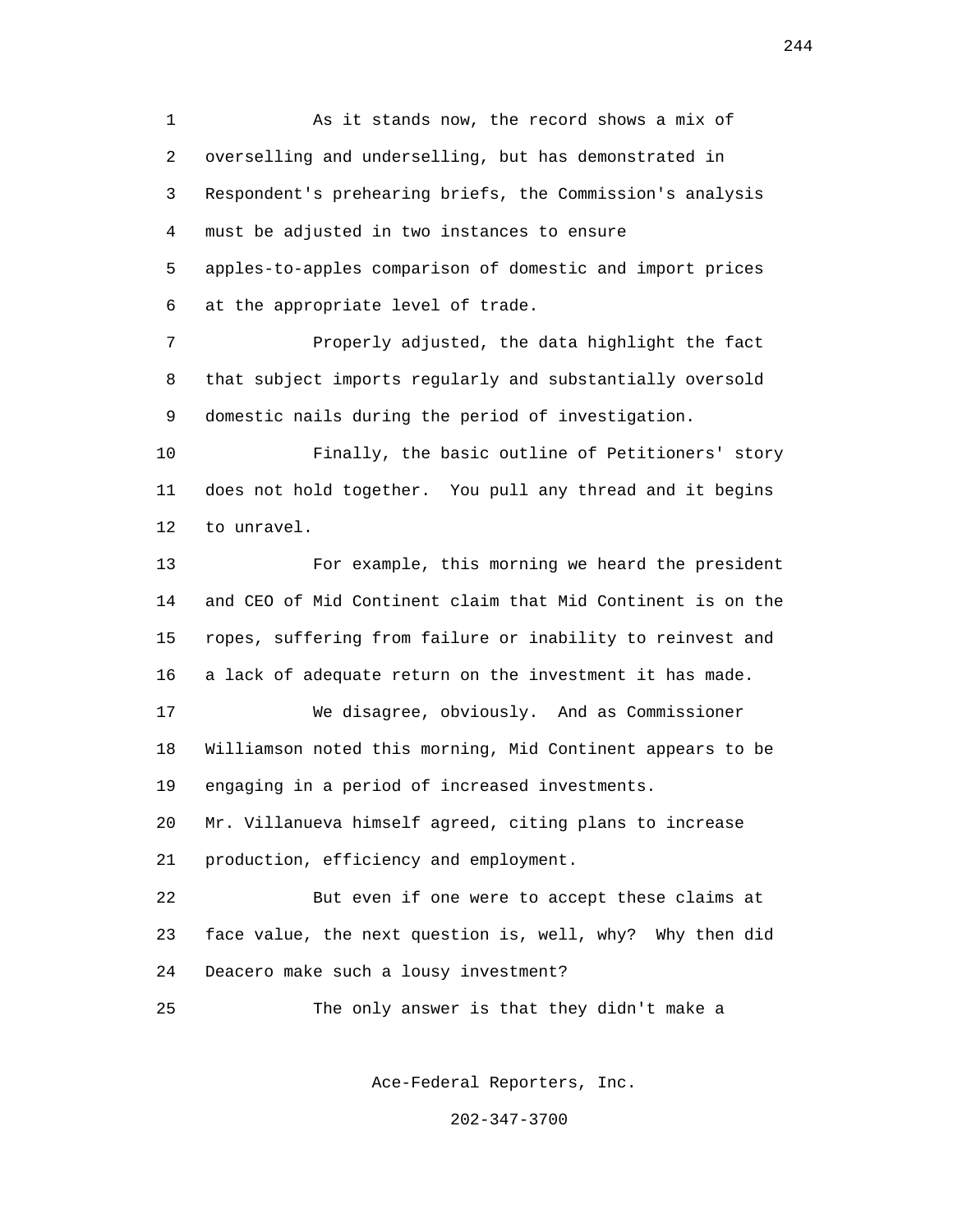As it stands now, the record shows a mix of overselling and underselling, but has demonstrated in Respondent's prehearing briefs, the Commission's analysis must be adjusted in two instances to ensure apples-to-apples comparison of domestic and import prices at the appropriate level of trade.

Properly adjusted, the data highlight the fact that subject imports regularly and substantially oversold domestic nails during the period of investigation.

Finally, the basic outline of Petitioners' story does not hold together. You pull any thread and it begins to unravel.

For example, this morning we heard the president and CEO of Mid Continent claim that Mid Continent is on the ropes, suffering from failure or inability to reinvest and a lack of adequate return on the investment it has made.

We disagree, obviously. And as Commissioner Williamson noted this morning, Mid Continent appears to be engaging in a period of increased investments. Mr. Villanueva himself agreed, citing plans to increase production, efficiency and employment.

But even if one were to accept these claims at face value, the next question is, well, why? Why then did Deacero make such a lousy investment?

The only answer is that they didn't make a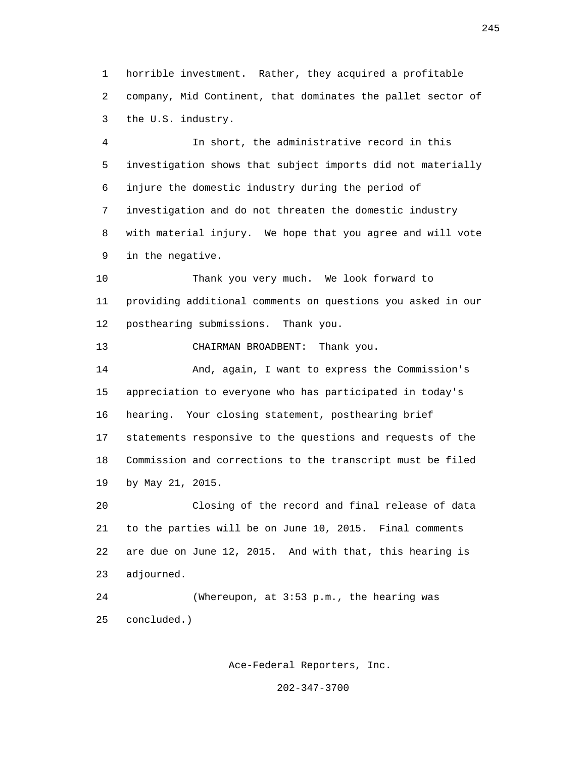horrible investment. Rather, they acquired a profitable company, Mid Continent, that dominates the pallet sector of the U.S. industry.

In short, the administrative record in this investigation shows that subject imports did not materially injure the domestic industry during the period of investigation and do not threaten the domestic industry with material injury. We hope that you agree and will vote in the negative.

Thank you very much. We look forward to providing additional comments on questions you asked in our posthearing submissions. Thank you.

CHAIRMAN BROADBENT: Thank you.

And, again, I want to express the Commission's appreciation to everyone who has participated in today's hearing. Your closing statement, posthearing brief statements responsive to the questions and requests of the Commission and corrections to the transcript must be filed by May 21, 2015.

Closing of the record and final release of data to the parties will be on June 10, 2015. Final comments are due on June 12, 2015. And with that, this hearing is adjourned.

(Whereupon, at 3:53 p.m., the hearing was concluded.)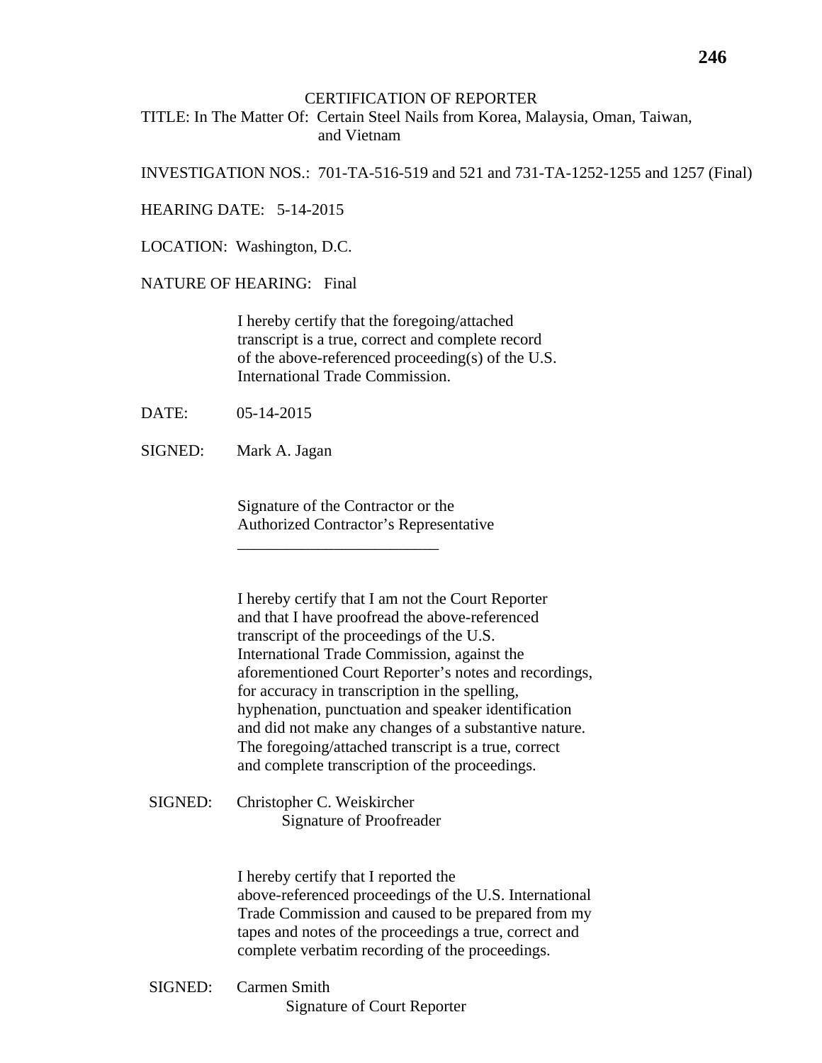CERTIFICATION OF REPORTER

TITLE: In The Matter Of: Certain Steel Nails from Korea, Malaysia, Oman, Taiwan, and Vietnam

INVESTIGATION NOS.: 701-TA-516-519 and 521 and 731-TA-1252-1255 and 1257 (Final)

HEARING DATE: 5-14-2015

LOCATION: Washington, D.C.

NATURE OF HEARING: Final

I hereby certify that the foregoing/attached transcript is a true, correct and complete record of the above-referenced proceeding(s) of the U.S. International Trade Commission.

DATE: 05-14-2015

SIGNED: Mark A. Jagan

Signature of the Contractor or the Authorized Contractor's Representative

\_\_\_\_\_\_\_\_\_\_\_\_\_\_\_\_\_\_\_\_\_\_\_\_\_

I hereby certify that I am not the Court Reporter and that I have proofread the above-referenced transcript of the proceedings of the U.S. International Trade Commission, against the aforementioned Court Reporter's notes and recordings, for accuracy in transcription in the spelling, hyphenation, punctuation and speaker identification and did not make any changes of a substantive nature. The foregoing/attached transcript is a true, correct and complete transcription of the proceedings.

SIGNED: Christopher C. Weiskircher
Signature of Proofreader

I hereby certify that I reported the above-referenced proceedings of the U.S. International Trade Commission and caused to be prepared from my tapes and notes of the proceedings a true, correct and complete verbatim recording of the proceedings.

SIGNED: Carmen Smith
Signature of Court Reporter